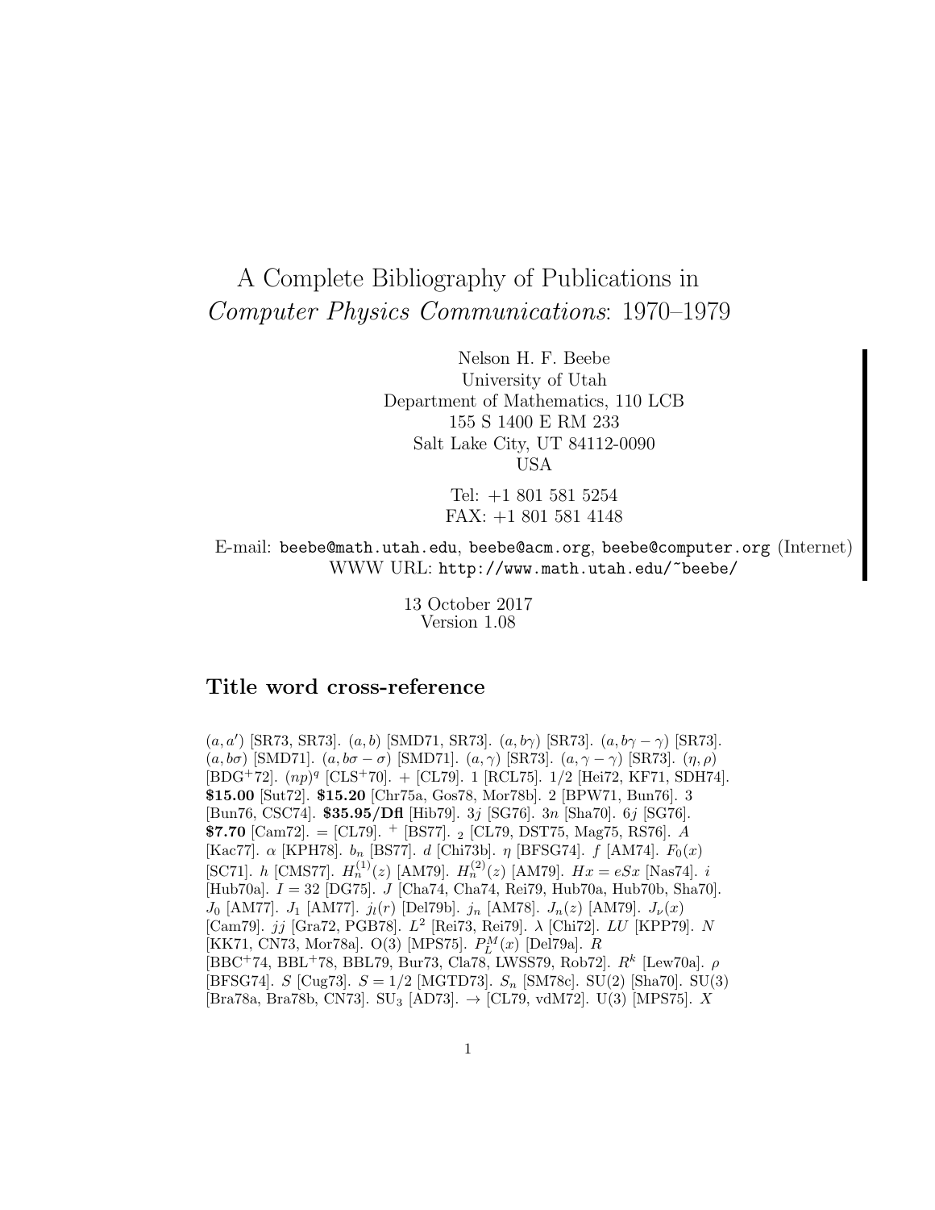# A Complete Bibliography of Publications in *Computer Physics Communications*: 1970–1979

Nelson H. F. Beebe
University of Utah
Department of Mathematics, 110 LCB
155 S 1400 E RM 233
Salt Lake City, UT 84112-0090
USA

Tel: +1 801 581 5254
FAX: +1 801 581 4148

E-mail: `beebe@math.utah.edu`, `beebe@acm.org`, `beebe@computer.org` (Internet)
WWW URL: `http://www.math.utah.edu/~beebe/`

13 October 2017
Version 1.08

## Title word cross-reference

$(a, a')$ [SR73, SR73]. $(a, b)$ [SMD71, SR73]. $(a, b\gamma)$ [SR73]. $(a, b\gamma - \gamma)$ [SR73]. $(a, b\sigma)$ [SMD71]. $(a, b\sigma - \sigma)$ [SMD71]. $(a, \gamma)$ [SR73]. $(a, \gamma - \gamma)$ [SR73]. $(\eta, \rho)$ [BDG+72]. $(np)^q$ [CLS+70]. + [CL79]. 1 [RCL75]. 1/2 [Hei72, KF71, SDH74]. **$15.00** [Sut72]. **$15.20** [Chr75a, Gos78, Mor78b]. 2 [BPW71, Bun76]. 3 [Bun76, CSC74]. **$35.95/Dfl** [Hib79]. $3j$ [SG76]. $3n$ [Sha70]. $6j$ [SG76]. **$7.70** [Cam72]. = [CL79]. $^+$ [BS77]. $_2$ [CL79, DST75, Mag75, RS76]. $A$ [Kac77]. $\alpha$ [KPH78]. $b_n$ [BS77]. $d$ [Chi73b]. $\eta$ [BFSG74]. $f$ [AM74]. $F_0(x)$ [SC71]. $h$ [CMS77]. $H_n^{(1)}(z)$ [AM79]. $H_n^{(2)}(z)$ [AM79]. $Hx = eSx$ [Nas74]. $i$ [Hub70a]. $I = 32$ [DG75]. $J$ [Cha74, Cha74, Rei79, Hub70a, Hub70b, Sha70]. $J_0$ [AM77]. $J_1$ [AM77]. $j_l(r)$ [Del79b]. $j_n$ [AM78]. $J_n(z)$ [AM79]. $J_\nu(x)$ [Cam79]. $jj$ [Gra72, PGB78]. $L^2$ [Rei73, Rei79]. $\lambda$ [Chi72]. $LU$ [KPP79]. $N$ [KK71, CN73, Mor78a]. O(3) [MPS75]. $P_L^M(x)$ [Del79a]. $R$ [BBC+74, BBL+78, BBL79, Bur73, Cla78, LWSS79, Rob72]. $R^k$ [Lew70a]. $\rho$ [BFSG74]. $S$ [Cug73]. $S = 1/2$ [MGTD73]. $S_n$ [SM78c]. SU(2) [Sha70]. SU(3) [Bra78a, Bra78b, CN73]. $\mathrm{SU}_3$ [AD73]. $\rightarrow$ [CL79, vdM72]. U(3) [MPS75]. $X$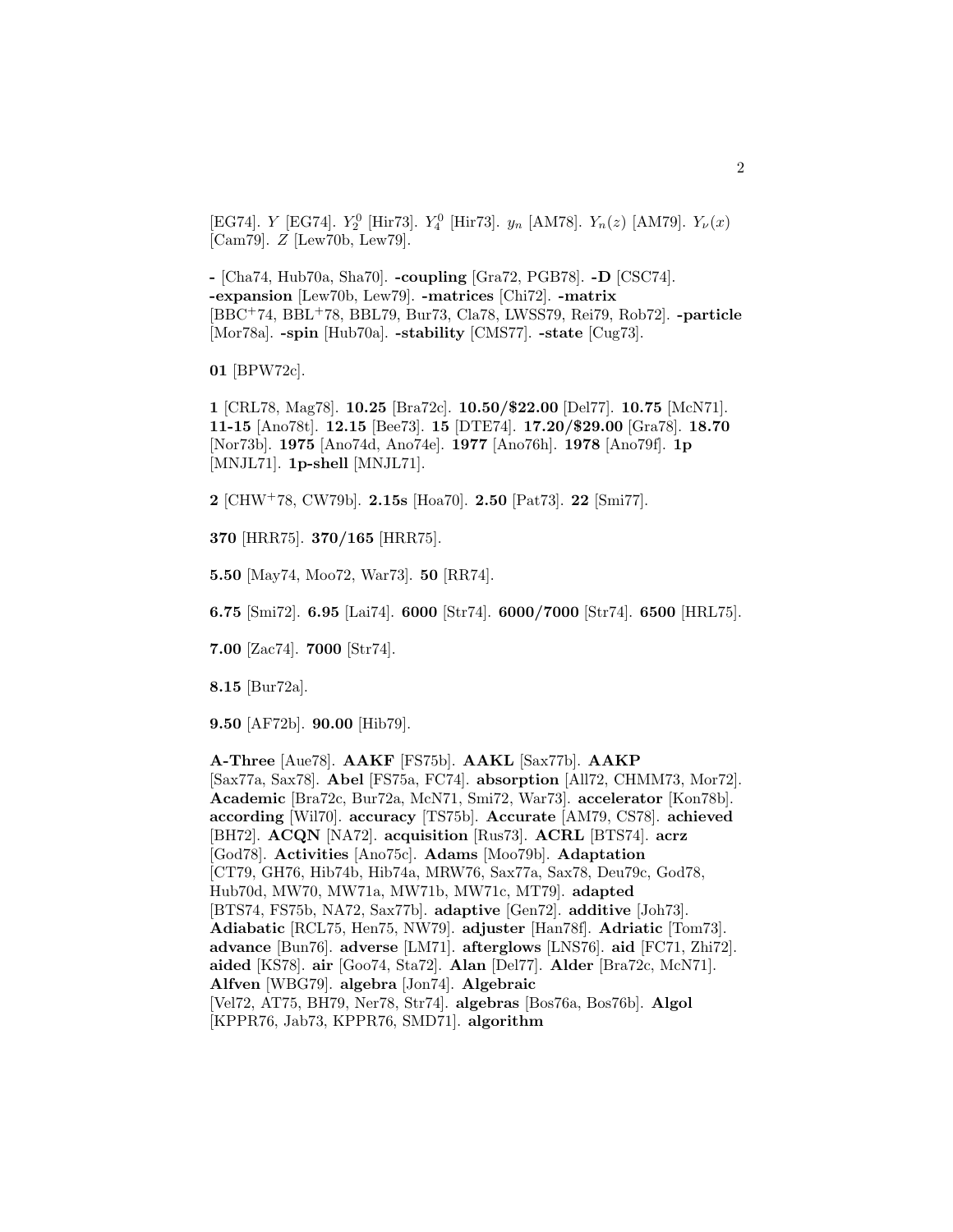[EG74]. $Y$ [EG74]. $Y_2^0$ [Hir73]. $Y_4^0$ [Hir73]. $y_n$ [AM78]. $Y_n(z)$ [AM79]. $Y_\nu(x)$ [Cam79]. $Z$ [Lew70b, Lew79].

**-** [Cha74, Hub70a, Sha70]. **-coupling** [Gra72, PGB78]. **-D** [CSC74]. **-expansion** [Lew70b, Lew79]. **-matrices** [Chi72]. **-matrix** [BBC+74, BBL+78, BBL79, Bur73, Cla78, LWSS79, Rei79, Rob72]. **-particle** [Mor78a]. **-spin** [Hub70a]. **-stability** [CMS77]. **-state** [Cug73].

**01** [BPW72c].

**1** [CRL78, Mag78]. **10.25** [Bra72c]. **10.50/$22.00** [Del77]. **10.75** [McN71]. **11-15** [Ano78t]. **12.15** [Bee73]. **15** [DTE74]. **17.20/$29.00** [Gra78]. **18.70** [Nor73b]. **1975** [Ano74d, Ano74e]. **1977** [Ano76h]. **1978** [Ano79f]. **1p** [MNJL71]. **1p-shell** [MNJL71].

**2** [CHW+78, CW79b]. **2.15s** [Hoa70]. **2.50** [Pat73]. **22** [Smi77].

**370** [HRR75]. **370/165** [HRR75].

**5.50** [May74, Moo72, War73]. **50** [RR74].

**6.75** [Smi72]. **6.95** [Lai74]. **6000** [Str74]. **6000/7000** [Str74]. **6500** [HRL75].

**7.00** [Zac74]. **7000** [Str74].

**8.15** [Bur72a].

**9.50** [AF72b]. **90.00** [Hib79].

**A-Three** [Aue78]. **AAKF** [FS75b]. **AAKL** [Sax77b]. **AAKP** [Sax77a, Sax78]. **Abel** [FS75a, FC74]. **absorption** [All72, CHMM73, Mor72]. **Academic** [Bra72c, Bur72a, McN71, Smi72, War73]. **accelerator** [Kon78b]. **according** [Wil70]. **accuracy** [TS75b]. **Accurate** [AM79, CS78]. **achieved** [BH72]. **ACQN** [NA72]. **acquisition** [Rus73]. **ACRL** [BTS74]. **acrz** [God78]. **Activities** [Ano75c]. **Adams** [Moo79b]. **Adaptation** [CT79, GH76, Hib74b, Hib74a, MRW76, Sax77a, Sax78, Deu79c, God78, Hub70d, MW70, MW71a, MW71b, MW71c, MT79]. **adapted** [BTS74, FS75b, NA72, Sax77b]. **adaptive** [Gen72]. **additive** [Joh73]. **Adiabatic** [RCL75, Hen75, NW79]. **adjuster** [Han78f]. **Adriatic** [Tom73]. **advance** [Bun76]. **adverse** [LM71]. **afterglows** [LNS76]. **aid** [FC71, Zhi72]. **aided** [KS78]. **air** [Goo74, Sta72]. **Alan** [Del77]. **Alder** [Bra72c, McN71]. **Alfven** [WBG79]. **algebra** [Jon74]. **Algebraic** [Vel72, AT75, BH79, Ner78, Str74]. **algebras** [Bos76a, Bos76b]. **Algol** [KPPR76, Jab73, KPPR76, SMD71]. **algorithm**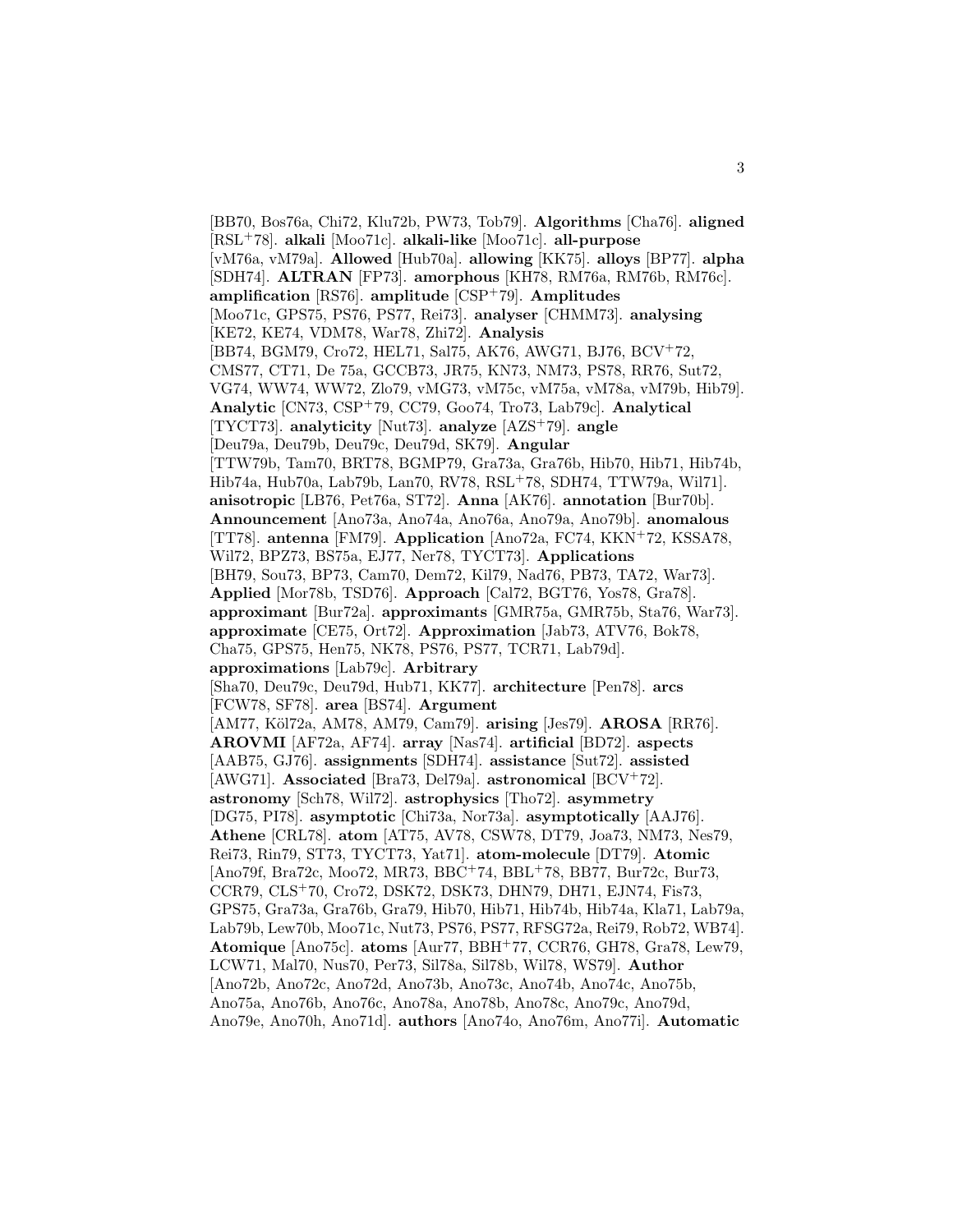[BB70, Bos76a, Chi72, Klu72b, PW73, Tob79]. **Algorithms** [Cha76]. **aligned** [RSL+78]. **alkali** [Moo71c]. **alkali-like** [Moo71c]. **all-purpose** [vM76a, vM79a]. **Allowed** [Hub70a]. **allowing** [KK75]. **alloys** [BP77]. **alpha** [SDH74]. **ALTRAN** [FP73]. **amorphous** [KH78, RM76a, RM76b, RM76c]. **amplification** [RS76]. **amplitude** [CSP+79]. **Amplitudes** [Moo71c, GPS75, PS76, PS77, Rei73]. **analyser** [CHMM73]. **analysing** [KE72, KE74, VDM78, War78, Zhi72]. **Analysis** [BB74, BGM79, Cro72, HEL71, Sal75, AK76, AWG71, BJ76, BCV+72, CMS77, CT71, De 75a, GCCB73, JR75, KN73, NM73, PS78, RR76, Sut72, VG74, WW74, WW72, Zlo79, vMG73, vM75c, vM75a, vM78a, vM79b, Hib79]. **Analytic** [CN73, CSP+79, CC79, Goo74, Tro73, Lab79c]. **Analytical** [TYCT73]. **analyticity** [Nut73]. **analyze** [AZS+79]. **angle** [Deu79a, Deu79b, Deu79c, Deu79d, SK79]. **Angular** [TTW79b, Tam70, BRT78, BGMP79, Gra73a, Gra76b, Hib70, Hib71, Hib74b, Hib74a, Hub70a, Lab79b, Lan70, RV78, RSL+78, SDH74, TTW79a, Wil71]. **anisotropic** [LB76, Pet76a, ST72]. **Anna** [AK76]. **annotation** [Bur70b]. **Announcement** [Ano73a, Ano74a, Ano76a, Ano79a, Ano79b]. **anomalous** [TT78]. **antenna** [FM79]. **Application** [Ano72a, FC74, KKN+72, KSSA78, Wil72, BPZ73, BS75a, EJ77, Ner78, TYCT73]. **Applications** [BH79, Sou73, BP73, Cam70, Dem72, Kil79, Nad76, PB73, TA72, War73]. **Applied** [Mor78b, TSD76]. **Approach** [Cal72, BGT76, Yos78, Gra78]. **approximant** [Bur72a]. **approximants** [GMR75a, GMR75b, Sta76, War73]. **approximate** [CE75, Ort72]. **Approximation** [Jab73, ATV76, Bok78, Cha75, GPS75, Hen75, NK78, PS76, PS77, TCR71, Lab79d]. **approximations** [Lab79c]. **Arbitrary** [Sha70, Deu79c, Deu79d, Hub71, KK77]. **architecture** [Pen78]. **arcs** [FCW78, SF78]. **area** [BS74]. **Argument** [AM77, Köl72a, AM78, AM79, Cam79]. **arising** [Jes79]. **AROSA** [RR76]. **AROVMI** [AF72a, AF74]. **array** [Nas74]. **artificial** [BD72]. **aspects** [AAB75, GJ76]. **assignments** [SDH74]. **assistance** [Sut72]. **assisted** [AWG71]. **Associated** [Bra73, Del79a]. **astronomical** [BCV+72]. **astronomy** [Sch78, Wil72]. **astrophysics** [Tho72]. **asymmetry** [DG75, PI78]. **asymptotic** [Chi73a, Nor73a]. **asymptotically** [AAJ76]. **Athene** [CRL78]. **atom** [AT75, AV78, CSW78, DT79, Joa73, NM73, Nes79, Rei73, Rin79, ST73, TYCT73, Yat71]. **atom-molecule** [DT79]. **Atomic** [Ano79f, Bra72c, Moo72, MR73, BBC+74, BBL+78, BB77, Bur72c, Bur73, CCR79, CLS+70, Cro72, DSK72, DSK73, DHN79, DH71, EJN74, Fis73, GPS75, Gra73a, Gra76b, Gra79, Hib70, Hib71, Hib74b, Hib74a, Kla71, Lab79a, Lab79b, Lew70b, Moo71c, Nut73, PS76, PS77, RFSG72a, Rei79, Rob72, WB74]. **Atomique** [Ano75c]. **atoms** [Aur77, BBH+77, CCR76, GH78, Gra78, Lew79, LCW71, Mal70, Nus70, Per73, Sil78a, Sil78b, Wil78, WS79]. **Author** [Ano72b, Ano72c, Ano72d, Ano73b, Ano73c, Ano74b, Ano74c, Ano75b, Ano75a, Ano76b, Ano76c, Ano78a, Ano78b, Ano78c, Ano79c, Ano79d, Ano79e, Ano70h, Ano71d]. **authors** [Ano74o, Ano76m, Ano77i]. **Automatic**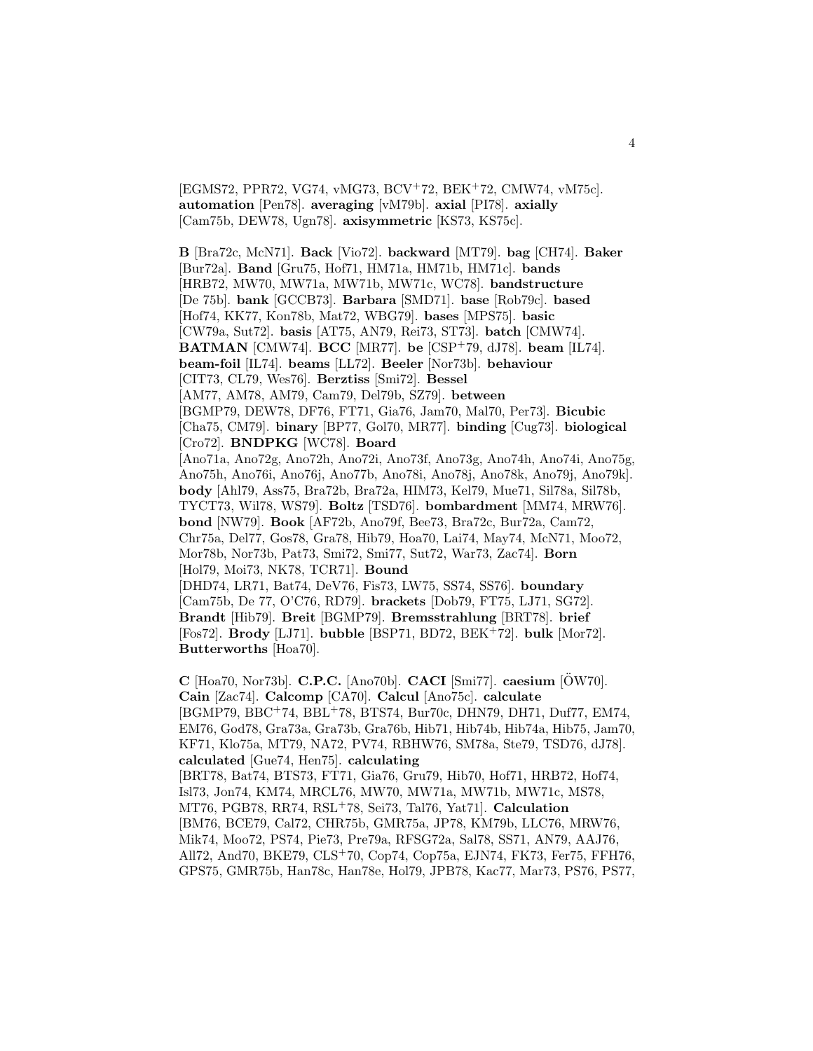[EGMS72, PPR72, VG74, vMG73, BCV[+]72, BEK[+]72, CMW74, vM75c]. **automation** [Pen78]. **averaging** [vM79b]. **axial** [PI78]. **axially** [Cam75b, DEW78, Ugn78]. **axisymmetric** [KS73, KS75c].

**B** [Bra72c, McN71]. **Back** [Vio72]. **backward** [MT79]. **bag** [CH74]. **Baker** [Bur72a]. **Band** [Gru75, Hof71, HM71a, HM71b, HM71c]. **bands** [HRB72, MW70, MW71a, MW71b, MW71c, WC78]. **bandstructure** [De 75b]. **bank** [GCCB73]. **Barbara** [SMD71]. **base** [Rob79c]. **based** [Hof74, KK77, Kon78b, Mat72, WBG79]. **bases** [MPS75]. **basic** [CW79a, Sut72]. **basis** [AT75, AN79, Rei73, ST73]. **batch** [CMW74]. **BATMAN** [CMW74]. **BCC** [MR77]. **be** [CSP[+]79, dJ78]. **beam** [IL74]. **beam-foil** [IL74]. **beams** [LL72]. **Beeler** [Nor73b]. **behaviour** [CIT73, CL79, Wes76]. **Berztiss** [Smi72]. **Bessel** [AM77, AM78, AM79, Cam79, Del79b, SZ79]. **between** [BGMP79, DEW78, DF76, FT71, Gia76, Jam70, Mal70, Per73]. **Bicubic** [Cha75, CM79]. **binary** [BP77, Gol70, MR77]. **binding** [Cug73]. **biological** [Cro72]. **BNDPKG** [WC78]. **Board** [Ano71a, Ano72g, Ano72h, Ano72i, Ano73f, Ano73g, Ano74h, Ano74i, Ano75g, Ano75h, Ano76i, Ano76j, Ano77b, Ano78i, Ano78j, Ano78k, Ano79j, Ano79k]. **body** [Ahl79, Ass75, Bra72b, Bra72a, HIM73, Kel79, Mue71, Sil78a, Sil78b, TYCT73, Wil78, WS79]. **Boltz** [TSD76]. **bombardment** [MM74, MRW76]. **bond** [NW79]. **Book** [AF72b, Ano79f, Bee73, Bra72c, Bur72a, Cam72, Chr75a, Del77, Gos78, Gra78, Hib79, Hoa70, Lai74, May74, McN71, Moo72, Mor78b, Nor73b, Pat73, Smi72, Smi77, Sut72, War73, Zac74]. **Born** [Hol79, Moi73, NK78, TCR71]. **Bound** [DHD74, LR71, Bat74, DeV76, Fis73, LW75, SS74, SS76]. **boundary** [Cam75b, De 77, O'C76, RD79]. **brackets** [Dob79, FT75, LJ71, SG72]. **Brandt** [Hib79]. **Breit** [BGMP79]. **Bremsstrahlung** [BRT78]. **brief** [Fos72]. **Brody** [LJ71]. **bubble** [BSP71, BD72, BEK[+]72]. **bulk** [Mor72]. **Butterworths** [Hoa70].

**C** [Hoa70, Nor73b]. **C.P.C.** [Ano70b]. **CACI** [Smi77]. **caesium** [ÖW70]. **Cain** [Zac74]. **Calcomp** [CA70]. **Calcul** [Ano75c]. **calculate** [BGMP79, BBC[+]74, BBL[+]78, BTS74, Bur70c, DHN79, DH71, Duf77, EM74, EM76, God78, Gra73a, Gra73b, Gra76b, Hib71, Hib74b, Hib74a, Hib75, Jam70, KF71, Klo75a, MT79, NA72, PV74, RBHW76, SM78a, Ste79, TSD76, dJ78]. **calculated** [Gue74, Hen75]. **calculating** [BRT78, Bat74, BTS73, FT71, Gia76, Gru79, Hib70, Hof71, HRB72, Hof74, Isl73, Jon74, KM74, MRCL76, MW70, MW71a, MW71b, MW71c, MS78, MT76, PGB78, RR74, RSL[+]78, Sei73, Tal76, Yat71]. **Calculation** [BM76, BCE79, Cal72, CHR75b, GMR75a, JP78, KM79b, LLC76, MRW76, Mik74, Moo72, PS74, Pie73, Pre79a, RFSG72a, Sal78, SS71, AN79, AAJ76, All72, And70, BKE79, CLS[+]70, Cop74, Cop75a, EJN74, FK73, Fer75, FFH76, GPS75, GMR75b, Han78c, Han78e, Hol79, JPB78, Kac77, Mar73, PS76, PS77,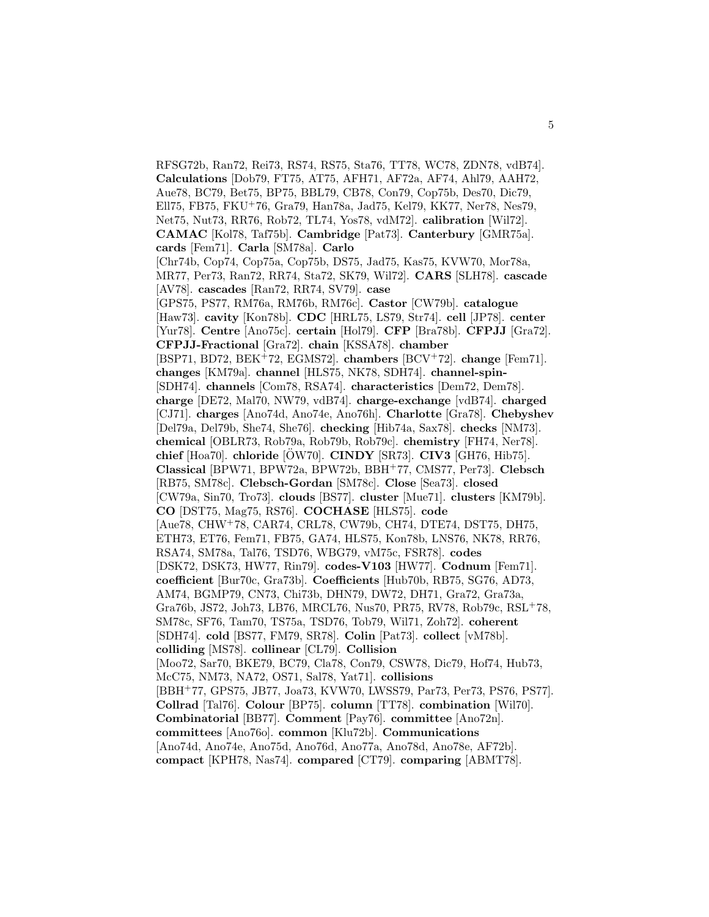RFSG72b, Ran72, Rei73, RS74, RS75, Sta76, TT78, WC78, ZDN78, vdB74]. **Calculations** [Dob79, FT75, AT75, AFH71, AF72a, AF74, Ahl79, AAH72, Aue78, BC79, Bet75, BP75, BBL79, CB78, Con79, Cop75b, Des70, Dic79, Ell75, FB75, FKU+76, Gra79, Han78a, Jad75, Kel79, KK77, Ner78, Nes79, Net75, Nut73, RR76, Rob72, TL74, Yos78, vdM72]. **calibration** [Wil72]. **CAMAC** [Kol78, Taf75b]. **Cambridge** [Pat73]. **Canterbury** [GMR75a]. **cards** [Fem71]. **Carla** [SM78a]. **Carlo** [Chr74b, Cop74, Cop75a, Cop75b, DS75, Jad75, Kas75, KVW70, Mor78a, MR77, Per73, Ran72, RR74, Sta72, SK79, Wil72]. **CARS** [SLH78]. **cascade** [AV78]. **cascades** [Ran72, RR74, SV79]. **case** [GPS75, PS77, RM76a, RM76b, RM76c]. **Castor** [CW79b]. **catalogue** [Haw73]. **cavity** [Kon78b]. **CDC** [HRL75, LS79, Str74]. **cell** [JP78]. **center** [Yur78]. **Centre** [Ano75c]. **certain** [Hol79]. **CFP** [Bra78b]. **CFPJJ** [Gra72]. **CFPJJ-Fractional** [Gra72]. **chain** [KSSA78]. **chamber** [BSP71, BD72, BEK+72, EGMS72]. **chambers** [BCV+72]. **change** [Fem71]. **changes** [KM79a]. **channel** [HLS75, NK78, SDH74]. **channel-spin-** [SDH74]. **channels** [Com78, RSA74]. **characteristics** [Dem72, Dem78]. **charge** [DE72, Mal70, NW79, vdB74]. **charge-exchange** [vdB74]. **charged** [CJ71]. **charges** [Ano74d, Ano74e, Ano76h]. **Charlotte** [Gra78]. **Chebyshev** [Del79a, Del79b, She74, She76]. **checking** [Hib74a, Sax78]. **checks** [NM73]. **chemical** [OBLR73, Rob79a, Rob79b, Rob79c]. **chemistry** [FH74, Ner78]. **chief** [Hoa70]. **chloride** [ÖW70]. **CINDY** [SR73]. **CIV3** [GH76, Hib75]. **Classical** [BPW71, BPW72a, BPW72b, BBH+77, CMS77, Per73]. **Clebsch** [RB75, SM78c]. **Clebsch-Gordan** [SM78c]. **Close** [Sea73]. **closed** [CW79a, Sin70, Tro73]. **clouds** [BS77]. **cluster** [Mue71]. **clusters** [KM79b]. **CO** [DST75, Mag75, RS76]. **COCHASE** [HLS75]. **code** [Aue78, CHW+78, CAR74, CRL78, CW79b, CH74, DTE74, DST75, DH75, ETH73, ET76, Fem71, FB75, GA74, HLS75, Kon78b, LNS76, NK78, RR76, RSA74, SM78a, Tal76, TSD76, WBG79, vM75c, FSR78]. **codes** [DSK72, DSK73, HW77, Rin79]. **codes-V103** [HW77]. **Codnum** [Fem71]. **coefficient** [Bur70c, Gra73b]. **Coefficients** [Hub70b, RB75, SG76, AD73, AM74, BGMP79, CN73, Chi73b, DHN79, DW72, DH71, Gra72, Gra73a, Gra76b, JS72, Joh73, LB76, MRCL76, Nus70, PR75, RV78, Rob79c, RSL+78, SM78c, SF76, Tam70, TS75a, TSD76, Tob79, Wil71, Zoh72]. **coherent** [SDH74]. **cold** [BS77, FM79, SR78]. **Colin** [Pat73]. **collect** [vM78b]. **colliding** [MS78]. **collinear** [CL79]. **Collision** [Moo72, Sar70, BKE79, BC79, Cla78, Con79, CSW78, Dic79, Hof74, Hub73, McC75, NM73, NA72, OS71, Sal78, Yat71]. **collisions** [BBH+77, GPS75, JB77, Joa73, KVW70, LWSS79, Par73, Per73, PS76, PS77]. **Collrad** [Tal76]. **Colour** [BP75]. **column** [TT78]. **combination** [Wil70]. **Combinatorial** [BB77]. **Comment** [Pay76]. **committee** [Ano72n]. **committees** [Ano76o]. **common** [Klu72b]. **Communications** [Ano74d, Ano74e, Ano75d, Ano76d, Ano77a, Ano78d, Ano78e, AF72b]. **compact** [KPH78, Nas74]. **compared** [CT79]. **comparing** [ABMT78].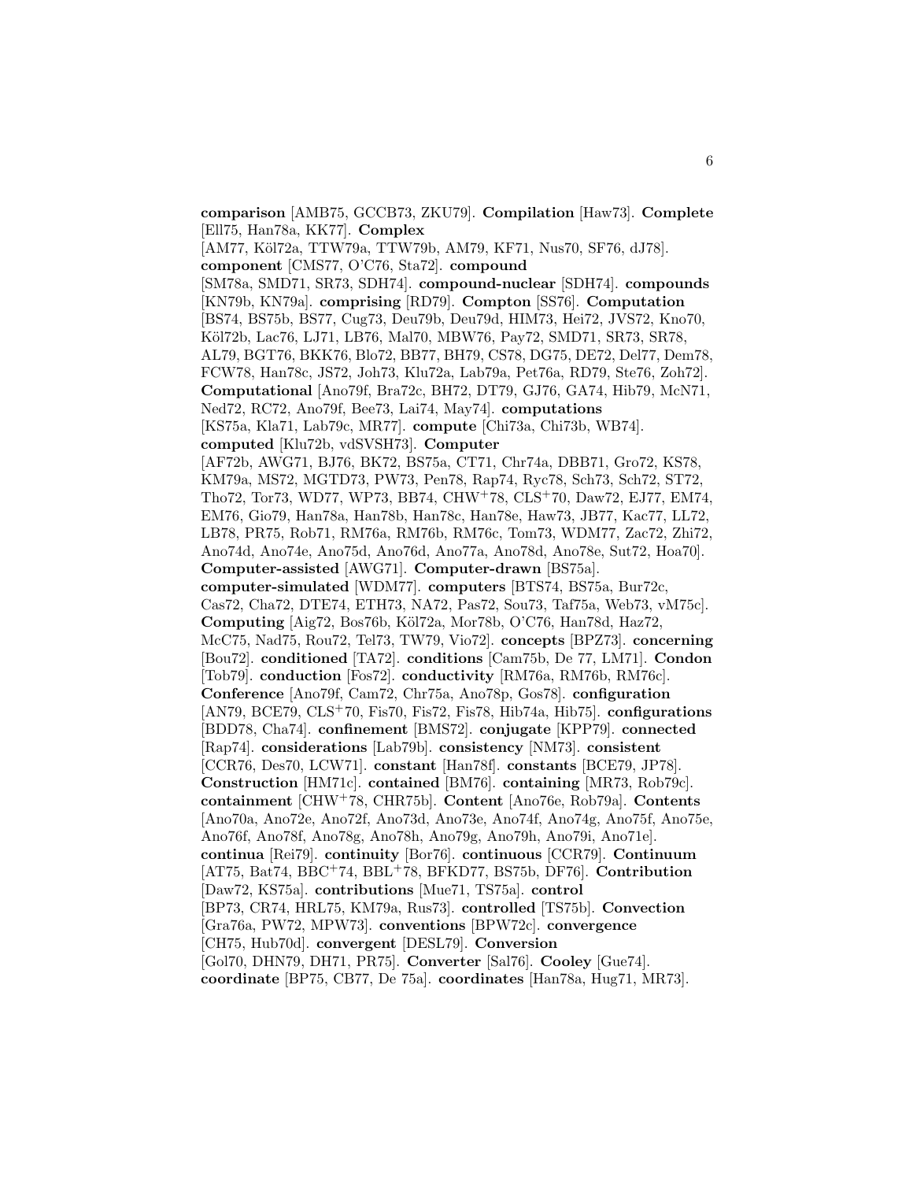**comparison** [AMB75, GCCB73, ZKU79]. **Compilation** [Haw73]. **Complete** [Ell75, Han78a, KK77]. **Complex** [AM77, Köl72a, TTW79a, TTW79b, AM79, KF71, Nus70, SF76, dJ78]. **component** [CMS77, O'C76, Sta72]. **compound** [SM78a, SMD71, SR73, SDH74]. **compound-nuclear** [SDH74]. **compounds** [KN79b, KN79a]. **comprising** [RD79]. **Compton** [SS76]. **Computation** [BS74, BS75b, BS77, Cug73, Deu79b, Deu79d, HIM73, Hei72, JVS72, Kno70, Köl72b, Lac76, LJ71, LB76, Mal70, MBW76, Pay72, SMD71, SR73, SR78, AL79, BGT76, BKK76, Blo72, BB77, BH79, CS78, DG75, DE72, Del77, Dem78, FCW78, Han78c, JS72, Joh73, Klu72a, Lab79a, Pet76a, RD79, Ste76, Zoh72]. **Computational** [Ano79f, Bra72c, BH72, DT79, GJ76, GA74, Hib79, McN71, Ned72, RC72, Ano79f, Bee73, Lai74, May74]. **computations** [KS75a, Kla71, Lab79c, MR77]. **compute** [Chi73a, Chi73b, WB74]. **computed** [Klu72b, vdSVSH73]. **Computer** [AF72b, AWG71, BJ76, BK72, BS75a, CT71, Chr74a, DBB71, Gro72, KS78, KM79a, MS72, MGTD73, PW73, Pen78, Rap74, Ryc78, Sch73, Sch72, ST72, Tho72, Tor73, WD77, WP73, BB74, CHW$^+$78, CLS$^+$70, Daw72, EJ77, EM74, EM76, Gio79, Han78a, Han78b, Han78c, Han78e, Haw73, JB77, Kac77, LL72, LB78, PR75, Rob71, RM76a, RM76b, RM76c, Tom73, WDM77, Zac72, Zhi72, Ano74d, Ano74e, Ano75d, Ano76d, Ano77a, Ano78d, Ano78e, Sut72, Hoa70]. **Computer-assisted** [AWG71]. **Computer-drawn** [BS75a]. **computer-simulated** [WDM77]. **computers** [BTS74, BS75a, Bur72c, Cas72, Cha72, DTE74, ETH73, NA72, Pas72, Sou73, Taf75a, Web73, vM75c]. **Computing** [Aig72, Bos76b, Köl72a, Mor78b, O'C76, Han78d, Haz72, McC75, Nad75, Rou72, Tel73, TW79, Vio72]. **concepts** [BPZ73]. **concerning** [Bou72]. **conditioned** [TA72]. **conditions** [Cam75b, De 77, LM71]. **Condon** [Tob79]. **conduction** [Fos72]. **conductivity** [RM76a, RM76b, RM76c]. **Conference** [Ano79f, Cam72, Chr75a, Ano78p, Gos78]. **configuration** [AN79, BCE79, CLS$^+$70, Fis70, Fis72, Fis78, Hib74a, Hib75]. **configurations** [BDD78, Cha74]. **confinement** [BMS72]. **conjugate** [KPP79]. **connected** [Rap74]. **considerations** [Lab79b]. **consistency** [NM73]. **consistent** [CCR76, Des70, LCW71]. **constant** [Han78f]. **constants** [BCE79, JP78]. **Construction** [HM71c]. **contained** [BM76]. **containing** [MR73, Rob79c]. **containment** [CHW$^+$78, CHR75b]. **Content** [Ano76e, Rob79a]. **Contents** [Ano70a, Ano72e, Ano72f, Ano73d, Ano73e, Ano74f, Ano74g, Ano75f, Ano75e, Ano76f, Ano78f, Ano78g, Ano78h, Ano79g, Ano79h, Ano79i, Ano71e]. **continua** [Rei79]. **continuity** [Bor76]. **continuous** [CCR79]. **Continuum** [AT75, Bat74, BBC$^+$74, BBL$^+$78, BFKD77, BS75b, DF76]. **Contribution** [Daw72, KS75a]. **contributions** [Mue71, TS75a]. **control** [BP73, CR74, HRL75, KM79a, Rus73]. **controlled** [TS75b]. **Convection** [Gra76a, PW72, MPW73]. **conventions** [BPW72c]. **convergence** [CH75, Hub70d]. **convergent** [DESL79]. **Conversion** [Gol70, DHN79, DH71, PR75]. **Converter** [Sal76]. **Cooley** [Gue74]. **coordinate** [BP75, CB77, De 75a]. **coordinates** [Han78a, Hug71, MR73].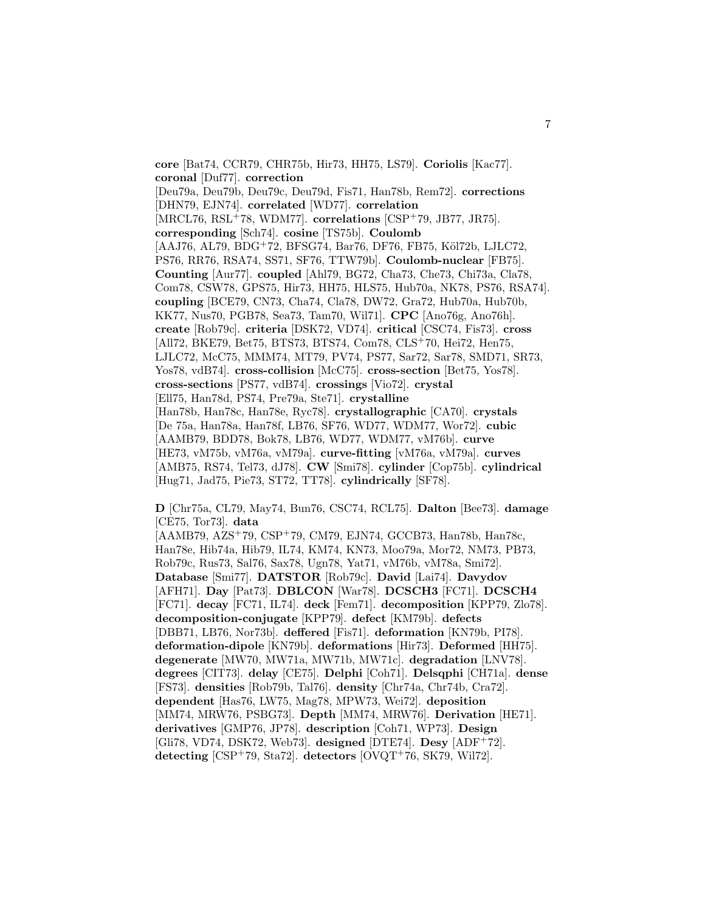**core** [Bat74, CCR79, CHR75b, Hir73, HH75, LS79]. **Coriolis** [Kac77]. **coronal** [Duf77]. **correction** [Deu79a, Deu79b, Deu79c, Deu79d, Fis71, Han78b, Rem72]. **corrections** [DHN79, EJN74]. **correlated** [WD77]. **correlation** [MRCL76, RSL+78, WDM77]. **correlations** [CSP+79, JB77, JR75]. **corresponding** [Sch74]. **cosine** [TS75b]. **Coulomb** [AAJ76, AL79, BDG+72, BFSG74, Bar76, DF76, FB75, Köl72b, LJLC72, PS76, RR76, RSA74, SS71, SF76, TTW79b]. **Coulomb-nuclear** [FB75]. **Counting** [Aur77]. **coupled** [Ahl79, BG72, Cha73, Che73, Chi73a, Cla78, Com78, CSW78, GPS75, Hir73, HH75, HLS75, Hub70a, NK78, PS76, RSA74]. **coupling** [BCE79, CN73, Cha74, Cla78, DW72, Gra72, Hub70a, Hub70b, KK77, Nus70, PGB78, Sea73, Tam70, Wil71]. **CPC** [Ano76g, Ano76h]. **create** [Rob79c]. **criteria** [DSK72, VD74]. **critical** [CSC74, Fis73]. **cross** [All72, BKE79, Bet75, BTS73, BTS74, Com78, CLS+70, Hei72, Hen75, LJLC72, McC75, MMM74, MT79, PV74, PS77, Sar72, Sar78, SMD71, SR73, Yos78, vdB74]. **cross-collision** [McC75]. **cross-section** [Bet75, Yos78]. **cross-sections** [PS77, vdB74]. **crossings** [Vio72]. **crystal** [Ell75, Han78d, PS74, Pre79a, Ste71]. **crystalline** [Han78b, Han78c, Han78e, Ryc78]. **crystallographic** [CA70]. **crystals** [De 75a, Han78a, Han78f, LB76, SF76, WD77, WDM77, Wor72]. **cubic** [AAMB79, BDD78, Bok78, LB76, WD77, WDM77, vM76b]. **curve** [HE73, vM75b, vM76a, vM79a]. **curve-fitting** [vM76a, vM79a]. **curves** [AMB75, RS74, Tel73, dJ78]. **CW** [Smi78]. **cylinder** [Cop75b]. **cylindrical** [Hug71, Jad75, Pie73, ST72, TT78]. **cylindrically** [SF78].

**D** [Chr75a, CL79, May74, Bun76, CSC74, RCL75]. **Dalton** [Bee73]. **damage** [CE75, Tor73]. **data** [AAMB79, AZS+79, CSP+79, CM79, EJN74, GCCB73, Han78b, Han78c, Han78e, Hib74a, Hib79, IL74, KM74, KN73, Moo79a, Mor72, NM73, PB73, Rob79c, Rus73, Sal76, Sax78, Ugn78, Yat71, vM76b, vM78a, Smi72]. **Database** [Smi77]. **DATSTOR** [Rob79c]. **David** [Lai74]. **Davydov** [AFH71]. **Day** [Pat73]. **DBLCON** [War78]. **DCSCH3** [FC71]. **DCSCH4** [FC71]. **decay** [FC71, IL74]. **deck** [Fem71]. **decomposition** [KPP79, Zlo78]. **decomposition-conjugate** [KPP79]. **defect** [KM79b]. **defects** [DBB71, LB76, Nor73b]. **deffered** [Fis71]. **deformation** [KN79b, PI78]. **deformation-dipole** [KN79b]. **deformations** [Hir73]. **Deformed** [HH75]. **degenerate** [MW70, MW71a, MW71b, MW71c]. **degradation** [LNV78]. **degrees** [CIT73]. **delay** [CE75]. **Delphi** [Coh71]. **Delsqphi** [CH71a]. **dense** [FS73]. **densities** [Rob79b, Tal76]. **density** [Chr74a, Chr74b, Cra72]. **dependent** [Has76, LW75, Mag78, MPW73, Wei72]. **deposition** [MM74, MRW76, PSBG73]. **Depth** [MM74, MRW76]. **Derivation** [HE71]. **derivatives** [GMP76, JP78]. **description** [Coh71, WP73]. **Design** [Gli78, VD74, DSK72, Web73]. **designed** [DTE74]. **Desy** [ADF+72]. **detecting** [CSP+79, Sta72]. **detectors** [OVQT+76, SK79, Wil72].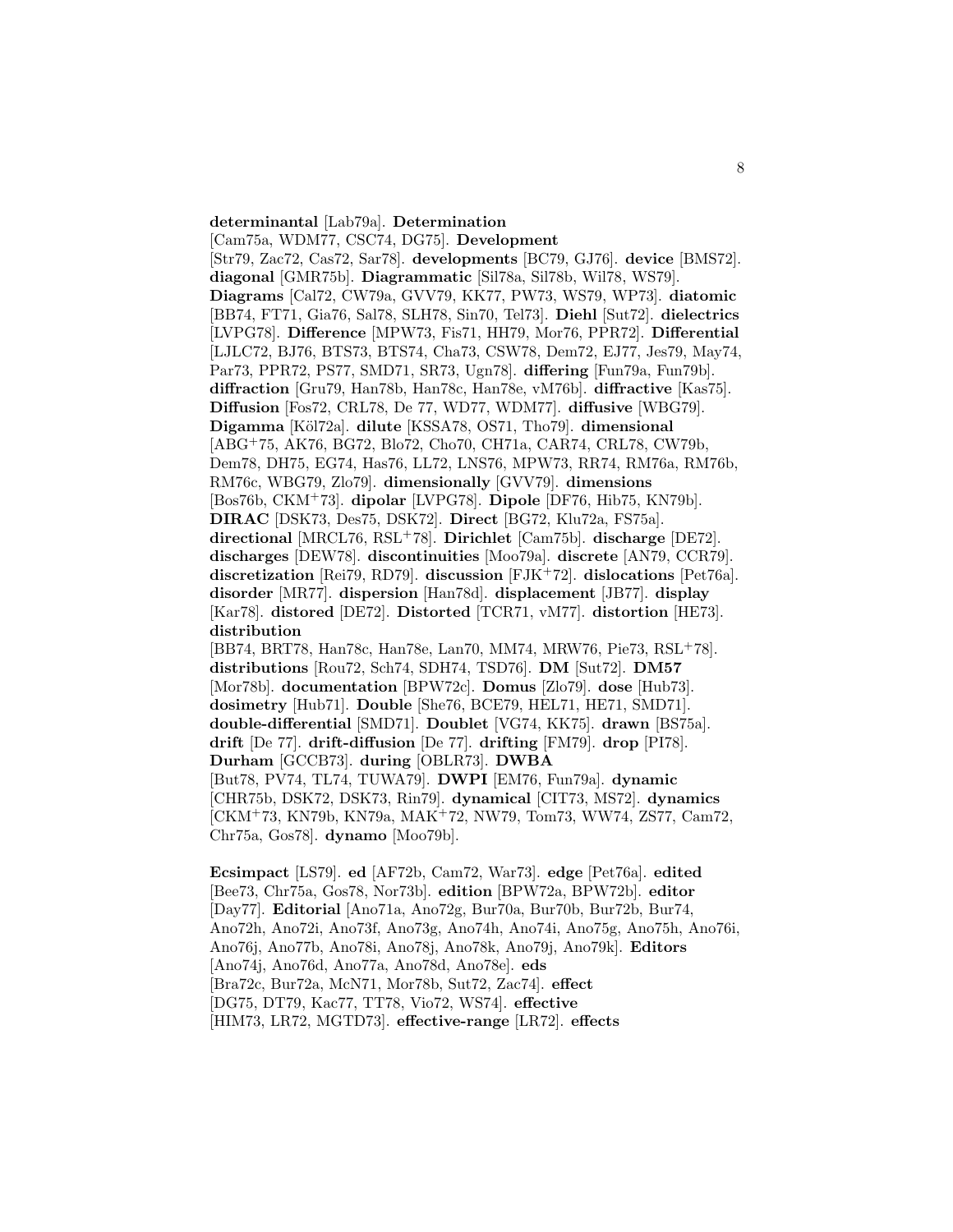**determinantal** [Lab79a]. **Determination** [Cam75a, WDM77, CSC74, DG75]. **Development** [Str79, Zac72, Cas72, Sar78]. **developments** [BC79, GJ76]. **device** [BMS72]. **diagonal** [GMR75b]. **Diagrammatic** [Sil78a, Sil78b, Wil78, WS79]. **Diagrams** [Cal72, CW79a, GVV79, KK77, PW73, WS79, WP73]. **diatomic** [BB74, FT71, Gia76, Sal78, SLH78, Sin70, Tel73]. **Diehl** [Sut72]. **dielectrics** [LVPG78]. **Difference** [MPW73, Fis71, HH79, Mor76, PPR72]. **Differential** [LJLC72, BJ76, BTS73, BTS74, Cha73, CSW78, Dem72, EJ77, Jes79, May74, Par73, PPR72, PS77, SMD71, SR73, Ugn78]. **differing** [Fun79a, Fun79b]. **diffraction** [Gru79, Han78b, Han78c, Han78e, vM76b]. **diffractive** [Kas75]. **Diffusion** [Fos72, CRL78, De 77, WD77, WDM77]. **diffusive** [WBG79]. **Digamma** [Köl72a]. **dilute** [KSSA78, OS71, Tho79]. **dimensional** [ABG+75, AK76, BG72, Blo72, Cho70, CH71a, CAR74, CRL78, CW79b, Dem78, DH75, EG74, Has76, LL72, LNS76, MPW73, RR74, RM76a, RM76b, RM76c, WBG79, Zlo79]. **dimensionally** [GVV79]. **dimensions** [Bos76b, CKM+73]. **dipolar** [LVPG78]. **Dipole** [DF76, Hib75, KN79b]. **DIRAC** [DSK73, Des75, DSK72]. **Direct** [BG72, Klu72a, FS75a]. **directional** [MRCL76, RSL+78]. **Dirichlet** [Cam75b]. **discharge** [DE72]. **discharges** [DEW78]. **discontinuities** [Moo79a]. **discrete** [AN79, CCR79]. **discretization** [Rei79, RD79]. **discussion** [FJK+72]. **dislocations** [Pet76a]. **disorder** [MR77]. **dispersion** [Han78d]. **displacement** [JB77]. **display** [Kar78]. **distored** [DE72]. **Distorted** [TCR71, vM77]. **distortion** [HE73]. **distribution** [BB74, BRT78, Han78c, Han78e, Lan70, MM74, MRW76, Pie73, RSL+78]. **distributions** [Rou72, Sch74, SDH74, TSD76]. **DM** [Sut72]. **DM57** [Mor78b]. **documentation** [BPW72c]. **Domus** [Zlo79]. **dose** [Hub73]. **dosimetry** [Hub71]. **Double** [She76, BCE79, HEL71, HE71, SMD71]. **double-differential** [SMD71]. **Doublet** [VG74, KK75]. **drawn** [BS75a]. **drift** [De 77]. **drift-diffusion** [De 77]. **drifting** [FM79]. **drop** [PI78]. **Durham** [GCCB73]. **during** [OBLR73]. **DWBA** [But78, PV74, TL74, TUWA79]. **DWPI** [EM76, Fun79a]. **dynamic** [CHR75b, DSK72, DSK73, Rin79]. **dynamical** [CIT73, MS72]. **dynamics** [CKM+73, KN79b, KN79a, MAK+72, NW79, Tom73, WW74, ZS77, Cam72, Chr75a, Gos78]. **dynamo** [Moo79b].

**Ecsimpact** [LS79]. **ed** [AF72b, Cam72, War73]. **edge** [Pet76a]. **edited** [Bee73, Chr75a, Gos78, Nor73b]. **edition** [BPW72a, BPW72b]. **editor** [Day77]. **Editorial** [Ano71a, Ano72g, Bur70a, Bur70b, Bur72b, Bur74, Ano72h, Ano72i, Ano73f, Ano73g, Ano74h, Ano74i, Ano75g, Ano75h, Ano76i, Ano76j, Ano77b, Ano78i, Ano78j, Ano78k, Ano79j, Ano79k]. **Editors** [Ano74j, Ano76d, Ano77a, Ano78d, Ano78e]. **eds** [Bra72c, Bur72a, McN71, Mor78b, Sut72, Zac74]. **effect** [DG75, DT79, Kac77, TT78, Vio72, WS74]. **effective** [HIM73, LR72, MGTD73]. **effective-range** [LR72]. **effects**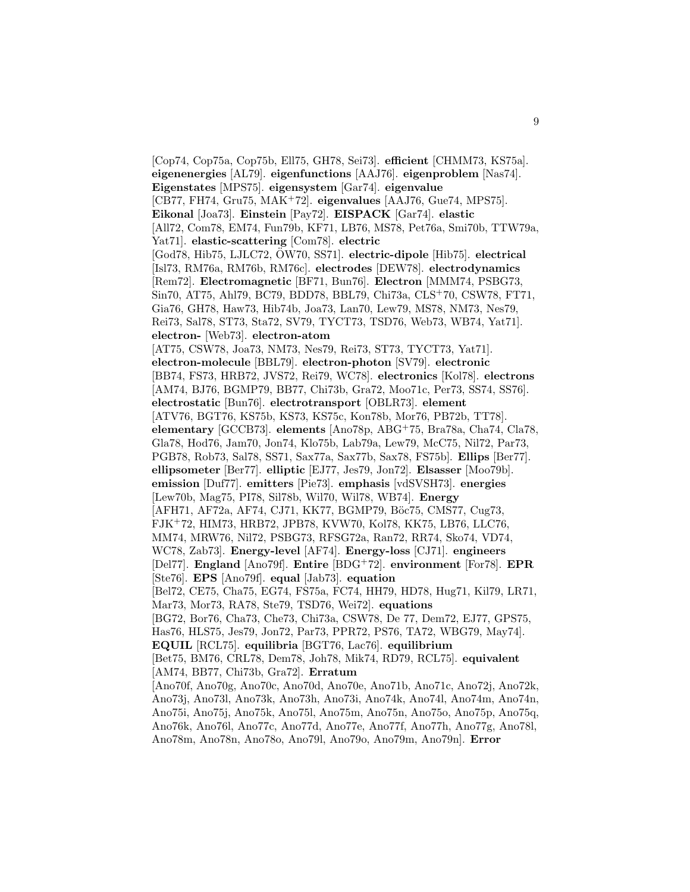[Cop74, Cop75a, Cop75b, Ell75, GH78, Sei73]. **efficient** [CHMM73, KS75a]. **eigenenergies** [AL79]. **eigenfunctions** [AAJ76]. **eigenproblem** [Nas74]. **Eigenstates** [MPS75]. **eigensystem** [Gar74]. **eigenvalue** [CB77, FH74, Gru75, MAK+72]. **eigenvalues** [AAJ76, Gue74, MPS75]. **Eikonal** [Joa73]. **Einstein** [Pay72]. **EISPACK** [Gar74]. **elastic** [All72, Com78, EM74, Fun79b, KF71, LB76, MS78, Pet76a, Smi70b, TTW79a, Yat71]. **elastic-scattering** [Com78]. **electric** [God78, Hib75, LJLC72, ÖW70, SS71]. **electric-dipole** [Hib75]. **electrical** [Isl73, RM76a, RM76b, RM76c]. **electrodes** [DEW78]. **electrodynamics** [Rem72]. **Electromagnetic** [BF71, Bun76]. **Electron** [MMM74, PSBG73, Sin70, AT75, Ahl79, BC79, BDD78, BBL79, Chi73a, CLS+70, CSW78, FT71, Gia76, GH78, Haw73, Hib74b, Joa73, Lan70, Lew79, MS78, NM73, Nes79, Rei73, Sal78, ST73, Sta72, SV79, TYCT73, TSD76, Web73, WB74, Yat71]. **electron-** [Web73]. **electron-atom** [AT75, CSW78, Joa73, NM73, Nes79, Rei73, ST73, TYCT73, Yat71]. **electron-molecule** [BBL79]. **electron-photon** [SV79]. **electronic** [BB74, FS73, HRB72, JVS72, Rei79, WC78]. **electronics** [Kol78]. **electrons** [AM74, BJ76, BGMP79, BB77, Chi73b, Gra72, Moo71c, Per73, SS74, SS76]. **electrostatic** [Bun76]. **electrotransport** [OBLR73]. **element** [ATV76, BGT76, KS75b, KS73, KS75c, Kon78b, Mor76, PB72b, TT78]. **elementary** [GCCB73]. **elements** [Ano78p, ABG+75, Bra78a, Cha74, Cla78, Gla78, Hod76, Jam70, Jon74, Klo75b, Lab79a, Lew79, McC75, Nil72, Par73, PGB78, Rob73, Sal78, SS71, Sax77a, Sax77b, Sax78, FS75b]. **Ellips** [Ber77]. **ellipsometer** [Ber77]. **elliptic** [EJ77, Jes79, Jon72]. **Elsasser** [Moo79b]. **emission** [Duf77]. **emitters** [Pie73]. **emphasis** [vdSVSH73]. **energies** [Lew70b, Mag75, PI78, Sil78b, Wil70, Wil78, WB74]. **Energy** [AFH71, AF72a, AF74, CJ71, KK77, BGMP79, Böc75, CMS77, Cug73, FJK+72, HIM73, HRB72, JPB78, KVW70, Kol78, KK75, LB76, LLC76, MM74, MRW76, Nil72, PSBG73, RFSG72a, Ran72, RR74, Sko74, VD74, WC78, Zab73]. **Energy-level** [AF74]. **Energy-loss** [CJ71]. **engineers** [Del77]. **England** [Ano79f]. **Entire** [BDG+72]. **environment** [For78]. **EPR** [Ste76]. **EPS** [Ano79f]. **equal** [Jab73]. **equation** [Bel72, CE75, Cha75, EG74, FS75a, FC74, HH79, HD78, Hug71, Kil79, LR71, Mar73, Mor73, RA78, Ste79, TSD76, Wei72]. **equations** [BG72, Bor76, Cha73, Che73, Chi73a, CSW78, De 77, Dem72, EJ77, GPS75, Has76, HLS75, Jes79, Jon72, Par73, PPR72, PS76, TA72, WBG79, May74]. **EQUIL** [RCL75]. **equilibria** [BGT76, Lac76]. **equilibrium** [Bet75, BM76, CRL78, Dem78, Joh78, Mik74, RD79, RCL75]. **equivalent** [AM74, BB77, Chi73b, Gra72]. **Erratum** [Ano70f, Ano70g, Ano70c, Ano70d, Ano70e, Ano71b, Ano71c, Ano72j, Ano72k, Ano73j, Ano73l, Ano73k, Ano73h, Ano73i, Ano74k, Ano74l, Ano74m, Ano74n, Ano75i, Ano75j, Ano75k, Ano75l, Ano75m, Ano75n, Ano75o, Ano75p, Ano75q, Ano76k, Ano76l, Ano77c, Ano77d, Ano77e, Ano77f, Ano77h, Ano77g, Ano78l, Ano78m, Ano78n, Ano78o, Ano79l, Ano79o, Ano79m, Ano79n]. **Error**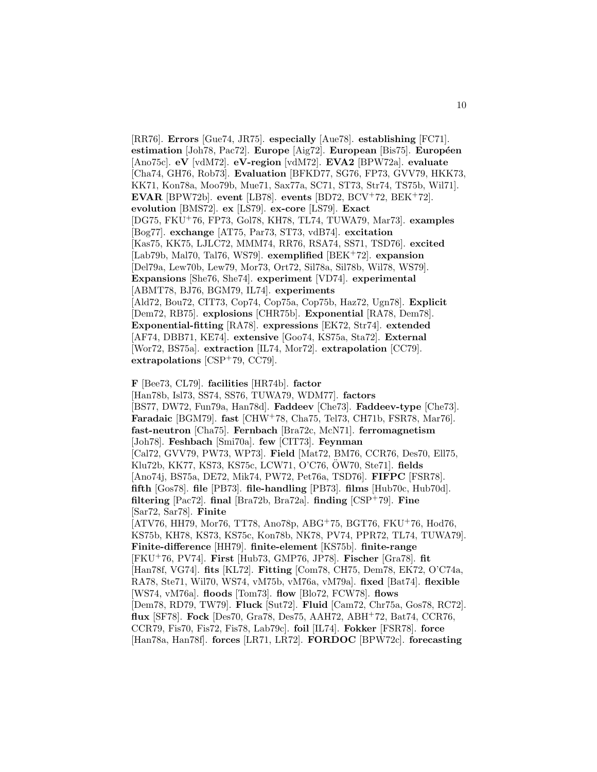[RR76]. **Errors** [Gue74, JR75]. **especially** [Aue78]. **establishing** [FC71]. **estimation** [Joh78, Pac72]. **Europe** [Aig72]. **European** [Bis75]. **Européen** [Ano75c]. **eV** [vdM72]. **eV-region** [vdM72]. **EVA2** [BPW72a]. **evaluate** [Cha74, GH76, Rob73]. **Evaluation** [BFKD77, SG76, FP73, GVV79, HKK73, KK71, Kon78a, Moo79b, Mue71, Sax77a, SC71, ST73, Str74, TS75b, Wil71]. **EVAR** [BPW72b]. **event** [LB78]. **events** [BD72, BCV+72, BEK+72]. **evolution** [BMS72]. **ex** [LS79]. **ex-core** [LS79]. **Exact** [DG75, FKU+76, FP73, Gol78, KH78, TL74, TUWA79, Mar73]. **examples** [Bog77]. **exchange** [AT75, Par73, ST73, vdB74]. **excitation** [Kas75, KK75, LJLC72, MMM74, RR76, RSA74, SS71, TSD76]. **excited** [Lab79b, Mal70, Tal76, WS79]. **exemplified** [BEK+72]. **expansion** [Del79a, Lew70b, Lew79, Mor73, Ort72, Sil78a, Sil78b, Wil78, WS79]. **Expansions** [She76, She74]. **experiment** [VD74]. **experimental** [ABMT78, BJ76, BGM79, IL74]. **experiments** [Ald72, Bou72, CIT73, Cop74, Cop75a, Cop75b, Haz72, Ugn78]. **Explicit** [Dem72, RB75]. **explosions** [CHR75b]. **Exponential** [RA78, Dem78]. **Exponential-fitting** [RA78]. **expressions** [EK72, Str74]. **extended** [AF74, DBB71, KE74]. **extensive** [Goo74, KS75a, Sta72]. **External** [Wor72, BS75a]. **extraction** [IL74, Mor72]. **extrapolation** [CC79]. **extrapolations** [CSP+79, CC79].

**F** [Bee73, CL79]. **facilities** [HR74b]. **factor** [Han78b, Isl73, SS74, SS76, TUWA79, WDM77]. **factors** [BS77, DW72, Fun79a, Han78d]. **Faddeev** [Che73]. **Faddeev-type** [Che73]. **Faradaic** [BGM79]. **fast** [CHW+78, Cha75, Tel73, CH71b, FSR78, Mar76]. **fast-neutron** [Cha75]. **Fernbach** [Bra72c, McN71]. **ferromagnetism** [Joh78]. **Feshbach** [Smi70a]. **few** [CIT73]. **Feynman** [Cal72, GVV79, PW73, WP73]. **Field** [Mat72, BM76, CCR76, Des70, Ell75, Klu72b, KK77, KS73, KS75c, LCW71, O'C76, ÖW70, Ste71]. **fields** [Ano74j, BS75a, DE72, Mik74, PW72, Pet76a, TSD76]. **FIFPC** [FSR78]. **fifth** [Gos78]. **file** [PB73]. **file-handling** [PB73]. **films** [Hub70c, Hub70d]. **filtering** [Pac72]. **final** [Bra72b, Bra72a]. **finding** [CSP+79]. **Fine** [Sar72, Sar78]. **Finite** [ATV76, HH79, Mor76, TT78, Ano78p, ABG+75, BGT76, FKU+76, Hod76, KS75b, KH78, KS73, KS75c, Kon78b, NK78, PV74, PPR72, TL74, TUWA79]. **Finite-difference** [HH79]. **finite-element** [KS75b]. **finite-range** [FKU+76, PV74]. **First** [Hub73, GMP76, JP78]. **Fischer** [Gra78]. **fit** [Han78f, VG74]. **fits** [KL72]. **Fitting** [Com78, CH75, Dem78, EK72, O'C74a, RA78, Ste71, Wil70, WS74, vM75b, vM76a, vM79a]. **fixed** [Bat74]. **flexible** [WS74, vM76a]. **floods** [Tom73]. **flow** [Blo72, FCW78]. **flows** [Dem78, RD79, TW79]. **Fluck** [Sut72]. **Fluid** [Cam72, Chr75a, Gos78, RC72]. **flux** [SF78]. **Fock** [Des70, Gra78, Des75, AAH72, ABH+72, Bat74, CCR76, CCR79, Fis70, Fis72, Fis78, Lab79c]. **foil** [IL74]. **Fokker** [FSR78]. **force** [Han78a, Han78f]. **forces** [LR71, LR72]. **FORDOC** [BPW72c]. **forecasting**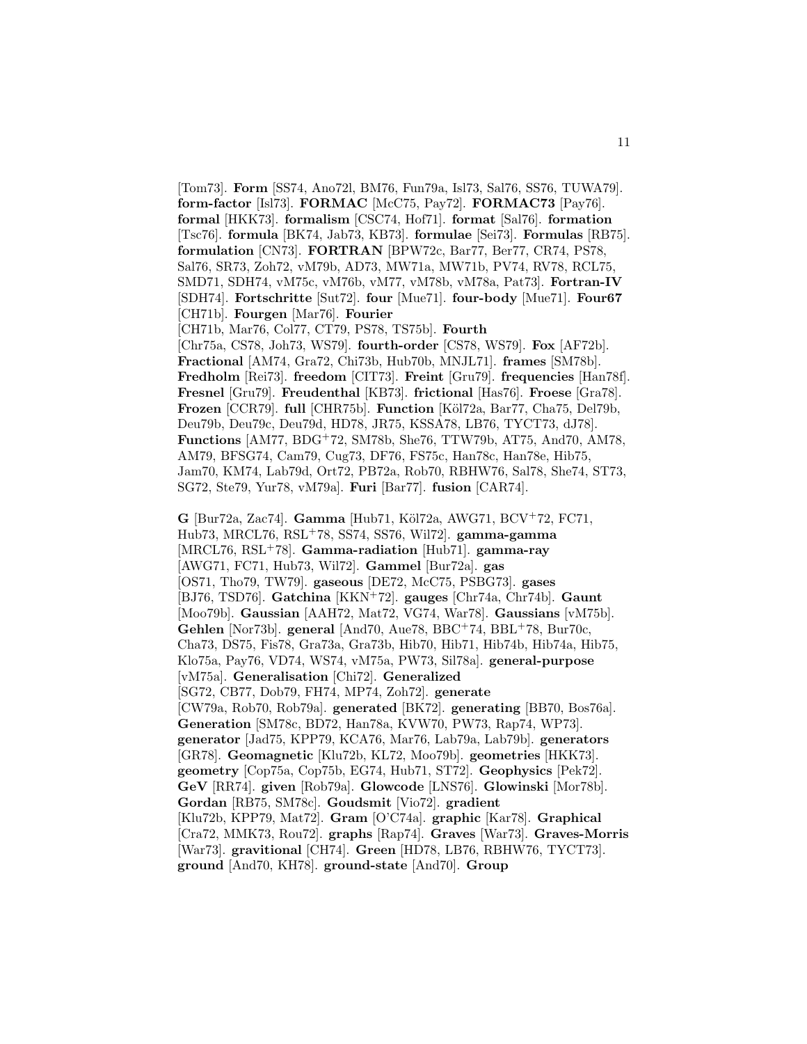[Tom73]. **Form** [SS74, Ano72l, BM76, Fun79a, Isl73, Sal76, SS76, TUWA79]. **form-factor** [Isl73]. **FORMAC** [McC75, Pay72]. **FORMAC73** [Pay76]. **formal** [HKK73]. **formalism** [CSC74, Hof71]. **format** [Sal76]. **formation** [Tsc76]. **formula** [BK74, Jab73, KB73]. **formulae** [Sei73]. **Formulas** [RB75]. **formulation** [CN73]. **FORTRAN** [BPW72c, Bar77, Ber77, CR74, PS78, Sal76, SR73, Zoh72, vM79b, AD73, MW71a, MW71b, PV74, RV78, RCL75, SMD71, SDH74, vM75c, vM76b, vM77, vM78b, vM78a, Pat73]. **Fortran-IV** [SDH74]. **Fortschritte** [Sut72]. **four** [Mue71]. **four-body** [Mue71]. **Four67** [CH71b]. **Fourgen** [Mar76]. **Fourier** [CH71b, Mar76, Col77, CT79, PS78, TS75b]. **Fourth** [Chr75a, CS78, Joh73, WS79]. **fourth-order** [CS78, WS79]. **Fox** [AF72b]. **Fractional** [AM74, Gra72, Chi73b, Hub70b, MNJL71]. **frames** [SM78b]. **Fredholm** [Rei73]. **freedom** [CIT73]. **Freint** [Gru79]. **frequencies** [Han78f]. **Fresnel** [Gru79]. **Freudenthal** [KB73]. **frictional** [Has76]. **Froese** [Gra78]. **Frozen** [CCR79]. **full** [CHR75b]. **Function** [Köl72a, Bar77, Cha75, Del79b, Deu79b, Deu79c, Deu79d, HD78, JR75, KSSA78, LB76, TYCT73, dJ78]. **Functions** [AM77, BDG+72, SM78b, She76, TTW79b, AT75, And70, AM78, AM79, BFSG74, Cam79, Cug73, DF76, FS75c, Han78c, Han78e, Hib75, Jam70, KM74, Lab79d, Ort72, PB72a, Rob70, RBHW76, Sal78, She74, ST73, SG72, Ste79, Yur78, vM79a]. **Furi** [Bar77]. **fusion** [CAR74].

**G** [Bur72a, Zac74]. **Gamma** [Hub71, Köl72a, AWG71, BCV+72, FC71, Hub73, MRCL76, RSL+78, SS74, SS76, Wil72]. **gamma-gamma** [MRCL76, RSL+78]. **Gamma-radiation** [Hub71]. **gamma-ray** [AWG71, FC71, Hub73, Wil72]. **Gammel** [Bur72a]. **gas** [OS71, Tho79, TW79]. **gaseous** [DE72, McC75, PSBG73]. **gases** [BJ76, TSD76]. **Gatchina** [KKN+72]. **gauges** [Chr74a, Chr74b]. **Gaunt** [Moo79b]. **Gaussian** [AAH72, Mat72, VG74, War78]. **Gaussians** [vM75b]. **Gehlen** [Nor73b]. **general** [And70, Aue78, BBC+74, BBL+78, Bur70c, Cha73, DS75, Fis78, Gra73a, Gra73b, Hib70, Hib71, Hib74b, Hib74a, Hib75, Klo75a, Pay76, VD74, WS74, vM75a, PW73, Sil78a]. **general-purpose** [vM75a]. **Generalisation** [Chi72]. **Generalized** [SG72, CB77, Dob79, FH74, MP74, Zoh72]. **generate** [CW79a, Rob70, Rob79a]. **generated** [BK72]. **generating** [BB70, Bos76a]. **Generation** [SM78c, BD72, Han78a, KVW70, PW73, Rap74, WP73]. **generator** [Jad75, KPP79, KCA76, Mar76, Lab79a, Lab79b]. **generators** [GR78]. **Geomagnetic** [Klu72b, KL72, Moo79b]. **geometries** [HKK73]. **geometry** [Cop75a, Cop75b, EG74, Hub71, ST72]. **Geophysics** [Pek72]. **GeV** [RR74]. **given** [Rob79a]. **Glowcode** [LNS76]. **Glowinski** [Mor78b]. **Gordan** [RB75, SM78c]. **Goudsmit** [Vio72]. **gradient** [Klu72b, KPP79, Mat72]. **Gram** [O'C74a]. **graphic** [Kar78]. **Graphical** [Cra72, MMK73, Rou72]. **graphs** [Rap74]. **Graves** [War73]. **Graves-Morris** [War73]. **gravitional** [CH74]. **Green** [HD78, LB76, RBHW76, TYCT73]. **ground** [And70, KH78]. **ground-state** [And70]. **Group**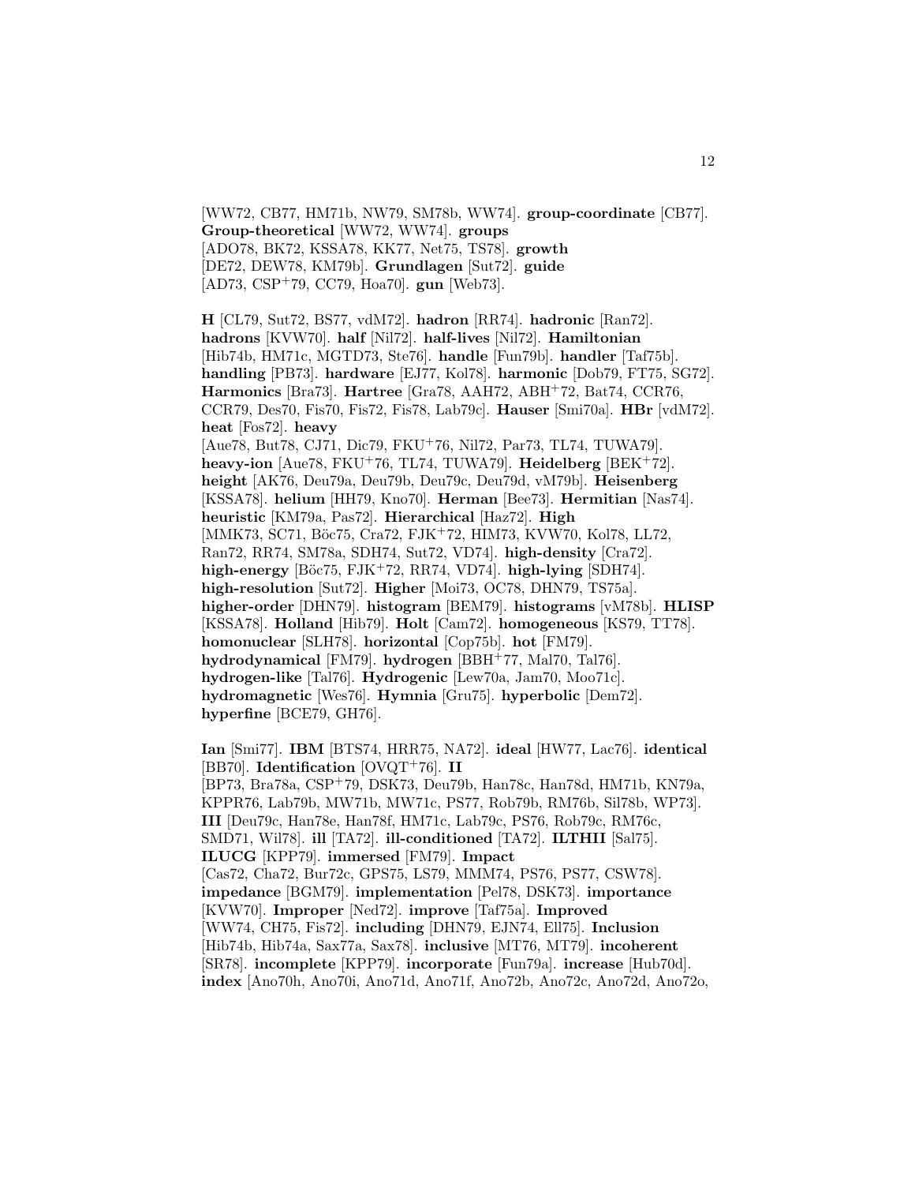[WW72, CB77, HM71b, NW79, SM78b, WW74]. **group-coordinate** [CB77]. **Group-theoretical** [WW72, WW74]. **groups** [ADO78, BK72, KSSA78, KK77, Net75, TS78]. **growth** [DE72, DEW78, KM79b]. **Grundlagen** [Sut72]. **guide** [AD73, CSP+79, CC79, Hoa70]. **gun** [Web73].

**H** [CL79, Sut72, BS77, vdM72]. **hadron** [RR74]. **hadronic** [Ran72]. **hadrons** [KVW70]. **half** [Nil72]. **half-lives** [Nil72]. **Hamiltonian** [Hib74b, HM71c, MGTD73, Ste76]. **handle** [Fun79b]. **handler** [Taf75b]. **handling** [PB73]. **hardware** [EJ77, Kol78]. **harmonic** [Dob79, FT75, SG72]. **Harmonics** [Bra73]. **Hartree** [Gra78, AAH72, ABH+72, Bat74, CCR76, CCR79, Des70, Fis70, Fis72, Fis78, Lab79c]. **Hauser** [Smi70a]. **HBr** [vdM72]. **heat** [Fos72]. **heavy** [Aue78, But78, CJ71, Dic79, FKU+76, Nil72, Par73, TL74, TUWA79]. **heavy-ion** [Aue78, FKU+76, TL74, TUWA79]. **Heidelberg** [BEK+72]. **height** [AK76, Deu79a, Deu79b, Deu79c, Deu79d, vM79b]. **Heisenberg** [KSSA78]. **helium** [HH79, Kno70]. **Herman** [Bee73]. **Hermitian** [Nas74]. **heuristic** [KM79a, Pas72]. **Hierarchical** [Haz72]. **High** [MMK73, SC71, Böc75, Cra72, FJK+72, HIM73, KVW70, Kol78, LL72, Ran72, RR74, SM78a, SDH74, Sut72, VD74]. **high-density** [Cra72]. **high-energy** [Böc75, FJK+72, RR74, VD74]. **high-lying** [SDH74]. **high-resolution** [Sut72]. **Higher** [Moi73, OC78, DHN79, TS75a]. **higher-order** [DHN79]. **histogram** [BEM79]. **histograms** [vM78b]. **HLISP** [KSSA78]. **Holland** [Hib79]. **Holt** [Cam72]. **homogeneous** [KS79, TT78]. **homonuclear** [SLH78]. **horizontal** [Cop75b]. **hot** [FM79]. **hydrodynamical** [FM79]. **hydrogen** [BBH+77, Mal70, Tal76]. **hydrogen-like** [Tal76]. **Hydrogenic** [Lew70a, Jam70, Moo71c]. **hydromagnetic** [Wes76]. **Hymnia** [Gru75]. **hyperbolic** [Dem72]. **hyperfine** [BCE79, GH76].

**Ian** [Smi77]. **IBM** [BTS74, HRR75, NA72]. **ideal** [HW77, Lac76]. **identical** [BB70]. **Identification** [OVQT+76]. **II** [BP73, Bra78a, CSP+79, DSK73, Deu79b, Han78c, Han78d, HM71b, KN79a, KPPR76, Lab79b, MW71b, MW71c, PS77, Rob79b, RM76b, Sil78b, WP73]. **III** [Deu79c, Han78e, Han78f, HM71c, Lab79c, PS76, Rob79c, RM76c, SMD71, Wil78]. **ill** [TA72]. **ill-conditioned** [TA72]. **ILTHII** [Sal75]. **ILUCG** [KPP79]. **immersed** [FM79]. **Impact** [Cas72, Cha72, Bur72c, GPS75, LS79, MMM74, PS76, PS77, CSW78]. **impedance** [BGM79]. **implementation** [Pel78, DSK73]. **importance** [KVW70]. **Improper** [Ned72]. **improve** [Taf75a]. **Improved** [WW74, CH75, Fis72]. **including** [DHN79, EJN74, Ell75]. **Inclusion** [Hib74b, Hib74a, Sax77a, Sax78]. **inclusive** [MT76, MT79]. **incoherent** [SR78]. **incomplete** [KPP79]. **incorporate** [Fun79a]. **increase** [Hub70d]. **index** [Ano70h, Ano70i, Ano71d, Ano71f, Ano72b, Ano72c, Ano72d, Ano72o,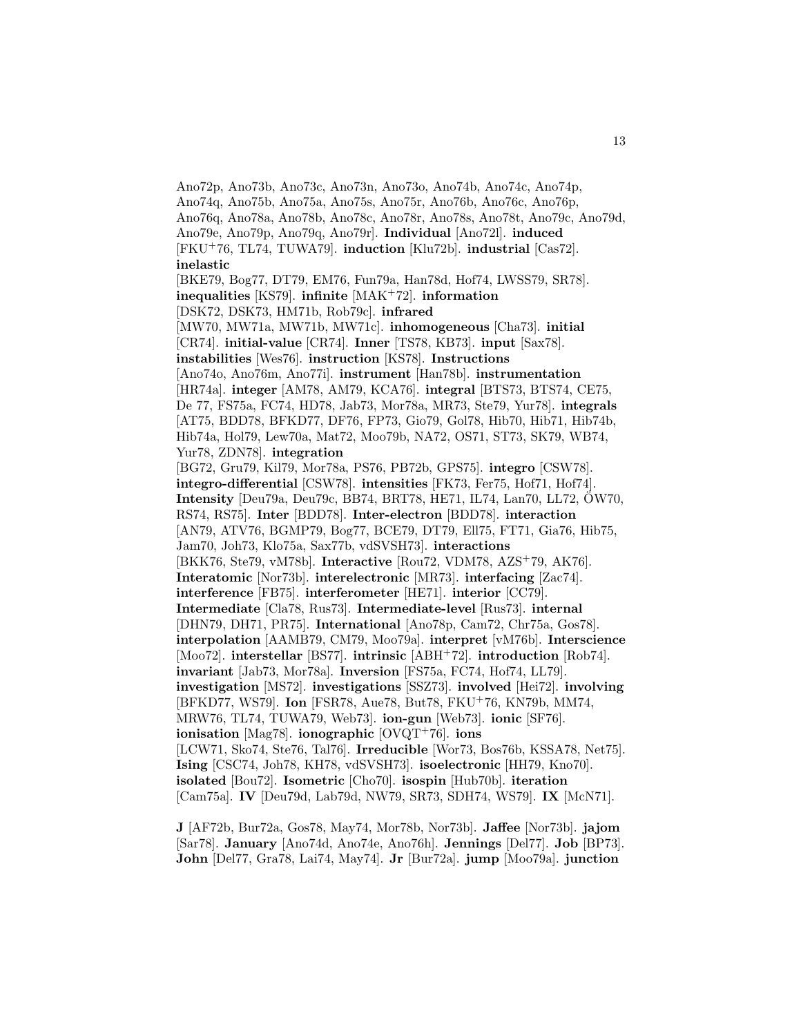Ano72p, Ano73b, Ano73c, Ano73n, Ano73o, Ano74b, Ano74c, Ano74p, Ano74q, Ano75b, Ano75a, Ano75s, Ano75r, Ano76b, Ano76c, Ano76p, Ano76q, Ano78a, Ano78b, Ano78c, Ano78r, Ano78s, Ano78t, Ano79c, Ano79d, Ano79e, Ano79p, Ano79q, Ano79r]. **Individual** [Ano72l]. **induced** [FKU+76, TL74, TUWA79]. **induction** [Klu72b]. **industrial** [Cas72]. **inelastic** [BKE79, Bog77, DT79, EM76, Fun79a, Han78d, Hof74, LWSS79, SR78]. **inequalities** [KS79]. **infinite** [MAK+72]. **information** [DSK72, DSK73, HM71b, Rob79c]. **infrared** [MW70, MW71a, MW71b, MW71c]. **inhomogeneous** [Cha73]. **initial** [CR74]. **initial-value** [CR74]. **Inner** [TS78, KB73]. **input** [Sax78]. **instabilities** [Wes76]. **instruction** [KS78]. **Instructions** [Ano74o, Ano76m, Ano77i]. **instrument** [Han78b]. **instrumentation** [HR74a]. **integer** [AM78, AM79, KCA76]. **integral** [BTS73, BTS74, CE75, De 77, FS75a, FC74, HD78, Jab73, Mor78a, MR73, Ste79, Yur78]. **integrals** [AT75, BDD78, BFKD77, DF76, FP73, Gio79, Gol78, Hib70, Hib71, Hib74b, Hib74a, Hol79, Lew70a, Mat72, Moo79b, NA72, OS71, ST73, SK79, WB74, Yur78, ZDN78]. **integration** [BG72, Gru79, Kil79, Mor78a, PS76, PB72b, GPS75]. **integro** [CSW78]. **integro-differential** [CSW78]. **intensities** [FK73, Fer75, Hof71, Hof74]. **Intensity** [Deu79a, Deu79c, BB74, BRT78, HE71, IL74, Lan70, LL72, ÖW70, RS74, RS75]. **Inter** [BDD78]. **Inter-electron** [BDD78]. **interaction** [AN79, ATV76, BGMP79, Bog77, BCE79, DT79, Ell75, FT71, Gia76, Hib75, Jam70, Joh73, Klo75a, Sax77b, vdSVSH73]. **interactions** [BKK76, Ste79, vM78b]. **Interactive** [Rou72, VDM78, AZS+79, AK76]. **Interatomic** [Nor73b]. **interelectronic** [MR73]. **interfacing** [Zac74]. **interference** [FB75]. **interferometer** [HE71]. **interior** [CC79]. **Intermediate** [Cla78, Rus73]. **Intermediate-level** [Rus73]. **internal** [DHN79, DH71, PR75]. **International** [Ano78p, Cam72, Chr75a, Gos78]. **interpolation** [AAMB79, CM79, Moo79a]. **interpret** [vM76b]. **Interscience** [Moo72]. **interstellar** [BS77]. **intrinsic** [ABH+72]. **introduction** [Rob74]. **invariant** [Jab73, Mor78a]. **Inversion** [FS75a, FC74, Hof74, LL79]. **investigation** [MS72]. **investigations** [SSZ73]. **involved** [Hei72]. **involving** [BFKD77, WS79]. **Ion** [FSR78, Aue78, But78, FKU+76, KN79b, MM74, MRW76, TL74, TUWA79, Web73]. **ion-gun** [Web73]. **ionic** [SF76]. **ionisation** [Mag78]. **ionographic** [OVQT+76]. **ions** [LCW71, Sko74, Ste76, Tal76]. **Irreducible** [Wor73, Bos76b, KSSA78, Net75]. **Ising** [CSC74, Joh78, KH78, vdSVSH73]. **isoelectronic** [HH79, Kno70]. **isolated** [Bou72]. **Isometric** [Cho70]. **isospin** [Hub70b]. **iteration** [Cam75a]. **IV** [Deu79d, Lab79d, NW79, SR73, SDH74, WS79]. **IX** [McN71].

**J** [AF72b, Bur72a, Gos78, May74, Mor78b, Nor73b]. **Jaffee** [Nor73b]. **jajom** [Sar78]. **January** [Ano74d, Ano74e, Ano76h]. **Jennings** [Del77]. **Job** [BP73]. **John** [Del77, Gra78, Lai74, May74]. **Jr** [Bur72a]. **jump** [Moo79a]. **junction**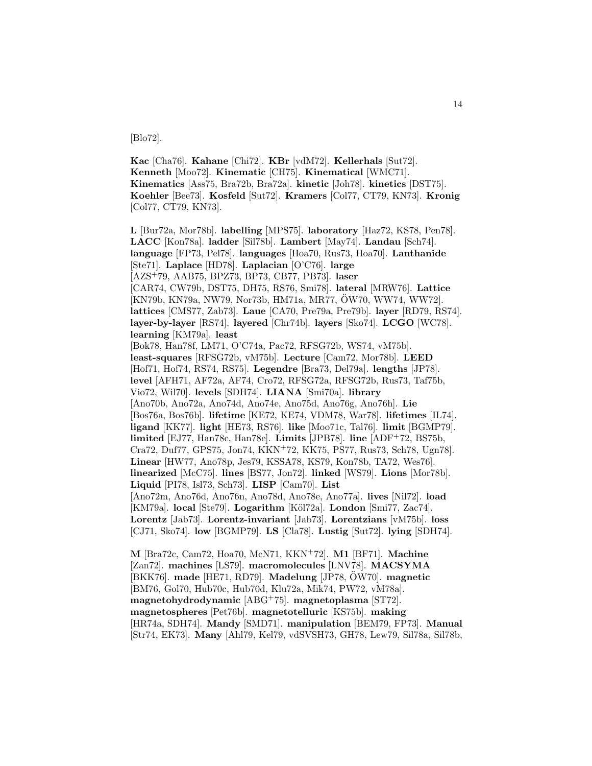[Blo72].

**Kac** [Cha76]. **Kahane** [Chi72]. **KBr** [vdM72]. **Kellerhals** [Sut72]. **Kenneth** [Moo72]. **Kinematic** [CH75]. **Kinematical** [WMC71]. **Kinematics** [Ass75, Bra72b, Bra72a]. **kinetic** [Joh78]. **kinetics** [DST75]. **Koehler** [Bee73]. **Kosfeld** [Sut72]. **Kramers** [Col77, CT79, KN73]. **Kronig** [Col77, CT79, KN73].

**L** [Bur72a, Mor78b]. **labelling** [MPS75]. **laboratory** [Haz72, KS78, Pen78]. **LACC** [Kon78a]. **ladder** [Sil78b]. **Lambert** [May74]. **Landau** [Sch74]. **language** [FP73, Pel78]. **languages** [Hoa70, Rus73, Hoa70]. **Lanthanide** [Ste71]. **Laplace** [HD78]. **Laplacian** [O'C76]. **large** [AZS+79, AAB75, BPZ73, BP73, CB77, PB73]. **laser** [CAR74, CW79b, DST75, DH75, RS76, Smi78]. **lateral** [MRW76]. **Lattice** [KN79b, KN79a, NW79, Nor73b, HM71a, MR77, ÖW70, WW74, WW72]. **lattices** [CMS77, Zab73]. **Laue** [CA70, Pre79a, Pre79b]. **layer** [RD79, RS74]. **layer-by-layer** [RS74]. **layered** [Chr74b]. **layers** [Sko74]. **LCGO** [WC78]. **learning** [KM79a]. **least** [Bok78, Han78f, LM71, O'C74a, Pac72, RFSG72b, WS74, vM75b]. **least-squares** [RFSG72b, vM75b]. **Lecture** [Cam72, Mor78b]. **LEED** [Hof71, Hof74, RS74, RS75]. **Legendre** [Bra73, Del79a]. **lengths** [JP78]. **level** [AFH71, AF72a, AF74, Cro72, RFSG72a, RFSG72b, Rus73, Taf75b, Vio72, Wil70]. **levels** [SDH74]. **LIANA** [Smi70a]. **library** [Ano70b, Ano72a, Ano74d, Ano74e, Ano75d, Ano76g, Ano76h]. **Lie** [Bos76a, Bos76b]. **lifetime** [KE72, KE74, VDM78, War78]. **lifetimes** [IL74]. **ligand** [KK77]. **light** [HE73, RS76]. **like** [Moo71c, Tal76]. **limit** [BGMP79]. **limited** [EJ77, Han78c, Han78e]. **Limits** [JPB78]. **line** [ADF+72, BS75b, Cra72, Duf77, GPS75, Jon74, KKN+72, KK75, PS77, Rus73, Sch78, Ugn78]. **Linear** [HW77, Ano78p, Jes79, KSSA78, KS79, Kon78b, TA72, Wes76]. **linearized** [McC75]. **lines** [BS77, Jon72]. **linked** [WS79]. **Lions** [Mor78b]. **Liquid** [PI78, Isl73, Sch73]. **LISP** [Cam70]. **List** [Ano72m, Ano76d, Ano76n, Ano78d, Ano78e, Ano77a]. **lives** [Nil72]. **load** [KM79a]. **local** [Ste79]. **Logarithm** [Köl72a]. **London** [Smi77, Zac74]. **Lorentz** [Jab73]. **Lorentz-invariant** [Jab73]. **Lorentzians** [vM75b]. **loss** [CJ71, Sko74]. **low** [BGMP79]. **LS** [Cla78]. **Lustig** [Sut72]. **lying** [SDH74].

**M** [Bra72c, Cam72, Hoa70, McN71, KKN+72]. **M1** [BF71]. **Machine** [Zan72]. **machines** [LS79]. **macromolecules** [LNV78]. **MACSYMA** [BKK76]. **made** [HE71, RD79]. **Madelung** [JP78, ÖW70]. **magnetic** [BM76, Gol70, Hub70c, Hub70d, Klu72a, Mik74, PW72, vM78a]. **magnetohydrodynamic** [ABG+75]. **magnetoplasma** [ST72]. **magnetospheres** [Pet76b]. **magnetotelluric** [KS75b]. **making** [HR74a, SDH74]. **Mandy** [SMD71]. **manipulation** [BEM79, FP73]. **Manual** [Str74, EK73]. **Many** [Ahl79, Kel79, vdSVSH73, GH78, Lew79, Sil78a, Sil78b,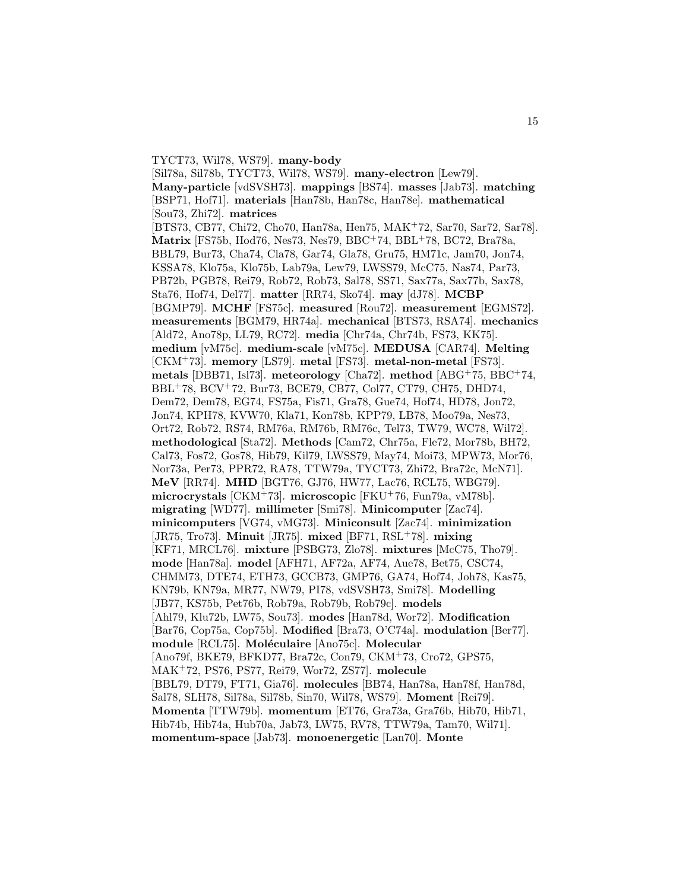TYCT73, Wil78, WS79]. **many-body** [Sil78a, Sil78b, TYCT73, Wil78, WS79]. **many-electron** [Lew79]. **Many-particle** [vdSVSH73]. **mappings** [BS74]. **masses** [Jab73]. **matching** [BSP71, Hof71]. **materials** [Han78b, Han78c, Han78e]. **mathematical** [Sou73, Zhi72]. **matrices** [BTS73, CB77, Chi72, Cho70, Han78a, Hen75, MAK+72, Sar70, Sar72, Sar78]. **Matrix** [FS75b, Hod76, Nes73, Nes79, BBC+74, BBL+78, BC72, Bra78a, BBL79, Bur73, Cha74, Cla78, Gar74, Gla78, Gru75, HM71c, Jam70, Jon74, KSSA78, Klo75a, Klo75b, Lab79a, Lew79, LWSS79, McC75, Nas74, Par73, PB72b, PGB78, Rei79, Rob72, Rob73, Sal78, SS71, Sax77a, Sax77b, Sax78, Sta76, Hof74, Del77]. **matter** [RR74, Sko74]. **may** [dJ78]. **MCBP** [BGMP79]. **MCHF** [FS75c]. **measured** [Rou72]. **measurement** [EGMS72]. **measurements** [BGM79, HR74a]. **mechanical** [BTS73, RSA74]. **mechanics** [Ald72, Ano78p, LL79, RC72]. **media** [Chr74a, Chr74b, FS73, KK75]. **medium** [vM75c]. **medium-scale** [vM75c]. **MEDUSA** [CAR74]. **Melting** [CKM+73]. **memory** [LS79]. **metal** [FS73]. **metal-non-metal** [FS73]. **metals** [DBB71, Isl73]. **meteorology** [Cha72]. **method** [ABG+75, BBC+74, BBL+78, BCV+72, Bur73, BCE79, CB77, Col77, CT79, CH75, DHD74, Dem72, Dem78, EG74, FS75a, Fis71, Gra78, Gue74, Hof74, HD78, Jon72, Jon74, KPH78, KVW70, Kla71, Kon78b, KPP79, LB78, Moo79a, Nes73, Ort72, Rob72, RS74, RM76a, RM76b, RM76c, Tel73, TW79, WC78, Wil72]. **methodological** [Sta72]. **Methods** [Cam72, Chr75a, Fle72, Mor78b, BH72, Cal73, Fos72, Gos78, Hib79, Kil79, LWSS79, May74, Moi73, MPW73, Mor76, Nor73a, Per73, PPR72, RA78, TTW79a, TYCT73, Zhi72, Bra72c, McN71]. **MeV** [RR74]. **MHD** [BGT76, GJ76, HW77, Lac76, RCL75, WBG79]. **microcrystals** [CKM+73]. **microscopic** [FKU+76, Fun79a, vM78b]. **migrating** [WD77]. **millimeter** [Smi78]. **Minicomputer** [Zac74]. **minicomputers** [VG74, vMG73]. **Miniconsult** [Zac74]. **minimization** [JR75, Tro73]. **Minuit** [JR75]. **mixed** [BF71, RSL+78]. **mixing** [KF71, MRCL76]. **mixture** [PSBG73, Zlo78]. **mixtures** [McC75, Tho79]. **mode** [Han78a]. **model** [AFH71, AF72a, AF74, Aue78, Bet75, CSC74, CHMM73, DTE74, ETH73, GCCB73, GMP76, GA74, Hof74, Joh78, Kas75, KN79b, KN79a, MR77, NW79, PI78, vdSVSH73, Smi78]. **Modelling** [JB77, KS75b, Pet76b, Rob79a, Rob79b, Rob79c]. **models** [Ahl79, Klu72b, LW75, Sou73]. **modes** [Han78d, Wor72]. **Modification** [Bar76, Cop75a, Cop75b]. **Modified** [Bra73, O'C74a]. **modulation** [Ber77]. **module** [RCL75]. **Moléculaire** [Ano75c]. **Molecular** [Ano79f, BKE79, BFKD77, Bra72c, Con79, CKM+73, Cro72, GPS75, MAK+72, PS76, PS77, Rei79, Wor72, ZS77]. **molecule** [BBL79, DT79, FT71, Gia76]. **molecules** [BB74, Han78a, Han78f, Han78d, Sal78, SLH78, Sil78a, Sil78b, Sin70, Wil78, WS79]. **Moment** [Rei79]. **Momenta** [TTW79b]. **momentum** [ET76, Gra73a, Gra76b, Hib70, Hib71, Hib74b, Hib74a, Hub70a, Jab73, LW75, RV78, TTW79a, Tam70, Wil71]. **momentum-space** [Jab73]. **monoenergetic** [Lan70]. **Monte**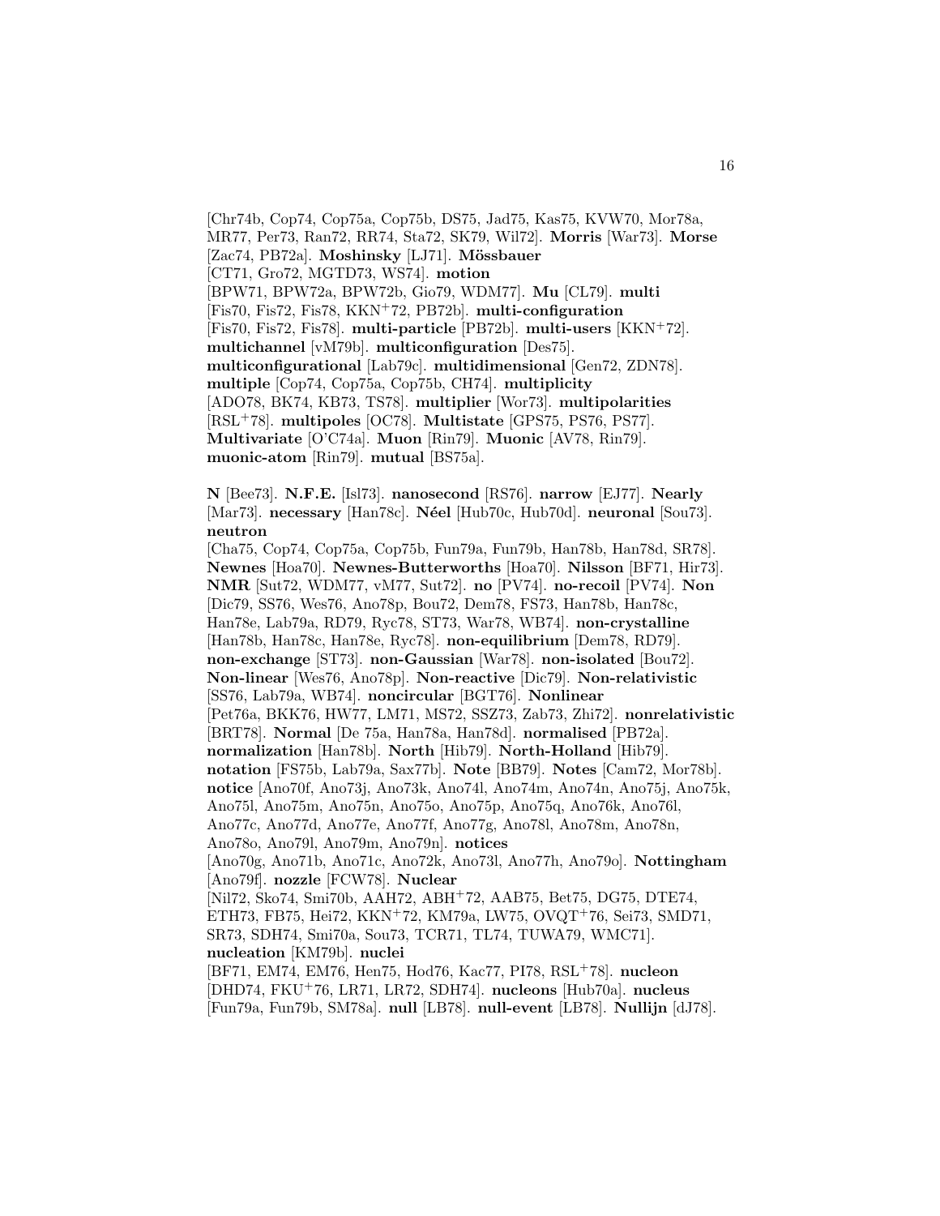[Chr74b, Cop74, Cop75a, Cop75b, DS75, Jad75, Kas75, KVW70, Mor78a, MR77, Per73, Ran72, RR74, Sta72, SK79, Wil72]. **Morris** [War73]. **Morse** [Zac74, PB72a]. **Moshinsky** [LJ71]. **Mössbauer** [CT71, Gro72, MGTD73, WS74]. **motion** [BPW71, BPW72a, BPW72b, Gio79, WDM77]. **Mu** [CL79]. **multi** [Fis70, Fis72, Fis78, KKN+72, PB72b]. **multi-configuration** [Fis70, Fis72, Fis78]. **multi-particle** [PB72b]. **multi-users** [KKN+72]. **multichannel** [vM79b]. **multiconfiguration** [Des75]. **multiconfigurational** [Lab79c]. **multidimensional** [Gen72, ZDN78]. **multiple** [Cop74, Cop75a, Cop75b, CH74]. **multiplicity** [ADO78, BK74, KB73, TS78]. **multiplier** [Wor73]. **multipolarities** [RSL+78]. **multipoles** [OC78]. **Multistate** [GPS75, PS76, PS77]. **Multivariate** [O'C74a]. **Muon** [Rin79]. **Muonic** [AV78, Rin79]. **muonic-atom** [Rin79]. **mutual** [BS75a].

**N** [Bee73]. **N.F.E.** [Isl73]. **nanosecond** [RS76]. **narrow** [EJ77]. **Nearly** [Mar73]. **necessary** [Han78c]. **Néel** [Hub70c, Hub70d]. **neuronal** [Sou73]. **neutron** [Cha75, Cop74, Cop75a, Cop75b, Fun79a, Fun79b, Han78b, Han78d, SR78]. **Newnes** [Hoa70]. **Newnes-Butterworths** [Hoa70]. **Nilsson** [BF71, Hir73]. **NMR** [Sut72, WDM77, vM77, Sut72]. **no** [PV74]. **no-recoil** [PV74]. **Non** [Dic79, SS76, Wes76, Ano78p, Bou72, Dem78, FS73, Han78b, Han78c, Han78e, Lab79a, RD79, Ryc78, ST73, War78, WB74]. **non-crystalline** [Han78b, Han78c, Han78e, Ryc78]. **non-equilibrium** [Dem78, RD79]. **non-exchange** [ST73]. **non-Gaussian** [War78]. **non-isolated** [Bou72]. **Non-linear** [Wes76, Ano78p]. **Non-reactive** [Dic79]. **Non-relativistic** [SS76, Lab79a, WB74]. **noncircular** [BGT76]. **Nonlinear** [Pet76a, BKK76, HW77, LM71, MS72, SSZ73, Zab73, Zhi72]. **nonrelativistic** [BRT78]. **Normal** [De 75a, Han78a, Han78d]. **normalised** [PB72a]. **normalization** [Han78b]. **North** [Hib79]. **North-Holland** [Hib79]. **notation** [FS75b, Lab79a, Sax77b]. **Note** [BB79]. **Notes** [Cam72, Mor78b]. **notice** [Ano70f, Ano73j, Ano73k, Ano74l, Ano74m, Ano74n, Ano75j, Ano75k, Ano75l, Ano75m, Ano75n, Ano75o, Ano75p, Ano75q, Ano76k, Ano76l, Ano77c, Ano77d, Ano77e, Ano77f, Ano77g, Ano78l, Ano78m, Ano78n, Ano78o, Ano79l, Ano79m, Ano79n]. **notices** [Ano70g, Ano71b, Ano71c, Ano72k, Ano73l, Ano77h, Ano79o]. **Nottingham** [Ano79f]. **nozzle** [FCW78]. **Nuclear** [Nil72, Sko74, Smi70b, AAH72, ABH+72, AAB75, Bet75, DG75, DTE74, ETH73, FB75, Hei72, KKN+72, KM79a, LW75, OVQT+76, Sei73, SMD71, SR73, SDH74, Smi70a, Sou73, TCR71, TL74, TUWA79, WMC71]. **nucleation** [KM79b]. **nuclei** [BF71, EM74, EM76, Hen75, Hod76, Kac77, PI78, RSL+78]. **nucleon** [DHD74, FKU+76, LR71, LR72, SDH74]. **nucleons** [Hub70a]. **nucleus** [Fun79a, Fun79b, SM78a]. **null** [LB78]. **null-event** [LB78]. **Nullijn** [dJ78].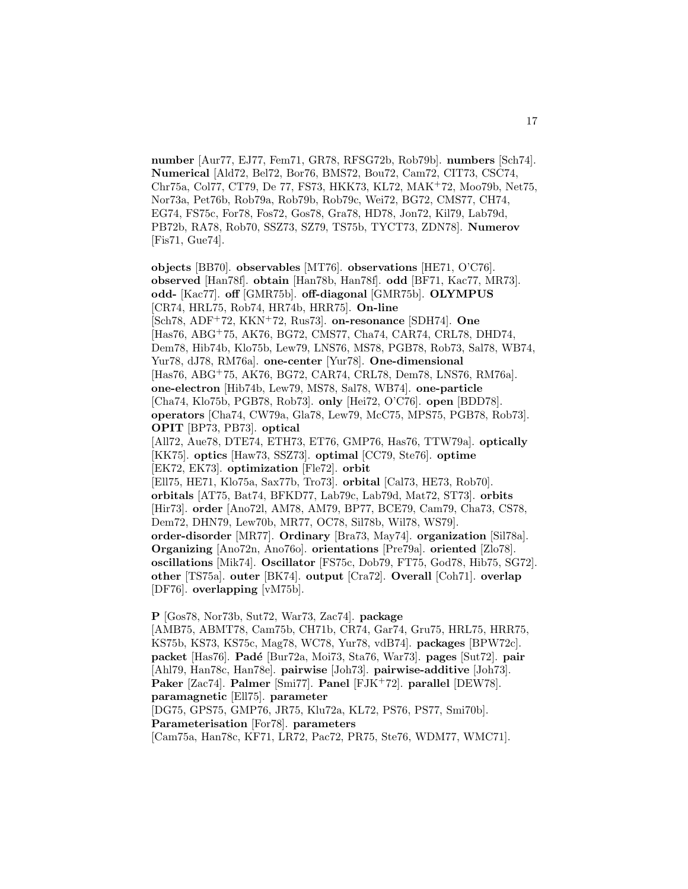**number** [Aur77, EJ77, Fem71, GR78, RFSG72b, Rob79b]. **numbers** [Sch74]. **Numerical** [Ald72, Bel72, Bor76, BMS72, Bou72, Cam72, CIT73, CSC74, Chr75a, Col77, CT79, De 77, FS73, HKK73, KL72, MAK<sup>+</sup>72, Moo79b, Net75, Nor73a, Pet76b, Rob79a, Rob79b, Rob79c, Wei72, BG72, CMS77, CH74, EG74, FS75c, For78, Fos72, Gos78, Gra78, HD78, Jon72, Kil79, Lab79d, PB72b, RA78, Rob70, SSZ73, SZ79, TS75b, TYCT73, ZDN78]. **Numerov** [Fis71, Gue74].

**objects** [BB70]. **observables** [MT76]. **observations** [HE71, O'C76]. **observed** [Han78f]. **obtain** [Han78b, Han78f]. **odd** [BF71, Kac77, MR73]. **odd-** [Kac77]. **off** [GMR75b]. **off-diagonal** [GMR75b]. **OLYMPUS** [CR74, HRL75, Rob74, HR74b, HRR75]. **On-line** [Sch78, ADF<sup>+</sup>72, KKN<sup>+</sup>72, Rus73]. **on-resonance** [SDH74]. **One** [Has76, ABG<sup>+</sup>75, AK76, BG72, CMS77, Cha74, CAR74, CRL78, DHD74, Dem78, Hib74b, Klo75b, Lew79, LNS76, MS78, PGB78, Rob73, Sal78, WB74, Yur78, dJ78, RM76a]. **one-center** [Yur78]. **One-dimensional** [Has76, ABG<sup>+</sup>75, AK76, BG72, CAR74, CRL78, Dem78, LNS76, RM76a]. **one-electron** [Hib74b, Lew79, MS78, Sal78, WB74]. **one-particle** [Cha74, Klo75b, PGB78, Rob73]. **only** [Hei72, O'C76]. **open** [BDD78]. **operators** [Cha74, CW79a, Gla78, Lew79, McC75, MPS75, PGB78, Rob73]. **OPIT** [BP73, PB73]. **optical** [All72, Aue78, DTE74, ETH73, ET76, GMP76, Has76, TTW79a]. **optically** [KK75]. **optics** [Haw73, SSZ73]. **optimal** [CC79, Ste76]. **optime** [EK72, EK73]. **optimization** [Fle72]. **orbit** [Ell75, HE71, Klo75a, Sax77b, Tro73]. **orbital** [Cal73, HE73, Rob70]. **orbitals** [AT75, Bat74, BFKD77, Lab79c, Lab79d, Mat72, ST73]. **orbits** [Hir73]. **order** [Ano72l, AM78, AM79, BP77, BCE79, Cam79, Cha73, CS78, Dem72, DHN79, Lew70b, MR77, OC78, Sil78b, Wil78, WS79]. **order-disorder** [MR77]. **Ordinary** [Bra73, May74]. **organization** [Sil78a]. **Organizing** [Ano72n, Ano76o]. **orientations** [Pre79a]. **oriented** [Zlo78]. **oscillations** [Mik74]. **Oscillator** [FS75c, Dob79, FT75, God78, Hib75, SG72]. **other** [TS75a]. **outer** [BK74]. **output** [Cra72]. **Overall** [Coh71]. **overlap** [DF76]. **overlapping** [vM75b].

**P** [Gos78, Nor73b, Sut72, War73, Zac74]. **package** [AMB75, ABMT78, Cam75b, CH71b, CR74, Gar74, Gru75, HRL75, HRR75, KS75b, KS73, KS75c, Mag78, WC78, Yur78, vdB74]. **packages** [BPW72c]. **packet** [Has76]. **Padé** [Bur72a, Moi73, Sta76, War73]. **pages** [Sut72]. **pair** [Ahl79, Han78c, Han78e]. **pairwise** [Joh73]. **pairwise-additive** [Joh73]. **Paker** [Zac74]. **Palmer** [Smi77]. **Panel** [FJK<sup>+</sup>72]. **parallel** [DEW78]. **paramagnetic** [Ell75]. **parameter** [DG75, GPS75, GMP76, JR75, Klu72a, KL72, PS76, PS77, Smi70b]. **Parameterisation** [For78]. **parameters** [Cam75a, Han78c, KF71, LR72, Pac72, PR75, Ste76, WDM77, WMC71].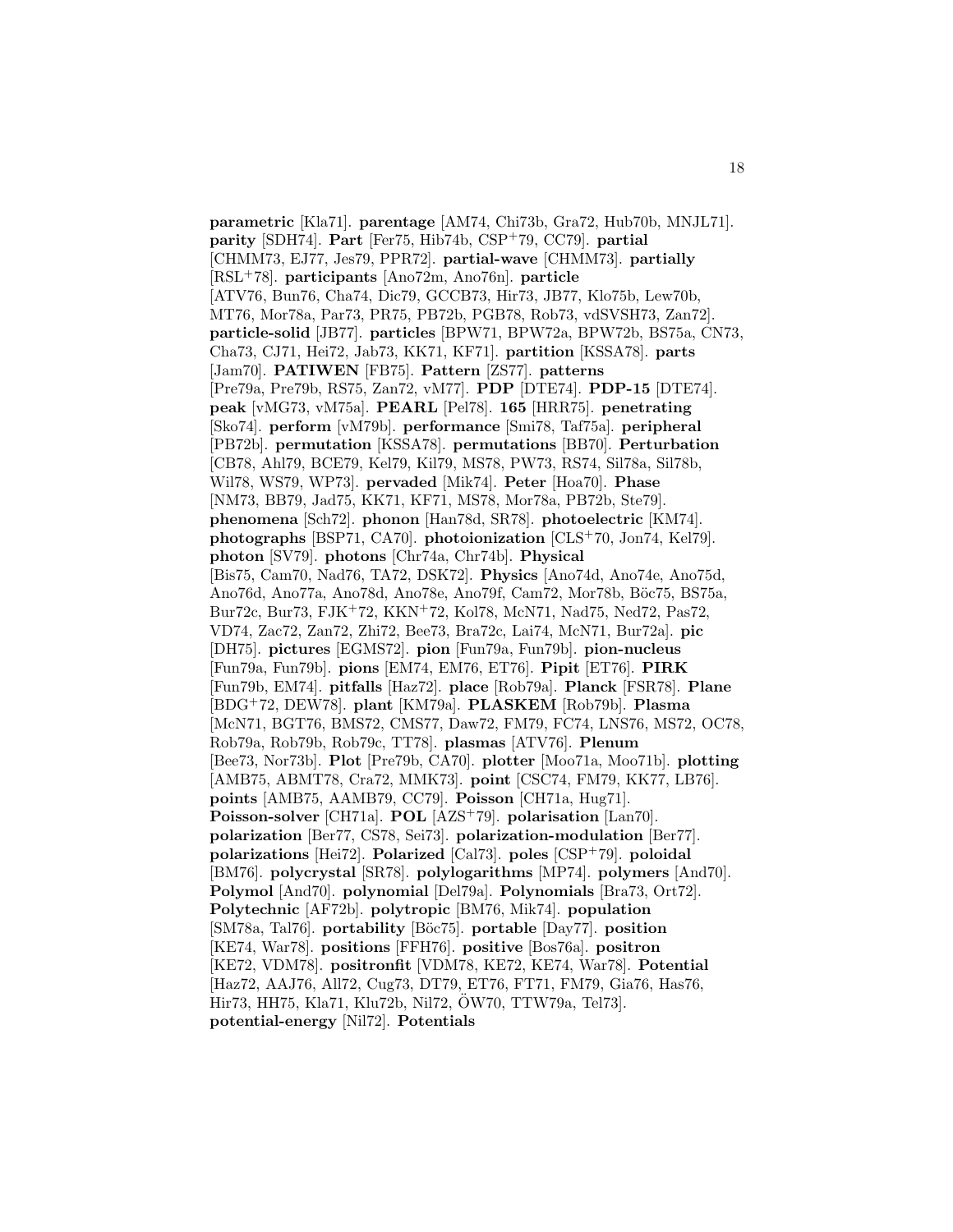**parametric** [Kla71]. **parentage** [AM74, Chi73b, Gra72, Hub70b, MNJL71]. **parity** [SDH74]. **Part** [Fer75, Hib74b, CSP+79, CC79]. **partial** [CHMM73, EJ77, Jes79, PPR72]. **partial-wave** [CHMM73]. **partially** [RSL+78]. **participants** [Ano72m, Ano76n]. **particle** [ATV76, Bun76, Cha74, Dic79, GCCB73, Hir73, JB77, Klo75b, Lew70b, MT76, Mor78a, Par73, PR75, PB72b, PGB78, Rob73, vdSVSH73, Zan72]. **particle-solid** [JB77]. **particles** [BPW71, BPW72a, BPW72b, BS75a, CN73, Cha73, CJ71, Hei72, Jab73, KK71, KF71]. **partition** [KSSA78]. **parts** [Jam70]. **PATIWEN** [FB75]. **Pattern** [ZS77]. **patterns** [Pre79a, Pre79b, RS75, Zan72, vM77]. **PDP** [DTE74]. **PDP-15** [DTE74]. **peak** [vMG73, vM75a]. **PEARL** [Pel78]. **165** [HRR75]. **penetrating** [Sko74]. **perform** [vM79b]. **performance** [Smi78, Taf75a]. **peripheral** [PB72b]. **permutation** [KSSA78]. **permutations** [BB70]. **Perturbation** [CB78, Ahl79, BCE79, Kel79, Kil79, MS78, PW73, RS74, Sil78a, Sil78b, Wil78, WS79, WP73]. **pervaded** [Mik74]. **Peter** [Hoa70]. **Phase** [NM73, BB79, Jad75, KK71, KF71, MS78, Mor78a, PB72b, Ste79]. **phenomena** [Sch72]. **phonon** [Han78d, SR78]. **photoelectric** [KM74]. **photographs** [BSP71, CA70]. **photoionization** [CLS+70, Jon74, Kel79]. **photon** [SV79]. **photons** [Chr74a, Chr74b]. **Physical** [Bis75, Cam70, Nad76, TA72, DSK72]. **Physics** [Ano74d, Ano74e, Ano75d, Ano76d, Ano77a, Ano78d, Ano78e, Ano79f, Cam72, Mor78b, Böc75, BS75a, Bur72c, Bur73, FJK+72, KKN+72, Kol78, McN71, Nad75, Ned72, Pas72, VD74, Zac72, Zan72, Zhi72, Bee73, Bra72c, Lai74, McN71, Bur72a]. **pic** [DH75]. **pictures** [EGMS72]. **pion** [Fun79a, Fun79b]. **pion-nucleus** [Fun79a, Fun79b]. **pions** [EM74, EM76, ET76]. **Pipit** [ET76]. **PIRK** [Fun79b, EM74]. **pitfalls** [Haz72]. **place** [Rob79a]. **Planck** [FSR78]. **Plane** [BDG+72, DEW78]. **plant** [KM79a]. **PLASKEM** [Rob79b]. **Plasma** [McN71, BGT76, BMS72, CMS77, Daw72, FM79, FC74, LNS76, MS72, OC78, Rob79a, Rob79b, Rob79c, TT78]. **plasmas** [ATV76]. **Plenum** [Bee73, Nor73b]. **Plot** [Pre79b, CA70]. **plotter** [Moo71a, Moo71b]. **plotting** [AMB75, ABMT78, Cra72, MMK73]. **point** [CSC74, FM79, KK77, LB76]. **points** [AMB75, AAMB79, CC79]. **Poisson** [CH71a, Hug71]. **Poisson-solver** [CH71a]. **POL** [AZS+79]. **polarisation** [Lan70]. **polarization** [Ber77, CS78, Sei73]. **polarization-modulation** [Ber77]. **polarizations** [Hei72]. **Polarized** [Cal73]. **poles** [CSP+79]. **poloidal** [BM76]. **polycrystal** [SR78]. **polylogarithms** [MP74]. **polymers** [And70]. **Polymol** [And70]. **polynomial** [Del79a]. **Polynomials** [Bra73, Ort72]. **Polytechnic** [AF72b]. **polytropic** [BM76, Mik74]. **population** [SM78a, Tal76]. **portability** [Böc75]. **portable** [Day77]. **position** [KE74, War78]. **positions** [FFH76]. **positive** [Bos76a]. **positron** [KE72, VDM78]. **positronfit** [VDM78, KE72, KE74, War78]. **Potential** [Haz72, AAJ76, All72, Cug73, DT79, ET76, FT71, FM79, Gia76, Has76, Hir73, HH75, Kla71, Klu72b, Nil72, ÖW70, TTW79a, Tel73]. **potential-energy** [Nil72]. **Potentials**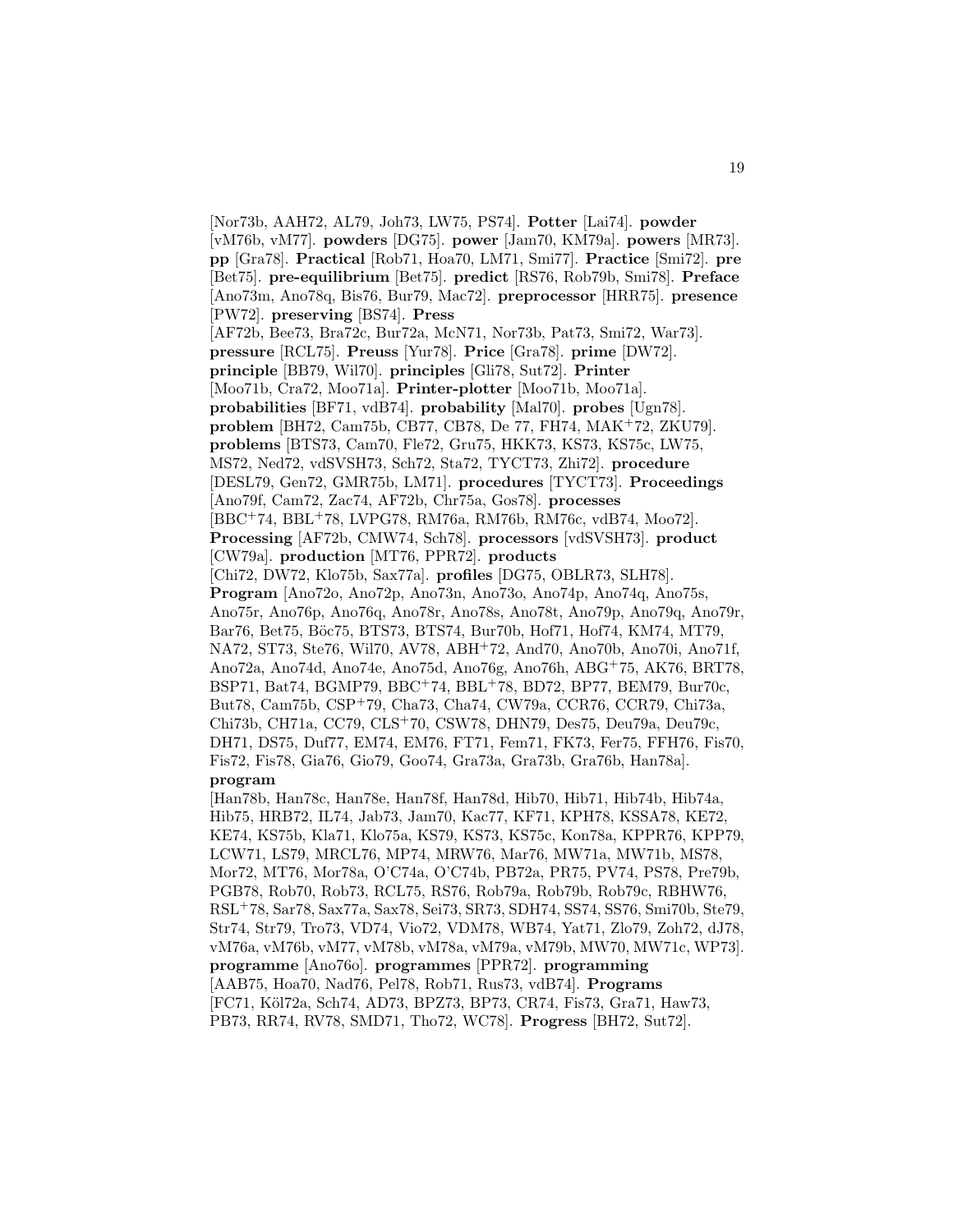[Nor73b, AAH72, AL79, Joh73, LW75, PS74]. **Potter** [Lai74]. **powder** [vM76b, vM77]. **powders** [DG75]. **power** [Jam70, KM79a]. **powers** [MR73]. **pp** [Gra78]. **Practical** [Rob71, Hoa70, LM71, Smi77]. **Practice** [Smi72]. **pre** [Bet75]. **pre-equilibrium** [Bet75]. **predict** [RS76, Rob79b, Smi78]. **Preface** [Ano73m, Ano78q, Bis76, Bur79, Mac72]. **preprocessor** [HRR75]. **presence** [PW72]. **preserving** [BS74]. **Press** [AF72b, Bee73, Bra72c, Bur72a, McN71, Nor73b, Pat73, Smi72, War73]. **pressure** [RCL75]. **Preuss** [Yur78]. **Price** [Gra78]. **prime** [DW72]. **principle** [BB79, Wil70]. **principles** [Gli78, Sut72]. **Printer** [Moo71b, Cra72, Moo71a]. **Printer-plotter** [Moo71b, Moo71a]. **probabilities** [BF71, vdB74]. **probability** [Mal70]. **probes** [Ugn78]. **problem** [BH72, Cam75b, CB77, CB78, De 77, FH74, MAK+72, ZKU79]. **problems** [BTS73, Cam70, Fle72, Gru75, HKK73, KS73, KS75c, LW75, MS72, Ned72, vdSVSH73, Sch72, Sta72, TYCT73, Zhi72]. **procedure** [DESL79, Gen72, GMR75b, LM71]. **procedures** [TYCT73]. **Proceedings** [Ano79f, Cam72, Zac74, AF72b, Chr75a, Gos78]. **processes** [BBC+74, BBL+78, LVPG78, RM76a, RM76b, RM76c, vdB74, Moo72]. **Processing** [AF72b, CMW74, Sch78]. **processors** [vdSVSH73]. **product** [CW79a]. **production** [MT76, PPR72]. **products** [Chi72, DW72, Klo75b, Sax77a]. **profiles** [DG75, OBLR73, SLH78]. **Program** [Ano72o, Ano72p, Ano73n, Ano73o, Ano74p, Ano74q, Ano75s, Ano75r, Ano76p, Ano76q, Ano78r, Ano78s, Ano78t, Ano79p, Ano79q, Ano79r, Bar76, Bet75, Böc75, BTS73, BTS74, Bur70b, Hof71, Hof74, KM74, MT79, NA72, ST73, Ste76, Wil70, AV78, ABH+72, And70, Ano70b, Ano70i, Ano71f, Ano72a, Ano74d, Ano74e, Ano75d, Ano76g, Ano76h, ABG+75, AK76, BRT78, BSP71, Bat74, BGMP79, BBC+74, BBL+78, BD72, BP77, BEM79, Bur70c, But78, Cam75b, CSP+79, Cha73, Cha74, CW79a, CCR76, CCR79, Chi73a, Chi73b, CH71a, CC79, CLS+70, CSW78, DHN79, Des75, Deu79a, Deu79c, DH71, DS75, Duf77, EM74, EM76, FT71, Fem71, FK73, Fer75, FFH76, Fis70, Fis72, Fis78, Gia76, Gio79, Goo74, Gra73a, Gra73b, Gra76b, Han78a]. **program** [Han78b, Han78c, Han78e, Han78f, Han78d, Hib70, Hib71, Hib74b, Hib74a, Hib75, HRB72, IL74, Jab73, Jam70, Kac77, KF71, KPH78, KSSA78, KE72, KE74, KS75b, Kla71, Klo75a, KS79, KS73, KS75c, Kon78a, KPPR76, KPP79, LCW71, LS79, MRCL76, MP74, MRW76, Mar76, MW71a, MW71b, MS78, Mor72, MT76, Mor78a, O'C74a, O'C74b, PB72a, PR75, PV74, PS78, Pre79b, PGB78, Rob70, Rob73, RCL75, RS76, Rob79a, Rob79b, Rob79c, RBHW76, RSL+78, Sar78, Sax77a, Sax78, Sei73, SR73, SDH74, SS74, SS76, Smi70b, Ste79, Str74, Str79, Tro73, VD74, Vio72, VDM78, WB74, Yat71, Zlo79, Zoh72, dJ78, vM76a, vM76b, vM77, vM78b, vM78a, vM79a, vM79b, MW70, MW71c, WP73]. **programme** [Ano76o]. **programmes** [PPR72]. **programming** [AAB75, Hoa70, Nad76, Pel78, Rob71, Rus73, vdB74]. **Programs** [FC71, Köl72a, Sch74, AD73, BPZ73, BP73, CR74, Fis73, Gra71, Haw73, PB73, RR74, RV78, SMD71, Tho72, WC78]. **Progress** [BH72, Sut72].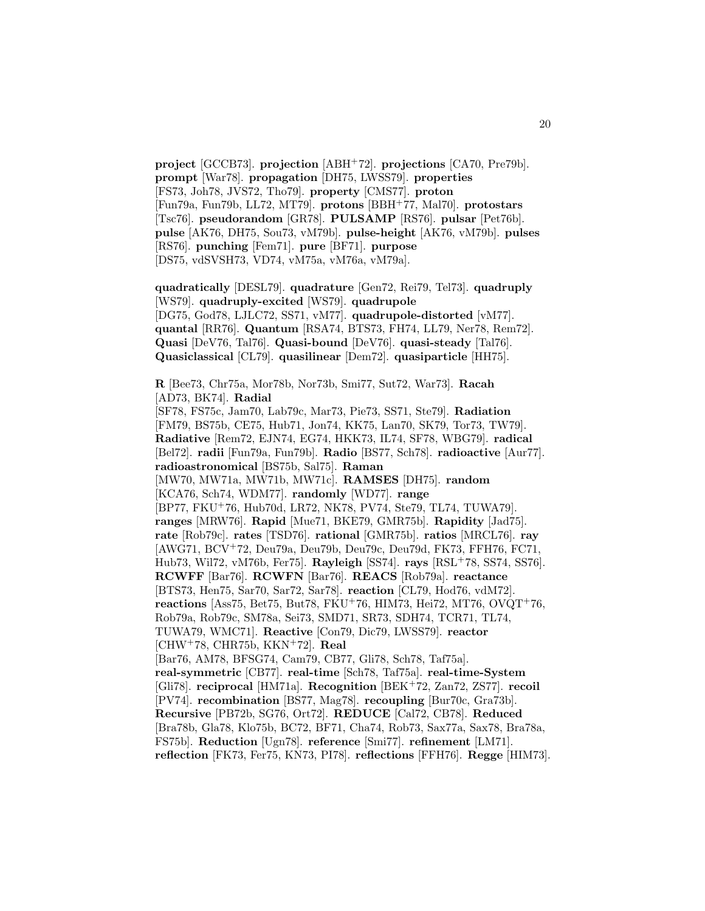**project** [GCCB73]. **projection** [ABH+72]. **projections** [CA70, Pre79b]. **prompt** [War78]. **propagation** [DH75, LWSS79]. **properties** [FS73, Joh78, JVS72, Tho79]. **property** [CMS77]. **proton** [Fun79a, Fun79b, LL72, MT79]. **protons** [BBH+77, Mal70]. **protostars** [Tsc76]. **pseudorandom** [GR78]. **PULSAMP** [RS76]. **pulsar** [Pet76b]. **pulse** [AK76, DH75, Sou73, vM79b]. **pulse-height** [AK76, vM79b]. **pulses** [RS76]. **punching** [Fem71]. **pure** [BF71]. **purpose** [DS75, vdSVSH73, VD74, vM75a, vM76a, vM79a].

**quadratically** [DESL79]. **quadrature** [Gen72, Rei79, Tel73]. **quadruply** [WS79]. **quadruply-excited** [WS79]. **quadrupole** [DG75, God78, LJLC72, SS71, vM77]. **quadrupole-distorted** [vM77]. **quantal** [RR76]. **Quantum** [RSA74, BTS73, FH74, LL79, Ner78, Rem72]. **Quasi** [DeV76, Tal76]. **Quasi-bound** [DeV76]. **quasi-steady** [Tal76]. **Quasiclassical** [CL79]. **quasilinear** [Dem72]. **quasiparticle** [HH75].

**R** [Bee73, Chr75a, Mor78b, Nor73b, Smi77, Sut72, War73]. **Racah** [AD73, BK74]. **Radial** [SF78, FS75c, Jam70, Lab79c, Mar73, Pie73, SS71, Ste79]. **Radiation** [FM79, BS75b, CE75, Hub71, Jon74, KK75, Lan70, SK79, Tor73, TW79]. **Radiative** [Rem72, EJN74, EG74, HKK73, IL74, SF78, WBG79]. **radical** [Bel72]. **radii** [Fun79a, Fun79b]. **Radio** [BS77, Sch78]. **radioactive** [Aur77]. **radioastronomical** [BS75b, Sal75]. **Raman** [MW70, MW71a, MW71b, MW71c]. **RAMSES** [DH75]. **random** [KCA76, Sch74, WDM77]. **randomly** [WD77]. **range** [BP77, FKU+76, Hub70d, LR72, NK78, PV74, Ste79, TL74, TUWA79]. **ranges** [MRW76]. **Rapid** [Mue71, BKE79, GMR75b]. **Rapidity** [Jad75]. **rate** [Rob79c]. **rates** [TSD76]. **rational** [GMR75b]. **ratios** [MRCL76]. **ray** [AWG71, BCV+72, Deu79a, Deu79b, Deu79c, Deu79d, FK73, FFH76, FC71, Hub73, Wil72, vM76b, Fer75]. **Rayleigh** [SS74]. **rays** [RSL+78, SS74, SS76]. **RCWFF** [Bar76]. **RCWFN** [Bar76]. **REACS** [Rob79a]. **reactance** [BTS73, Hen75, Sar70, Sar72, Sar78]. **reaction** [CL79, Hod76, vdM72]. **reactions** [Ass75, Bet75, But78, FKU+76, HIM73, Hei72, MT76, OVQT+76, Rob79a, Rob79c, SM78a, Sei73, SMD71, SR73, SDH74, TCR71, TL74, TUWA79, WMC71]. **Reactive** [Con79, Dic79, LWSS79]. **reactor** [CHW+78, CHR75b, KKN+72]. **Real** [Bar76, AM78, BFSG74, Cam79, CB77, Gli78, Sch78, Taf75a]. **real-symmetric** [CB77]. **real-time** [Sch78, Taf75a]. **real-time-System** [Gli78]. **reciprocal** [HM71a]. **Recognition** [BEK+72, Zan72, ZS77]. **recoil** [PV74]. **recombination** [BS77, Mag78]. **recoupling** [Bur70c, Gra73b]. **Recursive** [PB72b, SG76, Ort72]. **REDUCE** [Cal72, CB78]. **Reduced** [Bra78b, Gla78, Klo75b, BC72, BF71, Cha74, Rob73, Sax77a, Sax78, Bra78a, FS75b]. **Reduction** [Ugn78]. **reference** [Smi77]. **refinement** [LM71]. **reflection** [FK73, Fer75, KN73, PI78]. **reflections** [FFH76]. **Regge** [HIM73].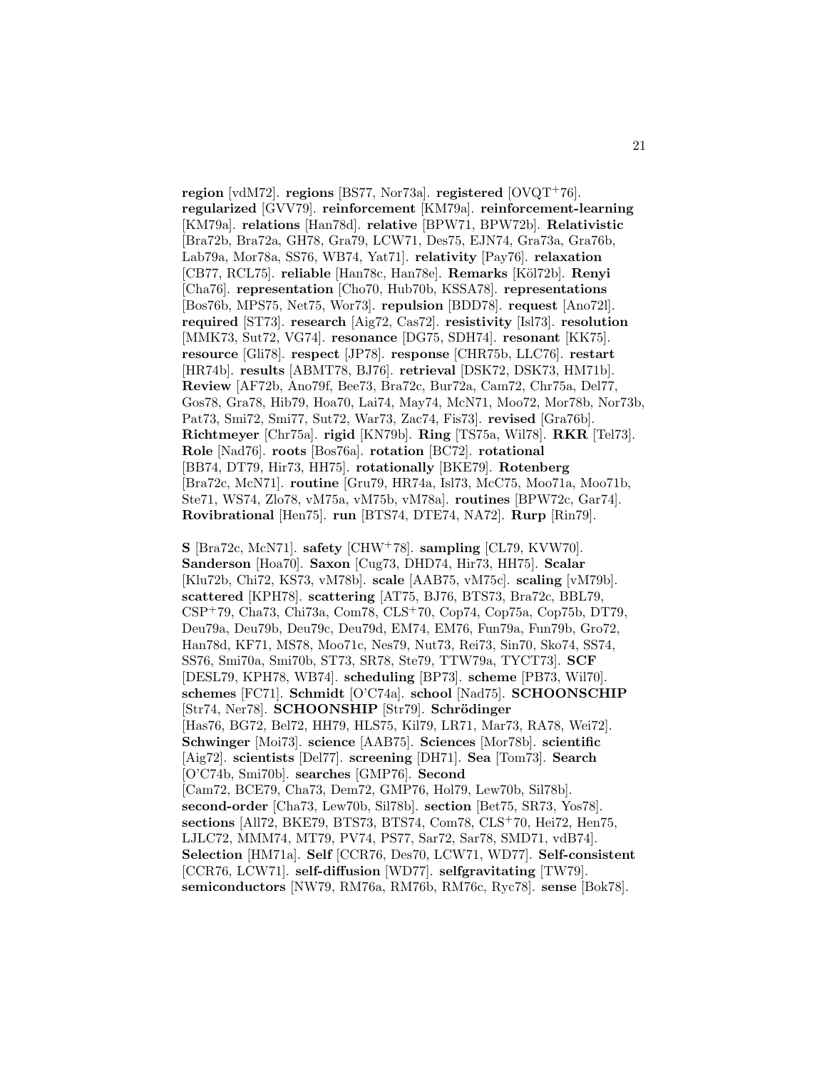**region** [vdM72]. **regions** [BS77, Nor73a]. **registered** [OVQT+76]. **regularized** [GVV79]. **reinforcement** [KM79a]. **reinforcement-learning** [KM79a]. **relations** [Han78d]. **relative** [BPW71, BPW72b]. **Relativistic** [Bra72b, Bra72a, GH78, Gra79, LCW71, Des75, EJN74, Gra73a, Gra76b, Lab79a, Mor78a, SS76, WB74, Yat71]. **relativity** [Pay76]. **relaxation** [CB77, RCL75]. **reliable** [Han78c, Han78e]. **Remarks** [Köl72b]. **Renyi** [Cha76]. **representation** [Cho70, Hub70b, KSSA78]. **representations** [Bos76b, MPS75, Net75, Wor73]. **repulsion** [BDD78]. **request** [Ano72l]. **required** [ST73]. **research** [Aig72, Cas72]. **resistivity** [Isl73]. **resolution** [MMK73, Sut72, VG74]. **resonance** [DG75, SDH74]. **resonant** [KK75]. **resource** [Gli78]. **respect** [JP78]. **response** [CHR75b, LLC76]. **restart** [HR74b]. **results** [ABMT78, BJ76]. **retrieval** [DSK72, DSK73, HM71b]. **Review** [AF72b, Ano79f, Bee73, Bra72c, Bur72a, Cam72, Chr75a, Del77, Gos78, Gra78, Hib79, Hoa70, Lai74, May74, McN71, Moo72, Mor78b, Nor73b, Pat73, Smi72, Smi77, Sut72, War73, Zac74, Fis73]. **revised** [Gra76b]. **Richtmeyer** [Chr75a]. **rigid** [KN79b]. **Ring** [TS75a, Wil78]. **RKR** [Tel73]. **Role** [Nad76]. **roots** [Bos76a]. **rotation** [BC72]. **rotational** [BB74, DT79, Hir73, HH75]. **rotationally** [BKE79]. **Rotenberg** [Bra72c, McN71]. **routine** [Gru79, HR74a, Isl73, McC75, Moo71a, Moo71b, Ste71, WS74, Zlo78, vM75a, vM75b, vM78a]. **routines** [BPW72c, Gar74]. **Rovibrational** [Hen75]. **run** [BTS74, DTE74, NA72]. **Rurp** [Rin79].

**S** [Bra72c, McN71]. **safety** [CHW+78]. **sampling** [CL79, KVW70]. **Sanderson** [Hoa70]. **Saxon** [Cug73, DHD74, Hir73, HH75]. **Scalar** [Klu72b, Chi72, KS73, vM78b]. **scale** [AAB75, vM75c]. **scaling** [vM79b]. **scattered** [KPH78]. **scattering** [AT75, BJ76, BTS73, Bra72c, BBL79, CSP+79, Cha73, Chi73a, Com78, CLS+70, Cop74, Cop75a, Cop75b, DT79, Deu79a, Deu79b, Deu79c, Deu79d, EM74, EM76, Fun79a, Fun79b, Gro72, Han78d, KF71, MS78, Moo71c, Nes79, Nut73, Rei73, Sin70, Sko74, SS74, SS76, Smi70a, Smi70b, ST73, SR78, Ste79, TTW79a, TYCT73]. **SCF** [DESL79, KPH78, WB74]. **scheduling** [BP73]. **scheme** [PB73, Wil70]. **schemes** [FC71]. **Schmidt** [O'C74a]. **school** [Nad75]. **SCHOONSCHIP** [Str74, Ner78]. **SCHOONSHIP** [Str79]. **Schrödinger** [Has76, BG72, Bel72, HH79, HLS75, Kil79, LR71, Mar73, RA78, Wei72]. **Schwinger** [Moi73]. **science** [AAB75]. **Sciences** [Mor78b]. **scientific** [Aig72]. **scientists** [Del77]. **screening** [DH71]. **Sea** [Tom73]. **Search** [O'C74b, Smi70b]. **searches** [GMP76]. **Second** [Cam72, BCE79, Cha73, Dem72, GMP76, Hol79, Lew70b, Sil78b]. **second-order** [Cha73, Lew70b, Sil78b]. **section** [Bet75, SR73, Yos78]. **sections** [All72, BKE79, BTS73, BTS74, Com78, CLS+70, Hei72, Hen75, LJLC72, MMM74, MT79, PV74, PS77, Sar72, Sar78, SMD71, vdB74]. **Selection** [HM71a]. **Self** [CCR76, Des70, LCW71, WD77]. **Self-consistent** [CCR76, LCW71]. **self-diffusion** [WD77]. **selfgravitating** [TW79]. **semiconductors** [NW79, RM76a, RM76b, RM76c, Ryc78]. **sense** [Bok78].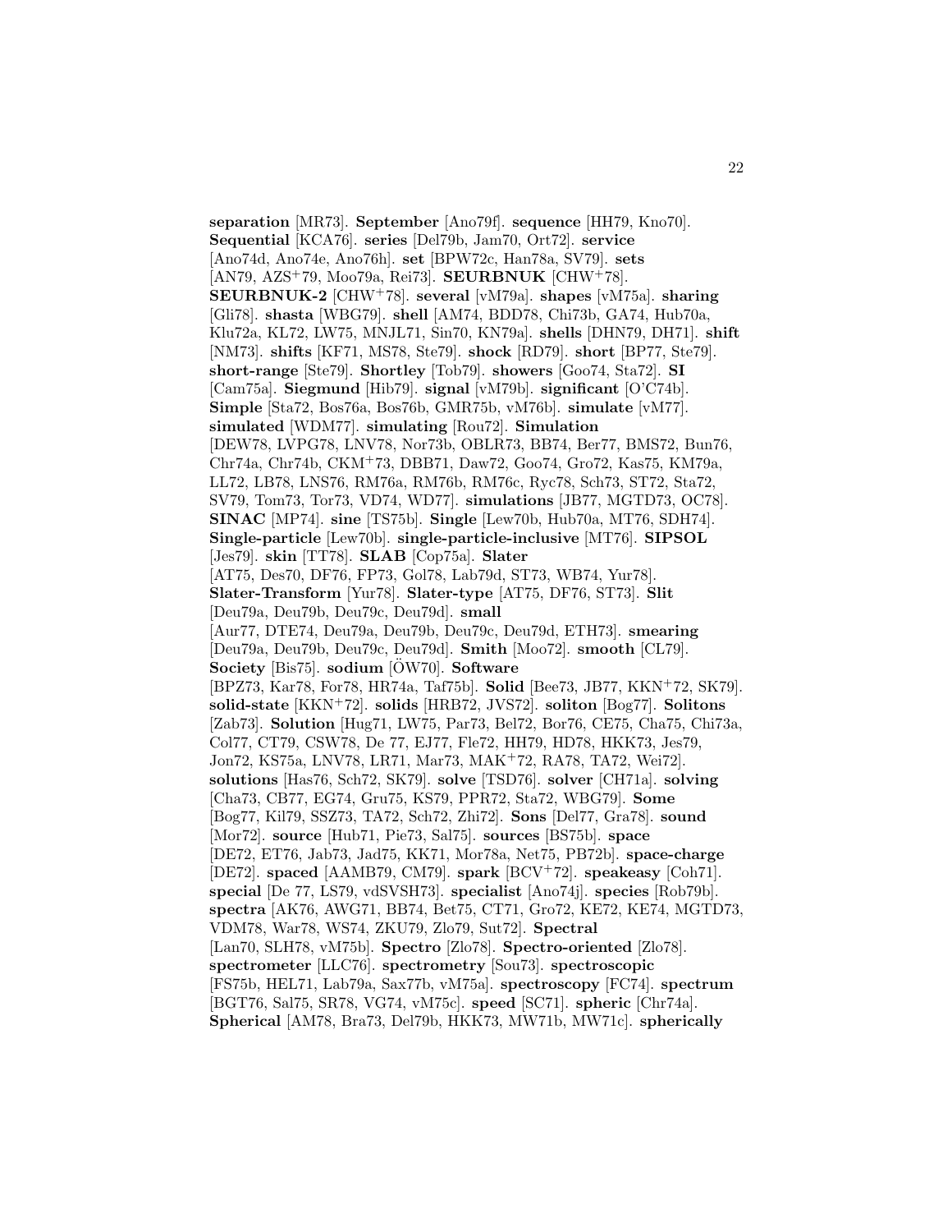**separation** [MR73]. **September** [Ano79f]. **sequence** [HH79, Kno70]. **Sequential** [KCA76]. **series** [Del79b, Jam70, Ort72]. **service** [Ano74d, Ano74e, Ano76h]. **set** [BPW72c, Han78a, SV79]. **sets** [AN79, AZS+79, Moo79a, Rei73]. **SEURBNUK** [CHW+78]. **SEURBNUK-2** [CHW+78]. **several** [vM79a]. **shapes** [vM75a]. **sharing** [Gli78]. **shasta** [WBG79]. **shell** [AM74, BDD78, Chi73b, GA74, Hub70a, Klu72a, KL72, LW75, MNJL71, Sin70, KN79a]. **shells** [DHN79, DH71]. **shift** [NM73]. **shifts** [KF71, MS78, Ste79]. **shock** [RD79]. **short** [BP77, Ste79]. **short-range** [Ste79]. **Shortley** [Tob79]. **showers** [Goo74, Sta72]. **SI** [Cam75a]. **Siegmund** [Hib79]. **signal** [vM79b]. **significant** [O'C74b]. **Simple** [Sta72, Bos76a, Bos76b, GMR75b, vM76b]. **simulate** [vM77]. **simulated** [WDM77]. **simulating** [Rou72]. **Simulation** [DEW78, LVPG78, LNV78, Nor73b, OBLR73, BB74, Ber77, BMS72, Bun76, Chr74a, Chr74b, CKM+73, DBB71, Daw72, Goo74, Gro72, Kas75, KM79a, LL72, LB78, LNS76, RM76a, RM76b, RM76c, Ryc78, Sch73, ST72, Sta72, SV79, Tom73, Tor73, VD74, WD77]. **simulations** [JB77, MGTD73, OC78]. **SINAC** [MP74]. **sine** [TS75b]. **Single** [Lew70b, Hub70a, MT76, SDH74]. **Single-particle** [Lew70b]. **single-particle-inclusive** [MT76]. **SIPSOL** [Jes79]. **skin** [TT78]. **SLAB** [Cop75a]. **Slater** [AT75, Des70, DF76, FP73, Gol78, Lab79d, ST73, WB74, Yur78]. **Slater-Transform** [Yur78]. **Slater-type** [AT75, DF76, ST73]. **Slit** [Deu79a, Deu79b, Deu79c, Deu79d]. **small** [Aur77, DTE74, Deu79a, Deu79b, Deu79c, Deu79d, ETH73]. **smearing** [Deu79a, Deu79b, Deu79c, Deu79d]. **Smith** [Moo72]. **smooth** [CL79]. **Society** [Bis75]. **sodium** [ÖW70]. **Software** [BPZ73, Kar78, For78, HR74a, Taf75b]. **Solid** [Bee73, JB77, KKN+72, SK79]. **solid-state** [KKN+72]. **solids** [HRB72, JVS72]. **soliton** [Bog77]. **Solitons** [Zab73]. **Solution** [Hug71, LW75, Par73, Bel72, Bor76, CE75, Cha75, Chi73a, Col77, CT79, CSW78, De 77, EJ77, Fle72, HH79, HD78, HKK73, Jes79, Jon72, KS75a, LNV78, LR71, Mar73, MAK+72, RA78, TA72, Wei72]. **solutions** [Has76, Sch72, SK79]. **solve** [TSD76]. **solver** [CH71a]. **solving** [Cha73, CB77, EG74, Gru75, KS79, PPR72, Sta72, WBG79]. **Some** [Bog77, Kil79, SSZ73, TA72, Sch72, Zhi72]. **Sons** [Del77, Gra78]. **sound** [Mor72]. **source** [Hub71, Pie73, Sal75]. **sources** [BS75b]. **space** [DE72, ET76, Jab73, Jad75, KK71, Mor78a, Net75, PB72b]. **space-charge** [DE72]. **spaced** [AAMB79, CM79]. **spark** [BCV+72]. **speakeasy** [Coh71]. **special** [De 77, LS79, vdSVSH73]. **specialist** [Ano74j]. **species** [Rob79b]. **spectra** [AK76, AWG71, BB74, Bet75, CT71, Gro72, KE72, KE74, MGTD73, VDM78, War78, WS74, ZKU79, Zlo79, Sut72]. **Spectral** [Lan70, SLH78, vM75b]. **Spectro** [Zlo78]. **Spectro-oriented** [Zlo78]. **spectrometer** [LLC76]. **spectrometry** [Sou73]. **spectroscopic** [FS75b, HEL71, Lab79a, Sax77b, vM75a]. **spectroscopy** [FC74]. **spectrum** [BGT76, Sal75, SR78, VG74, vM75c]. **speed** [SC71]. **spheric** [Chr74a]. **Spherical** [AM78, Bra73, Del79b, HKK73, MW71b, MW71c]. **spherically**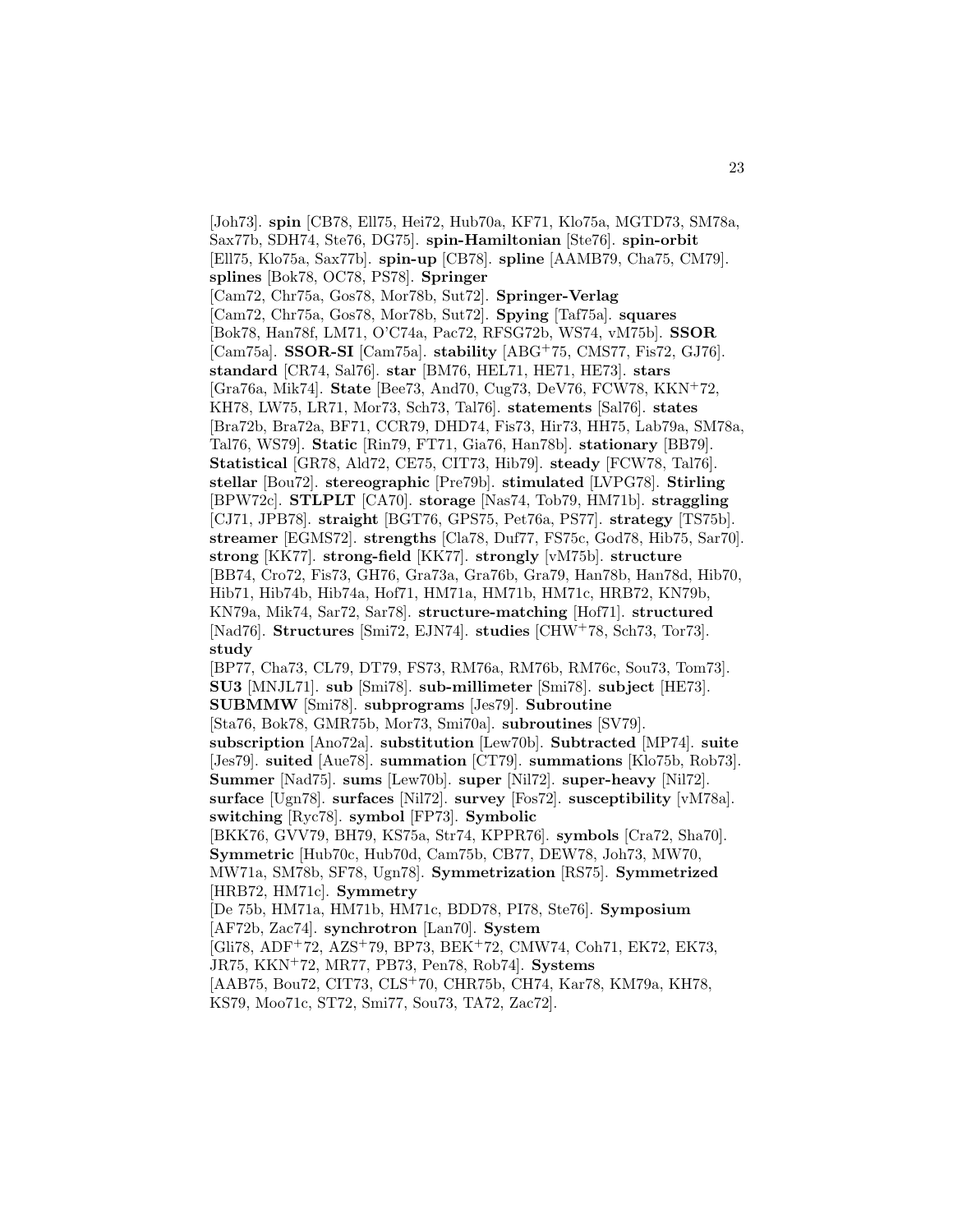[Joh73]. **spin** [CB78, Ell75, Hei72, Hub70a, KF71, Klo75a, MGTD73, SM78a, Sax77b, SDH74, Ste76, DG75]. **spin-Hamiltonian** [Ste76]. **spin-orbit** [Ell75, Klo75a, Sax77b]. **spin-up** [CB78]. **spline** [AAMB79, Cha75, CM79]. **splines** [Bok78, OC78, PS78]. **Springer** [Cam72, Chr75a, Gos78, Mor78b, Sut72]. **Springer-Verlag** [Cam72, Chr75a, Gos78, Mor78b, Sut72]. **Spying** [Taf75a]. **squares** [Bok78, Han78f, LM71, O'C74a, Pac72, RFSG72b, WS74, vM75b]. **SSOR** [Cam75a]. **SSOR-SI** [Cam75a]. **stability** [ABG+75, CMS77, Fis72, GJ76]. **standard** [CR74, Sal76]. **star** [BM76, HEL71, HE71, HE73]. **stars** [Gra76a, Mik74]. **State** [Bee73, And70, Cug73, DeV76, FCW78, KKN+72, KH78, LW75, LR71, Mor73, Sch73, Tal76]. **statements** [Sal76]. **states** [Bra72b, Bra72a, BF71, CCR79, DHD74, Fis73, Hir73, HH75, Lab79a, SM78a, Tal76, WS79]. **Static** [Rin79, FT71, Gia76, Han78b]. **stationary** [BB79]. **Statistical** [GR78, Ald72, CE75, CIT73, Hib79]. **steady** [FCW78, Tal76]. **stellar** [Bou72]. **stereographic** [Pre79b]. **stimulated** [LVPG78]. **Stirling** [BPW72c]. **STLPLT** [CA70]. **storage** [Nas74, Tob79, HM71b]. **straggling** [CJ71, JPB78]. **straight** [BGT76, GPS75, Pet76a, PS77]. **strategy** [TS75b]. **streamer** [EGMS72]. **strengths** [Cla78, Duf77, FS75c, God78, Hib75, Sar70]. **strong** [KK77]. **strong-field** [KK77]. **strongly** [vM75b]. **structure** [BB74, Cro72, Fis73, GH76, Gra73a, Gra76b, Gra79, Han78b, Han78d, Hib70, Hib71, Hib74b, Hib74a, Hof71, HM71a, HM71b, HM71c, HRB72, KN79b, KN79a, Mik74, Sar72, Sar78]. **structure-matching** [Hof71]. **structured** [Nad76]. **Structures** [Smi72, EJN74]. **studies** [CHW+78, Sch73, Tor73]. **study** [BP77, Cha73, CL79, DT79, FS73, RM76a, RM76b, RM76c, Sou73, Tom73]. **SU3** [MNJL71]. **sub** [Smi78]. **sub-millimeter** [Smi78]. **subject** [HE73]. **SUBMMW** [Smi78]. **subprograms** [Jes79]. **Subroutine** [Sta76, Bok78, GMR75b, Mor73, Smi70a]. **subroutines** [SV79]. **subscription** [Ano72a]. **substitution** [Lew70b]. **Subtracted** [MP74]. **suite** [Jes79]. **suited** [Aue78]. **summation** [CT79]. **summations** [Klo75b, Rob73]. **Summer** [Nad75]. **sums** [Lew70b]. **super** [Nil72]. **super-heavy** [Nil72]. **surface** [Ugn78]. **surfaces** [Nil72]. **survey** [Fos72]. **susceptibility** [vM78a]. **switching** [Ryc78]. **symbol** [FP73]. **Symbolic** [BKK76, GVV79, BH79, KS75a, Str74, KPPR76]. **symbols** [Cra72, Sha70]. **Symmetric** [Hub70c, Hub70d, Cam75b, CB77, DEW78, Joh73, MW70, MW71a, SM78b, SF78, Ugn78]. **Symmetrization** [RS75]. **Symmetrized** [HRB72, HM71c]. **Symmetry** [De 75b, HM71a, HM71b, HM71c, BDD78, PI78, Ste76]. **Symposium** [AF72b, Zac74]. **synchrotron** [Lan70]. **System** [Gli78, ADF+72, AZS+79, BP73, BEK+72, CMW74, Coh71, EK72, EK73, JR75, KKN+72, MR77, PB73, Pen78, Rob74]. **Systems** [AAB75, Bou72, CIT73, CLS+70, CHR75b, CH74, Kar78, KM79a, KH78, KS79, Moo71c, ST72, Smi77, Sou73, TA72, Zac72].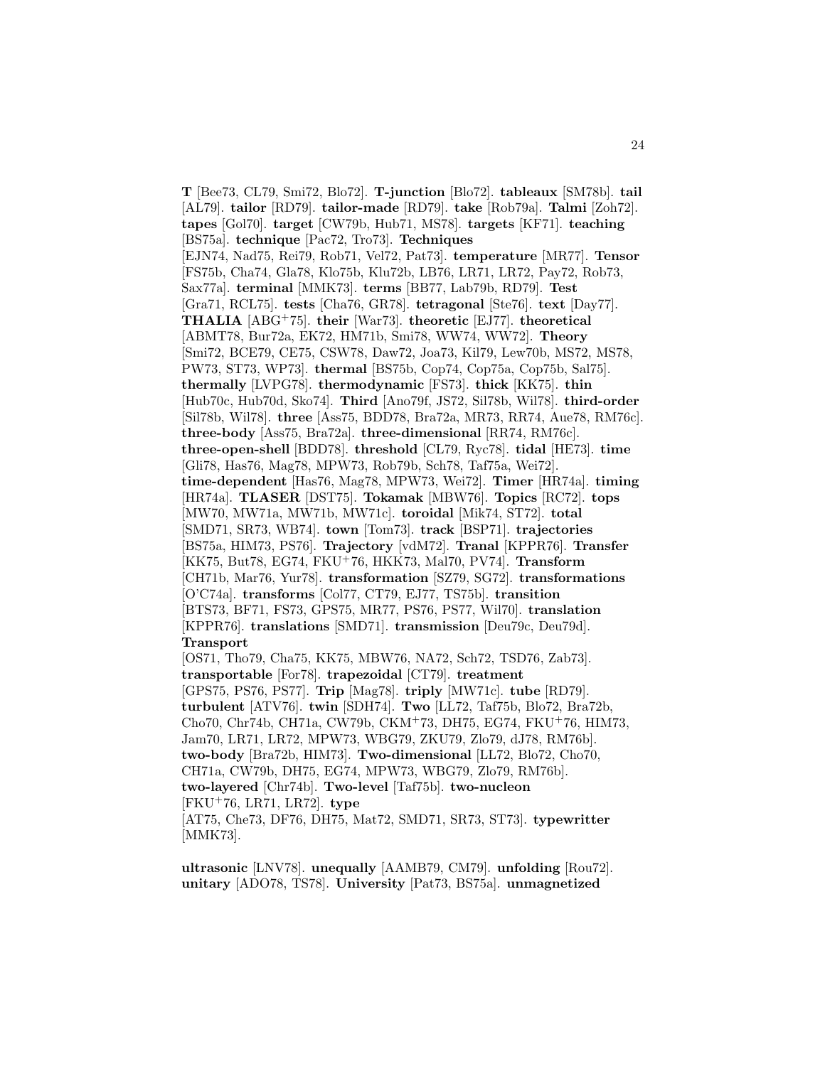**T** [Bee73, CL79, Smi72, Blo72]. **T-junction** [Blo72]. **tableaux** [SM78b]. **tail** [AL79]. **tailor** [RD79]. **tailor-made** [RD79]. **take** [Rob79a]. **Talmi** [Zoh72]. **tapes** [Gol70]. **target** [CW79b, Hub71, MS78]. **targets** [KF71]. **teaching** [BS75a]. **technique** [Pac72, Tro73]. **Techniques** [EJN74, Nad75, Rei79, Rob71, Vel72, Pat73]. **temperature** [MR77]. **Tensor** [FS75b, Cha74, Gla78, Klo75b, Klu72b, LB76, LR71, LR72, Pay72, Rob73, Sax77a]. **terminal** [MMK73]. **terms** [BB77, Lab79b, RD79]. **Test** [Gra71, RCL75]. **tests** [Cha76, GR78]. **tetragonal** [Ste76]. **text** [Day77]. **THALIA** [ABG+75]. **their** [War73]. **theoretic** [EJ77]. **theoretical** [ABMT78, Bur72a, EK72, HM71b, Smi78, WW74, WW72]. **Theory** [Smi72, BCE79, CE75, CSW78, Daw72, Joa73, Kil79, Lew70b, MS72, MS78, PW73, ST73, WP73]. **thermal** [BS75b, Cop74, Cop75a, Cop75b, Sal75]. **thermally** [LVPG78]. **thermodynamic** [FS73]. **thick** [KK75]. **thin** [Hub70c, Hub70d, Sko74]. **Third** [Ano79f, JS72, Sil78b, Wil78]. **third-order** [Sil78b, Wil78]. **three** [Ass75, BDD78, Bra72a, MR73, RR74, Aue78, RM76c]. **three-body** [Ass75, Bra72a]. **three-dimensional** [RR74, RM76c]. **three-open-shell** [BDD78]. **threshold** [CL79, Ryc78]. **tidal** [HE73]. **time** [Gli78, Has76, Mag78, MPW73, Rob79b, Sch78, Taf75a, Wei72]. **time-dependent** [Has76, Mag78, MPW73, Wei72]. **Timer** [HR74a]. **timing** [HR74a]. **TLASER** [DST75]. **Tokamak** [MBW76]. **Topics** [RC72]. **tops** [MW70, MW71a, MW71b, MW71c]. **toroidal** [Mik74, ST72]. **total** [SMD71, SR73, WB74]. **town** [Tom73]. **track** [BSP71]. **trajectories** [BS75a, HIM73, PS76]. **Trajectory** [vdM72]. **Tranal** [KPPR76]. **Transfer** [KK75, But78, EG74, FKU+76, HKK73, Mal70, PV74]. **Transform** [CH71b, Mar76, Yur78]. **transformation** [SZ79, SG72]. **transformations** [O'C74a]. **transforms** [Col77, CT79, EJ77, TS75b]. **transition** [BTS73, BF71, FS73, GPS75, MR77, PS76, PS77, Wil70]. **translation** [KPPR76]. **translations** [SMD71]. **transmission** [Deu79c, Deu79d]. **Transport** [OS71, Tho79, Cha75, KK75, MBW76, NA72, Sch72, TSD76, Zab73]. **transportable** [For78]. **trapezoidal** [CT79]. **treatment** [GPS75, PS76, PS77]. **Trip** [Mag78]. **triply** [MW71c]. **tube** [RD79]. **turbulent** [ATV76]. **twin** [SDH74]. **Two** [LL72, Taf75b, Blo72, Bra72b, Cho70, Chr74b, CH71a, CW79b, CKM+73, DH75, EG74, FKU+76, HIM73, Jam70, LR71, LR72, MPW73, WBG79, ZKU79, Zlo79, dJ78, RM76b]. **two-body** [Bra72b, HIM73]. **Two-dimensional** [LL72, Blo72, Cho70, CH71a, CW79b, DH75, EG74, MPW73, WBG79, Zlo79, RM76b]. **two-layered** [Chr74b]. **Two-level** [Taf75b]. **two-nucleon** [FKU+76, LR71, LR72]. **type** [AT75, Che73, DF76, DH75, Mat72, SMD71, SR73, ST73]. **typewritter** [MMK73].

**ultrasonic** [LNV78]. **unequally** [AAMB79, CM79]. **unfolding** [Rou72]. **unitary** [ADO78, TS78]. **University** [Pat73, BS75a]. **unmagnetized**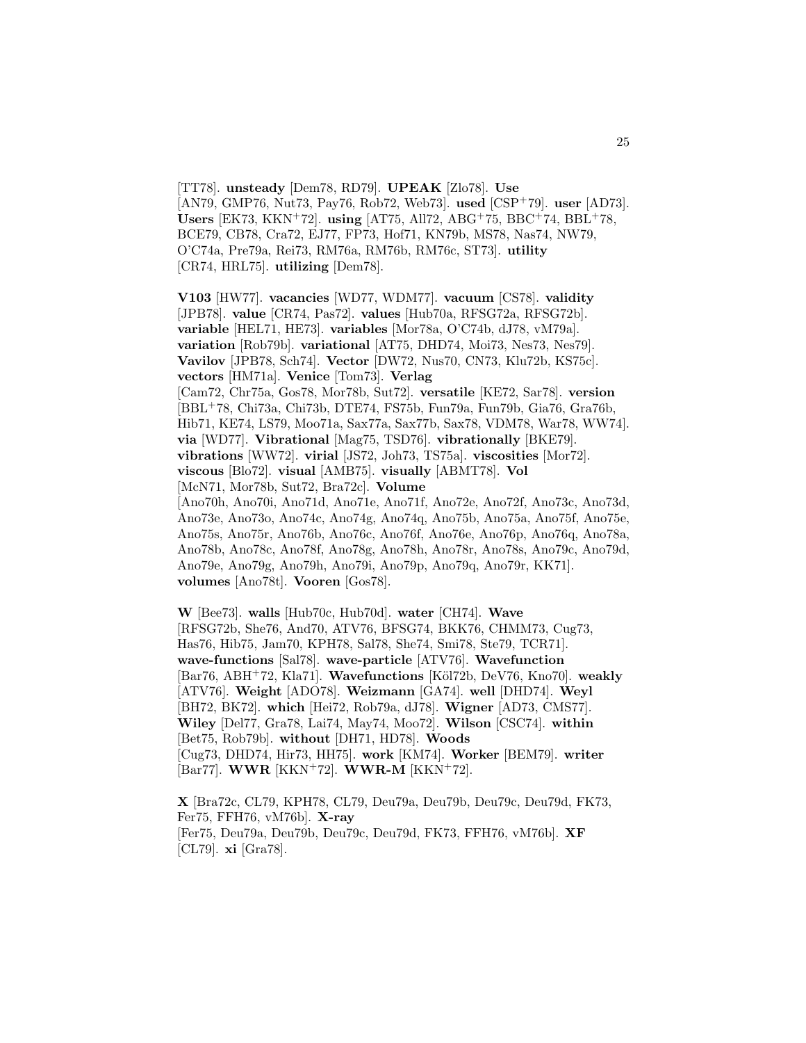[TT78]. **unsteady** [Dem78, RD79]. **UPEAK** [Zlo78]. **Use** [AN79, GMP76, Nut73, Pay76, Rob72, Web73]. **used** [CSP+79]. **user** [AD73]. **Users** [EK73, KKN+72]. **using** [AT75, All72, ABG+75, BBC+74, BBL+78, BCE79, CB78, Cra72, EJ77, FP73, Hof71, KN79b, MS78, Nas74, NW79, O'C74a, Pre79a, Rei73, RM76a, RM76b, RM76c, ST73]. **utility** [CR74, HRL75]. **utilizing** [Dem78].

**V103** [HW77]. **vacancies** [WD77, WDM77]. **vacuum** [CS78]. **validity** [JPB78]. **value** [CR74, Pas72]. **values** [Hub70a, RFSG72a, RFSG72b]. **variable** [HEL71, HE73]. **variables** [Mor78a, O'C74b, dJ78, vM79a]. **variation** [Rob79b]. **variational** [AT75, DHD74, Moi73, Nes73, Nes79]. **Vavilov** [JPB78, Sch74]. **Vector** [DW72, Nus70, CN73, Klu72b, KS75c]. **vectors** [HM71a]. **Venice** [Tom73]. **Verlag** [Cam72, Chr75a, Gos78, Mor78b, Sut72]. **versatile** [KE72, Sar78]. **version** [BBL+78, Chi73a, Chi73b, DTE74, FS75b, Fun79a, Fun79b, Gia76, Gra76b, Hib71, KE74, LS79, Moo71a, Sax77a, Sax77b, Sax78, VDM78, War78, WW74]. **via** [WD77]. **Vibrational** [Mag75, TSD76]. **vibrationally** [BKE79]. **vibrations** [WW72]. **virial** [JS72, Joh73, TS75a]. **viscosities** [Mor72]. **viscous** [Blo72]. **visual** [AMB75]. **visually** [ABMT78]. **Vol** [McN71, Mor78b, Sut72, Bra72c]. **Volume** [Ano70h, Ano70i, Ano71d, Ano71e, Ano71f, Ano72e, Ano72f, Ano73c, Ano73d, Ano73e, Ano73o, Ano74c, Ano74g, Ano74q, Ano75b, Ano75a, Ano75f, Ano75e, Ano75s, Ano75r, Ano76b, Ano76c, Ano76f, Ano76e, Ano76p, Ano76q, Ano78a, Ano78b, Ano78c, Ano78f, Ano78g, Ano78h, Ano78r, Ano78s, Ano79c, Ano79d, Ano79e, Ano79g, Ano79h, Ano79i, Ano79p, Ano79q, Ano79r, KK71]. **volumes** [Ano78t]. **Vooren** [Gos78].

**W** [Bee73]. **walls** [Hub70c, Hub70d]. **water** [CH74]. **Wave** [RFSG72b, She76, And70, ATV76, BFSG74, BKK76, CHMM73, Cug73, Has76, Hib75, Jam70, KPH78, Sal78, She74, Smi78, Ste79, TCR71]. **wave-functions** [Sal78]. **wave-particle** [ATV76]. **Wavefunction** [Bar76, ABH+72, Kla71]. **Wavefunctions** [Köl72b, DeV76, Kno70]. **weakly** [ATV76]. **Weight** [ADO78]. **Weizmann** [GA74]. **well** [DHD74]. **Weyl** [BH72, BK72]. **which** [Hei72, Rob79a, dJ78]. **Wigner** [AD73, CMS77]. **Wiley** [Del77, Gra78, Lai74, May74, Moo72]. **Wilson** [CSC74]. **within** [Bet75, Rob79b]. **without** [DH71, HD78]. **Woods** [Cug73, DHD74, Hir73, HH75]. **work** [KM74]. **Worker** [BEM79]. **writer** [Bar77]. **WWR** [KKN+72]. **WWR-M** [KKN+72].

**X** [Bra72c, CL79, KPH78, CL79, Deu79a, Deu79b, Deu79c, Deu79d, FK73, Fer75, FFH76, vM76b]. **X-ray** [Fer75, Deu79a, Deu79b, Deu79c, Deu79d, FK73, FFH76, vM76b]. **XF** [CL79]. **xi** [Gra78].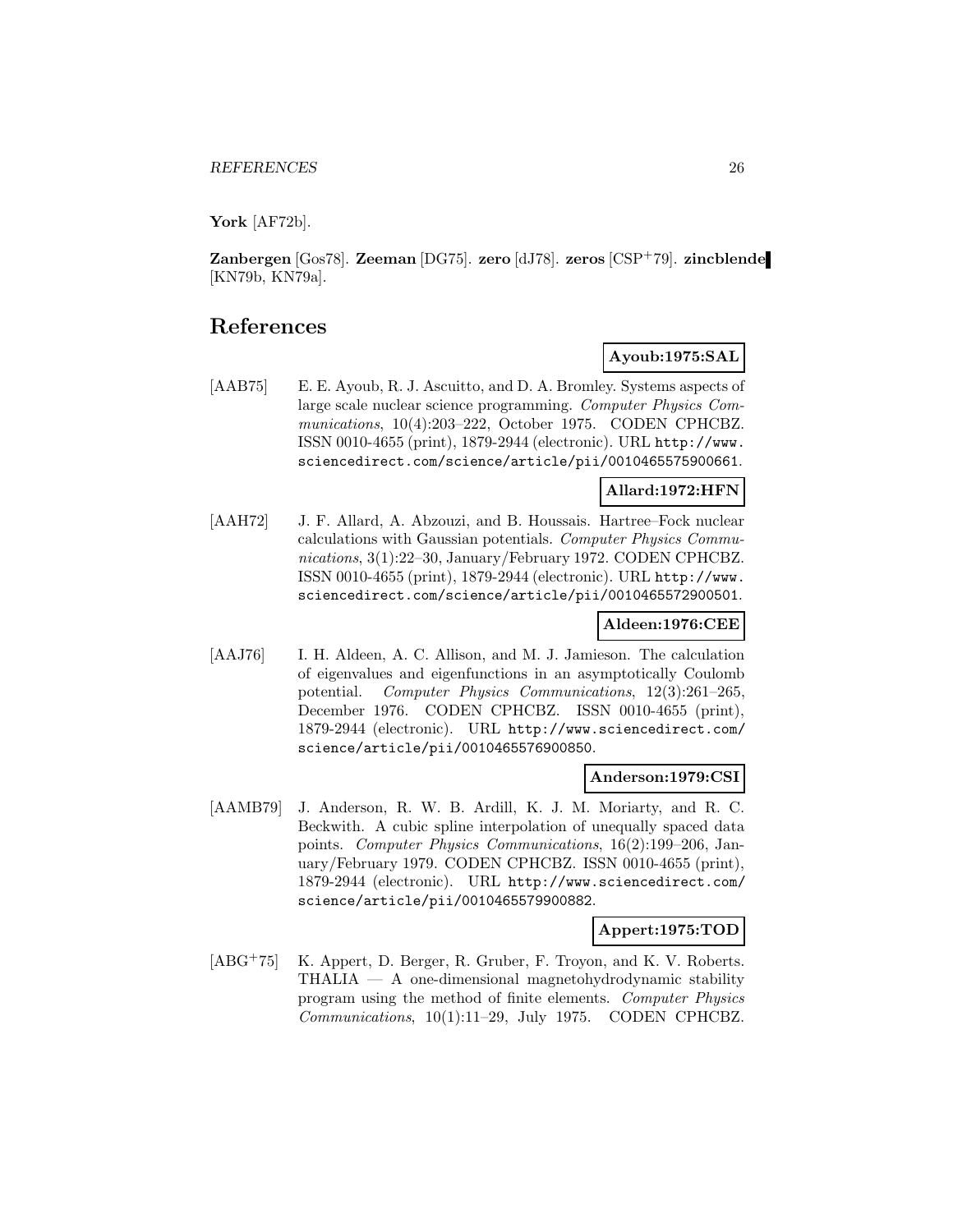**York** [AF72b].

**Zanbergen** [Gos78]. **Zeeman** [DG75]. **zero** [dJ78]. **zeros** [CSP+79]. **zincblende** [KN79b, KN79a].

# References

**Ayoub:1975:SAL**

[AAB75] E. E. Ayoub, R. J. Ascuitto, and D. A. Bromley. Systems aspects of large scale nuclear science programming. *Computer Physics Communications*, 10(4):203–222, October 1975. CODEN CPHCBZ. ISSN 0010-4655 (print), 1879-2944 (electronic). URL `http://www.sciencedirect.com/science/article/pii/0010465575900661`.

**Allard:1972:HFN**

[AAH72] J. F. Allard, A. Abzouzi, and B. Houssais. Hartree–Fock nuclear calculations with Gaussian potentials. *Computer Physics Communications*, 3(1):22–30, January/February 1972. CODEN CPHCBZ. ISSN 0010-4655 (print), 1879-2944 (electronic). URL `http://www.sciencedirect.com/science/article/pii/0010465572900501`.

**Aldeen:1976:CEE**

[AAJ76] I. H. Aldeen, A. C. Allison, and M. J. Jamieson. The calculation of eigenvalues and eigenfunctions in an asymptotically Coulomb potential. *Computer Physics Communications*, 12(3):261–265, December 1976. CODEN CPHCBZ. ISSN 0010-4655 (print), 1879-2944 (electronic). URL `http://www.sciencedirect.com/science/article/pii/0010465576900850`.

**Anderson:1979:CSI**

[AAMB79] J. Anderson, R. W. B. Ardill, K. J. M. Moriarty, and R. C. Beckwith. A cubic spline interpolation of unequally spaced data points. *Computer Physics Communications*, 16(2):199–206, January/February 1979. CODEN CPHCBZ. ISSN 0010-4655 (print), 1879-2944 (electronic). URL `http://www.sciencedirect.com/science/article/pii/0010465579900882`.

**Appert:1975:TOD**

[ABG+75] K. Appert, D. Berger, R. Gruber, F. Troyon, and K. V. Roberts. THALIA — A one-dimensional magnetohydrodynamic stability program using the method of finite elements. *Computer Physics Communications*, 10(1):11–29, July 1975. CODEN CPHCBZ.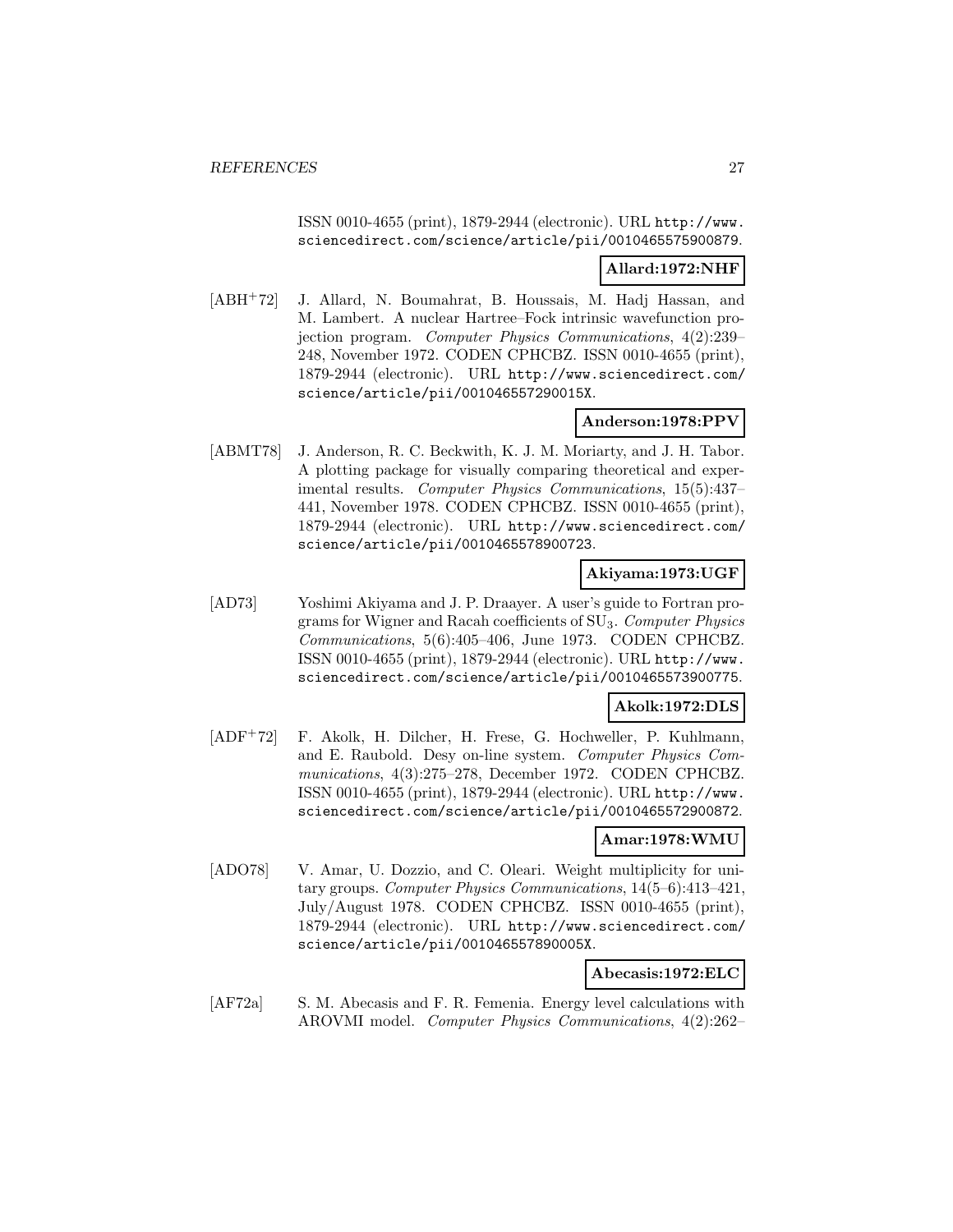ISSN 0010-4655 (print), 1879-2944 (electronic). URL http://www.sciencedirect.com/science/article/pii/0010465575900879.

**Allard:1972:NHF**

[ABH+72] J. Allard, N. Boumahrat, B. Houssais, M. Hadj Hassan, and M. Lambert. A nuclear Hartree–Fock intrinsic wavefunction projection program. *Computer Physics Communications*, 4(2):239–248, November 1972. CODEN CPHCBZ. ISSN 0010-4655 (print), 1879-2944 (electronic). URL http://www.sciencedirect.com/science/article/pii/001046557290015X.

**Anderson:1978:PPV**

[ABMT78] J. Anderson, R. C. Beckwith, K. J. M. Moriarty, and J. H. Tabor. A plotting package for visually comparing theoretical and experimental results. *Computer Physics Communications*, 15(5):437–441, November 1978. CODEN CPHCBZ. ISSN 0010-4655 (print), 1879-2944 (electronic). URL http://www.sciencedirect.com/science/article/pii/0010465578900723.

**Akiyama:1973:UGF**

[AD73] Yoshimi Akiyama and J. P. Draayer. A user's guide to Fortran programs for Wigner and Racah coefficients of $SU_3$. *Computer Physics Communications*, 5(6):405–406, June 1973. CODEN CPHCBZ. ISSN 0010-4655 (print), 1879-2944 (electronic). URL http://www.sciencedirect.com/science/article/pii/0010465573900775.

**Akolk:1972:DLS**

[ADF+72] F. Akolk, H. Dilcher, H. Frese, G. Hochweller, P. Kuhlmann, and E. Raubold. Desy on-line system. *Computer Physics Communications*, 4(3):275–278, December 1972. CODEN CPHCBZ. ISSN 0010-4655 (print), 1879-2944 (electronic). URL http://www.sciencedirect.com/science/article/pii/0010465572900872.

**Amar:1978:WMU**

[ADO78] V. Amar, U. Dozzio, and C. Oleari. Weight multiplicity for unitary groups. *Computer Physics Communications*, 14(5–6):413–421, July/August 1978. CODEN CPHCBZ. ISSN 0010-4655 (print), 1879-2944 (electronic). URL http://www.sciencedirect.com/science/article/pii/001046557890005X.

**Abecasis:1972:ELC**

[AF72a] S. M. Abecasis and F. R. Femenia. Energy level calculations with AROVMI model. *Computer Physics Communications*, 4(2):262–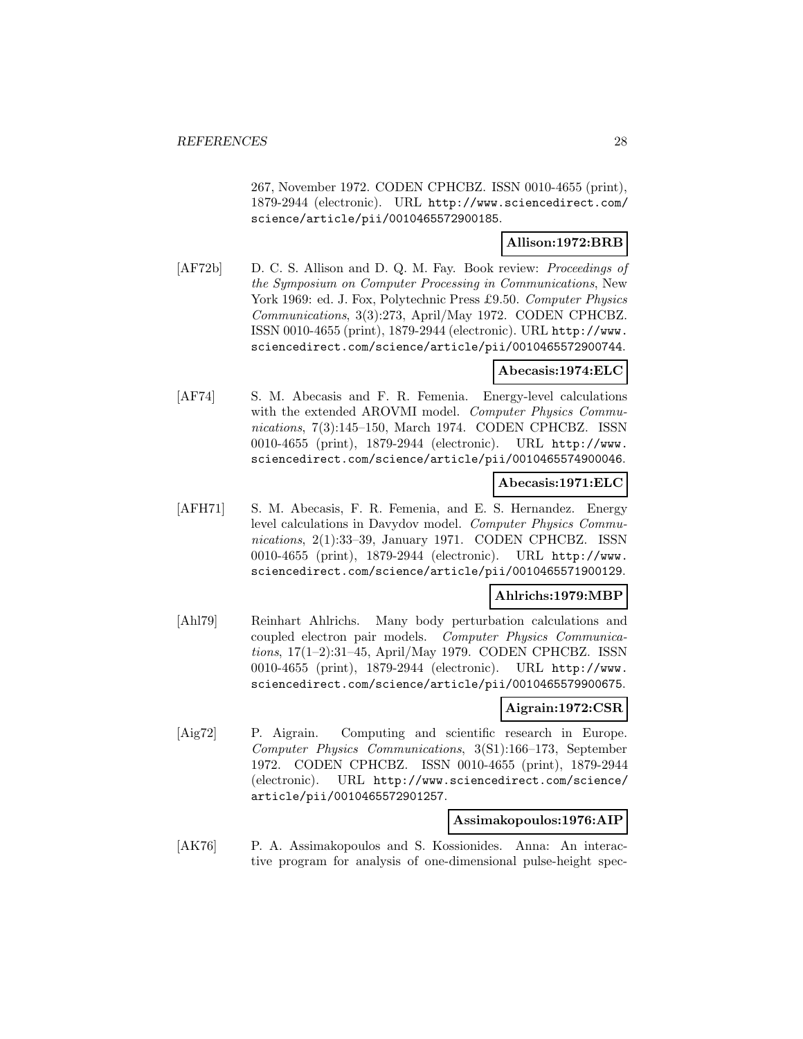267, November 1972. CODEN CPHCBZ. ISSN 0010-4655 (print), 1879-2944 (electronic). URL http://www.sciencedirect.com/science/article/pii/0010465572900185.

**Allison:1972:BRB**

[AF72b] D. C. S. Allison and D. Q. M. Fay. Book review: *Proceedings of the Symposium on Computer Processing in Communications*, New York 1969: ed. J. Fox, Polytechnic Press £9.50. *Computer Physics Communications*, 3(3):273, April/May 1972. CODEN CPHCBZ. ISSN 0010-4655 (print), 1879-2944 (electronic). URL http://www.sciencedirect.com/science/article/pii/0010465572900744.

**Abecasis:1974:ELC**

[AF74] S. M. Abecasis and F. R. Femenia. Energy-level calculations with the extended AROVMI model. *Computer Physics Communications*, 7(3):145–150, March 1974. CODEN CPHCBZ. ISSN 0010-4655 (print), 1879-2944 (electronic). URL http://www.sciencedirect.com/science/article/pii/0010465574900046.

**Abecasis:1971:ELC**

[AFH71] S. M. Abecasis, F. R. Femenia, and E. S. Hernandez. Energy level calculations in Davydov model. *Computer Physics Communications*, 2(1):33–39, January 1971. CODEN CPHCBZ. ISSN 0010-4655 (print), 1879-2944 (electronic). URL http://www.sciencedirect.com/science/article/pii/0010465571900129.

**Ahlrichs:1979:MBP**

[Ahl79] Reinhart Ahlrichs. Many body perturbation calculations and coupled electron pair models. *Computer Physics Communications*, 17(1–2):31–45, April/May 1979. CODEN CPHCBZ. ISSN 0010-4655 (print), 1879-2944 (electronic). URL http://www.sciencedirect.com/science/article/pii/0010465579900675.

**Aigrain:1972:CSR**

[Aig72] P. Aigrain. Computing and scientific research in Europe. *Computer Physics Communications*, 3(S1):166–173, September 1972. CODEN CPHCBZ. ISSN 0010-4655 (print), 1879-2944 (electronic). URL http://www.sciencedirect.com/science/article/pii/0010465572901257.

**Assimakopoulos:1976:AIP**

[AK76] P. A. Assimakopoulos and S. Kossionides. Anna: An interactive program for analysis of one-dimensional pulse-height spec-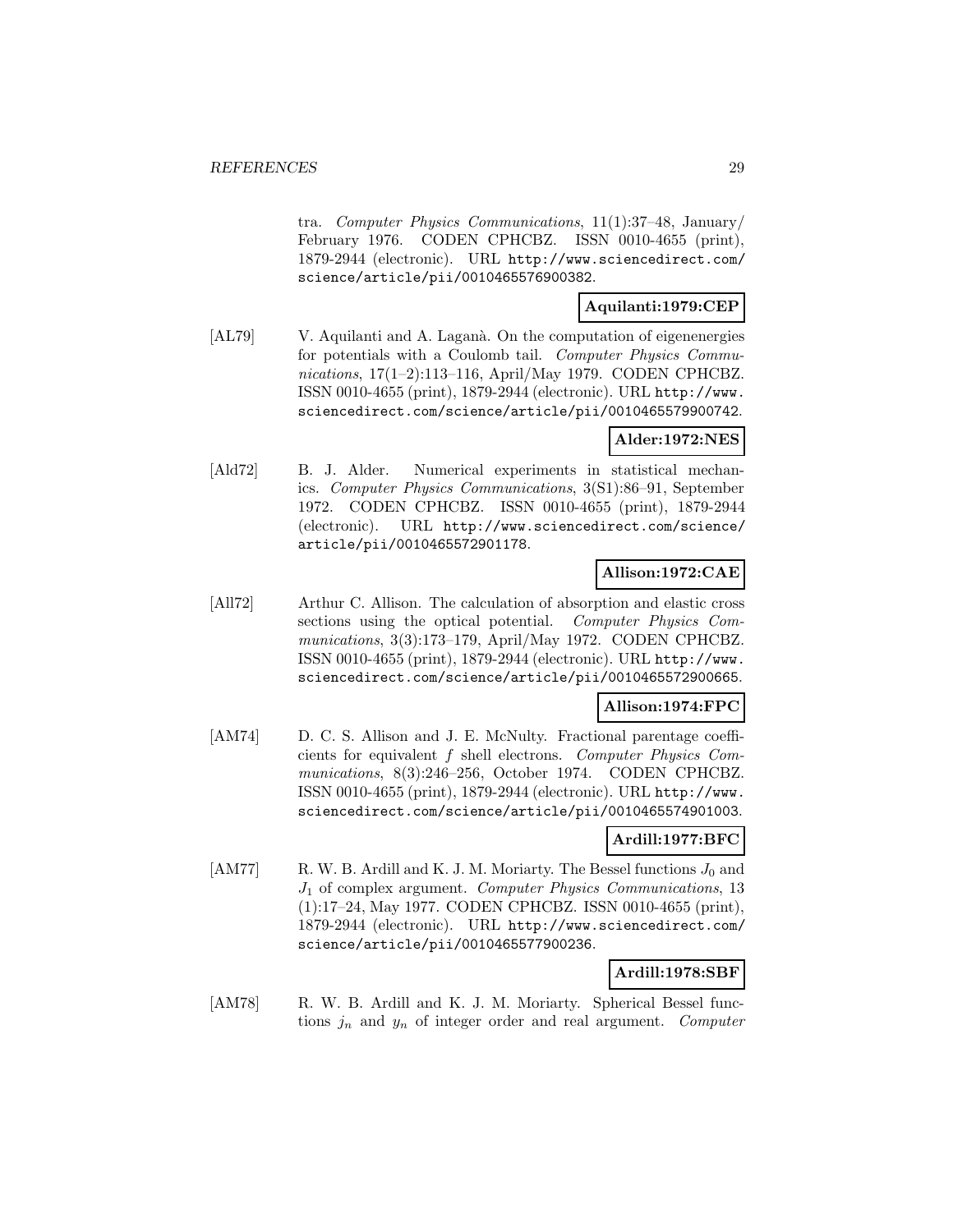tra. *Computer Physics Communications*, 11(1):37–48, January/ February 1976. CODEN CPHCBZ. ISSN 0010-4655 (print), 1879-2944 (electronic). URL http://www.sciencedirect.com/science/article/pii/0010465576900382.

**Aquilanti:1979:CEP**

[AL79] V. Aquilanti and A. Laganà. On the computation of eigenenergies for potentials with a Coulomb tail. *Computer Physics Communications*, 17(1–2):113–116, April/May 1979. CODEN CPHCBZ. ISSN 0010-4655 (print), 1879-2944 (electronic). URL http://www.sciencedirect.com/science/article/pii/0010465579900742.

**Alder:1972:NES**

[Ald72] B. J. Alder. Numerical experiments in statistical mechanics. *Computer Physics Communications*, 3(S1):86–91, September 1972. CODEN CPHCBZ. ISSN 0010-4655 (print), 1879-2944 (electronic). URL http://www.sciencedirect.com/science/article/pii/0010465572901178.

**Allison:1972:CAE**

[All72] Arthur C. Allison. The calculation of absorption and elastic cross sections using the optical potential. *Computer Physics Communications*, 3(3):173–179, April/May 1972. CODEN CPHCBZ. ISSN 0010-4655 (print), 1879-2944 (electronic). URL http://www.sciencedirect.com/science/article/pii/0010465572900665.

**Allison:1974:FPC**

[AM74] D. C. S. Allison and J. E. McNulty. Fractional parentage coefficients for equivalent $f$ shell electrons. *Computer Physics Communications*, 8(3):246–256, October 1974. CODEN CPHCBZ. ISSN 0010-4655 (print), 1879-2944 (electronic). URL http://www.sciencedirect.com/science/article/pii/0010465574901003.

**Ardill:1977:BFC**

[AM77] R. W. B. Ardill and K. J. M. Moriarty. The Bessel functions $J_0$ and $J_1$ of complex argument. *Computer Physics Communications*, 13 (1):17–24, May 1977. CODEN CPHCBZ. ISSN 0010-4655 (print), 1879-2944 (electronic). URL http://www.sciencedirect.com/science/article/pii/0010465577900236.

**Ardill:1978:SBF**

[AM78] R. W. B. Ardill and K. J. M. Moriarty. Spherical Bessel functions $j_n$ and $y_n$ of integer order and real argument. *Computer*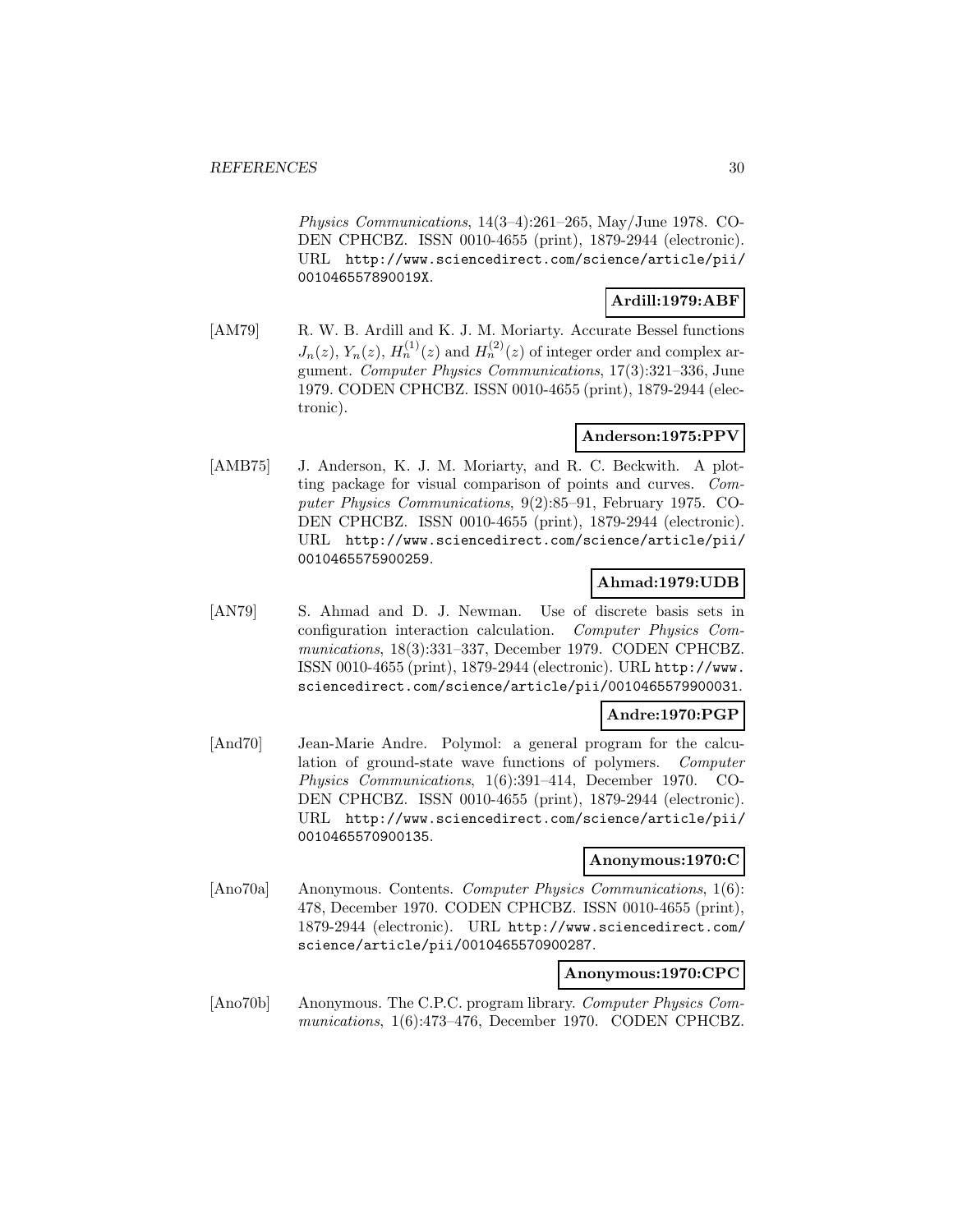*Physics Communications*, 14(3–4):261–265, May/June 1978. CODEN CPHCBZ. ISSN 0010-4655 (print), 1879-2944 (electronic). URL http://www.sciencedirect.com/science/article/pii/001046557890019X.

**Ardill:1979:ABF**

[AM79] R. W. B. Ardill and K. J. M. Moriarty. Accurate Bessel functions $J_n(z)$, $Y_n(z)$, $H_n^{(1)}(z)$ and $H_n^{(2)}(z)$ of integer order and complex argument. *Computer Physics Communications*, 17(3):321–336, June 1979. CODEN CPHCBZ. ISSN 0010-4655 (print), 1879-2944 (electronic).

**Anderson:1975:PPV**

[AMB75] J. Anderson, K. J. M. Moriarty, and R. C. Beckwith. A plotting package for visual comparison of points and curves. *Computer Physics Communications*, 9(2):85–91, February 1975. CODEN CPHCBZ. ISSN 0010-4655 (print), 1879-2944 (electronic). URL http://www.sciencedirect.com/science/article/pii/0010465575900259.

**Ahmad:1979:UDB**

[AN79] S. Ahmad and D. J. Newman. Use of discrete basis sets in configuration interaction calculation. *Computer Physics Communications*, 18(3):331–337, December 1979. CODEN CPHCBZ. ISSN 0010-4655 (print), 1879-2944 (electronic). URL http://www.sciencedirect.com/science/article/pii/0010465579900031.

**Andre:1970:PGP**

[And70] Jean-Marie Andre. Polymol: a general program for the calculation of ground-state wave functions of polymers. *Computer Physics Communications*, 1(6):391–414, December 1970. CODEN CPHCBZ. ISSN 0010-4655 (print), 1879-2944 (electronic). URL http://www.sciencedirect.com/science/article/pii/0010465570900135.

**Anonymous:1970:C**

[Ano70a] Anonymous. Contents. *Computer Physics Communications*, 1(6): 478, December 1970. CODEN CPHCBZ. ISSN 0010-4655 (print), 1879-2944 (electronic). URL http://www.sciencedirect.com/science/article/pii/0010465570900287.

**Anonymous:1970:CPC**

[Ano70b] Anonymous. The C.P.C. program library. *Computer Physics Communications*, 1(6):473–476, December 1970. CODEN CPHCBZ.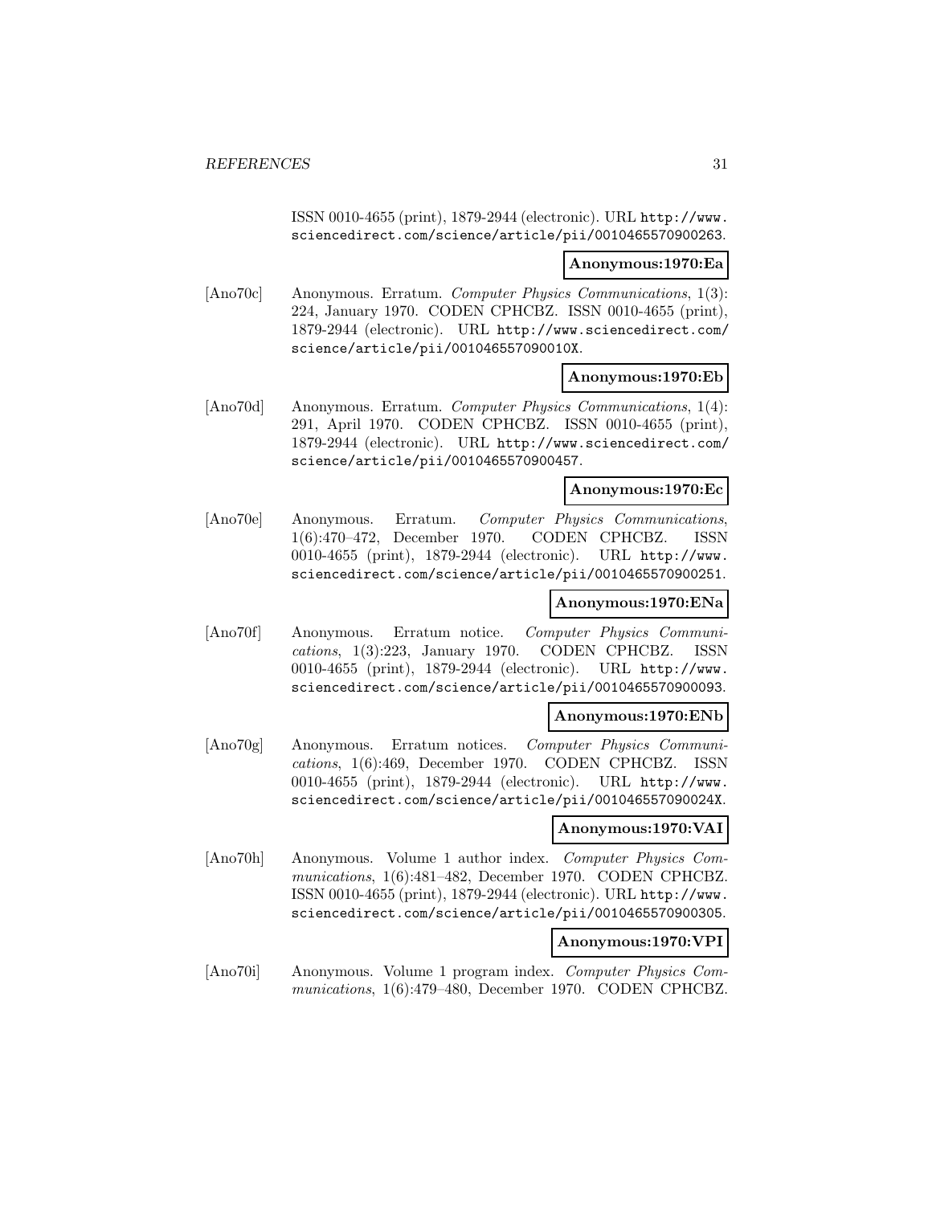ISSN 0010-4655 (print), 1879-2944 (electronic). URL http://www.sciencedirect.com/science/article/pii/0010465570900263.

**Anonymous:1970:Ea**

[Ano70c] Anonymous. Erratum. *Computer Physics Communications*, 1(3): 224, January 1970. CODEN CPHCBZ. ISSN 0010-4655 (print), 1879-2944 (electronic). URL http://www.sciencedirect.com/science/article/pii/001046557090010X.

**Anonymous:1970:Eb**

[Ano70d] Anonymous. Erratum. *Computer Physics Communications*, 1(4): 291, April 1970. CODEN CPHCBZ. ISSN 0010-4655 (print), 1879-2944 (electronic). URL http://www.sciencedirect.com/science/article/pii/0010465570900457.

**Anonymous:1970:Ec**

[Ano70e] Anonymous. Erratum. *Computer Physics Communications*, 1(6):470–472, December 1970. CODEN CPHCBZ. ISSN 0010-4655 (print), 1879-2944 (electronic). URL http://www.sciencedirect.com/science/article/pii/0010465570900251.

**Anonymous:1970:ENa**

[Ano70f] Anonymous. Erratum notice. *Computer Physics Communications*, 1(3):223, January 1970. CODEN CPHCBZ. ISSN 0010-4655 (print), 1879-2944 (electronic). URL http://www.sciencedirect.com/science/article/pii/0010465570900093.

**Anonymous:1970:ENb**

[Ano70g] Anonymous. Erratum notices. *Computer Physics Communications*, 1(6):469, December 1970. CODEN CPHCBZ. ISSN 0010-4655 (print), 1879-2944 (electronic). URL http://www.sciencedirect.com/science/article/pii/001046557090024X.

**Anonymous:1970:VAI**

[Ano70h] Anonymous. Volume 1 author index. *Computer Physics Communications*, 1(6):481–482, December 1970. CODEN CPHCBZ. ISSN 0010-4655 (print), 1879-2944 (electronic). URL http://www.sciencedirect.com/science/article/pii/0010465570900305.

**Anonymous:1970:VPI**

[Ano70i] Anonymous. Volume 1 program index. *Computer Physics Communications*, 1(6):479–480, December 1970. CODEN CPHCBZ.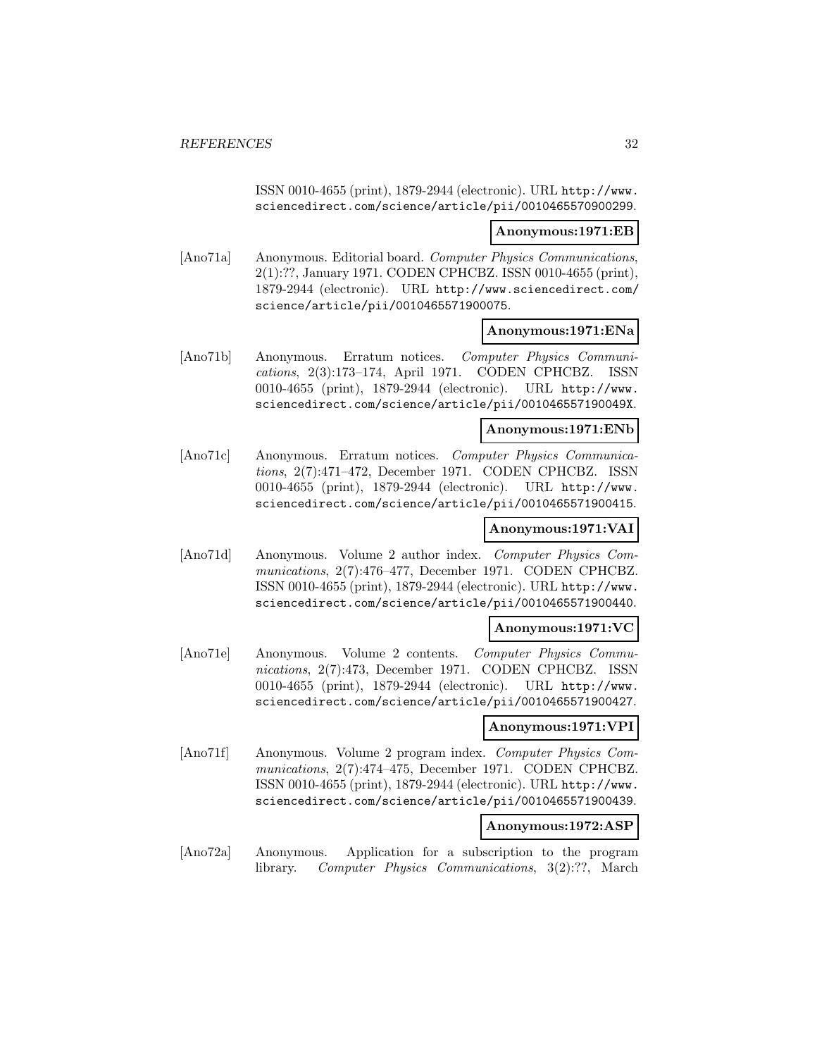ISSN 0010-4655 (print), 1879-2944 (electronic). URL http://www.sciencedirect.com/science/article/pii/0010465570900299.

**Anonymous:1971:EB**

[Ano71a] Anonymous. Editorial board. *Computer Physics Communications*, 2(1):??, January 1971. CODEN CPHCBZ. ISSN 0010-4655 (print), 1879-2944 (electronic). URL http://www.sciencedirect.com/science/article/pii/0010465571900075.

**Anonymous:1971:ENa**

[Ano71b] Anonymous. Erratum notices. *Computer Physics Communications*, 2(3):173–174, April 1971. CODEN CPHCBZ. ISSN 0010-4655 (print), 1879-2944 (electronic). URL http://www.sciencedirect.com/science/article/pii/001046557190049X.

**Anonymous:1971:ENb**

[Ano71c] Anonymous. Erratum notices. *Computer Physics Communications*, 2(7):471–472, December 1971. CODEN CPHCBZ. ISSN 0010-4655 (print), 1879-2944 (electronic). URL http://www.sciencedirect.com/science/article/pii/0010465571900415.

**Anonymous:1971:VAI**

[Ano71d] Anonymous. Volume 2 author index. *Computer Physics Communications*, 2(7):476–477, December 1971. CODEN CPHCBZ. ISSN 0010-4655 (print), 1879-2944 (electronic). URL http://www.sciencedirect.com/science/article/pii/0010465571900440.

**Anonymous:1971:VC**

[Ano71e] Anonymous. Volume 2 contents. *Computer Physics Communications*, 2(7):473, December 1971. CODEN CPHCBZ. ISSN 0010-4655 (print), 1879-2944 (electronic). URL http://www.sciencedirect.com/science/article/pii/0010465571900427.

**Anonymous:1971:VPI**

[Ano71f] Anonymous. Volume 2 program index. *Computer Physics Communications*, 2(7):474–475, December 1971. CODEN CPHCBZ. ISSN 0010-4655 (print), 1879-2944 (electronic). URL http://www.sciencedirect.com/science/article/pii/0010465571900439.

**Anonymous:1972:ASP**

[Ano72a] Anonymous. Application for a subscription to the program library. *Computer Physics Communications*, 3(2):??, March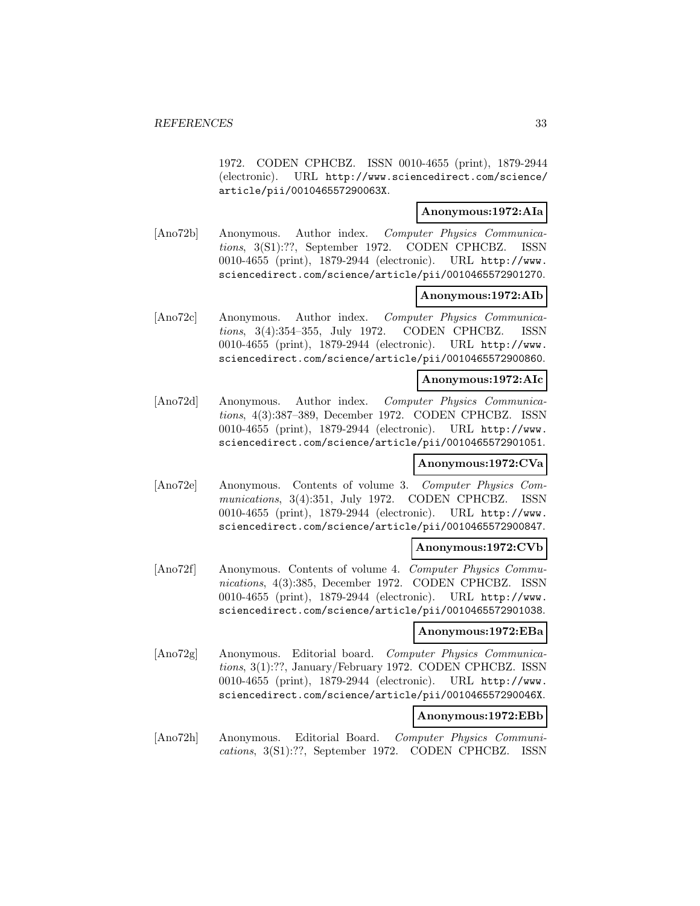1972. CODEN CPHCBZ. ISSN 0010-4655 (print), 1879-2944 (electronic). URL http://www.sciencedirect.com/science/article/pii/001046557290063X.

**Anonymous:1972:AIa**

[Ano72b] Anonymous. Author index. *Computer Physics Communications*, 3(S1):??, September 1972. CODEN CPHCBZ. ISSN 0010-4655 (print), 1879-2944 (electronic). URL http://www.sciencedirect.com/science/article/pii/0010465572901270.

**Anonymous:1972:AIb**

[Ano72c] Anonymous. Author index. *Computer Physics Communications*, 3(4):354–355, July 1972. CODEN CPHCBZ. ISSN 0010-4655 (print), 1879-2944 (electronic). URL http://www.sciencedirect.com/science/article/pii/0010465572900860.

**Anonymous:1972:AIc**

[Ano72d] Anonymous. Author index. *Computer Physics Communications*, 4(3):387–389, December 1972. CODEN CPHCBZ. ISSN 0010-4655 (print), 1879-2944 (electronic). URL http://www.sciencedirect.com/science/article/pii/0010465572901051.

**Anonymous:1972:CVa**

[Ano72e] Anonymous. Contents of volume 3. *Computer Physics Communications*, 3(4):351, July 1972. CODEN CPHCBZ. ISSN 0010-4655 (print), 1879-2944 (electronic). URL http://www.sciencedirect.com/science/article/pii/0010465572900847.

**Anonymous:1972:CVb**

[Ano72f] Anonymous. Contents of volume 4. *Computer Physics Communications*, 4(3):385, December 1972. CODEN CPHCBZ. ISSN 0010-4655 (print), 1879-2944 (electronic). URL http://www.sciencedirect.com/science/article/pii/0010465572901038.

**Anonymous:1972:EBa**

[Ano72g] Anonymous. Editorial board. *Computer Physics Communications*, 3(1):??, January/February 1972. CODEN CPHCBZ. ISSN 0010-4655 (print), 1879-2944 (electronic). URL http://www.sciencedirect.com/science/article/pii/001046557290046X.

**Anonymous:1972:EBb**

[Ano72h] Anonymous. Editorial Board. *Computer Physics Communications*, 3(S1):??, September 1972. CODEN CPHCBZ. ISSN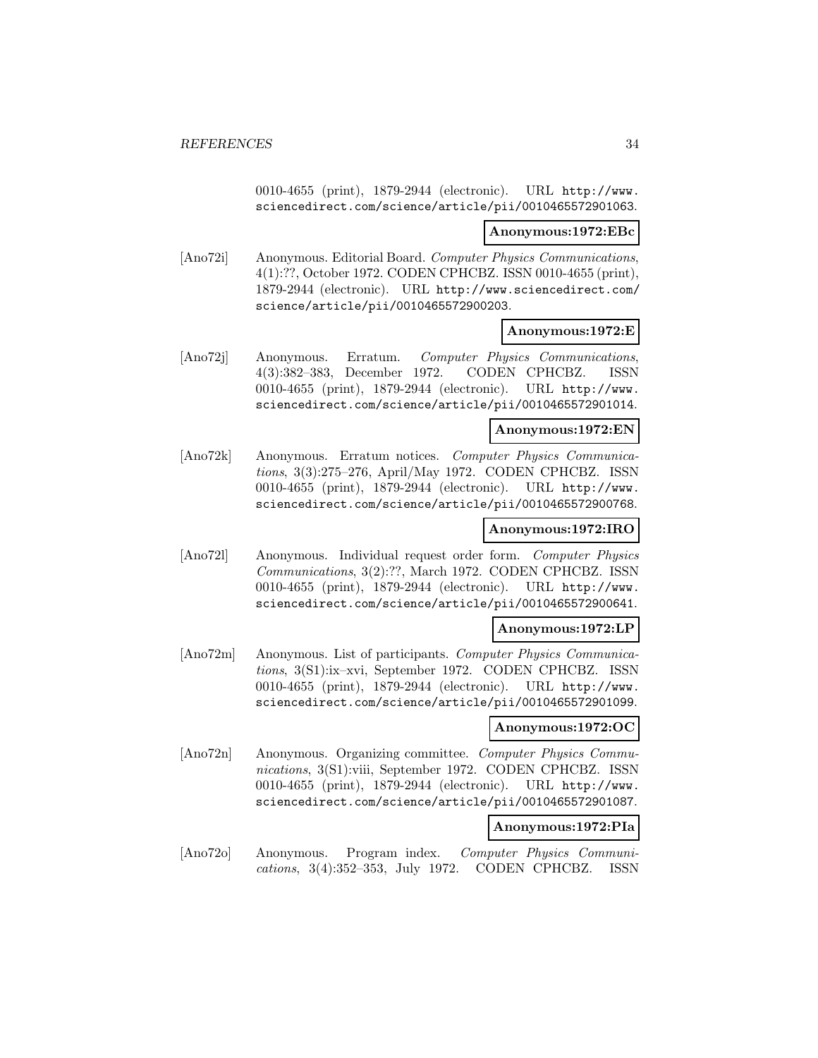0010-4655 (print), 1879-2944 (electronic). URL http://www.sciencedirect.com/science/article/pii/0010465572901063.

**Anonymous:1972:EBc**

[Ano72i] Anonymous. Editorial Board. *Computer Physics Communications*, 4(1):??, October 1972. CODEN CPHCBZ. ISSN 0010-4655 (print), 1879-2944 (electronic). URL http://www.sciencedirect.com/science/article/pii/0010465572900203.

**Anonymous:1972:E**

[Ano72j] Anonymous. Erratum. *Computer Physics Communications*, 4(3):382–383, December 1972. CODEN CPHCBZ. ISSN 0010-4655 (print), 1879-2944 (electronic). URL http://www.sciencedirect.com/science/article/pii/0010465572901014.

**Anonymous:1972:EN**

[Ano72k] Anonymous. Erratum notices. *Computer Physics Communications*, 3(3):275–276, April/May 1972. CODEN CPHCBZ. ISSN 0010-4655 (print), 1879-2944 (electronic). URL http://www.sciencedirect.com/science/article/pii/0010465572900768.

**Anonymous:1972:IRO**

[Ano72l] Anonymous. Individual request order form. *Computer Physics Communications*, 3(2):??, March 1972. CODEN CPHCBZ. ISSN 0010-4655 (print), 1879-2944 (electronic). URL http://www.sciencedirect.com/science/article/pii/0010465572900641.

**Anonymous:1972:LP**

[Ano72m] Anonymous. List of participants. *Computer Physics Communications*, 3(S1):ix–xvi, September 1972. CODEN CPHCBZ. ISSN 0010-4655 (print), 1879-2944 (electronic). URL http://www.sciencedirect.com/science/article/pii/0010465572901099.

**Anonymous:1972:OC**

[Ano72n] Anonymous. Organizing committee. *Computer Physics Communications*, 3(S1):viii, September 1972. CODEN CPHCBZ. ISSN 0010-4655 (print), 1879-2944 (electronic). URL http://www.sciencedirect.com/science/article/pii/0010465572901087.

**Anonymous:1972:PIa**

[Ano72o] Anonymous. Program index. *Computer Physics Communications*, 3(4):352–353, July 1972. CODEN CPHCBZ. ISSN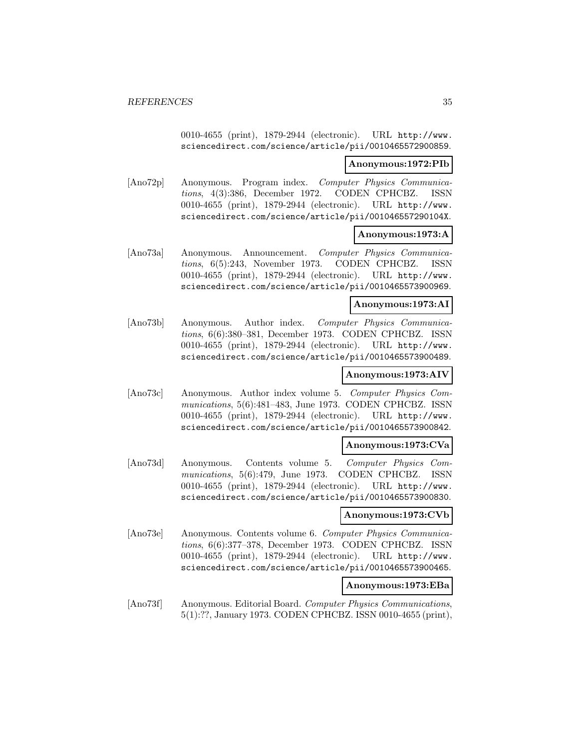0010-4655 (print), 1879-2944 (electronic). URL http://www.sciencedirect.com/science/article/pii/0010465572900859.

**Anonymous:1972:PIb**

[Ano72p] Anonymous. Program index. *Computer Physics Communications*, 4(3):386, December 1972. CODEN CPHCBZ. ISSN 0010-4655 (print), 1879-2944 (electronic). URL http://www.sciencedirect.com/science/article/pii/001046557290104X.

**Anonymous:1973:A**

[Ano73a] Anonymous. Announcement. *Computer Physics Communications*, 6(5):243, November 1973. CODEN CPHCBZ. ISSN 0010-4655 (print), 1879-2944 (electronic). URL http://www.sciencedirect.com/science/article/pii/0010465573900969.

**Anonymous:1973:AI**

[Ano73b] Anonymous. Author index. *Computer Physics Communications*, 6(6):380–381, December 1973. CODEN CPHCBZ. ISSN 0010-4655 (print), 1879-2944 (electronic). URL http://www.sciencedirect.com/science/article/pii/0010465573900489.

**Anonymous:1973:AIV**

[Ano73c] Anonymous. Author index volume 5. *Computer Physics Communications*, 5(6):481–483, June 1973. CODEN CPHCBZ. ISSN 0010-4655 (print), 1879-2944 (electronic). URL http://www.sciencedirect.com/science/article/pii/0010465573900842.

**Anonymous:1973:CVa**

[Ano73d] Anonymous. Contents volume 5. *Computer Physics Communications*, 5(6):479, June 1973. CODEN CPHCBZ. ISSN 0010-4655 (print), 1879-2944 (electronic). URL http://www.sciencedirect.com/science/article/pii/0010465573900830.

**Anonymous:1973:CVb**

[Ano73e] Anonymous. Contents volume 6. *Computer Physics Communications*, 6(6):377–378, December 1973. CODEN CPHCBZ. ISSN 0010-4655 (print), 1879-2944 (electronic). URL http://www.sciencedirect.com/science/article/pii/0010465573900465.

**Anonymous:1973:EBa**

[Ano73f] Anonymous. Editorial Board. *Computer Physics Communications*, 5(1):??, January 1973. CODEN CPHCBZ. ISSN 0010-4655 (print),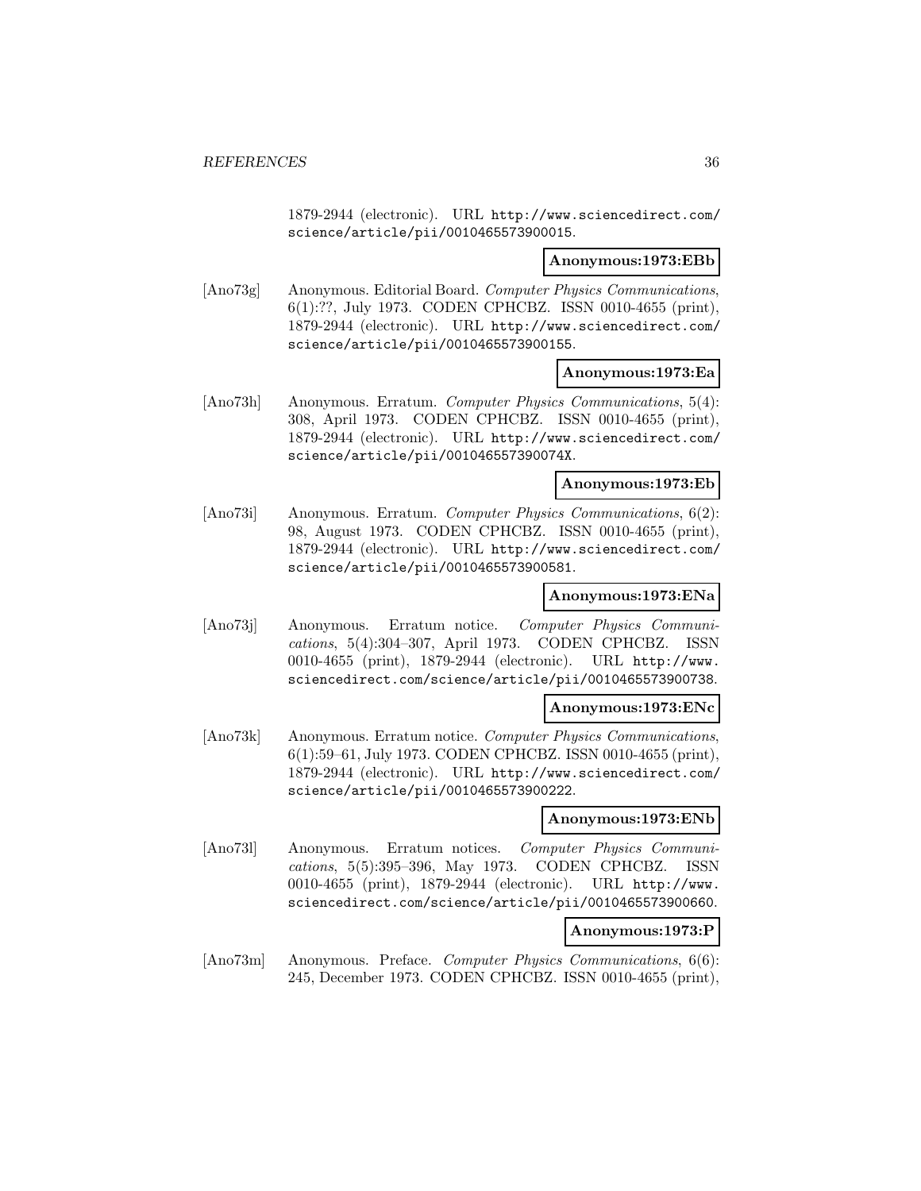1879-2944 (electronic). URL http://www.sciencedirect.com/science/article/pii/0010465573900015.

**Anonymous:1973:EBb**

[Ano73g] Anonymous. Editorial Board. *Computer Physics Communications*, 6(1):??, July 1973. CODEN CPHCBZ. ISSN 0010-4655 (print), 1879-2944 (electronic). URL http://www.sciencedirect.com/science/article/pii/0010465573900155.

**Anonymous:1973:Ea**

[Ano73h] Anonymous. Erratum. *Computer Physics Communications*, 5(4): 308, April 1973. CODEN CPHCBZ. ISSN 0010-4655 (print), 1879-2944 (electronic). URL http://www.sciencedirect.com/science/article/pii/001046557390074X.

**Anonymous:1973:Eb**

[Ano73i] Anonymous. Erratum. *Computer Physics Communications*, 6(2): 98, August 1973. CODEN CPHCBZ. ISSN 0010-4655 (print), 1879-2944 (electronic). URL http://www.sciencedirect.com/science/article/pii/0010465573900581.

**Anonymous:1973:ENa**

[Ano73j] Anonymous. Erratum notice. *Computer Physics Communications*, 5(4):304–307, April 1973. CODEN CPHCBZ. ISSN 0010-4655 (print), 1879-2944 (electronic). URL http://www.sciencedirect.com/science/article/pii/0010465573900738.

**Anonymous:1973:ENc**

[Ano73k] Anonymous. Erratum notice. *Computer Physics Communications*, 6(1):59–61, July 1973. CODEN CPHCBZ. ISSN 0010-4655 (print), 1879-2944 (electronic). URL http://www.sciencedirect.com/science/article/pii/0010465573900222.

**Anonymous:1973:ENb**

[Ano73l] Anonymous. Erratum notices. *Computer Physics Communications*, 5(5):395–396, May 1973. CODEN CPHCBZ. ISSN 0010-4655 (print), 1879-2944 (electronic). URL http://www.sciencedirect.com/science/article/pii/0010465573900660.

**Anonymous:1973:P**

[Ano73m] Anonymous. Preface. *Computer Physics Communications*, 6(6): 245, December 1973. CODEN CPHCBZ. ISSN 0010-4655 (print),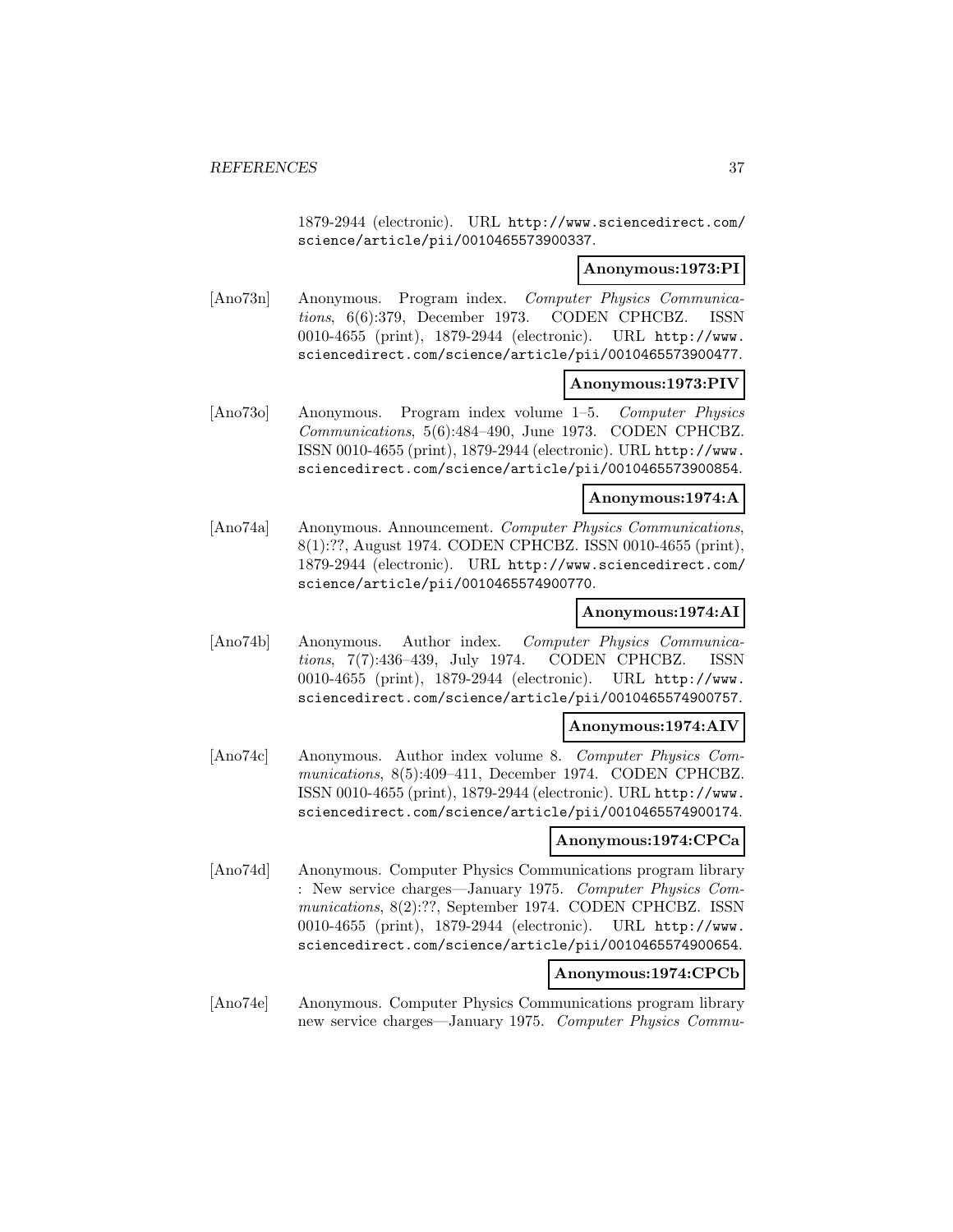1879-2944 (electronic). URL http://www.sciencedirect.com/science/article/pii/0010465573900337.

**Anonymous:1973:PI**

[Ano73n] Anonymous. Program index. *Computer Physics Communications*, 6(6):379, December 1973. CODEN CPHCBZ. ISSN 0010-4655 (print), 1879-2944 (electronic). URL http://www.sciencedirect.com/science/article/pii/0010465573900477.

**Anonymous:1973:PIV**

[Ano73o] Anonymous. Program index volume 1–5. *Computer Physics Communications*, 5(6):484–490, June 1973. CODEN CPHCBZ. ISSN 0010-4655 (print), 1879-2944 (electronic). URL http://www.sciencedirect.com/science/article/pii/0010465573900854.

**Anonymous:1974:A**

[Ano74a] Anonymous. Announcement. *Computer Physics Communications*, 8(1):??, August 1974. CODEN CPHCBZ. ISSN 0010-4655 (print), 1879-2944 (electronic). URL http://www.sciencedirect.com/science/article/pii/0010465574900770.

**Anonymous:1974:AI**

[Ano74b] Anonymous. Author index. *Computer Physics Communications*, 7(7):436–439, July 1974. CODEN CPHCBZ. ISSN 0010-4655 (print), 1879-2944 (electronic). URL http://www.sciencedirect.com/science/article/pii/0010465574900757.

**Anonymous:1974:AIV**

[Ano74c] Anonymous. Author index volume 8. *Computer Physics Communications*, 8(5):409–411, December 1974. CODEN CPHCBZ. ISSN 0010-4655 (print), 1879-2944 (electronic). URL http://www.sciencedirect.com/science/article/pii/0010465574900174.

**Anonymous:1974:CPCa**

[Ano74d] Anonymous. Computer Physics Communications program library : New service charges—January 1975. *Computer Physics Communications*, 8(2):??, September 1974. CODEN CPHCBZ. ISSN 0010-4655 (print), 1879-2944 (electronic). URL http://www.sciencedirect.com/science/article/pii/0010465574900654.

**Anonymous:1974:CPCb**

[Ano74e] Anonymous. Computer Physics Communications program library new service charges—January 1975. *Computer Physics Commu-*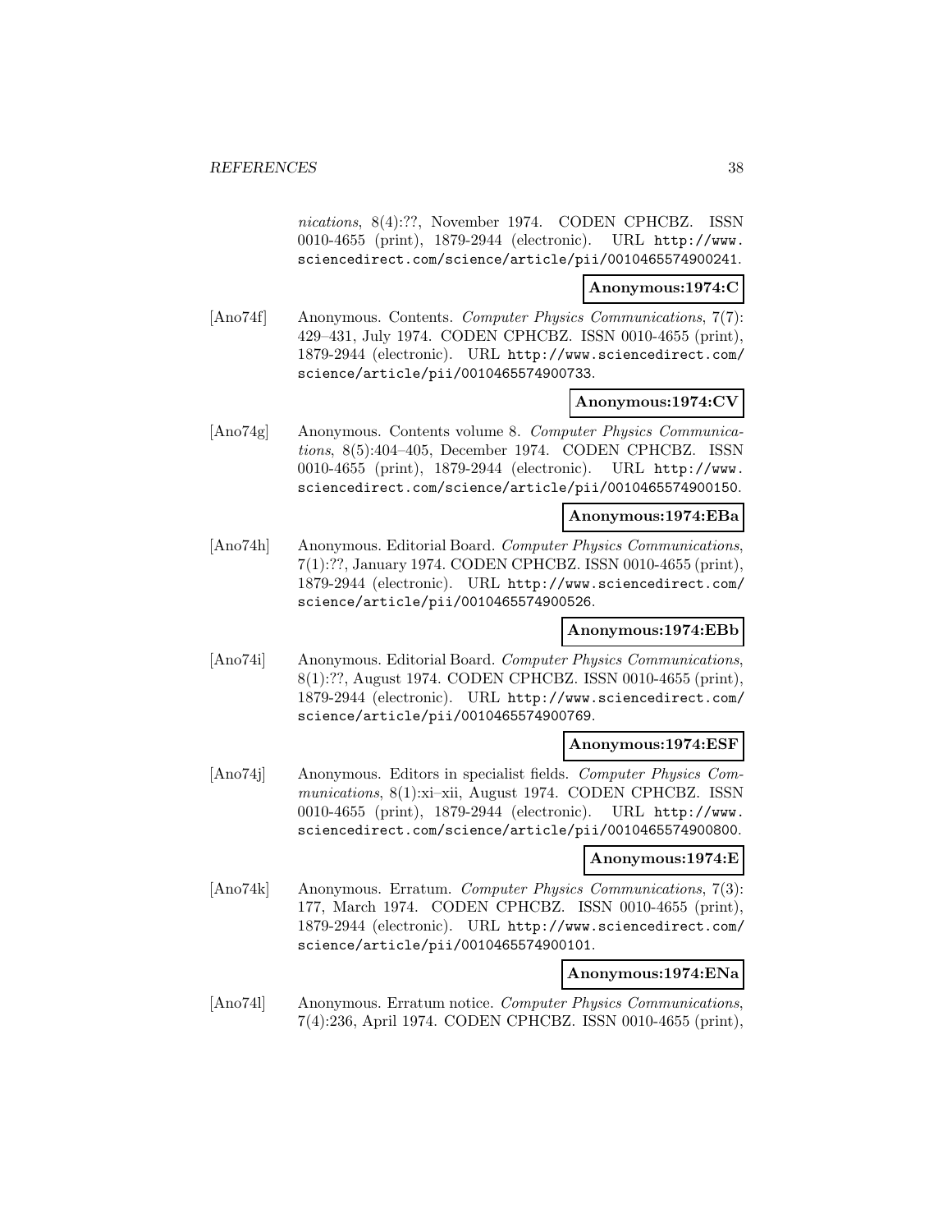*nications*, 8(4):??, November 1974. CODEN CPHCBZ. ISSN 0010-4655 (print), 1879-2944 (electronic). URL http://www.sciencedirect.com/science/article/pii/0010465574900241.

**Anonymous:1974:C**

[Ano74f] Anonymous. Contents. *Computer Physics Communications*, 7(7): 429–431, July 1974. CODEN CPHCBZ. ISSN 0010-4655 (print), 1879-2944 (electronic). URL http://www.sciencedirect.com/science/article/pii/0010465574900733.

**Anonymous:1974:CV**

[Ano74g] Anonymous. Contents volume 8. *Computer Physics Communications*, 8(5):404–405, December 1974. CODEN CPHCBZ. ISSN 0010-4655 (print), 1879-2944 (electronic). URL http://www.sciencedirect.com/science/article/pii/0010465574900150.

**Anonymous:1974:EBa**

[Ano74h] Anonymous. Editorial Board. *Computer Physics Communications*, 7(1):??, January 1974. CODEN CPHCBZ. ISSN 0010-4655 (print), 1879-2944 (electronic). URL http://www.sciencedirect.com/science/article/pii/0010465574900526.

**Anonymous:1974:EBb**

[Ano74i] Anonymous. Editorial Board. *Computer Physics Communications*, 8(1):??, August 1974. CODEN CPHCBZ. ISSN 0010-4655 (print), 1879-2944 (electronic). URL http://www.sciencedirect.com/science/article/pii/0010465574900769.

**Anonymous:1974:ESF**

[Ano74j] Anonymous. Editors in specialist fields. *Computer Physics Communications*, 8(1):xi–xii, August 1974. CODEN CPHCBZ. ISSN 0010-4655 (print), 1879-2944 (electronic). URL http://www.sciencedirect.com/science/article/pii/0010465574900800.

**Anonymous:1974:E**

[Ano74k] Anonymous. Erratum. *Computer Physics Communications*, 7(3): 177, March 1974. CODEN CPHCBZ. ISSN 0010-4655 (print), 1879-2944 (electronic). URL http://www.sciencedirect.com/science/article/pii/0010465574900101.

**Anonymous:1974:ENa**

[Ano74l] Anonymous. Erratum notice. *Computer Physics Communications*, 7(4):236, April 1974. CODEN CPHCBZ. ISSN 0010-4655 (print),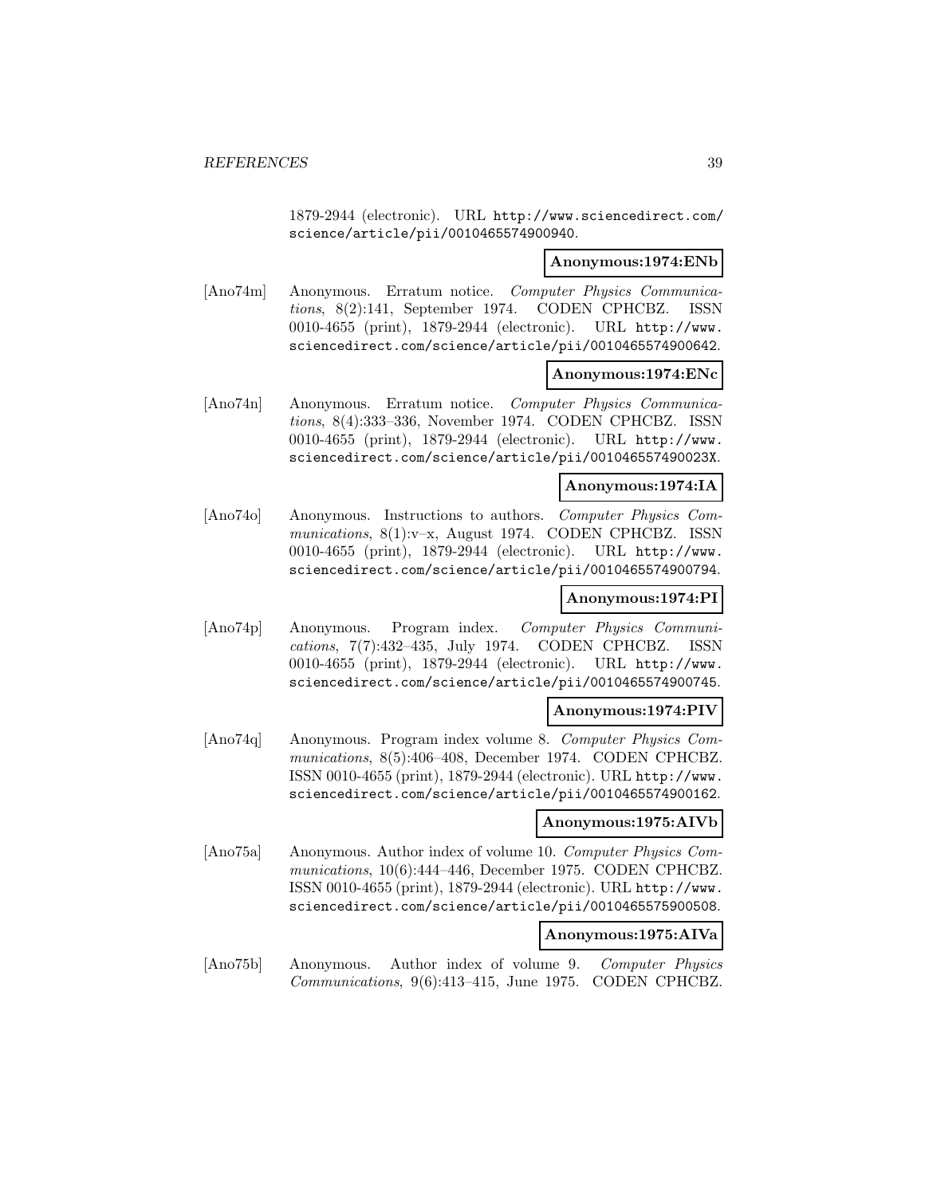1879-2944 (electronic). URL http://www.sciencedirect.com/science/article/pii/0010465574900940.

**Anonymous:1974:ENb**

[Ano74m] Anonymous. Erratum notice. *Computer Physics Communications*, 8(2):141, September 1974. CODEN CPHCBZ. ISSN 0010-4655 (print), 1879-2944 (electronic). URL http://www.sciencedirect.com/science/article/pii/0010465574900642.

**Anonymous:1974:ENc**

[Ano74n] Anonymous. Erratum notice. *Computer Physics Communications*, 8(4):333–336, November 1974. CODEN CPHCBZ. ISSN 0010-4655 (print), 1879-2944 (electronic). URL http://www.sciencedirect.com/science/article/pii/001046557490023X.

**Anonymous:1974:IA**

[Ano74o] Anonymous. Instructions to authors. *Computer Physics Communications*, 8(1):v–x, August 1974. CODEN CPHCBZ. ISSN 0010-4655 (print), 1879-2944 (electronic). URL http://www.sciencedirect.com/science/article/pii/0010465574900794.

**Anonymous:1974:PI**

[Ano74p] Anonymous. Program index. *Computer Physics Communications*, 7(7):432–435, July 1974. CODEN CPHCBZ. ISSN 0010-4655 (print), 1879-2944 (electronic). URL http://www.sciencedirect.com/science/article/pii/0010465574900745.

**Anonymous:1974:PIV**

[Ano74q] Anonymous. Program index volume 8. *Computer Physics Communications*, 8(5):406–408, December 1974. CODEN CPHCBZ. ISSN 0010-4655 (print), 1879-2944 (electronic). URL http://www.sciencedirect.com/science/article/pii/0010465574900162.

**Anonymous:1975:AIVb**

[Ano75a] Anonymous. Author index of volume 10. *Computer Physics Communications*, 10(6):444–446, December 1975. CODEN CPHCBZ. ISSN 0010-4655 (print), 1879-2944 (electronic). URL http://www.sciencedirect.com/science/article/pii/0010465575900508.

**Anonymous:1975:AIVa**

[Ano75b] Anonymous. Author index of volume 9. *Computer Physics Communications*, 9(6):413–415, June 1975. CODEN CPHCBZ.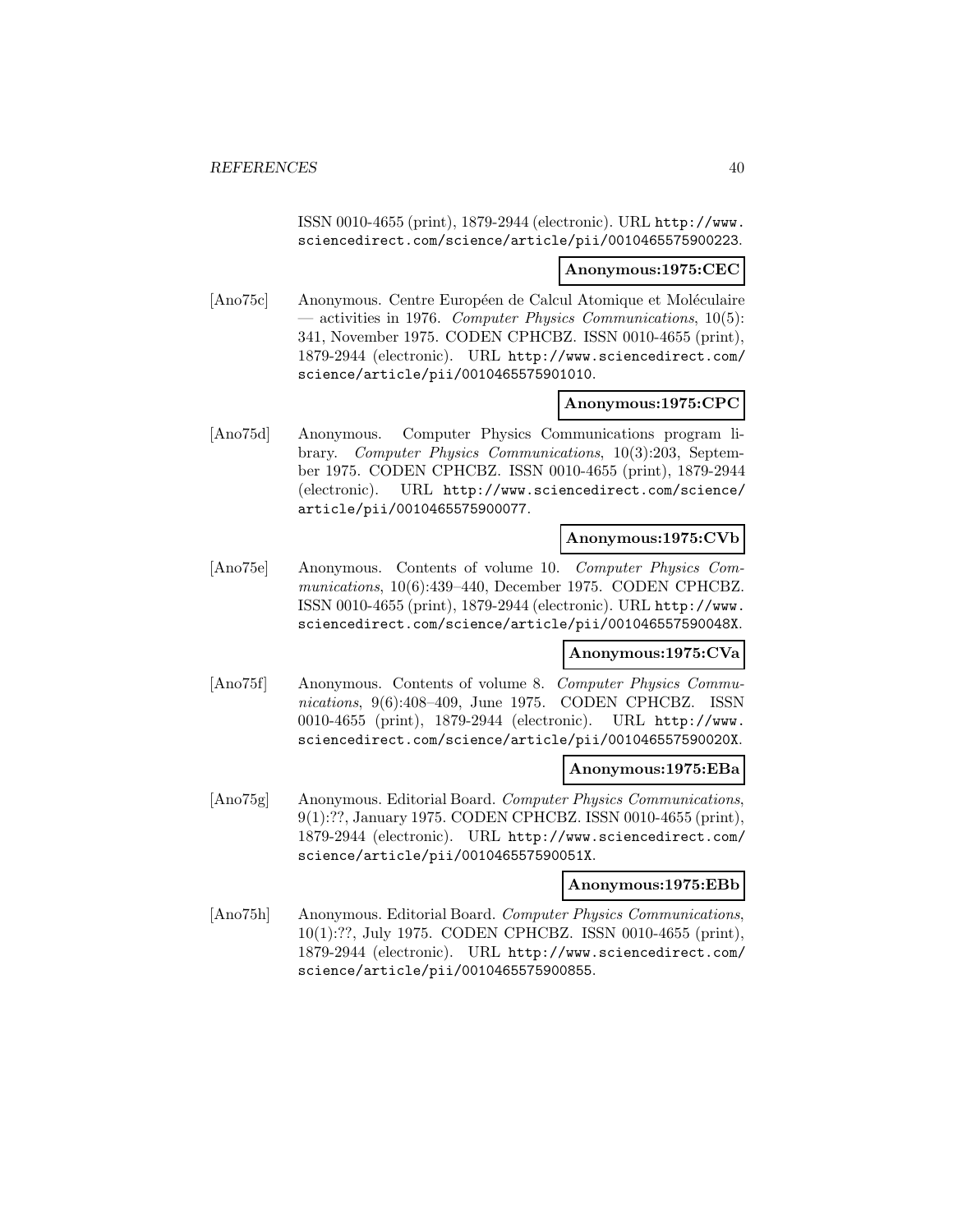ISSN 0010-4655 (print), 1879-2944 (electronic). URL http://www.sciencedirect.com/science/article/pii/0010465575900223.

**Anonymous:1975:CEC**

[Ano75c] Anonymous. Centre Européen de Calcul Atomique et Moléculaire — activities in 1976. *Computer Physics Communications*, 10(5): 341, November 1975. CODEN CPHCBZ. ISSN 0010-4655 (print), 1879-2944 (electronic). URL http://www.sciencedirect.com/science/article/pii/0010465575901010.

**Anonymous:1975:CPC**

[Ano75d] Anonymous. Computer Physics Communications program library. *Computer Physics Communications*, 10(3):203, September 1975. CODEN CPHCBZ. ISSN 0010-4655 (print), 1879-2944 (electronic). URL http://www.sciencedirect.com/science/article/pii/0010465575900077.

**Anonymous:1975:CVb**

[Ano75e] Anonymous. Contents of volume 10. *Computer Physics Communications*, 10(6):439–440, December 1975. CODEN CPHCBZ. ISSN 0010-4655 (print), 1879-2944 (electronic). URL http://www.sciencedirect.com/science/article/pii/001046557590048X.

**Anonymous:1975:CVa**

[Ano75f] Anonymous. Contents of volume 8. *Computer Physics Communications*, 9(6):408–409, June 1975. CODEN CPHCBZ. ISSN 0010-4655 (print), 1879-2944 (electronic). URL http://www.sciencedirect.com/science/article/pii/001046557590020X.

**Anonymous:1975:EBa**

[Ano75g] Anonymous. Editorial Board. *Computer Physics Communications*, 9(1):??, January 1975. CODEN CPHCBZ. ISSN 0010-4655 (print), 1879-2944 (electronic). URL http://www.sciencedirect.com/science/article/pii/001046557590051X.

**Anonymous:1975:EBb**

[Ano75h] Anonymous. Editorial Board. *Computer Physics Communications*, 10(1):??, July 1975. CODEN CPHCBZ. ISSN 0010-4655 (print), 1879-2944 (electronic). URL http://www.sciencedirect.com/science/article/pii/0010465575900855.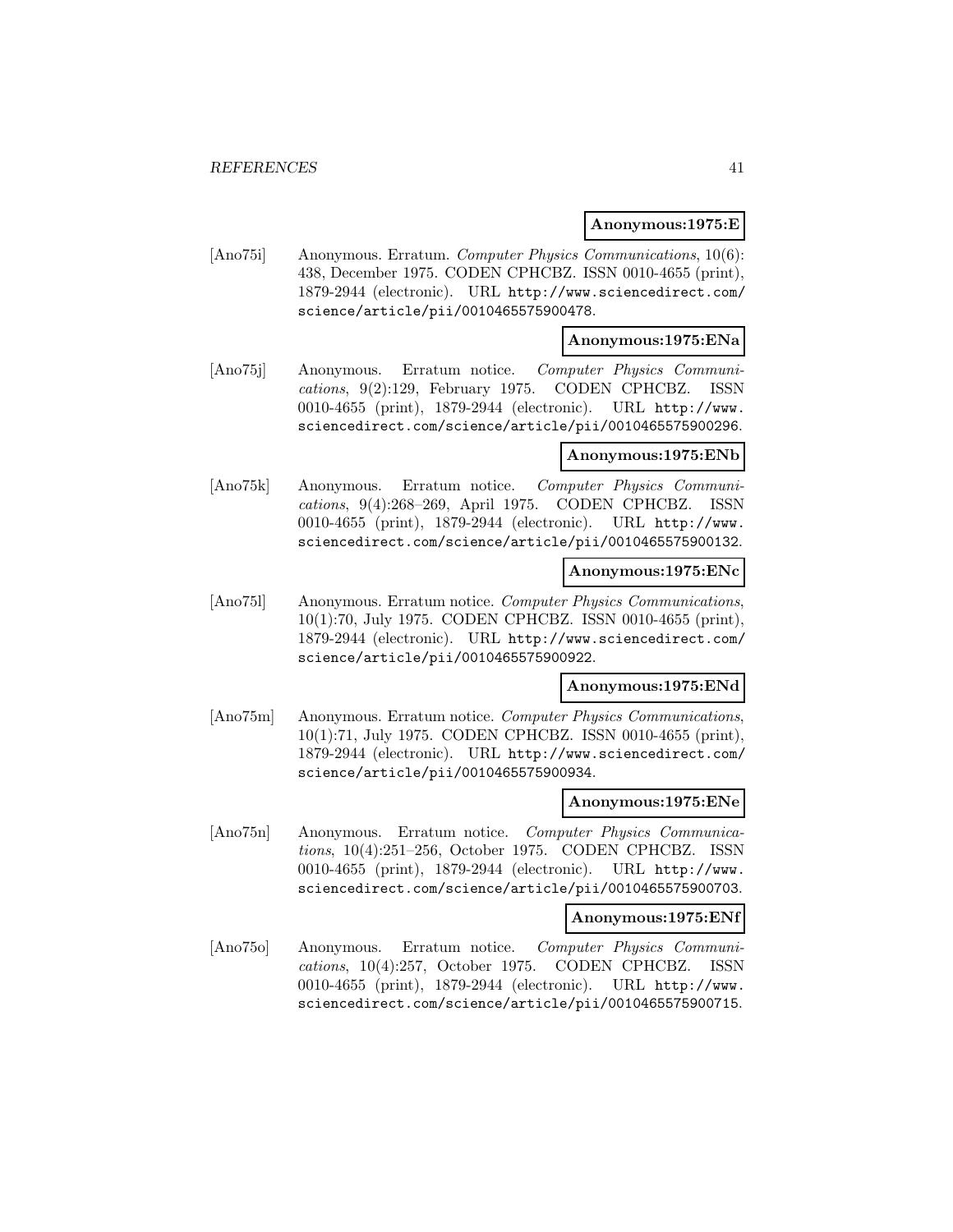**Anonymous:1975:E**

[Ano75i] Anonymous. Erratum. *Computer Physics Communications*, 10(6): 438, December 1975. CODEN CPHCBZ. ISSN 0010-4655 (print), 1879-2944 (electronic). URL http://www.sciencedirect.com/science/article/pii/0010465575900478.

**Anonymous:1975:ENa**

[Ano75j] Anonymous. Erratum notice. *Computer Physics Communications*, 9(2):129, February 1975. CODEN CPHCBZ. ISSN 0010-4655 (print), 1879-2944 (electronic). URL http://www.sciencedirect.com/science/article/pii/0010465575900296.

**Anonymous:1975:ENb**

[Ano75k] Anonymous. Erratum notice. *Computer Physics Communications*, 9(4):268–269, April 1975. CODEN CPHCBZ. ISSN 0010-4655 (print), 1879-2944 (electronic). URL http://www.sciencedirect.com/science/article/pii/0010465575900132.

**Anonymous:1975:ENc**

[Ano75l] Anonymous. Erratum notice. *Computer Physics Communications*, 10(1):70, July 1975. CODEN CPHCBZ. ISSN 0010-4655 (print), 1879-2944 (electronic). URL http://www.sciencedirect.com/science/article/pii/0010465575900922.

**Anonymous:1975:ENd**

[Ano75m] Anonymous. Erratum notice. *Computer Physics Communications*, 10(1):71, July 1975. CODEN CPHCBZ. ISSN 0010-4655 (print), 1879-2944 (electronic). URL http://www.sciencedirect.com/science/article/pii/0010465575900934.

**Anonymous:1975:ENe**

[Ano75n] Anonymous. Erratum notice. *Computer Physics Communications*, 10(4):251–256, October 1975. CODEN CPHCBZ. ISSN 0010-4655 (print), 1879-2944 (electronic). URL http://www.sciencedirect.com/science/article/pii/0010465575900703.

**Anonymous:1975:ENf**

[Ano75o] Anonymous. Erratum notice. *Computer Physics Communications*, 10(4):257, October 1975. CODEN CPHCBZ. ISSN 0010-4655 (print), 1879-2944 (electronic). URL http://www.sciencedirect.com/science/article/pii/0010465575900715.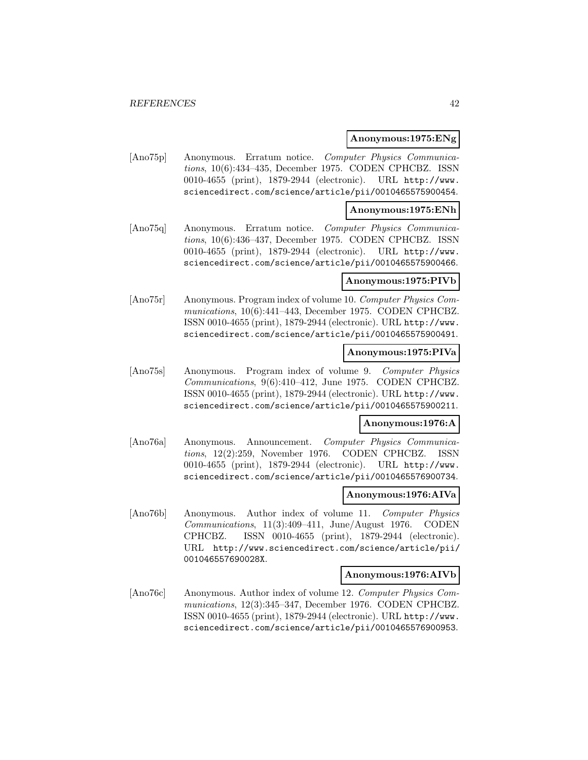**Anonymous:1975:ENg**

[Ano75p] Anonymous. Erratum notice. *Computer Physics Communications*, 10(6):434–435, December 1975. CODEN CPHCBZ. ISSN 0010-4655 (print), 1879-2944 (electronic). URL http://www.sciencedirect.com/science/article/pii/0010465575900454.

**Anonymous:1975:ENh**

[Ano75q] Anonymous. Erratum notice. *Computer Physics Communications*, 10(6):436–437, December 1975. CODEN CPHCBZ. ISSN 0010-4655 (print), 1879-2944 (electronic). URL http://www.sciencedirect.com/science/article/pii/0010465575900466.

**Anonymous:1975:PIVb**

[Ano75r] Anonymous. Program index of volume 10. *Computer Physics Communications*, 10(6):441–443, December 1975. CODEN CPHCBZ. ISSN 0010-4655 (print), 1879-2944 (electronic). URL http://www.sciencedirect.com/science/article/pii/0010465575900491.

**Anonymous:1975:PIVa**

[Ano75s] Anonymous. Program index of volume 9. *Computer Physics Communications*, 9(6):410–412, June 1975. CODEN CPHCBZ. ISSN 0010-4655 (print), 1879-2944 (electronic). URL http://www.sciencedirect.com/science/article/pii/0010465575900211.

**Anonymous:1976:A**

[Ano76a] Anonymous. Announcement. *Computer Physics Communications*, 12(2):259, November 1976. CODEN CPHCBZ. ISSN 0010-4655 (print), 1879-2944 (electronic). URL http://www.sciencedirect.com/science/article/pii/0010465576900734.

**Anonymous:1976:AIVa**

[Ano76b] Anonymous. Author index of volume 11. *Computer Physics Communications*, 11(3):409–411, June/August 1976. CODEN CPHCBZ. ISSN 0010-4655 (print), 1879-2944 (electronic). URL http://www.sciencedirect.com/science/article/pii/001046557690028X.

**Anonymous:1976:AIVb**

[Ano76c] Anonymous. Author index of volume 12. *Computer Physics Communications*, 12(3):345–347, December 1976. CODEN CPHCBZ. ISSN 0010-4655 (print), 1879-2944 (electronic). URL http://www.sciencedirect.com/science/article/pii/0010465576900953.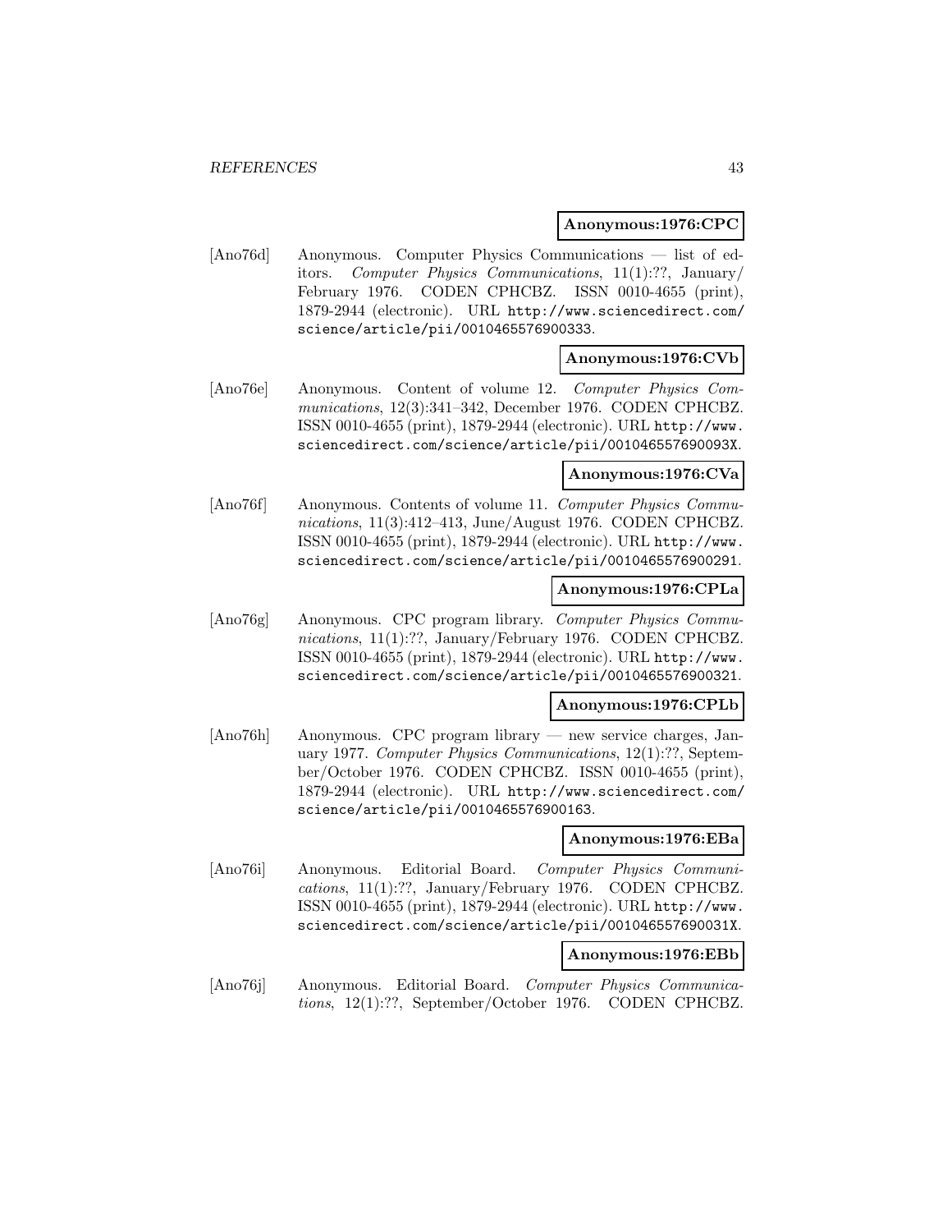**Anonymous:1976:CPC**

[Ano76d] Anonymous. Computer Physics Communications — list of editors. *Computer Physics Communications*, 11(1):??, January/February 1976. CODEN CPHCBZ. ISSN 0010-4655 (print), 1879-2944 (electronic). URL `http://www.sciencedirect.com/science/article/pii/0010465576900333`.

**Anonymous:1976:CVb**

[Ano76e] Anonymous. Content of volume 12. *Computer Physics Communications*, 12(3):341–342, December 1976. CODEN CPHCBZ. ISSN 0010-4655 (print), 1879-2944 (electronic). URL `http://www.sciencedirect.com/science/article/pii/001046557690093X`.

**Anonymous:1976:CVa**

[Ano76f] Anonymous. Contents of volume 11. *Computer Physics Communications*, 11(3):412–413, June/August 1976. CODEN CPHCBZ. ISSN 0010-4655 (print), 1879-2944 (electronic). URL `http://www.sciencedirect.com/science/article/pii/0010465576900291`.

**Anonymous:1976:CPLa**

[Ano76g] Anonymous. CPC program library. *Computer Physics Communications*, 11(1):??, January/February 1976. CODEN CPHCBZ. ISSN 0010-4655 (print), 1879-2944 (electronic). URL `http://www.sciencedirect.com/science/article/pii/0010465576900321`.

**Anonymous:1976:CPLb**

[Ano76h] Anonymous. CPC program library — new service charges, January 1977. *Computer Physics Communications*, 12(1):??, September/October 1976. CODEN CPHCBZ. ISSN 0010-4655 (print), 1879-2944 (electronic). URL `http://www.sciencedirect.com/science/article/pii/0010465576900163`.

**Anonymous:1976:EBa**

[Ano76i] Anonymous. Editorial Board. *Computer Physics Communications*, 11(1):??, January/February 1976. CODEN CPHCBZ. ISSN 0010-4655 (print), 1879-2944 (electronic). URL `http://www.sciencedirect.com/science/article/pii/001046557690031X`.

**Anonymous:1976:EBb**

[Ano76j] Anonymous. Editorial Board. *Computer Physics Communications*, 12(1):??, September/October 1976. CODEN CPHCBZ.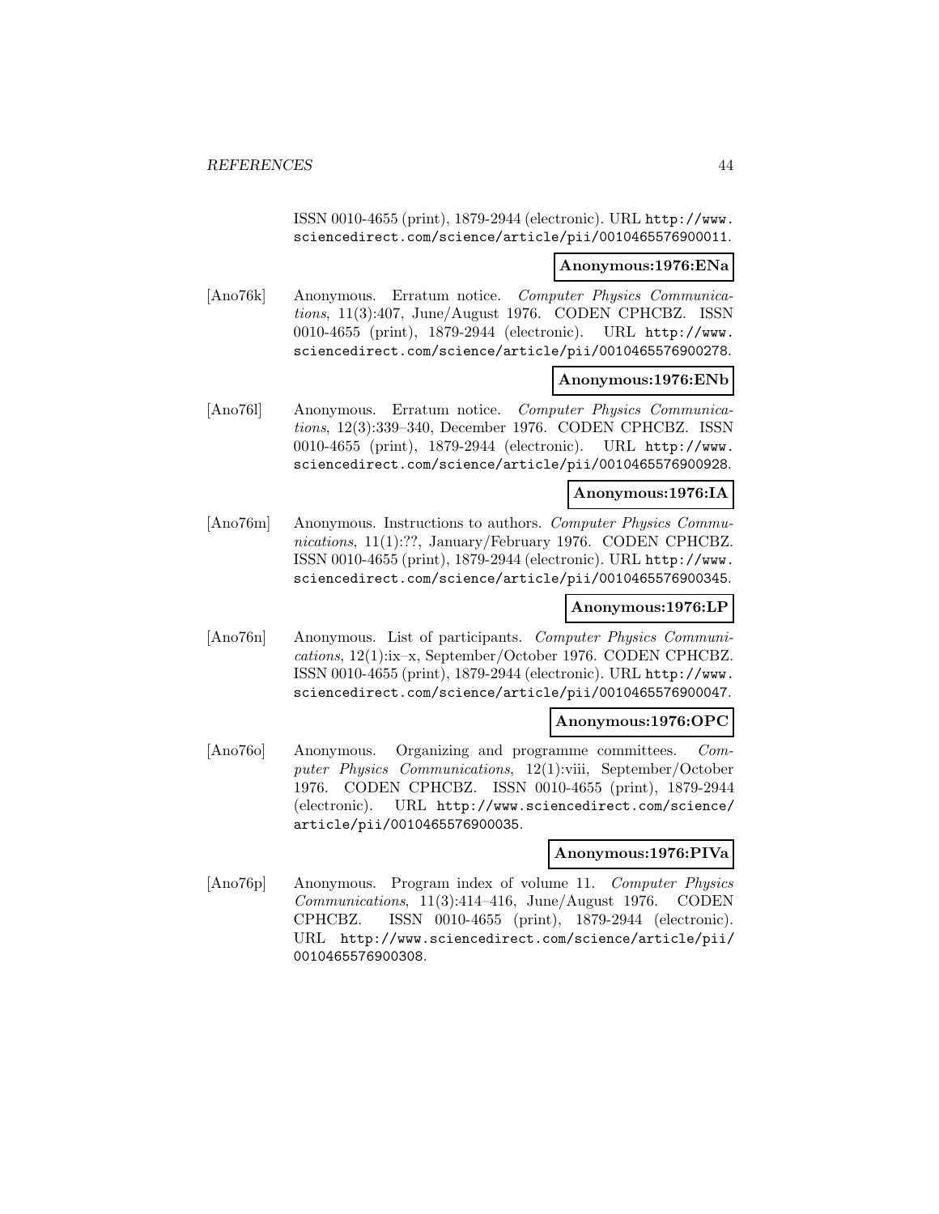ISSN 0010-4655 (print), 1879-2944 (electronic). URL http://www.sciencedirect.com/science/article/pii/0010465576900011.

**Anonymous:1976:ENa**

[Ano76k] Anonymous. Erratum notice. *Computer Physics Communications*, 11(3):407, June/August 1976. CODEN CPHCBZ. ISSN 0010-4655 (print), 1879-2944 (electronic). URL http://www.sciencedirect.com/science/article/pii/0010465576900278.

**Anonymous:1976:ENb**

[Ano76l] Anonymous. Erratum notice. *Computer Physics Communications*, 12(3):339–340, December 1976. CODEN CPHCBZ. ISSN 0010-4655 (print), 1879-2944 (electronic). URL http://www.sciencedirect.com/science/article/pii/0010465576900928.

**Anonymous:1976:IA**

[Ano76m] Anonymous. Instructions to authors. *Computer Physics Communications*, 11(1):??, January/February 1976. CODEN CPHCBZ. ISSN 0010-4655 (print), 1879-2944 (electronic). URL http://www.sciencedirect.com/science/article/pii/0010465576900345.

**Anonymous:1976:LP**

[Ano76n] Anonymous. List of participants. *Computer Physics Communications*, 12(1):ix–x, September/October 1976. CODEN CPHCBZ. ISSN 0010-4655 (print), 1879-2944 (electronic). URL http://www.sciencedirect.com/science/article/pii/0010465576900047.

**Anonymous:1976:OPC**

[Ano76o] Anonymous. Organizing and programme committees. *Computer Physics Communications*, 12(1):viii, September/October 1976. CODEN CPHCBZ. ISSN 0010-4655 (print), 1879-2944 (electronic). URL http://www.sciencedirect.com/science/article/pii/0010465576900035.

**Anonymous:1976:PIVa**

[Ano76p] Anonymous. Program index of volume 11. *Computer Physics Communications*, 11(3):414–416, June/August 1976. CODEN CPHCBZ. ISSN 0010-4655 (print), 1879-2944 (electronic). URL http://www.sciencedirect.com/science/article/pii/0010465576900308.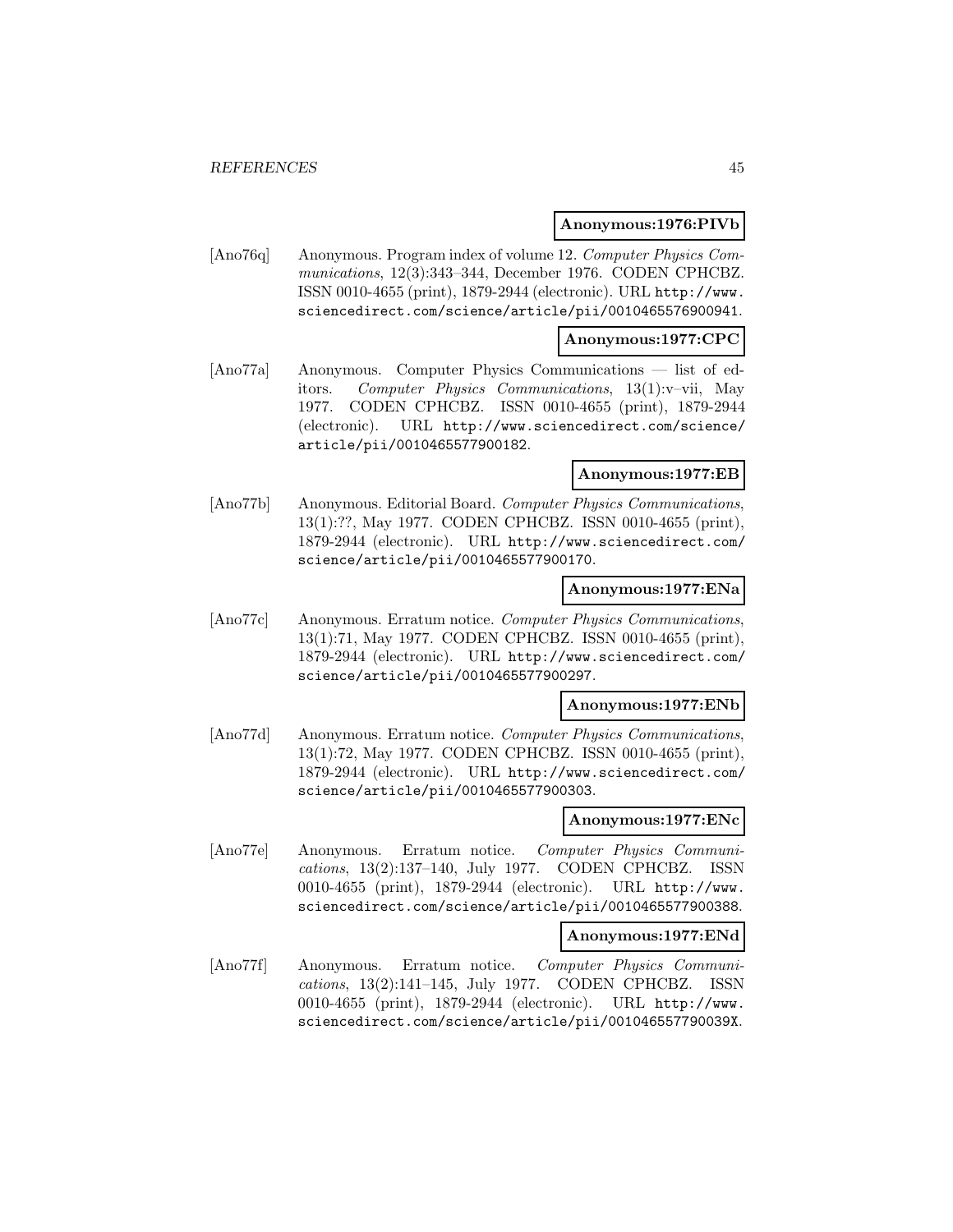**Anonymous:1976:PIVb**

[Ano76q] Anonymous. Program index of volume 12. *Computer Physics Communications*, 12(3):343–344, December 1976. CODEN CPHCBZ. ISSN 0010-4655 (print), 1879-2944 (electronic). URL http://www.sciencedirect.com/science/article/pii/0010465576900941.

**Anonymous:1977:CPC**

[Ano77a] Anonymous. Computer Physics Communications — list of editors. *Computer Physics Communications*, 13(1):v–vii, May 1977. CODEN CPHCBZ. ISSN 0010-4655 (print), 1879-2944 (electronic). URL http://www.sciencedirect.com/science/article/pii/0010465577900182.

**Anonymous:1977:EB**

[Ano77b] Anonymous. Editorial Board. *Computer Physics Communications*, 13(1):??, May 1977. CODEN CPHCBZ. ISSN 0010-4655 (print), 1879-2944 (electronic). URL http://www.sciencedirect.com/science/article/pii/0010465577900170.

**Anonymous:1977:ENa**

[Ano77c] Anonymous. Erratum notice. *Computer Physics Communications*, 13(1):71, May 1977. CODEN CPHCBZ. ISSN 0010-4655 (print), 1879-2944 (electronic). URL http://www.sciencedirect.com/science/article/pii/0010465577900297.

**Anonymous:1977:ENb**

[Ano77d] Anonymous. Erratum notice. *Computer Physics Communications*, 13(1):72, May 1977. CODEN CPHCBZ. ISSN 0010-4655 (print), 1879-2944 (electronic). URL http://www.sciencedirect.com/science/article/pii/0010465577900303.

**Anonymous:1977:ENc**

[Ano77e] Anonymous. Erratum notice. *Computer Physics Communications*, 13(2):137–140, July 1977. CODEN CPHCBZ. ISSN 0010-4655 (print), 1879-2944 (electronic). URL http://www.sciencedirect.com/science/article/pii/0010465577900388.

**Anonymous:1977:ENd**

[Ano77f] Anonymous. Erratum notice. *Computer Physics Communications*, 13(2):141–145, July 1977. CODEN CPHCBZ. ISSN 0010-4655 (print), 1879-2944 (electronic). URL http://www.sciencedirect.com/science/article/pii/001046557790039X.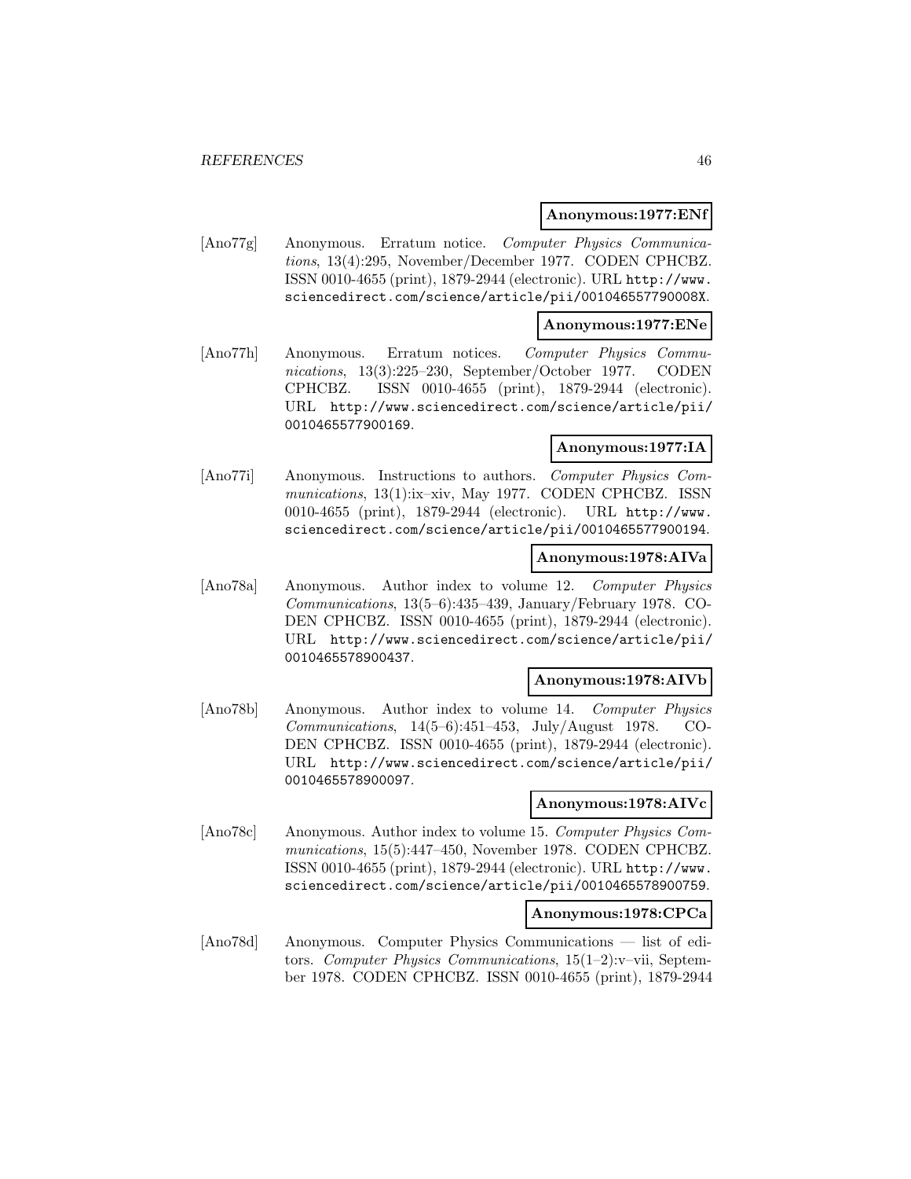**Anonymous:1977:ENf**

[Ano77g] Anonymous. Erratum notice. *Computer Physics Communications*, 13(4):295, November/December 1977. CODEN CPHCBZ. ISSN 0010-4655 (print), 1879-2944 (electronic). URL http://www.sciencedirect.com/science/article/pii/001046557790008X.

**Anonymous:1977:ENe**

[Ano77h] Anonymous. Erratum notices. *Computer Physics Communications*, 13(3):225–230, September/October 1977. CODEN CPHCBZ. ISSN 0010-4655 (print), 1879-2944 (electronic). URL http://www.sciencedirect.com/science/article/pii/0010465577900169.

**Anonymous:1977:IA**

[Ano77i] Anonymous. Instructions to authors. *Computer Physics Communications*, 13(1):ix–xiv, May 1977. CODEN CPHCBZ. ISSN 0010-4655 (print), 1879-2944 (electronic). URL http://www.sciencedirect.com/science/article/pii/0010465577900194.

**Anonymous:1978:AIVa**

[Ano78a] Anonymous. Author index to volume 12. *Computer Physics Communications*, 13(5–6):435–439, January/February 1978. CODEN CPHCBZ. ISSN 0010-4655 (print), 1879-2944 (electronic). URL http://www.sciencedirect.com/science/article/pii/0010465578900437.

**Anonymous:1978:AIVb**

[Ano78b] Anonymous. Author index to volume 14. *Computer Physics Communications*, 14(5–6):451–453, July/August 1978. CODEN CPHCBZ. ISSN 0010-4655 (print), 1879-2944 (electronic). URL http://www.sciencedirect.com/science/article/pii/0010465578900097.

**Anonymous:1978:AIVc**

[Ano78c] Anonymous. Author index to volume 15. *Computer Physics Communications*, 15(5):447–450, November 1978. CODEN CPHCBZ. ISSN 0010-4655 (print), 1879-2944 (electronic). URL http://www.sciencedirect.com/science/article/pii/0010465578900759.

**Anonymous:1978:CPCa**

[Ano78d] Anonymous. Computer Physics Communications — list of editors. *Computer Physics Communications*, 15(1–2):v–vii, September 1978. CODEN CPHCBZ. ISSN 0010-4655 (print), 1879-2944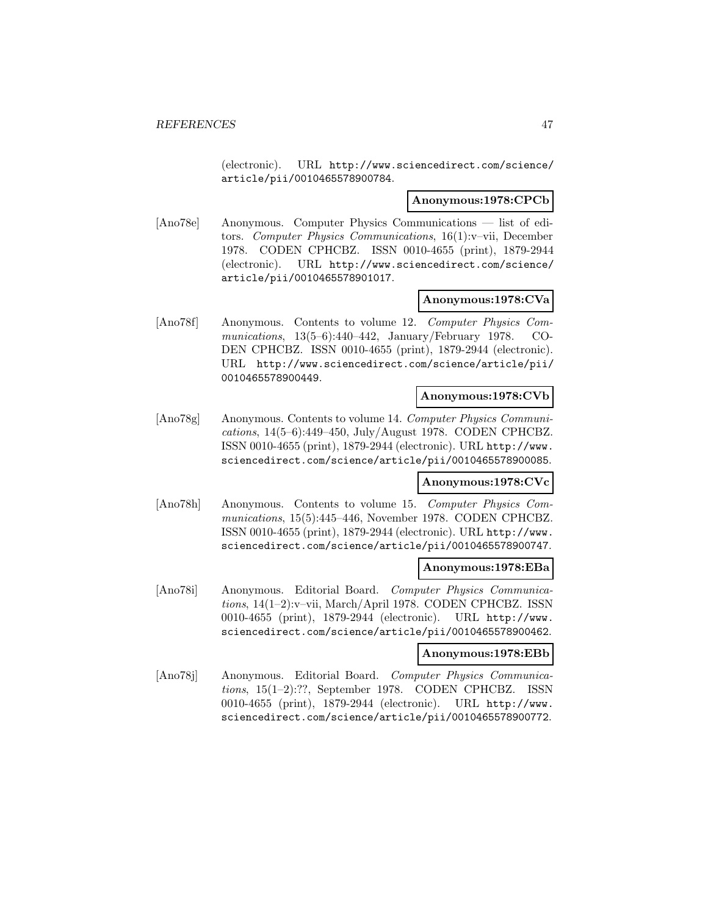(electronic). URL http://www.sciencedirect.com/science/article/pii/0010465578900784.

**Anonymous:1978:CPCb**

[Ano78e] Anonymous. Computer Physics Communications — list of editors. *Computer Physics Communications*, 16(1):v–vii, December 1978. CODEN CPHCBZ. ISSN 0010-4655 (print), 1879-2944 (electronic). URL http://www.sciencedirect.com/science/article/pii/0010465578901017.

**Anonymous:1978:CVa**

[Ano78f] Anonymous. Contents to volume 12. *Computer Physics Communications*, 13(5–6):440–442, January/February 1978. CODEN CPHCBZ. ISSN 0010-4655 (print), 1879-2944 (electronic). URL http://www.sciencedirect.com/science/article/pii/0010465578900449.

**Anonymous:1978:CVb**

[Ano78g] Anonymous. Contents to volume 14. *Computer Physics Communications*, 14(5–6):449–450, July/August 1978. CODEN CPHCBZ. ISSN 0010-4655 (print), 1879-2944 (electronic). URL http://www.sciencedirect.com/science/article/pii/0010465578900085.

**Anonymous:1978:CVc**

[Ano78h] Anonymous. Contents to volume 15. *Computer Physics Communications*, 15(5):445–446, November 1978. CODEN CPHCBZ. ISSN 0010-4655 (print), 1879-2944 (electronic). URL http://www.sciencedirect.com/science/article/pii/0010465578900747.

**Anonymous:1978:EBa**

[Ano78i] Anonymous. Editorial Board. *Computer Physics Communications*, 14(1–2):v–vii, March/April 1978. CODEN CPHCBZ. ISSN 0010-4655 (print), 1879-2944 (electronic). URL http://www.sciencedirect.com/science/article/pii/0010465578900462.

**Anonymous:1978:EBb**

[Ano78j] Anonymous. Editorial Board. *Computer Physics Communications*, 15(1–2):??, September 1978. CODEN CPHCBZ. ISSN 0010-4655 (print), 1879-2944 (electronic). URL http://www.sciencedirect.com/science/article/pii/0010465578900772.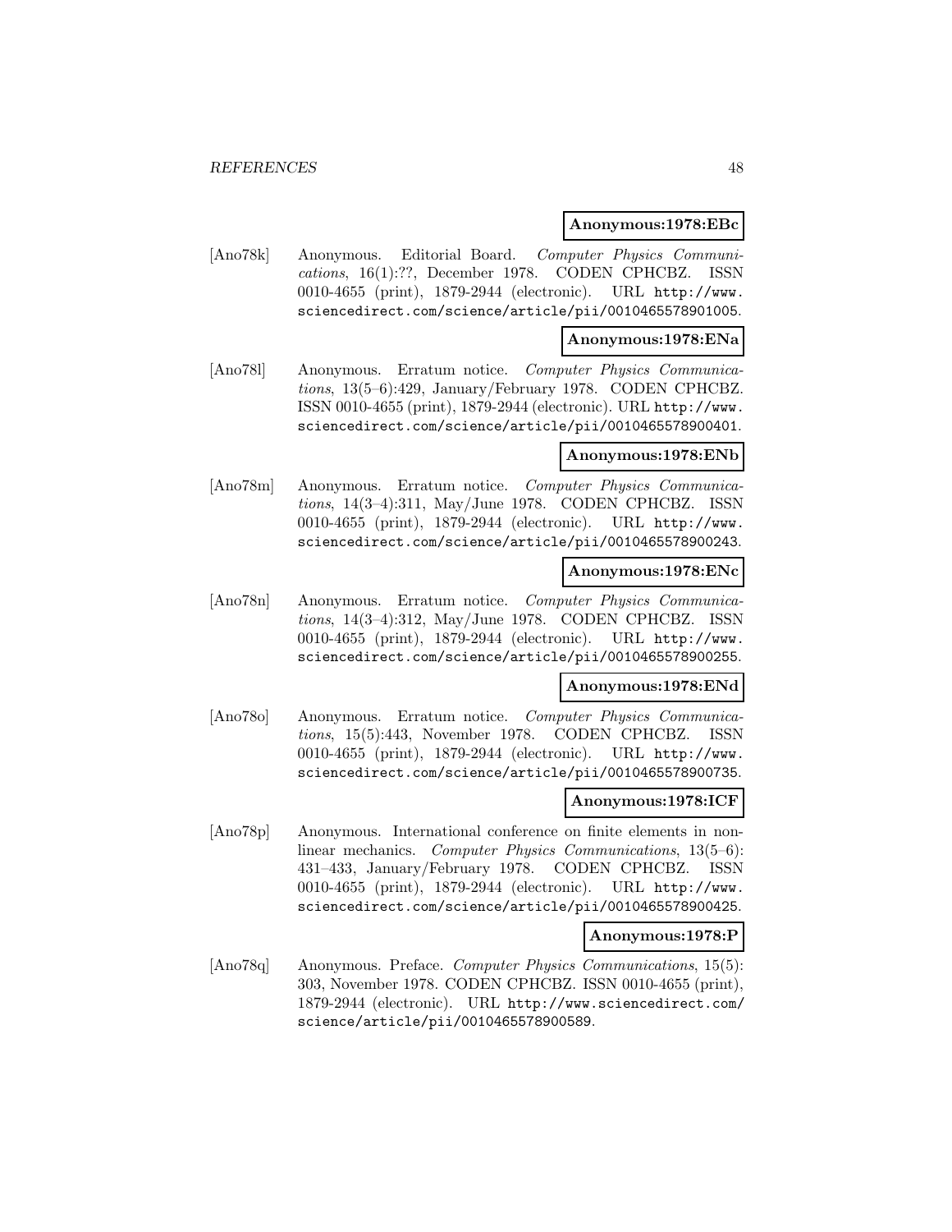**Anonymous:1978:EBc**

[Ano78k] Anonymous. Editorial Board. *Computer Physics Communications*, 16(1):??, December 1978. CODEN CPHCBZ. ISSN 0010-4655 (print), 1879-2944 (electronic). URL http://www.sciencedirect.com/science/article/pii/0010465578901005.

**Anonymous:1978:ENa**

[Ano78l] Anonymous. Erratum notice. *Computer Physics Communications*, 13(5–6):429, January/February 1978. CODEN CPHCBZ. ISSN 0010-4655 (print), 1879-2944 (electronic). URL http://www.sciencedirect.com/science/article/pii/0010465578900401.

**Anonymous:1978:ENb**

[Ano78m] Anonymous. Erratum notice. *Computer Physics Communications*, 14(3–4):311, May/June 1978. CODEN CPHCBZ. ISSN 0010-4655 (print), 1879-2944 (electronic). URL http://www.sciencedirect.com/science/article/pii/0010465578900243.

**Anonymous:1978:ENc**

[Ano78n] Anonymous. Erratum notice. *Computer Physics Communications*, 14(3–4):312, May/June 1978. CODEN CPHCBZ. ISSN 0010-4655 (print), 1879-2944 (electronic). URL http://www.sciencedirect.com/science/article/pii/0010465578900255.

**Anonymous:1978:ENd**

[Ano78o] Anonymous. Erratum notice. *Computer Physics Communications*, 15(5):443, November 1978. CODEN CPHCBZ. ISSN 0010-4655 (print), 1879-2944 (electronic). URL http://www.sciencedirect.com/science/article/pii/0010465578900735.

**Anonymous:1978:ICF**

[Ano78p] Anonymous. International conference on finite elements in nonlinear mechanics. *Computer Physics Communications*, 13(5–6): 431–433, January/February 1978. CODEN CPHCBZ. ISSN 0010-4655 (print), 1879-2944 (electronic). URL http://www.sciencedirect.com/science/article/pii/0010465578900425.

**Anonymous:1978:P**

[Ano78q] Anonymous. Preface. *Computer Physics Communications*, 15(5): 303, November 1978. CODEN CPHCBZ. ISSN 0010-4655 (print), 1879-2944 (electronic). URL http://www.sciencedirect.com/science/article/pii/0010465578900589.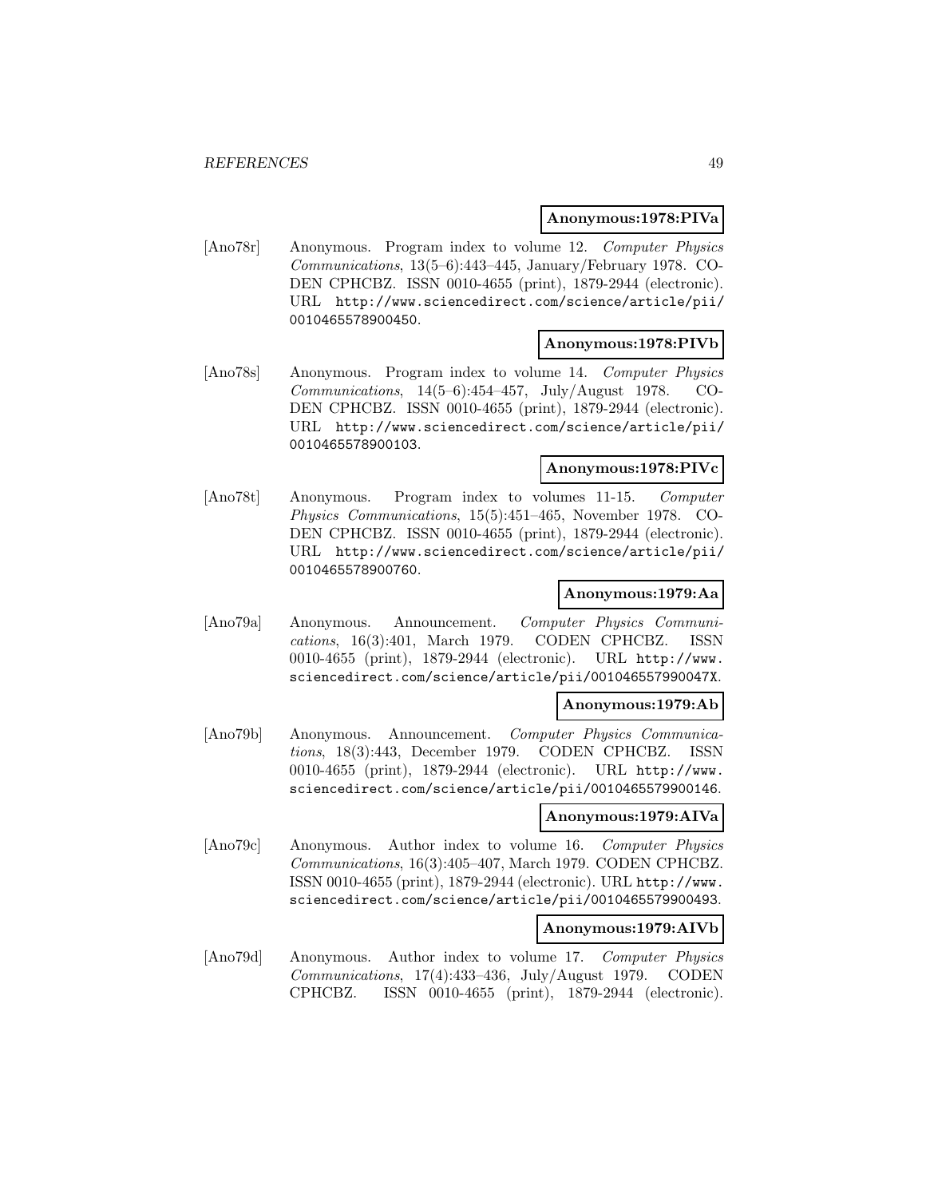**Anonymous:1978:PIVa**

[Ano78r] Anonymous. Program index to volume 12. *Computer Physics Communications*, 13(5–6):443–445, January/February 1978. CODEN CPHCBZ. ISSN 0010-4655 (print), 1879-2944 (electronic). URL http://www.sciencedirect.com/science/article/pii/0010465578900450.

**Anonymous:1978:PIVb**

[Ano78s] Anonymous. Program index to volume 14. *Computer Physics Communications*, 14(5–6):454–457, July/August 1978. CODEN CPHCBZ. ISSN 0010-4655 (print), 1879-2944 (electronic). URL http://www.sciencedirect.com/science/article/pii/0010465578900103.

**Anonymous:1978:PIVc**

[Ano78t] Anonymous. Program index to volumes 11-15. *Computer Physics Communications*, 15(5):451–465, November 1978. CODEN CPHCBZ. ISSN 0010-4655 (print), 1879-2944 (electronic). URL http://www.sciencedirect.com/science/article/pii/0010465578900760.

**Anonymous:1979:Aa**

[Ano79a] Anonymous. Announcement. *Computer Physics Communications*, 16(3):401, March 1979. CODEN CPHCBZ. ISSN 0010-4655 (print), 1879-2944 (electronic). URL http://www.sciencedirect.com/science/article/pii/001046557990047X.

**Anonymous:1979:Ab**

[Ano79b] Anonymous. Announcement. *Computer Physics Communications*, 18(3):443, December 1979. CODEN CPHCBZ. ISSN 0010-4655 (print), 1879-2944 (electronic). URL http://www.sciencedirect.com/science/article/pii/0010465579900146.

**Anonymous:1979:AIVa**

[Ano79c] Anonymous. Author index to volume 16. *Computer Physics Communications*, 16(3):405–407, March 1979. CODEN CPHCBZ. ISSN 0010-4655 (print), 1879-2944 (electronic). URL http://www.sciencedirect.com/science/article/pii/0010465579900493.

**Anonymous:1979:AIVb**

[Ano79d] Anonymous. Author index to volume 17. *Computer Physics Communications*, 17(4):433–436, July/August 1979. CODEN CPHCBZ. ISSN 0010-4655 (print), 1879-2944 (electronic).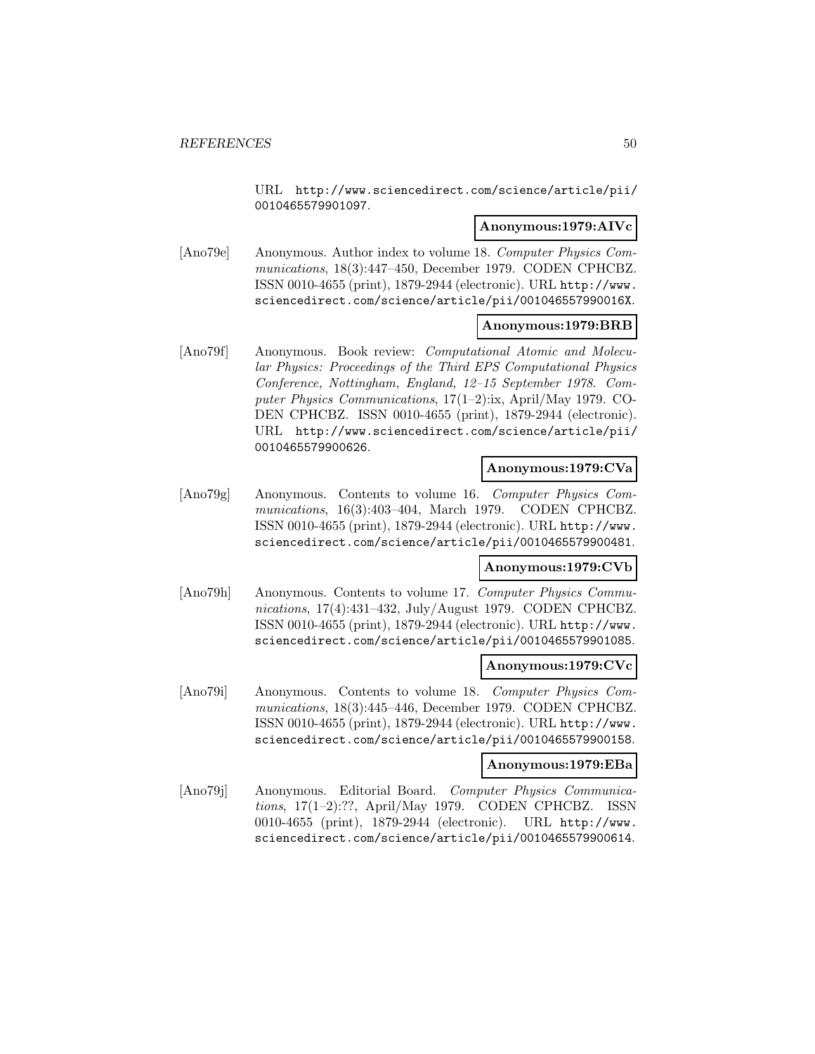URL http://www.sciencedirect.com/science/article/pii/0010465579901097.

**Anonymous:1979:AIVc**

[Ano79e] Anonymous. Author index to volume 18. *Computer Physics Communications*, 18(3):447–450, December 1979. CODEN CPHCBZ. ISSN 0010-4655 (print), 1879-2944 (electronic). URL http://www.sciencedirect.com/science/article/pii/001046557990016X.

**Anonymous:1979:BRB**

[Ano79f] Anonymous. Book review: *Computational Atomic and Molecular Physics: Proceedings of the Third EPS Computational Physics Conference, Nottingham, England, 12–15 September 1978*. *Computer Physics Communications*, 17(1–2):ix, April/May 1979. CODEN CPHCBZ. ISSN 0010-4655 (print), 1879-2944 (electronic). URL http://www.sciencedirect.com/science/article/pii/0010465579900626.

**Anonymous:1979:CVa**

[Ano79g] Anonymous. Contents to volume 16. *Computer Physics Communications*, 16(3):403–404, March 1979. CODEN CPHCBZ. ISSN 0010-4655 (print), 1879-2944 (electronic). URL http://www.sciencedirect.com/science/article/pii/0010465579900481.

**Anonymous:1979:CVb**

[Ano79h] Anonymous. Contents to volume 17. *Computer Physics Communications*, 17(4):431–432, July/August 1979. CODEN CPHCBZ. ISSN 0010-4655 (print), 1879-2944 (electronic). URL http://www.sciencedirect.com/science/article/pii/0010465579901085.

**Anonymous:1979:CVc**

[Ano79i] Anonymous. Contents to volume 18. *Computer Physics Communications*, 18(3):445–446, December 1979. CODEN CPHCBZ. ISSN 0010-4655 (print), 1879-2944 (electronic). URL http://www.sciencedirect.com/science/article/pii/0010465579900158.

**Anonymous:1979:EBa**

[Ano79j] Anonymous. Editorial Board. *Computer Physics Communications*, 17(1–2):??, April/May 1979. CODEN CPHCBZ. ISSN 0010-4655 (print), 1879-2944 (electronic). URL http://www.sciencedirect.com/science/article/pii/0010465579900614.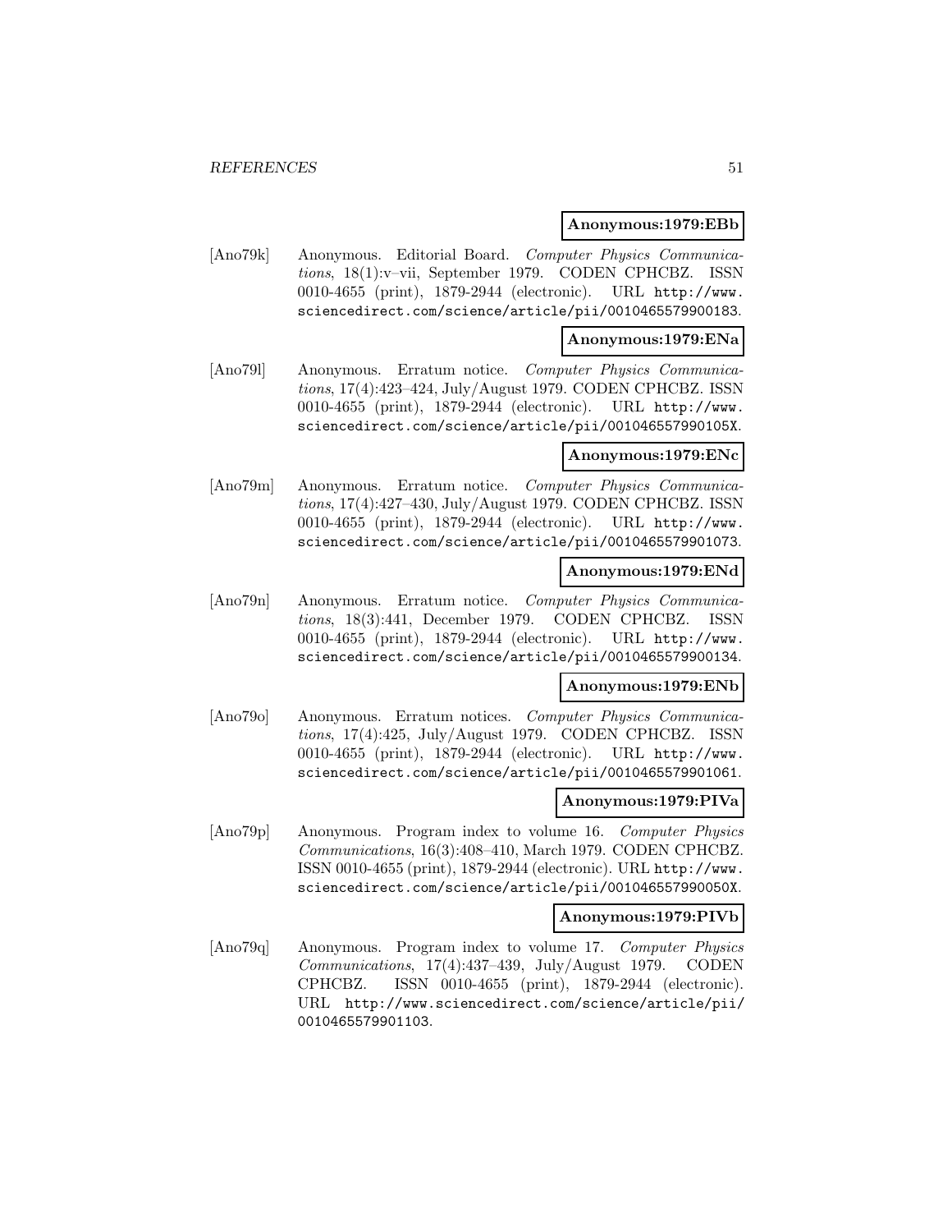**Anonymous:1979:EBb**

[Ano79k] Anonymous. Editorial Board. *Computer Physics Communications*, 18(1):v–vii, September 1979. CODEN CPHCBZ. ISSN 0010-4655 (print), 1879-2944 (electronic). URL http://www.sciencedirect.com/science/article/pii/0010465579900183.

**Anonymous:1979:ENa**

[Ano79l] Anonymous. Erratum notice. *Computer Physics Communications*, 17(4):423–424, July/August 1979. CODEN CPHCBZ. ISSN 0010-4655 (print), 1879-2944 (electronic). URL http://www.sciencedirect.com/science/article/pii/001046557990105X.

**Anonymous:1979:ENc**

[Ano79m] Anonymous. Erratum notice. *Computer Physics Communications*, 17(4):427–430, July/August 1979. CODEN CPHCBZ. ISSN 0010-4655 (print), 1879-2944 (electronic). URL http://www.sciencedirect.com/science/article/pii/0010465579901073.

**Anonymous:1979:ENd**

[Ano79n] Anonymous. Erratum notice. *Computer Physics Communications*, 18(3):441, December 1979. CODEN CPHCBZ. ISSN 0010-4655 (print), 1879-2944 (electronic). URL http://www.sciencedirect.com/science/article/pii/0010465579900134.

**Anonymous:1979:ENb**

[Ano79o] Anonymous. Erratum notices. *Computer Physics Communications*, 17(4):425, July/August 1979. CODEN CPHCBZ. ISSN 0010-4655 (print), 1879-2944 (electronic). URL http://www.sciencedirect.com/science/article/pii/0010465579901061.

**Anonymous:1979:PIVa**

[Ano79p] Anonymous. Program index to volume 16. *Computer Physics Communications*, 16(3):408–410, March 1979. CODEN CPHCBZ. ISSN 0010-4655 (print), 1879-2944 (electronic). URL http://www.sciencedirect.com/science/article/pii/001046557990050X.

**Anonymous:1979:PIVb**

[Ano79q] Anonymous. Program index to volume 17. *Computer Physics Communications*, 17(4):437–439, July/August 1979. CODEN CPHCBZ. ISSN 0010-4655 (print), 1879-2944 (electronic). URL http://www.sciencedirect.com/science/article/pii/0010465579901103.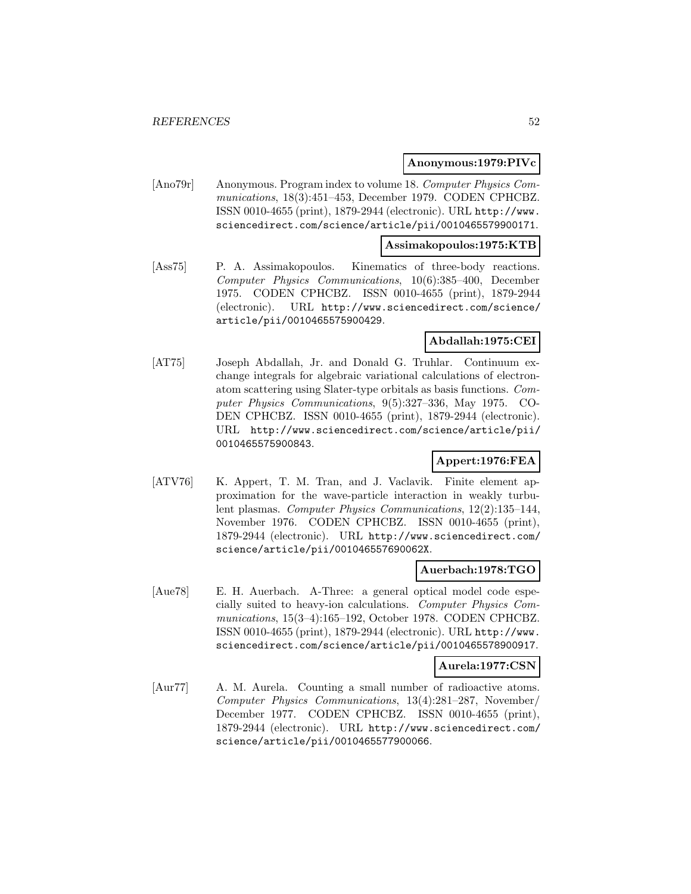**Anonymous:1979:PIVc**

[Ano79r] Anonymous. Program index to volume 18. *Computer Physics Communications*, 18(3):451–453, December 1979. CODEN CPHCBZ. ISSN 0010-4655 (print), 1879-2944 (electronic). URL http://www.sciencedirect.com/science/article/pii/0010465579900171.

**Assimakopoulos:1975:KTB**

[Ass75] P. A. Assimakopoulos. Kinematics of three-body reactions. *Computer Physics Communications*, 10(6):385–400, December 1975. CODEN CPHCBZ. ISSN 0010-4655 (print), 1879-2944 (electronic). URL http://www.sciencedirect.com/science/article/pii/0010465575900429.

**Abdallah:1975:CEI**

[AT75] Joseph Abdallah, Jr. and Donald G. Truhlar. Continuum exchange integrals for algebraic variational calculations of electron-atom scattering using Slater-type orbitals as basis functions. *Computer Physics Communications*, 9(5):327–336, May 1975. CODEN CPHCBZ. ISSN 0010-4655 (print), 1879-2944 (electronic). URL http://www.sciencedirect.com/science/article/pii/0010465575900843.

**Appert:1976:FEA**

[ATV76] K. Appert, T. M. Tran, and J. Vaclavik. Finite element approximation for the wave-particle interaction in weakly turbulent plasmas. *Computer Physics Communications*, 12(2):135–144, November 1976. CODEN CPHCBZ. ISSN 0010-4655 (print), 1879-2944 (electronic). URL http://www.sciencedirect.com/science/article/pii/001046557690062X.

**Auerbach:1978:TGO**

[Aue78] E. H. Auerbach. A-Three: a general optical model code especially suited to heavy-ion calculations. *Computer Physics Communications*, 15(3–4):165–192, October 1978. CODEN CPHCBZ. ISSN 0010-4655 (print), 1879-2944 (electronic). URL http://www.sciencedirect.com/science/article/pii/0010465578900917.

**Aurela:1977:CSN**

[Aur77] A. M. Aurela. Counting a small number of radioactive atoms. *Computer Physics Communications*, 13(4):281–287, November/December 1977. CODEN CPHCBZ. ISSN 0010-4655 (print), 1879-2944 (electronic). URL http://www.sciencedirect.com/science/article/pii/0010465577900066.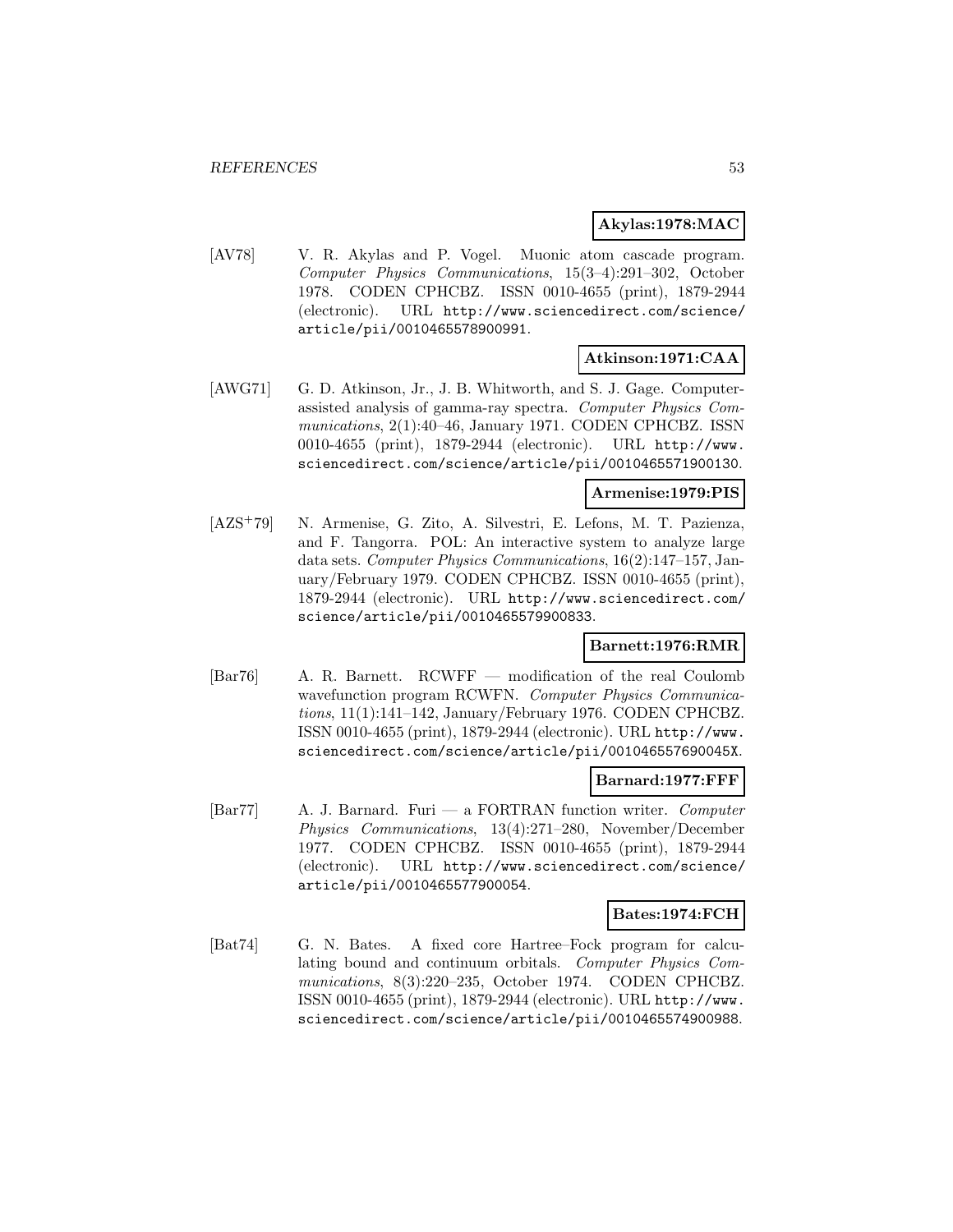**Akylas:1978:MAC**

[AV78] V. R. Akylas and P. Vogel. Muonic atom cascade program. *Computer Physics Communications*, 15(3–4):291–302, October 1978. CODEN CPHCBZ. ISSN 0010-4655 (print), 1879-2944 (electronic). URL http://www.sciencedirect.com/science/article/pii/0010465578900991.

**Atkinson:1971:CAA**

[AWG71] G. D. Atkinson, Jr., J. B. Whitworth, and S. J. Gage. Computer-assisted analysis of gamma-ray spectra. *Computer Physics Communications*, 2(1):40–46, January 1971. CODEN CPHCBZ. ISSN 0010-4655 (print), 1879-2944 (electronic). URL http://www.sciencedirect.com/science/article/pii/0010465571900130.

**Armenise:1979:PIS**

[AZS+79] N. Armenise, G. Zito, A. Silvestri, E. Lefons, M. T. Pazienza, and F. Tangorra. POL: An interactive system to analyze large data sets. *Computer Physics Communications*, 16(2):147–157, January/February 1979. CODEN CPHCBZ. ISSN 0010-4655 (print), 1879-2944 (electronic). URL http://www.sciencedirect.com/science/article/pii/0010465579900833.

**Barnett:1976:RMR**

[Bar76] A. R. Barnett. RCWFF — modification of the real Coulomb wavefunction program RCWFN. *Computer Physics Communications*, 11(1):141–142, January/February 1976. CODEN CPHCBZ. ISSN 0010-4655 (print), 1879-2944 (electronic). URL http://www.sciencedirect.com/science/article/pii/001046557690045X.

**Barnard:1977:FFF**

[Bar77] A. J. Barnard. Furi — a FORTRAN function writer. *Computer Physics Communications*, 13(4):271–280, November/December 1977. CODEN CPHCBZ. ISSN 0010-4655 (print), 1879-2944 (electronic). URL http://www.sciencedirect.com/science/article/pii/0010465577900054.

**Bates:1974:FCH**

[Bat74] G. N. Bates. A fixed core Hartree–Fock program for calculating bound and continuum orbitals. *Computer Physics Communications*, 8(3):220–235, October 1974. CODEN CPHCBZ. ISSN 0010-4655 (print), 1879-2944 (electronic). URL http://www.sciencedirect.com/science/article/pii/0010465574900988.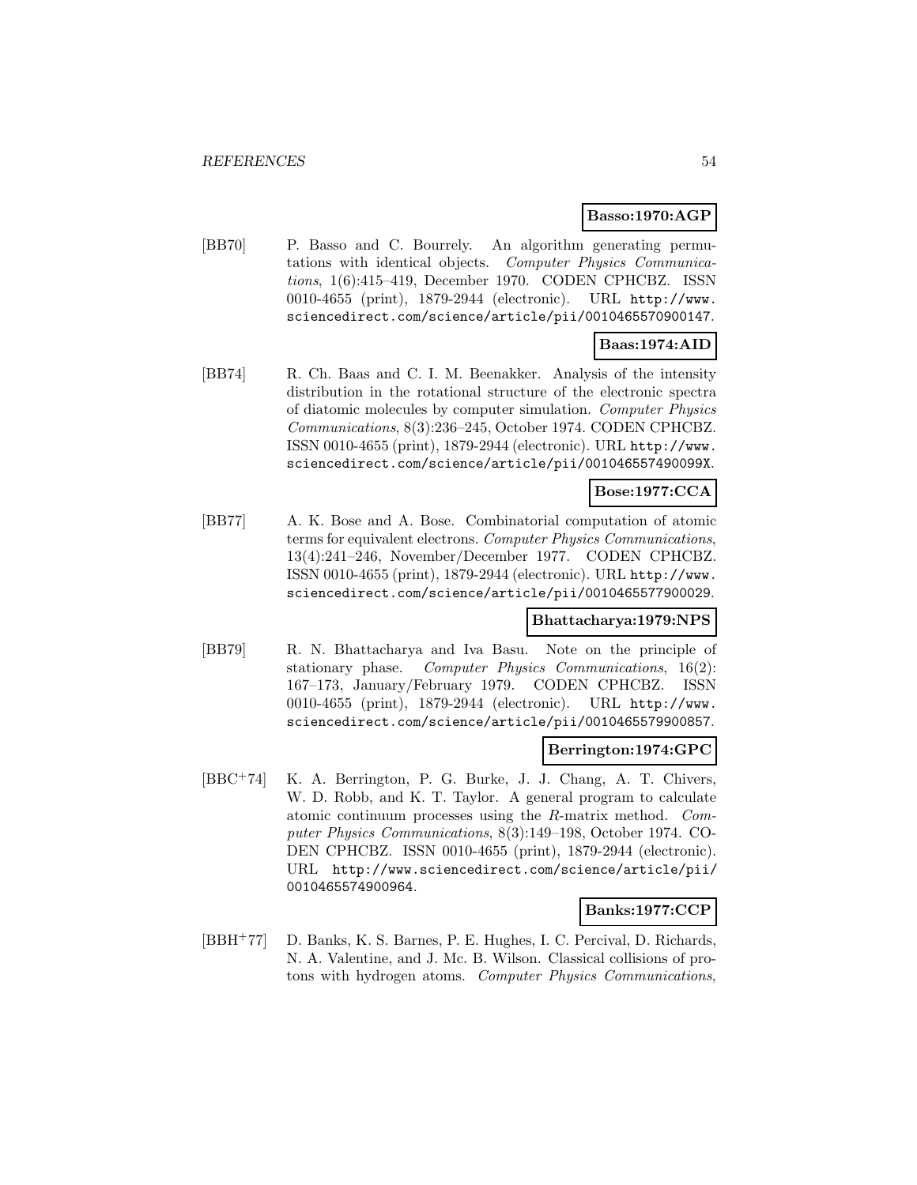**Basso:1970:AGP**

[BB70] P. Basso and C. Bourrely. An algorithm generating permutations with identical objects. *Computer Physics Communications*, 1(6):415–419, December 1970. CODEN CPHCBZ. ISSN 0010-4655 (print), 1879-2944 (electronic). URL http://www.sciencedirect.com/science/article/pii/0010465570900147.

**Baas:1974:AID**

[BB74] R. Ch. Baas and C. I. M. Beenakker. Analysis of the intensity distribution in the rotational structure of the electronic spectra of diatomic molecules by computer simulation. *Computer Physics Communications*, 8(3):236–245, October 1974. CODEN CPHCBZ. ISSN 0010-4655 (print), 1879-2944 (electronic). URL http://www.sciencedirect.com/science/article/pii/001046557490099X.

**Bose:1977:CCA**

[BB77] A. K. Bose and A. Bose. Combinatorial computation of atomic terms for equivalent electrons. *Computer Physics Communications*, 13(4):241–246, November/December 1977. CODEN CPHCBZ. ISSN 0010-4655 (print), 1879-2944 (electronic). URL http://www.sciencedirect.com/science/article/pii/0010465577900029.

**Bhattacharya:1979:NPS**

[BB79] R. N. Bhattacharya and Iva Basu. Note on the principle of stationary phase. *Computer Physics Communications*, 16(2): 167–173, January/February 1979. CODEN CPHCBZ. ISSN 0010-4655 (print), 1879-2944 (electronic). URL http://www.sciencedirect.com/science/article/pii/0010465579900857.

**Berrington:1974:GPC**

[BBC+74] K. A. Berrington, P. G. Burke, J. J. Chang, A. T. Chivers, W. D. Robb, and K. T. Taylor. A general program to calculate atomic continuum processes using the *R*-matrix method. *Computer Physics Communications*, 8(3):149–198, October 1974. CODEN CPHCBZ. ISSN 0010-4655 (print), 1879-2944 (electronic). URL http://www.sciencedirect.com/science/article/pii/0010465574900964.

**Banks:1977:CCP**

[BBH+77] D. Banks, K. S. Barnes, P. E. Hughes, I. C. Percival, D. Richards, N. A. Valentine, and J. Mc. B. Wilson. Classical collisions of protons with hydrogen atoms. *Computer Physics Communications*,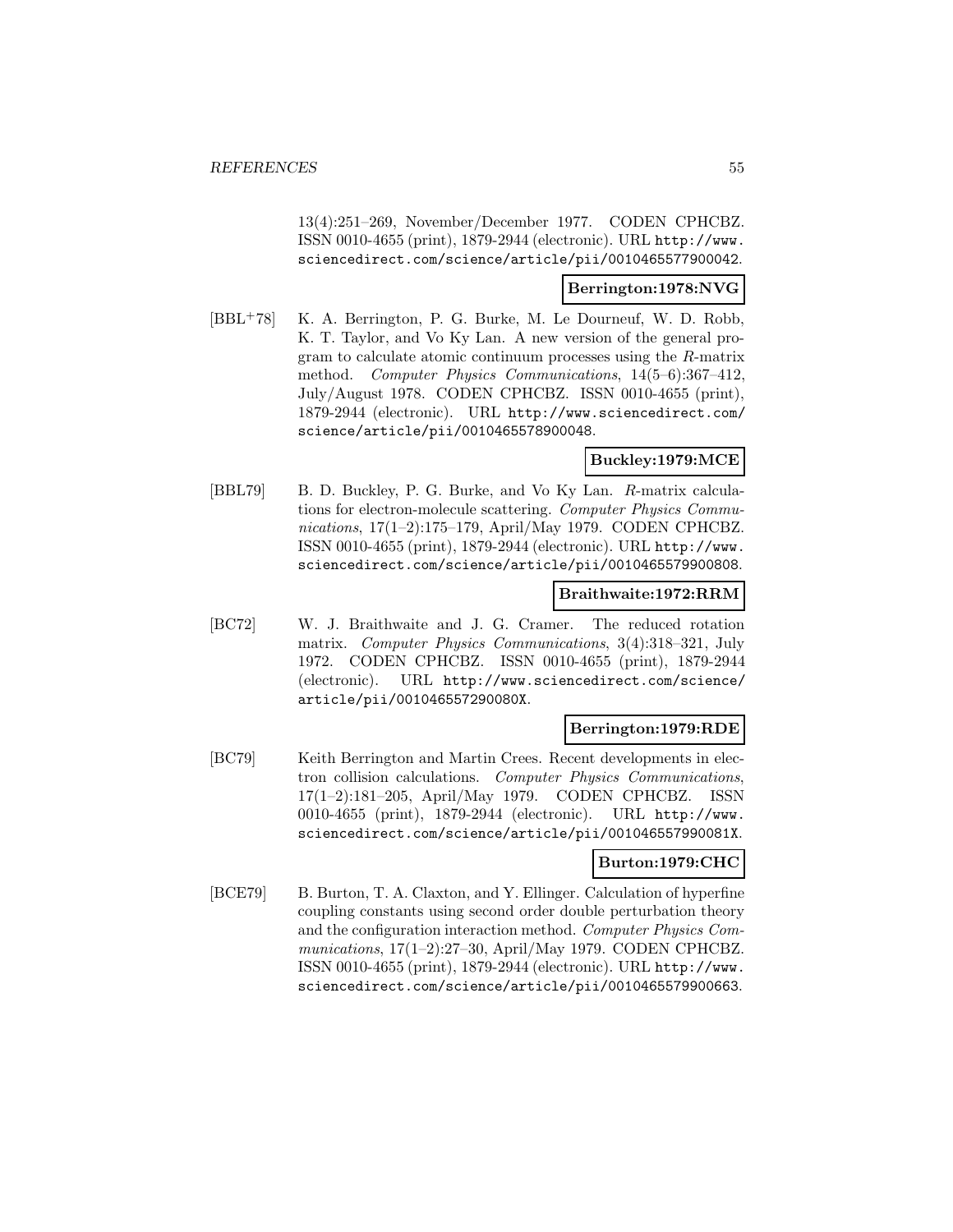13(4):251–269, November/December 1977. CODEN CPHCBZ. ISSN 0010-4655 (print), 1879-2944 (electronic). URL http://www.sciencedirect.com/science/article/pii/0010465577900042.

**Berrington:1978:NVG**

[BBL+78] K. A. Berrington, P. G. Burke, M. Le Dourneuf, W. D. Robb, K. T. Taylor, and Vo Ky Lan. A new version of the general program to calculate atomic continuum processes using the *R*-matrix method. *Computer Physics Communications*, 14(5–6):367–412, July/August 1978. CODEN CPHCBZ. ISSN 0010-4655 (print), 1879-2944 (electronic). URL http://www.sciencedirect.com/science/article/pii/0010465578900048.

**Buckley:1979:MCE**

[BBL79] B. D. Buckley, P. G. Burke, and Vo Ky Lan. *R*-matrix calculations for electron-molecule scattering. *Computer Physics Communications*, 17(1–2):175–179, April/May 1979. CODEN CPHCBZ. ISSN 0010-4655 (print), 1879-2944 (electronic). URL http://www.sciencedirect.com/science/article/pii/0010465579900808.

**Braithwaite:1972:RRM**

[BC72] W. J. Braithwaite and J. G. Cramer. The reduced rotation matrix. *Computer Physics Communications*, 3(4):318–321, July 1972. CODEN CPHCBZ. ISSN 0010-4655 (print), 1879-2944 (electronic). URL http://www.sciencedirect.com/science/article/pii/001046557290080X.

**Berrington:1979:RDE**

[BC79] Keith Berrington and Martin Crees. Recent developments in electron collision calculations. *Computer Physics Communications*, 17(1–2):181–205, April/May 1979. CODEN CPHCBZ. ISSN 0010-4655 (print), 1879-2944 (electronic). URL http://www.sciencedirect.com/science/article/pii/001046557990081X.

**Burton:1979:CHC**

[BCE79] B. Burton, T. A. Claxton, and Y. Ellinger. Calculation of hyperfine coupling constants using second order double perturbation theory and the configuration interaction method. *Computer Physics Communications*, 17(1–2):27–30, April/May 1979. CODEN CPHCBZ. ISSN 0010-4655 (print), 1879-2944 (electronic). URL http://www.sciencedirect.com/science/article/pii/0010465579900663.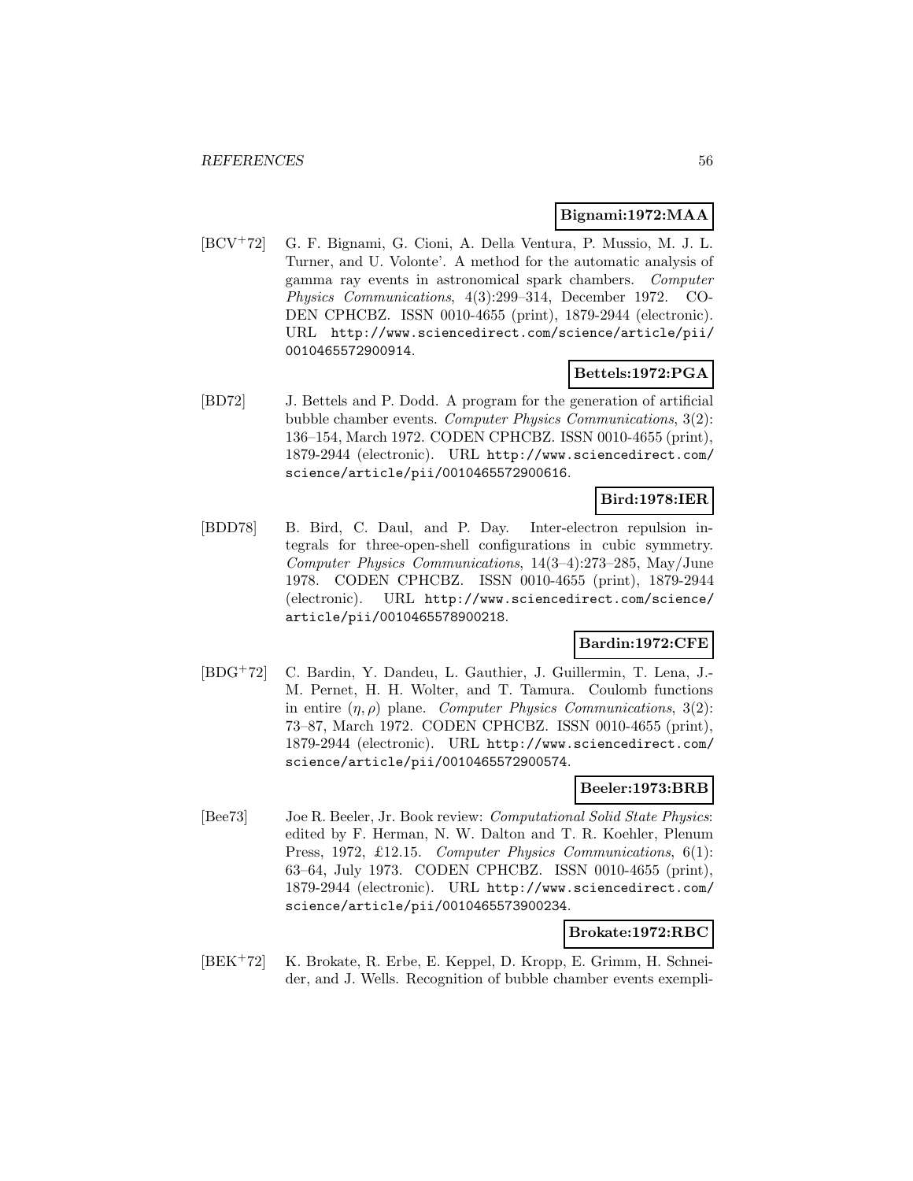**Bignami:1972:MAA**

[BCV+72] G. F. Bignami, G. Cioni, A. Della Ventura, P. Mussio, M. J. L. Turner, and U. Volonte'. A method for the automatic analysis of gamma ray events in astronomical spark chambers. *Computer Physics Communications*, 4(3):299–314, December 1972. CODEN CPHCBZ. ISSN 0010-4655 (print), 1879-2944 (electronic). URL http://www.sciencedirect.com/science/article/pii/0010465572900914.

**Bettels:1972:PGA**

[BD72] J. Bettels and P. Dodd. A program for the generation of artificial bubble chamber events. *Computer Physics Communications*, 3(2): 136–154, March 1972. CODEN CPHCBZ. ISSN 0010-4655 (print), 1879-2944 (electronic). URL http://www.sciencedirect.com/science/article/pii/0010465572900616.

**Bird:1978:IER**

[BDD78] B. Bird, C. Daul, and P. Day. Inter-electron repulsion integrals for three-open-shell configurations in cubic symmetry. *Computer Physics Communications*, 14(3–4):273–285, May/June 1978. CODEN CPHCBZ. ISSN 0010-4655 (print), 1879-2944 (electronic). URL http://www.sciencedirect.com/science/article/pii/0010465578900218.

**Bardin:1972:CFE**

[BDG+72] C. Bardin, Y. Dandeu, L. Gauthier, J. Guillermin, T. Lena, J.-M. Pernet, H. H. Wolter, and T. Tamura. Coulomb functions in entire $(\eta, \rho)$ plane. *Computer Physics Communications*, 3(2): 73–87, March 1972. CODEN CPHCBZ. ISSN 0010-4655 (print), 1879-2944 (electronic). URL http://www.sciencedirect.com/science/article/pii/0010465572900574.

**Beeler:1973:BRB**

[Bee73] Joe R. Beeler, Jr. Book review: *Computational Solid State Physics*: edited by F. Herman, N. W. Dalton and T. R. Koehler, Plenum Press, 1972, £12.15. *Computer Physics Communications*, 6(1): 63–64, July 1973. CODEN CPHCBZ. ISSN 0010-4655 (print), 1879-2944 (electronic). URL http://www.sciencedirect.com/science/article/pii/0010465573900234.

**Brokate:1972:RBC**

[BEK+72] K. Brokate, R. Erbe, E. Keppel, D. Kropp, E. Grimm, H. Schneider, and J. Wells. Recognition of bubble chamber events exempli-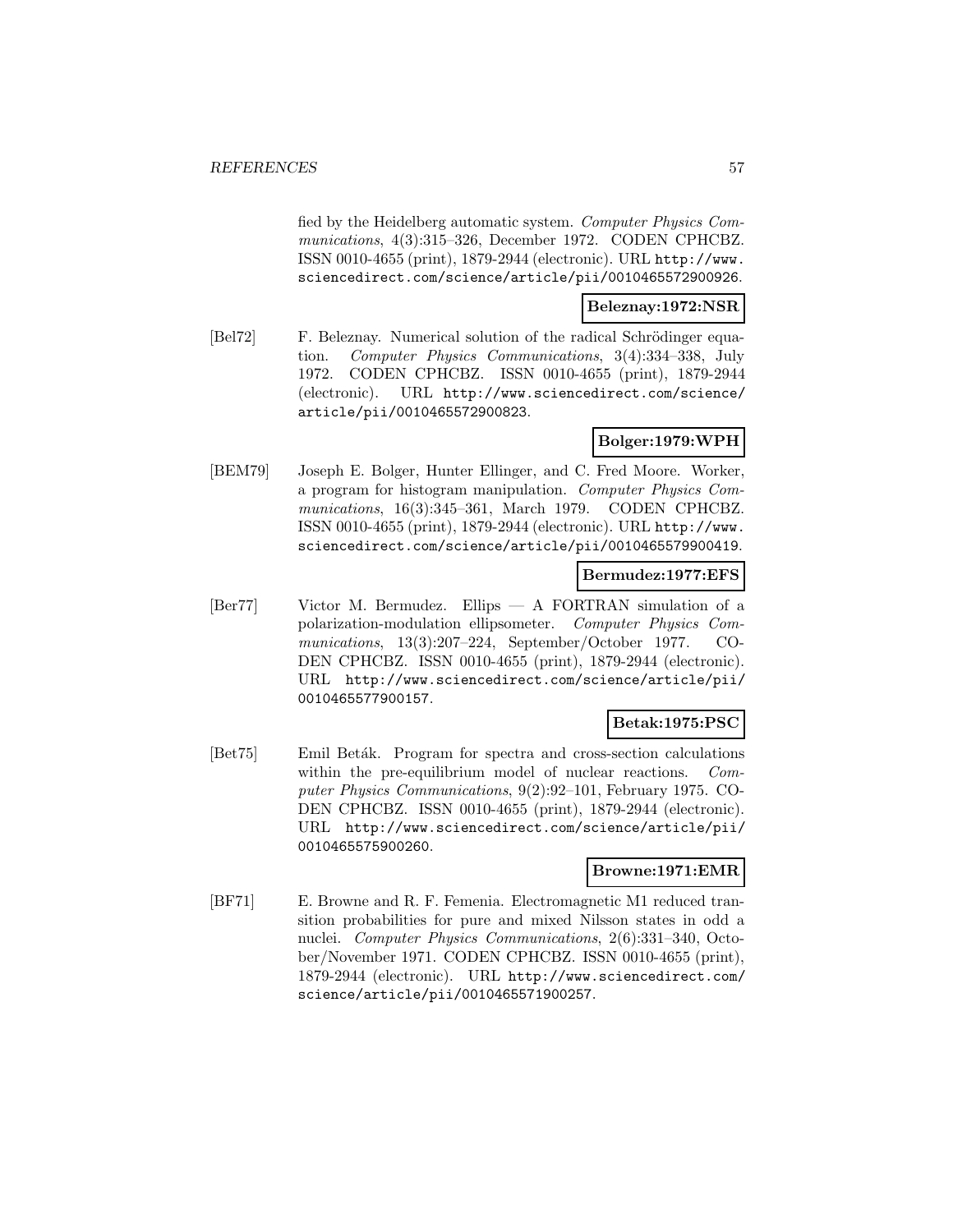fied by the Heidelberg automatic system. *Computer Physics Communications*, 4(3):315–326, December 1972. CODEN CPHCBZ. ISSN 0010-4655 (print), 1879-2944 (electronic). URL http://www.sciencedirect.com/science/article/pii/0010465572900926.

**Beleznay:1972:NSR**

[Bel72] F. Beleznay. Numerical solution of the radical Schrödinger equation. *Computer Physics Communications*, 3(4):334–338, July 1972. CODEN CPHCBZ. ISSN 0010-4655 (print), 1879-2944 (electronic). URL http://www.sciencedirect.com/science/article/pii/0010465572900823.

**Bolger:1979:WPH**

[BEM79] Joseph E. Bolger, Hunter Ellinger, and C. Fred Moore. Worker, a program for histogram manipulation. *Computer Physics Communications*, 16(3):345–361, March 1979. CODEN CPHCBZ. ISSN 0010-4655 (print), 1879-2944 (electronic). URL http://www.sciencedirect.com/science/article/pii/0010465579900419.

**Bermudez:1977:EFS**

[Ber77] Victor M. Bermudez. Ellips — A FORTRAN simulation of a polarization-modulation ellipsometer. *Computer Physics Communications*, 13(3):207–224, September/October 1977. CODEN CPHCBZ. ISSN 0010-4655 (print), 1879-2944 (electronic). URL http://www.sciencedirect.com/science/article/pii/0010465577900157.

**Betak:1975:PSC**

[Bet75] Emil Beták. Program for spectra and cross-section calculations within the pre-equilibrium model of nuclear reactions. *Computer Physics Communications*, 9(2):92–101, February 1975. CODEN CPHCBZ. ISSN 0010-4655 (print), 1879-2944 (electronic). URL http://www.sciencedirect.com/science/article/pii/0010465575900260.

**Browne:1971:EMR**

[BF71] E. Browne and R. F. Femenia. Electromagnetic M1 reduced transition probabilities for pure and mixed Nilsson states in odd a nuclei. *Computer Physics Communications*, 2(6):331–340, October/November 1971. CODEN CPHCBZ. ISSN 0010-4655 (print), 1879-2944 (electronic). URL http://www.sciencedirect.com/science/article/pii/0010465571900257.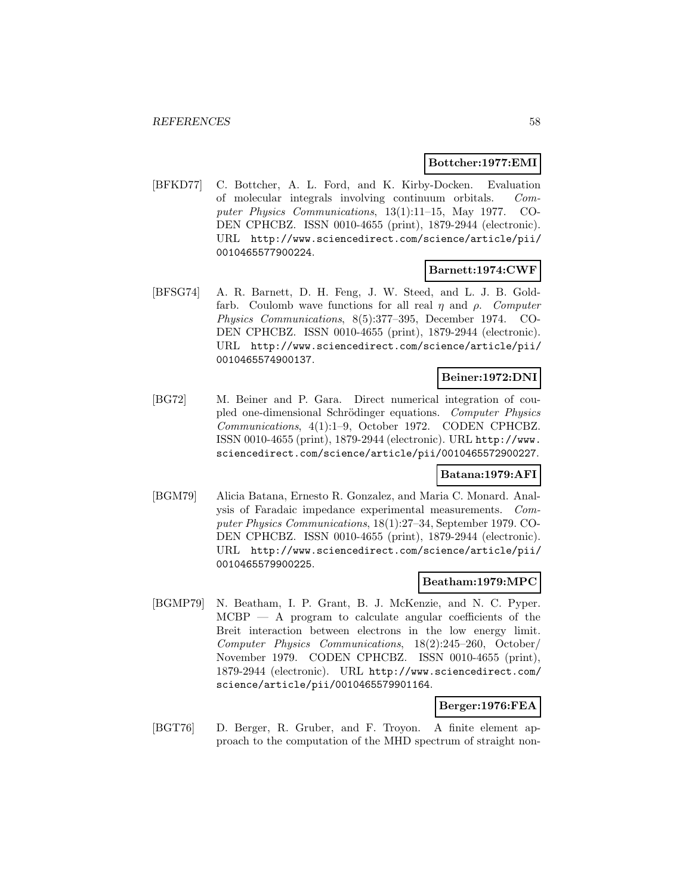**Bottcher:1977:EMI**

[BFKD77] C. Bottcher, A. L. Ford, and K. Kirby-Docken. Evaluation of molecular integrals involving continuum orbitals. *Computer Physics Communications*, 13(1):11–15, May 1977. CODEN CPHCBZ. ISSN 0010-4655 (print), 1879-2944 (electronic). URL http://www.sciencedirect.com/science/article/pii/0010465577900224.

**Barnett:1974:CWF**

[BFSG74] A. R. Barnett, D. H. Feng, J. W. Steed, and L. J. B. Goldfarb. Coulomb wave functions for all real $\eta$ and $\rho$. *Computer Physics Communications*, 8(5):377–395, December 1974. CODEN CPHCBZ. ISSN 0010-4655 (print), 1879-2944 (electronic). URL http://www.sciencedirect.com/science/article/pii/0010465574900137.

**Beiner:1972:DNI**

[BG72] M. Beiner and P. Gara. Direct numerical integration of coupled one-dimensional Schrödinger equations. *Computer Physics Communications*, 4(1):1–9, October 1972. CODEN CPHCBZ. ISSN 0010-4655 (print), 1879-2944 (electronic). URL http://www.sciencedirect.com/science/article/pii/0010465572900227.

**Batana:1979:AFI**

[BGM79] Alicia Batana, Ernesto R. Gonzalez, and Maria C. Monard. Analysis of Faradaic impedance experimental measurements. *Computer Physics Communications*, 18(1):27–34, September 1979. CODEN CPHCBZ. ISSN 0010-4655 (print), 1879-2944 (electronic). URL http://www.sciencedirect.com/science/article/pii/0010465579900225.

**Beatham:1979:MPC**

[BGMP79] N. Beatham, I. P. Grant, B. J. McKenzie, and N. C. Pyper. MCBP — A program to calculate angular coefficients of the Breit interaction between electrons in the low energy limit. *Computer Physics Communications*, 18(2):245–260, October/November 1979. CODEN CPHCBZ. ISSN 0010-4655 (print), 1879-2944 (electronic). URL http://www.sciencedirect.com/science/article/pii/0010465579901164.

**Berger:1976:FEA**

[BGT76] D. Berger, R. Gruber, and F. Troyon. A finite element approach to the computation of the MHD spectrum of straight non-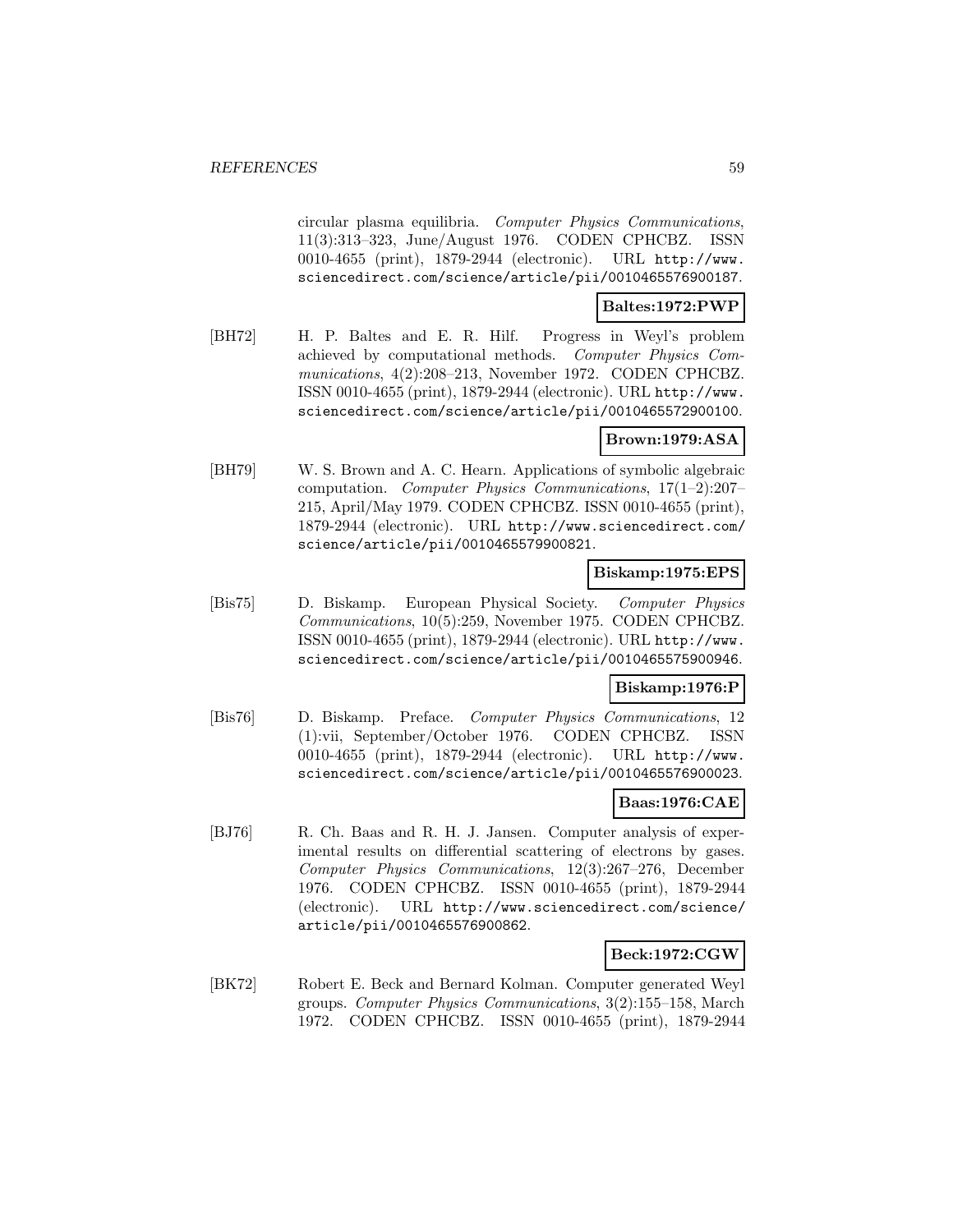circular plasma equilibria. *Computer Physics Communications*, 11(3):313–323, June/August 1976. CODEN CPHCBZ. ISSN 0010-4655 (print), 1879-2944 (electronic). URL http://www.sciencedirect.com/science/article/pii/0010465576900187.

**Baltes:1972:PWP**

[BH72] H. P. Baltes and E. R. Hilf. Progress in Weyl's problem achieved by computational methods. *Computer Physics Communications*, 4(2):208–213, November 1972. CODEN CPHCBZ. ISSN 0010-4655 (print), 1879-2944 (electronic). URL http://www.sciencedirect.com/science/article/pii/0010465572900100.

**Brown:1979:ASA**

[BH79] W. S. Brown and A. C. Hearn. Applications of symbolic algebraic computation. *Computer Physics Communications*, 17(1–2):207–215, April/May 1979. CODEN CPHCBZ. ISSN 0010-4655 (print), 1879-2944 (electronic). URL http://www.sciencedirect.com/science/article/pii/0010465579900821.

**Biskamp:1975:EPS**

[Bis75] D. Biskamp. European Physical Society. *Computer Physics Communications*, 10(5):259, November 1975. CODEN CPHCBZ. ISSN 0010-4655 (print), 1879-2944 (electronic). URL http://www.sciencedirect.com/science/article/pii/0010465575900946.

**Biskamp:1976:P**

[Bis76] D. Biskamp. Preface. *Computer Physics Communications*, 12 (1):vii, September/October 1976. CODEN CPHCBZ. ISSN 0010-4655 (print), 1879-2944 (electronic). URL http://www.sciencedirect.com/science/article/pii/0010465576900023.

**Baas:1976:CAE**

[BJ76] R. Ch. Baas and R. H. J. Jansen. Computer analysis of experimental results on differential scattering of electrons by gases. *Computer Physics Communications*, 12(3):267–276, December 1976. CODEN CPHCBZ. ISSN 0010-4655 (print), 1879-2944 (electronic). URL http://www.sciencedirect.com/science/article/pii/0010465576900862.

**Beck:1972:CGW**

[BK72] Robert E. Beck and Bernard Kolman. Computer generated Weyl groups. *Computer Physics Communications*, 3(2):155–158, March 1972. CODEN CPHCBZ. ISSN 0010-4655 (print), 1879-2944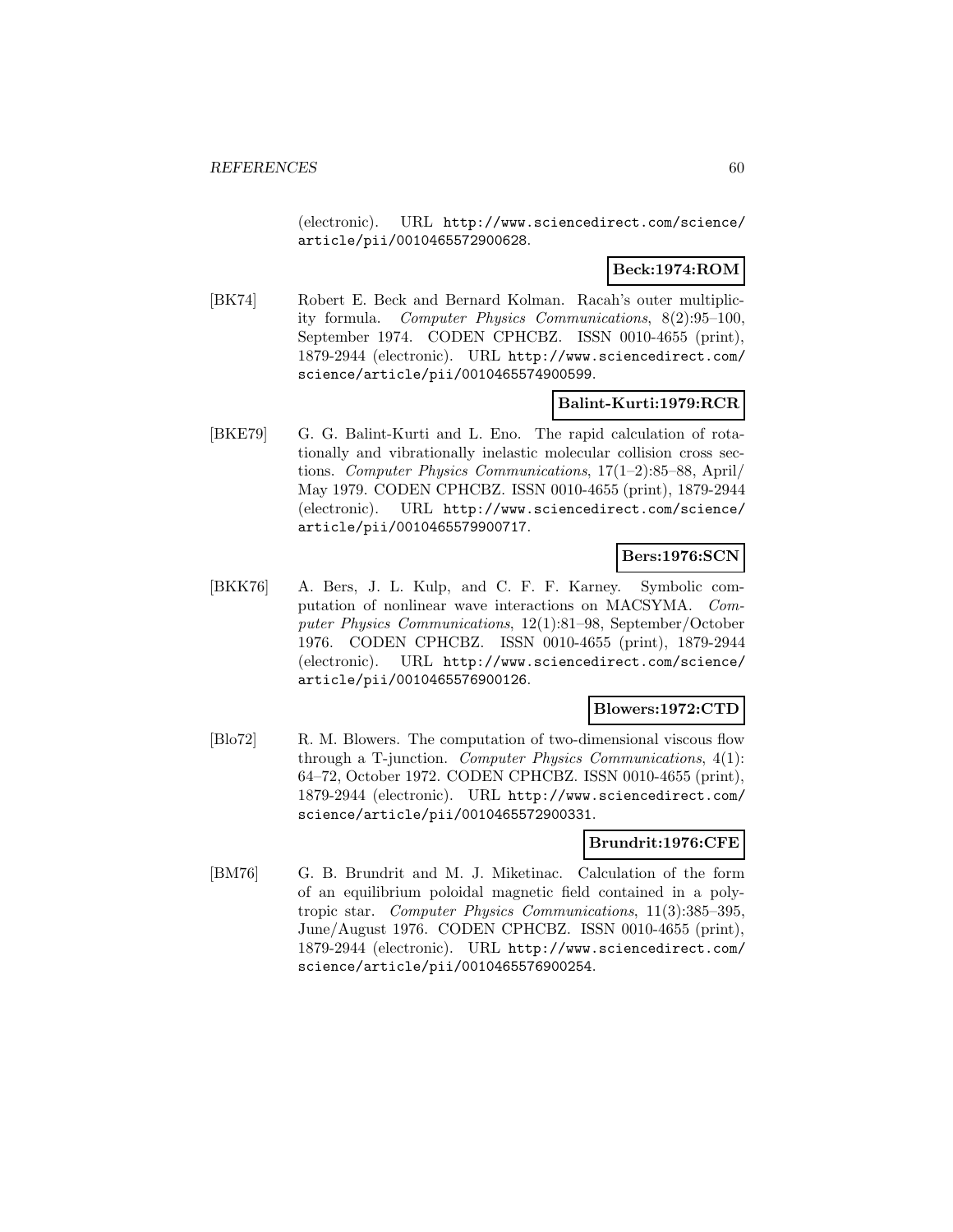(electronic). URL http://www.sciencedirect.com/science/article/pii/0010465572900628.

**Beck:1974:ROM**

[BK74] Robert E. Beck and Bernard Kolman. Racah's outer multiplicity formula. *Computer Physics Communications*, 8(2):95–100, September 1974. CODEN CPHCBZ. ISSN 0010-4655 (print), 1879-2944 (electronic). URL http://www.sciencedirect.com/science/article/pii/0010465574900599.

**Balint-Kurti:1979:RCR**

[BKE79] G. G. Balint-Kurti and L. Eno. The rapid calculation of rotationally and vibrationally inelastic molecular collision cross sections. *Computer Physics Communications*, 17(1–2):85–88, April/May 1979. CODEN CPHCBZ. ISSN 0010-4655 (print), 1879-2944 (electronic). URL http://www.sciencedirect.com/science/article/pii/0010465579900717.

**Bers:1976:SCN**

[BKK76] A. Bers, J. L. Kulp, and C. F. F. Karney. Symbolic computation of nonlinear wave interactions on MACSYMA. *Computer Physics Communications*, 12(1):81–98, September/October 1976. CODEN CPHCBZ. ISSN 0010-4655 (print), 1879-2944 (electronic). URL http://www.sciencedirect.com/science/article/pii/0010465576900126.

**Blowers:1972:CTD**

[Blo72] R. M. Blowers. The computation of two-dimensional viscous flow through a T-junction. *Computer Physics Communications*, 4(1): 64–72, October 1972. CODEN CPHCBZ. ISSN 0010-4655 (print), 1879-2944 (electronic). URL http://www.sciencedirect.com/science/article/pii/0010465572900331.

**Brundrit:1976:CFE**

[BM76] G. B. Brundrit and M. J. Miketinac. Calculation of the form of an equilibrium poloidal magnetic field contained in a polytropic star. *Computer Physics Communications*, 11(3):385–395, June/August 1976. CODEN CPHCBZ. ISSN 0010-4655 (print), 1879-2944 (electronic). URL http://www.sciencedirect.com/science/article/pii/0010465576900254.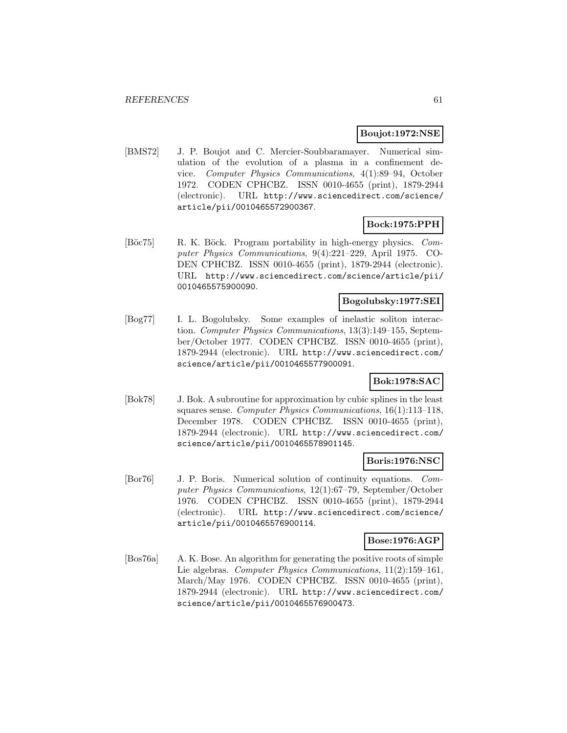**Boujot:1972:NSE**

[BMS72] J. P. Boujot and C. Mercier-Soubbaramayer. Numerical simulation of the evolution of a plasma in a confinement device. *Computer Physics Communications*, 4(1):89–94, October 1972. CODEN CPHCBZ. ISSN 0010-4655 (print), 1879-2944 (electronic). URL http://www.sciencedirect.com/science/article/pii/0010465572900367.

**Bock:1975:PPH**

[Böc75] R. K. Böck. Program portability in high-energy physics. *Computer Physics Communications*, 9(4):221–229, April 1975. CODEN CPHCBZ. ISSN 0010-4655 (print), 1879-2944 (electronic). URL http://www.sciencedirect.com/science/article/pii/0010465575900090.

**Bogolubsky:1977:SEI**

[Bog77] I. L. Bogolubsky. Some examples of inelastic soliton interaction. *Computer Physics Communications*, 13(3):149–155, September/October 1977. CODEN CPHCBZ. ISSN 0010-4655 (print), 1879-2944 (electronic). URL http://www.sciencedirect.com/science/article/pii/0010465577900091.

**Bok:1978:SAC**

[Bok78] J. Bok. A subroutine for approximation by cubic splines in the least squares sense. *Computer Physics Communications*, 16(1):113–118, December 1978. CODEN CPHCBZ. ISSN 0010-4655 (print), 1879-2944 (electronic). URL http://www.sciencedirect.com/science/article/pii/0010465578901145.

**Boris:1976:NSC**

[Bor76] J. P. Boris. Numerical solution of continuity equations. *Computer Physics Communications*, 12(1):67–79, September/October 1976. CODEN CPHCBZ. ISSN 0010-4655 (print), 1879-2944 (electronic). URL http://www.sciencedirect.com/science/article/pii/0010465576900114.

**Bose:1976:AGP**

[Bos76a] A. K. Bose. An algorithm for generating the positive roots of simple Lie algebras. *Computer Physics Communications*, 11(2):159–161, March/May 1976. CODEN CPHCBZ. ISSN 0010-4655 (print), 1879-2944 (electronic). URL http://www.sciencedirect.com/science/article/pii/0010465576900473.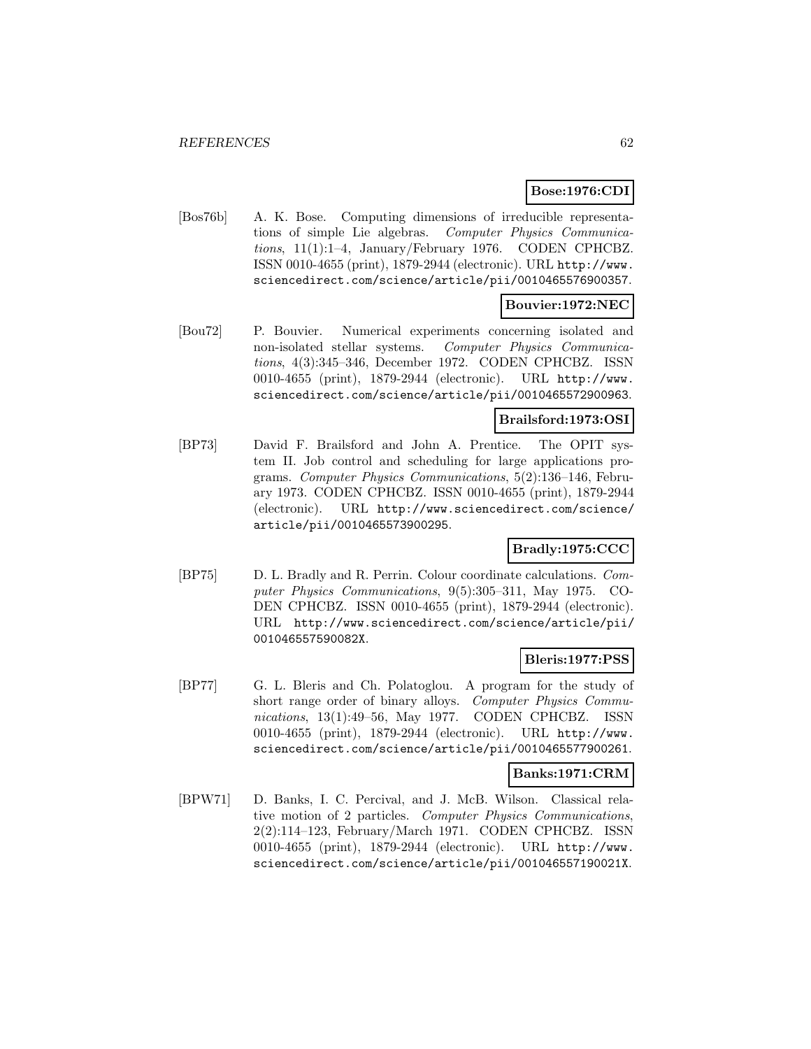**Bose:1976:CDI**

[Bos76b] A. K. Bose. Computing dimensions of irreducible representations of simple Lie algebras. *Computer Physics Communications*, 11(1):1–4, January/February 1976. CODEN CPHCBZ. ISSN 0010-4655 (print), 1879-2944 (electronic). URL http://www.sciencedirect.com/science/article/pii/0010465576900357.

**Bouvier:1972:NEC**

[Bou72] P. Bouvier. Numerical experiments concerning isolated and non-isolated stellar systems. *Computer Physics Communications*, 4(3):345–346, December 1972. CODEN CPHCBZ. ISSN 0010-4655 (print), 1879-2944 (electronic). URL http://www.sciencedirect.com/science/article/pii/0010465572900963.

**Brailsford:1973:OSI**

[BP73] David F. Brailsford and John A. Prentice. The OPIT system II. Job control and scheduling for large applications programs. *Computer Physics Communications*, 5(2):136–146, February 1973. CODEN CPHCBZ. ISSN 0010-4655 (print), 1879-2944 (electronic). URL http://www.sciencedirect.com/science/article/pii/0010465573900295.

**Bradly:1975:CCC**

[BP75] D. L. Bradly and R. Perrin. Colour coordinate calculations. *Computer Physics Communications*, 9(5):305–311, May 1975. CODEN CPHCBZ. ISSN 0010-4655 (print), 1879-2944 (electronic). URL http://www.sciencedirect.com/science/article/pii/001046557590082X.

**Bleris:1977:PSS**

[BP77] G. L. Bleris and Ch. Polatoglou. A program for the study of short range order of binary alloys. *Computer Physics Communications*, 13(1):49–56, May 1977. CODEN CPHCBZ. ISSN 0010-4655 (print), 1879-2944 (electronic). URL http://www.sciencedirect.com/science/article/pii/0010465577900261.

**Banks:1971:CRM**

[BPW71] D. Banks, I. C. Percival, and J. McB. Wilson. Classical relative motion of 2 particles. *Computer Physics Communications*, 2(2):114–123, February/March 1971. CODEN CPHCBZ. ISSN 0010-4655 (print), 1879-2944 (electronic). URL http://www.sciencedirect.com/science/article/pii/001046557190021X.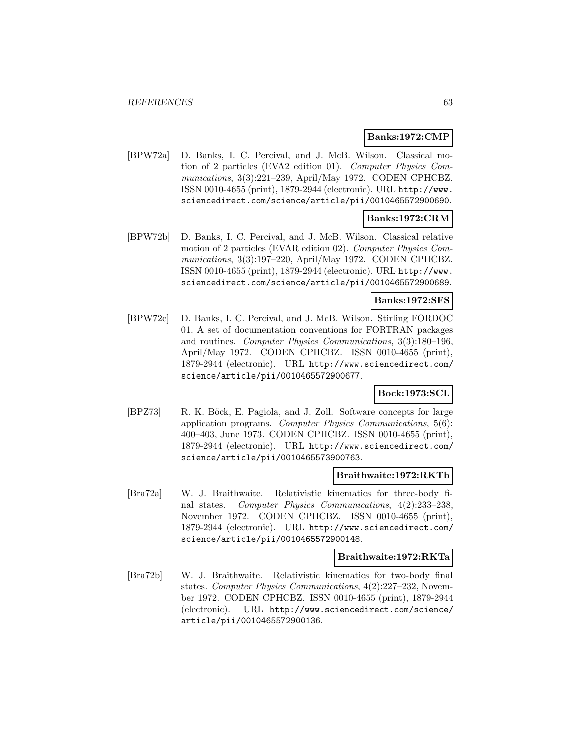**Banks:1972:CMP**

[BPW72a] D. Banks, I. C. Percival, and J. McB. Wilson. Classical motion of 2 particles (EVA2 edition 01). *Computer Physics Communications*, 3(3):221–239, April/May 1972. CODEN CPHCBZ. ISSN 0010-4655 (print), 1879-2944 (electronic). URL http://www.sciencedirect.com/science/article/pii/0010465572900690.

**Banks:1972:CRM**

[BPW72b] D. Banks, I. C. Percival, and J. McB. Wilson. Classical relative motion of 2 particles (EVAR edition 02). *Computer Physics Communications*, 3(3):197–220, April/May 1972. CODEN CPHCBZ. ISSN 0010-4655 (print), 1879-2944 (electronic). URL http://www.sciencedirect.com/science/article/pii/0010465572900689.

**Banks:1972:SFS**

[BPW72c] D. Banks, I. C. Percival, and J. McB. Wilson. Stirling FORDOC 01. A set of documentation conventions for FORTRAN packages and routines. *Computer Physics Communications*, 3(3):180–196, April/May 1972. CODEN CPHCBZ. ISSN 0010-4655 (print), 1879-2944 (electronic). URL http://www.sciencedirect.com/science/article/pii/0010465572900677.

**Bock:1973:SCL**

[BPZ73] R. K. Böck, E. Pagiola, and J. Zoll. Software concepts for large application programs. *Computer Physics Communications*, 5(6): 400–403, June 1973. CODEN CPHCBZ. ISSN 0010-4655 (print), 1879-2944 (electronic). URL http://www.sciencedirect.com/science/article/pii/0010465573900763.

**Braithwaite:1972:RKTb**

[Bra72a] W. J. Braithwaite. Relativistic kinematics for three-body final states. *Computer Physics Communications*, 4(2):233–238, November 1972. CODEN CPHCBZ. ISSN 0010-4655 (print), 1879-2944 (electronic). URL http://www.sciencedirect.com/science/article/pii/0010465572900148.

**Braithwaite:1972:RKTa**

[Bra72b] W. J. Braithwaite. Relativistic kinematics for two-body final states. *Computer Physics Communications*, 4(2):227–232, November 1972. CODEN CPHCBZ. ISSN 0010-4655 (print), 1879-2944 (electronic). URL http://www.sciencedirect.com/science/article/pii/0010465572900136.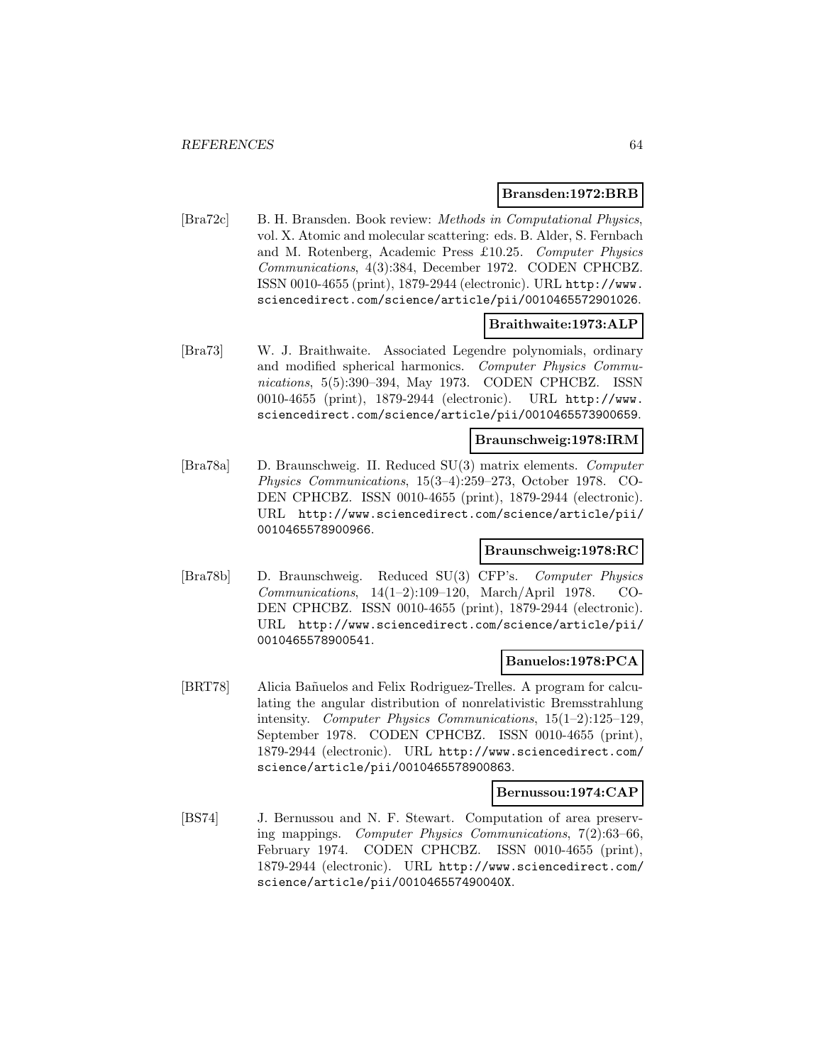**Bransden:1972:BRB**

[Bra72c] B. H. Bransden. Book review: *Methods in Computational Physics*, vol. X. Atomic and molecular scattering: eds. B. Alder, S. Fernbach and M. Rotenberg, Academic Press £10.25. *Computer Physics Communications*, 4(3):384, December 1972. CODEN CPHCBZ. ISSN 0010-4655 (print), 1879-2944 (electronic). URL http://www.sciencedirect.com/science/article/pii/0010465572901026.

**Braithwaite:1973:ALP**

[Bra73] W. J. Braithwaite. Associated Legendre polynomials, ordinary and modified spherical harmonics. *Computer Physics Communications*, 5(5):390–394, May 1973. CODEN CPHCBZ. ISSN 0010-4655 (print), 1879-2944 (electronic). URL http://www.sciencedirect.com/science/article/pii/0010465573900659.

**Braunschweig:1978:IRM**

[Bra78a] D. Braunschweig. II. Reduced SU(3) matrix elements. *Computer Physics Communications*, 15(3–4):259–273, October 1978. CODEN CPHCBZ. ISSN 0010-4655 (print), 1879-2944 (electronic). URL http://www.sciencedirect.com/science/article/pii/0010465578900966.

**Braunschweig:1978:RC**

[Bra78b] D. Braunschweig. Reduced SU(3) CFP's. *Computer Physics Communications*, 14(1–2):109–120, March/April 1978. CODEN CPHCBZ. ISSN 0010-4655 (print), 1879-2944 (electronic). URL http://www.sciencedirect.com/science/article/pii/0010465578900541.

**Banuelos:1978:PCA**

[BRT78] Alicia Bañuelos and Felix Rodriguez-Trelles. A program for calculating the angular distribution of nonrelativistic Bremsstrahlung intensity. *Computer Physics Communications*, 15(1–2):125–129, September 1978. CODEN CPHCBZ. ISSN 0010-4655 (print), 1879-2944 (electronic). URL http://www.sciencedirect.com/science/article/pii/0010465578900863.

**Bernussou:1974:CAP**

[BS74] J. Bernussou and N. F. Stewart. Computation of area preserving mappings. *Computer Physics Communications*, 7(2):63–66, February 1974. CODEN CPHCBZ. ISSN 0010-4655 (print), 1879-2944 (electronic). URL http://www.sciencedirect.com/science/article/pii/001046557490040X.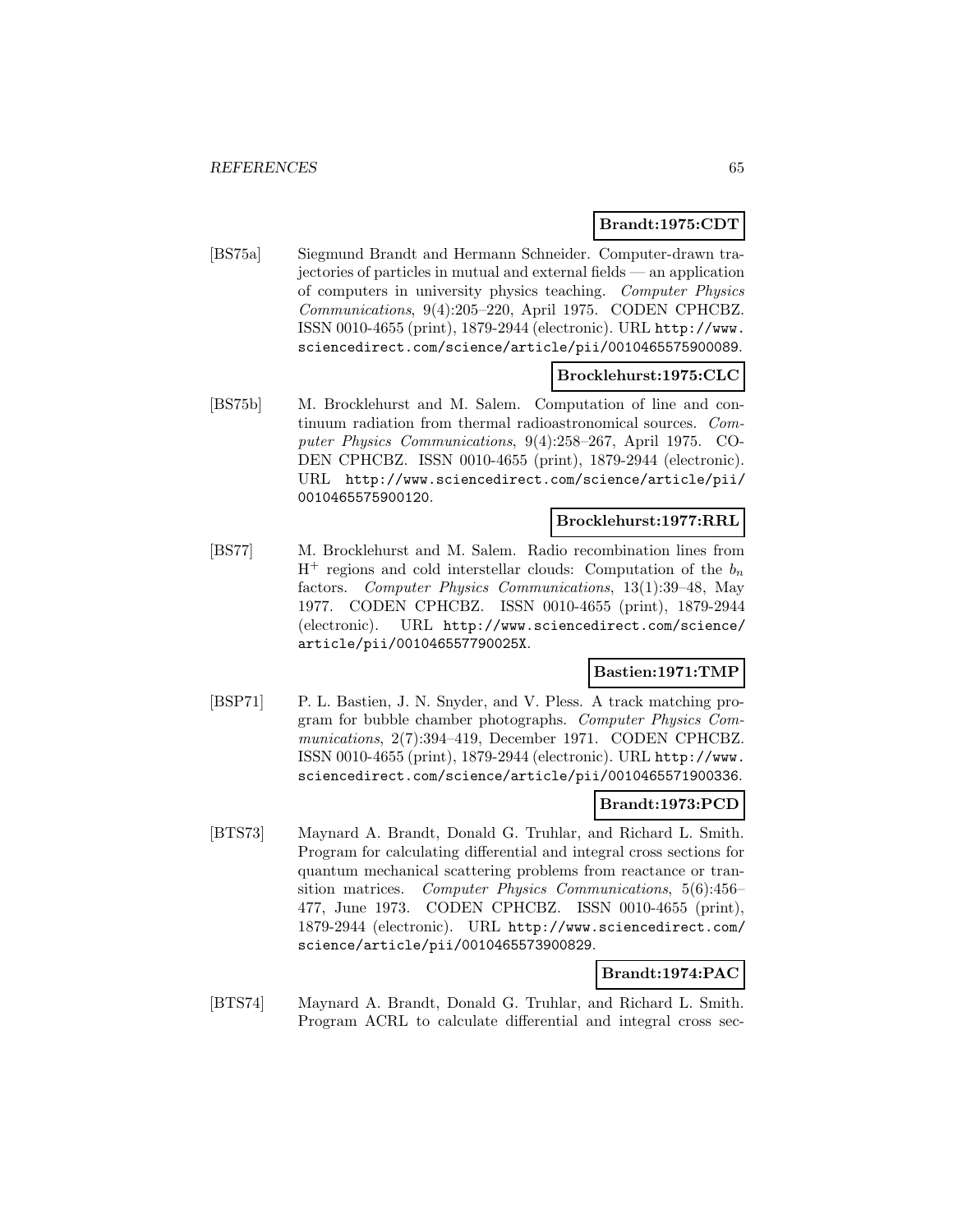**Brandt:1975:CDT**

[BS75a] Siegmund Brandt and Hermann Schneider. Computer-drawn trajectories of particles in mutual and external fields — an application of computers in university physics teaching. *Computer Physics Communications*, 9(4):205–220, April 1975. CODEN CPHCBZ. ISSN 0010-4655 (print), 1879-2944 (electronic). URL http://www.sciencedirect.com/science/article/pii/0010465575900089.

**Brocklehurst:1975:CLC**

[BS75b] M. Brocklehurst and M. Salem. Computation of line and continuum radiation from thermal radioastronomical sources. *Computer Physics Communications*, 9(4):258–267, April 1975. CODEN CPHCBZ. ISSN 0010-4655 (print), 1879-2944 (electronic). URL http://www.sciencedirect.com/science/article/pii/0010465575900120.

**Brocklehurst:1977:RRL**

[BS77] M. Brocklehurst and M. Salem. Radio recombination lines from $H^{+}$ regions and cold interstellar clouds: Computation of the $b_n$ factors. *Computer Physics Communications*, 13(1):39–48, May 1977. CODEN CPHCBZ. ISSN 0010-4655 (print), 1879-2944 (electronic). URL http://www.sciencedirect.com/science/article/pii/001046557790025X.

**Bastien:1971:TMP**

[BSP71] P. L. Bastien, J. N. Snyder, and V. Pless. A track matching program for bubble chamber photographs. *Computer Physics Communications*, 2(7):394–419, December 1971. CODEN CPHCBZ. ISSN 0010-4655 (print), 1879-2944 (electronic). URL http://www.sciencedirect.com/science/article/pii/0010465571900336.

**Brandt:1973:PCD**

[BTS73] Maynard A. Brandt, Donald G. Truhlar, and Richard L. Smith. Program for calculating differential and integral cross sections for quantum mechanical scattering problems from reactance or transition matrices. *Computer Physics Communications*, 5(6):456–477, June 1973. CODEN CPHCBZ. ISSN 0010-4655 (print), 1879-2944 (electronic). URL http://www.sciencedirect.com/science/article/pii/0010465573900829.

**Brandt:1974:PAC**

[BTS74] Maynard A. Brandt, Donald G. Truhlar, and Richard L. Smith. Program ACRL to calculate differential and integral cross sec-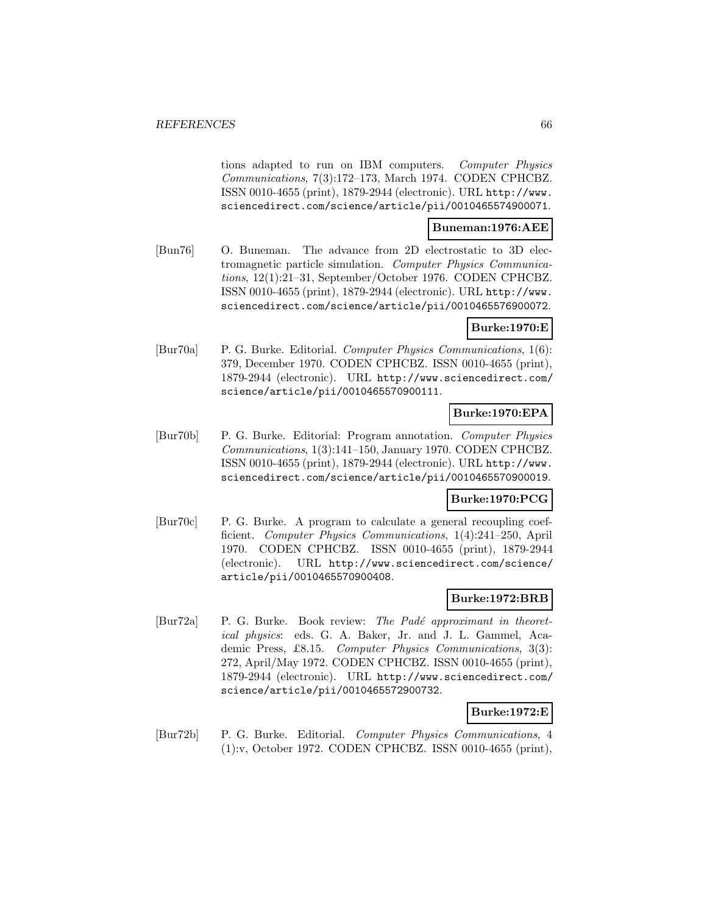tions adapted to run on IBM computers. *Computer Physics Communications*, 7(3):172–173, March 1974. CODEN CPHCBZ. ISSN 0010-4655 (print), 1879-2944 (electronic). URL http://www.sciencedirect.com/science/article/pii/0010465574900071.

**Buneman:1976:AEE**

[Bun76] O. Buneman. The advance from 2D electrostatic to 3D electromagnetic particle simulation. *Computer Physics Communications*, 12(1):21–31, September/October 1976. CODEN CPHCBZ. ISSN 0010-4655 (print), 1879-2944 (electronic). URL http://www.sciencedirect.com/science/article/pii/0010465576900072.

**Burke:1970:E**

[Bur70a] P. G. Burke. Editorial. *Computer Physics Communications*, 1(6): 379, December 1970. CODEN CPHCBZ. ISSN 0010-4655 (print), 1879-2944 (electronic). URL http://www.sciencedirect.com/science/article/pii/0010465570900111.

**Burke:1970:EPA**

[Bur70b] P. G. Burke. Editorial: Program annotation. *Computer Physics Communications*, 1(3):141–150, January 1970. CODEN CPHCBZ. ISSN 0010-4655 (print), 1879-2944 (electronic). URL http://www.sciencedirect.com/science/article/pii/0010465570900019.

**Burke:1970:PCG**

[Bur70c] P. G. Burke. A program to calculate a general recoupling coefficient. *Computer Physics Communications*, 1(4):241–250, April 1970. CODEN CPHCBZ. ISSN 0010-4655 (print), 1879-2944 (electronic). URL http://www.sciencedirect.com/science/article/pii/0010465570900408.

**Burke:1972:BRB**

[Bur72a] P. G. Burke. Book review: *The Padé approximant in theoretical physics*: eds. G. A. Baker, Jr. and J. L. Gammel, Academic Press, £8.15. *Computer Physics Communications*, 3(3): 272, April/May 1972. CODEN CPHCBZ. ISSN 0010-4655 (print), 1879-2944 (electronic). URL http://www.sciencedirect.com/science/article/pii/0010465572900732.

**Burke:1972:E**

[Bur72b] P. G. Burke. Editorial. *Computer Physics Communications*, 4 (1):v, October 1972. CODEN CPHCBZ. ISSN 0010-4655 (print),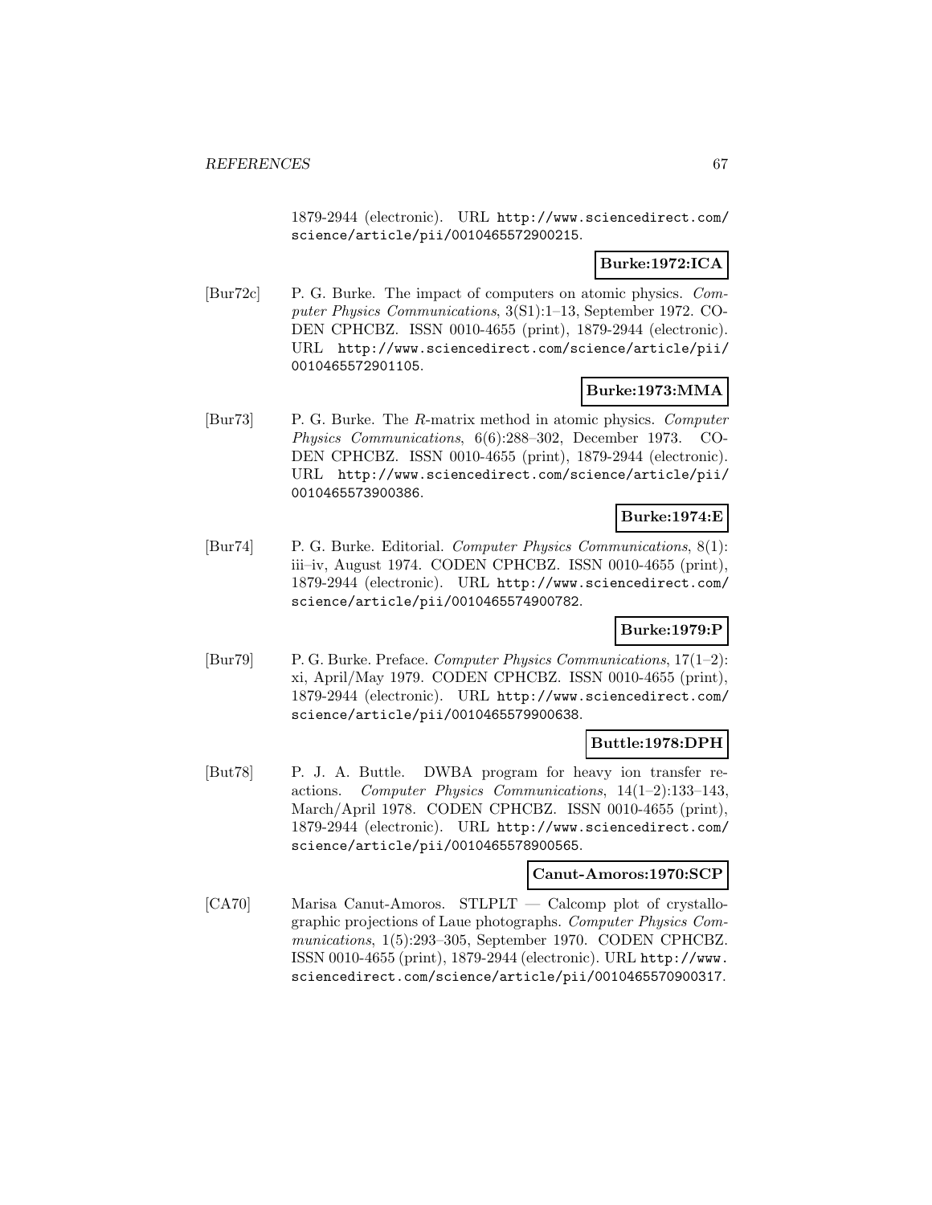1879-2944 (electronic). URL http://www.sciencedirect.com/science/article/pii/0010465572900215.

**Burke:1972:ICA**

[Bur72c] P. G. Burke. The impact of computers on atomic physics. *Computer Physics Communications*, 3(S1):1–13, September 1972. CODEN CPHCBZ. ISSN 0010-4655 (print), 1879-2944 (electronic). URL http://www.sciencedirect.com/science/article/pii/0010465572901105.

**Burke:1973:MMA**

[Bur73] P. G. Burke. The *R*-matrix method in atomic physics. *Computer Physics Communications*, 6(6):288–302, December 1973. CODEN CPHCBZ. ISSN 0010-4655 (print), 1879-2944 (electronic). URL http://www.sciencedirect.com/science/article/pii/0010465573900386.

**Burke:1974:E**

[Bur74] P. G. Burke. Editorial. *Computer Physics Communications*, 8(1): iii–iv, August 1974. CODEN CPHCBZ. ISSN 0010-4655 (print), 1879-2944 (electronic). URL http://www.sciencedirect.com/science/article/pii/0010465574900782.

**Burke:1979:P**

[Bur79] P. G. Burke. Preface. *Computer Physics Communications*, 17(1–2): xi, April/May 1979. CODEN CPHCBZ. ISSN 0010-4655 (print), 1879-2944 (electronic). URL http://www.sciencedirect.com/science/article/pii/0010465579900638.

**Buttle:1978:DPH**

[But78] P. J. A. Buttle. DWBA program for heavy ion transfer reactions. *Computer Physics Communications*, 14(1–2):133–143, March/April 1978. CODEN CPHCBZ. ISSN 0010-4655 (print), 1879-2944 (electronic). URL http://www.sciencedirect.com/science/article/pii/0010465578900565.

**Canut-Amoros:1970:SCP**

[CA70] Marisa Canut-Amoros. STLPLT — Calcomp plot of crystallographic projections of Laue photographs. *Computer Physics Communications*, 1(5):293–305, September 1970. CODEN CPHCBZ. ISSN 0010-4655 (print), 1879-2944 (electronic). URL http://www.sciencedirect.com/science/article/pii/0010465570900317.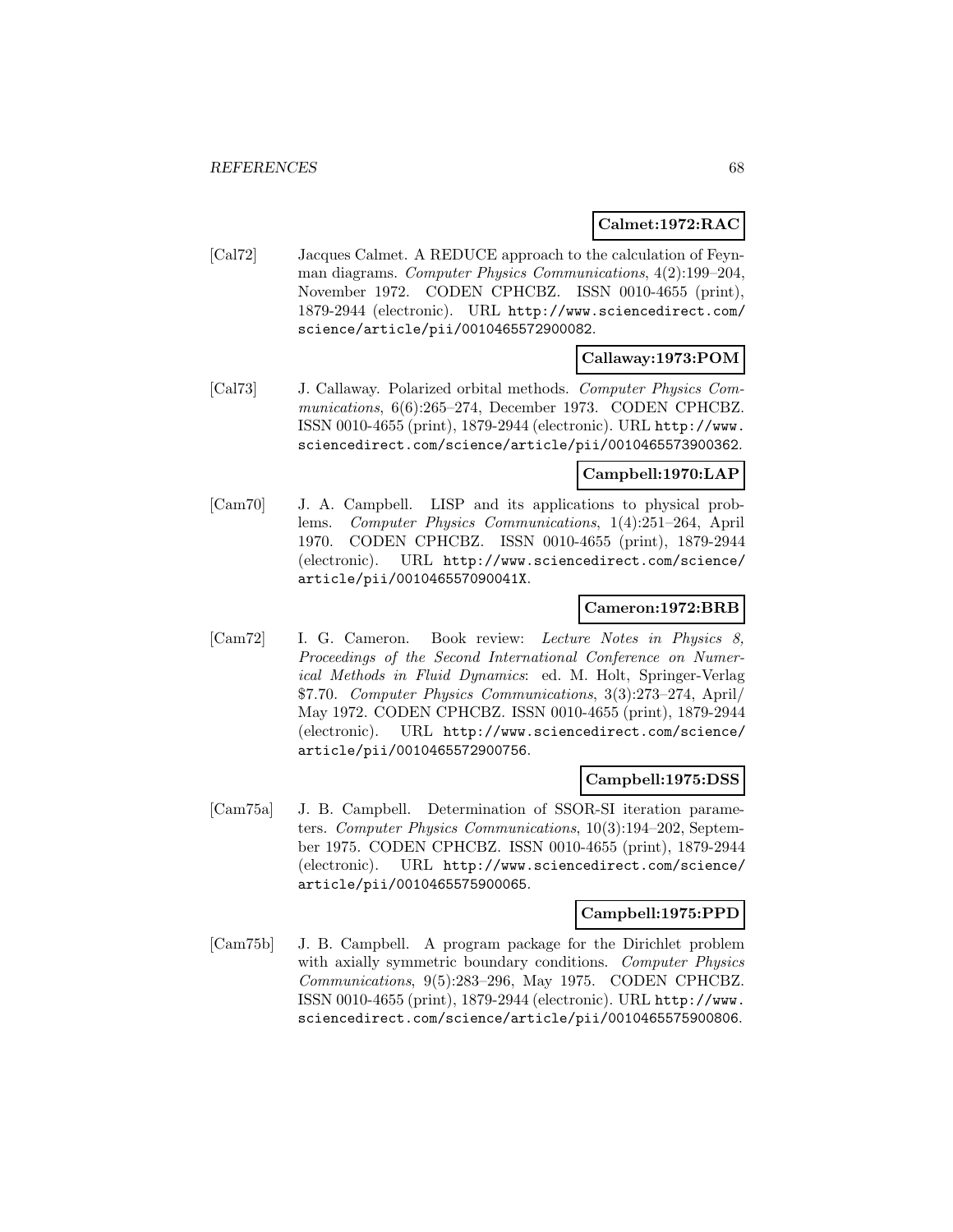**Calmet:1972:RAC**

[Cal72] Jacques Calmet. A REDUCE approach to the calculation of Feynman diagrams. *Computer Physics Communications*, 4(2):199–204, November 1972. CODEN CPHCBZ. ISSN 0010-4655 (print), 1879-2944 (electronic). URL http://www.sciencedirect.com/science/article/pii/0010465572900082.

**Callaway:1973:POM**

[Cal73] J. Callaway. Polarized orbital methods. *Computer Physics Communications*, 6(6):265–274, December 1973. CODEN CPHCBZ. ISSN 0010-4655 (print), 1879-2944 (electronic). URL http://www.sciencedirect.com/science/article/pii/0010465573900362.

**Campbell:1970:LAP**

[Cam70] J. A. Campbell. LISP and its applications to physical problems. *Computer Physics Communications*, 1(4):251–264, April 1970. CODEN CPHCBZ. ISSN 0010-4655 (print), 1879-2944 (electronic). URL http://www.sciencedirect.com/science/article/pii/001046557090041X.

**Cameron:1972:BRB**

[Cam72] I. G. Cameron. Book review: *Lecture Notes in Physics 8, Proceedings of the Second International Conference on Numerical Methods in Fluid Dynamics*: ed. M. Holt, Springer-Verlag \$7.70. *Computer Physics Communications*, 3(3):273–274, April/May 1972. CODEN CPHCBZ. ISSN 0010-4655 (print), 1879-2944 (electronic). URL http://www.sciencedirect.com/science/article/pii/0010465572900756.

**Campbell:1975:DSS**

[Cam75a] J. B. Campbell. Determination of SSOR-SI iteration parameters. *Computer Physics Communications*, 10(3):194–202, September 1975. CODEN CPHCBZ. ISSN 0010-4655 (print), 1879-2944 (electronic). URL http://www.sciencedirect.com/science/article/pii/0010465575900065.

**Campbell:1975:PPD**

[Cam75b] J. B. Campbell. A program package for the Dirichlet problem with axially symmetric boundary conditions. *Computer Physics Communications*, 9(5):283–296, May 1975. CODEN CPHCBZ. ISSN 0010-4655 (print), 1879-2944 (electronic). URL http://www.sciencedirect.com/science/article/pii/0010465575900806.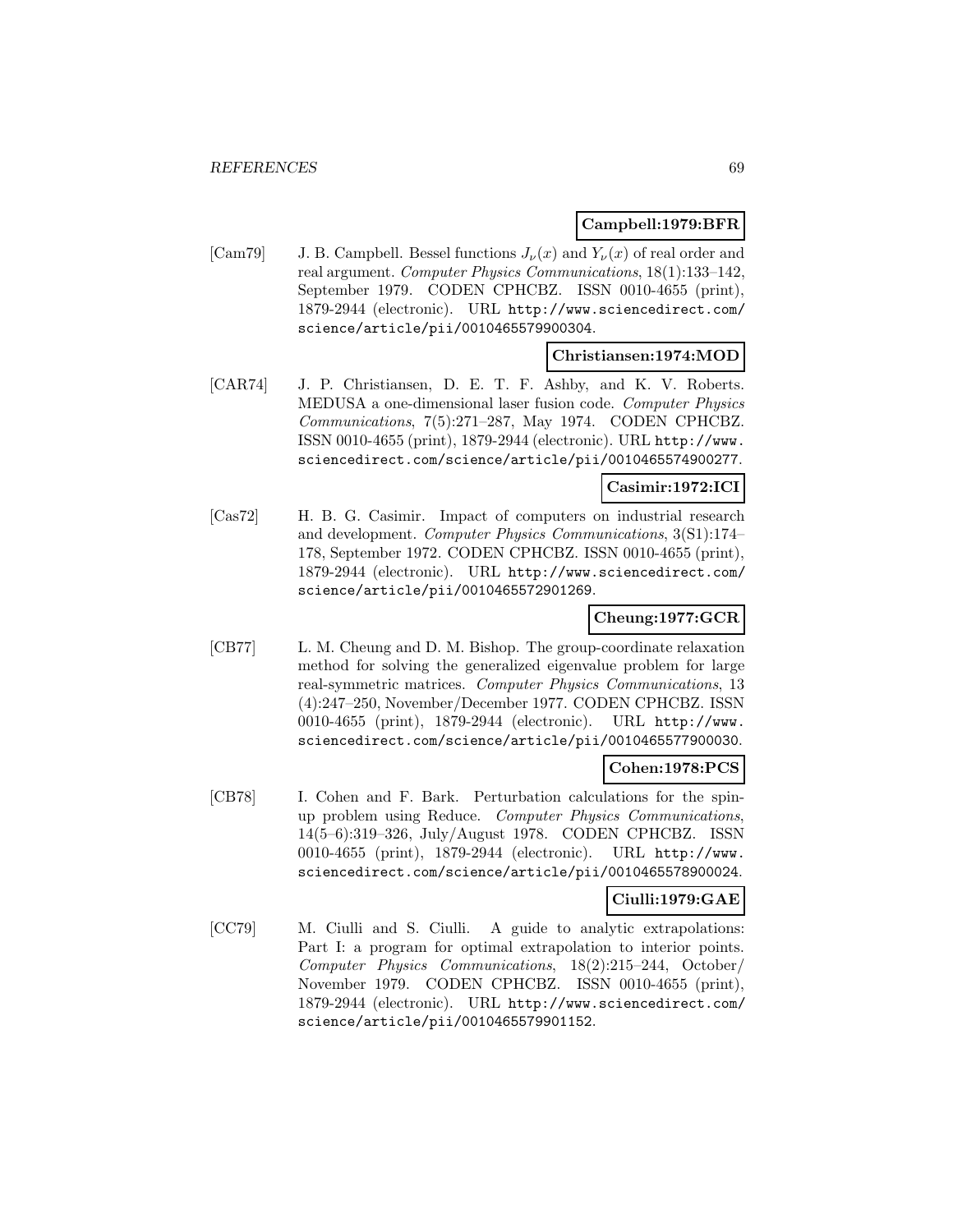**Campbell:1979:BFR**

[Cam79] J. B. Campbell. Bessel functions $J_\nu(x)$ and $Y_\nu(x)$ of real order and real argument. *Computer Physics Communications*, 18(1):133–142, September 1979. CODEN CPHCBZ. ISSN 0010-4655 (print), 1879-2944 (electronic). URL http://www.sciencedirect.com/science/article/pii/0010465579900304.

**Christiansen:1974:MOD**

[CAR74] J. P. Christiansen, D. E. T. F. Ashby, and K. V. Roberts. MEDUSA a one-dimensional laser fusion code. *Computer Physics Communications*, 7(5):271–287, May 1974. CODEN CPHCBZ. ISSN 0010-4655 (print), 1879-2944 (electronic). URL http://www.sciencedirect.com/science/article/pii/0010465574900277.

**Casimir:1972:ICI**

[Cas72] H. B. G. Casimir. Impact of computers on industrial research and development. *Computer Physics Communications*, 3(S1):174–178, September 1972. CODEN CPHCBZ. ISSN 0010-4655 (print), 1879-2944 (electronic). URL http://www.sciencedirect.com/science/article/pii/0010465572901269.

**Cheung:1977:GCR**

[CB77] L. M. Cheung and D. M. Bishop. The group-coordinate relaxation method for solving the generalized eigenvalue problem for large real-symmetric matrices. *Computer Physics Communications*, 13 (4):247–250, November/December 1977. CODEN CPHCBZ. ISSN 0010-4655 (print), 1879-2944 (electronic). URL http://www.sciencedirect.com/science/article/pii/0010465577900030.

**Cohen:1978:PCS**

[CB78] I. Cohen and F. Bark. Perturbation calculations for the spin-up problem using Reduce. *Computer Physics Communications*, 14(5–6):319–326, July/August 1978. CODEN CPHCBZ. ISSN 0010-4655 (print), 1879-2944 (electronic). URL http://www.sciencedirect.com/science/article/pii/0010465578900024.

**Ciulli:1979:GAE**

[CC79] M. Ciulli and S. Ciulli. A guide to analytic extrapolations: Part I: a program for optimal extrapolation to interior points. *Computer Physics Communications*, 18(2):215–244, October/November 1979. CODEN CPHCBZ. ISSN 0010-4655 (print), 1879-2944 (electronic). URL http://www.sciencedirect.com/science/article/pii/0010465579901152.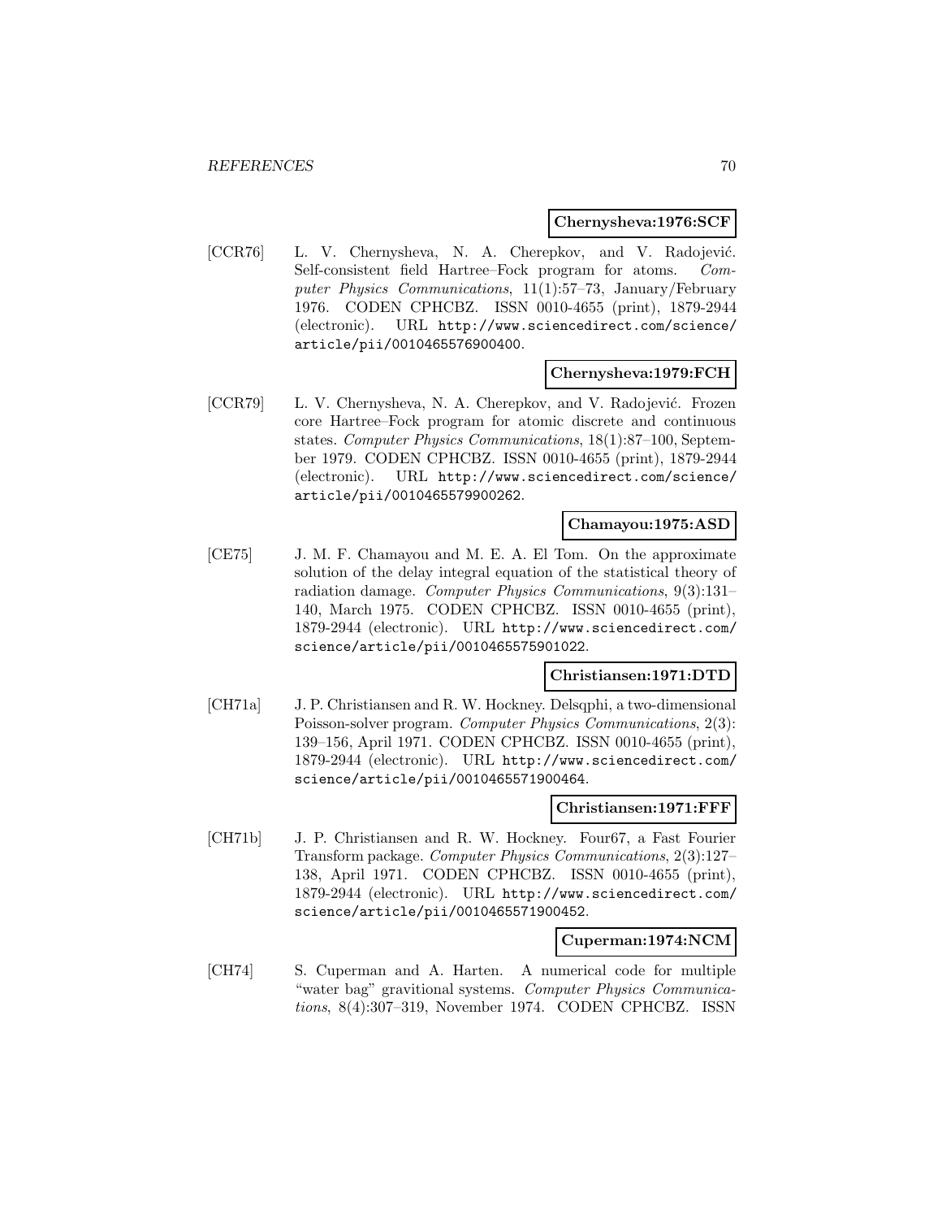**Chernysheva:1976:SCF**

[CCR76] L. V. Chernysheva, N. A. Cherepkov, and V. Radojević. Self-consistent field Hartree–Fock program for atoms. *Computer Physics Communications*, 11(1):57–73, January/February 1976. CODEN CPHCBZ. ISSN 0010-4655 (print), 1879-2944 (electronic). URL http://www.sciencedirect.com/science/article/pii/0010465576900400.

**Chernysheva:1979:FCH**

[CCR79] L. V. Chernysheva, N. A. Cherepkov, and V. Radojević. Frozen core Hartree–Fock program for atomic discrete and continuous states. *Computer Physics Communications*, 18(1):87–100, September 1979. CODEN CPHCBZ. ISSN 0010-4655 (print), 1879-2944 (electronic). URL http://www.sciencedirect.com/science/article/pii/0010465579900262.

**Chamayou:1975:ASD**

[CE75] J. M. F. Chamayou and M. E. A. El Tom. On the approximate solution of the delay integral equation of the statistical theory of radiation damage. *Computer Physics Communications*, 9(3):131–140, March 1975. CODEN CPHCBZ. ISSN 0010-4655 (print), 1879-2944 (electronic). URL http://www.sciencedirect.com/science/article/pii/0010465575901022.

**Christiansen:1971:DTD**

[CH71a] J. P. Christiansen and R. W. Hockney. Delsqphi, a two-dimensional Poisson-solver program. *Computer Physics Communications*, 2(3): 139–156, April 1971. CODEN CPHCBZ. ISSN 0010-4655 (print), 1879-2944 (electronic). URL http://www.sciencedirect.com/science/article/pii/0010465571900464.

**Christiansen:1971:FFF**

[CH71b] J. P. Christiansen and R. W. Hockney. Four67, a Fast Fourier Transform package. *Computer Physics Communications*, 2(3):127–138, April 1971. CODEN CPHCBZ. ISSN 0010-4655 (print), 1879-2944 (electronic). URL http://www.sciencedirect.com/science/article/pii/0010465571900452.

**Cuperman:1974:NCM**

[CH74] S. Cuperman and A. Harten. A numerical code for multiple "water bag" gravitional systems. *Computer Physics Communications*, 8(4):307–319, November 1974. CODEN CPHCBZ. ISSN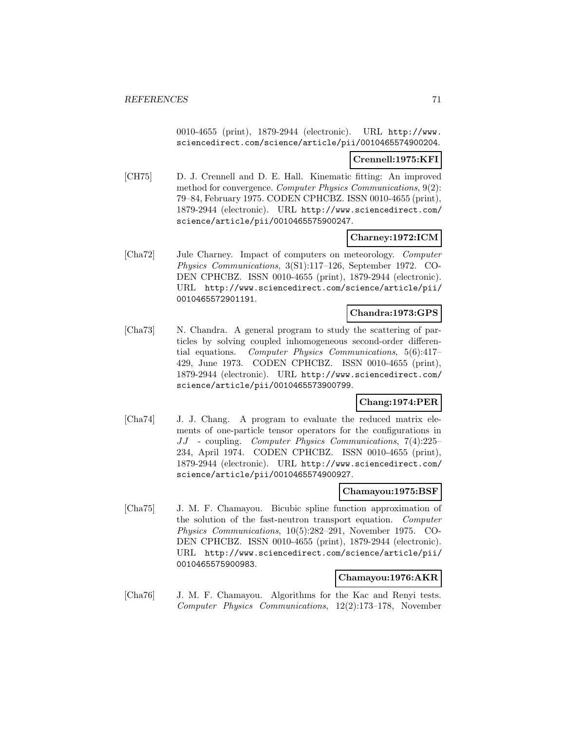0010-4655 (print), 1879-2944 (electronic). URL http://www.sciencedirect.com/science/article/pii/0010465574900204.

**Crennell:1975:KFI**

[CH75] D. J. Crennell and D. E. Hall. Kinematic fitting: An improved method for convergence. *Computer Physics Communications*, 9(2): 79–84, February 1975. CODEN CPHCBZ. ISSN 0010-4655 (print), 1879-2944 (electronic). URL http://www.sciencedirect.com/science/article/pii/0010465575900247.

**Charney:1972:ICM**

[Cha72] Jule Charney. Impact of computers on meteorology. *Computer Physics Communications*, 3(S1):117–126, September 1972. CODEN CPHCBZ. ISSN 0010-4655 (print), 1879-2944 (electronic). URL http://www.sciencedirect.com/science/article/pii/0010465572901191.

**Chandra:1973:GPS**

[Cha73] N. Chandra. A general program to study the scattering of particles by solving coupled inhomogeneous second-order differential equations. *Computer Physics Communications*, 5(6):417–429, June 1973. CODEN CPHCBZ. ISSN 0010-4655 (print), 1879-2944 (electronic). URL http://www.sciencedirect.com/science/article/pii/0010465573900799.

**Chang:1974:PER**

[Cha74] J. J. Chang. A program to evaluate the reduced matrix elements of one-particle tensor operators for the configurations in $JJ$ - coupling. *Computer Physics Communications*, 7(4):225–234, April 1974. CODEN CPHCBZ. ISSN 0010-4655 (print), 1879-2944 (electronic). URL http://www.sciencedirect.com/science/article/pii/0010465574900927.

**Chamayou:1975:BSF**

[Cha75] J. M. F. Chamayou. Bicubic spline function approximation of the solution of the fast-neutron transport equation. *Computer Physics Communications*, 10(5):282–291, November 1975. CODEN CPHCBZ. ISSN 0010-4655 (print), 1879-2944 (electronic). URL http://www.sciencedirect.com/science/article/pii/0010465575900983.

**Chamayou:1976:AKR**

[Cha76] J. M. F. Chamayou. Algorithms for the Kac and Renyi tests. *Computer Physics Communications*, 12(2):173–178, November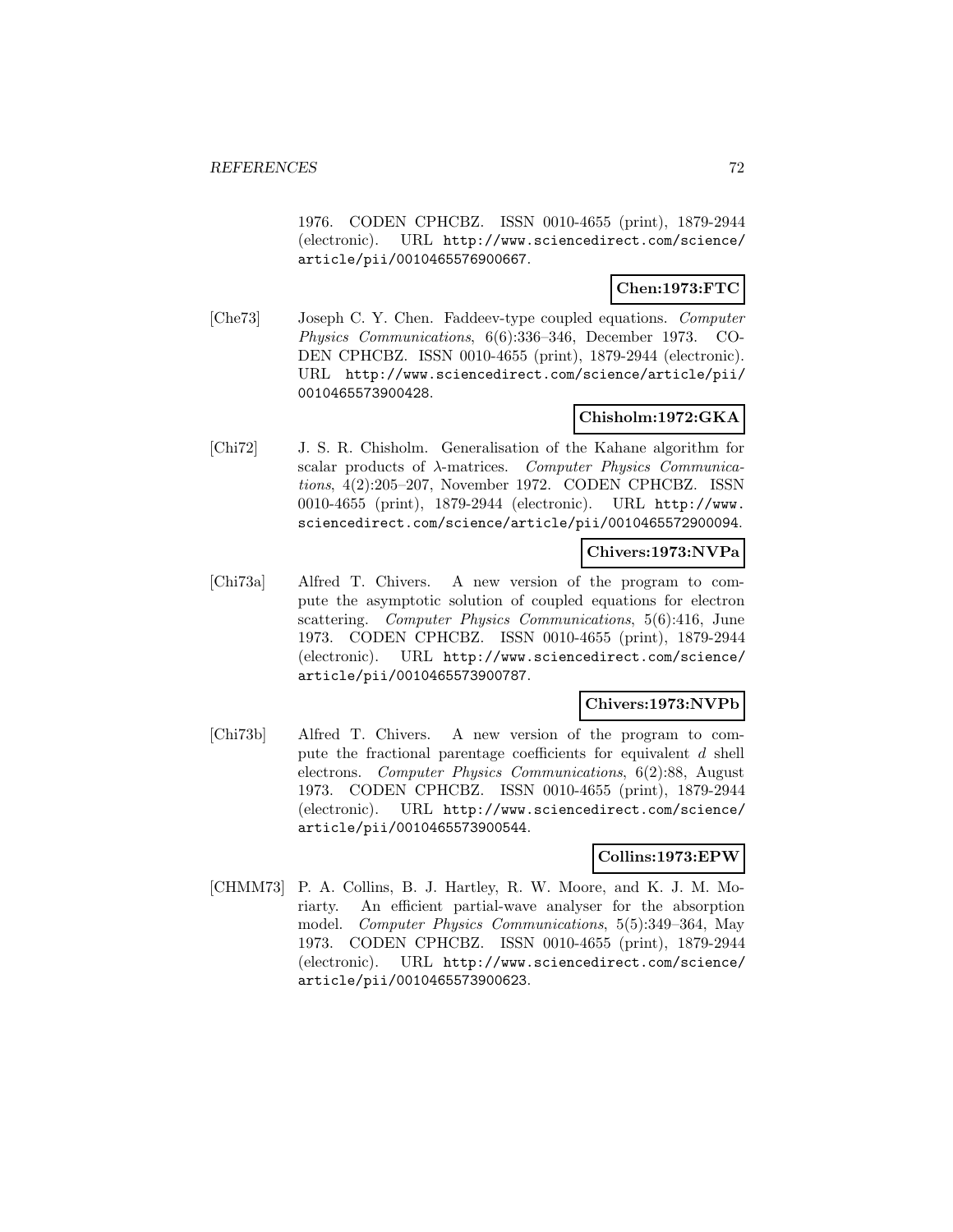1976. CODEN CPHCBZ. ISSN 0010-4655 (print), 1879-2944 (electronic). URL http://www.sciencedirect.com/science/article/pii/0010465576900667.

**Chen:1973:FTC**

[Che73] Joseph C. Y. Chen. Faddeev-type coupled equations. *Computer Physics Communications*, 6(6):336–346, December 1973. CODEN CPHCBZ. ISSN 0010-4655 (print), 1879-2944 (electronic). URL http://www.sciencedirect.com/science/article/pii/0010465573900428.

**Chisholm:1972:GKA**

[Chi72] J. S. R. Chisholm. Generalisation of the Kahane algorithm for scalar products of $\lambda$-matrices. *Computer Physics Communications*, 4(2):205–207, November 1972. CODEN CPHCBZ. ISSN 0010-4655 (print), 1879-2944 (electronic). URL http://www.sciencedirect.com/science/article/pii/0010465572900094.

**Chivers:1973:NVPa**

[Chi73a] Alfred T. Chivers. A new version of the program to compute the asymptotic solution of coupled equations for electron scattering. *Computer Physics Communications*, 5(6):416, June 1973. CODEN CPHCBZ. ISSN 0010-4655 (print), 1879-2944 (electronic). URL http://www.sciencedirect.com/science/article/pii/0010465573900787.

**Chivers:1973:NVPb**

[Chi73b] Alfred T. Chivers. A new version of the program to compute the fractional parentage coefficients for equivalent $d$ shell electrons. *Computer Physics Communications*, 6(2):88, August 1973. CODEN CPHCBZ. ISSN 0010-4655 (print), 1879-2944 (electronic). URL http://www.sciencedirect.com/science/article/pii/0010465573900544.

**Collins:1973:EPW**

[CHMM73] P. A. Collins, B. J. Hartley, R. W. Moore, and K. J. M. Moriarty. An efficient partial-wave analyser for the absorption model. *Computer Physics Communications*, 5(5):349–364, May 1973. CODEN CPHCBZ. ISSN 0010-4655 (print), 1879-2944 (electronic). URL http://www.sciencedirect.com/science/article/pii/0010465573900623.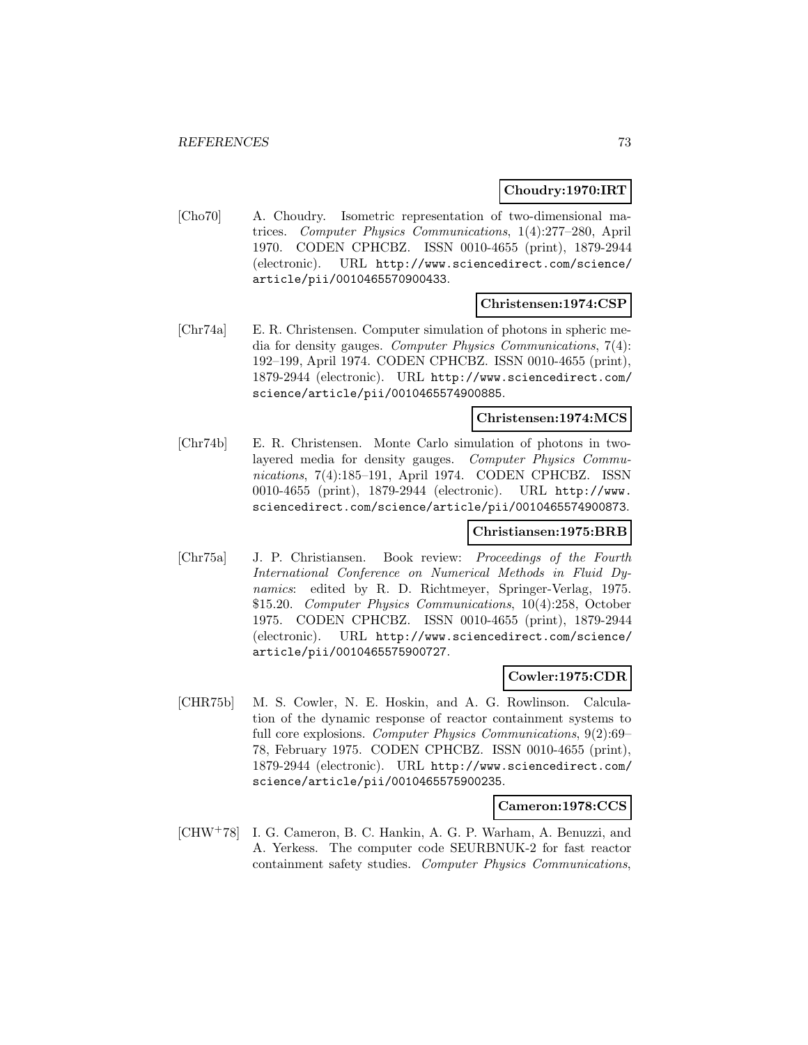**Choudry:1970:IRT**

[Cho70] A. Choudry. Isometric representation of two-dimensional matrices. *Computer Physics Communications*, 1(4):277–280, April 1970. CODEN CPHCBZ. ISSN 0010-4655 (print), 1879-2944 (electronic). URL http://www.sciencedirect.com/science/article/pii/0010465570900433.

**Christensen:1974:CSP**

[Chr74a] E. R. Christensen. Computer simulation of photons in spheric media for density gauges. *Computer Physics Communications*, 7(4): 192–199, April 1974. CODEN CPHCBZ. ISSN 0010-4655 (print), 1879-2944 (electronic). URL http://www.sciencedirect.com/science/article/pii/0010465574900885.

**Christensen:1974:MCS**

[Chr74b] E. R. Christensen. Monte Carlo simulation of photons in two-layered media for density gauges. *Computer Physics Communications*, 7(4):185–191, April 1974. CODEN CPHCBZ. ISSN 0010-4655 (print), 1879-2944 (electronic). URL http://www.sciencedirect.com/science/article/pii/0010465574900873.

**Christiansen:1975:BRB**

[Chr75a] J. P. Christiansen. Book review: *Proceedings of the Fourth International Conference on Numerical Methods in Fluid Dynamics*: edited by R. D. Richtmeyer, Springer-Verlag, 1975. $15.20. *Computer Physics Communications*, 10(4):258, October 1975. CODEN CPHCBZ. ISSN 0010-4655 (print), 1879-2944 (electronic). URL http://www.sciencedirect.com/science/article/pii/0010465575900727.

**Cowler:1975:CDR**

[CHR75b] M. S. Cowler, N. E. Hoskin, and A. G. Rowlinson. Calculation of the dynamic response of reactor containment systems to full core explosions. *Computer Physics Communications*, 9(2):69–78, February 1975. CODEN CPHCBZ. ISSN 0010-4655 (print), 1879-2944 (electronic). URL http://www.sciencedirect.com/science/article/pii/0010465575900235.

**Cameron:1978:CCS**

[CHW+78] I. G. Cameron, B. C. Hankin, A. G. P. Warham, A. Benuzzi, and A. Yerkess. The computer code SEURBNUK-2 for fast reactor containment safety studies. *Computer Physics Communications*,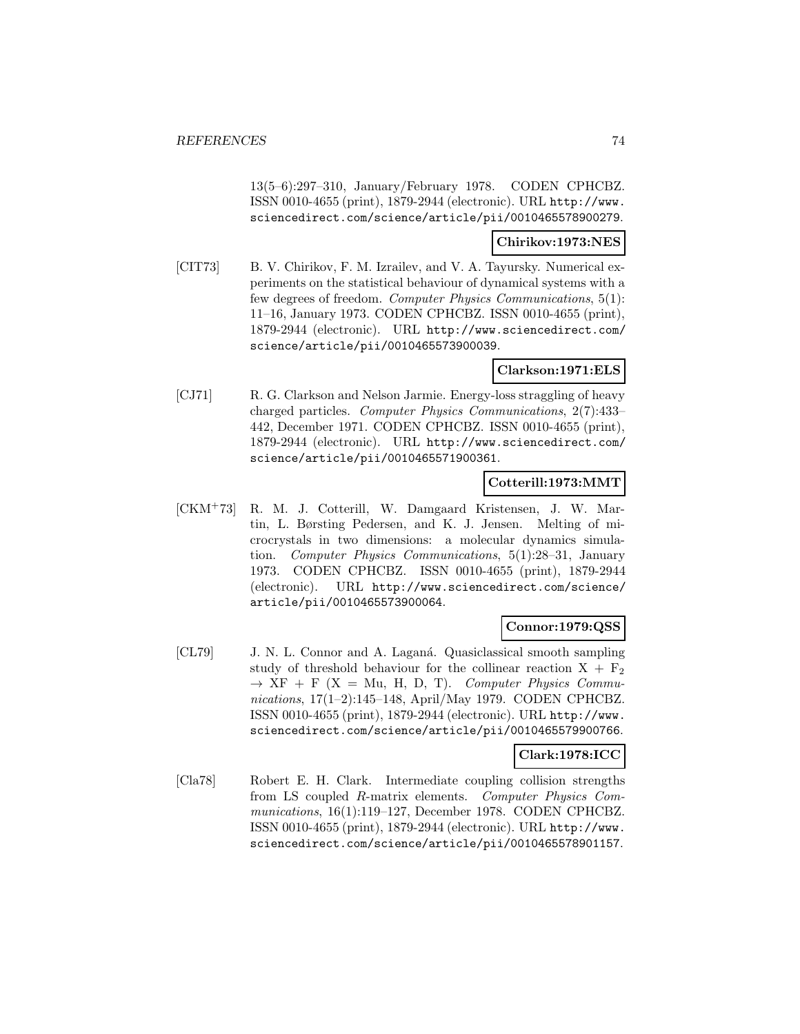13(5–6):297–310, January/February 1978. CODEN CPHCBZ. ISSN 0010-4655 (print), 1879-2944 (electronic). URL http://www.sciencedirect.com/science/article/pii/0010465578900279.

**Chirikov:1973:NES**

[CIT73] B. V. Chirikov, F. M. Izrailev, and V. A. Tayursky. Numerical experiments on the statistical behaviour of dynamical systems with a few degrees of freedom. *Computer Physics Communications*, 5(1): 11–16, January 1973. CODEN CPHCBZ. ISSN 0010-4655 (print), 1879-2944 (electronic). URL http://www.sciencedirect.com/science/article/pii/0010465573900039.

**Clarkson:1971:ELS**

[CJ71] R. G. Clarkson and Nelson Jarmie. Energy-loss straggling of heavy charged particles. *Computer Physics Communications*, 2(7):433–442, December 1971. CODEN CPHCBZ. ISSN 0010-4655 (print), 1879-2944 (electronic). URL http://www.sciencedirect.com/science/article/pii/0010465571900361.

**Cotterill:1973:MMT**

[CKM+73] R. M. J. Cotterill, W. Damgaard Kristensen, J. W. Martin, L. Børsting Pedersen, and K. J. Jensen. Melting of microcrystals in two dimensions: a molecular dynamics simulation. *Computer Physics Communications*, 5(1):28–31, January 1973. CODEN CPHCBZ. ISSN 0010-4655 (print), 1879-2944 (electronic). URL http://www.sciencedirect.com/science/article/pii/0010465573900064.

**Connor:1979:QSS**

[CL79] J. N. L. Connor and A. Laganá. Quasiclassical smooth sampling study of threshold behaviour for the collinear reaction X + $F_2$ $\rightarrow$ XF + F (X = Mu, H, D, T). *Computer Physics Communications*, 17(1–2):145–148, April/May 1979. CODEN CPHCBZ. ISSN 0010-4655 (print), 1879-2944 (electronic). URL http://www.sciencedirect.com/science/article/pii/0010465579900766.

**Clark:1978:ICC**

[Cla78] Robert E. H. Clark. Intermediate coupling collision strengths from LS coupled *R*-matrix elements. *Computer Physics Communications*, 16(1):119–127, December 1978. CODEN CPHCBZ. ISSN 0010-4655 (print), 1879-2944 (electronic). URL http://www.sciencedirect.com/science/article/pii/0010465578901157.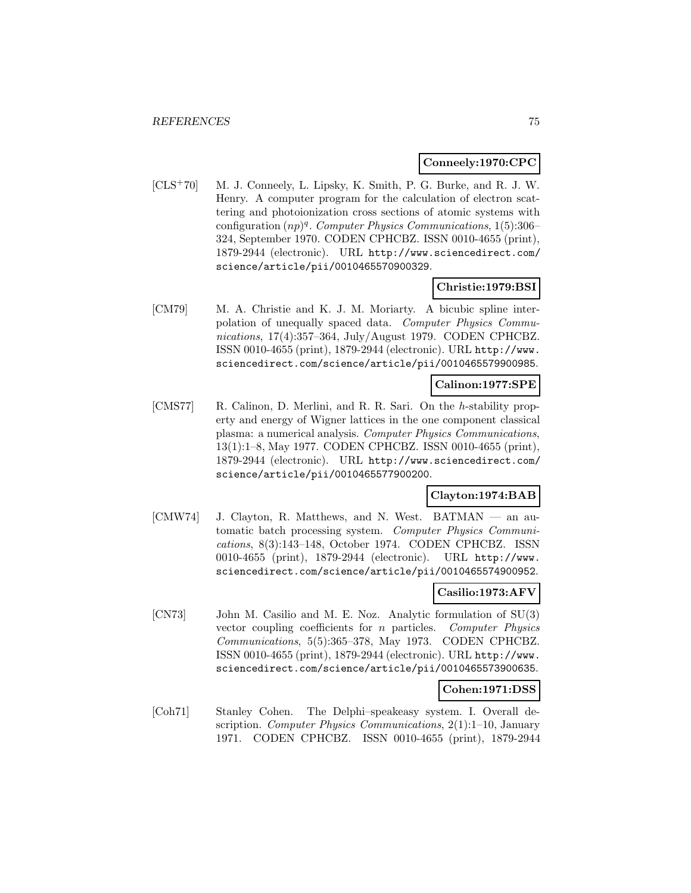**Conneely:1970:CPC**

[CLS+70] M. J. Conneely, L. Lipsky, K. Smith, P. G. Burke, and R. J. W. Henry. A computer program for the calculation of electron scattering and photoionization cross sections of atomic systems with configuration $(np)^q$. *Computer Physics Communications*, 1(5):306–324, September 1970. CODEN CPHCBZ. ISSN 0010-4655 (print), 1879-2944 (electronic). URL http://www.sciencedirect.com/science/article/pii/0010465570900329.

**Christie:1979:BSI**

[CM79] M. A. Christie and K. J. M. Moriarty. A bicubic spline interpolation of unequally spaced data. *Computer Physics Communications*, 17(4):357–364, July/August 1979. CODEN CPHCBZ. ISSN 0010-4655 (print), 1879-2944 (electronic). URL http://www.sciencedirect.com/science/article/pii/0010465579900985.

**Calinon:1977:SPE**

[CMS77] R. Calinon, D. Merlini, and R. R. Sari. On the $h$-stability property and energy of Wigner lattices in the one component classical plasma: a numerical analysis. *Computer Physics Communications*, 13(1):1–8, May 1977. CODEN CPHCBZ. ISSN 0010-4655 (print), 1879-2944 (electronic). URL http://www.sciencedirect.com/science/article/pii/0010465577900200.

**Clayton:1974:BAB**

[CMW74] J. Clayton, R. Matthews, and N. West. BATMAN — an automatic batch processing system. *Computer Physics Communications*, 8(3):143–148, October 1974. CODEN CPHCBZ. ISSN 0010-4655 (print), 1879-2944 (electronic). URL http://www.sciencedirect.com/science/article/pii/0010465574900952.

**Casilio:1973:AFV**

[CN73] John M. Casilio and M. E. Noz. Analytic formulation of SU(3) vector coupling coefficients for $n$ particles. *Computer Physics Communications*, 5(5):365–378, May 1973. CODEN CPHCBZ. ISSN 0010-4655 (print), 1879-2944 (electronic). URL http://www.sciencedirect.com/science/article/pii/0010465573900635.

**Cohen:1971:DSS**

[Coh71] Stanley Cohen. The Delphi–speakeasy system. I. Overall description. *Computer Physics Communications*, 2(1):1–10, January 1971. CODEN CPHCBZ. ISSN 0010-4655 (print), 1879-2944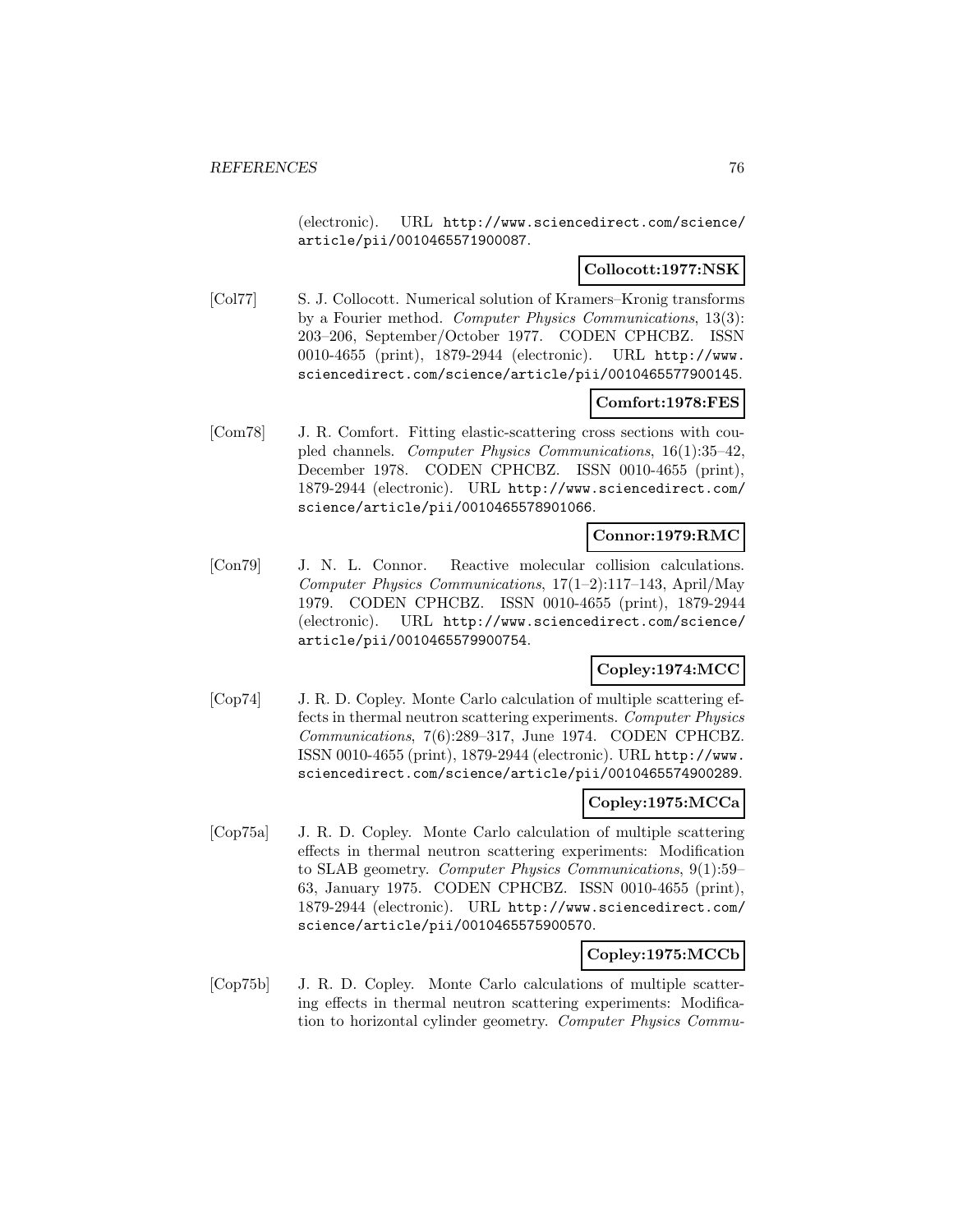(electronic). URL http://www.sciencedirect.com/science/article/pii/0010465571900087.

**Collocott:1977:NSK**

[Col77] S. J. Collocott. Numerical solution of Kramers–Kronig transforms by a Fourier method. *Computer Physics Communications*, 13(3): 203–206, September/October 1977. CODEN CPHCBZ. ISSN 0010-4655 (print), 1879-2944 (electronic). URL http://www.sciencedirect.com/science/article/pii/0010465577900145.

**Comfort:1978:FES**

[Com78] J. R. Comfort. Fitting elastic-scattering cross sections with coupled channels. *Computer Physics Communications*, 16(1):35–42, December 1978. CODEN CPHCBZ. ISSN 0010-4655 (print), 1879-2944 (electronic). URL http://www.sciencedirect.com/science/article/pii/0010465578901066.

**Connor:1979:RMC**

[Con79] J. N. L. Connor. Reactive molecular collision calculations. *Computer Physics Communications*, 17(1–2):117–143, April/May 1979. CODEN CPHCBZ. ISSN 0010-4655 (print), 1879-2944 (electronic). URL http://www.sciencedirect.com/science/article/pii/0010465579900754.

**Copley:1974:MCC**

[Cop74] J. R. D. Copley. Monte Carlo calculation of multiple scattering effects in thermal neutron scattering experiments. *Computer Physics Communications*, 7(6):289–317, June 1974. CODEN CPHCBZ. ISSN 0010-4655 (print), 1879-2944 (electronic). URL http://www.sciencedirect.com/science/article/pii/0010465574900289.

**Copley:1975:MCCa**

[Cop75a] J. R. D. Copley. Monte Carlo calculation of multiple scattering effects in thermal neutron scattering experiments: Modification to SLAB geometry. *Computer Physics Communications*, 9(1):59–63, January 1975. CODEN CPHCBZ. ISSN 0010-4655 (print), 1879-2944 (electronic). URL http://www.sciencedirect.com/science/article/pii/0010465575900570.

**Copley:1975:MCCb**

[Cop75b] J. R. D. Copley. Monte Carlo calculations of multiple scattering effects in thermal neutron scattering experiments: Modification to horizontal cylinder geometry. *Computer Physics Commu-*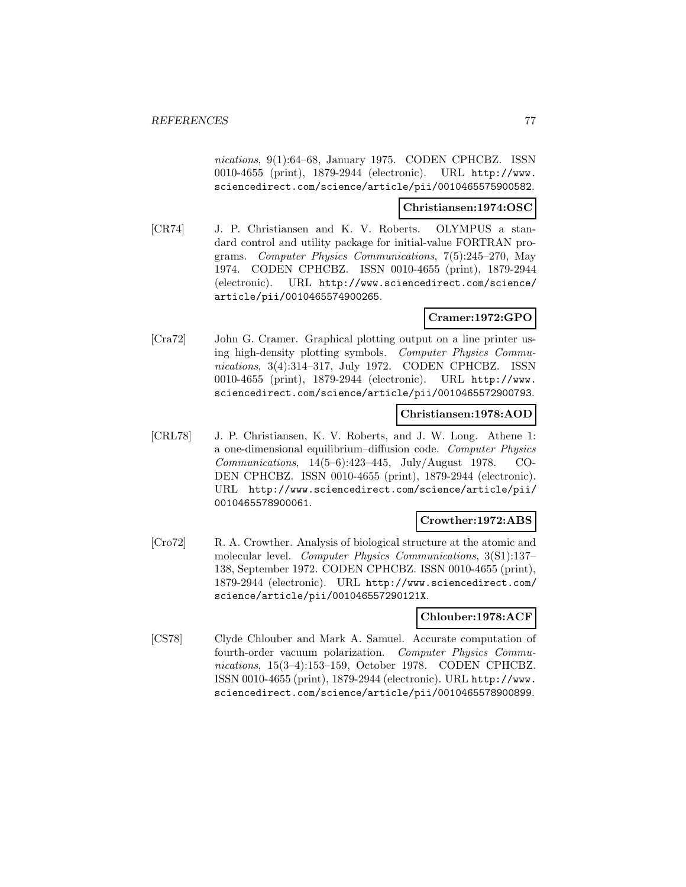*nications*, 9(1):64–68, January 1975. CODEN CPHCBZ. ISSN 0010-4655 (print), 1879-2944 (electronic). URL http://www.sciencedirect.com/science/article/pii/0010465575900582.

**Christiansen:1974:OSC**

[CR74] J. P. Christiansen and K. V. Roberts. OLYMPUS a standard control and utility package for initial-value FORTRAN programs. *Computer Physics Communications*, 7(5):245–270, May 1974. CODEN CPHCBZ. ISSN 0010-4655 (print), 1879-2944 (electronic). URL http://www.sciencedirect.com/science/article/pii/0010465574900265.

**Cramer:1972:GPO**

[Cra72] John G. Cramer. Graphical plotting output on a line printer using high-density plotting symbols. *Computer Physics Communications*, 3(4):314–317, July 1972. CODEN CPHCBZ. ISSN 0010-4655 (print), 1879-2944 (electronic). URL http://www.sciencedirect.com/science/article/pii/0010465572900793.

**Christiansen:1978:AOD**

[CRL78] J. P. Christiansen, K. V. Roberts, and J. W. Long. Athene 1: a one-dimensional equilibrium–diffusion code. *Computer Physics Communications*, 14(5–6):423–445, July/August 1978. CODEN CPHCBZ. ISSN 0010-4655 (print), 1879-2944 (electronic). URL http://www.sciencedirect.com/science/article/pii/0010465578900061.

**Crowther:1972:ABS**

[Cro72] R. A. Crowther. Analysis of biological structure at the atomic and molecular level. *Computer Physics Communications*, 3(S1):137–138, September 1972. CODEN CPHCBZ. ISSN 0010-4655 (print), 1879-2944 (electronic). URL http://www.sciencedirect.com/science/article/pii/001046557290121X.

**Chlouber:1978:ACF**

[CS78] Clyde Chlouber and Mark A. Samuel. Accurate computation of fourth-order vacuum polarization. *Computer Physics Communications*, 15(3–4):153–159, October 1978. CODEN CPHCBZ. ISSN 0010-4655 (print), 1879-2944 (electronic). URL http://www.sciencedirect.com/science/article/pii/0010465578900899.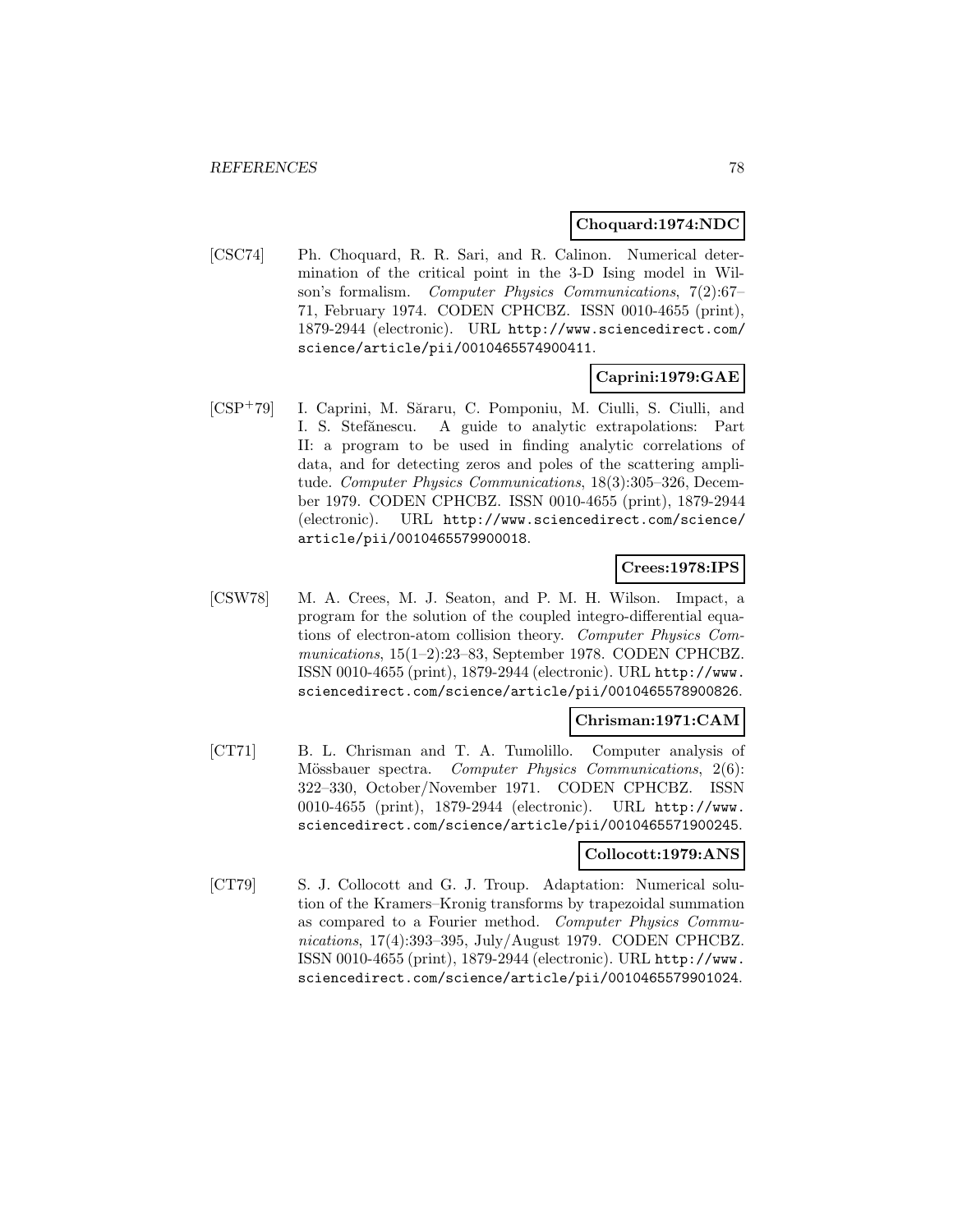**Choquard:1974:NDC**

[CSC74] Ph. Choquard, R. R. Sari, and R. Calinon. Numerical determination of the critical point in the 3-D Ising model in Wilson's formalism. *Computer Physics Communications*, 7(2):67–71, February 1974. CODEN CPHCBZ. ISSN 0010-4655 (print), 1879-2944 (electronic). URL `http://www.sciencedirect.com/science/article/pii/0010465574900411`.

**Caprini:1979:GAE**

[CSP+79] I. Caprini, M. Săraru, C. Pomponiu, M. Ciulli, S. Ciulli, and I. S. Stefănescu. A guide to analytic extrapolations: Part II: a program to be used in finding analytic correlations of data, and for detecting zeros and poles of the scattering amplitude. *Computer Physics Communications*, 18(3):305–326, December 1979. CODEN CPHCBZ. ISSN 0010-4655 (print), 1879-2944 (electronic). URL `http://www.sciencedirect.com/science/article/pii/0010465579900018`.

**Crees:1978:IPS**

[CSW78] M. A. Crees, M. J. Seaton, and P. M. H. Wilson. Impact, a program for the solution of the coupled integro-differential equations of electron-atom collision theory. *Computer Physics Communications*, 15(1–2):23–83, September 1978. CODEN CPHCBZ. ISSN 0010-4655 (print), 1879-2944 (electronic). URL `http://www.sciencedirect.com/science/article/pii/0010465578900826`.

**Chrisman:1971:CAM**

[CT71] B. L. Chrisman and T. A. Tumolillo. Computer analysis of Mössbauer spectra. *Computer Physics Communications*, 2(6):322–330, October/November 1971. CODEN CPHCBZ. ISSN 0010-4655 (print), 1879-2944 (electronic). URL `http://www.sciencedirect.com/science/article/pii/0010465571900245`.

**Collocott:1979:ANS**

[CT79] S. J. Collocott and G. J. Troup. Adaptation: Numerical solution of the Kramers–Kronig transforms by trapezoidal summation as compared to a Fourier method. *Computer Physics Communications*, 17(4):393–395, July/August 1979. CODEN CPHCBZ. ISSN 0010-4655 (print), 1879-2944 (electronic). URL `http://www.sciencedirect.com/science/article/pii/0010465579901024`.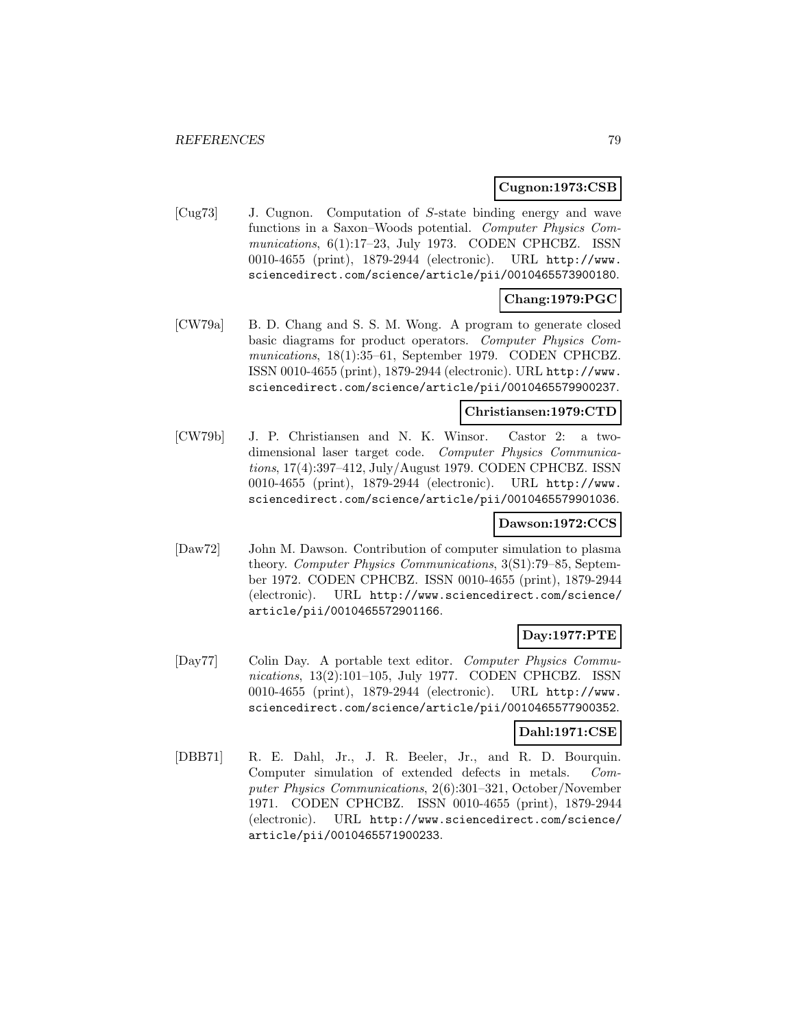**Cugnon:1973:CSB**

[Cug73] J. Cugnon. Computation of $S$-state binding energy and wave functions in a Saxon–Woods potential. *Computer Physics Communications*, 6(1):17–23, July 1973. CODEN CPHCBZ. ISSN 0010-4655 (print), 1879-2944 (electronic). URL http://www.sciencedirect.com/science/article/pii/0010465573900180.

**Chang:1979:PGC**

[CW79a] B. D. Chang and S. S. M. Wong. A program to generate closed basic diagrams for product operators. *Computer Physics Communications*, 18(1):35–61, September 1979. CODEN CPHCBZ. ISSN 0010-4655 (print), 1879-2944 (electronic). URL http://www.sciencedirect.com/science/article/pii/0010465579900237.

**Christiansen:1979:CTD**

[CW79b] J. P. Christiansen and N. K. Winsor. Castor 2: a two-dimensional laser target code. *Computer Physics Communications*, 17(4):397–412, July/August 1979. CODEN CPHCBZ. ISSN 0010-4655 (print), 1879-2944 (electronic). URL http://www.sciencedirect.com/science/article/pii/0010465579901036.

**Dawson:1972:CCS**

[Daw72] John M. Dawson. Contribution of computer simulation to plasma theory. *Computer Physics Communications*, 3(S1):79–85, September 1972. CODEN CPHCBZ. ISSN 0010-4655 (print), 1879-2944 (electronic). URL http://www.sciencedirect.com/science/article/pii/0010465572901166.

**Day:1977:PTE**

[Day77] Colin Day. A portable text editor. *Computer Physics Communications*, 13(2):101–105, July 1977. CODEN CPHCBZ. ISSN 0010-4655 (print), 1879-2944 (electronic). URL http://www.sciencedirect.com/science/article/pii/0010465577900352.

**Dahl:1971:CSE**

[DBB71] R. E. Dahl, Jr., J. R. Beeler, Jr., and R. D. Bourquin. Computer simulation of extended defects in metals. *Computer Physics Communications*, 2(6):301–321, October/November 1971. CODEN CPHCBZ. ISSN 0010-4655 (print), 1879-2944 (electronic). URL http://www.sciencedirect.com/science/article/pii/0010465571900233.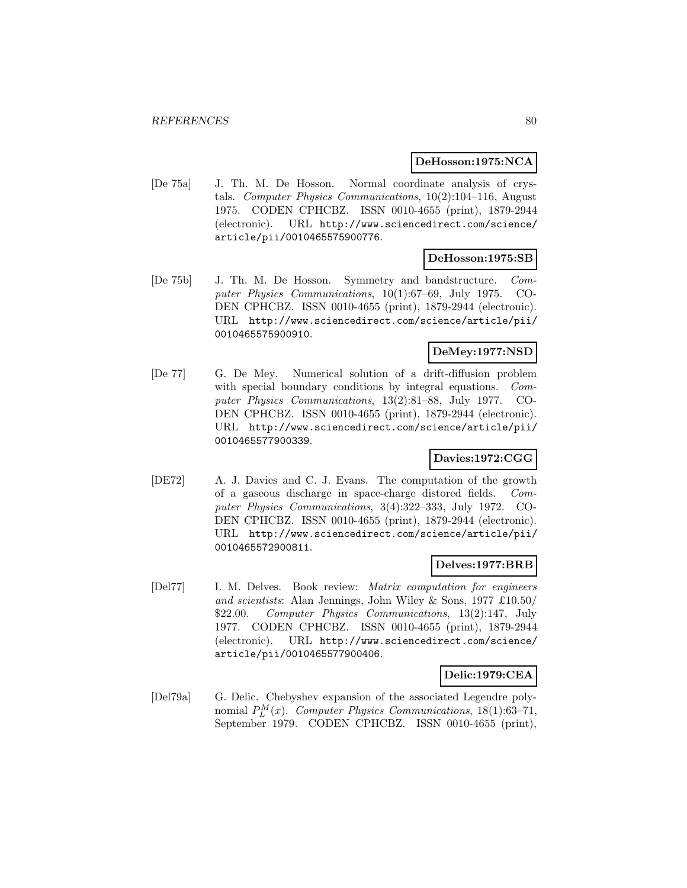**DeHosson:1975:NCA**

[De 75a] J. Th. M. De Hosson. Normal coordinate analysis of crystals. *Computer Physics Communications*, 10(2):104–116, August 1975. CODEN CPHCBZ. ISSN 0010-4655 (print), 1879-2944 (electronic). URL http://www.sciencedirect.com/science/article/pii/0010465575900776.

**DeHosson:1975:SB**

[De 75b] J. Th. M. De Hosson. Symmetry and bandstructure. *Computer Physics Communications*, 10(1):67–69, July 1975. CODEN CPHCBZ. ISSN 0010-4655 (print), 1879-2944 (electronic). URL http://www.sciencedirect.com/science/article/pii/0010465575900910.

**DeMey:1977:NSD**

[De 77] G. De Mey. Numerical solution of a drift-diffusion problem with special boundary conditions by integral equations. *Computer Physics Communications*, 13(2):81–88, July 1977. CODEN CPHCBZ. ISSN 0010-4655 (print), 1879-2944 (electronic). URL http://www.sciencedirect.com/science/article/pii/0010465577900339.

**Davies:1972:CGG**

[DE72] A. J. Davies and C. J. Evans. The computation of the growth of a gaseous discharge in space-charge distored fields. *Computer Physics Communications*, 3(4):322–333, July 1972. CODEN CPHCBZ. ISSN 0010-4655 (print), 1879-2944 (electronic). URL http://www.sciencedirect.com/science/article/pii/0010465572900811.

**Delves:1977:BRB**

[Del77] I. M. Delves. Book review: *Matrix computation for engineers and scientists*: Alan Jennings, John Wiley & Sons, 1977 £10.50/ $22.00. *Computer Physics Communications*, 13(2):147, July 1977. CODEN CPHCBZ. ISSN 0010-4655 (print), 1879-2944 (electronic). URL http://www.sciencedirect.com/science/article/pii/0010465577900406.

**Delic:1979:CEA**

[Del79a] G. Delic. Chebyshev expansion of the associated Legendre polynomial $P_L^M(x)$. *Computer Physics Communications*, 18(1):63–71, September 1979. CODEN CPHCBZ. ISSN 0010-4655 (print),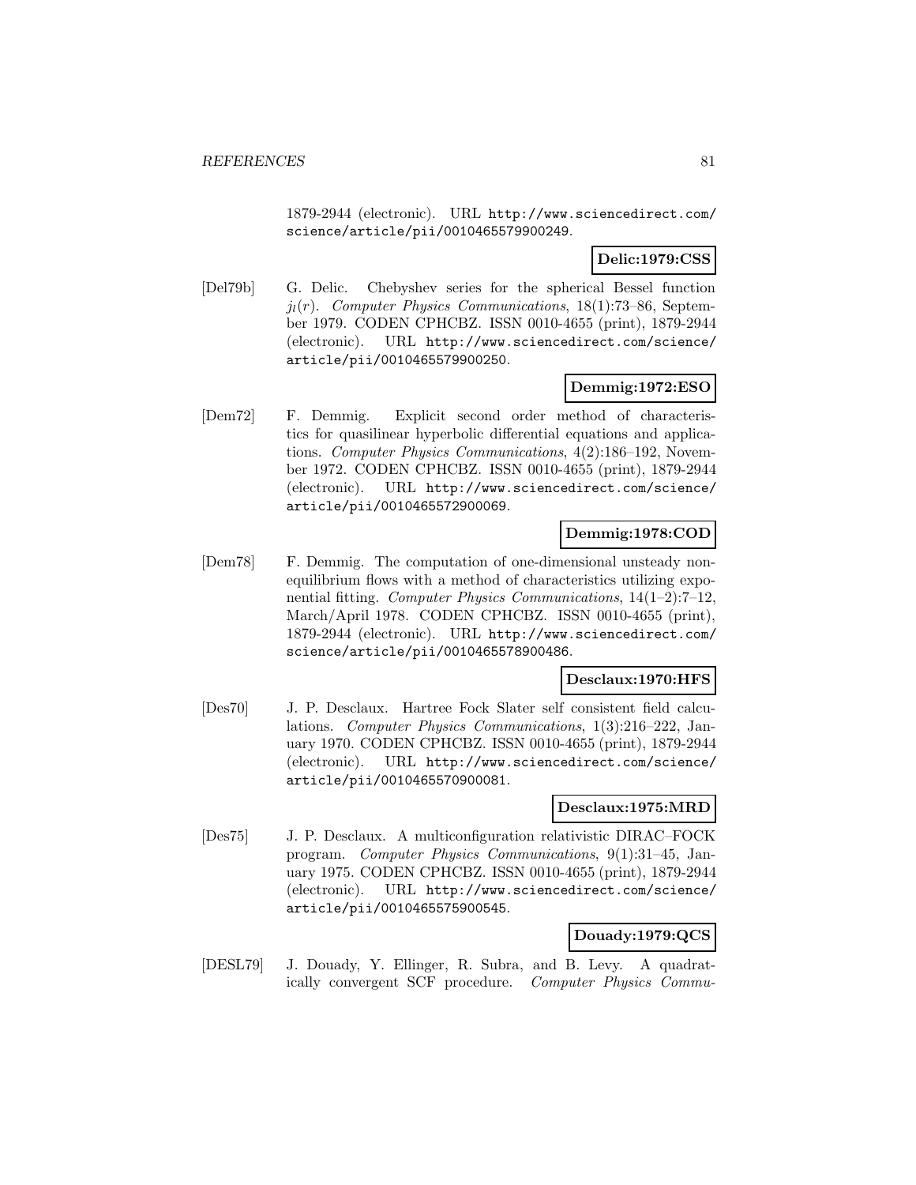1879-2944 (electronic). URL http://www.sciencedirect.com/science/article/pii/0010465579900249.

**Delic:1979:CSS**

[Del79b] G. Delic. Chebyshev series for the spherical Bessel function $j_l(r)$. *Computer Physics Communications*, 18(1):73–86, September 1979. CODEN CPHCBZ. ISSN 0010-4655 (print), 1879-2944 (electronic). URL http://www.sciencedirect.com/science/article/pii/0010465579900250.

**Demmig:1972:ESO**

[Dem72] F. Demmig. Explicit second order method of characteristics for quasilinear hyperbolic differential equations and applications. *Computer Physics Communications*, 4(2):186–192, November 1972. CODEN CPHCBZ. ISSN 0010-4655 (print), 1879-2944 (electronic). URL http://www.sciencedirect.com/science/article/pii/0010465572900069.

**Demmig:1978:COD**

[Dem78] F. Demmig. The computation of one-dimensional unsteady nonequilibrium flows with a method of characteristics utilizing exponential fitting. *Computer Physics Communications*, 14(1–2):7–12, March/April 1978. CODEN CPHCBZ. ISSN 0010-4655 (print), 1879-2944 (electronic). URL http://www.sciencedirect.com/science/article/pii/0010465578900486.

**Desclaux:1970:HFS**

[Des70] J. P. Desclaux. Hartree Fock Slater self consistent field calculations. *Computer Physics Communications*, 1(3):216–222, January 1970. CODEN CPHCBZ. ISSN 0010-4655 (print), 1879-2944 (electronic). URL http://www.sciencedirect.com/science/article/pii/0010465570900081.

**Desclaux:1975:MRD**

[Des75] J. P. Desclaux. A multiconfiguration relativistic DIRAC–FOCK program. *Computer Physics Communications*, 9(1):31–45, January 1975. CODEN CPHCBZ. ISSN 0010-4655 (print), 1879-2944 (electronic). URL http://www.sciencedirect.com/science/article/pii/0010465575900545.

**Douady:1979:QCS**

[DESL79] J. Douady, Y. Ellinger, R. Subra, and B. Levy. A quadratically convergent SCF procedure. *Computer Physics Commu-*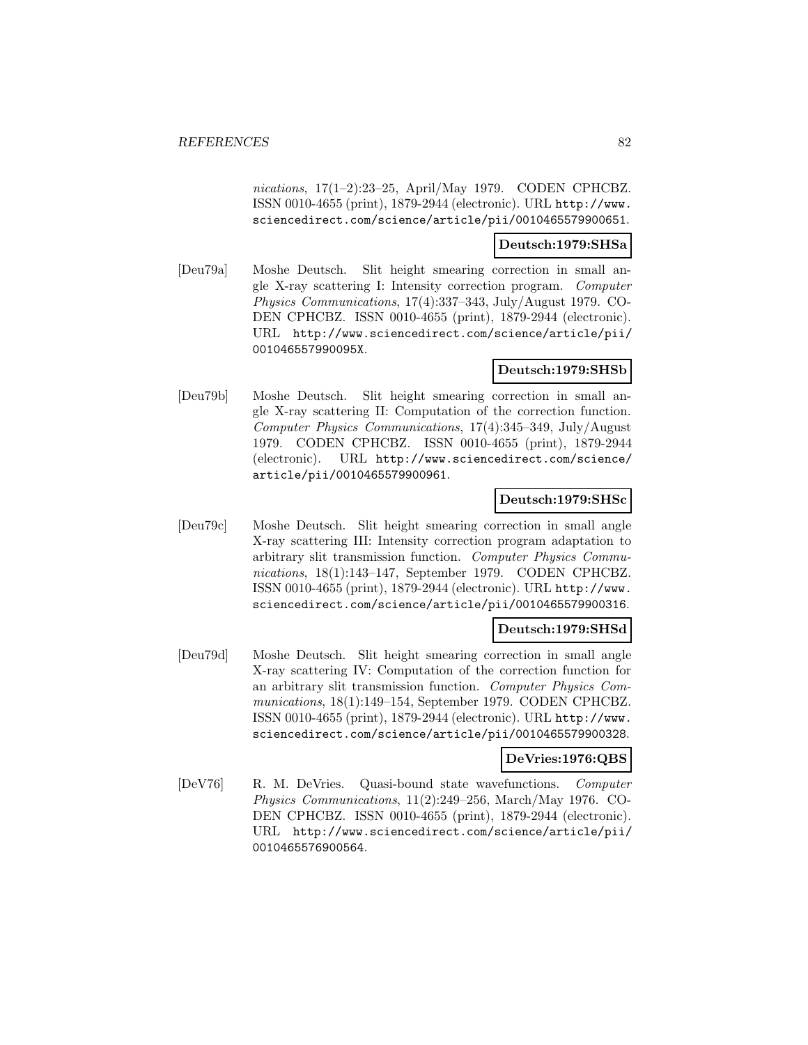*nications*, 17(1–2):23–25, April/May 1979. CODEN CPHCBZ. ISSN 0010-4655 (print), 1879-2944 (electronic). URL http://www.sciencedirect.com/science/article/pii/0010465579900651.

**Deutsch:1979:SHSa**

[Deu79a] Moshe Deutsch. Slit height smearing correction in small angle X-ray scattering I: Intensity correction program. *Computer Physics Communications*, 17(4):337–343, July/August 1979. CODEN CPHCBZ. ISSN 0010-4655 (print), 1879-2944 (electronic). URL http://www.sciencedirect.com/science/article/pii/001046557990095X.

**Deutsch:1979:SHSb**

[Deu79b] Moshe Deutsch. Slit height smearing correction in small angle X-ray scattering II: Computation of the correction function. *Computer Physics Communications*, 17(4):345–349, July/August 1979. CODEN CPHCBZ. ISSN 0010-4655 (print), 1879-2944 (electronic). URL http://www.sciencedirect.com/science/article/pii/0010465579900961.

**Deutsch:1979:SHSc**

[Deu79c] Moshe Deutsch. Slit height smearing correction in small angle X-ray scattering III: Intensity correction program adaptation to arbitrary slit transmission function. *Computer Physics Communications*, 18(1):143–147, September 1979. CODEN CPHCBZ. ISSN 0010-4655 (print), 1879-2944 (electronic). URL http://www.sciencedirect.com/science/article/pii/0010465579900316.

**Deutsch:1979:SHSd**

[Deu79d] Moshe Deutsch. Slit height smearing correction in small angle X-ray scattering IV: Computation of the correction function for an arbitrary slit transmission function. *Computer Physics Communications*, 18(1):149–154, September 1979. CODEN CPHCBZ. ISSN 0010-4655 (print), 1879-2944 (electronic). URL http://www.sciencedirect.com/science/article/pii/0010465579900328.

**DeVries:1976:QBS**

[DeV76] R. M. DeVries. Quasi-bound state wavefunctions. *Computer Physics Communications*, 11(2):249–256, March/May 1976. CODEN CPHCBZ. ISSN 0010-4655 (print), 1879-2944 (electronic). URL http://www.sciencedirect.com/science/article/pii/0010465576900564.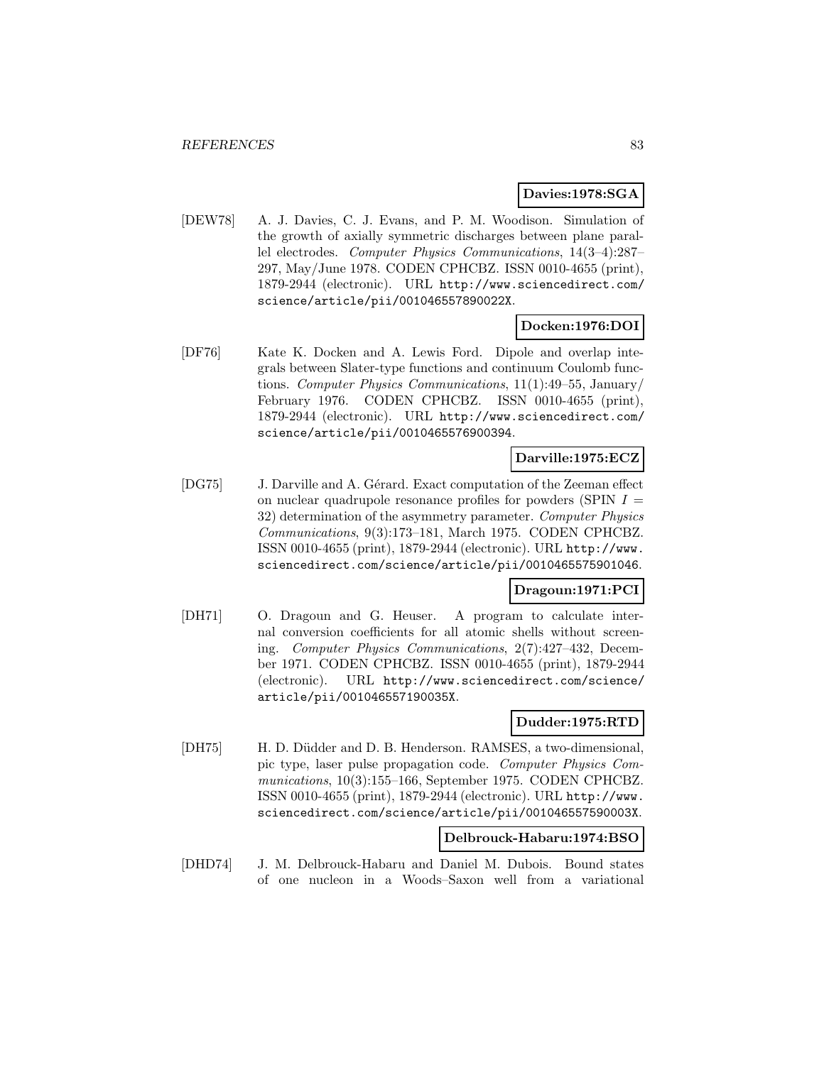**Davies:1978:SGA**

[DEW78] A. J. Davies, C. J. Evans, and P. M. Woodison. Simulation of the growth of axially symmetric discharges between plane parallel electrodes. *Computer Physics Communications*, 14(3–4):287–297, May/June 1978. CODEN CPHCBZ. ISSN 0010-4655 (print), 1879-2944 (electronic). URL `http://www.sciencedirect.com/science/article/pii/001046557890022X`.

**Docken:1976:DOI**

[DF76] Kate K. Docken and A. Lewis Ford. Dipole and overlap integrals between Slater-type functions and continuum Coulomb functions. *Computer Physics Communications*, 11(1):49–55, January/February 1976. CODEN CPHCBZ. ISSN 0010-4655 (print), 1879-2944 (electronic). URL `http://www.sciencedirect.com/science/article/pii/0010465576900394`.

**Darville:1975:ECZ**

[DG75] J. Darville and A. Gérard. Exact computation of the Zeeman effect on nuclear quadrupole resonance profiles for powders (SPIN $I$ = 32) determination of the asymmetry parameter. *Computer Physics Communications*, 9(3):173–181, March 1975. CODEN CPHCBZ. ISSN 0010-4655 (print), 1879-2944 (electronic). URL `http://www.sciencedirect.com/science/article/pii/0010465575901046`.

**Dragoun:1971:PCI**

[DH71] O. Dragoun and G. Heuser. A program to calculate internal conversion coefficients for all atomic shells without screening. *Computer Physics Communications*, 2(7):427–432, December 1971. CODEN CPHCBZ. ISSN 0010-4655 (print), 1879-2944 (electronic). URL `http://www.sciencedirect.com/science/article/pii/001046557190035X`.

**Dudder:1975:RTD**

[DH75] H. D. Düdder and D. B. Henderson. RAMSES, a two-dimensional, pic type, laser pulse propagation code. *Computer Physics Communications*, 10(3):155–166, September 1975. CODEN CPHCBZ. ISSN 0010-4655 (print), 1879-2944 (electronic). URL `http://www.sciencedirect.com/science/article/pii/001046557590003X`.

**Delbrouck-Habaru:1974:BSO**

[DHD74] J. M. Delbrouck-Habaru and Daniel M. Dubois. Bound states of one nucleon in a Woods–Saxon well from a variational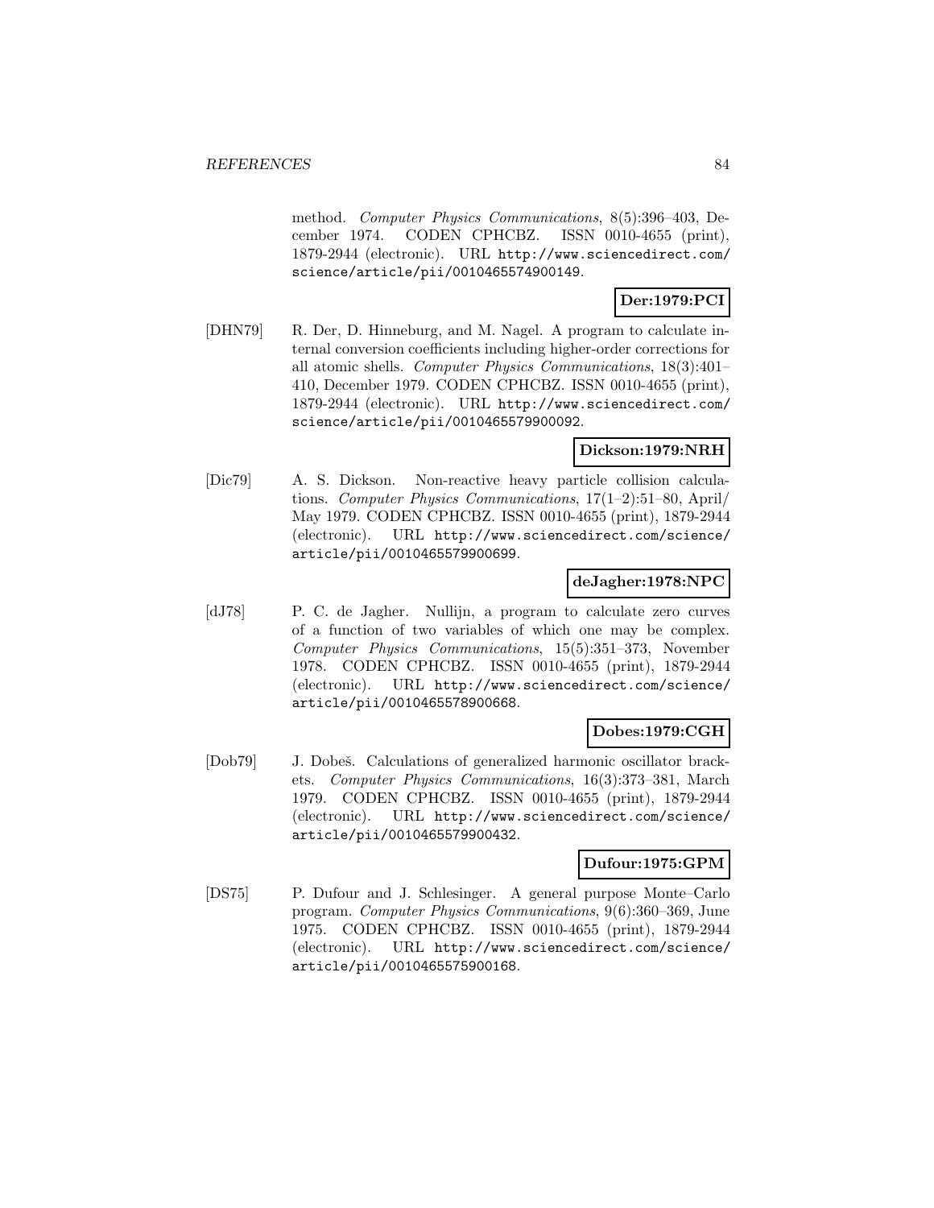method. *Computer Physics Communications*, 8(5):396–403, December 1974. CODEN CPHCBZ. ISSN 0010-4655 (print), 1879-2944 (electronic). URL http://www.sciencedirect.com/science/article/pii/0010465574900149.

**Der:1979:PCI**

[DHN79] R. Der, D. Hinneburg, and M. Nagel. A program to calculate internal conversion coefficients including higher-order corrections for all atomic shells. *Computer Physics Communications*, 18(3):401–410, December 1979. CODEN CPHCBZ. ISSN 0010-4655 (print), 1879-2944 (electronic). URL http://www.sciencedirect.com/science/article/pii/0010465579900092.

**Dickson:1979:NRH**

[Dic79] A. S. Dickson. Non-reactive heavy particle collision calculations. *Computer Physics Communications*, 17(1–2):51–80, April/May 1979. CODEN CPHCBZ. ISSN 0010-4655 (print), 1879-2944 (electronic). URL http://www.sciencedirect.com/science/article/pii/0010465579900699.

**deJagher:1978:NPC**

[dJ78] P. C. de Jagher. Nullijn, a program to calculate zero curves of a function of two variables of which one may be complex. *Computer Physics Communications*, 15(5):351–373, November 1978. CODEN CPHCBZ. ISSN 0010-4655 (print), 1879-2944 (electronic). URL http://www.sciencedirect.com/science/article/pii/0010465578900668.

**Dobes:1979:CGH**

[Dob79] J. Dobeš. Calculations of generalized harmonic oscillator brackets. *Computer Physics Communications*, 16(3):373–381, March 1979. CODEN CPHCBZ. ISSN 0010-4655 (print), 1879-2944 (electronic). URL http://www.sciencedirect.com/science/article/pii/0010465579900432.

**Dufour:1975:GPM**

[DS75] P. Dufour and J. Schlesinger. A general purpose Monte–Carlo program. *Computer Physics Communications*, 9(6):360–369, June 1975. CODEN CPHCBZ. ISSN 0010-4655 (print), 1879-2944 (electronic). URL http://www.sciencedirect.com/science/article/pii/0010465575900168.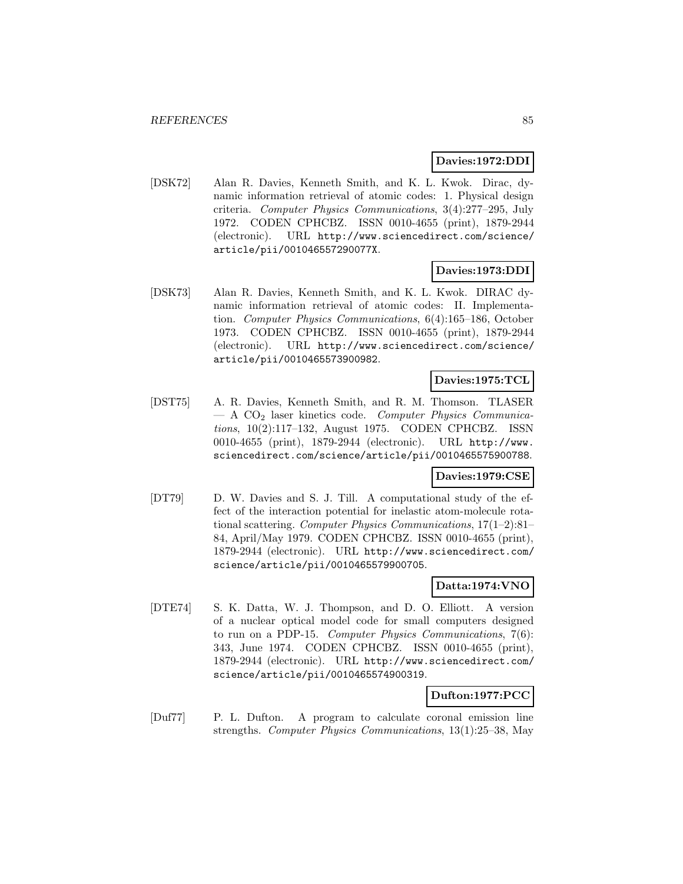**Davies:1972:DDI**

[DSK72] Alan R. Davies, Kenneth Smith, and K. L. Kwok. Dirac, dynamic information retrieval of atomic codes: 1. Physical design criteria. *Computer Physics Communications*, 3(4):277–295, July 1972. CODEN CPHCBZ. ISSN 0010-4655 (print), 1879-2944 (electronic). URL http://www.sciencedirect.com/science/article/pii/001046557290077X.

**Davies:1973:DDI**

[DSK73] Alan R. Davies, Kenneth Smith, and K. L. Kwok. DIRAC dynamic information retrieval of atomic codes: II. Implementation. *Computer Physics Communications*, 6(4):165–186, October 1973. CODEN CPHCBZ. ISSN 0010-4655 (print), 1879-2944 (electronic). URL http://www.sciencedirect.com/science/article/pii/0010465573900982.

**Davies:1975:TCL**

[DST75] A. R. Davies, Kenneth Smith, and R. M. Thomson. TLASER — A $CO_2$ laser kinetics code. *Computer Physics Communications*, 10(2):117–132, August 1975. CODEN CPHCBZ. ISSN 0010-4655 (print), 1879-2944 (electronic). URL http://www.sciencedirect.com/science/article/pii/0010465575900788.

**Davies:1979:CSE**

[DT79] D. W. Davies and S. J. Till. A computational study of the effect of the interaction potential for inelastic atom-molecule rotational scattering. *Computer Physics Communications*, 17(1–2):81–84, April/May 1979. CODEN CPHCBZ. ISSN 0010-4655 (print), 1879-2944 (electronic). URL http://www.sciencedirect.com/science/article/pii/0010465579900705.

**Datta:1974:VNO**

[DTE74] S. K. Datta, W. J. Thompson, and D. O. Elliott. A version of a nuclear optical model code for small computers designed to run on a PDP-15. *Computer Physics Communications*, 7(6): 343, June 1974. CODEN CPHCBZ. ISSN 0010-4655 (print), 1879-2944 (electronic). URL http://www.sciencedirect.com/science/article/pii/0010465574900319.

**Dufton:1977:PCC**

[Duf77] P. L. Dufton. A program to calculate coronal emission line strengths. *Computer Physics Communications*, 13(1):25–38, May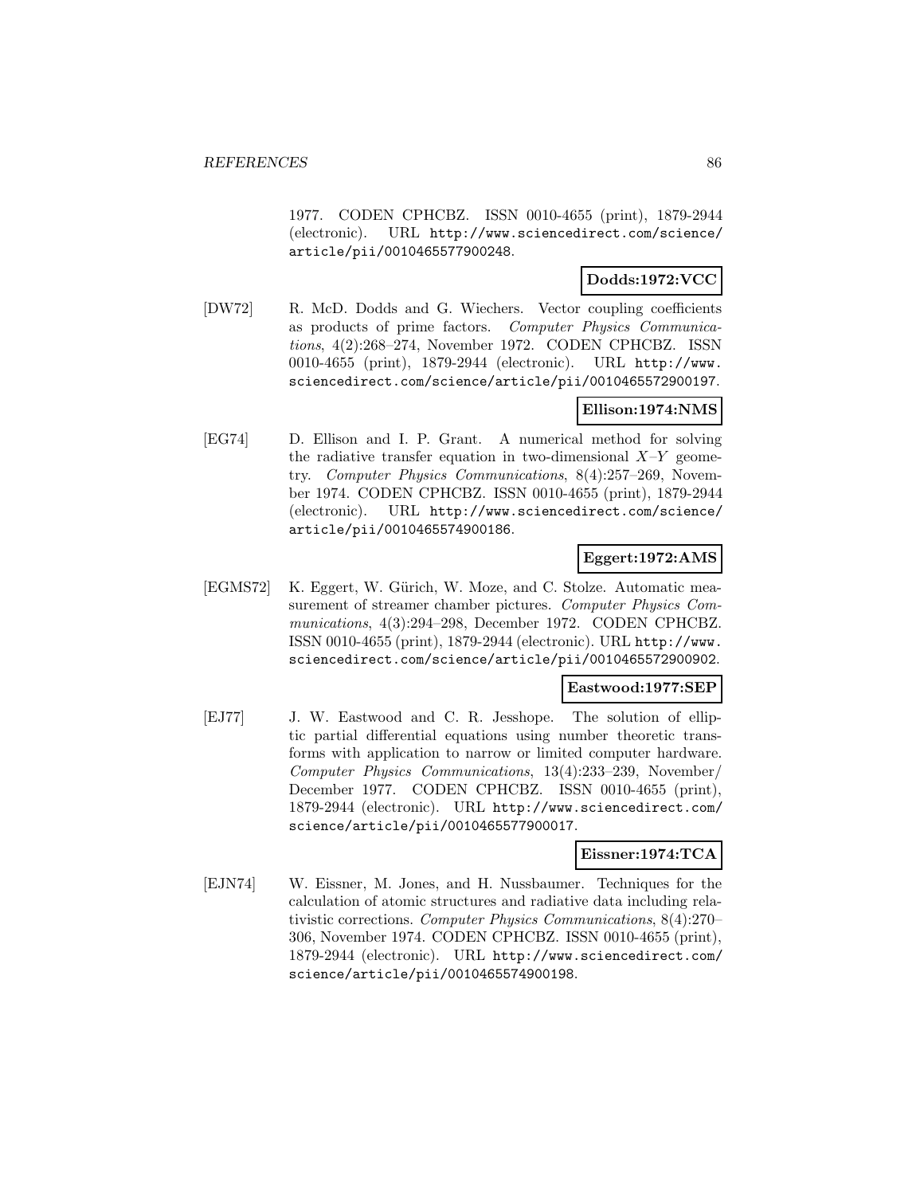1977. CODEN CPHCBZ. ISSN 0010-4655 (print), 1879-2944 (electronic). URL http://www.sciencedirect.com/science/article/pii/0010465577900248.

**Dodds:1972:VCC**

[DW72] R. McD. Dodds and G. Wiechers. Vector coupling coefficients as products of prime factors. *Computer Physics Communications*, 4(2):268–274, November 1972. CODEN CPHCBZ. ISSN 0010-4655 (print), 1879-2944 (electronic). URL http://www.sciencedirect.com/science/article/pii/0010465572900197.

**Ellison:1974:NMS**

[EG74] D. Ellison and I. P. Grant. A numerical method for solving the radiative transfer equation in two-dimensional $X$–$Y$ geometry. *Computer Physics Communications*, 8(4):257–269, November 1974. CODEN CPHCBZ. ISSN 0010-4655 (print), 1879-2944 (electronic). URL http://www.sciencedirect.com/science/article/pii/0010465574900186.

**Eggert:1972:AMS**

[EGMS72] K. Eggert, W. Gürich, W. Moze, and C. Stolze. Automatic measurement of streamer chamber pictures. *Computer Physics Communications*, 4(3):294–298, December 1972. CODEN CPHCBZ. ISSN 0010-4655 (print), 1879-2944 (electronic). URL http://www.sciencedirect.com/science/article/pii/0010465572900902.

**Eastwood:1977:SEP**

[EJ77] J. W. Eastwood and C. R. Jesshope. The solution of elliptic partial differential equations using number theoretic transforms with application to narrow or limited computer hardware. *Computer Physics Communications*, 13(4):233–239, November/December 1977. CODEN CPHCBZ. ISSN 0010-4655 (print), 1879-2944 (electronic). URL http://www.sciencedirect.com/science/article/pii/0010465577900017.

**Eissner:1974:TCA**

[EJN74] W. Eissner, M. Jones, and H. Nussbaumer. Techniques for the calculation of atomic structures and radiative data including relativistic corrections. *Computer Physics Communications*, 8(4):270–306, November 1974. CODEN CPHCBZ. ISSN 0010-4655 (print), 1879-2944 (electronic). URL http://www.sciencedirect.com/science/article/pii/0010465574900198.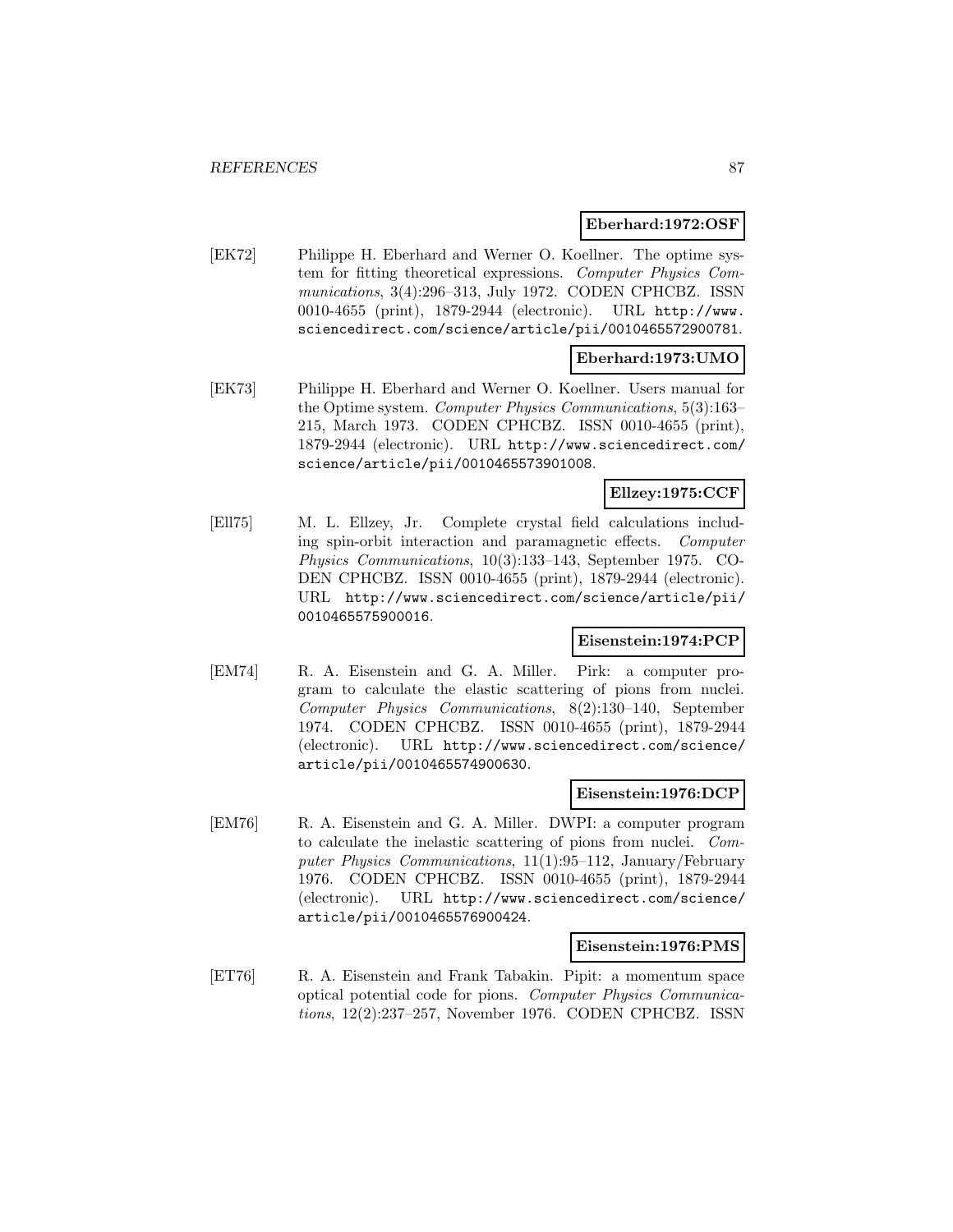**Eberhard:1972:OSF**

[EK72] Philippe H. Eberhard and Werner O. Koellner. The optime system for fitting theoretical expressions. *Computer Physics Communications*, 3(4):296–313, July 1972. CODEN CPHCBZ. ISSN 0010-4655 (print), 1879-2944 (electronic). URL http://www.sciencedirect.com/science/article/pii/0010465572900781.

**Eberhard:1973:UMO**

[EK73] Philippe H. Eberhard and Werner O. Koellner. Users manual for the Optime system. *Computer Physics Communications*, 5(3):163–215, March 1973. CODEN CPHCBZ. ISSN 0010-4655 (print), 1879-2944 (electronic). URL http://www.sciencedirect.com/science/article/pii/0010465573901008.

**Ellzey:1975:CCF**

[Ell75] M. L. Ellzey, Jr. Complete crystal field calculations including spin-orbit interaction and paramagnetic effects. *Computer Physics Communications*, 10(3):133–143, September 1975. CODEN CPHCBZ. ISSN 0010-4655 (print), 1879-2944 (electronic). URL http://www.sciencedirect.com/science/article/pii/0010465575900016.

**Eisenstein:1974:PCP**

[EM74] R. A. Eisenstein and G. A. Miller. Pirk: a computer program to calculate the elastic scattering of pions from nuclei. *Computer Physics Communications*, 8(2):130–140, September 1974. CODEN CPHCBZ. ISSN 0010-4655 (print), 1879-2944 (electronic). URL http://www.sciencedirect.com/science/article/pii/0010465574900630.

**Eisenstein:1976:DCP**

[EM76] R. A. Eisenstein and G. A. Miller. DWPI: a computer program to calculate the inelastic scattering of pions from nuclei. *Computer Physics Communications*, 11(1):95–112, January/February 1976. CODEN CPHCBZ. ISSN 0010-4655 (print), 1879-2944 (electronic). URL http://www.sciencedirect.com/science/article/pii/0010465576900424.

**Eisenstein:1976:PMS**

[ET76] R. A. Eisenstein and Frank Tabakin. Pipit: a momentum space optical potential code for pions. *Computer Physics Communications*, 12(2):237–257, November 1976. CODEN CPHCBZ. ISSN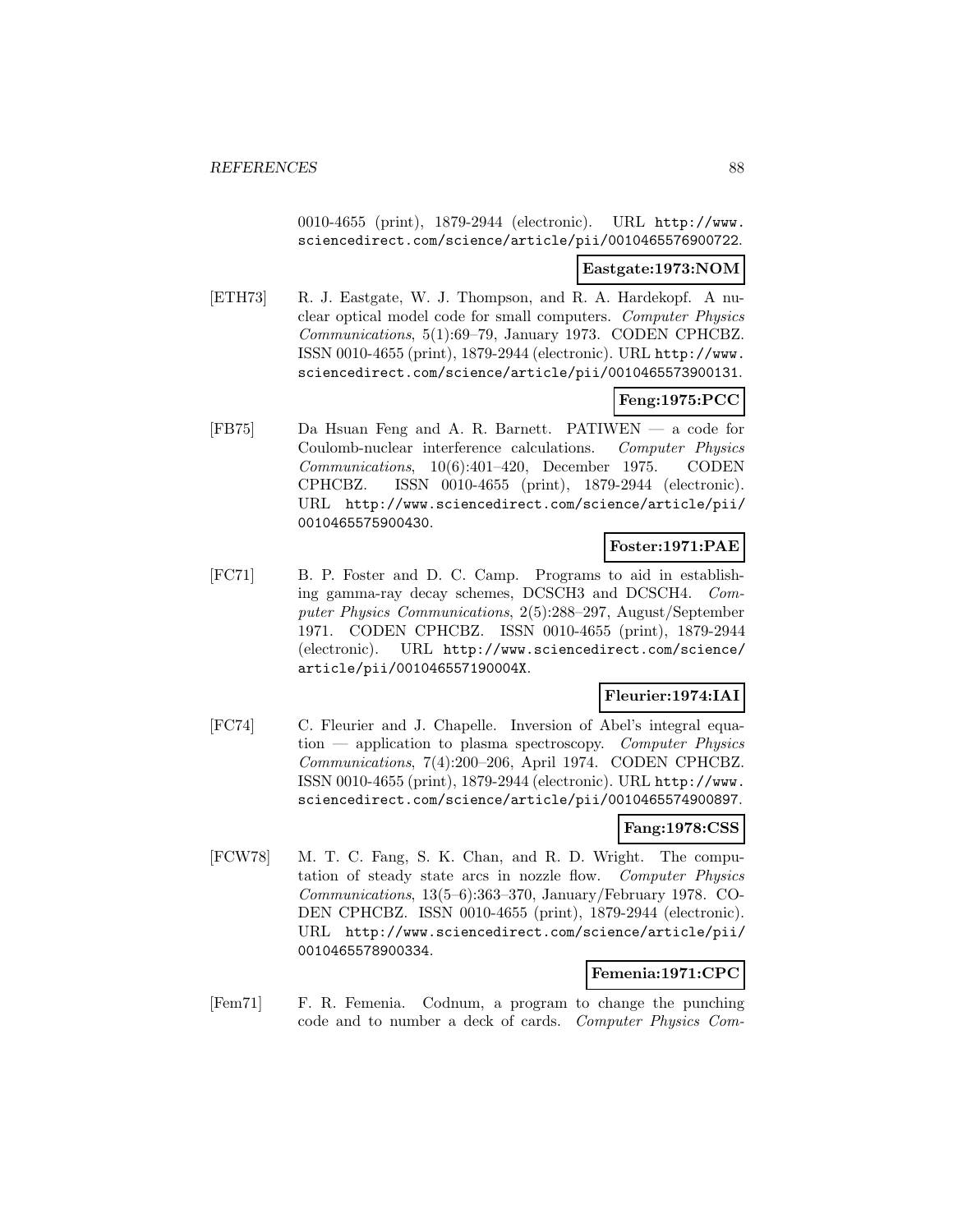0010-4655 (print), 1879-2944 (electronic). URL http://www.sciencedirect.com/science/article/pii/0010465576900722.

**Eastgate:1973:NOM**

[ETH73] R. J. Eastgate, W. J. Thompson, and R. A. Hardekopf. A nuclear optical model code for small computers. *Computer Physics Communications*, 5(1):69–79, January 1973. CODEN CPHCBZ. ISSN 0010-4655 (print), 1879-2944 (electronic). URL http://www.sciencedirect.com/science/article/pii/0010465573900131.

**Feng:1975:PCC**

[FB75] Da Hsuan Feng and A. R. Barnett. PATIWEN — a code for Coulomb-nuclear interference calculations. *Computer Physics Communications*, 10(6):401–420, December 1975. CODEN CPHCBZ. ISSN 0010-4655 (print), 1879-2944 (electronic). URL http://www.sciencedirect.com/science/article/pii/0010465575900430.

**Foster:1971:PAE**

[FC71] B. P. Foster and D. C. Camp. Programs to aid in establishing gamma-ray decay schemes, DCSCH3 and DCSCH4. *Computer Physics Communications*, 2(5):288–297, August/September 1971. CODEN CPHCBZ. ISSN 0010-4655 (print), 1879-2944 (electronic). URL http://www.sciencedirect.com/science/article/pii/001046557190004X.

**Fleurier:1974:IAI**

[FC74] C. Fleurier and J. Chapelle. Inversion of Abel's integral equation — application to plasma spectroscopy. *Computer Physics Communications*, 7(4):200–206, April 1974. CODEN CPHCBZ. ISSN 0010-4655 (print), 1879-2944 (electronic). URL http://www.sciencedirect.com/science/article/pii/0010465574900897.

**Fang:1978:CSS**

[FCW78] M. T. C. Fang, S. K. Chan, and R. D. Wright. The computation of steady state arcs in nozzle flow. *Computer Physics Communications*, 13(5–6):363–370, January/February 1978. CODEN CPHCBZ. ISSN 0010-4655 (print), 1879-2944 (electronic). URL http://www.sciencedirect.com/science/article/pii/0010465578900334.

**Femenia:1971:CPC**

[Fem71] F. R. Femenia. Codnum, a program to change the punching code and to number a deck of cards. *Computer Physics Com-*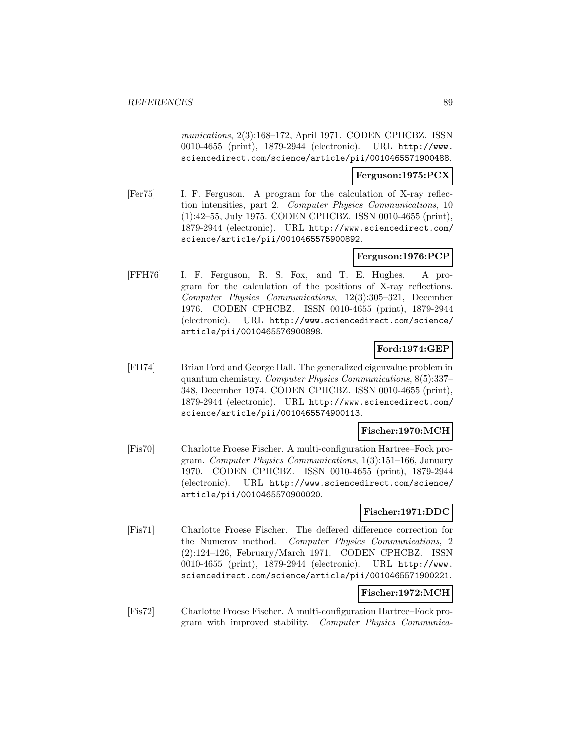*munications*, 2(3):168–172, April 1971. CODEN CPHCBZ. ISSN 0010-4655 (print), 1879-2944 (electronic). URL http://www.sciencedirect.com/science/article/pii/0010465571900488.

**Ferguson:1975:PCX**

[Fer75] I. F. Ferguson. A program for the calculation of X-ray reflection intensities, part 2. *Computer Physics Communications*, 10 (1):42–55, July 1975. CODEN CPHCBZ. ISSN 0010-4655 (print), 1879-2944 (electronic). URL http://www.sciencedirect.com/science/article/pii/0010465575900892.

**Ferguson:1976:PCP**

[FFH76] I. F. Ferguson, R. S. Fox, and T. E. Hughes. A program for the calculation of the positions of X-ray reflections. *Computer Physics Communications*, 12(3):305–321, December 1976. CODEN CPHCBZ. ISSN 0010-4655 (print), 1879-2944 (electronic). URL http://www.sciencedirect.com/science/article/pii/0010465576900898.

**Ford:1974:GEP**

[FH74] Brian Ford and George Hall. The generalized eigenvalue problem in quantum chemistry. *Computer Physics Communications*, 8(5):337–348, December 1974. CODEN CPHCBZ. ISSN 0010-4655 (print), 1879-2944 (electronic). URL http://www.sciencedirect.com/science/article/pii/0010465574900113.

**Fischer:1970:MCH**

[Fis70] Charlotte Froese Fischer. A multi-configuration Hartree–Fock program. *Computer Physics Communications*, 1(3):151–166, January 1970. CODEN CPHCBZ. ISSN 0010-4655 (print), 1879-2944 (electronic). URL http://www.sciencedirect.com/science/article/pii/0010465570900020.

**Fischer:1971:DDC**

[Fis71] Charlotte Froese Fischer. The deffered difference correction for the Numerov method. *Computer Physics Communications*, 2 (2):124–126, February/March 1971. CODEN CPHCBZ. ISSN 0010-4655 (print), 1879-2944 (electronic). URL http://www.sciencedirect.com/science/article/pii/0010465571900221.

**Fischer:1972:MCH**

[Fis72] Charlotte Froese Fischer. A multi-configuration Hartree–Fock program with improved stability. *Computer Physics Communica-*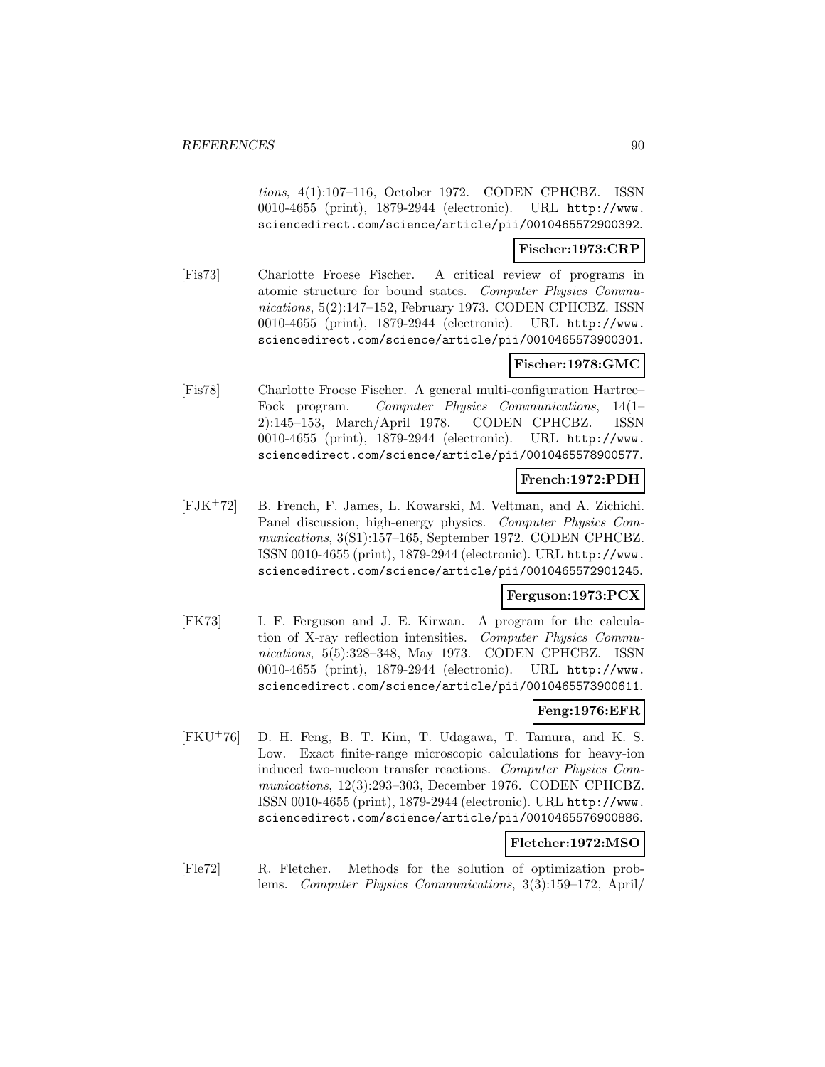*tions*, 4(1):107–116, October 1972. CODEN CPHCBZ. ISSN 0010-4655 (print), 1879-2944 (electronic). URL http://www.sciencedirect.com/science/article/pii/0010465572900392.

**Fischer:1973:CRP**

[Fis73] Charlotte Froese Fischer. A critical review of programs in atomic structure for bound states. *Computer Physics Communications*, 5(2):147–152, February 1973. CODEN CPHCBZ. ISSN 0010-4655 (print), 1879-2944 (electronic). URL http://www.sciencedirect.com/science/article/pii/0010465573900301.

**Fischer:1978:GMC**

[Fis78] Charlotte Froese Fischer. A general multi-configuration Hartree–Fock program. *Computer Physics Communications*, 14(1–2):145–153, March/April 1978. CODEN CPHCBZ. ISSN 0010-4655 (print), 1879-2944 (electronic). URL http://www.sciencedirect.com/science/article/pii/0010465578900577.

**French:1972:PDH**

[FJK+72] B. French, F. James, L. Kowarski, M. Veltman, and A. Zichichi. Panel discussion, high-energy physics. *Computer Physics Communications*, 3(S1):157–165, September 1972. CODEN CPHCBZ. ISSN 0010-4655 (print), 1879-2944 (electronic). URL http://www.sciencedirect.com/science/article/pii/0010465572901245.

**Ferguson:1973:PCX**

[FK73] I. F. Ferguson and J. E. Kirwan. A program for the calculation of X-ray reflection intensities. *Computer Physics Communications*, 5(5):328–348, May 1973. CODEN CPHCBZ. ISSN 0010-4655 (print), 1879-2944 (electronic). URL http://www.sciencedirect.com/science/article/pii/0010465573900611.

**Feng:1976:EFR**

[FKU+76] D. H. Feng, B. T. Kim, T. Udagawa, T. Tamura, and K. S. Low. Exact finite-range microscopic calculations for heavy-ion induced two-nucleon transfer reactions. *Computer Physics Communications*, 12(3):293–303, December 1976. CODEN CPHCBZ. ISSN 0010-4655 (print), 1879-2944 (electronic). URL http://www.sciencedirect.com/science/article/pii/0010465576900886.

**Fletcher:1972:MSO**

[Fle72] R. Fletcher. Methods for the solution of optimization problems. *Computer Physics Communications*, 3(3):159–172, April/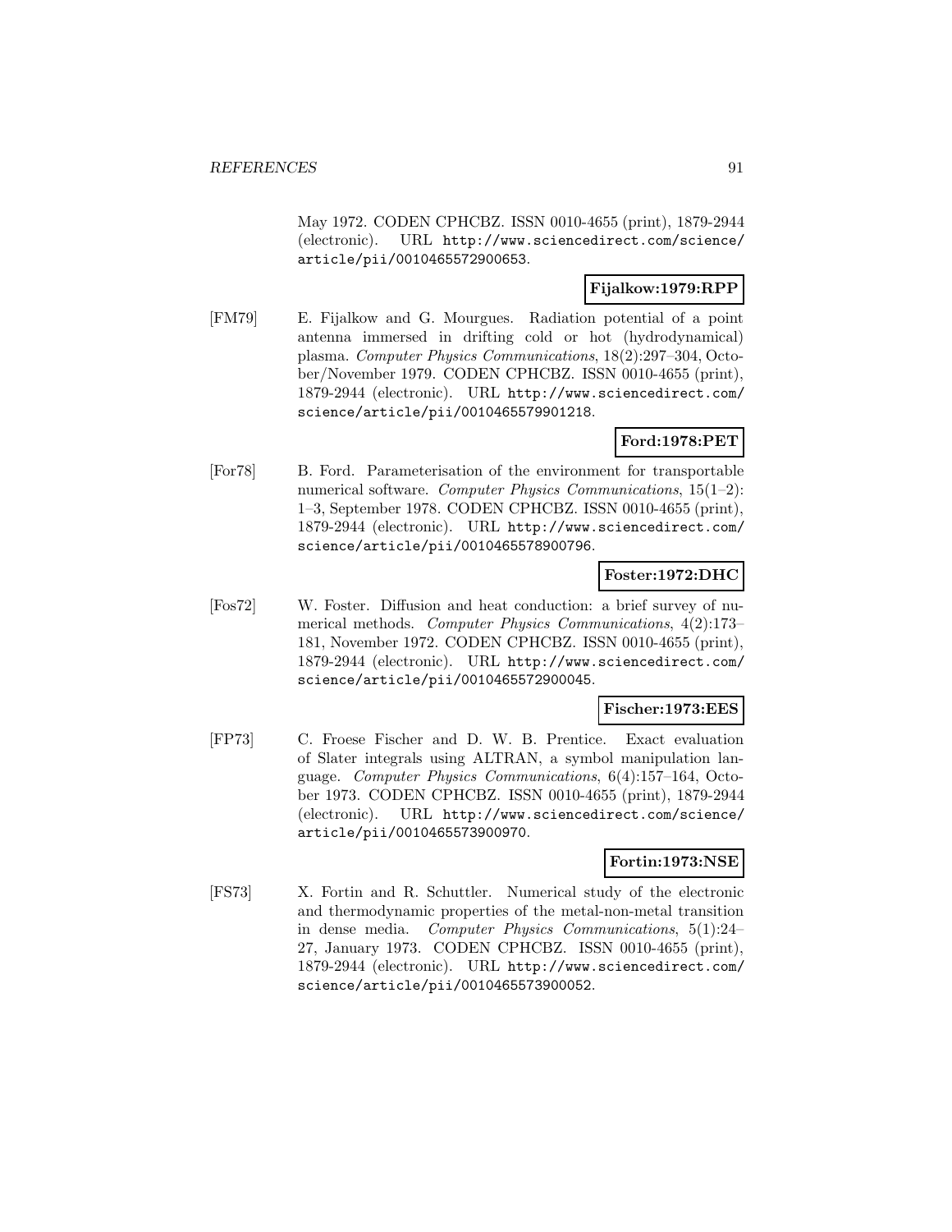May 1972. CODEN CPHCBZ. ISSN 0010-4655 (print), 1879-2944 (electronic). URL http://www.sciencedirect.com/science/article/pii/0010465572900653.

**Fijalkow:1979:RPP**

[FM79] E. Fijalkow and G. Mourgues. Radiation potential of a point antenna immersed in drifting cold or hot (hydrodynamical) plasma. *Computer Physics Communications*, 18(2):297–304, October/November 1979. CODEN CPHCBZ. ISSN 0010-4655 (print), 1879-2944 (electronic). URL http://www.sciencedirect.com/science/article/pii/0010465579901218.

**Ford:1978:PET**

[For78] B. Ford. Parameterisation of the environment for transportable numerical software. *Computer Physics Communications*, 15(1–2): 1–3, September 1978. CODEN CPHCBZ. ISSN 0010-4655 (print), 1879-2944 (electronic). URL http://www.sciencedirect.com/science/article/pii/0010465578900796.

**Foster:1972:DHC**

[Fos72] W. Foster. Diffusion and heat conduction: a brief survey of numerical methods. *Computer Physics Communications*, 4(2):173–181, November 1972. CODEN CPHCBZ. ISSN 0010-4655 (print), 1879-2944 (electronic). URL http://www.sciencedirect.com/science/article/pii/0010465572900045.

**Fischer:1973:EES**

[FP73] C. Froese Fischer and D. W. B. Prentice. Exact evaluation of Slater integrals using ALTRAN, a symbol manipulation language. *Computer Physics Communications*, 6(4):157–164, October 1973. CODEN CPHCBZ. ISSN 0010-4655 (print), 1879-2944 (electronic). URL http://www.sciencedirect.com/science/article/pii/0010465573900970.

**Fortin:1973:NSE**

[FS73] X. Fortin and R. Schuttler. Numerical study of the electronic and thermodynamic properties of the metal-non-metal transition in dense media. *Computer Physics Communications*, 5(1):24–27, January 1973. CODEN CPHCBZ. ISSN 0010-4655 (print), 1879-2944 (electronic). URL http://www.sciencedirect.com/science/article/pii/0010465573900052.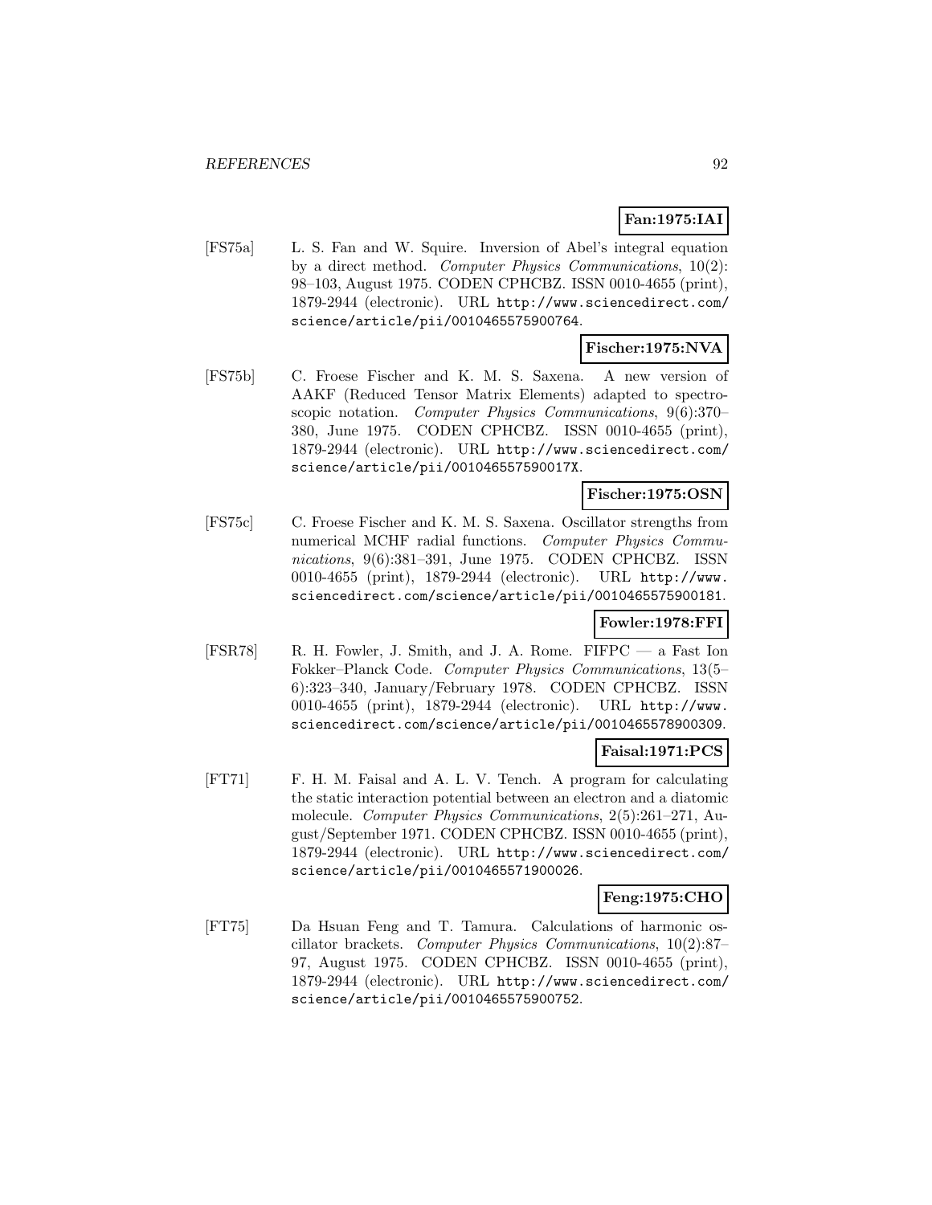**Fan:1975:IAI**

[FS75a] L. S. Fan and W. Squire. Inversion of Abel's integral equation by a direct method. *Computer Physics Communications*, 10(2): 98–103, August 1975. CODEN CPHCBZ. ISSN 0010-4655 (print), 1879-2944 (electronic). URL http://www.sciencedirect.com/science/article/pii/0010465575900764.

**Fischer:1975:NVA**

[FS75b] C. Froese Fischer and K. M. S. Saxena. A new version of AAKF (Reduced Tensor Matrix Elements) adapted to spectroscopic notation. *Computer Physics Communications*, 9(6):370–380, June 1975. CODEN CPHCBZ. ISSN 0010-4655 (print), 1879-2944 (electronic). URL http://www.sciencedirect.com/science/article/pii/001046557590017X.

**Fischer:1975:OSN**

[FS75c] C. Froese Fischer and K. M. S. Saxena. Oscillator strengths from numerical MCHF radial functions. *Computer Physics Communications*, 9(6):381–391, June 1975. CODEN CPHCBZ. ISSN 0010-4655 (print), 1879-2944 (electronic). URL http://www.sciencedirect.com/science/article/pii/0010465575900181.

**Fowler:1978:FFI**

[FSR78] R. H. Fowler, J. Smith, and J. A. Rome. FIFPC — a Fast Ion Fokker–Planck Code. *Computer Physics Communications*, 13(5–6):323–340, January/February 1978. CODEN CPHCBZ. ISSN 0010-4655 (print), 1879-2944 (electronic). URL http://www.sciencedirect.com/science/article/pii/0010465578900309.

**Faisal:1971:PCS**

[FT71] F. H. M. Faisal and A. L. V. Tench. A program for calculating the static interaction potential between an electron and a diatomic molecule. *Computer Physics Communications*, 2(5):261–271, August/September 1971. CODEN CPHCBZ. ISSN 0010-4655 (print), 1879-2944 (electronic). URL http://www.sciencedirect.com/science/article/pii/0010465571900026.

**Feng:1975:CHO**

[FT75] Da Hsuan Feng and T. Tamura. Calculations of harmonic oscillator brackets. *Computer Physics Communications*, 10(2):87–97, August 1975. CODEN CPHCBZ. ISSN 0010-4655 (print), 1879-2944 (electronic). URL http://www.sciencedirect.com/science/article/pii/0010465575900752.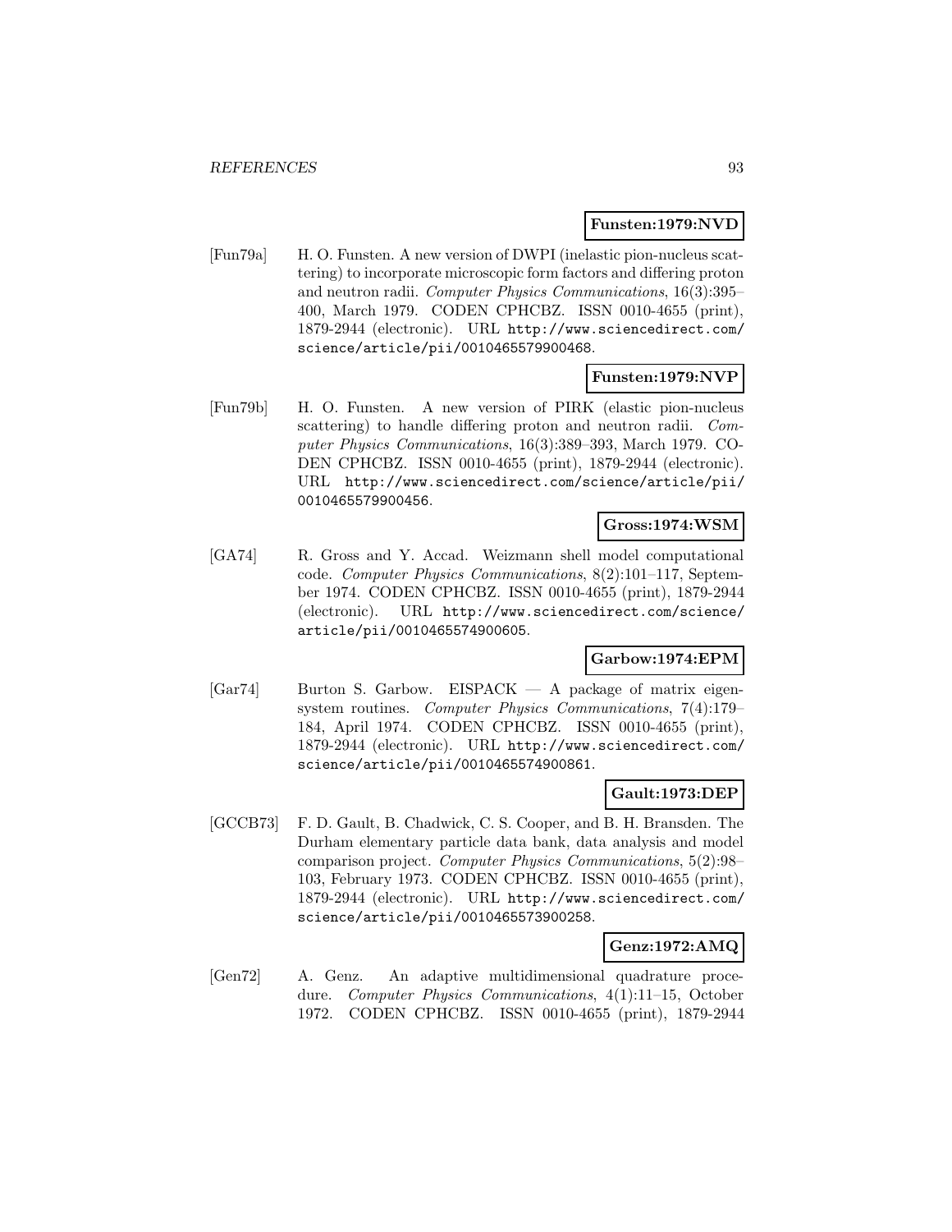**Funsten:1979:NVD**

[Fun79a] H. O. Funsten. A new version of DWPI (inelastic pion-nucleus scattering) to incorporate microscopic form factors and differing proton and neutron radii. *Computer Physics Communications*, 16(3):395–400, March 1979. CODEN CPHCBZ. ISSN 0010-4655 (print), 1879-2944 (electronic). URL http://www.sciencedirect.com/science/article/pii/0010465579900468.

**Funsten:1979:NVP**

[Fun79b] H. O. Funsten. A new version of PIRK (elastic pion-nucleus scattering) to handle differing proton and neutron radii. *Computer Physics Communications*, 16(3):389–393, March 1979. CODEN CPHCBZ. ISSN 0010-4655 (print), 1879-2944 (electronic). URL http://www.sciencedirect.com/science/article/pii/0010465579900456.

**Gross:1974:WSM**

[GA74] R. Gross and Y. Accad. Weizmann shell model computational code. *Computer Physics Communications*, 8(2):101–117, September 1974. CODEN CPHCBZ. ISSN 0010-4655 (print), 1879-2944 (electronic). URL http://www.sciencedirect.com/science/article/pii/0010465574900605.

**Garbow:1974:EPM**

[Gar74] Burton S. Garbow. EISPACK — A package of matrix eigensystem routines. *Computer Physics Communications*, 7(4):179–184, April 1974. CODEN CPHCBZ. ISSN 0010-4655 (print), 1879-2944 (electronic). URL http://www.sciencedirect.com/science/article/pii/0010465574900861.

**Gault:1973:DEP**

[GCCB73] F. D. Gault, B. Chadwick, C. S. Cooper, and B. H. Bransden. The Durham elementary particle data bank, data analysis and model comparison project. *Computer Physics Communications*, 5(2):98–103, February 1973. CODEN CPHCBZ. ISSN 0010-4655 (print), 1879-2944 (electronic). URL http://www.sciencedirect.com/science/article/pii/0010465573900258.

**Genz:1972:AMQ**

[Gen72] A. Genz. An adaptive multidimensional quadrature procedure. *Computer Physics Communications*, 4(1):11–15, October 1972. CODEN CPHCBZ. ISSN 0010-4655 (print), 1879-2944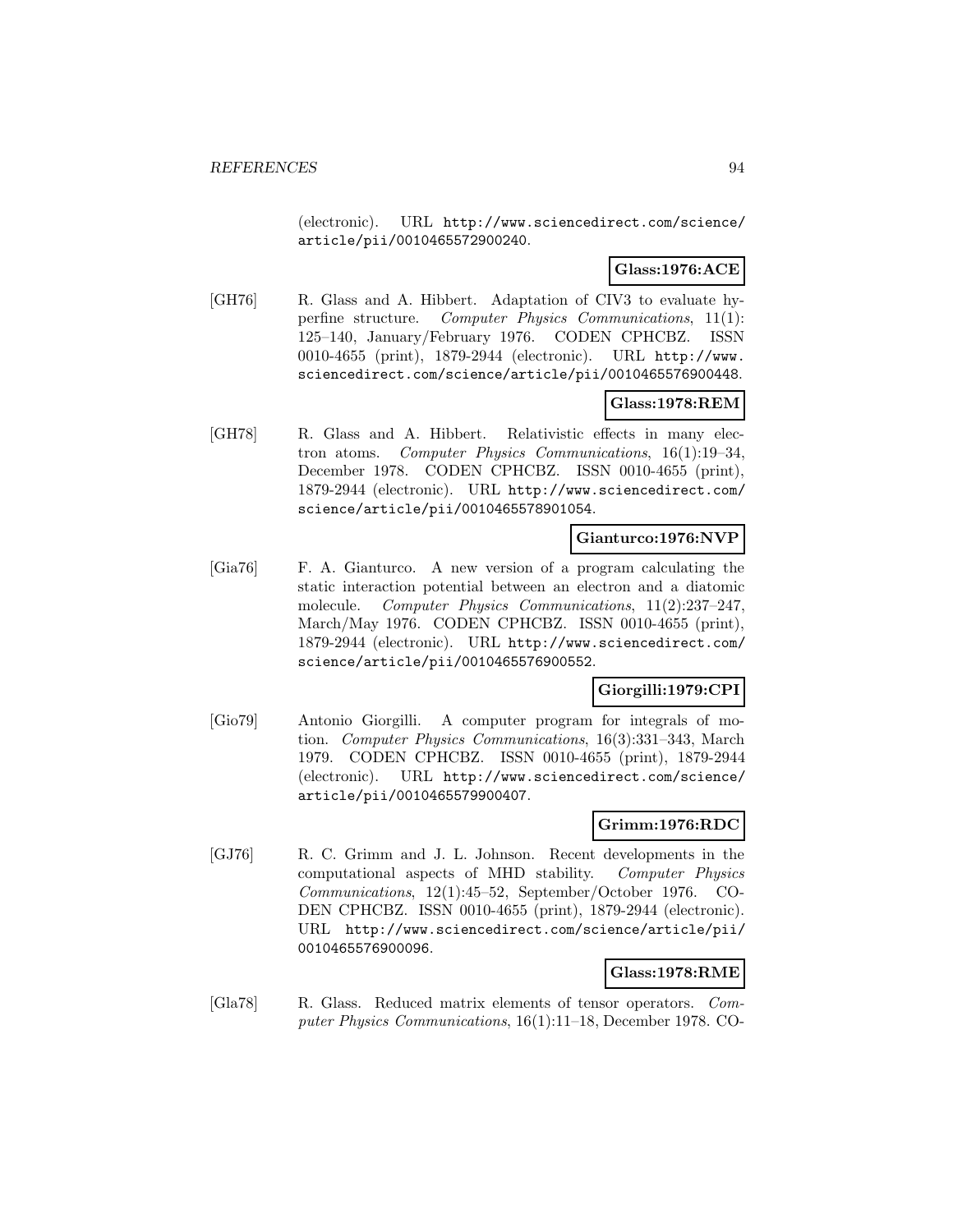(electronic). URL http://www.sciencedirect.com/science/article/pii/0010465572900240.

**Glass:1976:ACE**

[GH76] R. Glass and A. Hibbert. Adaptation of CIV3 to evaluate hyperfine structure. *Computer Physics Communications*, 11(1): 125–140, January/February 1976. CODEN CPHCBZ. ISSN 0010-4655 (print), 1879-2944 (electronic). URL http://www.sciencedirect.com/science/article/pii/0010465576900448.

**Glass:1978:REM**

[GH78] R. Glass and A. Hibbert. Relativistic effects in many electron atoms. *Computer Physics Communications*, 16(1):19–34, December 1978. CODEN CPHCBZ. ISSN 0010-4655 (print), 1879-2944 (electronic). URL http://www.sciencedirect.com/science/article/pii/0010465578901054.

**Gianturco:1976:NVP**

[Gia76] F. A. Gianturco. A new version of a program calculating the static interaction potential between an electron and a diatomic molecule. *Computer Physics Communications*, 11(2):237–247, March/May 1976. CODEN CPHCBZ. ISSN 0010-4655 (print), 1879-2944 (electronic). URL http://www.sciencedirect.com/science/article/pii/0010465576900552.

**Giorgilli:1979:CPI**

[Gio79] Antonio Giorgilli. A computer program for integrals of motion. *Computer Physics Communications*, 16(3):331–343, March 1979. CODEN CPHCBZ. ISSN 0010-4655 (print), 1879-2944 (electronic). URL http://www.sciencedirect.com/science/article/pii/0010465579900407.

**Grimm:1976:RDC**

[GJ76] R. C. Grimm and J. L. Johnson. Recent developments in the computational aspects of MHD stability. *Computer Physics Communications*, 12(1):45–52, September/October 1976. CODEN CPHCBZ. ISSN 0010-4655 (print), 1879-2944 (electronic). URL http://www.sciencedirect.com/science/article/pii/0010465576900096.

**Glass:1978:RME**

[Gla78] R. Glass. Reduced matrix elements of tensor operators. *Computer Physics Communications*, 16(1):11–18, December 1978. CO-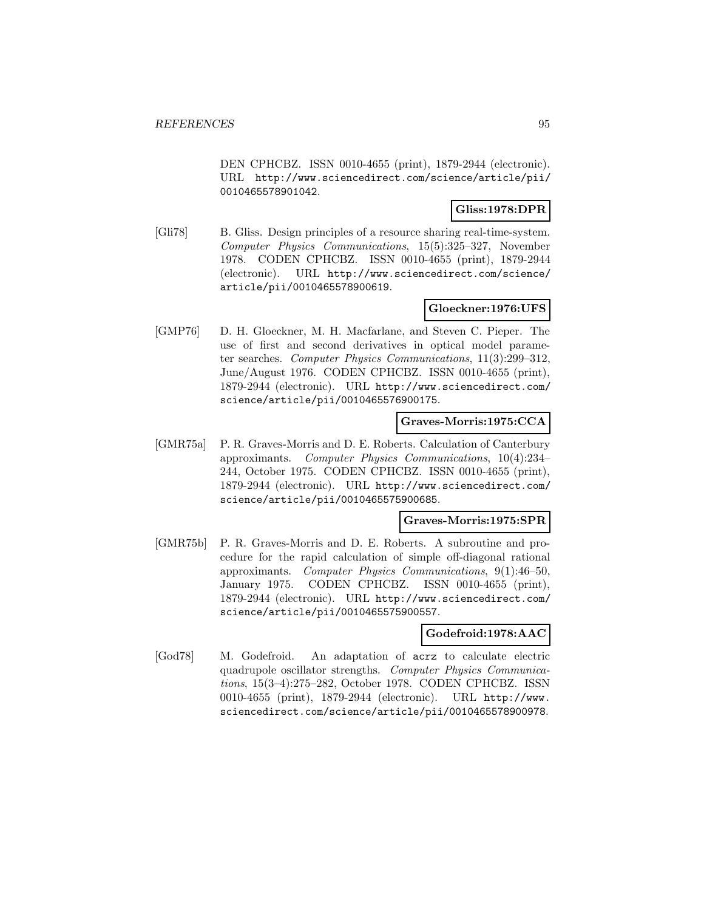DEN CPHCBZ. ISSN 0010-4655 (print), 1879-2944 (electronic). URL http://www.sciencedirect.com/science/article/pii/0010465578901042.

**Gliss:1978:DPR**

[Gli78] B. Gliss. Design principles of a resource sharing real-time-system. *Computer Physics Communications*, 15(5):325–327, November 1978. CODEN CPHCBZ. ISSN 0010-4655 (print), 1879-2944 (electronic). URL http://www.sciencedirect.com/science/article/pii/0010465578900619.

**Gloeckner:1976:UFS**

[GMP76] D. H. Gloeckner, M. H. Macfarlane, and Steven C. Pieper. The use of first and second derivatives in optical model parameter searches. *Computer Physics Communications*, 11(3):299–312, June/August 1976. CODEN CPHCBZ. ISSN 0010-4655 (print), 1879-2944 (electronic). URL http://www.sciencedirect.com/science/article/pii/0010465576900175.

**Graves-Morris:1975:CCA**

[GMR75a] P. R. Graves-Morris and D. E. Roberts. Calculation of Canterbury approximants. *Computer Physics Communications*, 10(4):234–244, October 1975. CODEN CPHCBZ. ISSN 0010-4655 (print), 1879-2944 (electronic). URL http://www.sciencedirect.com/science/article/pii/0010465575900685.

**Graves-Morris:1975:SPR**

[GMR75b] P. R. Graves-Morris and D. E. Roberts. A subroutine and procedure for the rapid calculation of simple off-diagonal rational approximants. *Computer Physics Communications*, 9(1):46–50, January 1975. CODEN CPHCBZ. ISSN 0010-4655 (print), 1879-2944 (electronic). URL http://www.sciencedirect.com/science/article/pii/0010465575900557.

**Godefroid:1978:AAC**

[God78] M. Godefroid. An adaptation of acrz to calculate electric quadrupole oscillator strengths. *Computer Physics Communications*, 15(3–4):275–282, October 1978. CODEN CPHCBZ. ISSN 0010-4655 (print), 1879-2944 (electronic). URL http://www.sciencedirect.com/science/article/pii/0010465578900978.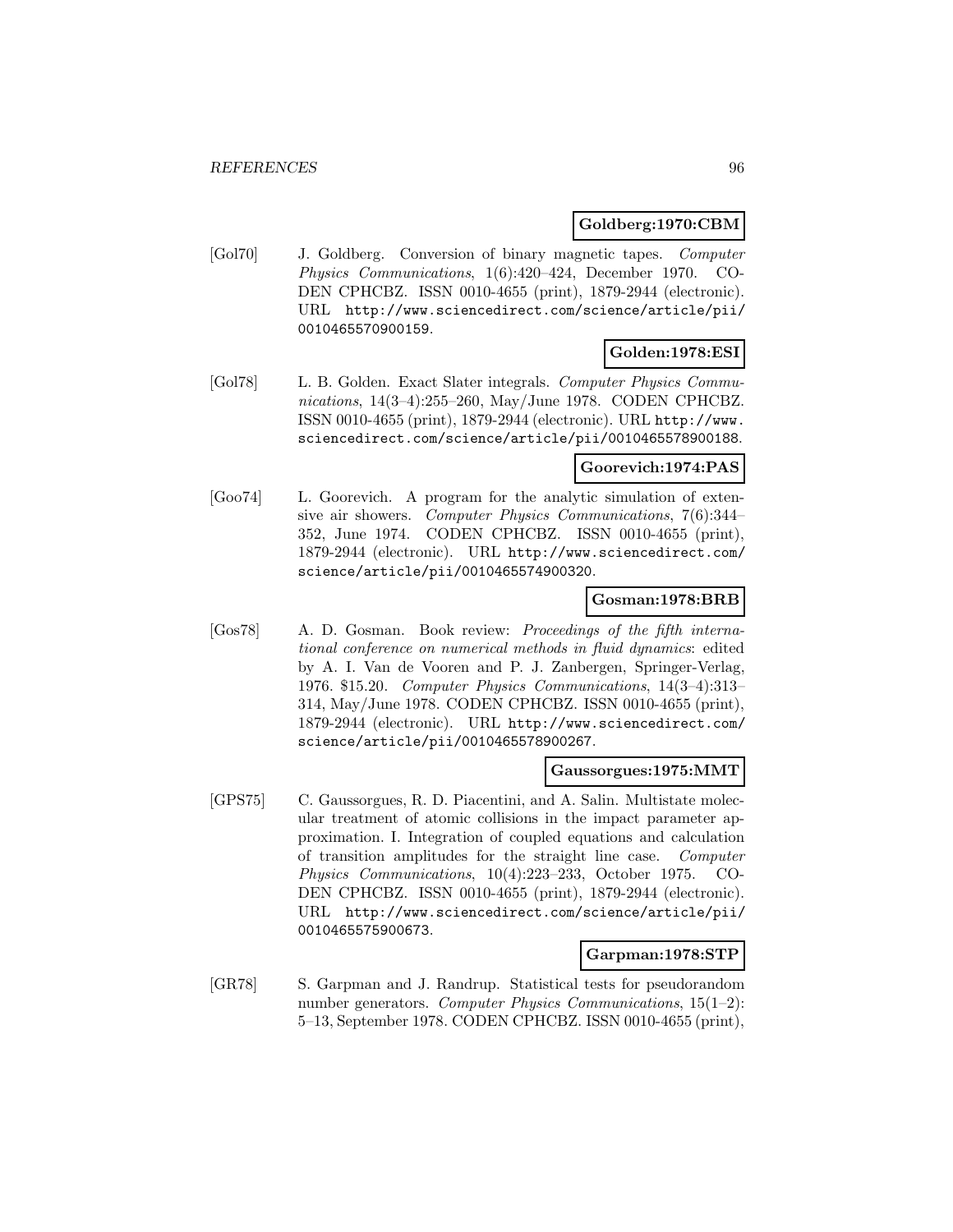**Goldberg:1970:CBM**

[Gol70] J. Goldberg. Conversion of binary magnetic tapes. *Computer Physics Communications*, 1(6):420–424, December 1970. CODEN CPHCBZ. ISSN 0010-4655 (print), 1879-2944 (electronic). URL http://www.sciencedirect.com/science/article/pii/0010465570900159.

**Golden:1978:ESI**

[Gol78] L. B. Golden. Exact Slater integrals. *Computer Physics Communications*, 14(3–4):255–260, May/June 1978. CODEN CPHCBZ. ISSN 0010-4655 (print), 1879-2944 (electronic). URL http://www.sciencedirect.com/science/article/pii/0010465578900188.

**Goorevich:1974:PAS**

[Goo74] L. Goorevich. A program for the analytic simulation of extensive air showers. *Computer Physics Communications*, 7(6):344–352, June 1974. CODEN CPHCBZ. ISSN 0010-4655 (print), 1879-2944 (electronic). URL http://www.sciencedirect.com/science/article/pii/0010465574900320.

**Gosman:1978:BRB**

[Gos78] A. D. Gosman. Book review: *Proceedings of the fifth international conference on numerical methods in fluid dynamics*: edited by A. I. Van de Vooren and P. J. Zanbergen, Springer-Verlag, 1976. $15.20. *Computer Physics Communications*, 14(3–4):313–314, May/June 1978. CODEN CPHCBZ. ISSN 0010-4655 (print), 1879-2944 (electronic). URL http://www.sciencedirect.com/science/article/pii/0010465578900267.

**Gaussorgues:1975:MMT**

[GPS75] C. Gaussorgues, R. D. Piacentini, and A. Salin. Multistate molecular treatment of atomic collisions in the impact parameter approximation. I. Integration of coupled equations and calculation of transition amplitudes for the straight line case. *Computer Physics Communications*, 10(4):223–233, October 1975. CODEN CPHCBZ. ISSN 0010-4655 (print), 1879-2944 (electronic). URL http://www.sciencedirect.com/science/article/pii/0010465575900673.

**Garpman:1978:STP**

[GR78] S. Garpman and J. Randrup. Statistical tests for pseudorandom number generators. *Computer Physics Communications*, 15(1–2): 5–13, September 1978. CODEN CPHCBZ. ISSN 0010-4655 (print),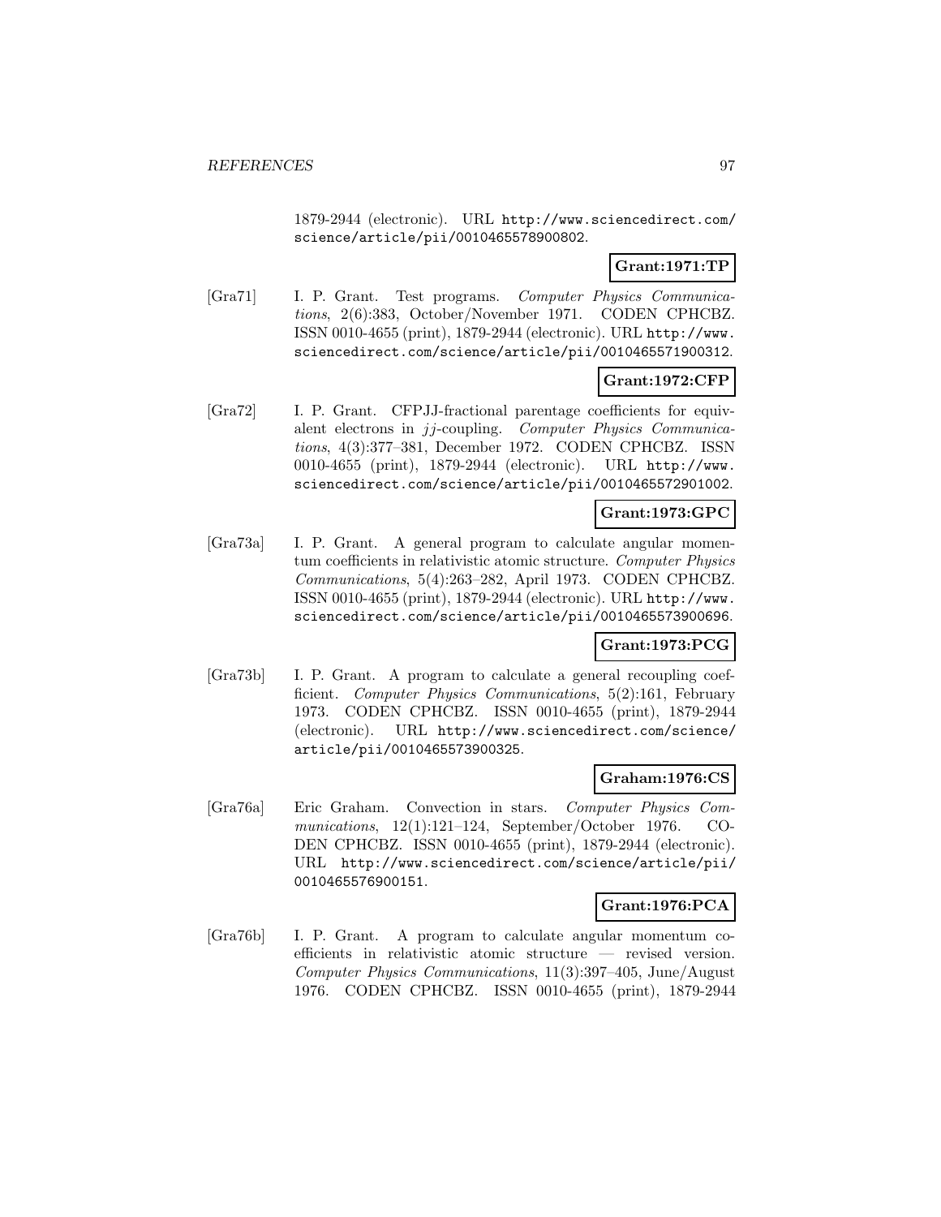1879-2944 (electronic). URL http://www.sciencedirect.com/science/article/pii/0010465578900802.

**Grant:1971:TP**

[Gra71] I. P. Grant. Test programs. *Computer Physics Communications*, 2(6):383, October/November 1971. CODEN CPHCBZ. ISSN 0010-4655 (print), 1879-2944 (electronic). URL http://www.sciencedirect.com/science/article/pii/0010465571900312.

**Grant:1972:CFP**

[Gra72] I. P. Grant. CFPJJ-fractional parentage coefficients for equivalent electrons in $jj$-coupling. *Computer Physics Communications*, 4(3):377–381, December 1972. CODEN CPHCBZ. ISSN 0010-4655 (print), 1879-2944 (electronic). URL http://www.sciencedirect.com/science/article/pii/0010465572901002.

**Grant:1973:GPC**

[Gra73a] I. P. Grant. A general program to calculate angular momentum coefficients in relativistic atomic structure. *Computer Physics Communications*, 5(4):263–282, April 1973. CODEN CPHCBZ. ISSN 0010-4655 (print), 1879-2944 (electronic). URL http://www.sciencedirect.com/science/article/pii/0010465573900696.

**Grant:1973:PCG**

[Gra73b] I. P. Grant. A program to calculate a general recoupling coefficient. *Computer Physics Communications*, 5(2):161, February 1973. CODEN CPHCBZ. ISSN 0010-4655 (print), 1879-2944 (electronic). URL http://www.sciencedirect.com/science/article/pii/0010465573900325.

**Graham:1976:CS**

[Gra76a] Eric Graham. Convection in stars. *Computer Physics Communications*, 12(1):121–124, September/October 1976. CODEN CPHCBZ. ISSN 0010-4655 (print), 1879-2944 (electronic). URL http://www.sciencedirect.com/science/article/pii/0010465576900151.

**Grant:1976:PCA**

[Gra76b] I. P. Grant. A program to calculate angular momentum coefficients in relativistic atomic structure — revised version. *Computer Physics Communications*, 11(3):397–405, June/August 1976. CODEN CPHCBZ. ISSN 0010-4655 (print), 1879-2944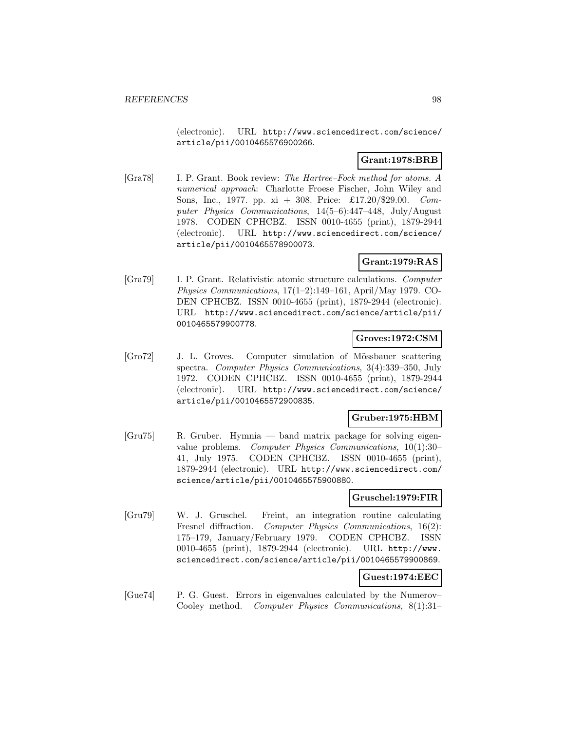(electronic). URL http://www.sciencedirect.com/science/article/pii/0010465576900266.

**Grant:1978:BRB**

[Gra78] I. P. Grant. Book review: *The Hartree–Fock method for atoms. A numerical approach*: Charlotte Froese Fischer, John Wiley and Sons, Inc., 1977. pp. xi + 308. Price: £17.20/$29.00. *Computer Physics Communications*, 14(5–6):447–448, July/August 1978. CODEN CPHCBZ. ISSN 0010-4655 (print), 1879-2944 (electronic). URL http://www.sciencedirect.com/science/article/pii/0010465578900073.

**Grant:1979:RAS**

[Gra79] I. P. Grant. Relativistic atomic structure calculations. *Computer Physics Communications*, 17(1–2):149–161, April/May 1979. CODEN CPHCBZ. ISSN 0010-4655 (print), 1879-2944 (electronic). URL http://www.sciencedirect.com/science/article/pii/0010465579900778.

**Groves:1972:CSM**

[Gro72] J. L. Groves. Computer simulation of Mössbauer scattering spectra. *Computer Physics Communications*, 3(4):339–350, July 1972. CODEN CPHCBZ. ISSN 0010-4655 (print), 1879-2944 (electronic). URL http://www.sciencedirect.com/science/article/pii/0010465572900835.

**Gruber:1975:HBM**

[Gru75] R. Gruber. Hymnia — band matrix package for solving eigenvalue problems. *Computer Physics Communications*, 10(1):30–41, July 1975. CODEN CPHCBZ. ISSN 0010-4655 (print), 1879-2944 (electronic). URL http://www.sciencedirect.com/science/article/pii/0010465575900880.

**Gruschel:1979:FIR**

[Gru79] W. J. Gruschel. Freint, an integration routine calculating Fresnel diffraction. *Computer Physics Communications*, 16(2): 175–179, January/February 1979. CODEN CPHCBZ. ISSN 0010-4655 (print), 1879-2944 (electronic). URL http://www.sciencedirect.com/science/article/pii/0010465579900869.

**Guest:1974:EEC**

[Gue74] P. G. Guest. Errors in eigenvalues calculated by the Numerov–Cooley method. *Computer Physics Communications*, 8(1):31–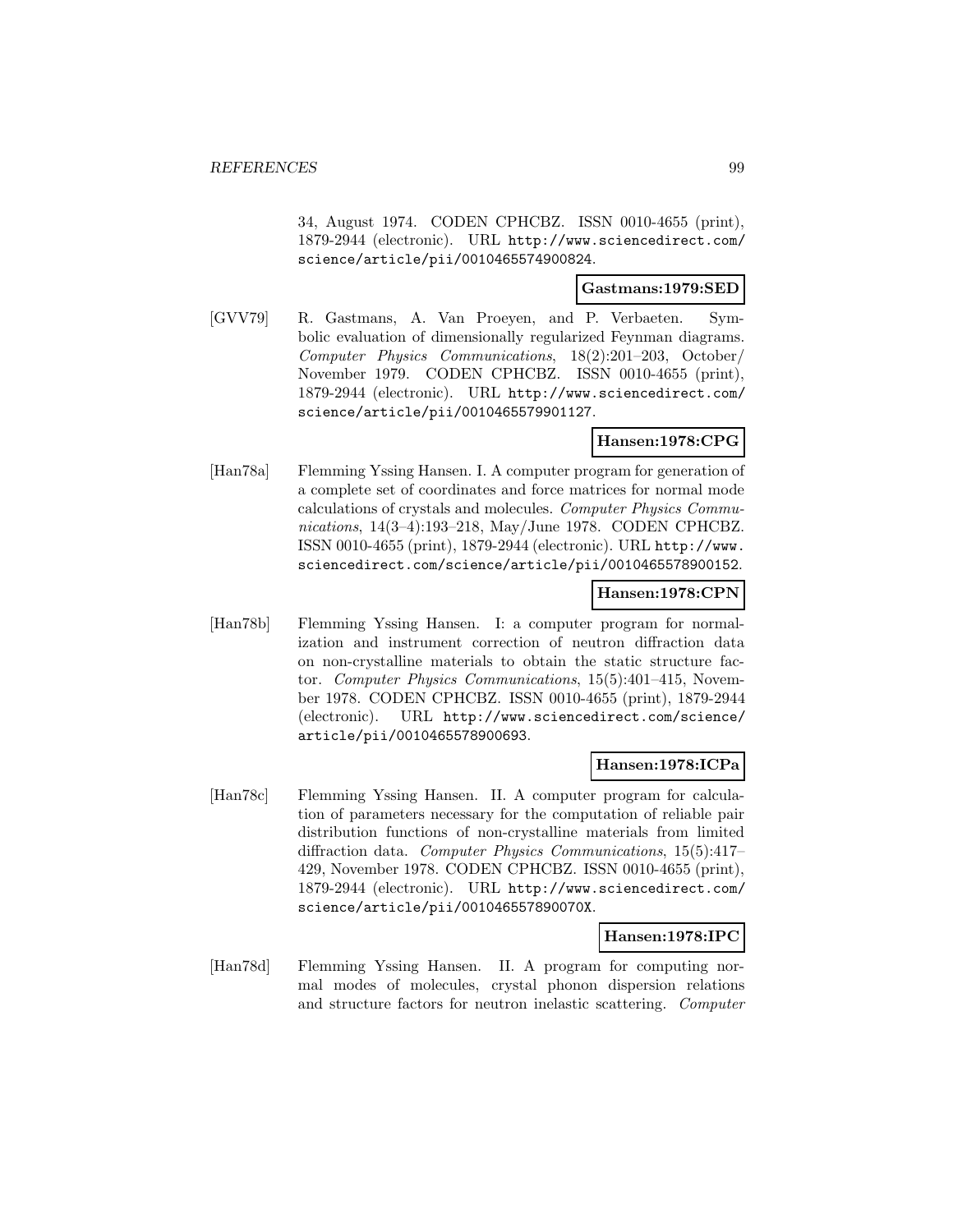34, August 1974. CODEN CPHCBZ. ISSN 0010-4655 (print), 1879-2944 (electronic). URL http://www.sciencedirect.com/science/article/pii/0010465574900824.

**Gastmans:1979:SED**

[GVV79] R. Gastmans, A. Van Proeyen, and P. Verbaeten. Symbolic evaluation of dimensionally regularized Feynman diagrams. *Computer Physics Communications*, 18(2):201–203, October/November 1979. CODEN CPHCBZ. ISSN 0010-4655 (print), 1879-2944 (electronic). URL http://www.sciencedirect.com/science/article/pii/0010465579901127.

**Hansen:1978:CPG**

[Han78a] Flemming Yssing Hansen. I. A computer program for generation of a complete set of coordinates and force matrices for normal mode calculations of crystals and molecules. *Computer Physics Communications*, 14(3–4):193–218, May/June 1978. CODEN CPHCBZ. ISSN 0010-4655 (print), 1879-2944 (electronic). URL http://www.sciencedirect.com/science/article/pii/0010465578900152.

**Hansen:1978:CPN**

[Han78b] Flemming Yssing Hansen. I: a computer program for normalization and instrument correction of neutron diffraction data on non-crystalline materials to obtain the static structure factor. *Computer Physics Communications*, 15(5):401–415, November 1978. CODEN CPHCBZ. ISSN 0010-4655 (print), 1879-2944 (electronic). URL http://www.sciencedirect.com/science/article/pii/0010465578900693.

**Hansen:1978:ICPa**

[Han78c] Flemming Yssing Hansen. II. A computer program for calculation of parameters necessary for the computation of reliable pair distribution functions of non-crystalline materials from limited diffraction data. *Computer Physics Communications*, 15(5):417–429, November 1978. CODEN CPHCBZ. ISSN 0010-4655 (print), 1879-2944 (electronic). URL http://www.sciencedirect.com/science/article/pii/001046557890070X.

**Hansen:1978:IPC**

[Han78d] Flemming Yssing Hansen. II. A program for computing normal modes of molecules, crystal phonon dispersion relations and structure factors for neutron inelastic scattering. *Computer*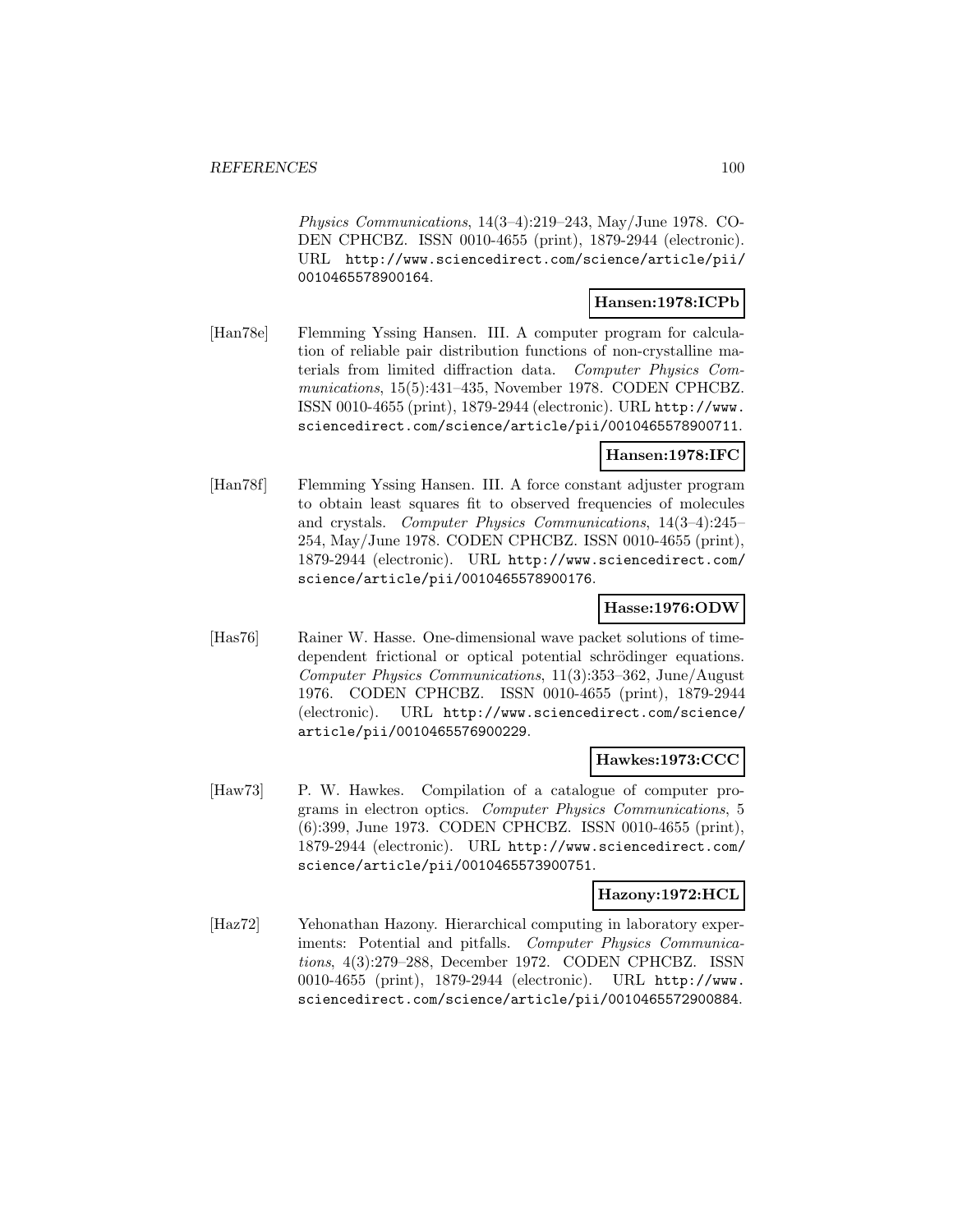*Physics Communications*, 14(3–4):219–243, May/June 1978. CODEN CPHCBZ. ISSN 0010-4655 (print), 1879-2944 (electronic). URL http://www.sciencedirect.com/science/article/pii/0010465578900164.

**Hansen:1978:ICPb**

[Han78e] Flemming Yssing Hansen. III. A computer program for calculation of reliable pair distribution functions of non-crystalline materials from limited diffraction data. *Computer Physics Communications*, 15(5):431–435, November 1978. CODEN CPHCBZ. ISSN 0010-4655 (print), 1879-2944 (electronic). URL http://www.sciencedirect.com/science/article/pii/0010465578900711.

**Hansen:1978:IFC**

[Han78f] Flemming Yssing Hansen. III. A force constant adjuster program to obtain least squares fit to observed frequencies of molecules and crystals. *Computer Physics Communications*, 14(3–4):245–254, May/June 1978. CODEN CPHCBZ. ISSN 0010-4655 (print), 1879-2944 (electronic). URL http://www.sciencedirect.com/science/article/pii/0010465578900176.

**Hasse:1976:ODW**

[Has76] Rainer W. Hasse. One-dimensional wave packet solutions of time-dependent frictional or optical potential schrödinger equations. *Computer Physics Communications*, 11(3):353–362, June/August 1976. CODEN CPHCBZ. ISSN 0010-4655 (print), 1879-2944 (electronic). URL http://www.sciencedirect.com/science/article/pii/0010465576900229.

**Hawkes:1973:CCC**

[Haw73] P. W. Hawkes. Compilation of a catalogue of computer programs in electron optics. *Computer Physics Communications*, 5 (6):399, June 1973. CODEN CPHCBZ. ISSN 0010-4655 (print), 1879-2944 (electronic). URL http://www.sciencedirect.com/science/article/pii/0010465573900751.

**Hazony:1972:HCL**

[Haz72] Yehonathan Hazony. Hierarchical computing in laboratory experiments: Potential and pitfalls. *Computer Physics Communications*, 4(3):279–288, December 1972. CODEN CPHCBZ. ISSN 0010-4655 (print), 1879-2944 (electronic). URL http://www.sciencedirect.com/science/article/pii/0010465572900884.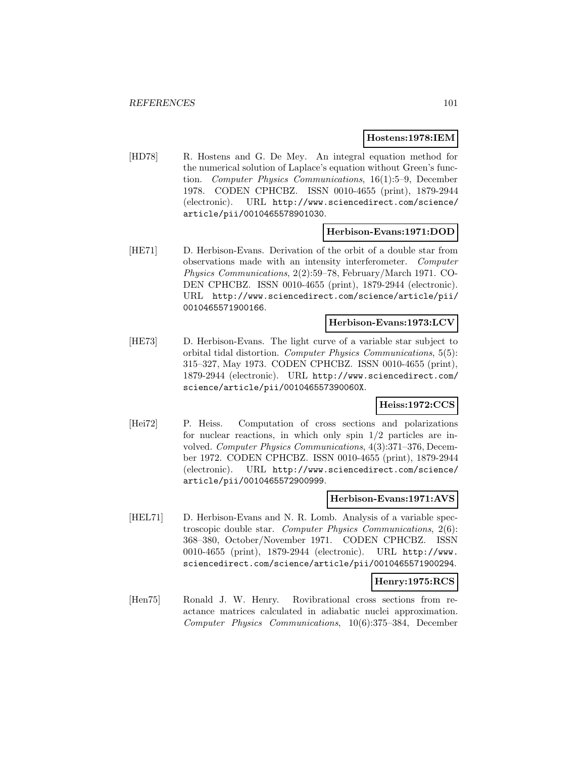**Hostens:1978:IEM**

[HD78] R. Hostens and G. De Mey. An integral equation method for the numerical solution of Laplace's equation without Green's function. *Computer Physics Communications*, 16(1):5–9, December 1978. CODEN CPHCBZ. ISSN 0010-4655 (print), 1879-2944 (electronic). URL `http://www.sciencedirect.com/science/article/pii/0010465578901030`.

**Herbison-Evans:1971:DOD**

[HE71] D. Herbison-Evans. Derivation of the orbit of a double star from observations made with an intensity interferometer. *Computer Physics Communications*, 2(2):59–78, February/March 1971. CODEN CPHCBZ. ISSN 0010-4655 (print), 1879-2944 (electronic). URL `http://www.sciencedirect.com/science/article/pii/0010465571900166`.

**Herbison-Evans:1973:LCV**

[HE73] D. Herbison-Evans. The light curve of a variable star subject to orbital tidal distortion. *Computer Physics Communications*, 5(5): 315–327, May 1973. CODEN CPHCBZ. ISSN 0010-4655 (print), 1879-2944 (electronic). URL `http://www.sciencedirect.com/science/article/pii/001046557390060X`.

**Heiss:1972:CCS**

[Hei72] P. Heiss. Computation of cross sections and polarizations for nuclear reactions, in which only spin 1/2 particles are involved. *Computer Physics Communications*, 4(3):371–376, December 1972. CODEN CPHCBZ. ISSN 0010-4655 (print), 1879-2944 (electronic). URL `http://www.sciencedirect.com/science/article/pii/0010465572900999`.

**Herbison-Evans:1971:AVS**

[HEL71] D. Herbison-Evans and N. R. Lomb. Analysis of a variable spectroscopic double star. *Computer Physics Communications*, 2(6): 368–380, October/November 1971. CODEN CPHCBZ. ISSN 0010-4655 (print), 1879-2944 (electronic). URL `http://www.sciencedirect.com/science/article/pii/0010465571900294`.

**Henry:1975:RCS**

[Hen75] Ronald J. W. Henry. Rovibrational cross sections from reactance matrices calculated in adiabatic nuclei approximation. *Computer Physics Communications*, 10(6):375–384, December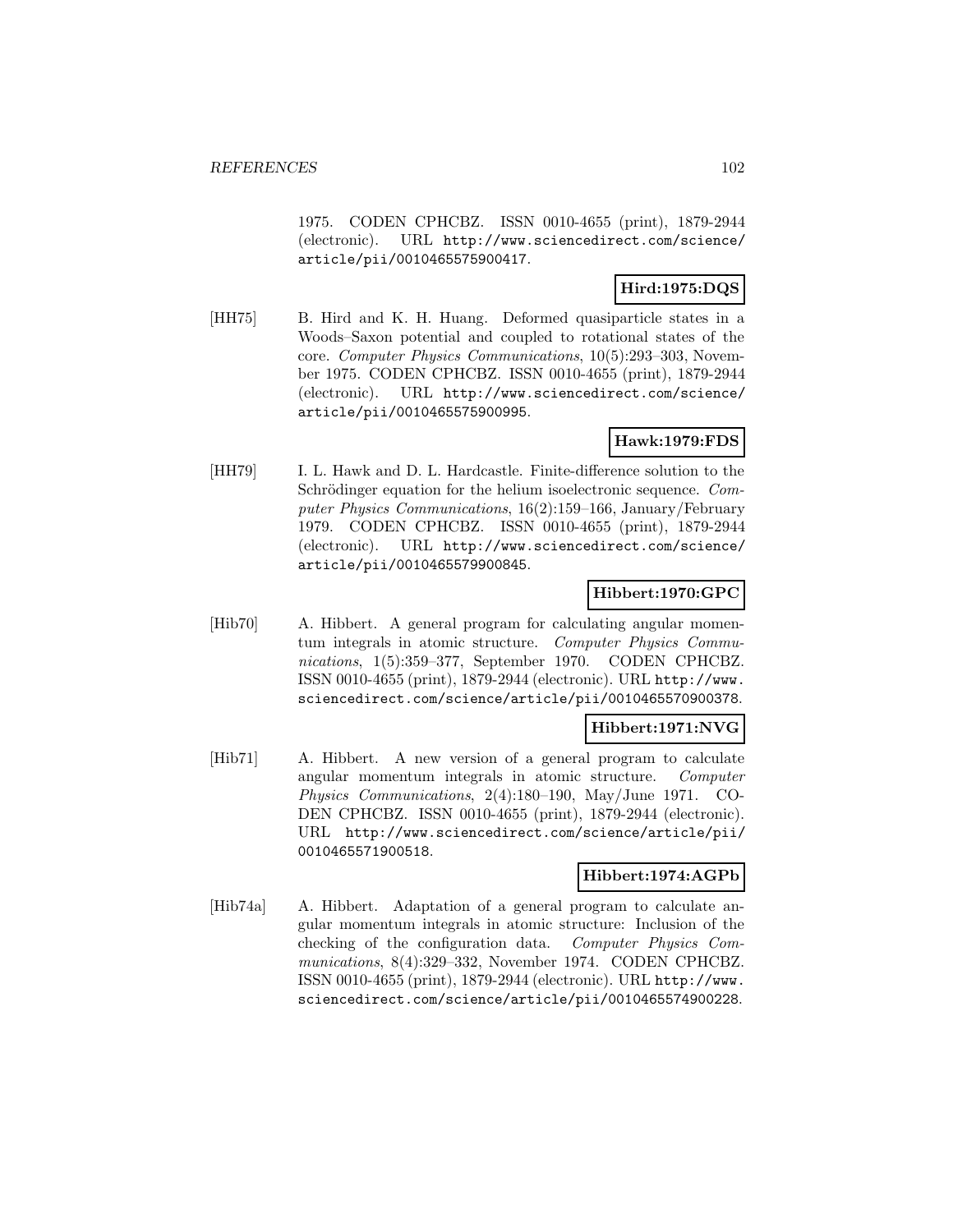1975. CODEN CPHCBZ. ISSN 0010-4655 (print), 1879-2944 (electronic). URL http://www.sciencedirect.com/science/article/pii/0010465575900417.

**Hird:1975:DQS**

[HH75] B. Hird and K. H. Huang. Deformed quasiparticle states in a Woods–Saxon potential and coupled to rotational states of the core. *Computer Physics Communications*, 10(5):293–303, November 1975. CODEN CPHCBZ. ISSN 0010-4655 (print), 1879-2944 (electronic). URL http://www.sciencedirect.com/science/article/pii/0010465575900995.

**Hawk:1979:FDS**

[HH79] I. L. Hawk and D. L. Hardcastle. Finite-difference solution to the Schrödinger equation for the helium isoelectronic sequence. *Computer Physics Communications*, 16(2):159–166, January/February 1979. CODEN CPHCBZ. ISSN 0010-4655 (print), 1879-2944 (electronic). URL http://www.sciencedirect.com/science/article/pii/0010465579900845.

**Hibbert:1970:GPC**

[Hib70] A. Hibbert. A general program for calculating angular momentum integrals in atomic structure. *Computer Physics Communications*, 1(5):359–377, September 1970. CODEN CPHCBZ. ISSN 0010-4655 (print), 1879-2944 (electronic). URL http://www.sciencedirect.com/science/article/pii/0010465570900378.

**Hibbert:1971:NVG**

[Hib71] A. Hibbert. A new version of a general program to calculate angular momentum integrals in atomic structure. *Computer Physics Communications*, 2(4):180–190, May/June 1971. CODEN CPHCBZ. ISSN 0010-4655 (print), 1879-2944 (electronic). URL http://www.sciencedirect.com/science/article/pii/0010465571900518.

**Hibbert:1974:AGPb**

[Hib74a] A. Hibbert. Adaptation of a general program to calculate angular momentum integrals in atomic structure: Inclusion of the checking of the configuration data. *Computer Physics Communications*, 8(4):329–332, November 1974. CODEN CPHCBZ. ISSN 0010-4655 (print), 1879-2944 (electronic). URL http://www.sciencedirect.com/science/article/pii/0010465574900228.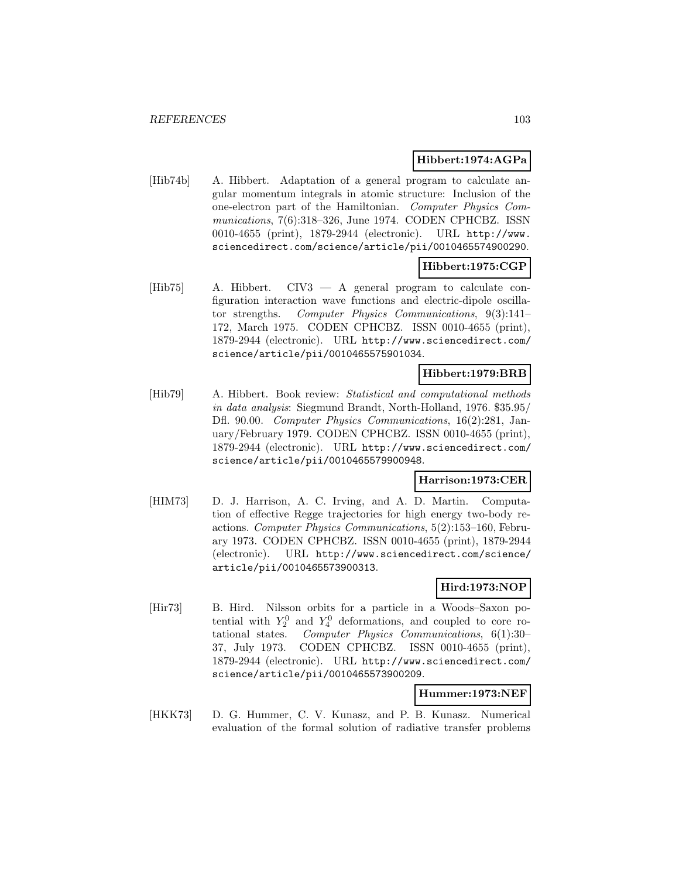**Hibbert:1974:AGPa**

[Hib74b] A. Hibbert. Adaptation of a general program to calculate angular momentum integrals in atomic structure: Inclusion of the one-electron part of the Hamiltonian. *Computer Physics Communications*, 7(6):318–326, June 1974. CODEN CPHCBZ. ISSN 0010-4655 (print), 1879-2944 (electronic). URL http://www.sciencedirect.com/science/article/pii/0010465574900290.

**Hibbert:1975:CGP**

[Hib75] A. Hibbert. CIV3 — A general program to calculate configuration interaction wave functions and electric-dipole oscillator strengths. *Computer Physics Communications*, 9(3):141–172, March 1975. CODEN CPHCBZ. ISSN 0010-4655 (print), 1879-2944 (electronic). URL http://www.sciencedirect.com/science/article/pii/0010465575901034.

**Hibbert:1979:BRB**

[Hib79] A. Hibbert. Book review: *Statistical and computational methods in data analysis*: Siegmund Brandt, North-Holland, 1976. \$35.95/ Dfl. 90.00. *Computer Physics Communications*, 16(2):281, January/February 1979. CODEN CPHCBZ. ISSN 0010-4655 (print), 1879-2944 (electronic). URL http://www.sciencedirect.com/science/article/pii/0010465579900948.

**Harrison:1973:CER**

[HIM73] D. J. Harrison, A. C. Irving, and A. D. Martin. Computation of effective Regge trajectories for high energy two-body reactions. *Computer Physics Communications*, 5(2):153–160, February 1973. CODEN CPHCBZ. ISSN 0010-4655 (print), 1879-2944 (electronic). URL http://www.sciencedirect.com/science/article/pii/0010465573900313.

**Hird:1973:NOP**

[Hir73] B. Hird. Nilsson orbits for a particle in a Woods–Saxon potential with $Y_2^0$ and $Y_4^0$ deformations, and coupled to core rotational states. *Computer Physics Communications*, 6(1):30–37, July 1973. CODEN CPHCBZ. ISSN 0010-4655 (print), 1879-2944 (electronic). URL http://www.sciencedirect.com/science/article/pii/0010465573900209.

**Hummer:1973:NEF**

[HKK73] D. G. Hummer, C. V. Kunasz, and P. B. Kunasz. Numerical evaluation of the formal solution of radiative transfer problems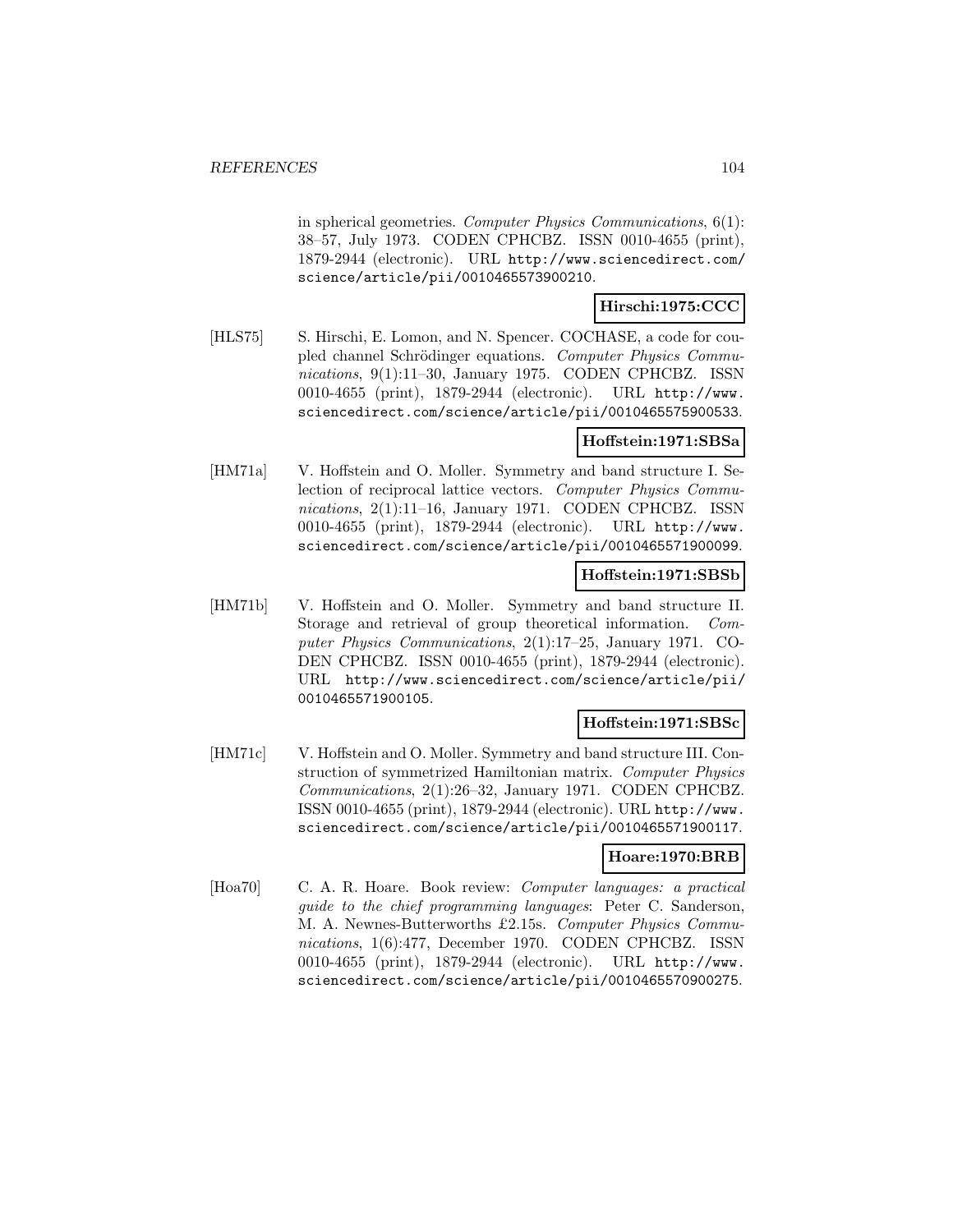in spherical geometries. *Computer Physics Communications*, 6(1): 38–57, July 1973. CODEN CPHCBZ. ISSN 0010-4655 (print), 1879-2944 (electronic). URL http://www.sciencedirect.com/science/article/pii/0010465573900210.

**Hirschi:1975:CCC**

[HLS75] S. Hirschi, E. Lomon, and N. Spencer. COCHASE, a code for coupled channel Schrödinger equations. *Computer Physics Communications*, 9(1):11–30, January 1975. CODEN CPHCBZ. ISSN 0010-4655 (print), 1879-2944 (electronic). URL http://www.sciencedirect.com/science/article/pii/0010465575900533.

**Hoffstein:1971:SBSa**

[HM71a] V. Hoffstein and O. Moller. Symmetry and band structure I. Selection of reciprocal lattice vectors. *Computer Physics Communications*, 2(1):11–16, January 1971. CODEN CPHCBZ. ISSN 0010-4655 (print), 1879-2944 (electronic). URL http://www.sciencedirect.com/science/article/pii/0010465571900099.

**Hoffstein:1971:SBSb**

[HM71b] V. Hoffstein and O. Moller. Symmetry and band structure II. Storage and retrieval of group theoretical information. *Computer Physics Communications*, 2(1):17–25, January 1971. CODEN CPHCBZ. ISSN 0010-4655 (print), 1879-2944 (electronic). URL http://www.sciencedirect.com/science/article/pii/0010465571900105.

**Hoffstein:1971:SBSc**

[HM71c] V. Hoffstein and O. Moller. Symmetry and band structure III. Construction of symmetrized Hamiltonian matrix. *Computer Physics Communications*, 2(1):26–32, January 1971. CODEN CPHCBZ. ISSN 0010-4655 (print), 1879-2944 (electronic). URL http://www.sciencedirect.com/science/article/pii/0010465571900117.

**Hoare:1970:BRB**

[Hoa70] C. A. R. Hoare. Book review: *Computer languages: a practical guide to the chief programming languages*: Peter C. Sanderson, M. A. Newnes-Butterworths £2.15s. *Computer Physics Communications*, 1(6):477, December 1970. CODEN CPHCBZ. ISSN 0010-4655 (print), 1879-2944 (electronic). URL http://www.sciencedirect.com/science/article/pii/0010465570900275.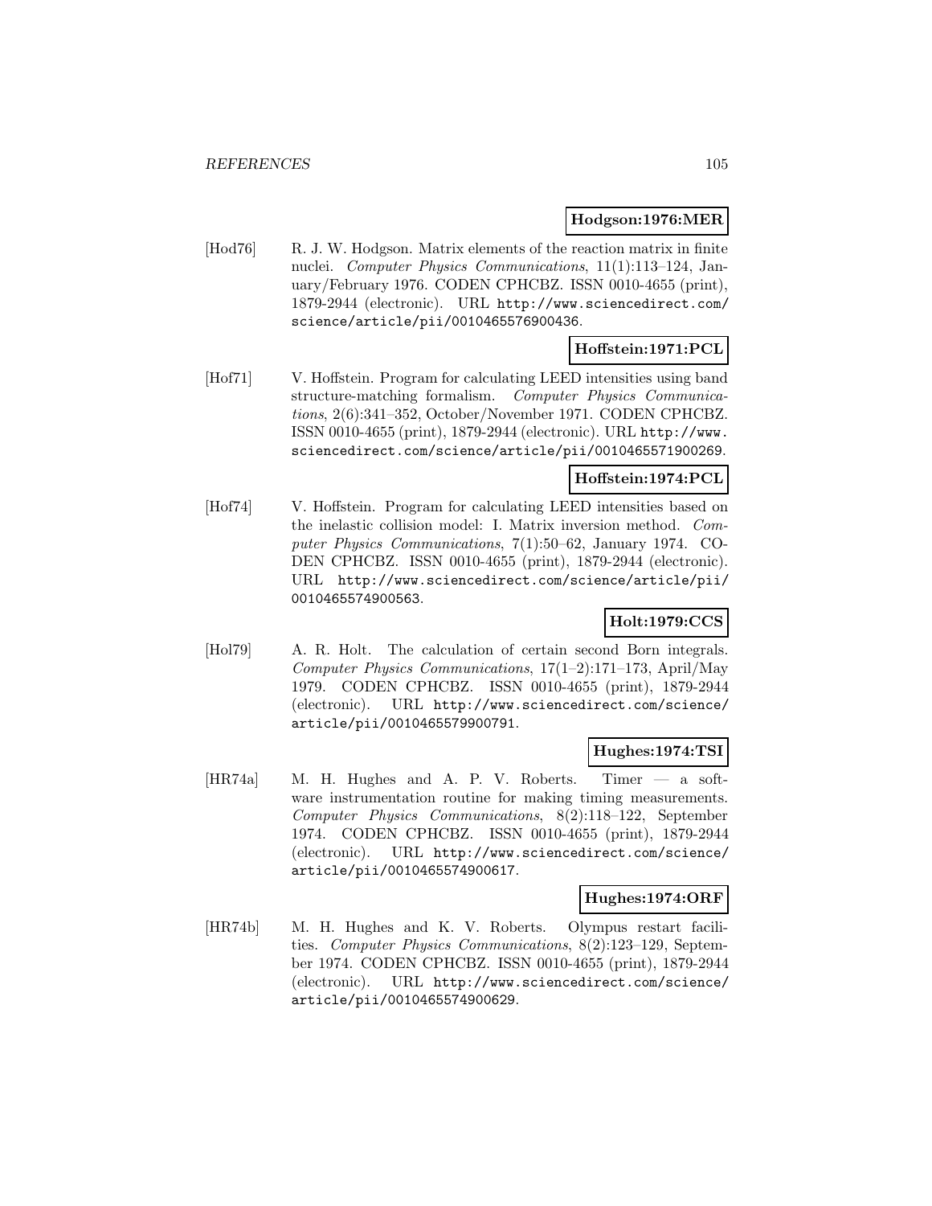**Hodgson:1976:MER**

[Hod76] R. J. W. Hodgson. Matrix elements of the reaction matrix in finite nuclei. *Computer Physics Communications*, 11(1):113–124, January/February 1976. CODEN CPHCBZ. ISSN 0010-4655 (print), 1879-2944 (electronic). URL http://www.sciencedirect.com/science/article/pii/0010465576900436.

**Hoffstein:1971:PCL**

[Hof71] V. Hoffstein. Program for calculating LEED intensities using band structure-matching formalism. *Computer Physics Communications*, 2(6):341–352, October/November 1971. CODEN CPHCBZ. ISSN 0010-4655 (print), 1879-2944 (electronic). URL http://www.sciencedirect.com/science/article/pii/0010465571900269.

**Hoffstein:1974:PCL**

[Hof74] V. Hoffstein. Program for calculating LEED intensities based on the inelastic collision model: I. Matrix inversion method. *Computer Physics Communications*, 7(1):50–62, January 1974. CODEN CPHCBZ. ISSN 0010-4655 (print), 1879-2944 (electronic). URL http://www.sciencedirect.com/science/article/pii/0010465574900563.

**Holt:1979:CCS**

[Hol79] A. R. Holt. The calculation of certain second Born integrals. *Computer Physics Communications*, 17(1–2):171–173, April/May 1979. CODEN CPHCBZ. ISSN 0010-4655 (print), 1879-2944 (electronic). URL http://www.sciencedirect.com/science/article/pii/0010465579900791.

**Hughes:1974:TSI**

[HR74a] M. H. Hughes and A. P. V. Roberts. Timer — a software instrumentation routine for making timing measurements. *Computer Physics Communications*, 8(2):118–122, September 1974. CODEN CPHCBZ. ISSN 0010-4655 (print), 1879-2944 (electronic). URL http://www.sciencedirect.com/science/article/pii/0010465574900617.

**Hughes:1974:ORF**

[HR74b] M. H. Hughes and K. V. Roberts. Olympus restart facilities. *Computer Physics Communications*, 8(2):123–129, September 1974. CODEN CPHCBZ. ISSN 0010-4655 (print), 1879-2944 (electronic). URL http://www.sciencedirect.com/science/article/pii/0010465574900629.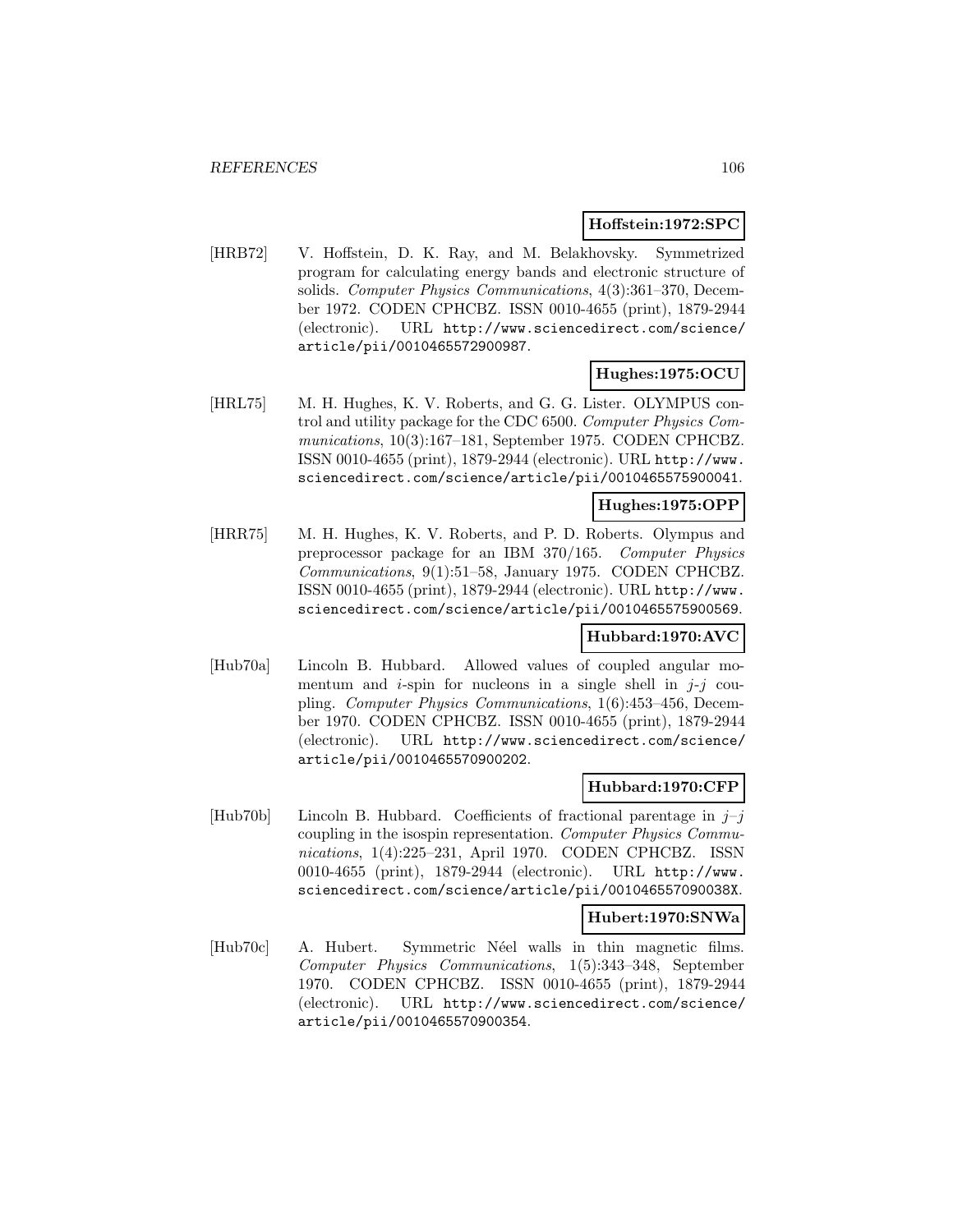**Hoffstein:1972:SPC**

[HRB72] V. Hoffstein, D. K. Ray, and M. Belakhovsky. Symmetrized program for calculating energy bands and electronic structure of solids. *Computer Physics Communications*, 4(3):361–370, December 1972. CODEN CPHCBZ. ISSN 0010-4655 (print), 1879-2944 (electronic). URL http://www.sciencedirect.com/science/article/pii/0010465572900987.

**Hughes:1975:OCU**

[HRL75] M. H. Hughes, K. V. Roberts, and G. G. Lister. OLYMPUS control and utility package for the CDC 6500. *Computer Physics Communications*, 10(3):167–181, September 1975. CODEN CPHCBZ. ISSN 0010-4655 (print), 1879-2944 (electronic). URL http://www.sciencedirect.com/science/article/pii/0010465575900041.

**Hughes:1975:OPP**

[HRR75] M. H. Hughes, K. V. Roberts, and P. D. Roberts. Olympus and preprocessor package for an IBM 370/165. *Computer Physics Communications*, 9(1):51–58, January 1975. CODEN CPHCBZ. ISSN 0010-4655 (print), 1879-2944 (electronic). URL http://www.sciencedirect.com/science/article/pii/0010465575900569.

**Hubbard:1970:AVC**

[Hub70a] Lincoln B. Hubbard. Allowed values of coupled angular momentum and $i$-spin for nucleons in a single shell in $j$-$j$ coupling. *Computer Physics Communications*, 1(6):453–456, December 1970. CODEN CPHCBZ. ISSN 0010-4655 (print), 1879-2944 (electronic). URL http://www.sciencedirect.com/science/article/pii/0010465570900202.

**Hubbard:1970:CFP**

[Hub70b] Lincoln B. Hubbard. Coefficients of fractional parentage in $j$–$j$ coupling in the isospin representation. *Computer Physics Communications*, 1(4):225–231, April 1970. CODEN CPHCBZ. ISSN 0010-4655 (print), 1879-2944 (electronic). URL http://www.sciencedirect.com/science/article/pii/001046557090038X.

**Hubert:1970:SNWa**

[Hub70c] A. Hubert. Symmetric Néel walls in thin magnetic films. *Computer Physics Communications*, 1(5):343–348, September 1970. CODEN CPHCBZ. ISSN 0010-4655 (print), 1879-2944 (electronic). URL http://www.sciencedirect.com/science/article/pii/0010465570900354.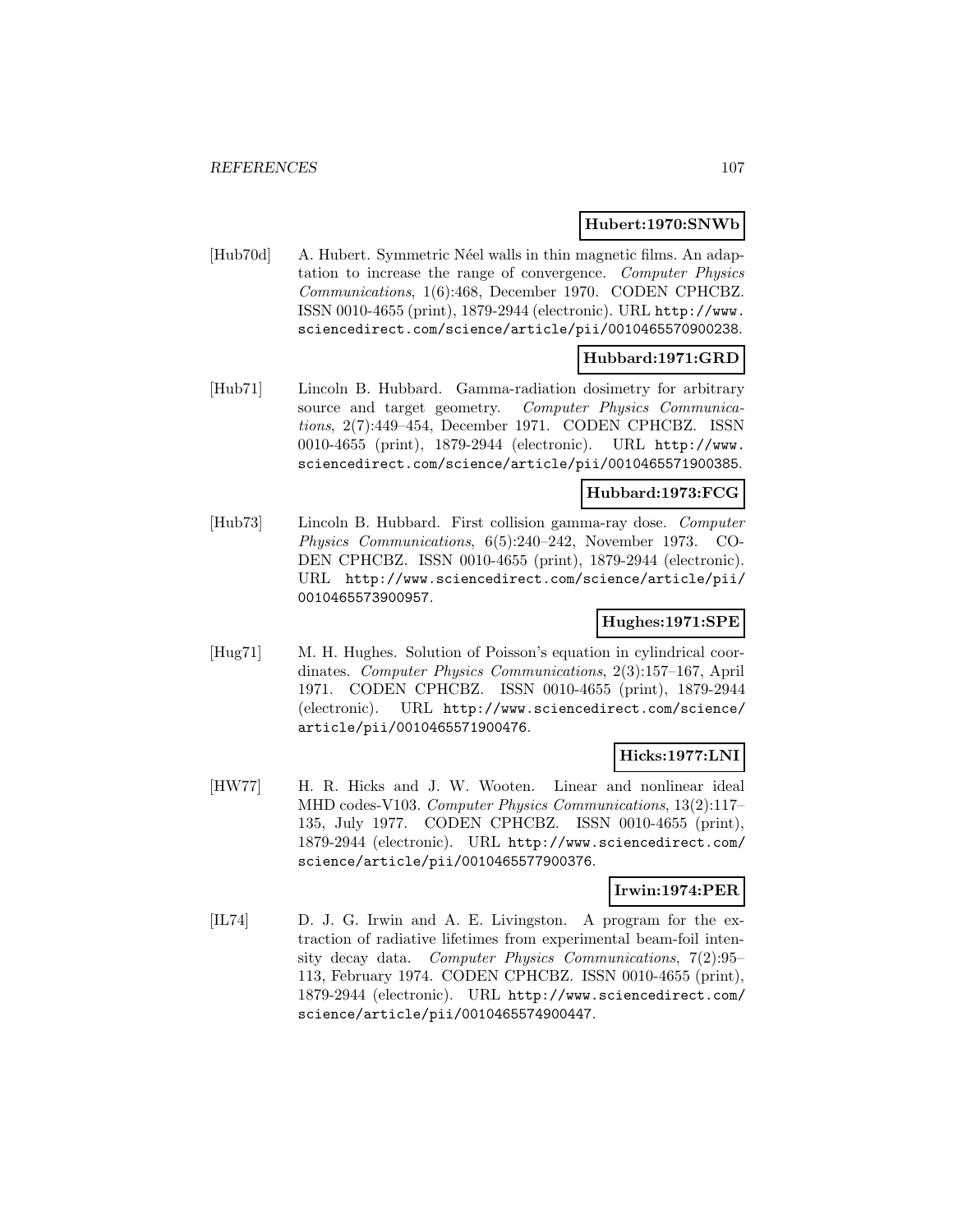**Hubert:1970:SNWb**

[Hub70d] A. Hubert. Symmetric Néel walls in thin magnetic films. An adaptation to increase the range of convergence. *Computer Physics Communications*, 1(6):468, December 1970. CODEN CPHCBZ. ISSN 0010-4655 (print), 1879-2944 (electronic). URL http://www.sciencedirect.com/science/article/pii/0010465570900238.

**Hubbard:1971:GRD**

[Hub71] Lincoln B. Hubbard. Gamma-radiation dosimetry for arbitrary source and target geometry. *Computer Physics Communications*, 2(7):449–454, December 1971. CODEN CPHCBZ. ISSN 0010-4655 (print), 1879-2944 (electronic). URL http://www.sciencedirect.com/science/article/pii/0010465571900385.

**Hubbard:1973:FCG**

[Hub73] Lincoln B. Hubbard. First collision gamma-ray dose. *Computer Physics Communications*, 6(5):240–242, November 1973. CODEN CPHCBZ. ISSN 0010-4655 (print), 1879-2944 (electronic). URL http://www.sciencedirect.com/science/article/pii/0010465573900957.

**Hughes:1971:SPE**

[Hug71] M. H. Hughes. Solution of Poisson's equation in cylindrical coordinates. *Computer Physics Communications*, 2(3):157–167, April 1971. CODEN CPHCBZ. ISSN 0010-4655 (print), 1879-2944 (electronic). URL http://www.sciencedirect.com/science/article/pii/0010465571900476.

**Hicks:1977:LNI**

[HW77] H. R. Hicks and J. W. Wooten. Linear and nonlinear ideal MHD codes-V103. *Computer Physics Communications*, 13(2):117–135, July 1977. CODEN CPHCBZ. ISSN 0010-4655 (print), 1879-2944 (electronic). URL http://www.sciencedirect.com/science/article/pii/0010465577900376.

**Irwin:1974:PER**

[IL74] D. J. G. Irwin and A. E. Livingston. A program for the extraction of radiative lifetimes from experimental beam-foil intensity decay data. *Computer Physics Communications*, 7(2):95–113, February 1974. CODEN CPHCBZ. ISSN 0010-4655 (print), 1879-2944 (electronic). URL http://www.sciencedirect.com/science/article/pii/0010465574900447.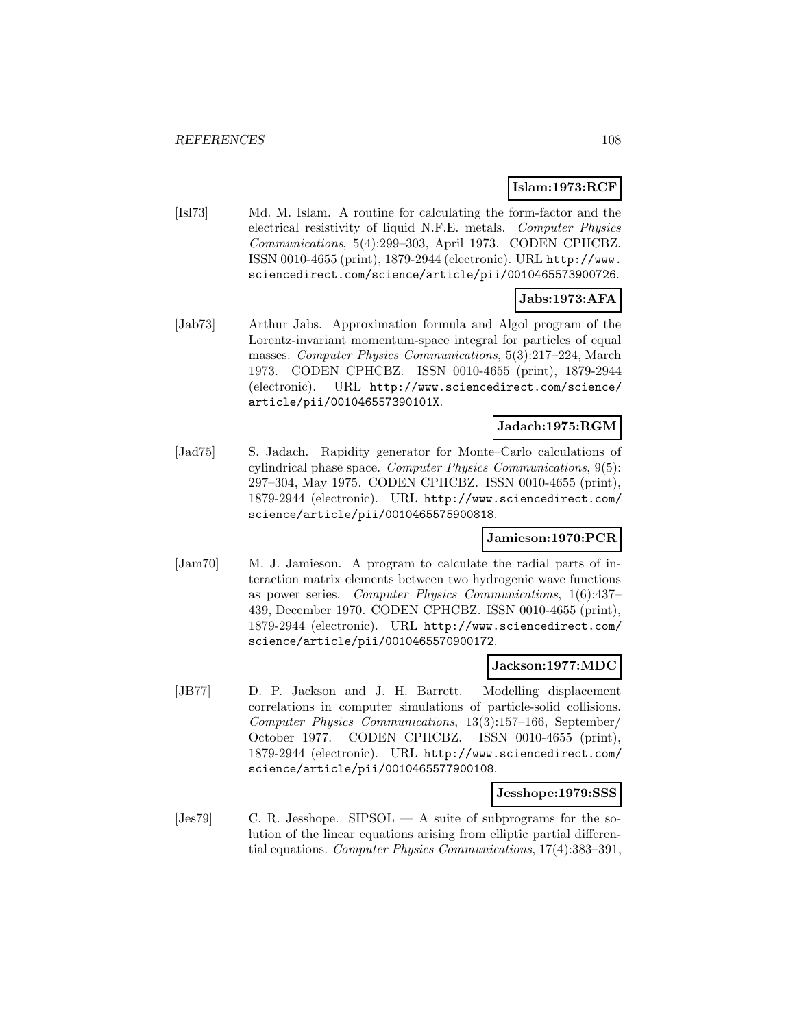**Islam:1973:RCF**

[Isl73] Md. M. Islam. A routine for calculating the form-factor and the electrical resistivity of liquid N.F.E. metals. *Computer Physics Communications*, 5(4):299–303, April 1973. CODEN CPHCBZ. ISSN 0010-4655 (print), 1879-2944 (electronic). URL http://www.sciencedirect.com/science/article/pii/0010465573900726.

**Jabs:1973:AFA**

[Jab73] Arthur Jabs. Approximation formula and Algol program of the Lorentz-invariant momentum-space integral for particles of equal masses. *Computer Physics Communications*, 5(3):217–224, March 1973. CODEN CPHCBZ. ISSN 0010-4655 (print), 1879-2944 (electronic). URL http://www.sciencedirect.com/science/article/pii/001046557390101X.

**Jadach:1975:RGM**

[Jad75] S. Jadach. Rapidity generator for Monte–Carlo calculations of cylindrical phase space. *Computer Physics Communications*, 9(5): 297–304, May 1975. CODEN CPHCBZ. ISSN 0010-4655 (print), 1879-2944 (electronic). URL http://www.sciencedirect.com/science/article/pii/0010465575900818.

**Jamieson:1970:PCR**

[Jam70] M. J. Jamieson. A program to calculate the radial parts of interaction matrix elements between two hydrogenic wave functions as power series. *Computer Physics Communications*, 1(6):437–439, December 1970. CODEN CPHCBZ. ISSN 0010-4655 (print), 1879-2944 (electronic). URL http://www.sciencedirect.com/science/article/pii/0010465570900172.

**Jackson:1977:MDC**

[JB77] D. P. Jackson and J. H. Barrett. Modelling displacement correlations in computer simulations of particle-solid collisions. *Computer Physics Communications*, 13(3):157–166, September/October 1977. CODEN CPHCBZ. ISSN 0010-4655 (print), 1879-2944 (electronic). URL http://www.sciencedirect.com/science/article/pii/0010465577900108.

**Jesshope:1979:SSS**

[Jes79] C. R. Jesshope. SIPSOL — A suite of subprograms for the solution of the linear equations arising from elliptic partial differential equations. *Computer Physics Communications*, 17(4):383–391,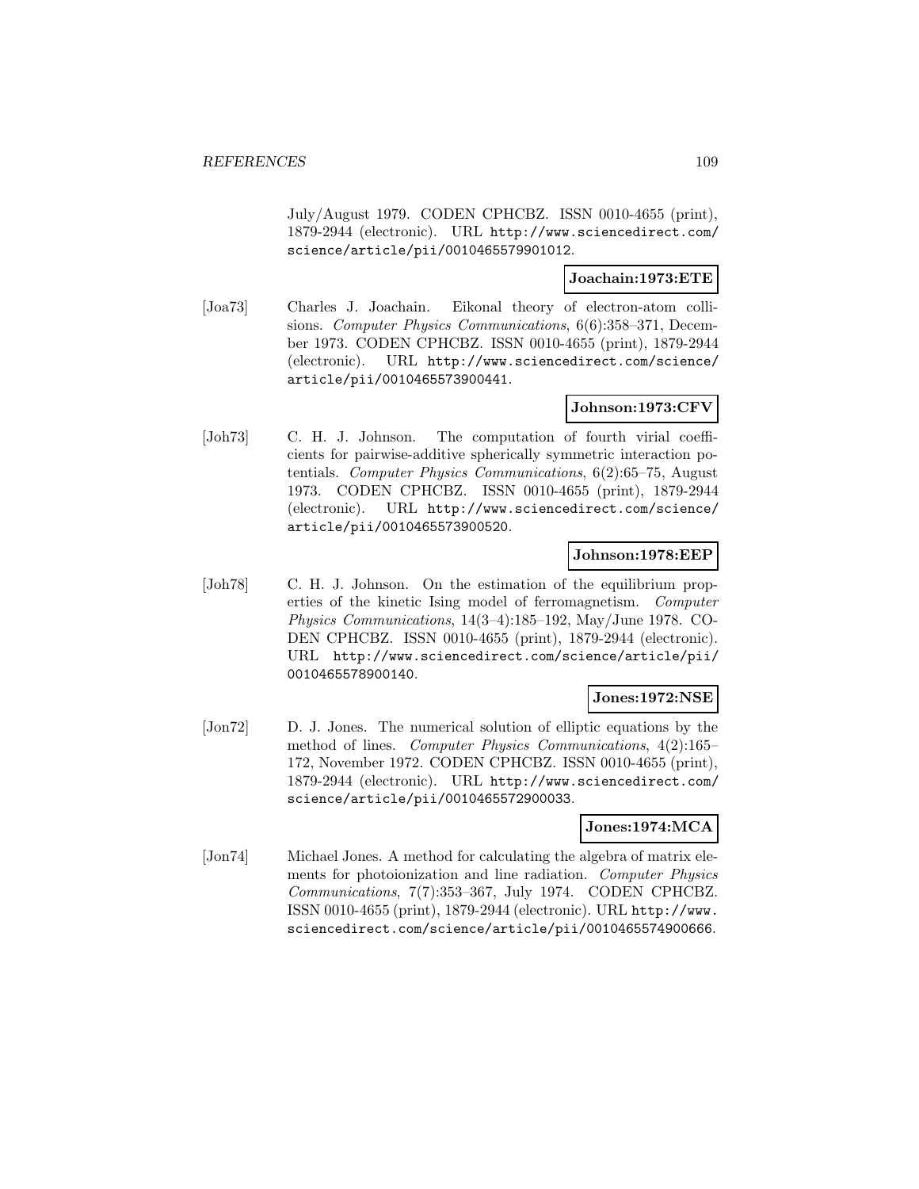July/August 1979. CODEN CPHCBZ. ISSN 0010-4655 (print), 1879-2944 (electronic). URL http://www.sciencedirect.com/science/article/pii/0010465579901012.

**Joachain:1973:ETE**

[Joa73] Charles J. Joachain. Eikonal theory of electron-atom collisions. *Computer Physics Communications*, 6(6):358–371, December 1973. CODEN CPHCBZ. ISSN 0010-4655 (print), 1879-2944 (electronic). URL http://www.sciencedirect.com/science/article/pii/0010465573900441.

**Johnson:1973:CFV**

[Joh73] C. H. J. Johnson. The computation of fourth virial coefficients for pairwise-additive spherically symmetric interaction potentials. *Computer Physics Communications*, 6(2):65–75, August 1973. CODEN CPHCBZ. ISSN 0010-4655 (print), 1879-2944 (electronic). URL http://www.sciencedirect.com/science/article/pii/0010465573900520.

**Johnson:1978:EEP**

[Joh78] C. H. J. Johnson. On the estimation of the equilibrium properties of the kinetic Ising model of ferromagnetism. *Computer Physics Communications*, 14(3–4):185–192, May/June 1978. CODEN CPHCBZ. ISSN 0010-4655 (print), 1879-2944 (electronic). URL http://www.sciencedirect.com/science/article/pii/0010465578900140.

**Jones:1972:NSE**

[Jon72] D. J. Jones. The numerical solution of elliptic equations by the method of lines. *Computer Physics Communications*, 4(2):165–172, November 1972. CODEN CPHCBZ. ISSN 0010-4655 (print), 1879-2944 (electronic). URL http://www.sciencedirect.com/science/article/pii/0010465572900033.

**Jones:1974:MCA**

[Jon74] Michael Jones. A method for calculating the algebra of matrix elements for photoionization and line radiation. *Computer Physics Communications*, 7(7):353–367, July 1974. CODEN CPHCBZ. ISSN 0010-4655 (print), 1879-2944 (electronic). URL http://www.sciencedirect.com/science/article/pii/0010465574900666.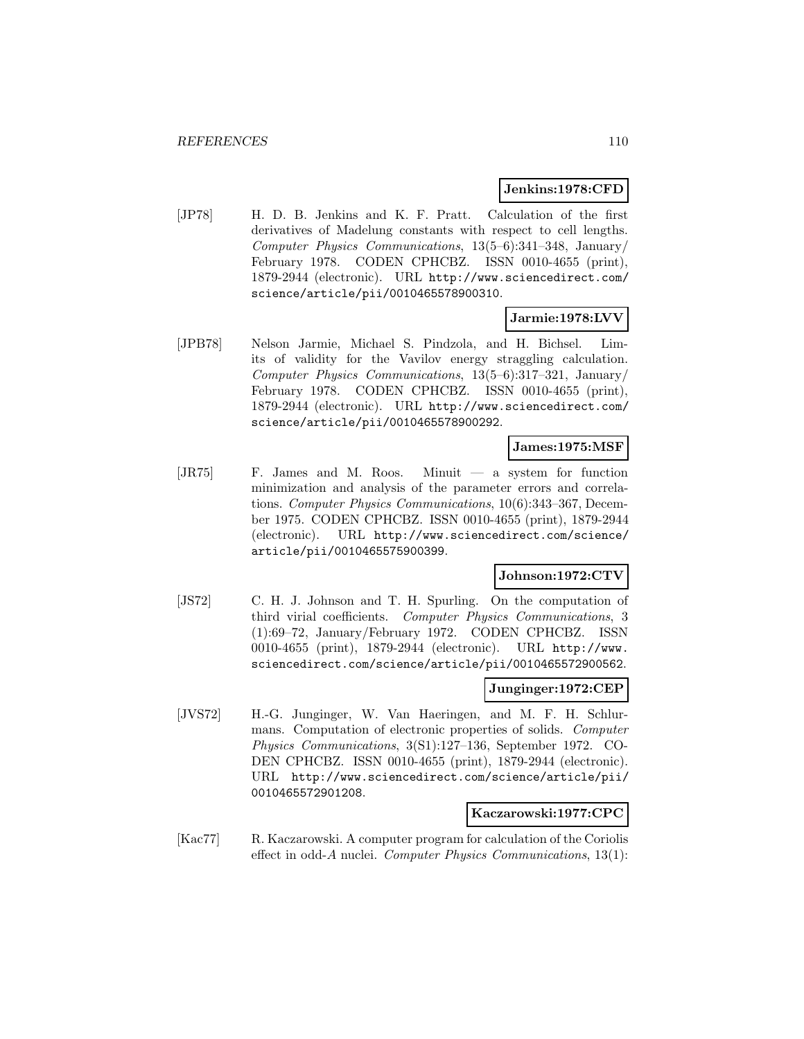**Jenkins:1978:CFD**

[JP78] H. D. B. Jenkins and K. F. Pratt. Calculation of the first derivatives of Madelung constants with respect to cell lengths. *Computer Physics Communications*, 13(5–6):341–348, January/February 1978. CODEN CPHCBZ. ISSN 0010-4655 (print), 1879-2944 (electronic). URL `http://www.sciencedirect.com/science/article/pii/0010465578900310`.

**Jarmie:1978:LVV**

[JPB78] Nelson Jarmie, Michael S. Pindzola, and H. Bichsel. Limits of validity for the Vavilov energy straggling calculation. *Computer Physics Communications*, 13(5–6):317–321, January/February 1978. CODEN CPHCBZ. ISSN 0010-4655 (print), 1879-2944 (electronic). URL `http://www.sciencedirect.com/science/article/pii/0010465578900292`.

**James:1975:MSF**

[JR75] F. James and M. Roos. Minuit — a system for function minimization and analysis of the parameter errors and correlations. *Computer Physics Communications*, 10(6):343–367, December 1975. CODEN CPHCBZ. ISSN 0010-4655 (print), 1879-2944 (electronic). URL `http://www.sciencedirect.com/science/article/pii/0010465575900399`.

**Johnson:1972:CTV**

[JS72] C. H. J. Johnson and T. H. Spurling. On the computation of third virial coefficients. *Computer Physics Communications*, 3 (1):69–72, January/February 1972. CODEN CPHCBZ. ISSN 0010-4655 (print), 1879-2944 (electronic). URL `http://www.sciencedirect.com/science/article/pii/0010465572900562`.

**Junginger:1972:CEP**

[JVS72] H.-G. Junginger, W. Van Haeringen, and M. F. H. Schlurmans. Computation of electronic properties of solids. *Computer Physics Communications*, 3(S1):127–136, September 1972. CODEN CPHCBZ. ISSN 0010-4655 (print), 1879-2944 (electronic). URL `http://www.sciencedirect.com/science/article/pii/0010465572901208`.

**Kaczarowski:1977:CPC**

[Kac77] R. Kaczarowski. A computer program for calculation of the Coriolis effect in odd-*A* nuclei. *Computer Physics Communications*, 13(1):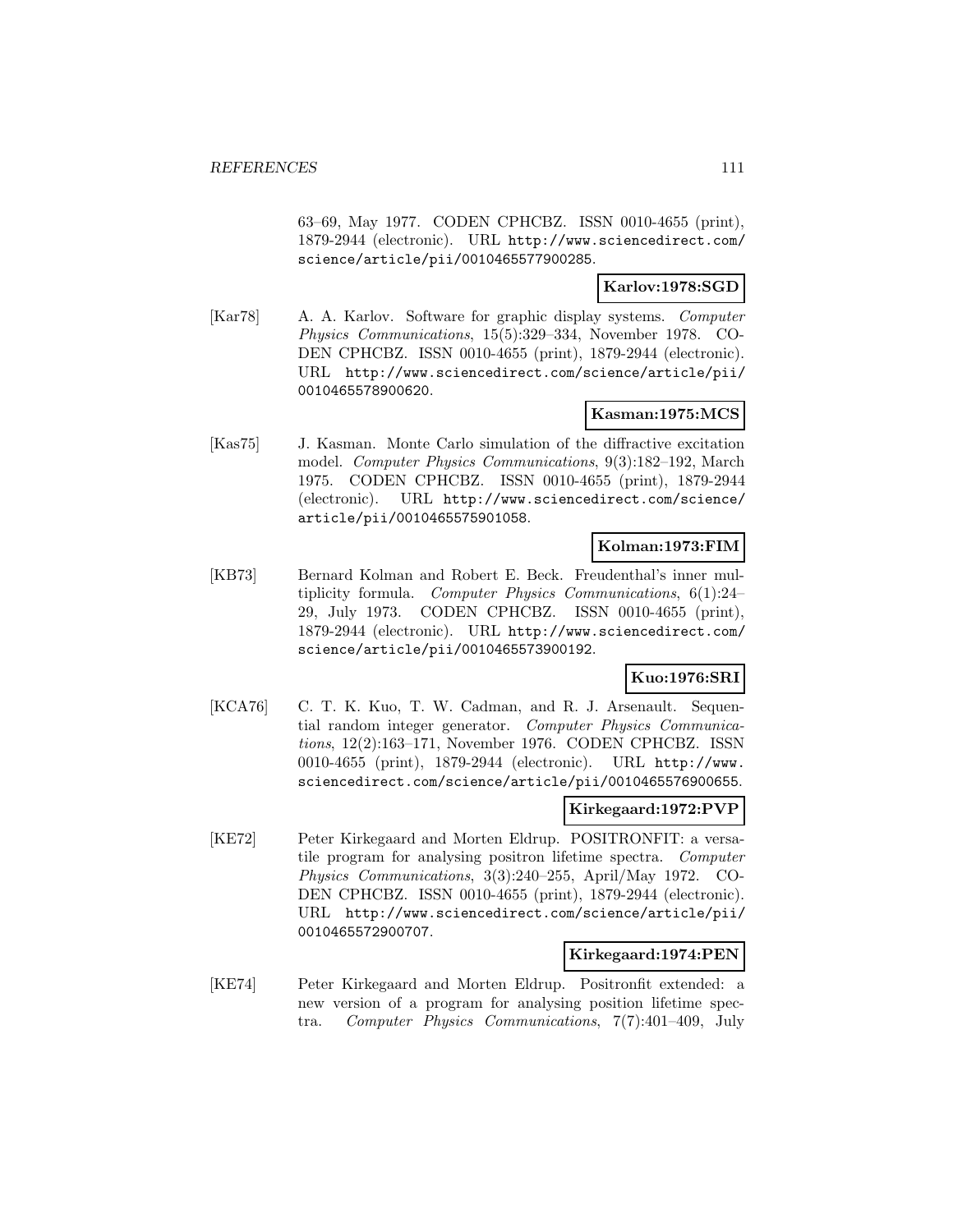63–69, May 1977. CODEN CPHCBZ. ISSN 0010-4655 (print), 1879-2944 (electronic). URL http://www.sciencedirect.com/science/article/pii/0010465577900285.

**Karlov:1978:SGD**

[Kar78] A. A. Karlov. Software for graphic display systems. *Computer Physics Communications*, 15(5):329–334, November 1978. CODEN CPHCBZ. ISSN 0010-4655 (print), 1879-2944 (electronic). URL http://www.sciencedirect.com/science/article/pii/0010465578900620.

**Kasman:1975:MCS**

[Kas75] J. Kasman. Monte Carlo simulation of the diffractive excitation model. *Computer Physics Communications*, 9(3):182–192, March 1975. CODEN CPHCBZ. ISSN 0010-4655 (print), 1879-2944 (electronic). URL http://www.sciencedirect.com/science/article/pii/0010465575901058.

**Kolman:1973:FIM**

[KB73] Bernard Kolman and Robert E. Beck. Freudenthal's inner multiplicity formula. *Computer Physics Communications*, 6(1):24–29, July 1973. CODEN CPHCBZ. ISSN 0010-4655 (print), 1879-2944 (electronic). URL http://www.sciencedirect.com/science/article/pii/0010465573900192.

**Kuo:1976:SRI**

[KCA76] C. T. K. Kuo, T. W. Cadman, and R. J. Arsenault. Sequential random integer generator. *Computer Physics Communications*, 12(2):163–171, November 1976. CODEN CPHCBZ. ISSN 0010-4655 (print), 1879-2944 (electronic). URL http://www.sciencedirect.com/science/article/pii/0010465576900655.

**Kirkegaard:1972:PVP**

[KE72] Peter Kirkegaard and Morten Eldrup. POSITRONFIT: a versatile program for analysing positron lifetime spectra. *Computer Physics Communications*, 3(3):240–255, April/May 1972. CODEN CPHCBZ. ISSN 0010-4655 (print), 1879-2944 (electronic). URL http://www.sciencedirect.com/science/article/pii/0010465572900707.

**Kirkegaard:1974:PEN**

[KE74] Peter Kirkegaard and Morten Eldrup. Positronfit extended: a new version of a program for analysing position lifetime spectra. *Computer Physics Communications*, 7(7):401–409, July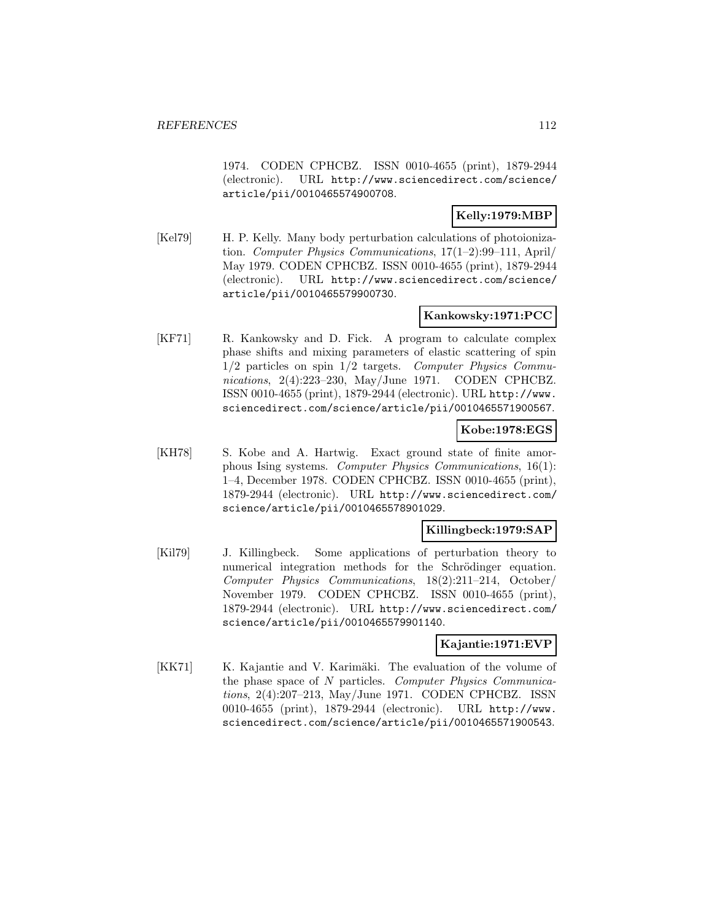1974. CODEN CPHCBZ. ISSN 0010-4655 (print), 1879-2944 (electronic). URL http://www.sciencedirect.com/science/article/pii/0010465574900708.

**Kelly:1979:MBP**

[Kel79] H. P. Kelly. Many body perturbation calculations of photoionization. *Computer Physics Communications*, 17(1–2):99–111, April/May 1979. CODEN CPHCBZ. ISSN 0010-4655 (print), 1879-2944 (electronic). URL http://www.sciencedirect.com/science/article/pii/0010465579900730.

**Kankowsky:1971:PCC**

[KF71] R. Kankowsky and D. Fick. A program to calculate complex phase shifts and mixing parameters of elastic scattering of spin 1/2 particles on spin 1/2 targets. *Computer Physics Communications*, 2(4):223–230, May/June 1971. CODEN CPHCBZ. ISSN 0010-4655 (print), 1879-2944 (electronic). URL http://www.sciencedirect.com/science/article/pii/0010465571900567.

**Kobe:1978:EGS**

[KH78] S. Kobe and A. Hartwig. Exact ground state of finite amorphous Ising systems. *Computer Physics Communications*, 16(1): 1–4, December 1978. CODEN CPHCBZ. ISSN 0010-4655 (print), 1879-2944 (electronic). URL http://www.sciencedirect.com/science/article/pii/0010465578901029.

**Killingbeck:1979:SAP**

[Kil79] J. Killingbeck. Some applications of perturbation theory to numerical integration methods for the Schrödinger equation. *Computer Physics Communications*, 18(2):211–214, October/November 1979. CODEN CPHCBZ. ISSN 0010-4655 (print), 1879-2944 (electronic). URL http://www.sciencedirect.com/science/article/pii/0010465579901140.

**Kajantie:1971:EVP**

[KK71] K. Kajantie and V. Karimäki. The evaluation of the volume of the phase space of $N$ particles. *Computer Physics Communications*, 2(4):207–213, May/June 1971. CODEN CPHCBZ. ISSN 0010-4655 (print), 1879-2944 (electronic). URL http://www.sciencedirect.com/science/article/pii/0010465571900543.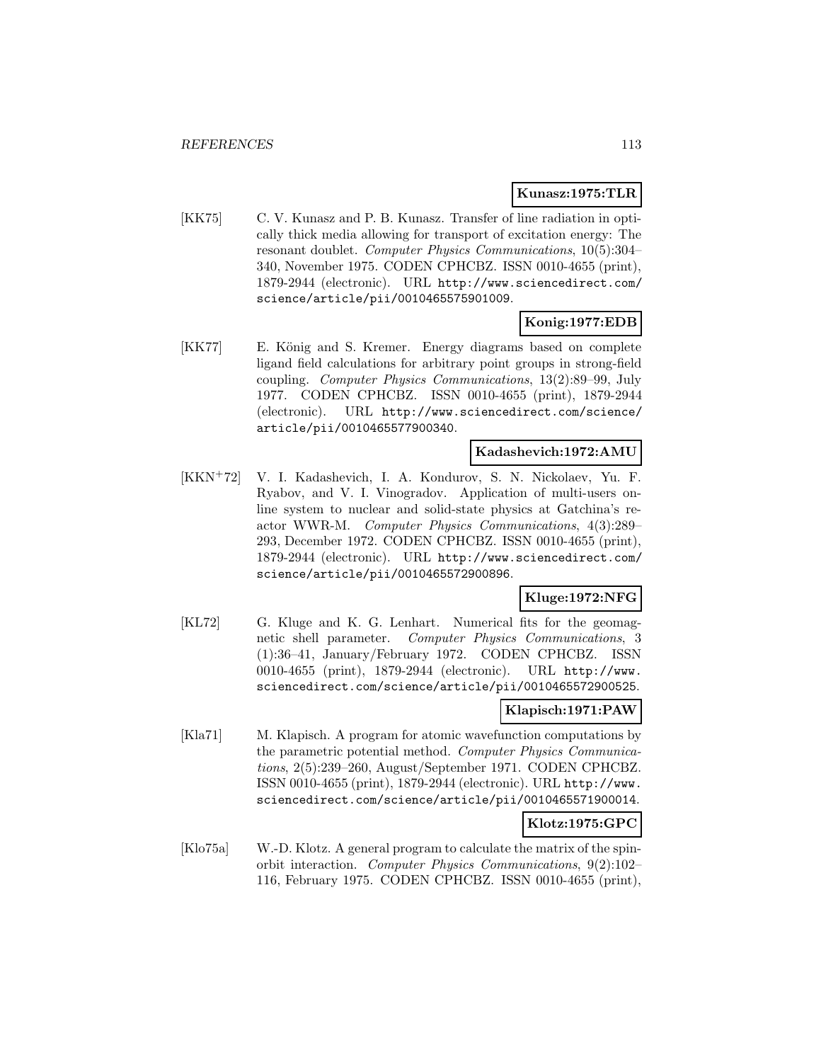**Kunasz:1975:TLR**

[KK75] C. V. Kunasz and P. B. Kunasz. Transfer of line radiation in optically thick media allowing for transport of excitation energy: The resonant doublet. *Computer Physics Communications*, 10(5):304–340, November 1975. CODEN CPHCBZ. ISSN 0010-4655 (print), 1879-2944 (electronic). URL http://www.sciencedirect.com/science/article/pii/0010465575901009.

**Konig:1977:EDB**

[KK77] E. König and S. Kremer. Energy diagrams based on complete ligand field calculations for arbitrary point groups in strong-field coupling. *Computer Physics Communications*, 13(2):89–99, July 1977. CODEN CPHCBZ. ISSN 0010-4655 (print), 1879-2944 (electronic). URL http://www.sciencedirect.com/science/article/pii/0010465577900340.

**Kadashevich:1972:AMU**

[KKN+72] V. I. Kadashevich, I. A. Kondurov, S. N. Nickolaev, Yu. F. Ryabov, and V. I. Vinogradov. Application of multi-users online system to nuclear and solid-state physics at Gatchina's reactor WWR-M. *Computer Physics Communications*, 4(3):289–293, December 1972. CODEN CPHCBZ. ISSN 0010-4655 (print), 1879-2944 (electronic). URL http://www.sciencedirect.com/science/article/pii/0010465572900896.

**Kluge:1972:NFG**

[KL72] G. Kluge and K. G. Lenhart. Numerical fits for the geomagnetic shell parameter. *Computer Physics Communications*, 3 (1):36–41, January/February 1972. CODEN CPHCBZ. ISSN 0010-4655 (print), 1879-2944 (electronic). URL http://www.sciencedirect.com/science/article/pii/0010465572900525.

**Klapisch:1971:PAW**

[Kla71] M. Klapisch. A program for atomic wavefunction computations by the parametric potential method. *Computer Physics Communications*, 2(5):239–260, August/September 1971. CODEN CPHCBZ. ISSN 0010-4655 (print), 1879-2944 (electronic). URL http://www.sciencedirect.com/science/article/pii/0010465571900014.

**Klotz:1975:GPC**

[Klo75a] W.-D. Klotz. A general program to calculate the matrix of the spin-orbit interaction. *Computer Physics Communications*, 9(2):102–116, February 1975. CODEN CPHCBZ. ISSN 0010-4655 (print),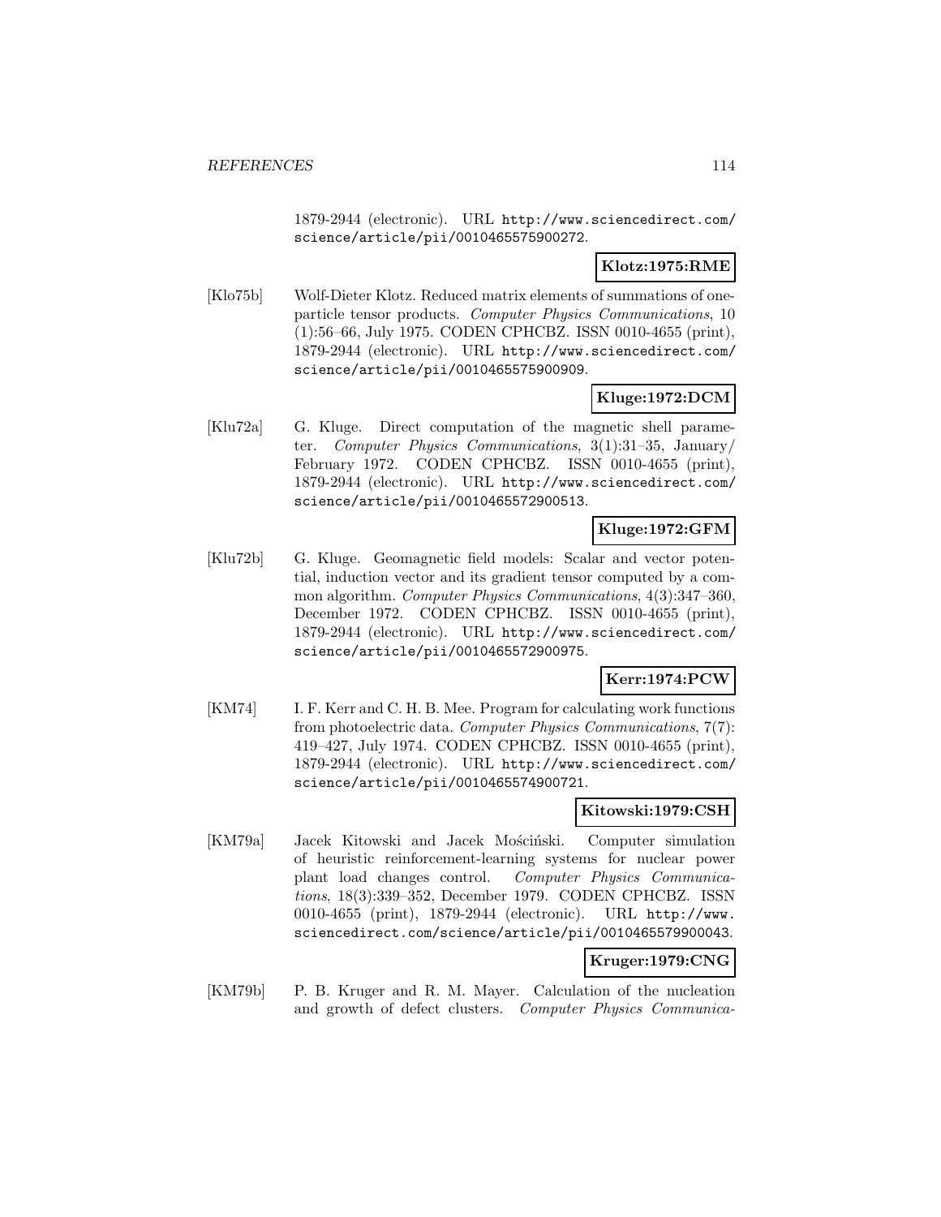1879-2944 (electronic). URL http://www.sciencedirect.com/science/article/pii/0010465575900272.

**Klotz:1975:RME**

[Klo75b] Wolf-Dieter Klotz. Reduced matrix elements of summations of one-particle tensor products. *Computer Physics Communications*, 10 (1):56–66, July 1975. CODEN CPHCBZ. ISSN 0010-4655 (print), 1879-2944 (electronic). URL http://www.sciencedirect.com/science/article/pii/0010465575900909.

**Kluge:1972:DCM**

[Klu72a] G. Kluge. Direct computation of the magnetic shell parameter. *Computer Physics Communications*, 3(1):31–35, January/ February 1972. CODEN CPHCBZ. ISSN 0010-4655 (print), 1879-2944 (electronic). URL http://www.sciencedirect.com/science/article/pii/0010465572900513.

**Kluge:1972:GFM**

[Klu72b] G. Kluge. Geomagnetic field models: Scalar and vector potential, induction vector and its gradient tensor computed by a common algorithm. *Computer Physics Communications*, 4(3):347–360, December 1972. CODEN CPHCBZ. ISSN 0010-4655 (print), 1879-2944 (electronic). URL http://www.sciencedirect.com/science/article/pii/0010465572900975.

**Kerr:1974:PCW**

[KM74] I. F. Kerr and C. H. B. Mee. Program for calculating work functions from photoelectric data. *Computer Physics Communications*, 7(7): 419–427, July 1974. CODEN CPHCBZ. ISSN 0010-4655 (print), 1879-2944 (electronic). URL http://www.sciencedirect.com/science/article/pii/0010465574900721.

**Kitowski:1979:CSH**

[KM79a] Jacek Kitowski and Jacek Mościński. Computer simulation of heuristic reinforcement-learning systems for nuclear power plant load changes control. *Computer Physics Communications*, 18(3):339–352, December 1979. CODEN CPHCBZ. ISSN 0010-4655 (print), 1879-2944 (electronic). URL http://www.sciencedirect.com/science/article/pii/0010465579900043.

**Kruger:1979:CNG**

[KM79b] P. B. Kruger and R. M. Mayer. Calculation of the nucleation and growth of defect clusters. *Computer Physics Communica-*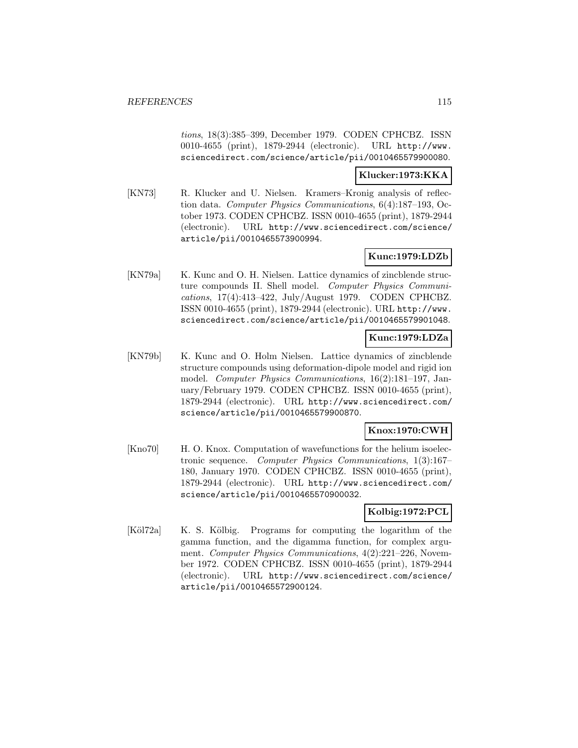*tions*, 18(3):385–399, December 1979. CODEN CPHCBZ. ISSN 0010-4655 (print), 1879-2944 (electronic). URL http://www.sciencedirect.com/science/article/pii/0010465579900080.

**Klucker:1973:KKA**

[KN73] R. Klucker and U. Nielsen. Kramers–Kronig analysis of reflection data. *Computer Physics Communications*, 6(4):187–193, October 1973. CODEN CPHCBZ. ISSN 0010-4655 (print), 1879-2944 (electronic). URL http://www.sciencedirect.com/science/article/pii/0010465573900994.

**Kunc:1979:LDZb**

[KN79a] K. Kunc and O. H. Nielsen. Lattice dynamics of zincblende structure compounds II. Shell model. *Computer Physics Communications*, 17(4):413–422, July/August 1979. CODEN CPHCBZ. ISSN 0010-4655 (print), 1879-2944 (electronic). URL http://www.sciencedirect.com/science/article/pii/0010465579901048.

**Kunc:1979:LDZa**

[KN79b] K. Kunc and O. Holm Nielsen. Lattice dynamics of zincblende structure compounds using deformation-dipole model and rigid ion model. *Computer Physics Communications*, 16(2):181–197, January/February 1979. CODEN CPHCBZ. ISSN 0010-4655 (print), 1879-2944 (electronic). URL http://www.sciencedirect.com/science/article/pii/0010465579900870.

**Knox:1970:CWH**

[Kno70] H. O. Knox. Computation of wavefunctions for the helium isoelectronic sequence. *Computer Physics Communications*, 1(3):167–180, January 1970. CODEN CPHCBZ. ISSN 0010-4655 (print), 1879-2944 (electronic). URL http://www.sciencedirect.com/science/article/pii/0010465570900032.

**Kolbig:1972:PCL**

[Köl72a] K. S. Kölbig. Programs for computing the logarithm of the gamma function, and the digamma function, for complex argument. *Computer Physics Communications*, 4(2):221–226, November 1972. CODEN CPHCBZ. ISSN 0010-4655 (print), 1879-2944 (electronic). URL http://www.sciencedirect.com/science/article/pii/0010465572900124.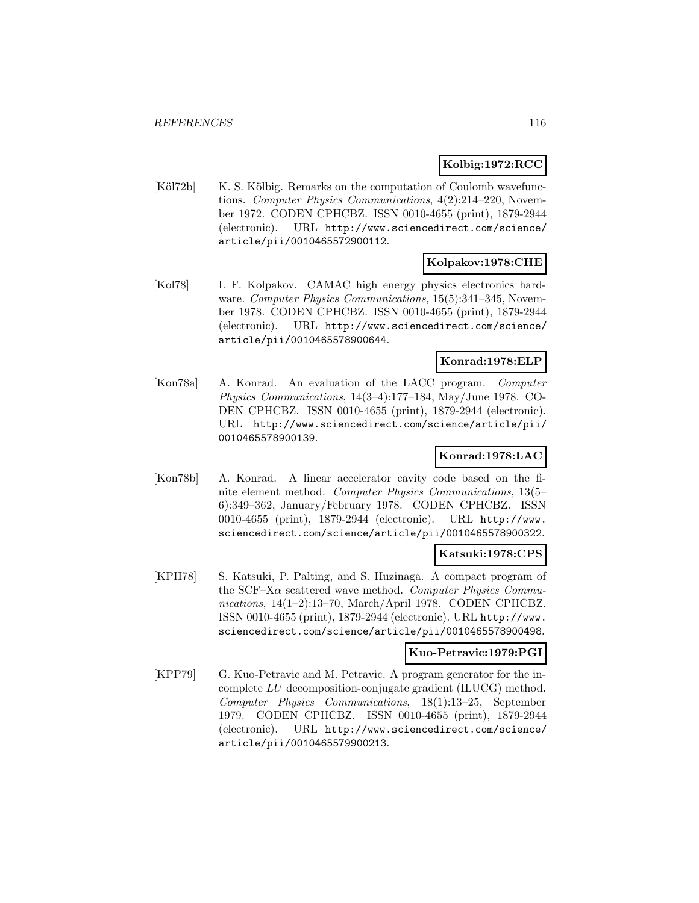**Kolbig:1972:RCC**

[Köl72b] K. S. Kölbig. Remarks on the computation of Coulomb wavefunctions. *Computer Physics Communications*, 4(2):214–220, November 1972. CODEN CPHCBZ. ISSN 0010-4655 (print), 1879-2944 (electronic). URL http://www.sciencedirect.com/science/article/pii/0010465572900112.

**Kolpakov:1978:CHE**

[Kol78] I. F. Kolpakov. CAMAC high energy physics electronics hardware. *Computer Physics Communications*, 15(5):341–345, November 1978. CODEN CPHCBZ. ISSN 0010-4655 (print), 1879-2944 (electronic). URL http://www.sciencedirect.com/science/article/pii/0010465578900644.

**Konrad:1978:ELP**

[Kon78a] A. Konrad. An evaluation of the LACC program. *Computer Physics Communications*, 14(3–4):177–184, May/June 1978. CODEN CPHCBZ. ISSN 0010-4655 (print), 1879-2944 (electronic). URL http://www.sciencedirect.com/science/article/pii/0010465578900139.

**Konrad:1978:LAC**

[Kon78b] A. Konrad. A linear accelerator cavity code based on the finite element method. *Computer Physics Communications*, 13(5–6):349–362, January/February 1978. CODEN CPHCBZ. ISSN 0010-4655 (print), 1879-2944 (electronic). URL http://www.sciencedirect.com/science/article/pii/0010465578900322.

**Katsuki:1978:CPS**

[KPH78] S. Katsuki, P. Palting, and S. Huzinaga. A compact program of the SCF–X$\alpha$ scattered wave method. *Computer Physics Communications*, 14(1–2):13–70, March/April 1978. CODEN CPHCBZ. ISSN 0010-4655 (print), 1879-2944 (electronic). URL http://www.sciencedirect.com/science/article/pii/0010465578900498.

**Kuo-Petravic:1979:PGI**

[KPP79] G. Kuo-Petravic and M. Petravic. A program generator for the incomplete *LU* decomposition-conjugate gradient (ILUCG) method. *Computer Physics Communications*, 18(1):13–25, September 1979. CODEN CPHCBZ. ISSN 0010-4655 (print), 1879-2944 (electronic). URL http://www.sciencedirect.com/science/article/pii/0010465579900213.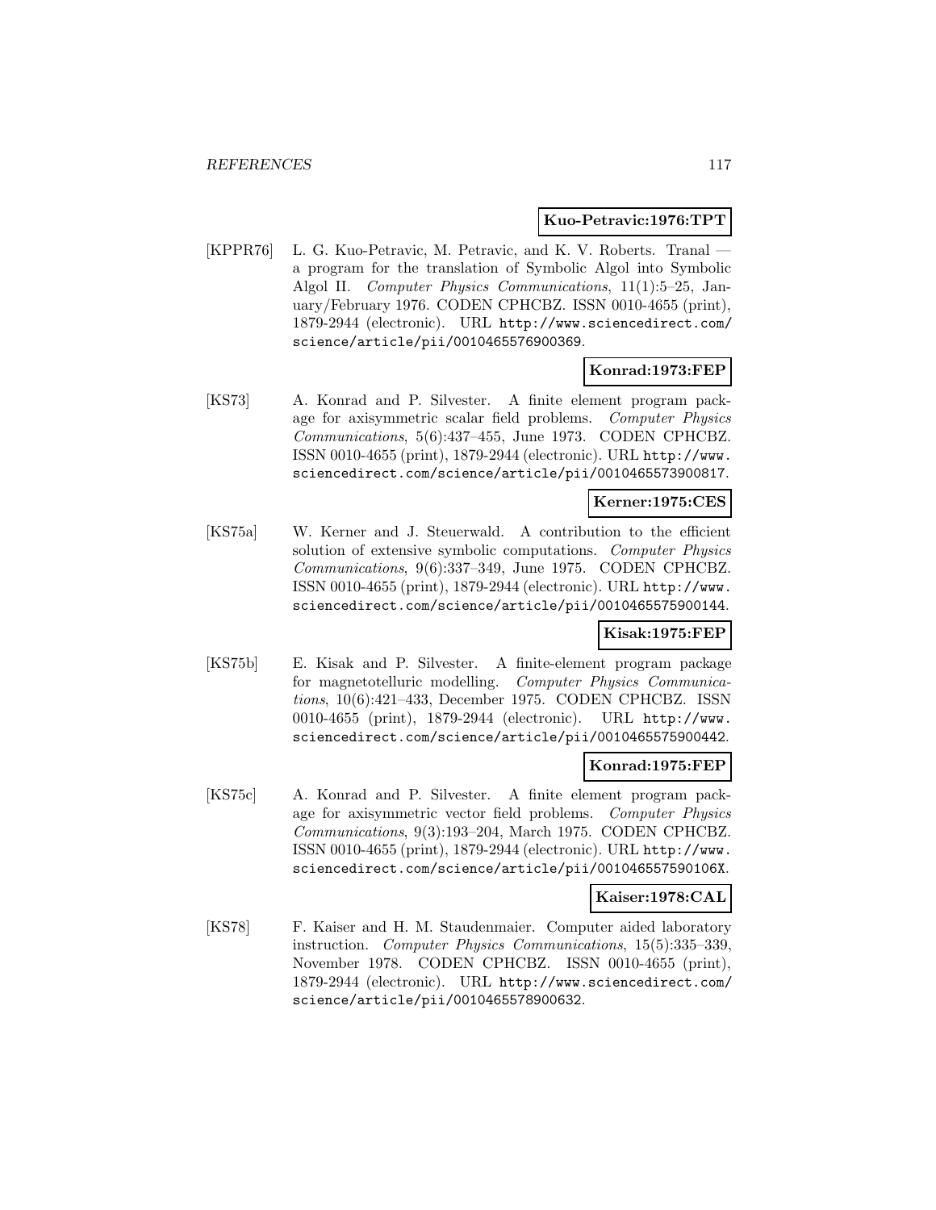**Kuo-Petravic:1976:TPT**

[KPPR76] L. G. Kuo-Petravic, M. Petravic, and K. V. Roberts. Tranal — a program for the translation of Symbolic Algol into Symbolic Algol II. *Computer Physics Communications*, 11(1):5–25, January/February 1976. CODEN CPHCBZ. ISSN 0010-4655 (print), 1879-2944 (electronic). URL http://www.sciencedirect.com/science/article/pii/0010465576900369.

**Konrad:1973:FEP**

[KS73] A. Konrad and P. Silvester. A finite element program package for axisymmetric scalar field problems. *Computer Physics Communications*, 5(6):437–455, June 1973. CODEN CPHCBZ. ISSN 0010-4655 (print), 1879-2944 (electronic). URL http://www.sciencedirect.com/science/article/pii/0010465573900817.

**Kerner:1975:CES**

[KS75a] W. Kerner and J. Steuerwald. A contribution to the efficient solution of extensive symbolic computations. *Computer Physics Communications*, 9(6):337–349, June 1975. CODEN CPHCBZ. ISSN 0010-4655 (print), 1879-2944 (electronic). URL http://www.sciencedirect.com/science/article/pii/0010465575900144.

**Kisak:1975:FEP**

[KS75b] E. Kisak and P. Silvester. A finite-element program package for magnetotelluric modelling. *Computer Physics Communications*, 10(6):421–433, December 1975. CODEN CPHCBZ. ISSN 0010-4655 (print), 1879-2944 (electronic). URL http://www.sciencedirect.com/science/article/pii/0010465575900442.

**Konrad:1975:FEP**

[KS75c] A. Konrad and P. Silvester. A finite element program package for axisymmetric vector field problems. *Computer Physics Communications*, 9(3):193–204, March 1975. CODEN CPHCBZ. ISSN 0010-4655 (print), 1879-2944 (electronic). URL http://www.sciencedirect.com/science/article/pii/001046557590106X.

**Kaiser:1978:CAL**

[KS78] F. Kaiser and H. M. Staudenmaier. Computer aided laboratory instruction. *Computer Physics Communications*, 15(5):335–339, November 1978. CODEN CPHCBZ. ISSN 0010-4655 (print), 1879-2944 (electronic). URL http://www.sciencedirect.com/science/article/pii/0010465578900632.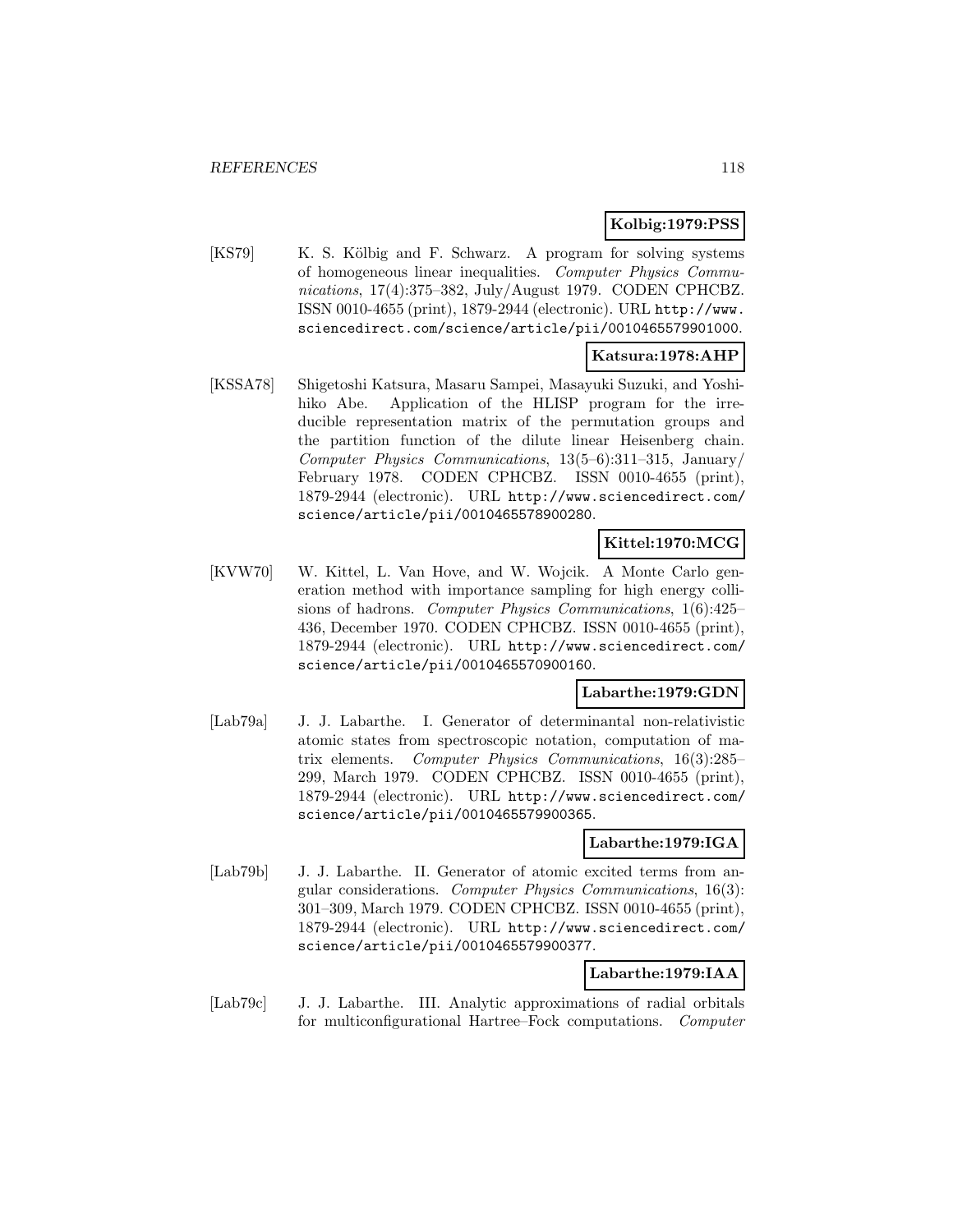**Kolbig:1979:PSS**

[KS79] K. S. Kölbig and F. Schwarz. A program for solving systems of homogeneous linear inequalities. *Computer Physics Communications*, 17(4):375–382, July/August 1979. CODEN CPHCBZ. ISSN 0010-4655 (print), 1879-2944 (electronic). URL http://www.sciencedirect.com/science/article/pii/0010465579901000.

**Katsura:1978:AHP**

[KSSA78] Shigetoshi Katsura, Masaru Sampei, Masayuki Suzuki, and Yoshihiko Abe. Application of the HLISP program for the irreducible representation matrix of the permutation groups and the partition function of the dilute linear Heisenberg chain. *Computer Physics Communications*, 13(5–6):311–315, January/February 1978. CODEN CPHCBZ. ISSN 0010-4655 (print), 1879-2944 (electronic). URL http://www.sciencedirect.com/science/article/pii/0010465578900280.

**Kittel:1970:MCG**

[KVW70] W. Kittel, L. Van Hove, and W. Wojcik. A Monte Carlo generation method with importance sampling for high energy collisions of hadrons. *Computer Physics Communications*, 1(6):425–436, December 1970. CODEN CPHCBZ. ISSN 0010-4655 (print), 1879-2944 (electronic). URL http://www.sciencedirect.com/science/article/pii/0010465570900160.

**Labarthe:1979:GDN**

[Lab79a] J. J. Labarthe. I. Generator of determinantal non-relativistic atomic states from spectroscopic notation, computation of matrix elements. *Computer Physics Communications*, 16(3):285–299, March 1979. CODEN CPHCBZ. ISSN 0010-4655 (print), 1879-2944 (electronic). URL http://www.sciencedirect.com/science/article/pii/0010465579900365.

**Labarthe:1979:IGA**

[Lab79b] J. J. Labarthe. II. Generator of atomic excited terms from angular considerations. *Computer Physics Communications*, 16(3):301–309, March 1979. CODEN CPHCBZ. ISSN 0010-4655 (print), 1879-2944 (electronic). URL http://www.sciencedirect.com/science/article/pii/0010465579900377.

**Labarthe:1979:IAA**

[Lab79c] J. J. Labarthe. III. Analytic approximations of radial orbitals for multiconfigurational Hartree–Fock computations. *Computer*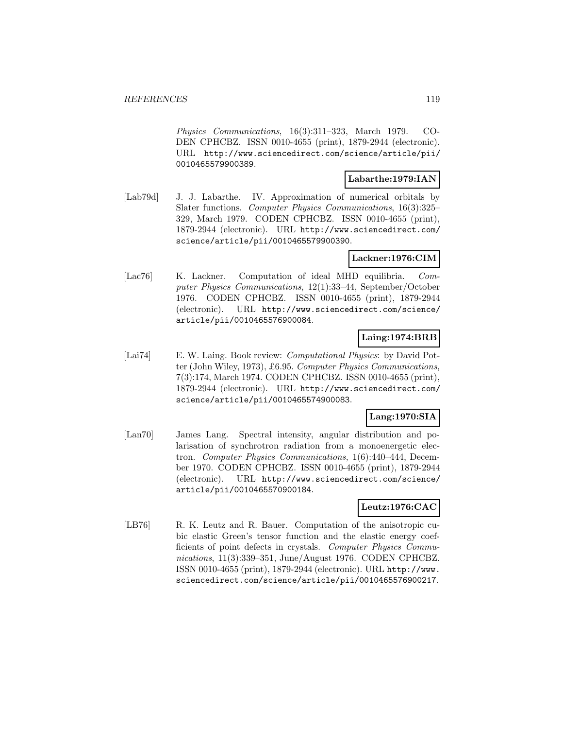*Physics Communications*, 16(3):311–323, March 1979. CODEN CPHCBZ. ISSN 0010-4655 (print), 1879-2944 (electronic). URL http://www.sciencedirect.com/science/article/pii/0010465579900389.

**Labarthe:1979:IAN**

[Lab79d] J. J. Labarthe. IV. Approximation of numerical orbitals by Slater functions. *Computer Physics Communications*, 16(3):325–329, March 1979. CODEN CPHCBZ. ISSN 0010-4655 (print), 1879-2944 (electronic). URL http://www.sciencedirect.com/science/article/pii/0010465579900390.

**Lackner:1976:CIM**

[Lac76] K. Lackner. Computation of ideal MHD equilibria. *Computer Physics Communications*, 12(1):33–44, September/October 1976. CODEN CPHCBZ. ISSN 0010-4655 (print), 1879-2944 (electronic). URL http://www.sciencedirect.com/science/article/pii/0010465576900084.

**Laing:1974:BRB**

[Lai74] E. W. Laing. Book review: *Computational Physics*: by David Potter (John Wiley, 1973), £6.95. *Computer Physics Communications*, 7(3):174, March 1974. CODEN CPHCBZ. ISSN 0010-4655 (print), 1879-2944 (electronic). URL http://www.sciencedirect.com/science/article/pii/0010465574900083.

**Lang:1970:SIA**

[Lan70] James Lang. Spectral intensity, angular distribution and polarisation of synchrotron radiation from a monoenergetic electron. *Computer Physics Communications*, 1(6):440–444, December 1970. CODEN CPHCBZ. ISSN 0010-4655 (print), 1879-2944 (electronic). URL http://www.sciencedirect.com/science/article/pii/0010465570900184.

**Leutz:1976:CAC**

[LB76] R. K. Leutz and R. Bauer. Computation of the anisotropic cubic elastic Green's tensor function and the elastic energy coefficients of point defects in crystals. *Computer Physics Communications*, 11(3):339–351, June/August 1976. CODEN CPHCBZ. ISSN 0010-4655 (print), 1879-2944 (electronic). URL http://www.sciencedirect.com/science/article/pii/0010465576900217.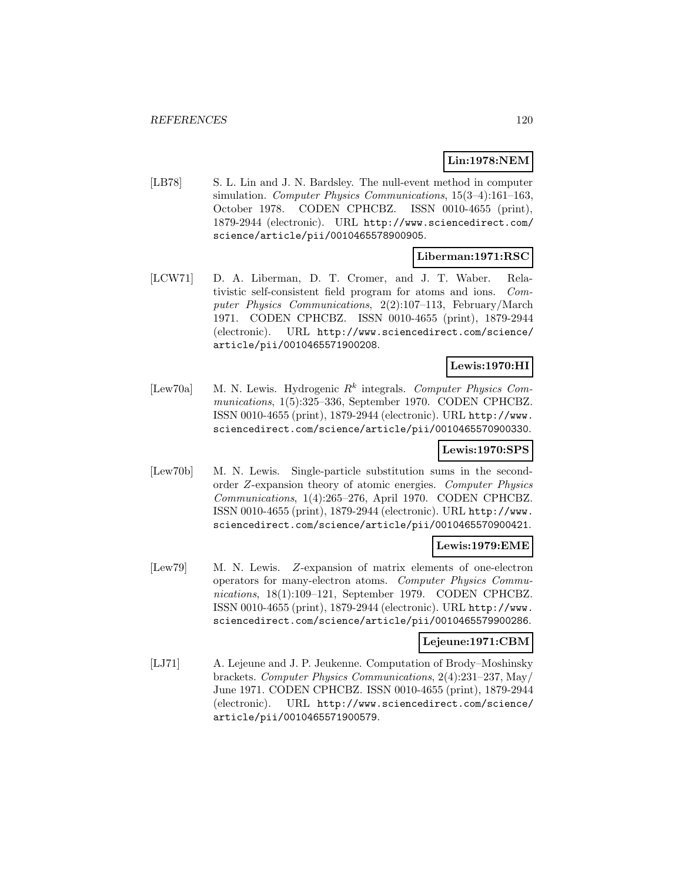**Lin:1978:NEM**

[LB78] S. L. Lin and J. N. Bardsley. The null-event method in computer simulation. *Computer Physics Communications*, 15(3–4):161–163, October 1978. CODEN CPHCBZ. ISSN 0010-4655 (print), 1879-2944 (electronic). URL http://www.sciencedirect.com/science/article/pii/0010465578900905.

**Liberman:1971:RSC**

[LCW71] D. A. Liberman, D. T. Cromer, and J. T. Waber. Relativistic self-consistent field program for atoms and ions. *Computer Physics Communications*, 2(2):107–113, February/March 1971. CODEN CPHCBZ. ISSN 0010-4655 (print), 1879-2944 (electronic). URL http://www.sciencedirect.com/science/article/pii/0010465571900208.

**Lewis:1970:HI**

[Lew70a] M. N. Lewis. Hydrogenic $R^k$ integrals. *Computer Physics Communications*, 1(5):325–336, September 1970. CODEN CPHCBZ. ISSN 0010-4655 (print), 1879-2944 (electronic). URL http://www.sciencedirect.com/science/article/pii/0010465570900330.

**Lewis:1970:SPS**

[Lew70b] M. N. Lewis. Single-particle substitution sums in the second-order $Z$-expansion theory of atomic energies. *Computer Physics Communications*, 1(4):265–276, April 1970. CODEN CPHCBZ. ISSN 0010-4655 (print), 1879-2944 (electronic). URL http://www.sciencedirect.com/science/article/pii/0010465570900421.

**Lewis:1979:EME**

[Lew79] M. N. Lewis. $Z$-expansion of matrix elements of one-electron operators for many-electron atoms. *Computer Physics Communications*, 18(1):109–121, September 1979. CODEN CPHCBZ. ISSN 0010-4655 (print), 1879-2944 (electronic). URL http://www.sciencedirect.com/science/article/pii/0010465579900286.

**Lejeune:1971:CBM**

[LJ71] A. Lejeune and J. P. Jeukenne. Computation of Brody–Moshinsky brackets. *Computer Physics Communications*, 2(4):231–237, May/June 1971. CODEN CPHCBZ. ISSN 0010-4655 (print), 1879-2944 (electronic). URL http://www.sciencedirect.com/science/article/pii/0010465571900579.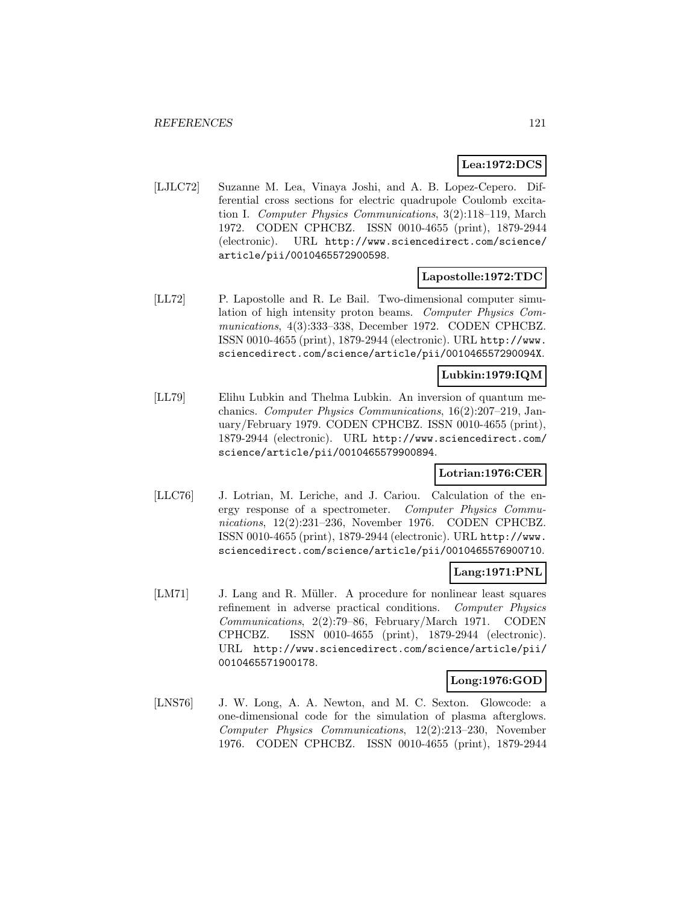**Lea:1972:DCS**

[LJLC72] Suzanne M. Lea, Vinaya Joshi, and A. B. Lopez-Cepero. Differential cross sections for electric quadrupole Coulomb excitation I. *Computer Physics Communications*, 3(2):118–119, March 1972. CODEN CPHCBZ. ISSN 0010-4655 (print), 1879-2944 (electronic). URL http://www.sciencedirect.com/science/article/pii/0010465572900598.

**Lapostolle:1972:TDC**

[LL72] P. Lapostolle and R. Le Bail. Two-dimensional computer simulation of high intensity proton beams. *Computer Physics Communications*, 4(3):333–338, December 1972. CODEN CPHCBZ. ISSN 0010-4655 (print), 1879-2944 (electronic). URL http://www.sciencedirect.com/science/article/pii/001046557290094X.

**Lubkin:1979:IQM**

[LL79] Elihu Lubkin and Thelma Lubkin. An inversion of quantum mechanics. *Computer Physics Communications*, 16(2):207–219, January/February 1979. CODEN CPHCBZ. ISSN 0010-4655 (print), 1879-2944 (electronic). URL http://www.sciencedirect.com/science/article/pii/0010465579900894.

**Lotrian:1976:CER**

[LLC76] J. Lotrian, M. Leriche, and J. Cariou. Calculation of the energy response of a spectrometer. *Computer Physics Communications*, 12(2):231–236, November 1976. CODEN CPHCBZ. ISSN 0010-4655 (print), 1879-2944 (electronic). URL http://www.sciencedirect.com/science/article/pii/0010465576900710.

**Lang:1971:PNL**

[LM71] J. Lang and R. Müller. A procedure for nonlinear least squares refinement in adverse practical conditions. *Computer Physics Communications*, 2(2):79–86, February/March 1971. CODEN CPHCBZ. ISSN 0010-4655 (print), 1879-2944 (electronic). URL http://www.sciencedirect.com/science/article/pii/0010465571900178.

**Long:1976:GOD**

[LNS76] J. W. Long, A. A. Newton, and M. C. Sexton. Glowcode: a one-dimensional code for the simulation of plasma afterglows. *Computer Physics Communications*, 12(2):213–230, November 1976. CODEN CPHCBZ. ISSN 0010-4655 (print), 1879-2944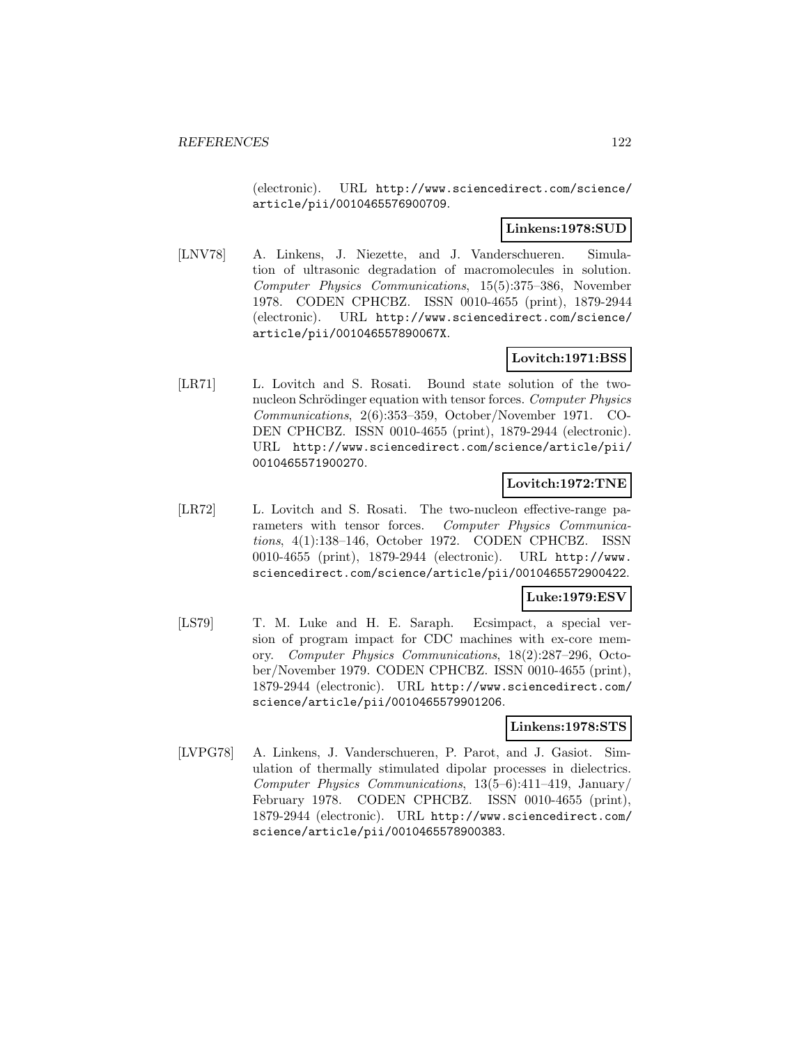(electronic). URL http://www.sciencedirect.com/science/article/pii/0010465576900709.

**Linkens:1978:SUD**

[LNV78] A. Linkens, J. Niezette, and J. Vanderschueren. Simulation of ultrasonic degradation of macromolecules in solution. *Computer Physics Communications*, 15(5):375–386, November 1978. CODEN CPHCBZ. ISSN 0010-4655 (print), 1879-2944 (electronic). URL http://www.sciencedirect.com/science/article/pii/001046557890067X.

**Lovitch:1971:BSS**

[LR71] L. Lovitch and S. Rosati. Bound state solution of the two-nucleon Schrödinger equation with tensor forces. *Computer Physics Communications*, 2(6):353–359, October/November 1971. CODEN CPHCBZ. ISSN 0010-4655 (print), 1879-2944 (electronic). URL http://www.sciencedirect.com/science/article/pii/0010465571900270.

**Lovitch:1972:TNE**

[LR72] L. Lovitch and S. Rosati. The two-nucleon effective-range parameters with tensor forces. *Computer Physics Communications*, 4(1):138–146, October 1972. CODEN CPHCBZ. ISSN 0010-4655 (print), 1879-2944 (electronic). URL http://www.sciencedirect.com/science/article/pii/0010465572900422.

**Luke:1979:ESV**

[LS79] T. M. Luke and H. E. Saraph. Ecsimpact, a special version of program impact for CDC machines with ex-core memory. *Computer Physics Communications*, 18(2):287–296, October/November 1979. CODEN CPHCBZ. ISSN 0010-4655 (print), 1879-2944 (electronic). URL http://www.sciencedirect.com/science/article/pii/0010465579901206.

**Linkens:1978:STS**

[LVPG78] A. Linkens, J. Vanderschueren, P. Parot, and J. Gasiot. Simulation of thermally stimulated dipolar processes in dielectrics. *Computer Physics Communications*, 13(5–6):411–419, January/February 1978. CODEN CPHCBZ. ISSN 0010-4655 (print), 1879-2944 (electronic). URL http://www.sciencedirect.com/science/article/pii/0010465578900383.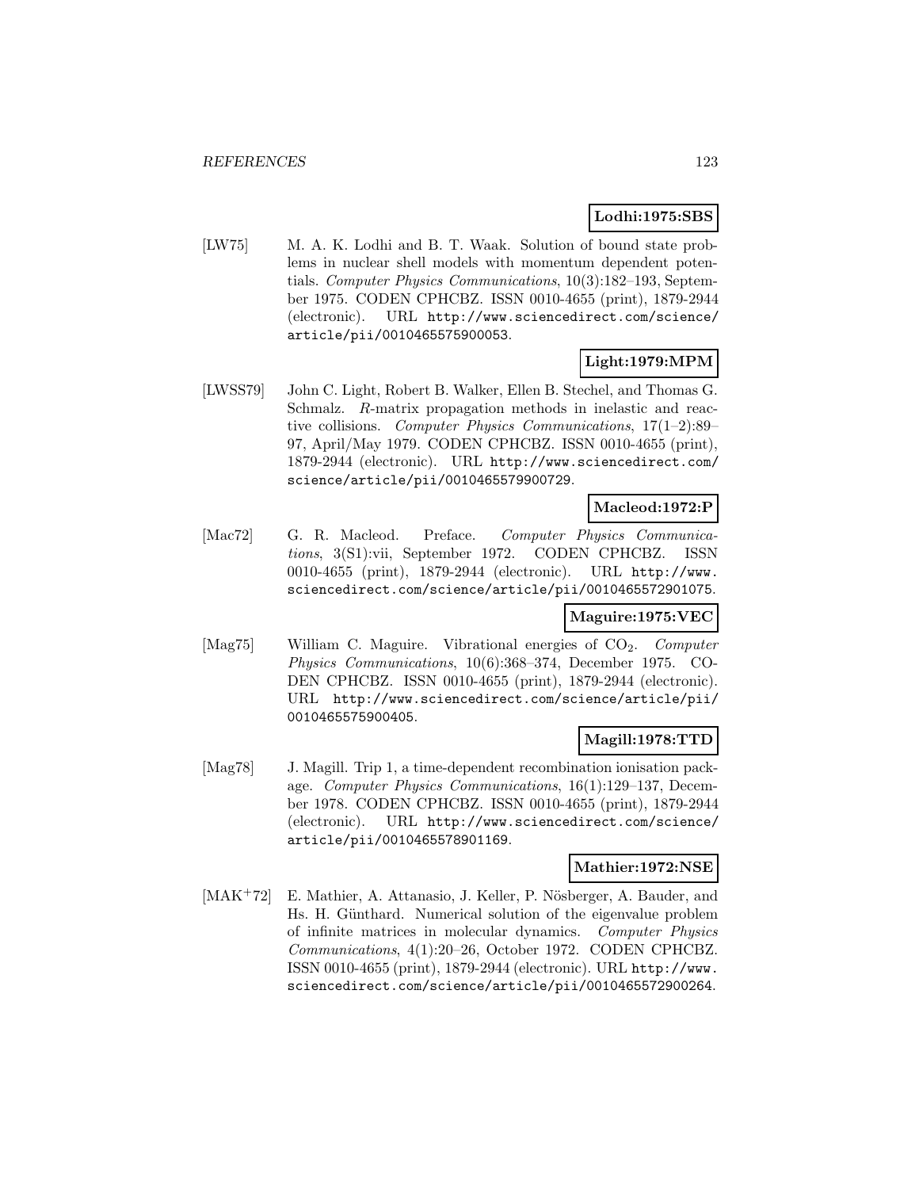**Lodhi:1975:SBS**

[LW75] M. A. K. Lodhi and B. T. Waak. Solution of bound state problems in nuclear shell models with momentum dependent potentials. *Computer Physics Communications*, 10(3):182–193, September 1975. CODEN CPHCBZ. ISSN 0010-4655 (print), 1879-2944 (electronic). URL http://www.sciencedirect.com/science/article/pii/0010465575900053.

**Light:1979:MPM**

[LWSS79] John C. Light, Robert B. Walker, Ellen B. Stechel, and Thomas G. Schmalz. *R*-matrix propagation methods in inelastic and reactive collisions. *Computer Physics Communications*, 17(1–2):89–97, April/May 1979. CODEN CPHCBZ. ISSN 0010-4655 (print), 1879-2944 (electronic). URL http://www.sciencedirect.com/science/article/pii/0010465579900729.

**Macleod:1972:P**

[Mac72] G. R. Macleod. Preface. *Computer Physics Communications*, 3(S1):vii, September 1972. CODEN CPHCBZ. ISSN 0010-4655 (print), 1879-2944 (electronic). URL http://www.sciencedirect.com/science/article/pii/0010465572901075.

**Maguire:1975:VEC**

[Mag75] William C. Maguire. Vibrational energies of $CO_2$. *Computer Physics Communications*, 10(6):368–374, December 1975. CODEN CPHCBZ. ISSN 0010-4655 (print), 1879-2944 (electronic). URL http://www.sciencedirect.com/science/article/pii/0010465575900405.

**Magill:1978:TTD**

[Mag78] J. Magill. Trip 1, a time-dependent recombination ionisation package. *Computer Physics Communications*, 16(1):129–137, December 1978. CODEN CPHCBZ. ISSN 0010-4655 (print), 1879-2944 (electronic). URL http://www.sciencedirect.com/science/article/pii/0010465578901169.

**Mathier:1972:NSE**

[MAK+72] E. Mathier, A. Attanasio, J. Keller, P. Nösberger, A. Bauder, and Hs. H. Günthard. Numerical solution of the eigenvalue problem of infinite matrices in molecular dynamics. *Computer Physics Communications*, 4(1):20–26, October 1972. CODEN CPHCBZ. ISSN 0010-4655 (print), 1879-2944 (electronic). URL http://www.sciencedirect.com/science/article/pii/0010465572900264.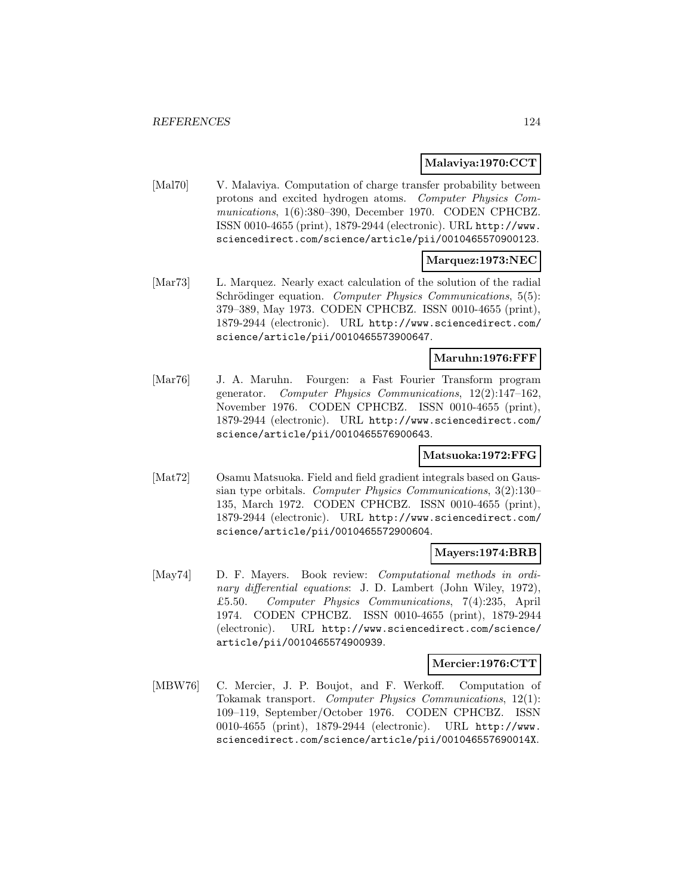**Malaviya:1970:CCT**

[Mal70] V. Malaviya. Computation of charge transfer probability between protons and excited hydrogen atoms. *Computer Physics Communications*, 1(6):380–390, December 1970. CODEN CPHCBZ. ISSN 0010-4655 (print), 1879-2944 (electronic). URL http://www.sciencedirect.com/science/article/pii/0010465570900123.

**Marquez:1973:NEC**

[Mar73] L. Marquez. Nearly exact calculation of the solution of the radial Schrödinger equation. *Computer Physics Communications*, 5(5): 379–389, May 1973. CODEN CPHCBZ. ISSN 0010-4655 (print), 1879-2944 (electronic). URL http://www.sciencedirect.com/science/article/pii/0010465573900647.

**Maruhn:1976:FFF**

[Mar76] J. A. Maruhn. Fourgen: a Fast Fourier Transform program generator. *Computer Physics Communications*, 12(2):147–162, November 1976. CODEN CPHCBZ. ISSN 0010-4655 (print), 1879-2944 (electronic). URL http://www.sciencedirect.com/science/article/pii/0010465576900643.

**Matsuoka:1972:FFG**

[Mat72] Osamu Matsuoka. Field and field gradient integrals based on Gaussian type orbitals. *Computer Physics Communications*, 3(2):130–135, March 1972. CODEN CPHCBZ. ISSN 0010-4655 (print), 1879-2944 (electronic). URL http://www.sciencedirect.com/science/article/pii/0010465572900604.

**Mayers:1974:BRB**

[May74] D. F. Mayers. Book review: *Computational methods in ordinary differential equations*: J. D. Lambert (John Wiley, 1972), £5.50. *Computer Physics Communications*, 7(4):235, April 1974. CODEN CPHCBZ. ISSN 0010-4655 (print), 1879-2944 (electronic). URL http://www.sciencedirect.com/science/article/pii/0010465574900939.

**Mercier:1976:CTT**

[MBW76] C. Mercier, J. P. Boujot, and F. Werkoff. Computation of Tokamak transport. *Computer Physics Communications*, 12(1): 109–119, September/October 1976. CODEN CPHCBZ. ISSN 0010-4655 (print), 1879-2944 (electronic). URL http://www.sciencedirect.com/science/article/pii/001046557690014X.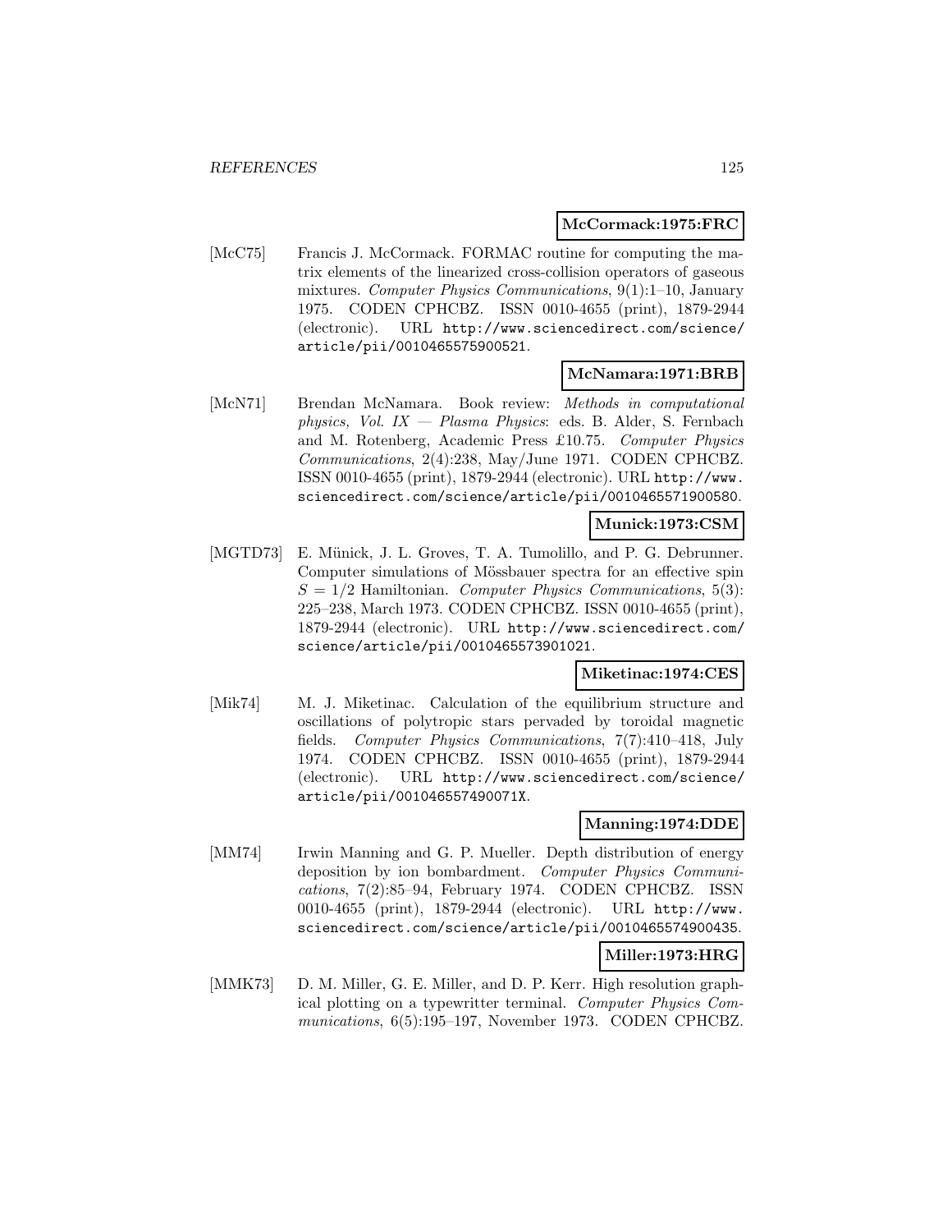**McCormack:1975:FRC**

[McC75] Francis J. McCormack. FORMAC routine for computing the matrix elements of the linearized cross-collision operators of gaseous mixtures. *Computer Physics Communications*, 9(1):1–10, January 1975. CODEN CPHCBZ. ISSN 0010-4655 (print), 1879-2944 (electronic). URL http://www.sciencedirect.com/science/article/pii/0010465575900521.

**McNamara:1971:BRB**

[McN71] Brendan McNamara. Book review: *Methods in computational physics, Vol. IX — Plasma Physics*: eds. B. Alder, S. Fernbach and M. Rotenberg, Academic Press £10.75. *Computer Physics Communications*, 2(4):238, May/June 1971. CODEN CPHCBZ. ISSN 0010-4655 (print), 1879-2944 (electronic). URL http://www.sciencedirect.com/science/article/pii/0010465571900580.

**Munick:1973:CSM**

[MGTD73] E. Münick, J. L. Groves, T. A. Tumolillo, and P. G. Debrunner. Computer simulations of Mössbauer spectra for an effective spin $S = 1/2$ Hamiltonian. *Computer Physics Communications*, 5(3): 225–238, March 1973. CODEN CPHCBZ. ISSN 0010-4655 (print), 1879-2944 (electronic). URL http://www.sciencedirect.com/science/article/pii/0010465573901021.

**Miketinac:1974:CES**

[Mik74] M. J. Miketinac. Calculation of the equilibrium structure and oscillations of polytropic stars pervaded by toroidal magnetic fields. *Computer Physics Communications*, 7(7):410–418, July 1974. CODEN CPHCBZ. ISSN 0010-4655 (print), 1879-2944 (electronic). URL http://www.sciencedirect.com/science/article/pii/001046557490071X.

**Manning:1974:DDE**

[MM74] Irwin Manning and G. P. Mueller. Depth distribution of energy deposition by ion bombardment. *Computer Physics Communications*, 7(2):85–94, February 1974. CODEN CPHCBZ. ISSN 0010-4655 (print), 1879-2944 (electronic). URL http://www.sciencedirect.com/science/article/pii/0010465574900435.

**Miller:1973:HRG**

[MMK73] D. M. Miller, G. E. Miller, and D. P. Kerr. High resolution graphical plotting on a typewritter terminal. *Computer Physics Communications*, 6(5):195–197, November 1973. CODEN CPHCBZ.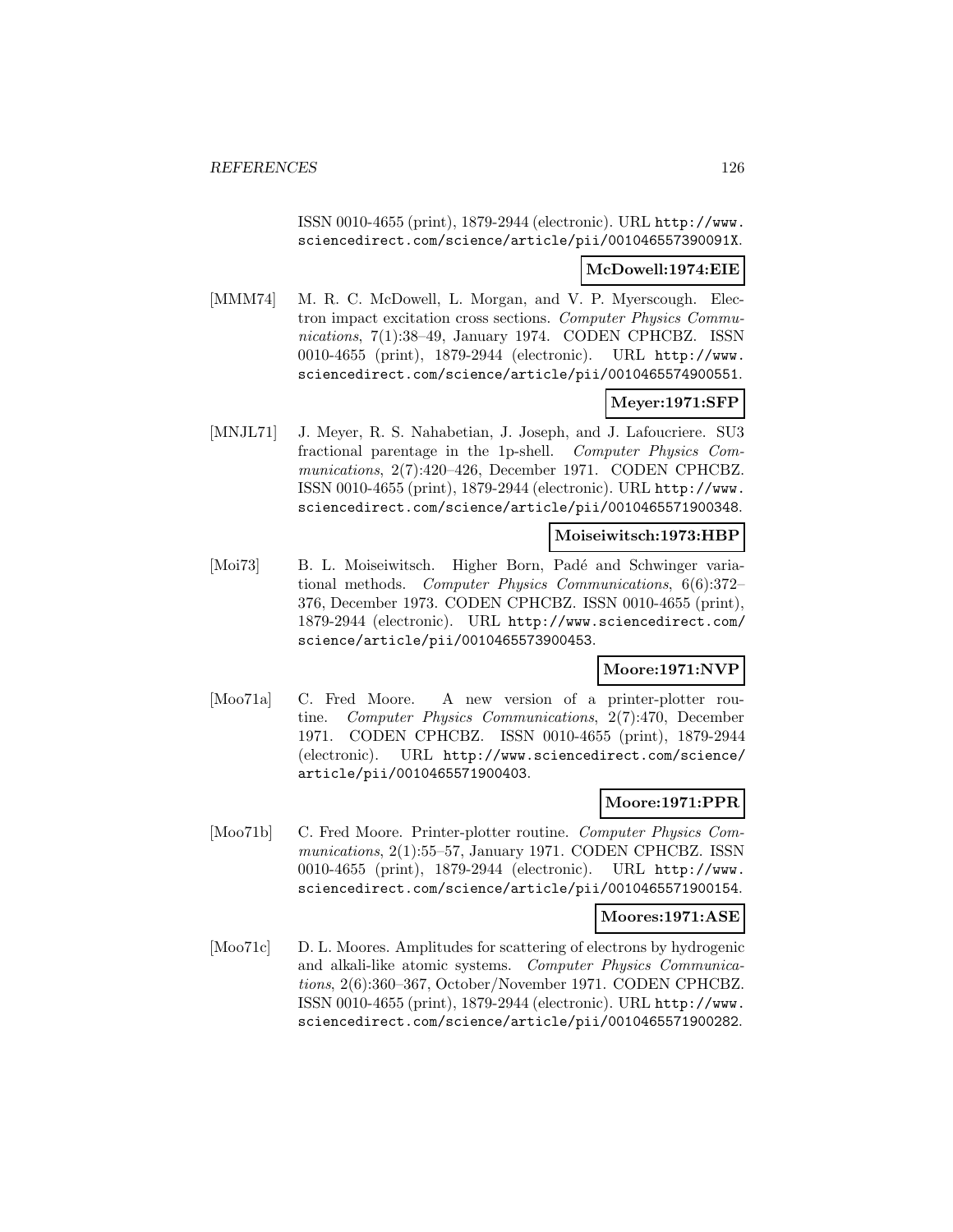ISSN 0010-4655 (print), 1879-2944 (electronic). URL http://www.sciencedirect.com/science/article/pii/001046557390091X.

**McDowell:1974:EIE**

[MMM74] M. R. C. McDowell, L. Morgan, and V. P. Myerscough. Electron impact excitation cross sections. *Computer Physics Communications*, 7(1):38–49, January 1974. CODEN CPHCBZ. ISSN 0010-4655 (print), 1879-2944 (electronic). URL http://www.sciencedirect.com/science/article/pii/0010465574900551.

**Meyer:1971:SFP**

[MNJL71] J. Meyer, R. S. Nahabetian, J. Joseph, and J. Lafoucriere. SU3 fractional parentage in the 1p-shell. *Computer Physics Communications*, 2(7):420–426, December 1971. CODEN CPHCBZ. ISSN 0010-4655 (print), 1879-2944 (electronic). URL http://www.sciencedirect.com/science/article/pii/0010465571900348.

**Moiseiwitsch:1973:HBP**

[Moi73] B. L. Moiseiwitsch. Higher Born, Padé and Schwinger variational methods. *Computer Physics Communications*, 6(6):372–376, December 1973. CODEN CPHCBZ. ISSN 0010-4655 (print), 1879-2944 (electronic). URL http://www.sciencedirect.com/science/article/pii/0010465573900453.

**Moore:1971:NVP**

[Moo71a] C. Fred Moore. A new version of a printer-plotter routine. *Computer Physics Communications*, 2(7):470, December 1971. CODEN CPHCBZ. ISSN 0010-4655 (print), 1879-2944 (electronic). URL http://www.sciencedirect.com/science/article/pii/0010465571900403.

**Moore:1971:PPR**

[Moo71b] C. Fred Moore. Printer-plotter routine. *Computer Physics Communications*, 2(1):55–57, January 1971. CODEN CPHCBZ. ISSN 0010-4655 (print), 1879-2944 (electronic). URL http://www.sciencedirect.com/science/article/pii/0010465571900154.

**Moores:1971:ASE**

[Moo71c] D. L. Moores. Amplitudes for scattering of electrons by hydrogenic and alkali-like atomic systems. *Computer Physics Communications*, 2(6):360–367, October/November 1971. CODEN CPHCBZ. ISSN 0010-4655 (print), 1879-2944 (electronic). URL http://www.sciencedirect.com/science/article/pii/0010465571900282.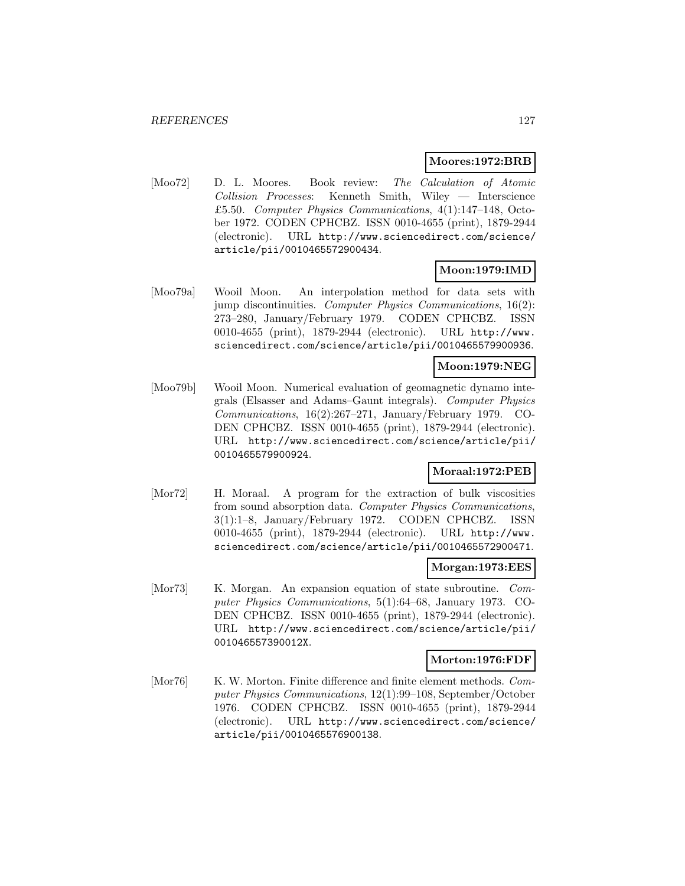**Moores:1972:BRB**

[Moo72] D. L. Moores. Book review: *The Calculation of Atomic Collision Processes*: Kenneth Smith, Wiley — Interscience £5.50. *Computer Physics Communications*, 4(1):147–148, October 1972. CODEN CPHCBZ. ISSN 0010-4655 (print), 1879-2944 (electronic). URL http://www.sciencedirect.com/science/article/pii/0010465572900434.

**Moon:1979:IMD**

[Moo79a] Wooil Moon. An interpolation method for data sets with jump discontinuities. *Computer Physics Communications*, 16(2): 273–280, January/February 1979. CODEN CPHCBZ. ISSN 0010-4655 (print), 1879-2944 (electronic). URL http://www.sciencedirect.com/science/article/pii/0010465579900936.

**Moon:1979:NEG**

[Moo79b] Wooil Moon. Numerical evaluation of geomagnetic dynamo integrals (Elsasser and Adams–Gaunt integrals). *Computer Physics Communications*, 16(2):267–271, January/February 1979. CODEN CPHCBZ. ISSN 0010-4655 (print), 1879-2944 (electronic). URL http://www.sciencedirect.com/science/article/pii/0010465579900924.

**Moraal:1972:PEB**

[Mor72] H. Moraal. A program for the extraction of bulk viscosities from sound absorption data. *Computer Physics Communications*, 3(1):1–8, January/February 1972. CODEN CPHCBZ. ISSN 0010-4655 (print), 1879-2944 (electronic). URL http://www.sciencedirect.com/science/article/pii/0010465572900471.

**Morgan:1973:EES**

[Mor73] K. Morgan. An expansion equation of state subroutine. *Computer Physics Communications*, 5(1):64–68, January 1973. CODEN CPHCBZ. ISSN 0010-4655 (print), 1879-2944 (electronic). URL http://www.sciencedirect.com/science/article/pii/001046557390012X.

**Morton:1976:FDF**

[Mor76] K. W. Morton. Finite difference and finite element methods. *Computer Physics Communications*, 12(1):99–108, September/October 1976. CODEN CPHCBZ. ISSN 0010-4655 (print), 1879-2944 (electronic). URL http://www.sciencedirect.com/science/article/pii/0010465576900138.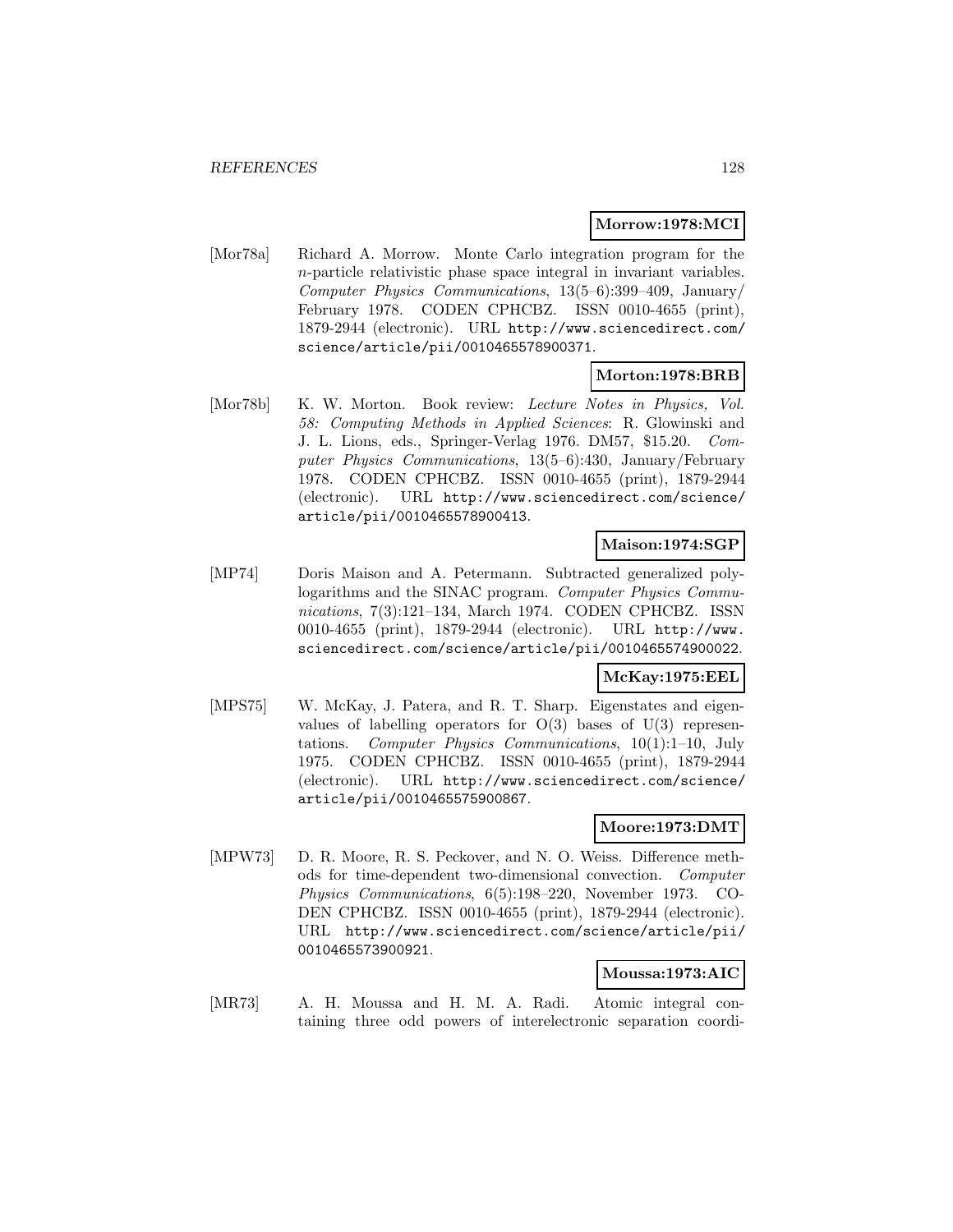**Morrow:1978:MCI**

[Mor78a] Richard A. Morrow. Monte Carlo integration program for the $n$-particle relativistic phase space integral in invariant variables. *Computer Physics Communications*, 13(5–6):399–409, January/ February 1978. CODEN CPHCBZ. ISSN 0010-4655 (print), 1879-2944 (electronic). URL http://www.sciencedirect.com/science/article/pii/0010465578900371.

**Morton:1978:BRB**

[Mor78b] K. W. Morton. Book review: *Lecture Notes in Physics, Vol. 58: Computing Methods in Applied Sciences*: R. Glowinski and J. L. Lions, eds., Springer-Verlag 1976. DM57, $15.20. *Computer Physics Communications*, 13(5–6):430, January/February 1978. CODEN CPHCBZ. ISSN 0010-4655 (print), 1879-2944 (electronic). URL http://www.sciencedirect.com/science/article/pii/0010465578900413.

**Maison:1974:SGP**

[MP74] Doris Maison and A. Petermann. Subtracted generalized polylogarithms and the SINAC program. *Computer Physics Communications*, 7(3):121–134, March 1974. CODEN CPHCBZ. ISSN 0010-4655 (print), 1879-2944 (electronic). URL http://www.sciencedirect.com/science/article/pii/0010465574900022.

**McKay:1975:EEL**

[MPS75] W. McKay, J. Patera, and R. T. Sharp. Eigenstates and eigenvalues of labelling operators for O(3) bases of U(3) representations. *Computer Physics Communications*, 10(1):1–10, July 1975. CODEN CPHCBZ. ISSN 0010-4655 (print), 1879-2944 (electronic). URL http://www.sciencedirect.com/science/article/pii/0010465575900867.

**Moore:1973:DMT**

[MPW73] D. R. Moore, R. S. Peckover, and N. O. Weiss. Difference methods for time-dependent two-dimensional convection. *Computer Physics Communications*, 6(5):198–220, November 1973. CODEN CPHCBZ. ISSN 0010-4655 (print), 1879-2944 (electronic). URL http://www.sciencedirect.com/science/article/pii/0010465573900921.

**Moussa:1973:AIC**

[MR73] A. H. Moussa and H. M. A. Radi. Atomic integral containing three odd powers of interelectronic separation coordi-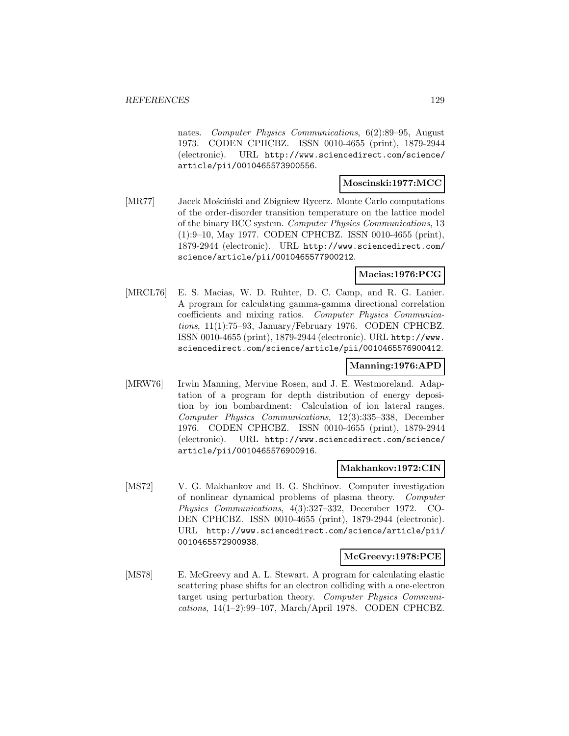nates. *Computer Physics Communications*, 6(2):89–95, August 1973. CODEN CPHCBZ. ISSN 0010-4655 (print), 1879-2944 (electronic). URL http://www.sciencedirect.com/science/article/pii/0010465573900556.

**Moscinski:1977:MCC**

[MR77] Jacek Mościński and Zbigniew Rycerz. Monte Carlo computations of the order-disorder transition temperature on the lattice model of the binary BCC system. *Computer Physics Communications*, 13 (1):9–10, May 1977. CODEN CPHCBZ. ISSN 0010-4655 (print), 1879-2944 (electronic). URL http://www.sciencedirect.com/science/article/pii/0010465577900212.

**Macias:1976:PCG**

[MRCL76] E. S. Macias, W. D. Ruhter, D. C. Camp, and R. G. Lanier. A program for calculating gamma-gamma directional correlation coefficients and mixing ratios. *Computer Physics Communications*, 11(1):75–93, January/February 1976. CODEN CPHCBZ. ISSN 0010-4655 (print), 1879-2944 (electronic). URL http://www.sciencedirect.com/science/article/pii/0010465576900412.

**Manning:1976:APD**

[MRW76] Irwin Manning, Mervine Rosen, and J. E. Westmoreland. Adaptation of a program for depth distribution of energy deposition by ion bombardment: Calculation of ion lateral ranges. *Computer Physics Communications*, 12(3):335–338, December 1976. CODEN CPHCBZ. ISSN 0010-4655 (print), 1879-2944 (electronic). URL http://www.sciencedirect.com/science/article/pii/0010465576900916.

**Makhankov:1972:CIN**

[MS72] V. G. Makhankov and B. G. Shchinov. Computer investigation of nonlinear dynamical problems of plasma theory. *Computer Physics Communications*, 4(3):327–332, December 1972. CODEN CPHCBZ. ISSN 0010-4655 (print), 1879-2944 (electronic). URL http://www.sciencedirect.com/science/article/pii/0010465572900938.

**McGreevy:1978:PCE**

[MS78] E. McGreevy and A. L. Stewart. A program for calculating elastic scattering phase shifts for an electron colliding with a one-electron target using perturbation theory. *Computer Physics Communications*, 14(1–2):99–107, March/April 1978. CODEN CPHCBZ.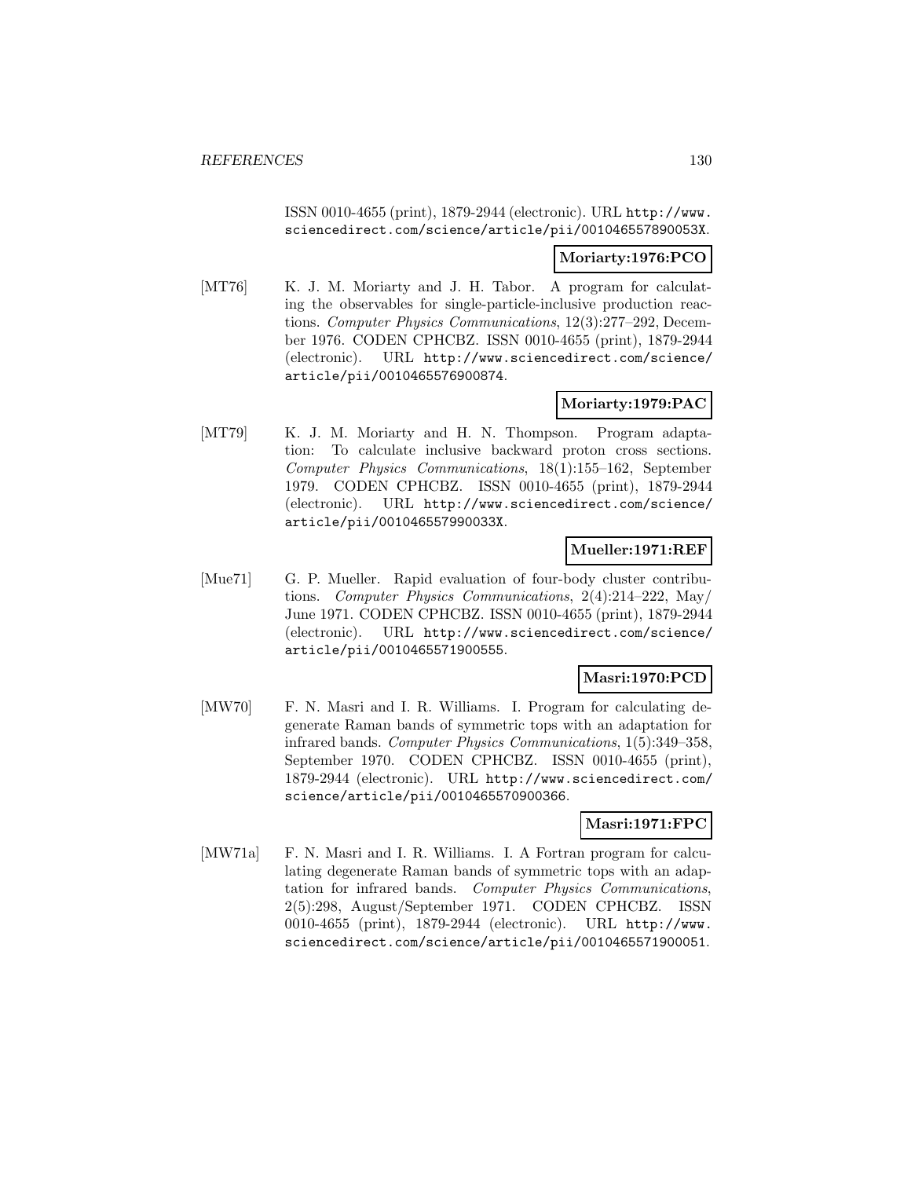ISSN 0010-4655 (print), 1879-2944 (electronic). URL http://www.sciencedirect.com/science/article/pii/001046557890053X.

**Moriarty:1976:PCO**

[MT76] K. J. M. Moriarty and J. H. Tabor. A program for calculating the observables for single-particle-inclusive production reactions. *Computer Physics Communications*, 12(3):277–292, December 1976. CODEN CPHCBZ. ISSN 0010-4655 (print), 1879-2944 (electronic). URL http://www.sciencedirect.com/science/article/pii/0010465576900874.

**Moriarty:1979:PAC**

[MT79] K. J. M. Moriarty and H. N. Thompson. Program adaptation: To calculate inclusive backward proton cross sections. *Computer Physics Communications*, 18(1):155–162, September 1979. CODEN CPHCBZ. ISSN 0010-4655 (print), 1879-2944 (electronic). URL http://www.sciencedirect.com/science/article/pii/001046557990033X.

**Mueller:1971:REF**

[Mue71] G. P. Mueller. Rapid evaluation of four-body cluster contributions. *Computer Physics Communications*, 2(4):214–222, May/June 1971. CODEN CPHCBZ. ISSN 0010-4655 (print), 1879-2944 (electronic). URL http://www.sciencedirect.com/science/article/pii/0010465571900555.

**Masri:1970:PCD**

[MW70] F. N. Masri and I. R. Williams. I. Program for calculating degenerate Raman bands of symmetric tops with an adaptation for infrared bands. *Computer Physics Communications*, 1(5):349–358, September 1970. CODEN CPHCBZ. ISSN 0010-4655 (print), 1879-2944 (electronic). URL http://www.sciencedirect.com/science/article/pii/0010465570900366.

**Masri:1971:FPC**

[MW71a] F. N. Masri and I. R. Williams. I. A Fortran program for calculating degenerate Raman bands of symmetric tops with an adaptation for infrared bands. *Computer Physics Communications*, 2(5):298, August/September 1971. CODEN CPHCBZ. ISSN 0010-4655 (print), 1879-2944 (electronic). URL http://www.sciencedirect.com/science/article/pii/0010465571900051.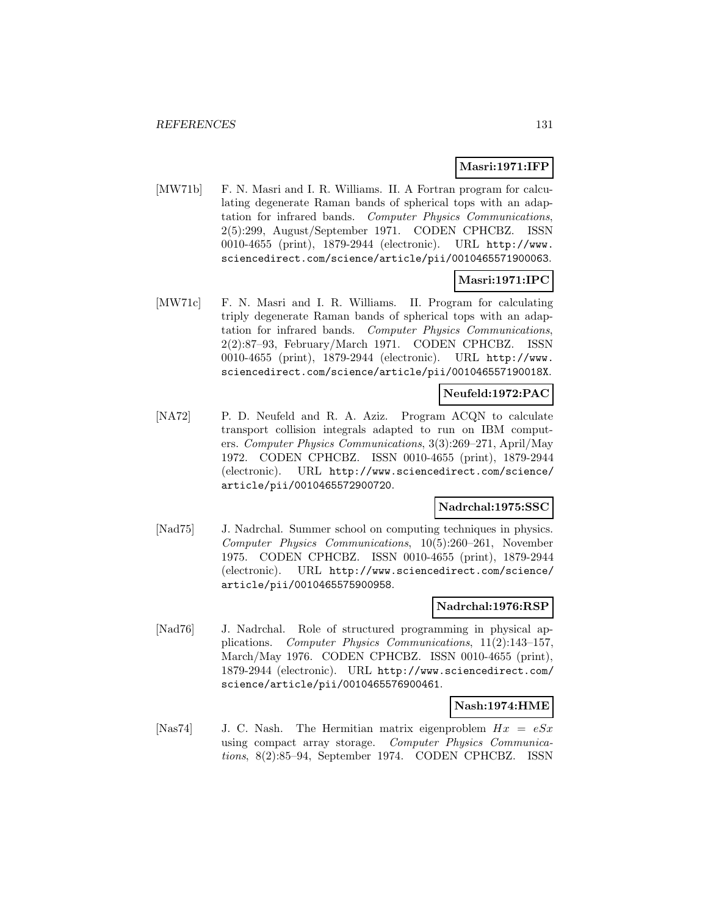**Masri:1971:IFP**

[MW71b] F. N. Masri and I. R. Williams. II. A Fortran program for calculating degenerate Raman bands of spherical tops with an adaptation for infrared bands. *Computer Physics Communications*, 2(5):299, August/September 1971. CODEN CPHCBZ. ISSN 0010-4655 (print), 1879-2944 (electronic). URL http://www.sciencedirect.com/science/article/pii/0010465571900063.

**Masri:1971:IPC**

[MW71c] F. N. Masri and I. R. Williams. II. Program for calculating triply degenerate Raman bands of spherical tops with an adaptation for infrared bands. *Computer Physics Communications*, 2(2):87–93, February/March 1971. CODEN CPHCBZ. ISSN 0010-4655 (print), 1879-2944 (electronic). URL http://www.sciencedirect.com/science/article/pii/001046557190018X.

**Neufeld:1972:PAC**

[NA72] P. D. Neufeld and R. A. Aziz. Program ACQN to calculate transport collision integrals adapted to run on IBM computers. *Computer Physics Communications*, 3(3):269–271, April/May 1972. CODEN CPHCBZ. ISSN 0010-4655 (print), 1879-2944 (electronic). URL http://www.sciencedirect.com/science/article/pii/0010465572900720.

**Nadrchal:1975:SSC**

[Nad75] J. Nadrchal. Summer school on computing techniques in physics. *Computer Physics Communications*, 10(5):260–261, November 1975. CODEN CPHCBZ. ISSN 0010-4655 (print), 1879-2944 (electronic). URL http://www.sciencedirect.com/science/article/pii/0010465575900958.

**Nadrchal:1976:RSP**

[Nad76] J. Nadrchal. Role of structured programming in physical applications. *Computer Physics Communications*, 11(2):143–157, March/May 1976. CODEN CPHCBZ. ISSN 0010-4655 (print), 1879-2944 (electronic). URL http://www.sciencedirect.com/science/article/pii/0010465576900461.

**Nash:1974:HME**

[Nas74] J. C. Nash. The Hermitian matrix eigenproblem $Hx = eSx$ using compact array storage. *Computer Physics Communications*, 8(2):85–94, September 1974. CODEN CPHCBZ. ISSN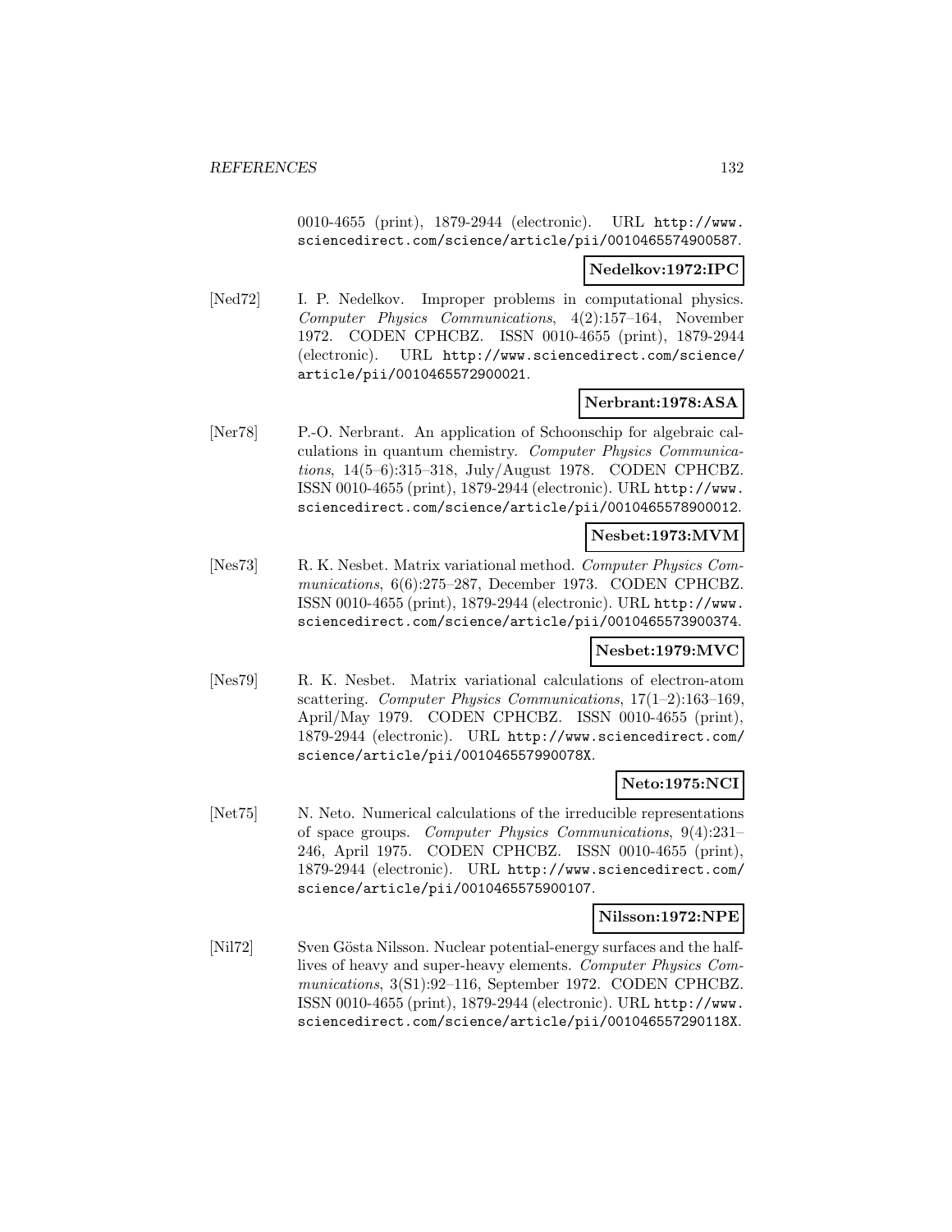0010-4655 (print), 1879-2944 (electronic). URL http://www.sciencedirect.com/science/article/pii/0010465574900587.

**Nedelkov:1972:IPC**

[Ned72] I. P. Nedelkov. Improper problems in computational physics. *Computer Physics Communications*, 4(2):157–164, November 1972. CODEN CPHCBZ. ISSN 0010-4655 (print), 1879-2944 (electronic). URL http://www.sciencedirect.com/science/article/pii/0010465572900021.

**Nerbrant:1978:ASA**

[Ner78] P.-O. Nerbrant. An application of Schoonschip for algebraic calculations in quantum chemistry. *Computer Physics Communications*, 14(5–6):315–318, July/August 1978. CODEN CPHCBZ. ISSN 0010-4655 (print), 1879-2944 (electronic). URL http://www.sciencedirect.com/science/article/pii/0010465578900012.

**Nesbet:1973:MVM**

[Nes73] R. K. Nesbet. Matrix variational method. *Computer Physics Communications*, 6(6):275–287, December 1973. CODEN CPHCBZ. ISSN 0010-4655 (print), 1879-2944 (electronic). URL http://www.sciencedirect.com/science/article/pii/0010465573900374.

**Nesbet:1979:MVC**

[Nes79] R. K. Nesbet. Matrix variational calculations of electron-atom scattering. *Computer Physics Communications*, 17(1–2):163–169, April/May 1979. CODEN CPHCBZ. ISSN 0010-4655 (print), 1879-2944 (electronic). URL http://www.sciencedirect.com/science/article/pii/001046557990078X.

**Neto:1975:NCI**

[Net75] N. Neto. Numerical calculations of the irreducible representations of space groups. *Computer Physics Communications*, 9(4):231–246, April 1975. CODEN CPHCBZ. ISSN 0010-4655 (print), 1879-2944 (electronic). URL http://www.sciencedirect.com/science/article/pii/0010465575900107.

**Nilsson:1972:NPE**

[Nil72] Sven Gösta Nilsson. Nuclear potential-energy surfaces and the half-lives of heavy and super-heavy elements. *Computer Physics Communications*, 3(S1):92–116, September 1972. CODEN CPHCBZ. ISSN 0010-4655 (print), 1879-2944 (electronic). URL http://www.sciencedirect.com/science/article/pii/001046557290118X.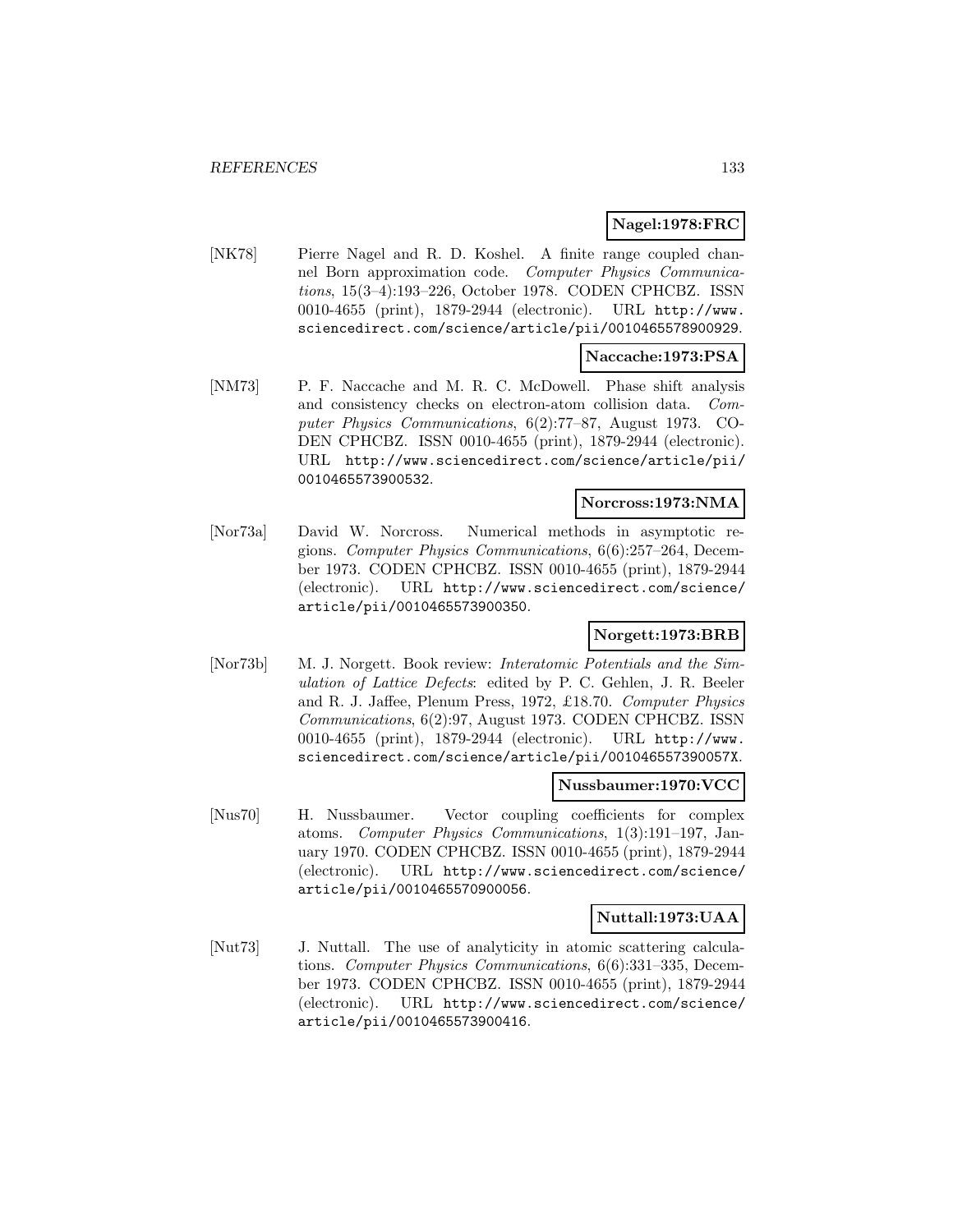**Nagel:1978:FRC**

[NK78] Pierre Nagel and R. D. Koshel. A finite range coupled channel Born approximation code. *Computer Physics Communications*, 15(3–4):193–226, October 1978. CODEN CPHCBZ. ISSN 0010-4655 (print), 1879-2944 (electronic). URL http://www.sciencedirect.com/science/article/pii/0010465578900929.

**Naccache:1973:PSA**

[NM73] P. F. Naccache and M. R. C. McDowell. Phase shift analysis and consistency checks on electron-atom collision data. *Computer Physics Communications*, 6(2):77–87, August 1973. CODEN CPHCBZ. ISSN 0010-4655 (print), 1879-2944 (electronic). URL http://www.sciencedirect.com/science/article/pii/0010465573900532.

**Norcross:1973:NMA**

[Nor73a] David W. Norcross. Numerical methods in asymptotic regions. *Computer Physics Communications*, 6(6):257–264, December 1973. CODEN CPHCBZ. ISSN 0010-4655 (print), 1879-2944 (electronic). URL http://www.sciencedirect.com/science/article/pii/0010465573900350.

**Norgett:1973:BRB**

[Nor73b] M. J. Norgett. Book review: *Interatomic Potentials and the Simulation of Lattice Defects*: edited by P. C. Gehlen, J. R. Beeler and R. J. Jaffee, Plenum Press, 1972, £18.70. *Computer Physics Communications*, 6(2):97, August 1973. CODEN CPHCBZ. ISSN 0010-4655 (print), 1879-2944 (electronic). URL http://www.sciencedirect.com/science/article/pii/001046557390057X.

**Nussbaumer:1970:VCC**

[Nus70] H. Nussbaumer. Vector coupling coefficients for complex atoms. *Computer Physics Communications*, 1(3):191–197, January 1970. CODEN CPHCBZ. ISSN 0010-4655 (print), 1879-2944 (electronic). URL http://www.sciencedirect.com/science/article/pii/0010465570900056.

**Nuttall:1973:UAA**

[Nut73] J. Nuttall. The use of analyticity in atomic scattering calculations. *Computer Physics Communications*, 6(6):331–335, December 1973. CODEN CPHCBZ. ISSN 0010-4655 (print), 1879-2944 (electronic). URL http://www.sciencedirect.com/science/article/pii/0010465573900416.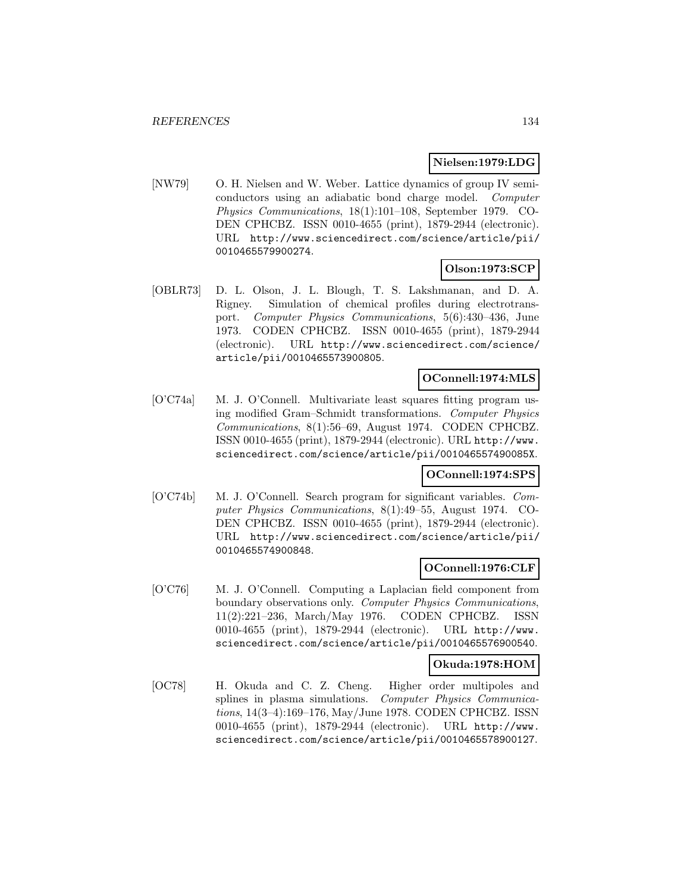**Nielsen:1979:LDG**

[NW79] O. H. Nielsen and W. Weber. Lattice dynamics of group IV semiconductors using an adiabatic bond charge model. *Computer Physics Communications*, 18(1):101–108, September 1979. CODEN CPHCBZ. ISSN 0010-4655 (print), 1879-2944 (electronic). URL http://www.sciencedirect.com/science/article/pii/0010465579900274.

**Olson:1973:SCP**

[OBLR73] D. L. Olson, J. L. Blough, T. S. Lakshmanan, and D. A. Rigney. Simulation of chemical profiles during electrotransport. *Computer Physics Communications*, 5(6):430–436, June 1973. CODEN CPHCBZ. ISSN 0010-4655 (print), 1879-2944 (electronic). URL http://www.sciencedirect.com/science/article/pii/0010465573900805.

**OConnell:1974:MLS**

[O'C74a] M. J. O'Connell. Multivariate least squares fitting program using modified Gram–Schmidt transformations. *Computer Physics Communications*, 8(1):56–69, August 1974. CODEN CPHCBZ. ISSN 0010-4655 (print), 1879-2944 (electronic). URL http://www.sciencedirect.com/science/article/pii/001046557490085X.

**OConnell:1974:SPS**

[O'C74b] M. J. O'Connell. Search program for significant variables. *Computer Physics Communications*, 8(1):49–55, August 1974. CODEN CPHCBZ. ISSN 0010-4655 (print), 1879-2944 (electronic). URL http://www.sciencedirect.com/science/article/pii/0010465574900848.

**OConnell:1976:CLF**

[O'C76] M. J. O'Connell. Computing a Laplacian field component from boundary observations only. *Computer Physics Communications*, 11(2):221–236, March/May 1976. CODEN CPHCBZ. ISSN 0010-4655 (print), 1879-2944 (electronic). URL http://www.sciencedirect.com/science/article/pii/0010465576900540.

**Okuda:1978:HOM**

[OC78] H. Okuda and C. Z. Cheng. Higher order multipoles and splines in plasma simulations. *Computer Physics Communications*, 14(3–4):169–176, May/June 1978. CODEN CPHCBZ. ISSN 0010-4655 (print), 1879-2944 (electronic). URL http://www.sciencedirect.com/science/article/pii/0010465578900127.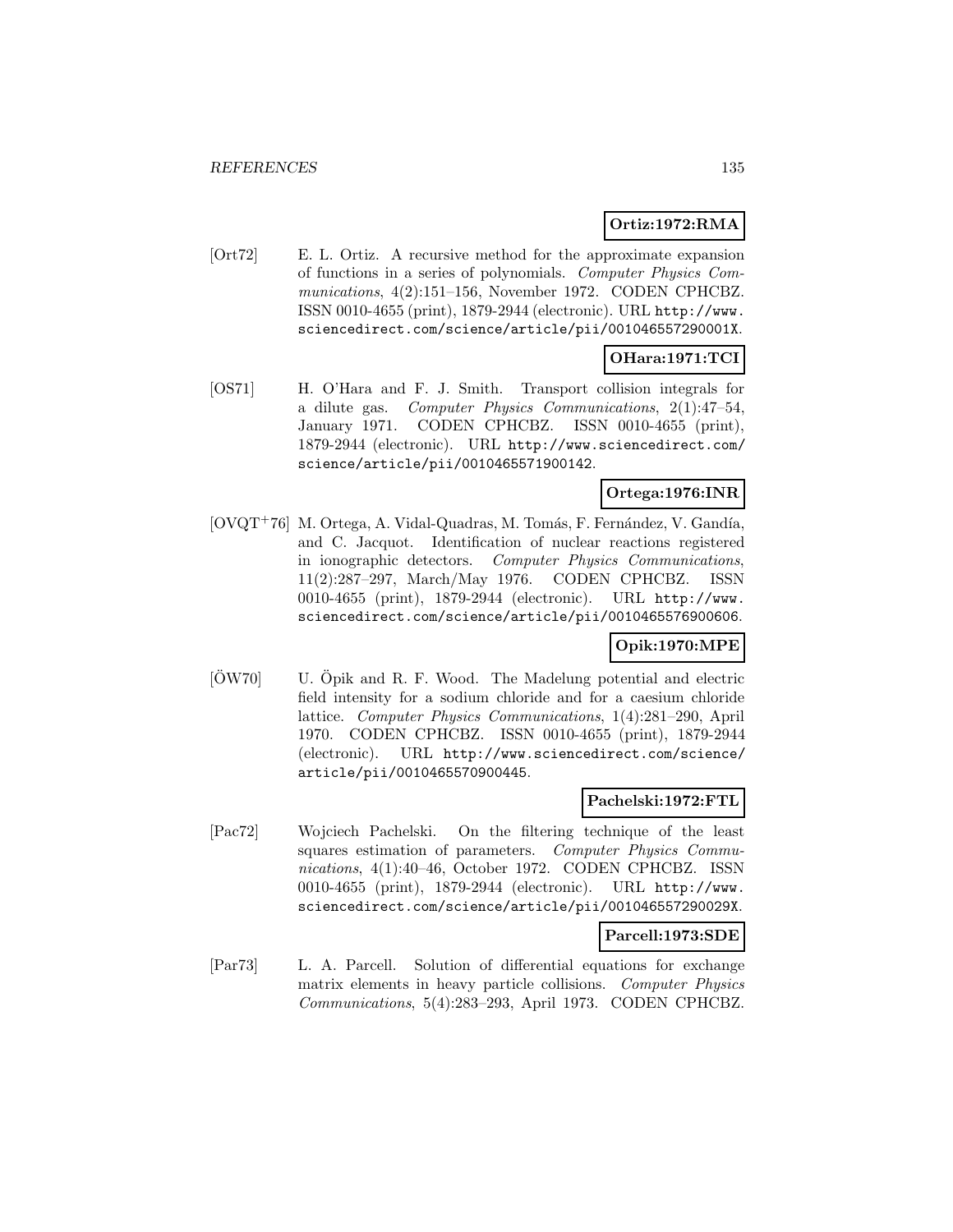**Ortiz:1972:RMA**

[Ort72] E. L. Ortiz. A recursive method for the approximate expansion of functions in a series of polynomials. *Computer Physics Communications*, 4(2):151–156, November 1972. CODEN CPHCBZ. ISSN 0010-4655 (print), 1879-2944 (electronic). URL http://www.sciencedirect.com/science/article/pii/001046557290001X.

**OHara:1971:TCI**

[OS71] H. O'Hara and F. J. Smith. Transport collision integrals for a dilute gas. *Computer Physics Communications*, 2(1):47–54, January 1971. CODEN CPHCBZ. ISSN 0010-4655 (print), 1879-2944 (electronic). URL http://www.sciencedirect.com/science/article/pii/0010465571900142.

**Ortega:1976:INR**

[OVQT+76] M. Ortega, A. Vidal-Quadras, M. Tomás, F. Fernández, V. Gandía, and C. Jacquot. Identification of nuclear reactions registered in ionographic detectors. *Computer Physics Communications*, 11(2):287–297, March/May 1976. CODEN CPHCBZ. ISSN 0010-4655 (print), 1879-2944 (electronic). URL http://www.sciencedirect.com/science/article/pii/0010465576900606.

**Opik:1970:MPE**

[ÖW70] U. Öpik and R. F. Wood. The Madelung potential and electric field intensity for a sodium chloride and for a caesium chloride lattice. *Computer Physics Communications*, 1(4):281–290, April 1970. CODEN CPHCBZ. ISSN 0010-4655 (print), 1879-2944 (electronic). URL http://www.sciencedirect.com/science/article/pii/0010465570900445.

**Pachelski:1972:FTL**

[Pac72] Wojciech Pachelski. On the filtering technique of the least squares estimation of parameters. *Computer Physics Communications*, 4(1):40–46, October 1972. CODEN CPHCBZ. ISSN 0010-4655 (print), 1879-2944 (electronic). URL http://www.sciencedirect.com/science/article/pii/001046557290029X.

**Parcell:1973:SDE**

[Par73] L. A. Parcell. Solution of differential equations for exchange matrix elements in heavy particle collisions. *Computer Physics Communications*, 5(4):283–293, April 1973. CODEN CPHCBZ.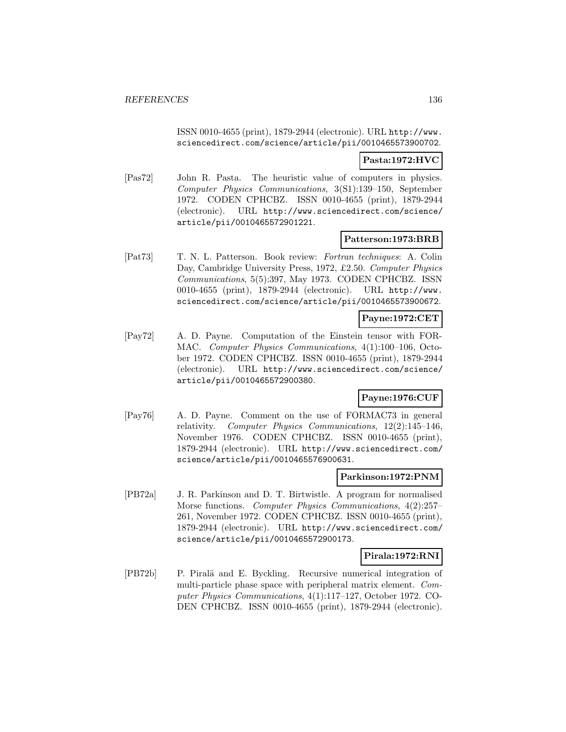ISSN 0010-4655 (print), 1879-2944 (electronic). URL http://www.sciencedirect.com/science/article/pii/0010465573900702.

**Pasta:1972:HVC**

[Pas72] John R. Pasta. The heuristic value of computers in physics. *Computer Physics Communications*, 3(S1):139–150, September 1972. CODEN CPHCBZ. ISSN 0010-4655 (print), 1879-2944 (electronic). URL http://www.sciencedirect.com/science/article/pii/0010465572901221.

**Patterson:1973:BRB**

[Pat73] T. N. L. Patterson. Book review: *Fortran techniques*: A. Colin Day, Cambridge University Press, 1972, £2.50. *Computer Physics Communications*, 5(5):397, May 1973. CODEN CPHCBZ. ISSN 0010-4655 (print), 1879-2944 (electronic). URL http://www.sciencedirect.com/science/article/pii/0010465573900672.

**Payne:1972:CET**

[Pay72] A. D. Payne. Computation of the Einstein tensor with FORMAC. *Computer Physics Communications*, 4(1):100–106, October 1972. CODEN CPHCBZ. ISSN 0010-4655 (print), 1879-2944 (electronic). URL http://www.sciencedirect.com/science/article/pii/0010465572900380.

**Payne:1976:CUF**

[Pay76] A. D. Payne. Comment on the use of FORMAC73 in general relativity. *Computer Physics Communications*, 12(2):145–146, November 1976. CODEN CPHCBZ. ISSN 0010-4655 (print), 1879-2944 (electronic). URL http://www.sciencedirect.com/science/article/pii/0010465576900631.

**Parkinson:1972:PNM**

[PB72a] J. R. Parkinson and D. T. Birtwistle. A program for normalised Morse functions. *Computer Physics Communications*, 4(2):257–261, November 1972. CODEN CPHCBZ. ISSN 0010-4655 (print), 1879-2944 (electronic). URL http://www.sciencedirect.com/science/article/pii/0010465572900173.

**Pirala:1972:RNI**

[PB72b] P. Piralä and E. Byckling. Recursive numerical integration of multi-particle phase space with peripheral matrix element. *Computer Physics Communications*, 4(1):117–127, October 1972. CODEN CPHCBZ. ISSN 0010-4655 (print), 1879-2944 (electronic).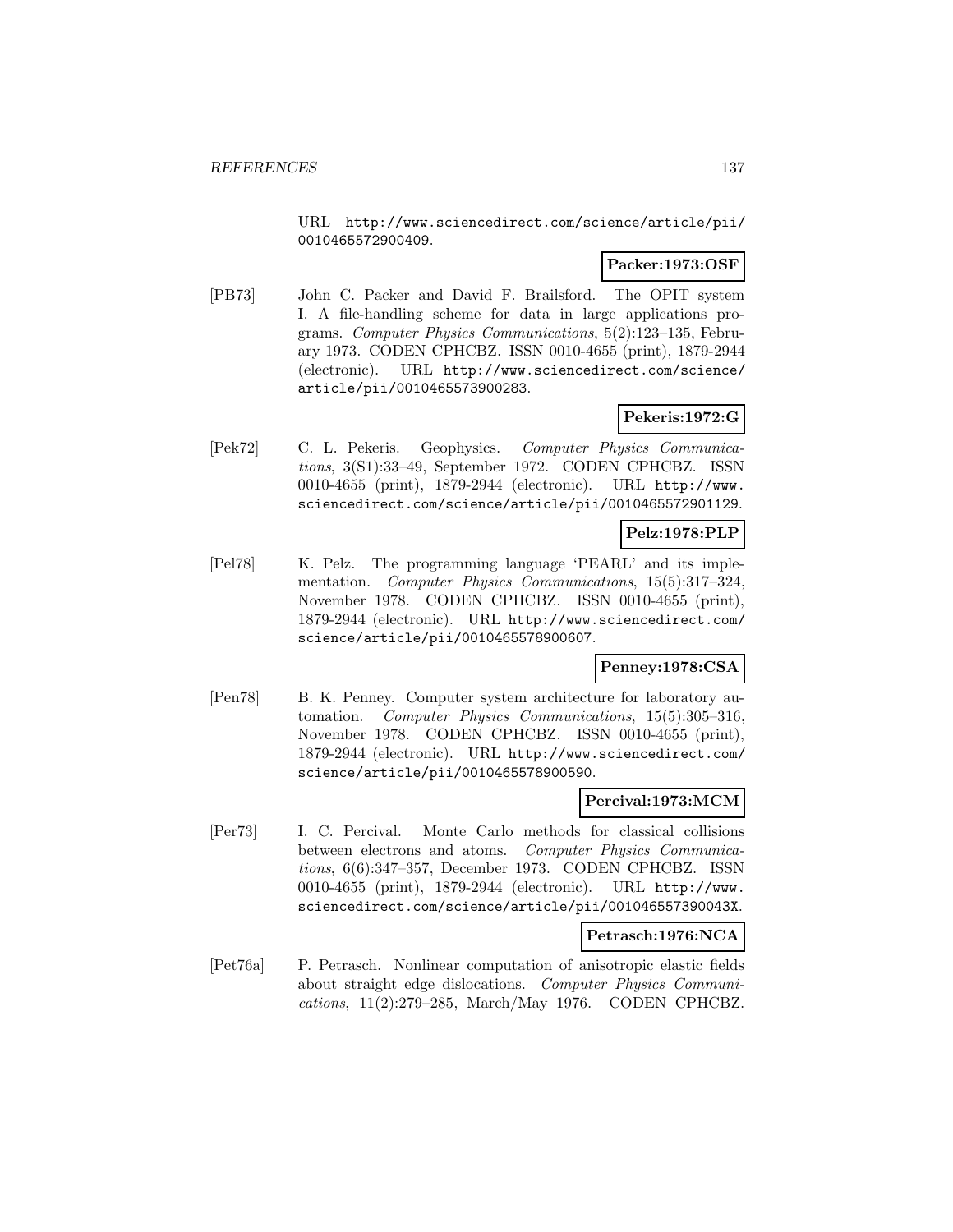URL http://www.sciencedirect.com/science/article/pii/0010465572900409.

**Packer:1973:OSF**

[PB73] John C. Packer and David F. Brailsford. The OPIT system I. A file-handling scheme for data in large applications programs. *Computer Physics Communications*, 5(2):123–135, February 1973. CODEN CPHCBZ. ISSN 0010-4655 (print), 1879-2944 (electronic). URL http://www.sciencedirect.com/science/article/pii/0010465573900283.

**Pekeris:1972:G**

[Pek72] C. L. Pekeris. Geophysics. *Computer Physics Communications*, 3(S1):33–49, September 1972. CODEN CPHCBZ. ISSN 0010-4655 (print), 1879-2944 (electronic). URL http://www.sciencedirect.com/science/article/pii/0010465572901129.

**Pelz:1978:PLP**

[Pel78] K. Pelz. The programming language 'PEARL' and its implementation. *Computer Physics Communications*, 15(5):317–324, November 1978. CODEN CPHCBZ. ISSN 0010-4655 (print), 1879-2944 (electronic). URL http://www.sciencedirect.com/science/article/pii/0010465578900607.

**Penney:1978:CSA**

[Pen78] B. K. Penney. Computer system architecture for laboratory automation. *Computer Physics Communications*, 15(5):305–316, November 1978. CODEN CPHCBZ. ISSN 0010-4655 (print), 1879-2944 (electronic). URL http://www.sciencedirect.com/science/article/pii/0010465578900590.

**Percival:1973:MCM**

[Per73] I. C. Percival. Monte Carlo methods for classical collisions between electrons and atoms. *Computer Physics Communications*, 6(6):347–357, December 1973. CODEN CPHCBZ. ISSN 0010-4655 (print), 1879-2944 (electronic). URL http://www.sciencedirect.com/science/article/pii/001046557390043X.

**Petrasch:1976:NCA**

[Pet76a] P. Petrasch. Nonlinear computation of anisotropic elastic fields about straight edge dislocations. *Computer Physics Communications*, 11(2):279–285, March/May 1976. CODEN CPHCBZ.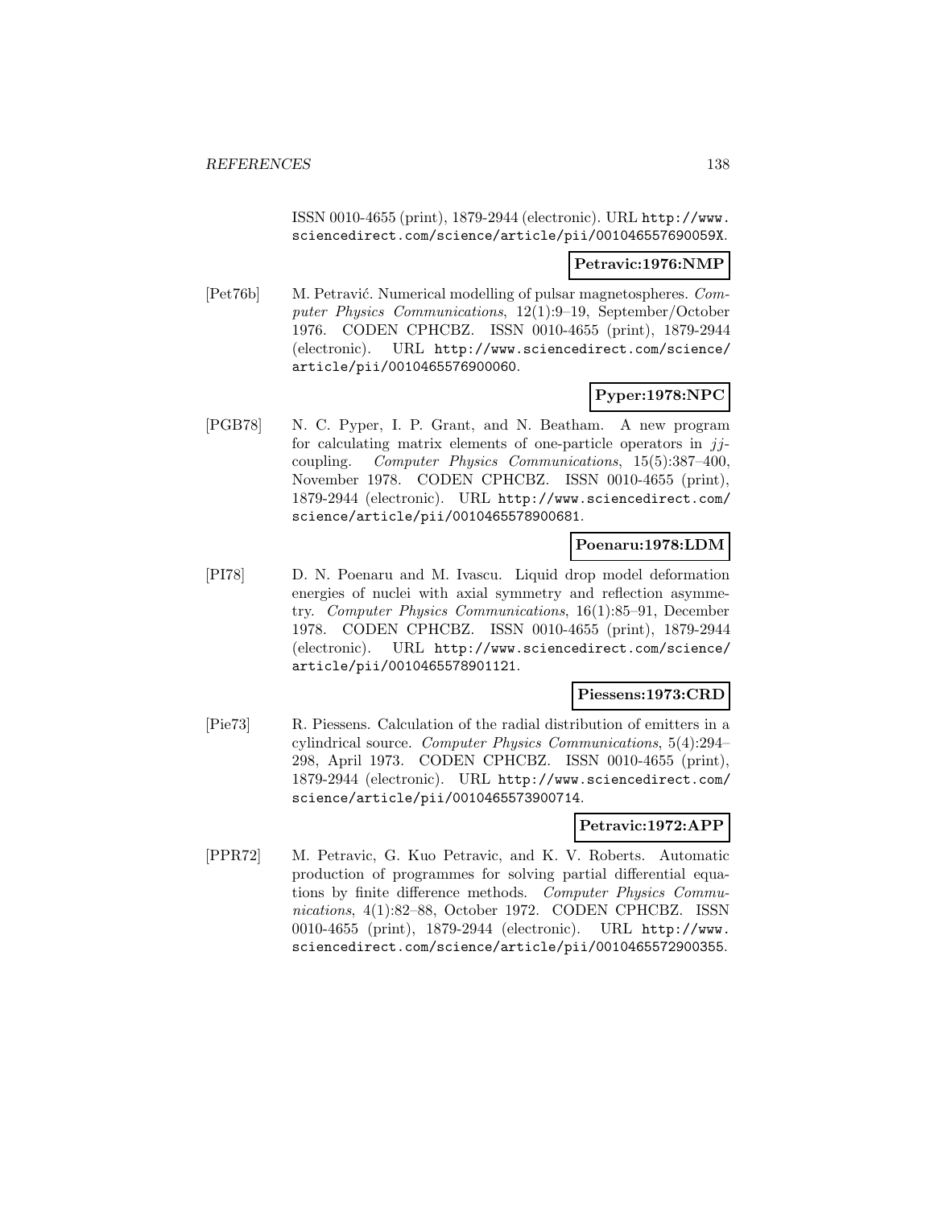ISSN 0010-4655 (print), 1879-2944 (electronic). URL http://www.sciencedirect.com/science/article/pii/001046557690059X.

**Petravic:1976:NMP**

[Pet76b] M. Petravić. Numerical modelling of pulsar magnetospheres. *Computer Physics Communications*, 12(1):9–19, September/October 1976. CODEN CPHCBZ. ISSN 0010-4655 (print), 1879-2944 (electronic). URL http://www.sciencedirect.com/science/article/pii/0010465576900060.

**Pyper:1978:NPC**

[PGB78] N. C. Pyper, I. P. Grant, and N. Beatham. A new program for calculating matrix elements of one-particle operators in $jj$-coupling. *Computer Physics Communications*, 15(5):387–400, November 1978. CODEN CPHCBZ. ISSN 0010-4655 (print), 1879-2944 (electronic). URL http://www.sciencedirect.com/science/article/pii/0010465578900681.

**Poenaru:1978:LDM**

[PI78] D. N. Poenaru and M. Ivascu. Liquid drop model deformation energies of nuclei with axial symmetry and reflection asymmetry. *Computer Physics Communications*, 16(1):85–91, December 1978. CODEN CPHCBZ. ISSN 0010-4655 (print), 1879-2944 (electronic). URL http://www.sciencedirect.com/science/article/pii/0010465578901121.

**Piessens:1973:CRD**

[Pie73] R. Piessens. Calculation of the radial distribution of emitters in a cylindrical source. *Computer Physics Communications*, 5(4):294–298, April 1973. CODEN CPHCBZ. ISSN 0010-4655 (print), 1879-2944 (electronic). URL http://www.sciencedirect.com/science/article/pii/0010465573900714.

**Petravic:1972:APP**

[PPR72] M. Petravic, G. Kuo Petravic, and K. V. Roberts. Automatic production of programmes for solving partial differential equations by finite difference methods. *Computer Physics Communications*, 4(1):82–88, October 1972. CODEN CPHCBZ. ISSN 0010-4655 (print), 1879-2944 (electronic). URL http://www.sciencedirect.com/science/article/pii/0010465572900355.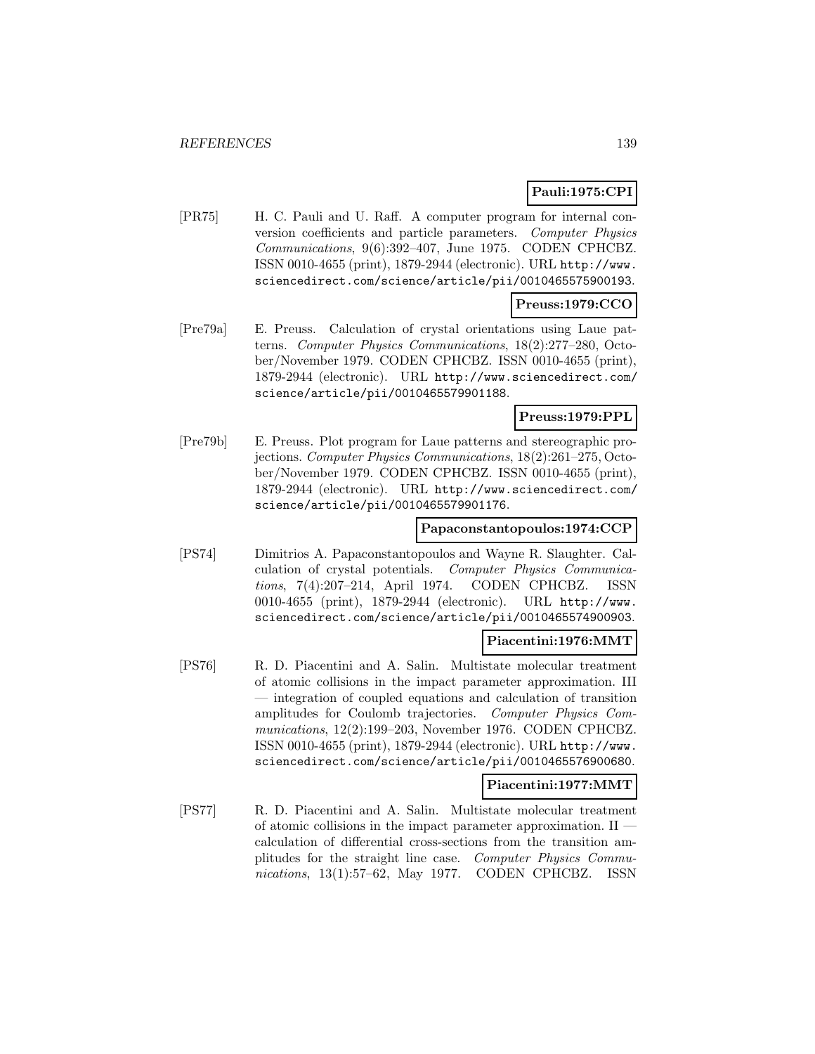**Pauli:1975:CPI**

[PR75] H. C. Pauli and U. Raff. A computer program for internal conversion coefficients and particle parameters. *Computer Physics Communications*, 9(6):392–407, June 1975. CODEN CPHCBZ. ISSN 0010-4655 (print), 1879-2944 (electronic). URL http://www.sciencedirect.com/science/article/pii/0010465575900193.

**Preuss:1979:CCO**

[Pre79a] E. Preuss. Calculation of crystal orientations using Laue patterns. *Computer Physics Communications*, 18(2):277–280, October/November 1979. CODEN CPHCBZ. ISSN 0010-4655 (print), 1879-2944 (electronic). URL http://www.sciencedirect.com/science/article/pii/0010465579901188.

**Preuss:1979:PPL**

[Pre79b] E. Preuss. Plot program for Laue patterns and stereographic projections. *Computer Physics Communications*, 18(2):261–275, October/November 1979. CODEN CPHCBZ. ISSN 0010-4655 (print), 1879-2944 (electronic). URL http://www.sciencedirect.com/science/article/pii/0010465579901176.

**Papaconstantopoulos:1974:CCP**

[PS74] Dimitrios A. Papaconstantopoulos and Wayne R. Slaughter. Calculation of crystal potentials. *Computer Physics Communications*, 7(4):207–214, April 1974. CODEN CPHCBZ. ISSN 0010-4655 (print), 1879-2944 (electronic). URL http://www.sciencedirect.com/science/article/pii/0010465574900903.

**Piacentini:1976:MMT**

[PS76] R. D. Piacentini and A. Salin. Multistate molecular treatment of atomic collisions in the impact parameter approximation. III — integration of coupled equations and calculation of transition amplitudes for Coulomb trajectories. *Computer Physics Communications*, 12(2):199–203, November 1976. CODEN CPHCBZ. ISSN 0010-4655 (print), 1879-2944 (electronic). URL http://www.sciencedirect.com/science/article/pii/0010465576900680.

**Piacentini:1977:MMT**

[PS77] R. D. Piacentini and A. Salin. Multistate molecular treatment of atomic collisions in the impact parameter approximation. II — calculation of differential cross-sections from the transition amplitudes for the straight line case. *Computer Physics Communications*, 13(1):57–62, May 1977. CODEN CPHCBZ. ISSN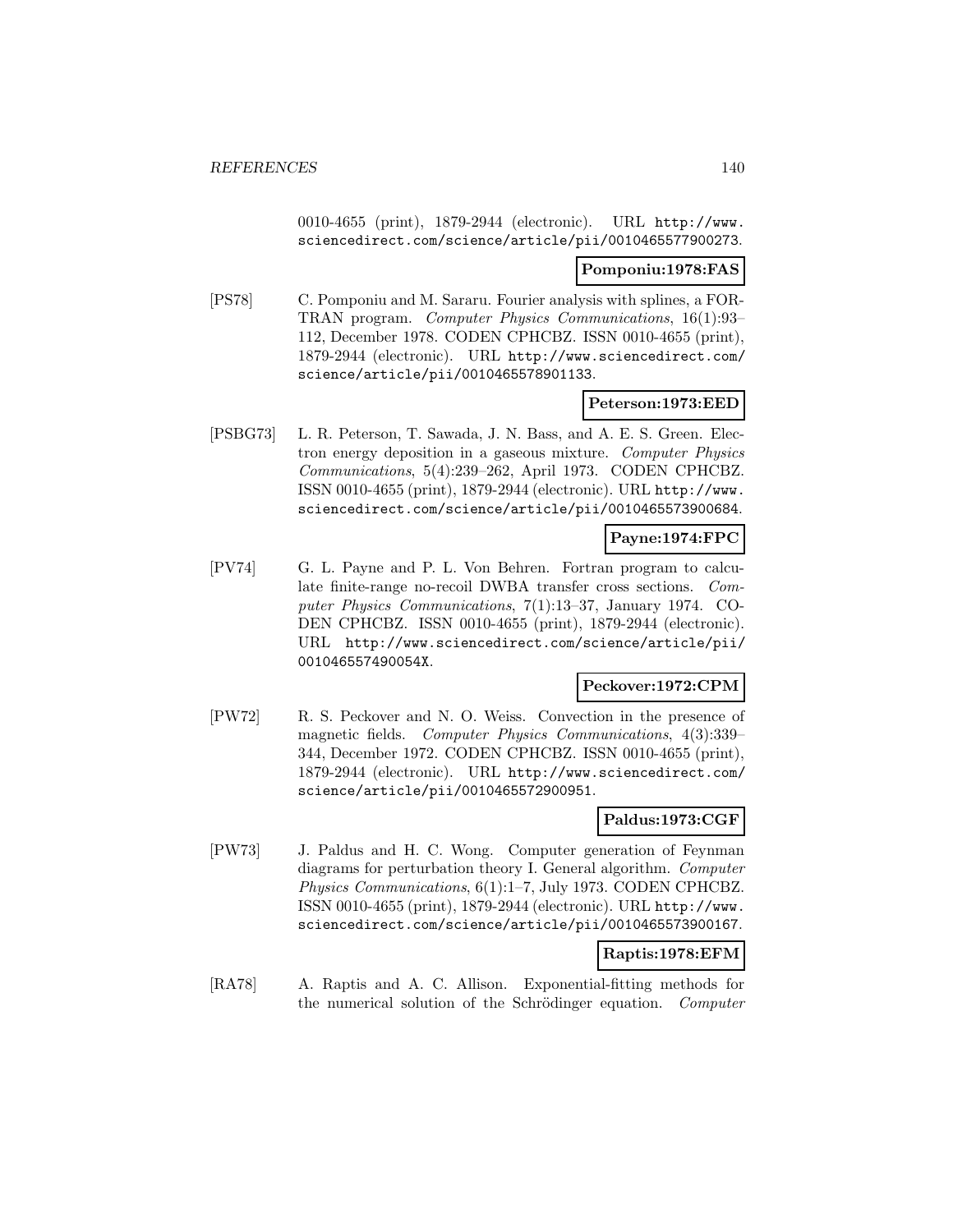0010-4655 (print), 1879-2944 (electronic). URL http://www.sciencedirect.com/science/article/pii/0010465577900273.

**Pomponiu:1978:FAS**

[PS78] C. Pomponiu and M. Sararu. Fourier analysis with splines, a FORTRAN program. *Computer Physics Communications*, 16(1):93–112, December 1978. CODEN CPHCBZ. ISSN 0010-4655 (print), 1879-2944 (electronic). URL http://www.sciencedirect.com/science/article/pii/0010465578901133.

**Peterson:1973:EED**

[PSBG73] L. R. Peterson, T. Sawada, J. N. Bass, and A. E. S. Green. Electron energy deposition in a gaseous mixture. *Computer Physics Communications*, 5(4):239–262, April 1973. CODEN CPHCBZ. ISSN 0010-4655 (print), 1879-2944 (electronic). URL http://www.sciencedirect.com/science/article/pii/0010465573900684.

**Payne:1974:FPC**

[PV74] G. L. Payne and P. L. Von Behren. Fortran program to calculate finite-range no-recoil DWBA transfer cross sections. *Computer Physics Communications*, 7(1):13–37, January 1974. CODEN CPHCBZ. ISSN 0010-4655 (print), 1879-2944 (electronic). URL http://www.sciencedirect.com/science/article/pii/001046557490054X.

**Peckover:1972:CPM**

[PW72] R. S. Peckover and N. O. Weiss. Convection in the presence of magnetic fields. *Computer Physics Communications*, 4(3):339–344, December 1972. CODEN CPHCBZ. ISSN 0010-4655 (print), 1879-2944 (electronic). URL http://www.sciencedirect.com/science/article/pii/0010465572900951.

**Paldus:1973:CGF**

[PW73] J. Paldus and H. C. Wong. Computer generation of Feynman diagrams for perturbation theory I. General algorithm. *Computer Physics Communications*, 6(1):1–7, July 1973. CODEN CPHCBZ. ISSN 0010-4655 (print), 1879-2944 (electronic). URL http://www.sciencedirect.com/science/article/pii/0010465573900167.

**Raptis:1978:EFM**

[RA78] A. Raptis and A. C. Allison. Exponential-fitting methods for the numerical solution of the Schrödinger equation. *Computer*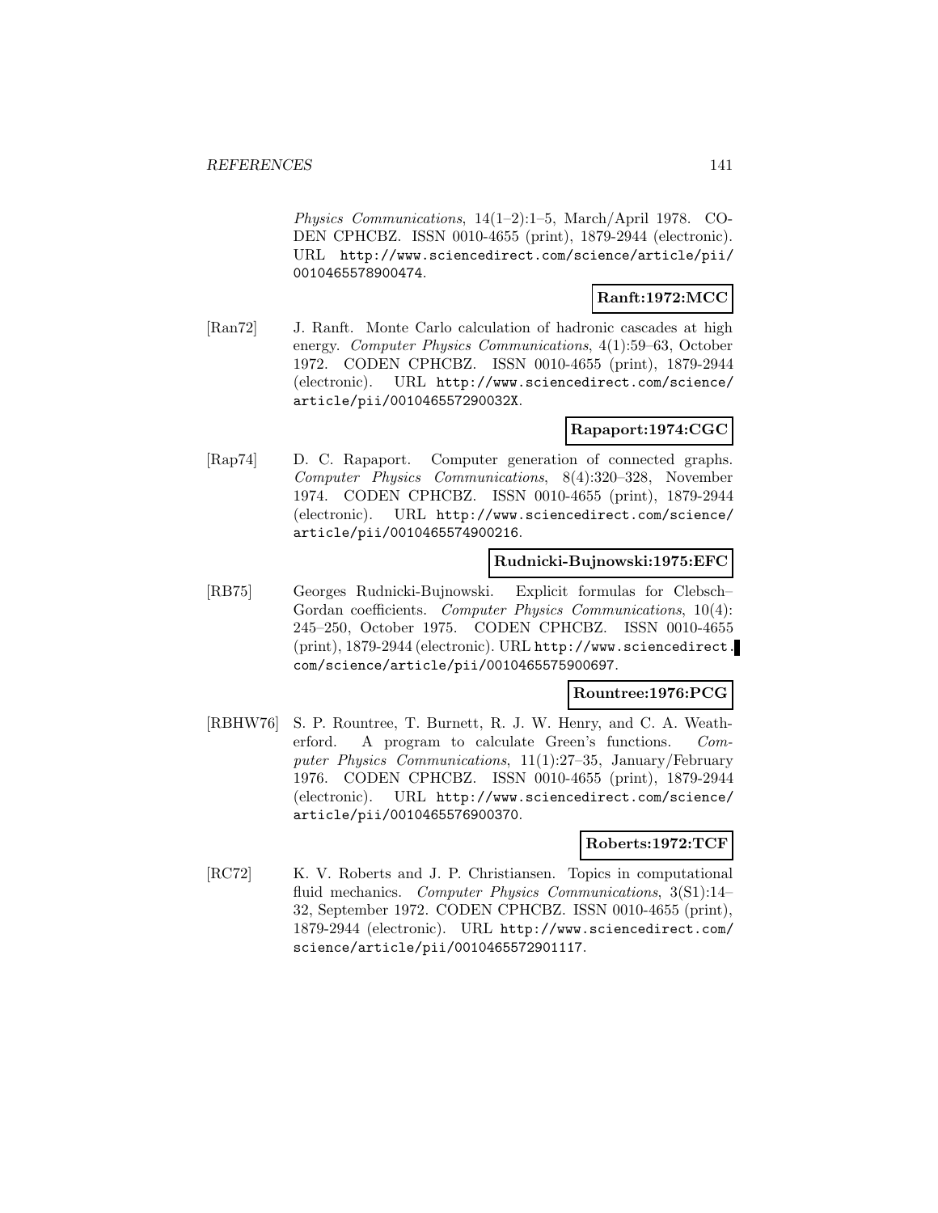*Physics Communications*, 14(1–2):1–5, March/April 1978. CODEN CPHCBZ. ISSN 0010-4655 (print), 1879-2944 (electronic). URL http://www.sciencedirect.com/science/article/pii/0010465578900474.

**Ranft:1972:MCC**

[Ran72] J. Ranft. Monte Carlo calculation of hadronic cascades at high energy. *Computer Physics Communications*, 4(1):59–63, October 1972. CODEN CPHCBZ. ISSN 0010-4655 (print), 1879-2944 (electronic). URL http://www.sciencedirect.com/science/article/pii/001046557290032X.

**Rapaport:1974:CGC**

[Rap74] D. C. Rapaport. Computer generation of connected graphs. *Computer Physics Communications*, 8(4):320–328, November 1974. CODEN CPHCBZ. ISSN 0010-4655 (print), 1879-2944 (electronic). URL http://www.sciencedirect.com/science/article/pii/0010465574900216.

**Rudnicki-Bujnowski:1975:EFC**

[RB75] Georges Rudnicki-Bujnowski. Explicit formulas for Clebsch–Gordan coefficients. *Computer Physics Communications*, 10(4): 245–250, October 1975. CODEN CPHCBZ. ISSN 0010-4655 (print), 1879-2944 (electronic). URL http://www.sciencedirect.com/science/article/pii/0010465575900697.

**Rountree:1976:PCG**

[RBHW76] S. P. Rountree, T. Burnett, R. J. W. Henry, and C. A. Weatherford. A program to calculate Green's functions. *Computer Physics Communications*, 11(1):27–35, January/February 1976. CODEN CPHCBZ. ISSN 0010-4655 (print), 1879-2944 (electronic). URL http://www.sciencedirect.com/science/article/pii/0010465576900370.

**Roberts:1972:TCF**

[RC72] K. V. Roberts and J. P. Christiansen. Topics in computational fluid mechanics. *Computer Physics Communications*, 3(S1):14–32, September 1972. CODEN CPHCBZ. ISSN 0010-4655 (print), 1879-2944 (electronic). URL http://www.sciencedirect.com/science/article/pii/0010465572901117.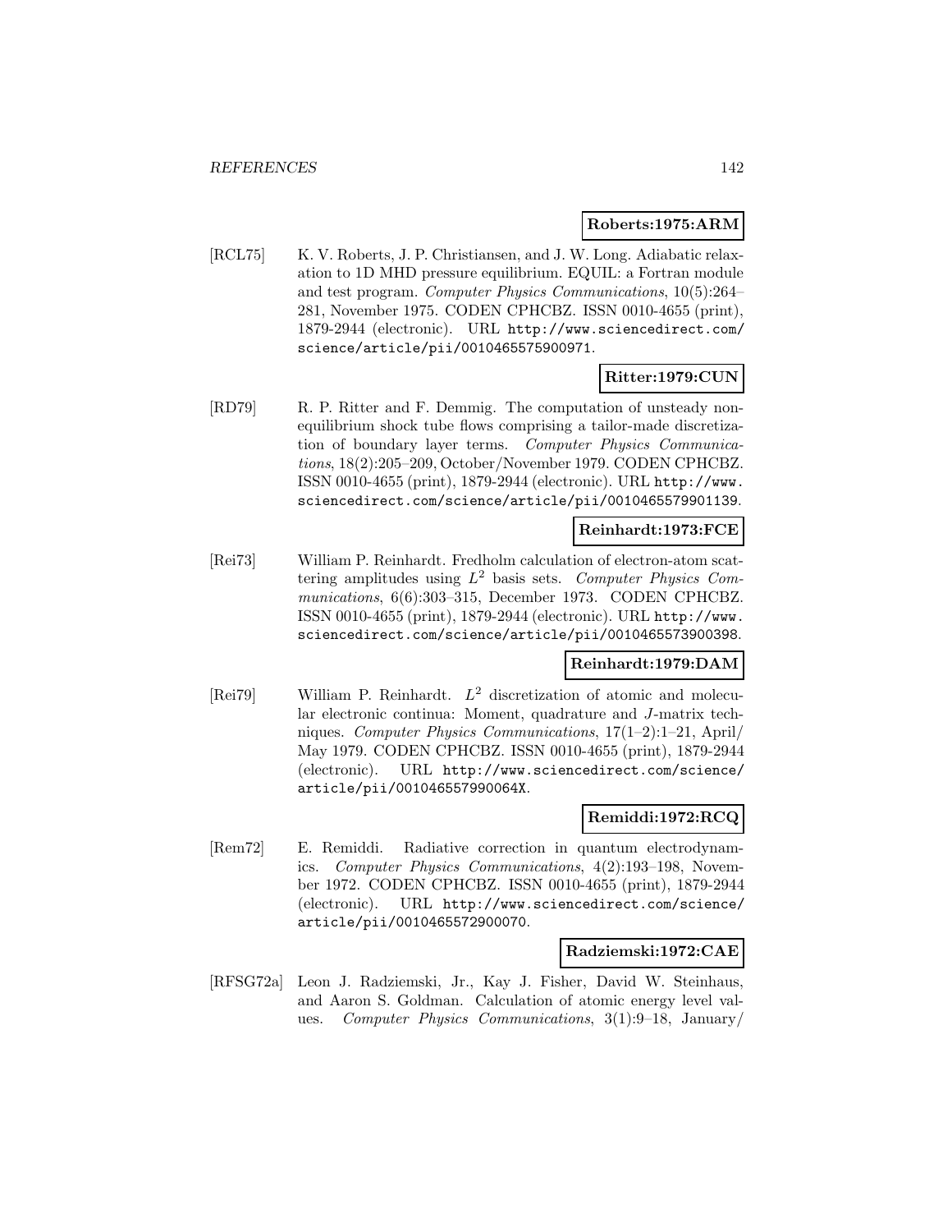**Roberts:1975:ARM**

[RCL75] K. V. Roberts, J. P. Christiansen, and J. W. Long. Adiabatic relaxation to 1D MHD pressure equilibrium. EQUIL: a Fortran module and test program. *Computer Physics Communications*, 10(5):264–281, November 1975. CODEN CPHCBZ. ISSN 0010-4655 (print), 1879-2944 (electronic). URL http://www.sciencedirect.com/science/article/pii/0010465575900971.

**Ritter:1979:CUN**

[RD79] R. P. Ritter and F. Demmig. The computation of unsteady nonequilibrium shock tube flows comprising a tailor-made discretization of boundary layer terms. *Computer Physics Communications*, 18(2):205–209, October/November 1979. CODEN CPHCBZ. ISSN 0010-4655 (print), 1879-2944 (electronic). URL http://www.sciencedirect.com/science/article/pii/0010465579901139.

**Reinhardt:1973:FCE**

[Rei73] William P. Reinhardt. Fredholm calculation of electron-atom scattering amplitudes using $L^2$ basis sets. *Computer Physics Communications*, 6(6):303–315, December 1973. CODEN CPHCBZ. ISSN 0010-4655 (print), 1879-2944 (electronic). URL http://www.sciencedirect.com/science/article/pii/0010465573900398.

**Reinhardt:1979:DAM**

[Rei79] William P. Reinhardt. $L^2$ discretization of atomic and molecular electronic continua: Moment, quadrature and $J$-matrix techniques. *Computer Physics Communications*, 17(1–2):1–21, April/May 1979. CODEN CPHCBZ. ISSN 0010-4655 (print), 1879-2944 (electronic). URL http://www.sciencedirect.com/science/article/pii/001046557990064X.

**Remiddi:1972:RCQ**

[Rem72] E. Remiddi. Radiative correction in quantum electrodynamics. *Computer Physics Communications*, 4(2):193–198, November 1972. CODEN CPHCBZ. ISSN 0010-4655 (print), 1879-2944 (electronic). URL http://www.sciencedirect.com/science/article/pii/0010465572900070.

**Radziemski:1972:CAE**

[RFSG72a] Leon J. Radziemski, Jr., Kay J. Fisher, David W. Steinhaus, and Aaron S. Goldman. Calculation of atomic energy level values. *Computer Physics Communications*, 3(1):9–18, January/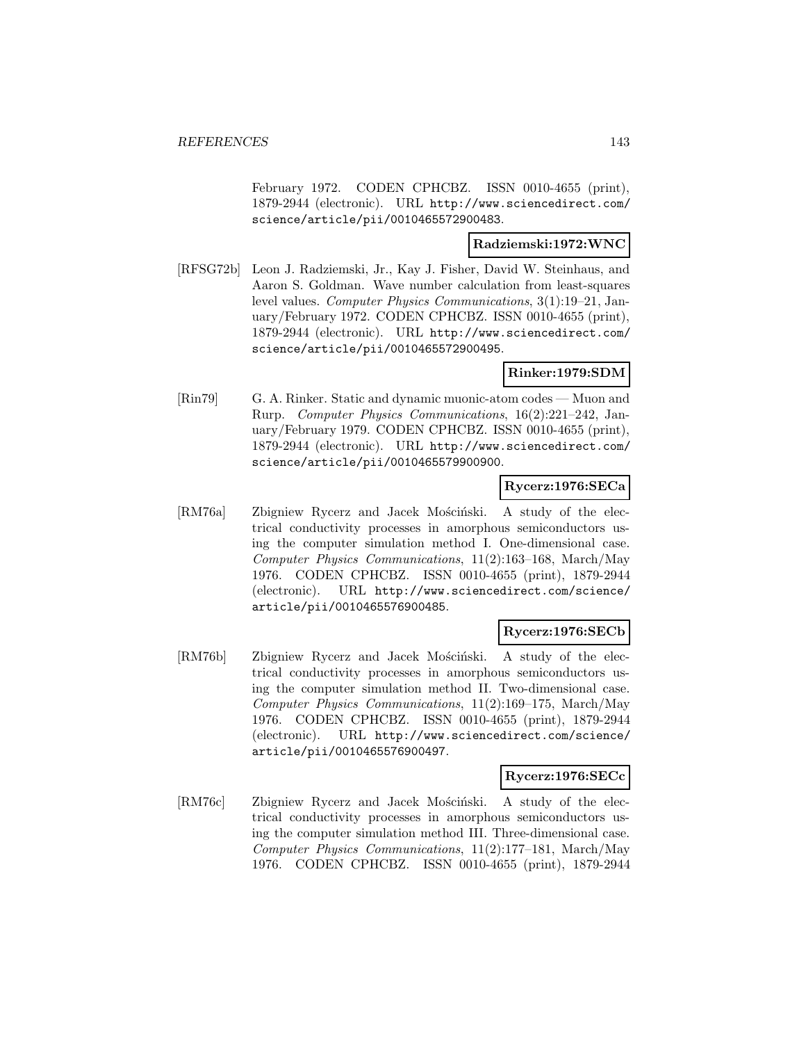February 1972. CODEN CPHCBZ. ISSN 0010-4655 (print), 1879-2944 (electronic). URL http://www.sciencedirect.com/science/article/pii/0010465572900483.

**Radziemski:1972:WNC**

[RFSG72b] Leon J. Radziemski, Jr., Kay J. Fisher, David W. Steinhaus, and Aaron S. Goldman. Wave number calculation from least-squares level values. *Computer Physics Communications*, 3(1):19–21, January/February 1972. CODEN CPHCBZ. ISSN 0010-4655 (print), 1879-2944 (electronic). URL http://www.sciencedirect.com/science/article/pii/0010465572900495.

**Rinker:1979:SDM**

[Rin79] G. A. Rinker. Static and dynamic muonic-atom codes — Muon and Rurp. *Computer Physics Communications*, 16(2):221–242, January/February 1979. CODEN CPHCBZ. ISSN 0010-4655 (print), 1879-2944 (electronic). URL http://www.sciencedirect.com/science/article/pii/0010465579900900.

**Rycerz:1976:SECa**

[RM76a] Zbigniew Rycerz and Jacek Mościński. A study of the electrical conductivity processes in amorphous semiconductors using the computer simulation method I. One-dimensional case. *Computer Physics Communications*, 11(2):163–168, March/May 1976. CODEN CPHCBZ. ISSN 0010-4655 (print), 1879-2944 (electronic). URL http://www.sciencedirect.com/science/article/pii/0010465576900485.

**Rycerz:1976:SECb**

[RM76b] Zbigniew Rycerz and Jacek Mościński. A study of the electrical conductivity processes in amorphous semiconductors using the computer simulation method II. Two-dimensional case. *Computer Physics Communications*, 11(2):169–175, March/May 1976. CODEN CPHCBZ. ISSN 0010-4655 (print), 1879-2944 (electronic). URL http://www.sciencedirect.com/science/article/pii/0010465576900497.

**Rycerz:1976:SECc**

[RM76c] Zbigniew Rycerz and Jacek Mościński. A study of the electrical conductivity processes in amorphous semiconductors using the computer simulation method III. Three-dimensional case. *Computer Physics Communications*, 11(2):177–181, March/May 1976. CODEN CPHCBZ. ISSN 0010-4655 (print), 1879-2944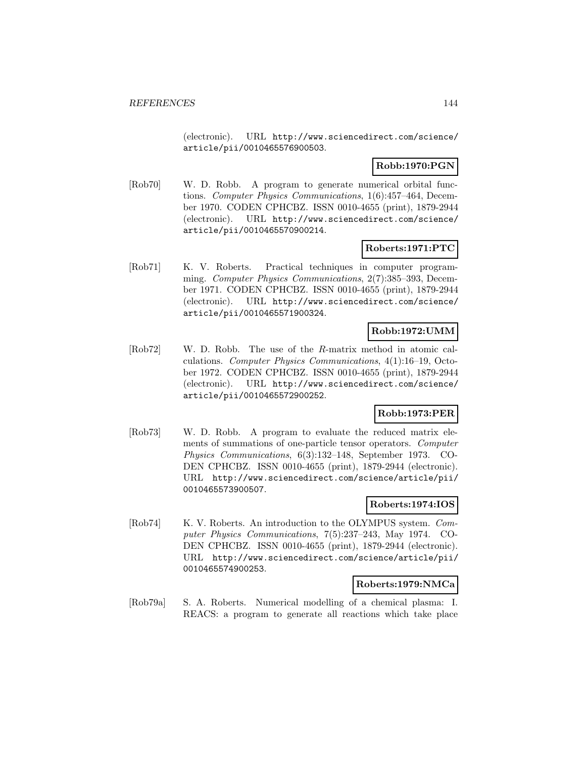(electronic). URL http://www.sciencedirect.com/science/article/pii/0010465576900503.

**Robb:1970:PGN**

[Rob70] W. D. Robb. A program to generate numerical orbital functions. *Computer Physics Communications*, 1(6):457–464, December 1970. CODEN CPHCBZ. ISSN 0010-4655 (print), 1879-2944 (electronic). URL http://www.sciencedirect.com/science/article/pii/0010465570900214.

**Roberts:1971:PTC**

[Rob71] K. V. Roberts. Practical techniques in computer programming. *Computer Physics Communications*, 2(7):385–393, December 1971. CODEN CPHCBZ. ISSN 0010-4655 (print), 1879-2944 (electronic). URL http://www.sciencedirect.com/science/article/pii/0010465571900324.

**Robb:1972:UMM**

[Rob72] W. D. Robb. The use of the $R$-matrix method in atomic calculations. *Computer Physics Communications*, 4(1):16–19, October 1972. CODEN CPHCBZ. ISSN 0010-4655 (print), 1879-2944 (electronic). URL http://www.sciencedirect.com/science/article/pii/0010465572900252.

**Robb:1973:PER**

[Rob73] W. D. Robb. A program to evaluate the reduced matrix elements of summations of one-particle tensor operators. *Computer Physics Communications*, 6(3):132–148, September 1973. CODEN CPHCBZ. ISSN 0010-4655 (print), 1879-2944 (electronic). URL http://www.sciencedirect.com/science/article/pii/0010465573900507.

**Roberts:1974:IOS**

[Rob74] K. V. Roberts. An introduction to the OLYMPUS system. *Computer Physics Communications*, 7(5):237–243, May 1974. CODEN CPHCBZ. ISSN 0010-4655 (print), 1879-2944 (electronic). URL http://www.sciencedirect.com/science/article/pii/0010465574900253.

**Roberts:1979:NMCa**

[Rob79a] S. A. Roberts. Numerical modelling of a chemical plasma: I. REACS: a program to generate all reactions which take place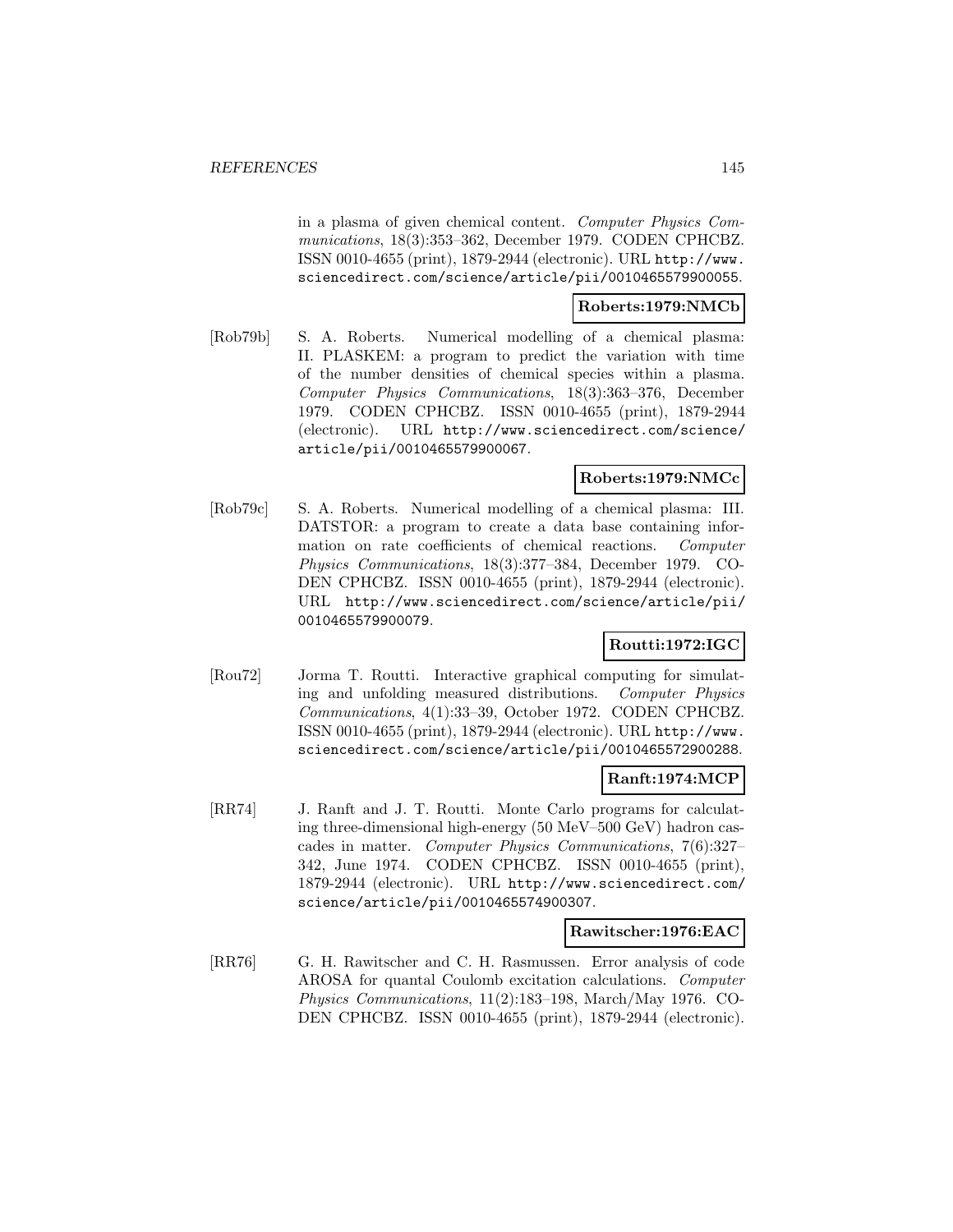in a plasma of given chemical content. *Computer Physics Communications*, 18(3):353–362, December 1979. CODEN CPHCBZ. ISSN 0010-4655 (print), 1879-2944 (electronic). URL http://www.sciencedirect.com/science/article/pii/0010465579900055.

**Roberts:1979:NMCb**

[Rob79b] S. A. Roberts. Numerical modelling of a chemical plasma: II. PLASKEM: a program to predict the variation with time of the number densities of chemical species within a plasma. *Computer Physics Communications*, 18(3):363–376, December 1979. CODEN CPHCBZ. ISSN 0010-4655 (print), 1879-2944 (electronic). URL http://www.sciencedirect.com/science/article/pii/0010465579900067.

**Roberts:1979:NMCc**

[Rob79c] S. A. Roberts. Numerical modelling of a chemical plasma: III. DATSTOR: a program to create a data base containing information on rate coefficients of chemical reactions. *Computer Physics Communications*, 18(3):377–384, December 1979. CODEN CPHCBZ. ISSN 0010-4655 (print), 1879-2944 (electronic). URL http://www.sciencedirect.com/science/article/pii/0010465579900079.

**Routti:1972:IGC**

[Rou72] Jorma T. Routti. Interactive graphical computing for simulating and unfolding measured distributions. *Computer Physics Communications*, 4(1):33–39, October 1972. CODEN CPHCBZ. ISSN 0010-4655 (print), 1879-2944 (electronic). URL http://www.sciencedirect.com/science/article/pii/0010465572900288.

**Ranft:1974:MCP**

[RR74] J. Ranft and J. T. Routti. Monte Carlo programs for calculating three-dimensional high-energy (50 MeV–500 GeV) hadron cascades in matter. *Computer Physics Communications*, 7(6):327–342, June 1974. CODEN CPHCBZ. ISSN 0010-4655 (print), 1879-2944 (electronic). URL http://www.sciencedirect.com/science/article/pii/0010465574900307.

**Rawitscher:1976:EAC**

[RR76] G. H. Rawitscher and C. H. Rasmussen. Error analysis of code AROSA for quantal Coulomb excitation calculations. *Computer Physics Communications*, 11(2):183–198, March/May 1976. CODEN CPHCBZ. ISSN 0010-4655 (print), 1879-2944 (electronic).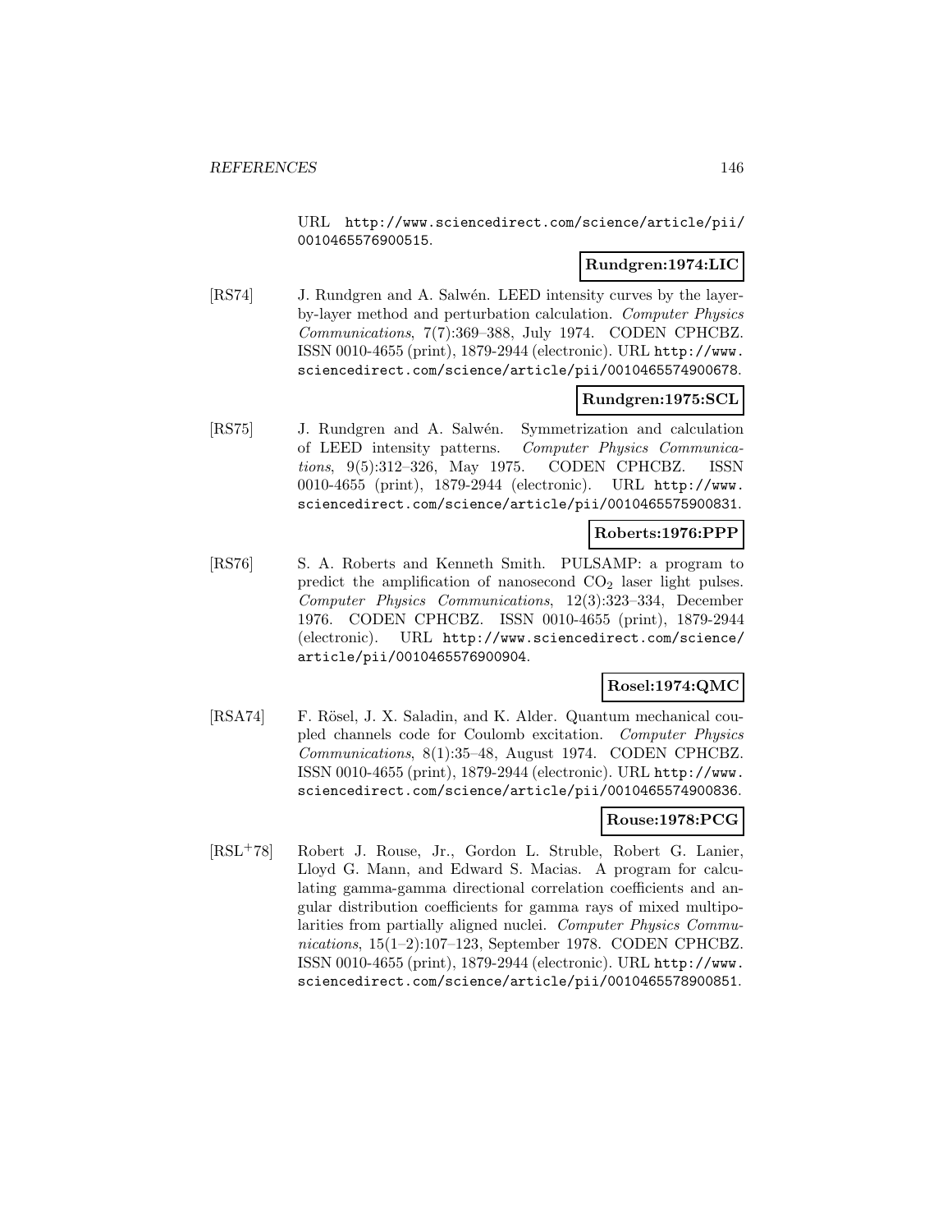URL http://www.sciencedirect.com/science/article/pii/0010465576900515.

**Rundgren:1974:LIC**

[RS74] J. Rundgren and A. Salwén. LEED intensity curves by the layer-by-layer method and perturbation calculation. *Computer Physics Communications*, 7(7):369–388, July 1974. CODEN CPHCBZ. ISSN 0010-4655 (print), 1879-2944 (electronic). URL http://www.sciencedirect.com/science/article/pii/0010465574900678.

**Rundgren:1975:SCL**

[RS75] J. Rundgren and A. Salwén. Symmetrization and calculation of LEED intensity patterns. *Computer Physics Communications*, 9(5):312–326, May 1975. CODEN CPHCBZ. ISSN 0010-4655 (print), 1879-2944 (electronic). URL http://www.sciencedirect.com/science/article/pii/0010465575900831.

**Roberts:1976:PPP**

[RS76] S. A. Roberts and Kenneth Smith. PULSAMP: a program to predict the amplification of nanosecond $CO_2$ laser light pulses. *Computer Physics Communications*, 12(3):323–334, December 1976. CODEN CPHCBZ. ISSN 0010-4655 (print), 1879-2944 (electronic). URL http://www.sciencedirect.com/science/article/pii/0010465576900904.

**Rosel:1974:QMC**

[RSA74] F. Rösel, J. X. Saladin, and K. Alder. Quantum mechanical coupled channels code for Coulomb excitation. *Computer Physics Communications*, 8(1):35–48, August 1974. CODEN CPHCBZ. ISSN 0010-4655 (print), 1879-2944 (electronic). URL http://www.sciencedirect.com/science/article/pii/0010465574900836.

**Rouse:1978:PCG**

[RSL+78] Robert J. Rouse, Jr., Gordon L. Struble, Robert G. Lanier, Lloyd G. Mann, and Edward S. Macias. A program for calculating gamma-gamma directional correlation coefficients and angular distribution coefficients for gamma rays of mixed multipolarities from partially aligned nuclei. *Computer Physics Communications*, 15(1–2):107–123, September 1978. CODEN CPHCBZ. ISSN 0010-4655 (print), 1879-2944 (electronic). URL http://www.sciencedirect.com/science/article/pii/0010465578900851.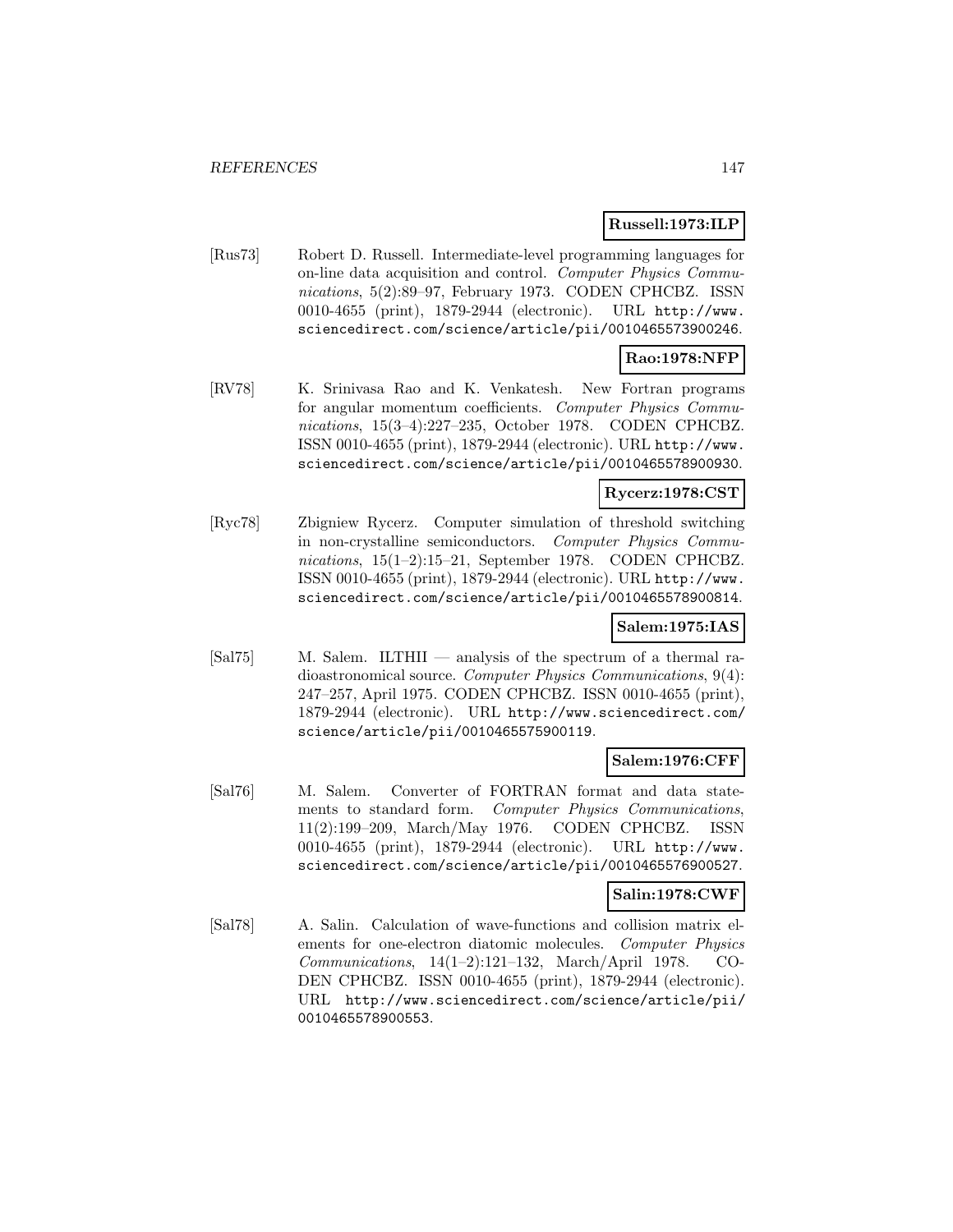**Russell:1973:ILP**

[Rus73] Robert D. Russell. Intermediate-level programming languages for on-line data acquisition and control. *Computer Physics Communications*, 5(2):89–97, February 1973. CODEN CPHCBZ. ISSN 0010-4655 (print), 1879-2944 (electronic). URL http://www.sciencedirect.com/science/article/pii/0010465573900246.

**Rao:1978:NFP**

[RV78] K. Srinivasa Rao and K. Venkatesh. New Fortran programs for angular momentum coefficients. *Computer Physics Communications*, 15(3–4):227–235, October 1978. CODEN CPHCBZ. ISSN 0010-4655 (print), 1879-2944 (electronic). URL http://www.sciencedirect.com/science/article/pii/0010465578900930.

**Rycerz:1978:CST**

[Ryc78] Zbigniew Rycerz. Computer simulation of threshold switching in non-crystalline semiconductors. *Computer Physics Communications*, 15(1–2):15–21, September 1978. CODEN CPHCBZ. ISSN 0010-4655 (print), 1879-2944 (electronic). URL http://www.sciencedirect.com/science/article/pii/0010465578900814.

**Salem:1975:IAS**

[Sal75] M. Salem. ILTHII — analysis of the spectrum of a thermal radioastronomical source. *Computer Physics Communications*, 9(4): 247–257, April 1975. CODEN CPHCBZ. ISSN 0010-4655 (print), 1879-2944 (electronic). URL http://www.sciencedirect.com/science/article/pii/0010465575900119.

**Salem:1976:CFF**

[Sal76] M. Salem. Converter of FORTRAN format and data statements to standard form. *Computer Physics Communications*, 11(2):199–209, March/May 1976. CODEN CPHCBZ. ISSN 0010-4655 (print), 1879-2944 (electronic). URL http://www.sciencedirect.com/science/article/pii/0010465576900527.

**Salin:1978:CWF**

[Sal78] A. Salin. Calculation of wave-functions and collision matrix elements for one-electron diatomic molecules. *Computer Physics Communications*, 14(1–2):121–132, March/April 1978. CODEN CPHCBZ. ISSN 0010-4655 (print), 1879-2944 (electronic). URL http://www.sciencedirect.com/science/article/pii/0010465578900553.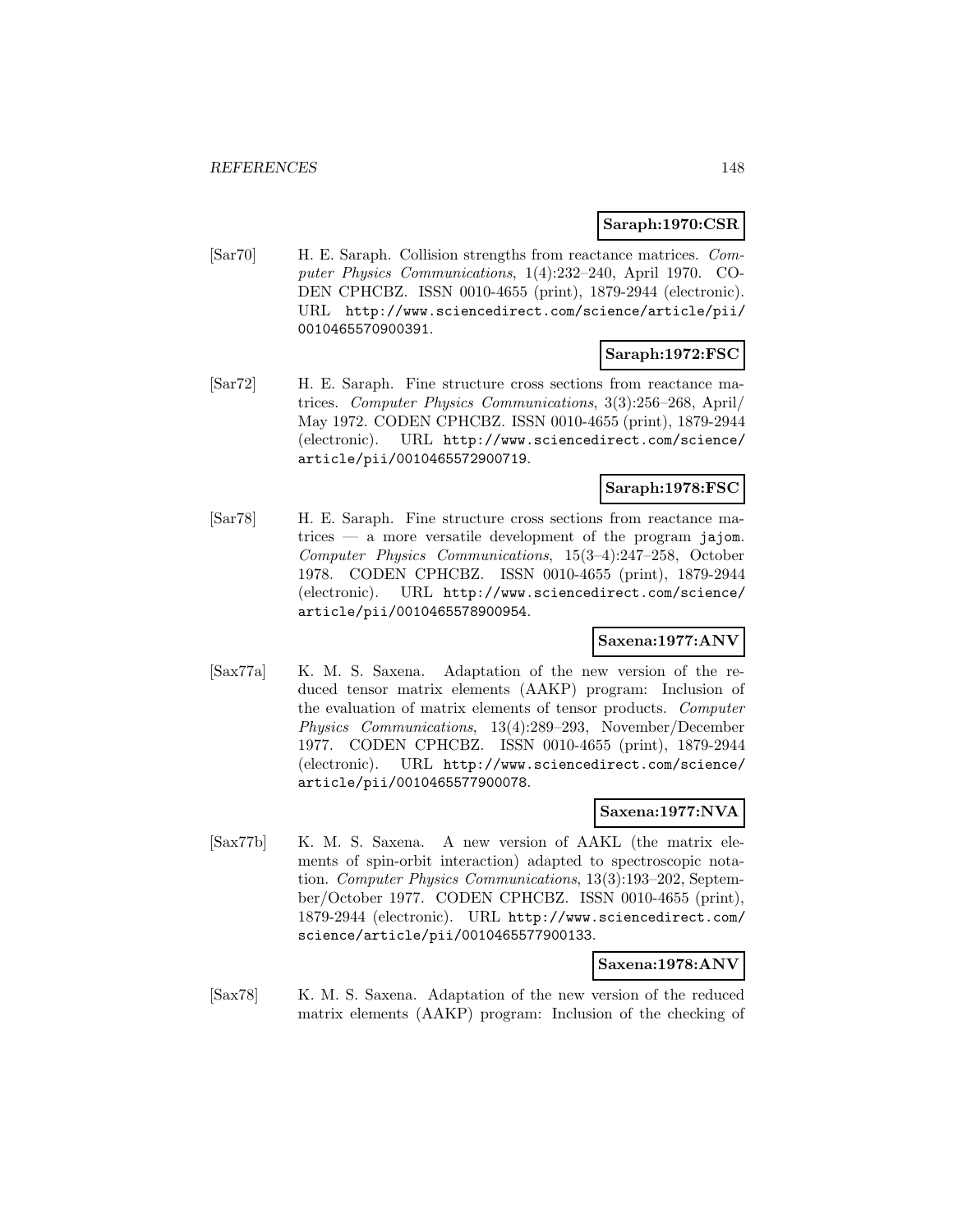**Saraph:1970:CSR**

[Sar70] H. E. Saraph. Collision strengths from reactance matrices. *Computer Physics Communications*, 1(4):232–240, April 1970. CODEN CPHCBZ. ISSN 0010-4655 (print), 1879-2944 (electronic). URL `http://www.sciencedirect.com/science/article/pii/0010465570900391`.

**Saraph:1972:FSC**

[Sar72] H. E. Saraph. Fine structure cross sections from reactance matrices. *Computer Physics Communications*, 3(3):256–268, April/May 1972. CODEN CPHCBZ. ISSN 0010-4655 (print), 1879-2944 (electronic). URL `http://www.sciencedirect.com/science/article/pii/0010465572900719`.

**Saraph:1978:FSC**

[Sar78] H. E. Saraph. Fine structure cross sections from reactance matrices — a more versatile development of the program `jajom`. *Computer Physics Communications*, 15(3–4):247–258, October 1978. CODEN CPHCBZ. ISSN 0010-4655 (print), 1879-2944 (electronic). URL `http://www.sciencedirect.com/science/article/pii/0010465578900954`.

**Saxena:1977:ANV**

[Sax77a] K. M. S. Saxena. Adaptation of the new version of the reduced tensor matrix elements (AAKP) program: Inclusion of the evaluation of matrix elements of tensor products. *Computer Physics Communications*, 13(4):289–293, November/December 1977. CODEN CPHCBZ. ISSN 0010-4655 (print), 1879-2944 (electronic). URL `http://www.sciencedirect.com/science/article/pii/0010465577900078`.

**Saxena:1977:NVA**

[Sax77b] K. M. S. Saxena. A new version of AAKL (the matrix elements of spin-orbit interaction) adapted to spectroscopic notation. *Computer Physics Communications*, 13(3):193–202, September/October 1977. CODEN CPHCBZ. ISSN 0010-4655 (print), 1879-2944 (electronic). URL `http://www.sciencedirect.com/science/article/pii/0010465577900133`.

**Saxena:1978:ANV**

[Sax78] K. M. S. Saxena. Adaptation of the new version of the reduced matrix elements (AAKP) program: Inclusion of the checking of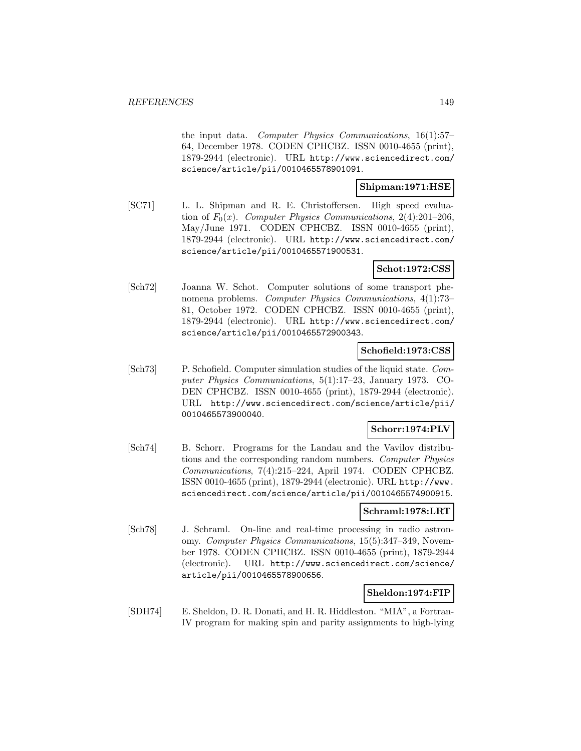the input data. *Computer Physics Communications*, 16(1):57–64, December 1978. CODEN CPHCBZ. ISSN 0010-4655 (print), 1879-2944 (electronic). URL http://www.sciencedirect.com/science/article/pii/0010465578901091.

**Shipman:1971:HSE**

[SC71] L. L. Shipman and R. E. Christoffersen. High speed evaluation of $F_0(x)$. *Computer Physics Communications*, 2(4):201–206, May/June 1971. CODEN CPHCBZ. ISSN 0010-4655 (print), 1879-2944 (electronic). URL http://www.sciencedirect.com/science/article/pii/0010465571900531.

**Schot:1972:CSS**

[Sch72] Joanna W. Schot. Computer solutions of some transport phenomena problems. *Computer Physics Communications*, 4(1):73–81, October 1972. CODEN CPHCBZ. ISSN 0010-4655 (print), 1879-2944 (electronic). URL http://www.sciencedirect.com/science/article/pii/0010465572900343.

**Schofield:1973:CSS**

[Sch73] P. Schofield. Computer simulation studies of the liquid state. *Computer Physics Communications*, 5(1):17–23, January 1973. CODEN CPHCBZ. ISSN 0010-4655 (print), 1879-2944 (electronic). URL http://www.sciencedirect.com/science/article/pii/0010465573900040.

**Schorr:1974:PLV**

[Sch74] B. Schorr. Programs for the Landau and the Vavilov distributions and the corresponding random numbers. *Computer Physics Communications*, 7(4):215–224, April 1974. CODEN CPHCBZ. ISSN 0010-4655 (print), 1879-2944 (electronic). URL http://www.sciencedirect.com/science/article/pii/0010465574900915.

**Schraml:1978:LRT**

[Sch78] J. Schraml. On-line and real-time processing in radio astronomy. *Computer Physics Communications*, 15(5):347–349, November 1978. CODEN CPHCBZ. ISSN 0010-4655 (print), 1879-2944 (electronic). URL http://www.sciencedirect.com/science/article/pii/0010465578900656.

**Sheldon:1974:FIP**

[SDH74] E. Sheldon, D. R. Donati, and H. R. Hiddleston. "MIA", a Fortran-IV program for making spin and parity assignments to high-lying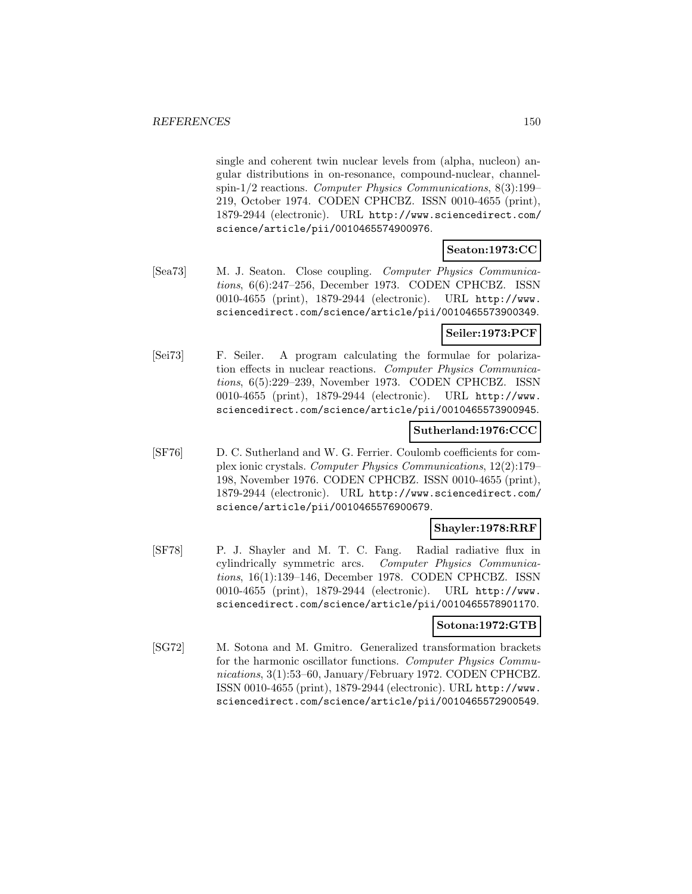single and coherent twin nuclear levels from (alpha, nucleon) angular distributions in on-resonance, compound-nuclear, channel-spin-1/2 reactions. *Computer Physics Communications*, 8(3):199–219, October 1974. CODEN CPHCBZ. ISSN 0010-4655 (print), 1879-2944 (electronic). URL http://www.sciencedirect.com/science/article/pii/0010465574900976.

**Seaton:1973:CC**

[Sea73] M. J. Seaton. Close coupling. *Computer Physics Communications*, 6(6):247–256, December 1973. CODEN CPHCBZ. ISSN 0010-4655 (print), 1879-2944 (electronic). URL http://www.sciencedirect.com/science/article/pii/0010465573900349.

**Seiler:1973:PCF**

[Sei73] F. Seiler. A program calculating the formulae for polarization effects in nuclear reactions. *Computer Physics Communications*, 6(5):229–239, November 1973. CODEN CPHCBZ. ISSN 0010-4655 (print), 1879-2944 (electronic). URL http://www.sciencedirect.com/science/article/pii/0010465573900945.

**Sutherland:1976:CCC**

[SF76] D. C. Sutherland and W. G. Ferrier. Coulomb coefficients for complex ionic crystals. *Computer Physics Communications*, 12(2):179–198, November 1976. CODEN CPHCBZ. ISSN 0010-4655 (print), 1879-2944 (electronic). URL http://www.sciencedirect.com/science/article/pii/0010465576900679.

**Shayler:1978:RRF**

[SF78] P. J. Shayler and M. T. C. Fang. Radial radiative flux in cylindrically symmetric arcs. *Computer Physics Communications*, 16(1):139–146, December 1978. CODEN CPHCBZ. ISSN 0010-4655 (print), 1879-2944 (electronic). URL http://www.sciencedirect.com/science/article/pii/0010465578901170.

**Sotona:1972:GTB**

[SG72] M. Sotona and M. Gmitro. Generalized transformation brackets for the harmonic oscillator functions. *Computer Physics Communications*, 3(1):53–60, January/February 1972. CODEN CPHCBZ. ISSN 0010-4655 (print), 1879-2944 (electronic). URL http://www.sciencedirect.com/science/article/pii/0010465572900549.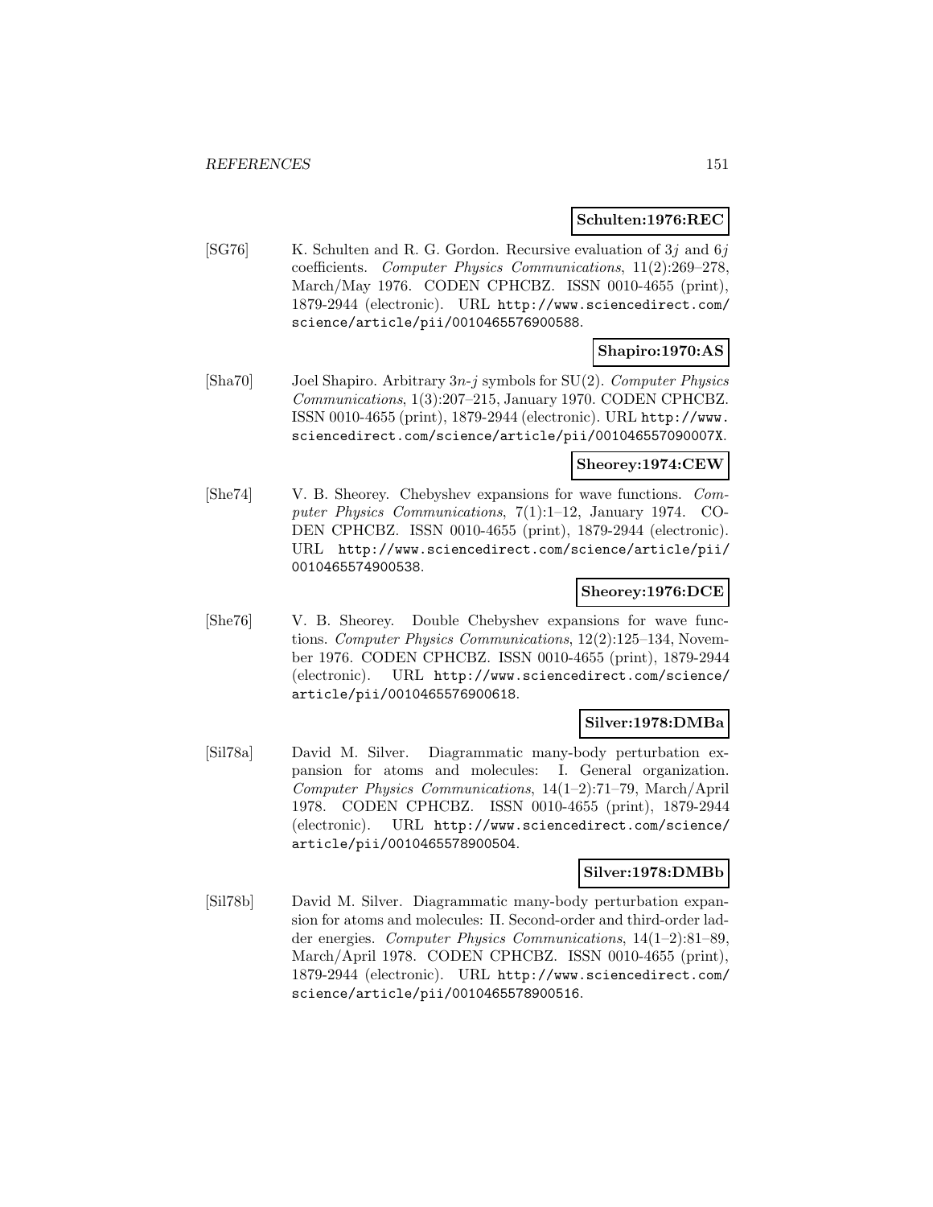**Schulten:1976:REC**

[SG76] K. Schulten and R. G. Gordon. Recursive evaluation of $3j$ and $6j$ coefficients. *Computer Physics Communications*, 11(2):269–278, March/May 1976. CODEN CPHCBZ. ISSN 0010-4655 (print), 1879-2944 (electronic). URL http://www.sciencedirect.com/science/article/pii/0010465576900588.

**Shapiro:1970:AS**

[Sha70] Joel Shapiro. Arbitrary $3n$-$j$ symbols for SU(2). *Computer Physics Communications*, 1(3):207–215, January 1970. CODEN CPHCBZ. ISSN 0010-4655 (print), 1879-2944 (electronic). URL http://www.sciencedirect.com/science/article/pii/001046557090007X.

**Sheorey:1974:CEW**

[She74] V. B. Sheorey. Chebyshev expansions for wave functions. *Computer Physics Communications*, 7(1):1–12, January 1974. CODEN CPHCBZ. ISSN 0010-4655 (print), 1879-2944 (electronic). URL http://www.sciencedirect.com/science/article/pii/0010465574900538.

**Sheorey:1976:DCE**

[She76] V. B. Sheorey. Double Chebyshev expansions for wave functions. *Computer Physics Communications*, 12(2):125–134, November 1976. CODEN CPHCBZ. ISSN 0010-4655 (print), 1879-2944 (electronic). URL http://www.sciencedirect.com/science/article/pii/0010465576900618.

**Silver:1978:DMBa**

[Sil78a] David M. Silver. Diagrammatic many-body perturbation expansion for atoms and molecules: I. General organization. *Computer Physics Communications*, 14(1–2):71–79, March/April 1978. CODEN CPHCBZ. ISSN 0010-4655 (print), 1879-2944 (electronic). URL http://www.sciencedirect.com/science/article/pii/0010465578900504.

**Silver:1978:DMBb**

[Sil78b] David M. Silver. Diagrammatic many-body perturbation expansion for atoms and molecules: II. Second-order and third-order ladder energies. *Computer Physics Communications*, 14(1–2):81–89, March/April 1978. CODEN CPHCBZ. ISSN 0010-4655 (print), 1879-2944 (electronic). URL http://www.sciencedirect.com/science/article/pii/0010465578900516.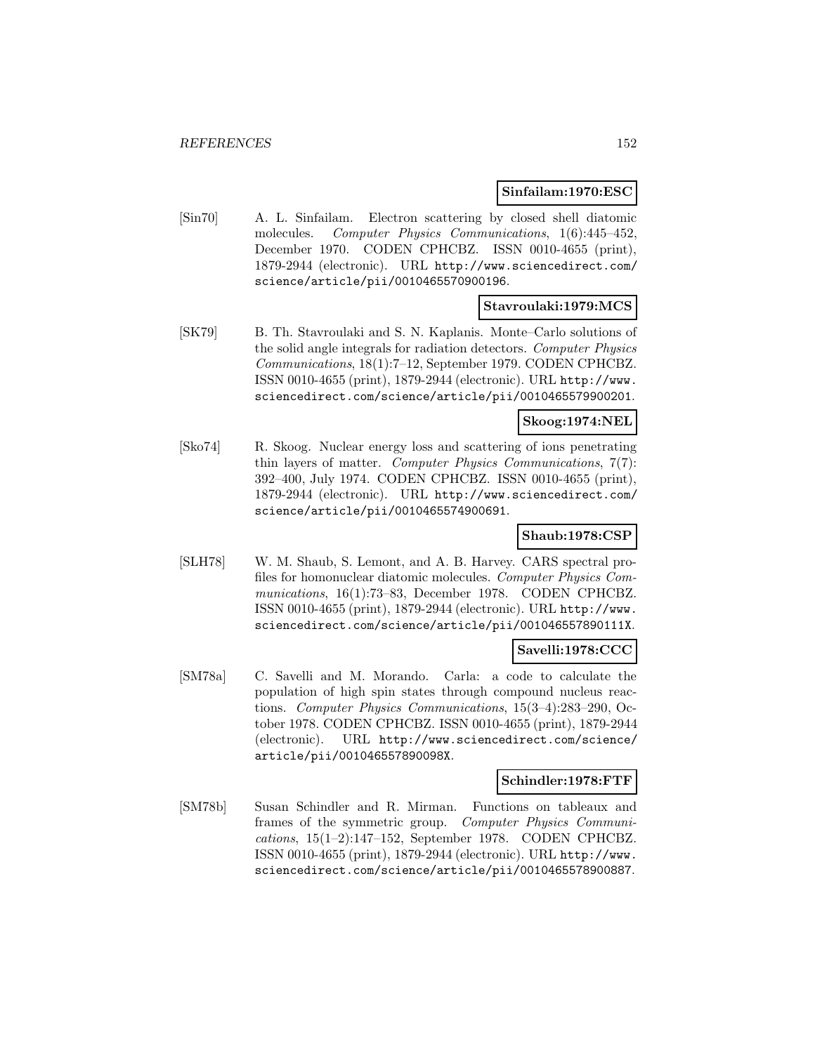**Sinfailam:1970:ESC**

[Sin70] A. L. Sinfailam. Electron scattering by closed shell diatomic molecules. *Computer Physics Communications*, 1(6):445–452, December 1970. CODEN CPHCBZ. ISSN 0010-4655 (print), 1879-2944 (electronic). URL http://www.sciencedirect.com/science/article/pii/0010465570900196.

**Stavroulaki:1979:MCS**

[SK79] B. Th. Stavroulaki and S. N. Kaplanis. Monte–Carlo solutions of the solid angle integrals for radiation detectors. *Computer Physics Communications*, 18(1):7–12, September 1979. CODEN CPHCBZ. ISSN 0010-4655 (print), 1879-2944 (electronic). URL http://www.sciencedirect.com/science/article/pii/0010465579900201.

**Skoog:1974:NEL**

[Sko74] R. Skoog. Nuclear energy loss and scattering of ions penetrating thin layers of matter. *Computer Physics Communications*, 7(7):392–400, July 1974. CODEN CPHCBZ. ISSN 0010-4655 (print), 1879-2944 (electronic). URL http://www.sciencedirect.com/science/article/pii/0010465574900691.

**Shaub:1978:CSP**

[SLH78] W. M. Shaub, S. Lemont, and A. B. Harvey. CARS spectral profiles for homonuclear diatomic molecules. *Computer Physics Communications*, 16(1):73–83, December 1978. CODEN CPHCBZ. ISSN 0010-4655 (print), 1879-2944 (electronic). URL http://www.sciencedirect.com/science/article/pii/001046557890111X.

**Savelli:1978:CCC**

[SM78a] C. Savelli and M. Morando. Carla: a code to calculate the population of high spin states through compound nucleus reactions. *Computer Physics Communications*, 15(3–4):283–290, October 1978. CODEN CPHCBZ. ISSN 0010-4655 (print), 1879-2944 (electronic). URL http://www.sciencedirect.com/science/article/pii/001046557890098X.

**Schindler:1978:FTF**

[SM78b] Susan Schindler and R. Mirman. Functions on tableaux and frames of the symmetric group. *Computer Physics Communications*, 15(1–2):147–152, September 1978. CODEN CPHCBZ. ISSN 0010-4655 (print), 1879-2944 (electronic). URL http://www.sciencedirect.com/science/article/pii/0010465578900887.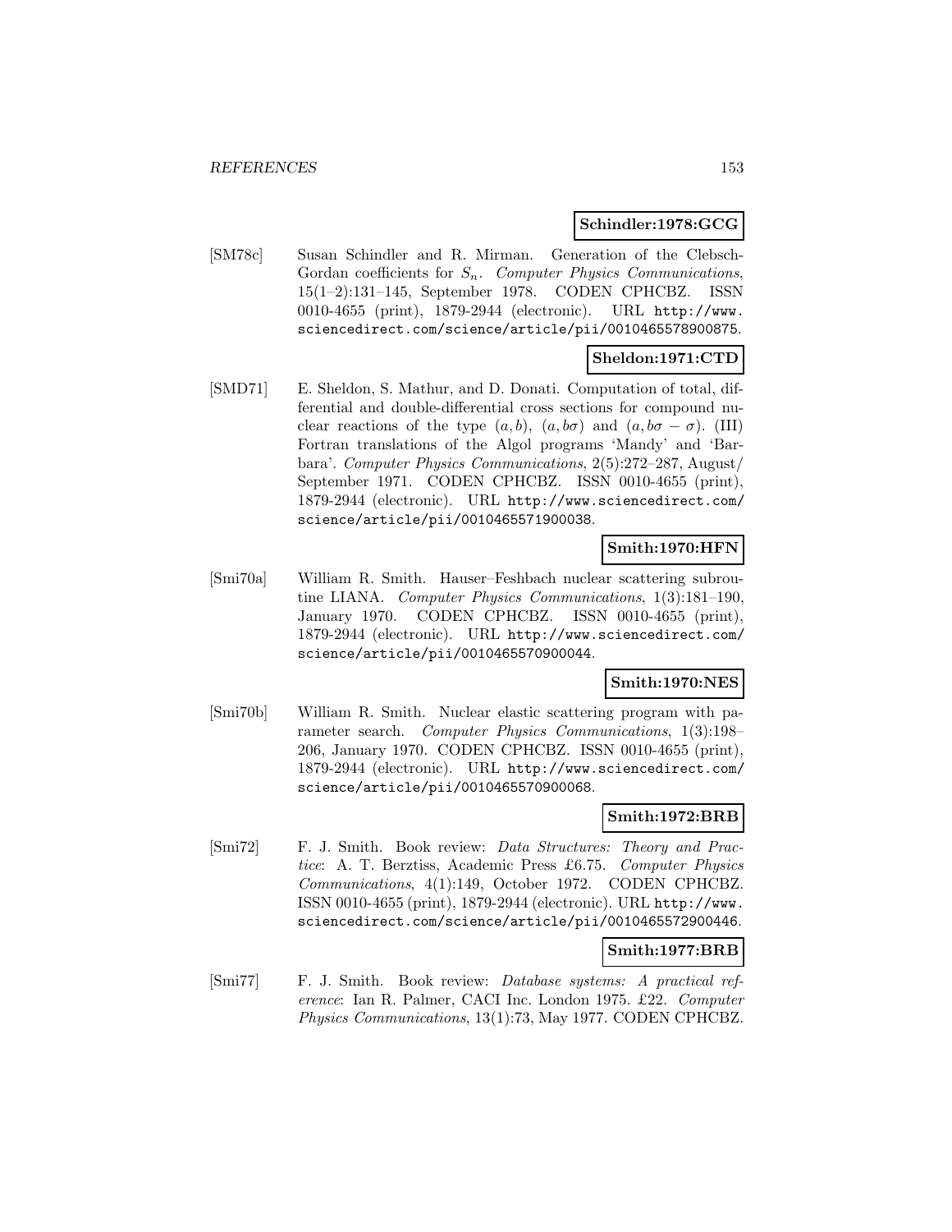**Schindler:1978:GCG**

[SM78c] Susan Schindler and R. Mirman. Generation of the Clebsch-Gordan coefficients for $S_n$. *Computer Physics Communications*, 15(1–2):131–145, September 1978. CODEN CPHCBZ. ISSN 0010-4655 (print), 1879-2944 (electronic). URL http://www.sciencedirect.com/science/article/pii/0010465578900875.

**Sheldon:1971:CTD**

[SMD71] E. Sheldon, S. Mathur, and D. Donati. Computation of total, differential and double-differential cross sections for compound nuclear reactions of the type $(a, b)$, $(a, b\sigma)$ and $(a, b\sigma - \sigma)$. (III) Fortran translations of the Algol programs 'Mandy' and 'Barbara'. *Computer Physics Communications*, 2(5):272–287, August/September 1971. CODEN CPHCBZ. ISSN 0010-4655 (print), 1879-2944 (electronic). URL http://www.sciencedirect.com/science/article/pii/0010465571900038.

**Smith:1970:HFN**

[Smi70a] William R. Smith. Hauser–Feshbach nuclear scattering subroutine LIANA. *Computer Physics Communications*, 1(3):181–190, January 1970. CODEN CPHCBZ. ISSN 0010-4655 (print), 1879-2944 (electronic). URL http://www.sciencedirect.com/science/article/pii/0010465570900044.

**Smith:1970:NES**

[Smi70b] William R. Smith. Nuclear elastic scattering program with parameter search. *Computer Physics Communications*, 1(3):198–206, January 1970. CODEN CPHCBZ. ISSN 0010-4655 (print), 1879-2944 (electronic). URL http://www.sciencedirect.com/science/article/pii/0010465570900068.

**Smith:1972:BRB**

[Smi72] F. J. Smith. Book review: *Data Structures: Theory and Practice*: A. T. Berztiss, Academic Press £6.75. *Computer Physics Communications*, 4(1):149, October 1972. CODEN CPHCBZ. ISSN 0010-4655 (print), 1879-2944 (electronic). URL http://www.sciencedirect.com/science/article/pii/0010465572900446.

**Smith:1977:BRB**

[Smi77] F. J. Smith. Book review: *Database systems: A practical reference*: Ian R. Palmer, CACI Inc. London 1975. £22. *Computer Physics Communications*, 13(1):73, May 1977. CODEN CPHCBZ.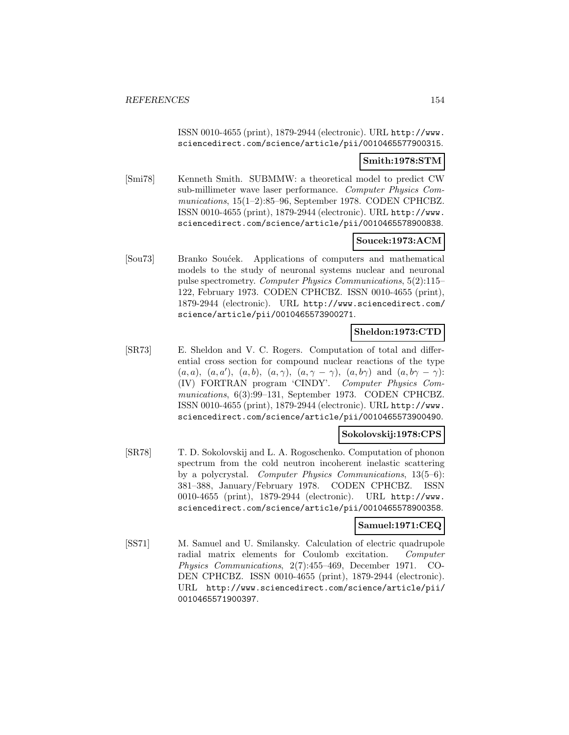ISSN 0010-4655 (print), 1879-2944 (electronic). URL http://www.sciencedirect.com/science/article/pii/0010465577900315.

**Smith:1978:STM**

[Smi78] Kenneth Smith. SUBMMW: a theoretical model to predict CW sub-millimeter wave laser performance. *Computer Physics Communications*, 15(1–2):85–96, September 1978. CODEN CPHCBZ. ISSN 0010-4655 (print), 1879-2944 (electronic). URL http://www.sciencedirect.com/science/article/pii/0010465578900838.

**Soucek:1973:ACM**

[Sou73] Branko Soućek. Applications of computers and mathematical models to the study of neuronal systems nuclear and neuronal pulse spectrometry. *Computer Physics Communications*, 5(2):115–122, February 1973. CODEN CPHCBZ. ISSN 0010-4655 (print), 1879-2944 (electronic). URL http://www.sciencedirect.com/science/article/pii/0010465573900271.

**Sheldon:1973:CTD**

[SR73] E. Sheldon and V. C. Rogers. Computation of total and differential cross section for compound nuclear reactions of the type $(a,a)$, $(a,a')$, $(a,b)$, $(a,\gamma)$, $(a,\gamma-\gamma)$, $(a,b\gamma)$ and $(a,b\gamma-\gamma)$: (IV) FORTRAN program 'CINDY'. *Computer Physics Communications*, 6(3):99–131, September 1973. CODEN CPHCBZ. ISSN 0010-4655 (print), 1879-2944 (electronic). URL http://www.sciencedirect.com/science/article/pii/0010465573900490.

**Sokolovskij:1978:CPS**

[SR78] T. D. Sokolovskij and L. A. Rogoschenko. Computation of phonon spectrum from the cold neutron incoherent inelastic scattering by a polycrystal. *Computer Physics Communications*, 13(5–6):381–388, January/February 1978. CODEN CPHCBZ. ISSN 0010-4655 (print), 1879-2944 (electronic). URL http://www.sciencedirect.com/science/article/pii/0010465578900358.

**Samuel:1971:CEQ**

[SS71] M. Samuel and U. Smilansky. Calculation of electric quadrupole radial matrix elements for Coulomb excitation. *Computer Physics Communications*, 2(7):455–469, December 1971. CODEN CPHCBZ. ISSN 0010-4655 (print), 1879-2944 (electronic). URL http://www.sciencedirect.com/science/article/pii/0010465571900397.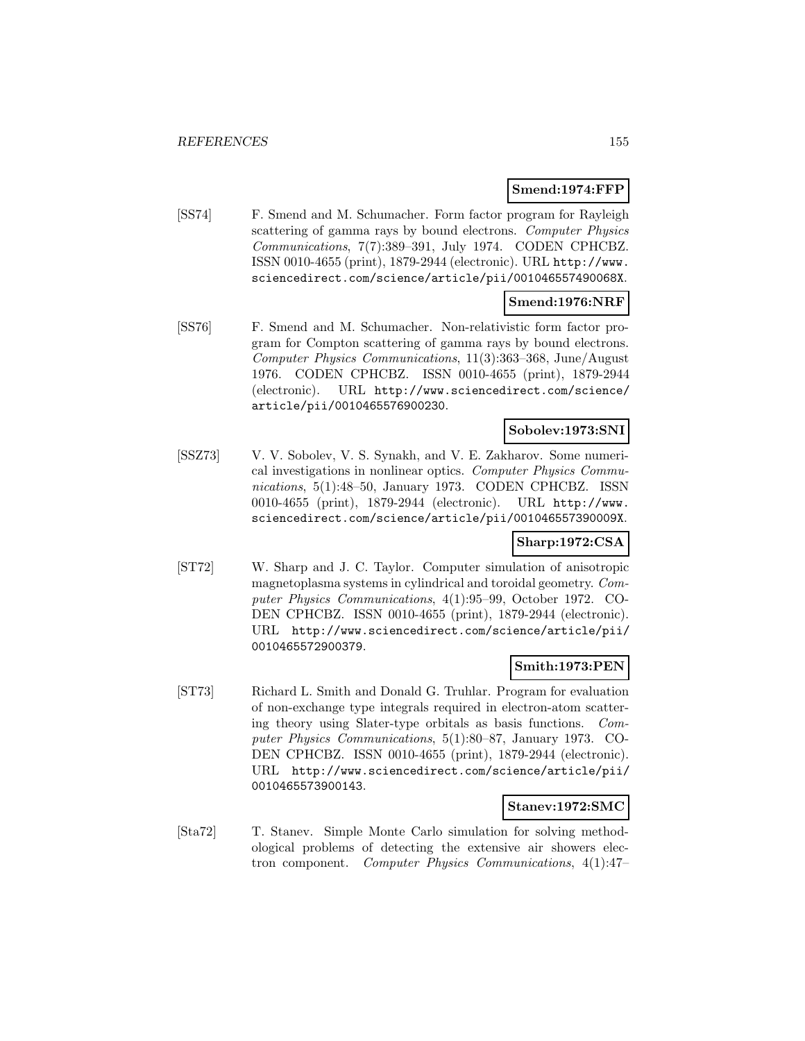**Smend:1974:FFP**

[SS74] F. Smend and M. Schumacher. Form factor program for Rayleigh scattering of gamma rays by bound electrons. *Computer Physics Communications*, 7(7):389–391, July 1974. CODEN CPHCBZ. ISSN 0010-4655 (print), 1879-2944 (electronic). URL http://www.sciencedirect.com/science/article/pii/001046557490068X.

**Smend:1976:NRF**

[SS76] F. Smend and M. Schumacher. Non-relativistic form factor program for Compton scattering of gamma rays by bound electrons. *Computer Physics Communications*, 11(3):363–368, June/August 1976. CODEN CPHCBZ. ISSN 0010-4655 (print), 1879-2944 (electronic). URL http://www.sciencedirect.com/science/article/pii/0010465576900230.

**Sobolev:1973:SNI**

[SSZ73] V. V. Sobolev, V. S. Synakh, and V. E. Zakharov. Some numerical investigations in nonlinear optics. *Computer Physics Communications*, 5(1):48–50, January 1973. CODEN CPHCBZ. ISSN 0010-4655 (print), 1879-2944 (electronic). URL http://www.sciencedirect.com/science/article/pii/001046557390009X.

**Sharp:1972:CSA**

[ST72] W. Sharp and J. C. Taylor. Computer simulation of anisotropic magnetoplasma systems in cylindrical and toroidal geometry. *Computer Physics Communications*, 4(1):95–99, October 1972. CODEN CPHCBZ. ISSN 0010-4655 (print), 1879-2944 (electronic). URL http://www.sciencedirect.com/science/article/pii/0010465572900379.

**Smith:1973:PEN**

[ST73] Richard L. Smith and Donald G. Truhlar. Program for evaluation of non-exchange type integrals required in electron-atom scattering theory using Slater-type orbitals as basis functions. *Computer Physics Communications*, 5(1):80–87, January 1973. CODEN CPHCBZ. ISSN 0010-4655 (print), 1879-2944 (electronic). URL http://www.sciencedirect.com/science/article/pii/0010465573900143.

**Stanev:1972:SMC**

[Sta72] T. Stanev. Simple Monte Carlo simulation for solving methodological problems of detecting the extensive air showers electron component. *Computer Physics Communications*, 4(1):47–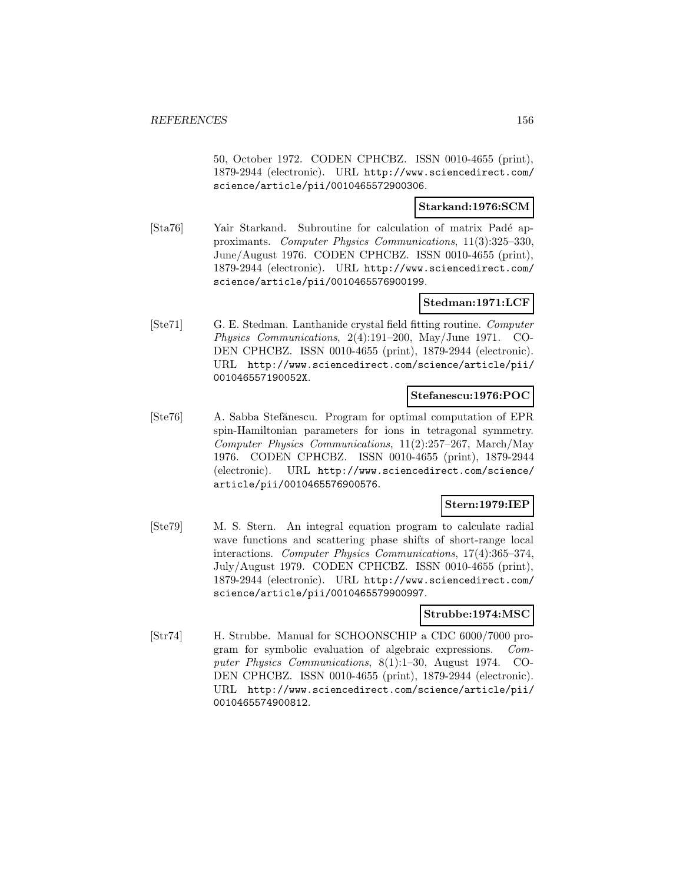50, October 1972. CODEN CPHCBZ. ISSN 0010-4655 (print), 1879-2944 (electronic). URL http://www.sciencedirect.com/science/article/pii/0010465572900306.

**Starkand:1976:SCM**

[Sta76] Yair Starkand. Subroutine for calculation of matrix Padé approximants. *Computer Physics Communications*, 11(3):325–330, June/August 1976. CODEN CPHCBZ. ISSN 0010-4655 (print), 1879-2944 (electronic). URL http://www.sciencedirect.com/science/article/pii/0010465576900199.

**Stedman:1971:LCF**

[Ste71] G. E. Stedman. Lanthanide crystal field fitting routine. *Computer Physics Communications*, 2(4):191–200, May/June 1971. CODEN CPHCBZ. ISSN 0010-4655 (print), 1879-2944 (electronic). URL http://www.sciencedirect.com/science/article/pii/001046557190052X.

**Stefanescu:1976:POC**

[Ste76] A. Sabba Stefănescu. Program for optimal computation of EPR spin-Hamiltonian parameters for ions in tetragonal symmetry. *Computer Physics Communications*, 11(2):257–267, March/May 1976. CODEN CPHCBZ. ISSN 0010-4655 (print), 1879-2944 (electronic). URL http://www.sciencedirect.com/science/article/pii/0010465576900576.

**Stern:1979:IEP**

[Ste79] M. S. Stern. An integral equation program to calculate radial wave functions and scattering phase shifts of short-range local interactions. *Computer Physics Communications*, 17(4):365–374, July/August 1979. CODEN CPHCBZ. ISSN 0010-4655 (print), 1879-2944 (electronic). URL http://www.sciencedirect.com/science/article/pii/0010465579900997.

**Strubbe:1974:MSC**

[Str74] H. Strubbe. Manual for SCHOONSCHIP a CDC 6000/7000 program for symbolic evaluation of algebraic expressions. *Computer Physics Communications*, 8(1):1–30, August 1974. CODEN CPHCBZ. ISSN 0010-4655 (print), 1879-2944 (electronic). URL http://www.sciencedirect.com/science/article/pii/0010465574900812.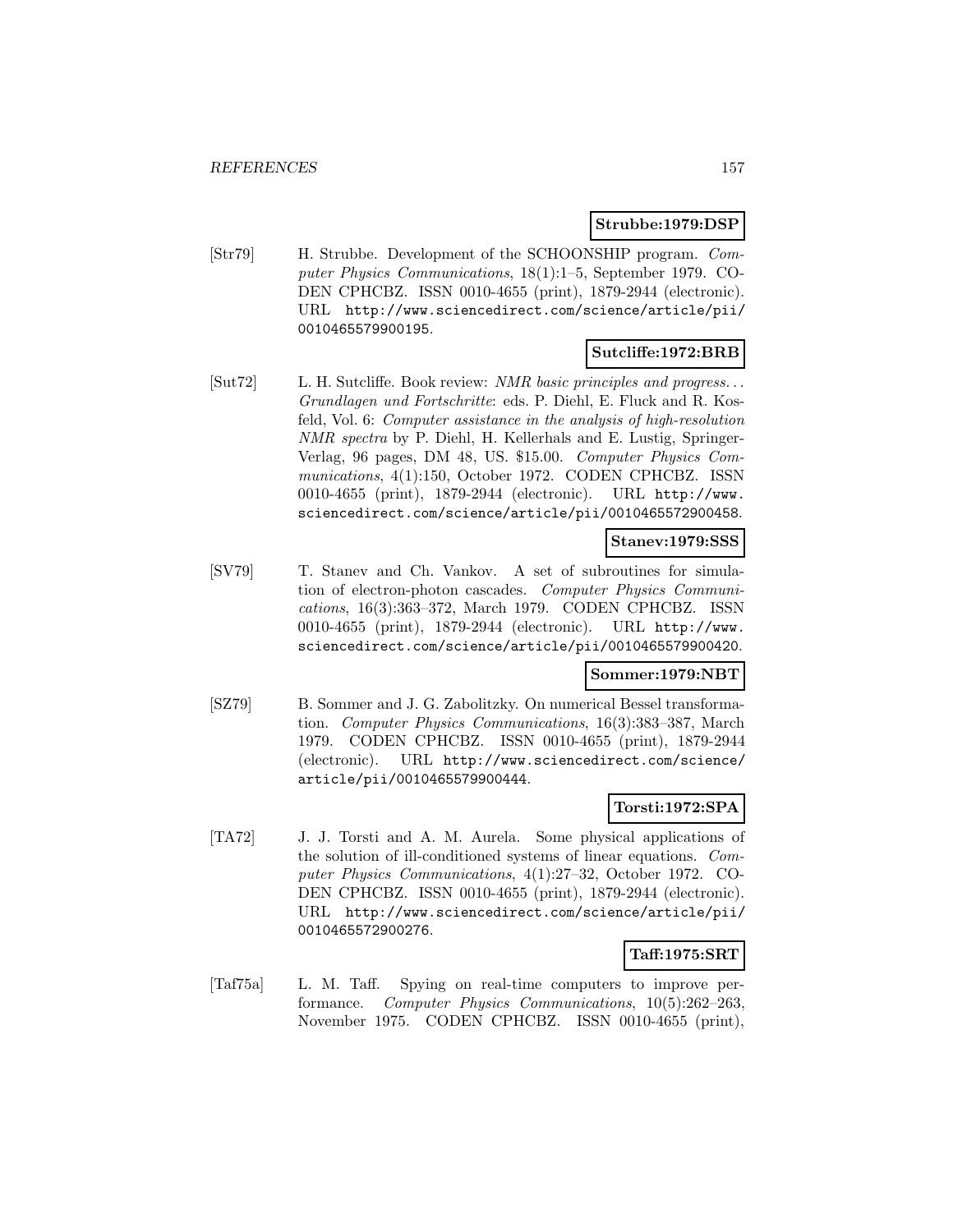**Strubbe:1979:DSP**

[Str79] H. Strubbe. Development of the SCHOONSHIP program. *Computer Physics Communications*, 18(1):1–5, September 1979. CODEN CPHCBZ. ISSN 0010-4655 (print), 1879-2944 (electronic). URL http://www.sciencedirect.com/science/article/pii/0010465579900195.

**Sutcliffe:1972:BRB**

[Sut72] L. H. Sutcliffe. Book review: *NMR basic principles and progress... Grundlagen und Fortschritte*: eds. P. Diehl, E. Fluck and R. Kosfeld, Vol. 6: *Computer assistance in the analysis of high-resolution NMR spectra* by P. Diehl, H. Kellerhals and E. Lustig, Springer-Verlag, 96 pages, DM 48, US. $15.00. *Computer Physics Communications*, 4(1):150, October 1972. CODEN CPHCBZ. ISSN 0010-4655 (print), 1879-2944 (electronic). URL http://www.sciencedirect.com/science/article/pii/0010465572900458.

**Stanev:1979:SSS**

[SV79] T. Stanev and Ch. Vankov. A set of subroutines for simulation of electron-photon cascades. *Computer Physics Communications*, 16(3):363–372, March 1979. CODEN CPHCBZ. ISSN 0010-4655 (print), 1879-2944 (electronic). URL http://www.sciencedirect.com/science/article/pii/0010465579900420.

**Sommer:1979:NBT**

[SZ79] B. Sommer and J. G. Zabolitzky. On numerical Bessel transformation. *Computer Physics Communications*, 16(3):383–387, March 1979. CODEN CPHCBZ. ISSN 0010-4655 (print), 1879-2944 (electronic). URL http://www.sciencedirect.com/science/article/pii/0010465579900444.

**Torsti:1972:SPA**

[TA72] J. J. Torsti and A. M. Aurela. Some physical applications of the solution of ill-conditioned systems of linear equations. *Computer Physics Communications*, 4(1):27–32, October 1972. CODEN CPHCBZ. ISSN 0010-4655 (print), 1879-2944 (electronic). URL http://www.sciencedirect.com/science/article/pii/0010465572900276.

**Taff:1975:SRT**

[Taf75a] L. M. Taff. Spying on real-time computers to improve performance. *Computer Physics Communications*, 10(5):262–263, November 1975. CODEN CPHCBZ. ISSN 0010-4655 (print),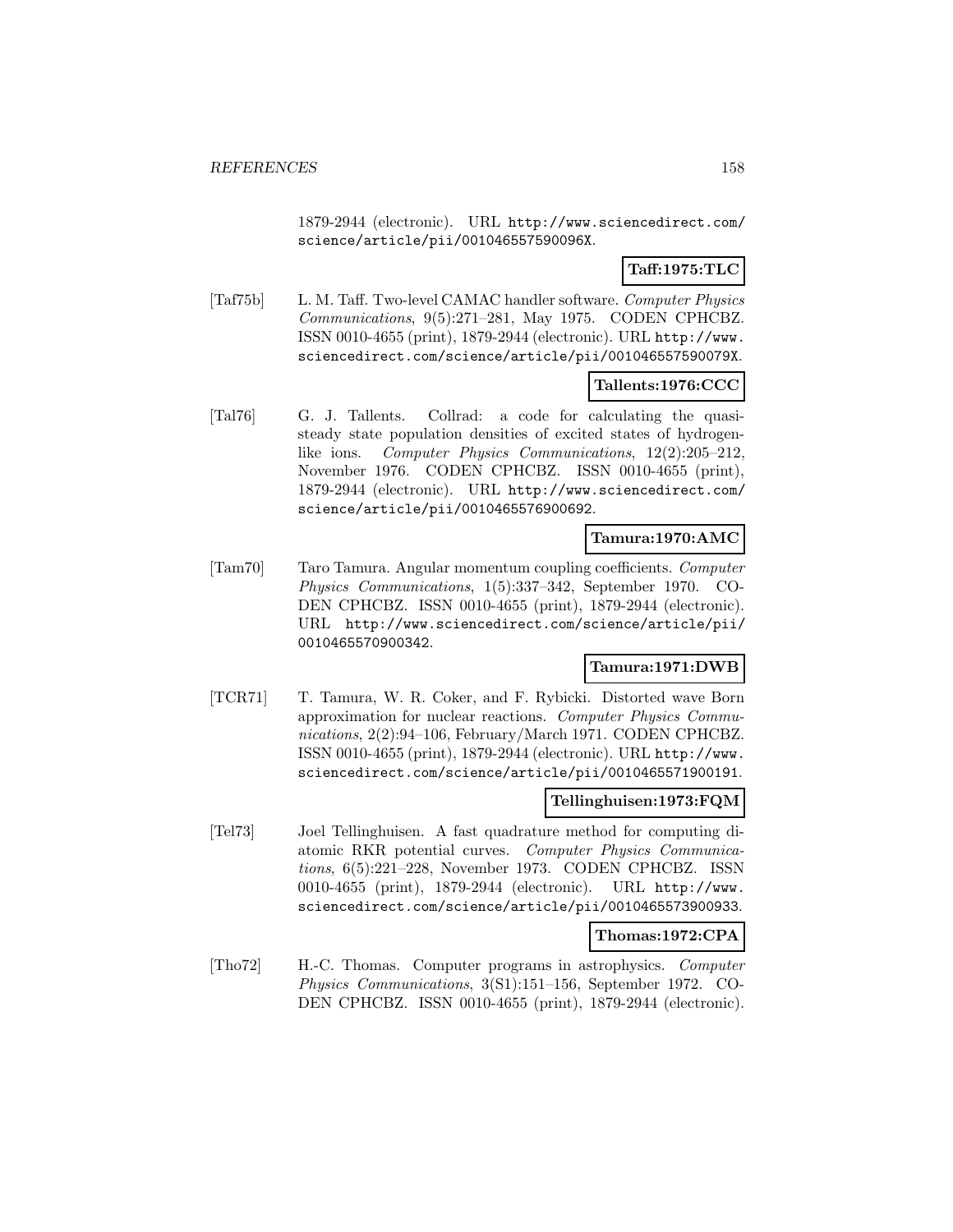1879-2944 (electronic). URL http://www.sciencedirect.com/science/article/pii/001046557590096X.

**Taff:1975:TLC**

[Taf75b] L. M. Taff. Two-level CAMAC handler software. *Computer Physics Communications*, 9(5):271–281, May 1975. CODEN CPHCBZ. ISSN 0010-4655 (print), 1879-2944 (electronic). URL http://www.sciencedirect.com/science/article/pii/001046557590079X.

**Tallents:1976:CCC**

[Tal76] G. J. Tallents. Collrad: a code for calculating the quasi-steady state population densities of excited states of hydrogen-like ions. *Computer Physics Communications*, 12(2):205–212, November 1976. CODEN CPHCBZ. ISSN 0010-4655 (print), 1879-2944 (electronic). URL http://www.sciencedirect.com/science/article/pii/0010465576900692.

**Tamura:1970:AMC**

[Tam70] Taro Tamura. Angular momentum coupling coefficients. *Computer Physics Communications*, 1(5):337–342, September 1970. CODEN CPHCBZ. ISSN 0010-4655 (print), 1879-2944 (electronic). URL http://www.sciencedirect.com/science/article/pii/0010465570900342.

**Tamura:1971:DWB**

[TCR71] T. Tamura, W. R. Coker, and F. Rybicki. Distorted wave Born approximation for nuclear reactions. *Computer Physics Communications*, 2(2):94–106, February/March 1971. CODEN CPHCBZ. ISSN 0010-4655 (print), 1879-2944 (electronic). URL http://www.sciencedirect.com/science/article/pii/0010465571900191.

**Tellinghuisen:1973:FQM**

[Tel73] Joel Tellinghuisen. A fast quadrature method for computing diatomic RKR potential curves. *Computer Physics Communications*, 6(5):221–228, November 1973. CODEN CPHCBZ. ISSN 0010-4655 (print), 1879-2944 (electronic). URL http://www.sciencedirect.com/science/article/pii/0010465573900933.

**Thomas:1972:CPA**

[Tho72] H.-C. Thomas. Computer programs in astrophysics. *Computer Physics Communications*, 3(S1):151–156, September 1972. CODEN CPHCBZ. ISSN 0010-4655 (print), 1879-2944 (electronic).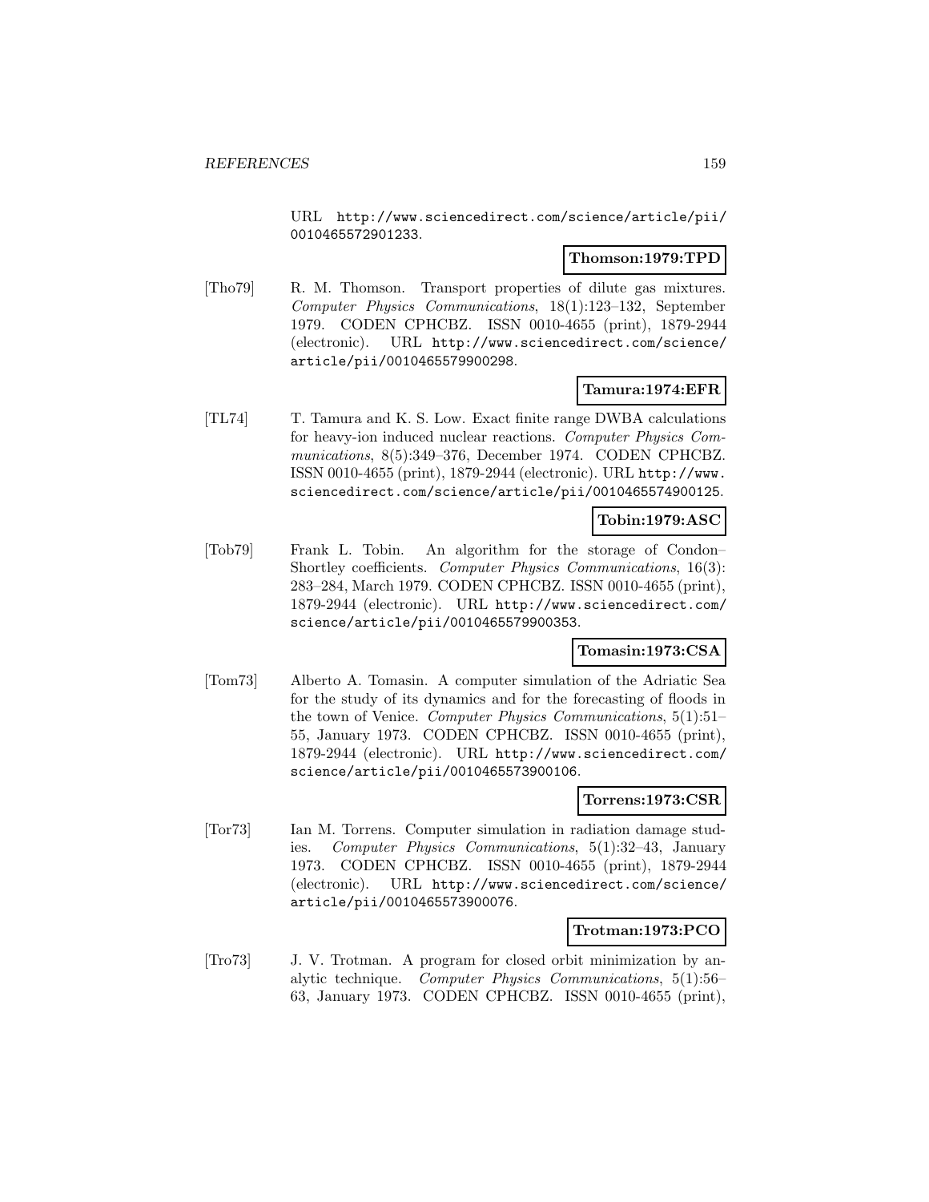URL http://www.sciencedirect.com/science/article/pii/0010465572901233.

**Thomson:1979:TPD**

[Tho79] R. M. Thomson. Transport properties of dilute gas mixtures. *Computer Physics Communications*, 18(1):123–132, September 1979. CODEN CPHCBZ. ISSN 0010-4655 (print), 1879-2944 (electronic). URL http://www.sciencedirect.com/science/article/pii/0010465579900298.

**Tamura:1974:EFR**

[TL74] T. Tamura and K. S. Low. Exact finite range DWBA calculations for heavy-ion induced nuclear reactions. *Computer Physics Communications*, 8(5):349–376, December 1974. CODEN CPHCBZ. ISSN 0010-4655 (print), 1879-2944 (electronic). URL http://www.sciencedirect.com/science/article/pii/0010465574900125.

**Tobin:1979:ASC**

[Tob79] Frank L. Tobin. An algorithm for the storage of Condon–Shortley coefficients. *Computer Physics Communications*, 16(3): 283–284, March 1979. CODEN CPHCBZ. ISSN 0010-4655 (print), 1879-2944 (electronic). URL http://www.sciencedirect.com/science/article/pii/0010465579900353.

**Tomasin:1973:CSA**

[Tom73] Alberto A. Tomasin. A computer simulation of the Adriatic Sea for the study of its dynamics and for the forecasting of floods in the town of Venice. *Computer Physics Communications*, 5(1):51–55, January 1973. CODEN CPHCBZ. ISSN 0010-4655 (print), 1879-2944 (electronic). URL http://www.sciencedirect.com/science/article/pii/0010465573900106.

**Torrens:1973:CSR**

[Tor73] Ian M. Torrens. Computer simulation in radiation damage studies. *Computer Physics Communications*, 5(1):32–43, January 1973. CODEN CPHCBZ. ISSN 0010-4655 (print), 1879-2944 (electronic). URL http://www.sciencedirect.com/science/article/pii/0010465573900076.

**Trotman:1973:PCO**

[Tro73] J. V. Trotman. A program for closed orbit minimization by analytic technique. *Computer Physics Communications*, 5(1):56–63, January 1973. CODEN CPHCBZ. ISSN 0010-4655 (print),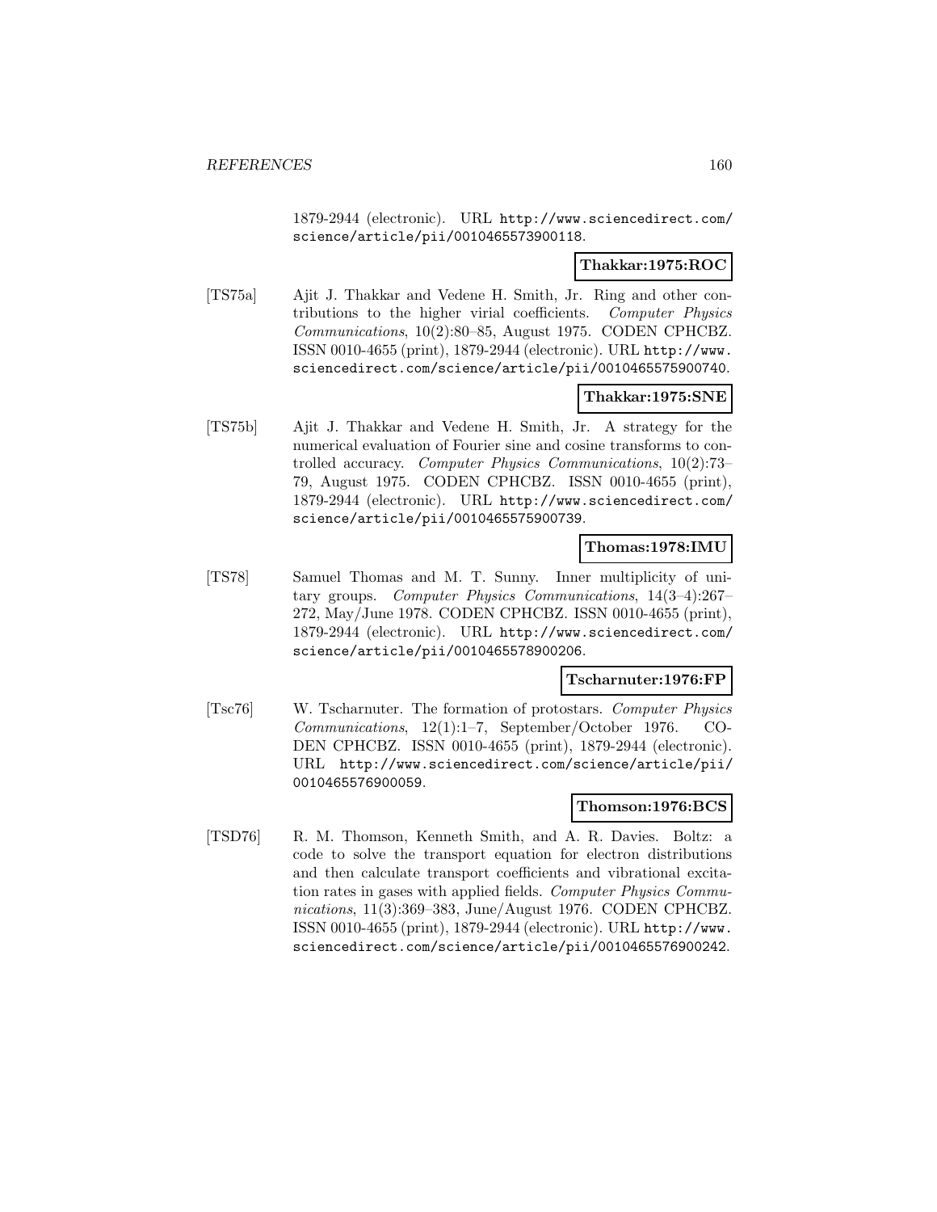1879-2944 (electronic). URL http://www.sciencedirect.com/science/article/pii/0010465573900118.

**Thakkar:1975:ROC**

[TS75a] Ajit J. Thakkar and Vedene H. Smith, Jr. Ring and other contributions to the higher virial coefficients. *Computer Physics Communications*, 10(2):80–85, August 1975. CODEN CPHCBZ. ISSN 0010-4655 (print), 1879-2944 (electronic). URL http://www.sciencedirect.com/science/article/pii/0010465575900740.

**Thakkar:1975:SNE**

[TS75b] Ajit J. Thakkar and Vedene H. Smith, Jr. A strategy for the numerical evaluation of Fourier sine and cosine transforms to controlled accuracy. *Computer Physics Communications*, 10(2):73–79, August 1975. CODEN CPHCBZ. ISSN 0010-4655 (print), 1879-2944 (electronic). URL http://www.sciencedirect.com/science/article/pii/0010465575900739.

**Thomas:1978:IMU**

[TS78] Samuel Thomas and M. T. Sunny. Inner multiplicity of unitary groups. *Computer Physics Communications*, 14(3–4):267–272, May/June 1978. CODEN CPHCBZ. ISSN 0010-4655 (print), 1879-2944 (electronic). URL http://www.sciencedirect.com/science/article/pii/0010465578900206.

**Tscharnuter:1976:FP**

[Tsc76] W. Tscharnuter. The formation of protostars. *Computer Physics Communications*, 12(1):1–7, September/October 1976. CODEN CPHCBZ. ISSN 0010-4655 (print), 1879-2944 (electronic). URL http://www.sciencedirect.com/science/article/pii/0010465576900059.

**Thomson:1976:BCS**

[TSD76] R. M. Thomson, Kenneth Smith, and A. R. Davies. Boltz: a code to solve the transport equation for electron distributions and then calculate transport coefficients and vibrational excitation rates in gases with applied fields. *Computer Physics Communications*, 11(3):369–383, June/August 1976. CODEN CPHCBZ. ISSN 0010-4655 (print), 1879-2944 (electronic). URL http://www.sciencedirect.com/science/article/pii/0010465576900242.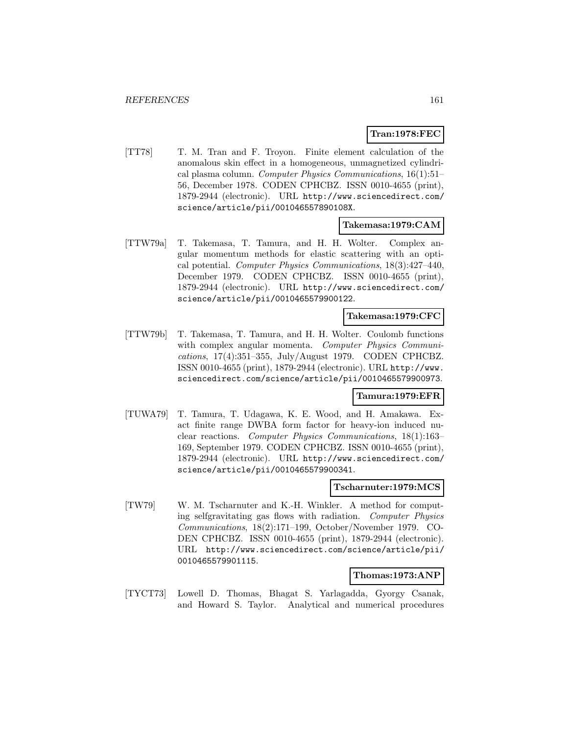**Tran:1978:FEC**

[TT78] T. M. Tran and F. Troyon. Finite element calculation of the anomalous skin effect in a homogeneous, unmagnetized cylindrical plasma column. *Computer Physics Communications*, 16(1):51–56, December 1978. CODEN CPHCBZ. ISSN 0010-4655 (print), 1879-2944 (electronic). URL `http://www.sciencedirect.com/science/article/pii/001046557890108X`.

**Takemasa:1979:CAM**

[TTW79a] T. Takemasa, T. Tamura, and H. H. Wolter. Complex angular momentum methods for elastic scattering with an optical potential. *Computer Physics Communications*, 18(3):427–440, December 1979. CODEN CPHCBZ. ISSN 0010-4655 (print), 1879-2944 (electronic). URL `http://www.sciencedirect.com/science/article/pii/0010465579900122`.

**Takemasa:1979:CFC**

[TTW79b] T. Takemasa, T. Tamura, and H. H. Wolter. Coulomb functions with complex angular momenta. *Computer Physics Communications*, 17(4):351–355, July/August 1979. CODEN CPHCBZ. ISSN 0010-4655 (print), 1879-2944 (electronic). URL `http://www.sciencedirect.com/science/article/pii/0010465579900973`.

**Tamura:1979:EFR**

[TUWA79] T. Tamura, T. Udagawa, K. E. Wood, and H. Amakawa. Exact finite range DWBA form factor for heavy-ion induced nuclear reactions. *Computer Physics Communications*, 18(1):163–169, September 1979. CODEN CPHCBZ. ISSN 0010-4655 (print), 1879-2944 (electronic). URL `http://www.sciencedirect.com/science/article/pii/0010465579900341`.

**Tscharnuter:1979:MCS**

[TW79] W. M. Tscharnuter and K.-H. Winkler. A method for computing selfgravitating gas flows with radiation. *Computer Physics Communications*, 18(2):171–199, October/November 1979. CODEN CPHCBZ. ISSN 0010-4655 (print), 1879-2944 (electronic). URL `http://www.sciencedirect.com/science/article/pii/0010465579901115`.

**Thomas:1973:ANP**

[TYCT73] Lowell D. Thomas, Bhagat S. Yarlagadda, Gyorgy Csanak, and Howard S. Taylor. Analytical and numerical procedures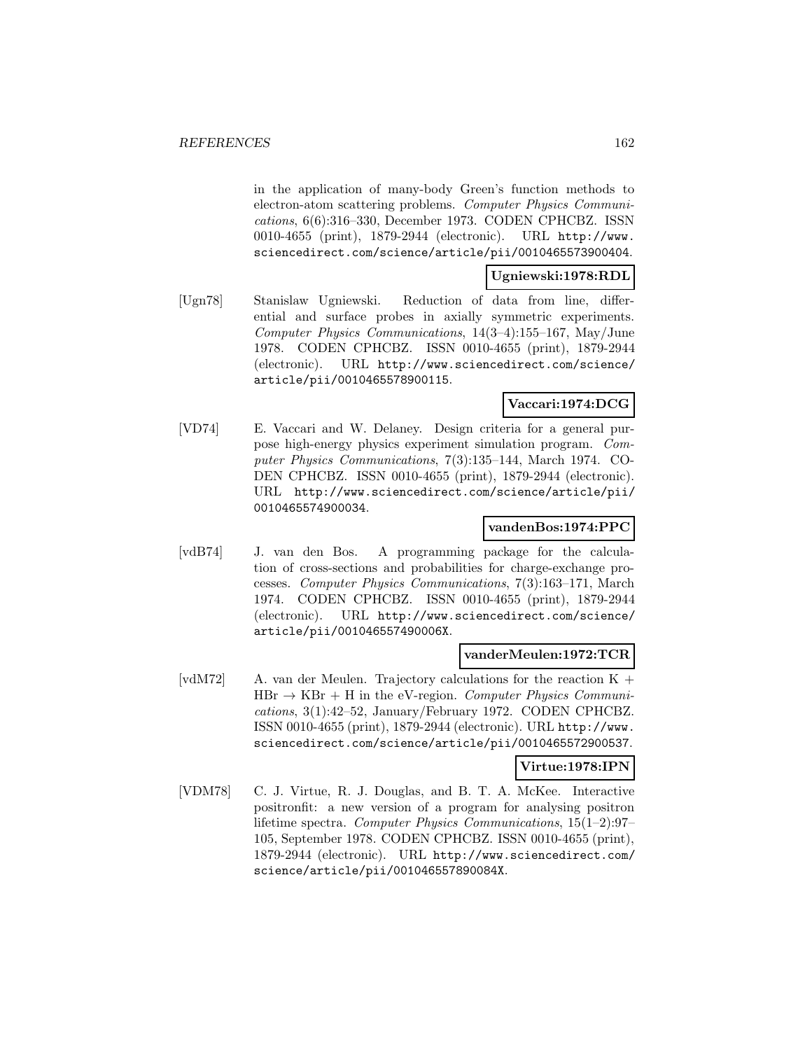in the application of many-body Green's function methods to electron-atom scattering problems. *Computer Physics Communications*, 6(6):316–330, December 1973. CODEN CPHCBZ. ISSN 0010-4655 (print), 1879-2944 (electronic). URL http://www.sciencedirect.com/science/article/pii/0010465573900404.

**Ugniewski:1978:RDL**

[Ugn78] Stanislaw Ugniewski. Reduction of data from line, differential and surface probes in axially symmetric experiments. *Computer Physics Communications*, 14(3–4):155–167, May/June 1978. CODEN CPHCBZ. ISSN 0010-4655 (print), 1879-2944 (electronic). URL http://www.sciencedirect.com/science/article/pii/0010465578900115.

**Vaccari:1974:DCG**

[VD74] E. Vaccari and W. Delaney. Design criteria for a general purpose high-energy physics experiment simulation program. *Computer Physics Communications*, 7(3):135–144, March 1974. CODEN CPHCBZ. ISSN 0010-4655 (print), 1879-2944 (electronic). URL http://www.sciencedirect.com/science/article/pii/0010465574900034.

**vandenBos:1974:PPC**

[vdB74] J. van den Bos. A programming package for the calculation of cross-sections and probabilities for charge-exchange processes. *Computer Physics Communications*, 7(3):163–171, March 1974. CODEN CPHCBZ. ISSN 0010-4655 (print), 1879-2944 (electronic). URL http://www.sciencedirect.com/science/article/pii/001046557490006X.

**vanderMeulen:1972:TCR**

[vdM72] A. van der Meulen. Trajectory calculations for the reaction K + HBr → KBr + H in the eV-region. *Computer Physics Communications*, 3(1):42–52, January/February 1972. CODEN CPHCBZ. ISSN 0010-4655 (print), 1879-2944 (electronic). URL http://www.sciencedirect.com/science/article/pii/0010465572900537.

**Virtue:1978:IPN**

[VDM78] C. J. Virtue, R. J. Douglas, and B. T. A. McKee. Interactive positronfit: a new version of a program for analysing positron lifetime spectra. *Computer Physics Communications*, 15(1–2):97–105, September 1978. CODEN CPHCBZ. ISSN 0010-4655 (print), 1879-2944 (electronic). URL http://www.sciencedirect.com/science/article/pii/001046557890084X.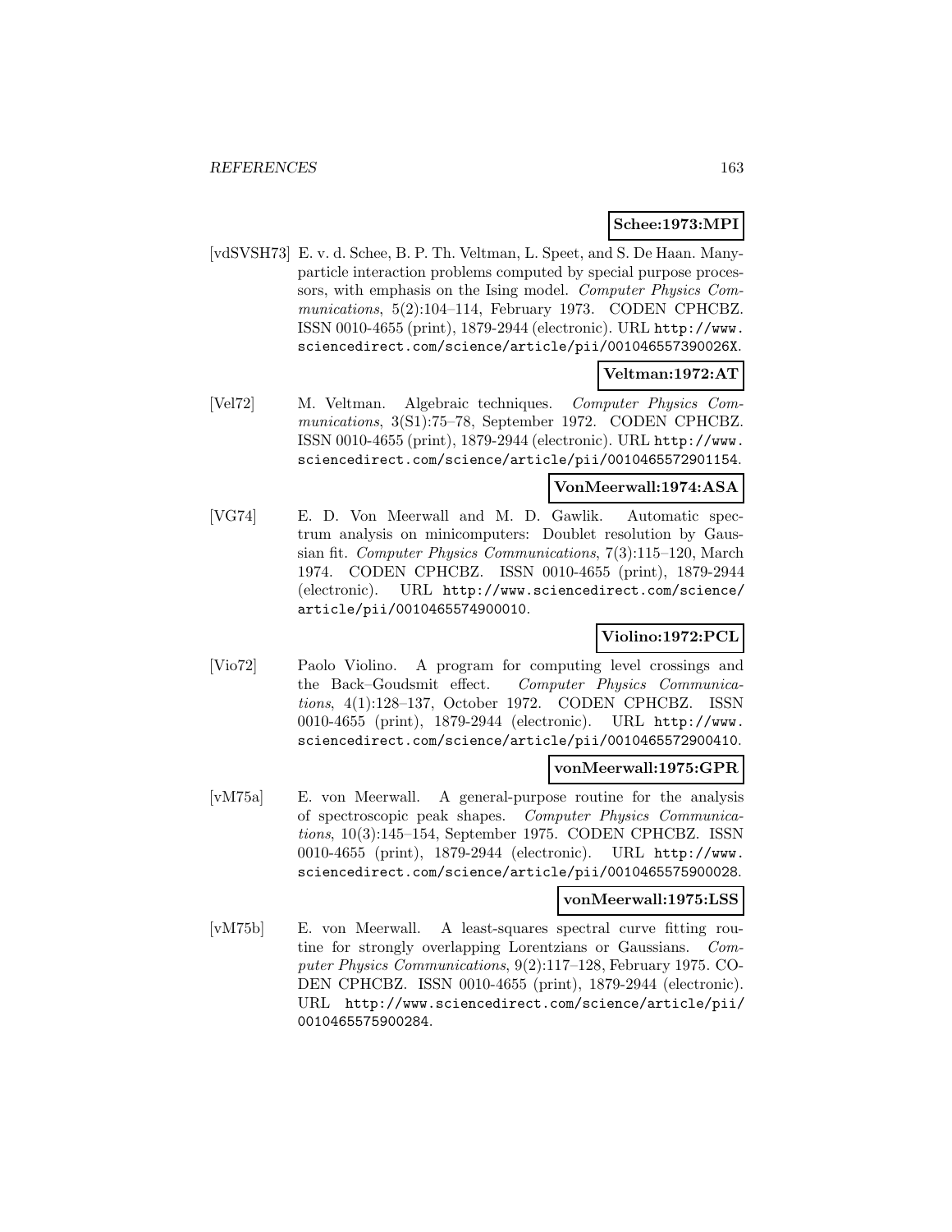**Schee:1973:MPI**

[vdSVSH73] E. v. d. Schee, B. P. Th. Veltman, L. Speet, and S. De Haan. Many-particle interaction problems computed by special purpose processors, with emphasis on the Ising model. *Computer Physics Communications*, 5(2):104–114, February 1973. CODEN CPHCBZ. ISSN 0010-4655 (print), 1879-2944 (electronic). URL http://www.sciencedirect.com/science/article/pii/001046557390026X.

**Veltman:1972:AT**

[Vel72] M. Veltman. Algebraic techniques. *Computer Physics Communications*, 3(S1):75–78, September 1972. CODEN CPHCBZ. ISSN 0010-4655 (print), 1879-2944 (electronic). URL http://www.sciencedirect.com/science/article/pii/0010465572901154.

**VonMeerwall:1974:ASA**

[VG74] E. D. Von Meerwall and M. D. Gawlik. Automatic spectrum analysis on minicomputers: Doublet resolution by Gaussian fit. *Computer Physics Communications*, 7(3):115–120, March 1974. CODEN CPHCBZ. ISSN 0010-4655 (print), 1879-2944 (electronic). URL http://www.sciencedirect.com/science/article/pii/0010465574900010.

**Violino:1972:PCL**

[Vio72] Paolo Violino. A program for computing level crossings and the Back–Goudsmit effect. *Computer Physics Communications*, 4(1):128–137, October 1972. CODEN CPHCBZ. ISSN 0010-4655 (print), 1879-2944 (electronic). URL http://www.sciencedirect.com/science/article/pii/0010465572900410.

**vonMeerwall:1975:GPR**

[vM75a] E. von Meerwall. A general-purpose routine for the analysis of spectroscopic peak shapes. *Computer Physics Communications*, 10(3):145–154, September 1975. CODEN CPHCBZ. ISSN 0010-4655 (print), 1879-2944 (electronic). URL http://www.sciencedirect.com/science/article/pii/0010465575900028.

**vonMeerwall:1975:LSS**

[vM75b] E. von Meerwall. A least-squares spectral curve fitting routine for strongly overlapping Lorentzians or Gaussians. *Computer Physics Communications*, 9(2):117–128, February 1975. CODEN CPHCBZ. ISSN 0010-4655 (print), 1879-2944 (electronic). URL http://www.sciencedirect.com/science/article/pii/0010465575900284.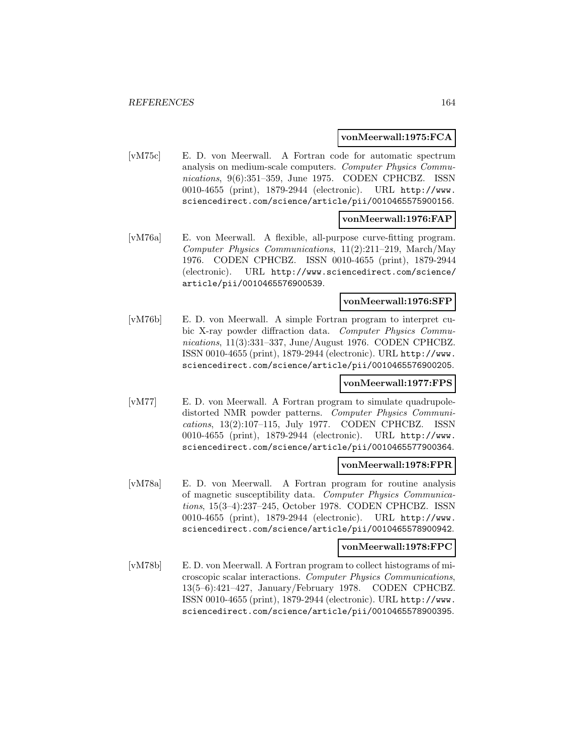**vonMeerwall:1975:FCA**

[vM75c] E. D. von Meerwall. A Fortran code for automatic spectrum analysis on medium-scale computers. *Computer Physics Communications*, 9(6):351–359, June 1975. CODEN CPHCBZ. ISSN 0010-4655 (print), 1879-2944 (electronic). URL http://www.sciencedirect.com/science/article/pii/0010465575900156.

**vonMeerwall:1976:FAP**

[vM76a] E. von Meerwall. A flexible, all-purpose curve-fitting program. *Computer Physics Communications*, 11(2):211–219, March/May 1976. CODEN CPHCBZ. ISSN 0010-4655 (print), 1879-2944 (electronic). URL http://www.sciencedirect.com/science/article/pii/0010465576900539.

**vonMeerwall:1976:SFP**

[vM76b] E. D. von Meerwall. A simple Fortran program to interpret cubic X-ray powder diffraction data. *Computer Physics Communications*, 11(3):331–337, June/August 1976. CODEN CPHCBZ. ISSN 0010-4655 (print), 1879-2944 (electronic). URL http://www.sciencedirect.com/science/article/pii/0010465576900205.

**vonMeerwall:1977:FPS**

[vM77] E. D. von Meerwall. A Fortran program to simulate quadrupole-distorted NMR powder patterns. *Computer Physics Communications*, 13(2):107–115, July 1977. CODEN CPHCBZ. ISSN 0010-4655 (print), 1879-2944 (electronic). URL http://www.sciencedirect.com/science/article/pii/0010465577900364.

**vonMeerwall:1978:FPR**

[vM78a] E. D. von Meerwall. A Fortran program for routine analysis of magnetic susceptibility data. *Computer Physics Communications*, 15(3–4):237–245, October 1978. CODEN CPHCBZ. ISSN 0010-4655 (print), 1879-2944 (electronic). URL http://www.sciencedirect.com/science/article/pii/0010465578900942.

**vonMeerwall:1978:FPC**

[vM78b] E. D. von Meerwall. A Fortran program to collect histograms of microscopic scalar interactions. *Computer Physics Communications*, 13(5–6):421–427, January/February 1978. CODEN CPHCBZ. ISSN 0010-4655 (print), 1879-2944 (electronic). URL http://www.sciencedirect.com/science/article/pii/0010465578900395.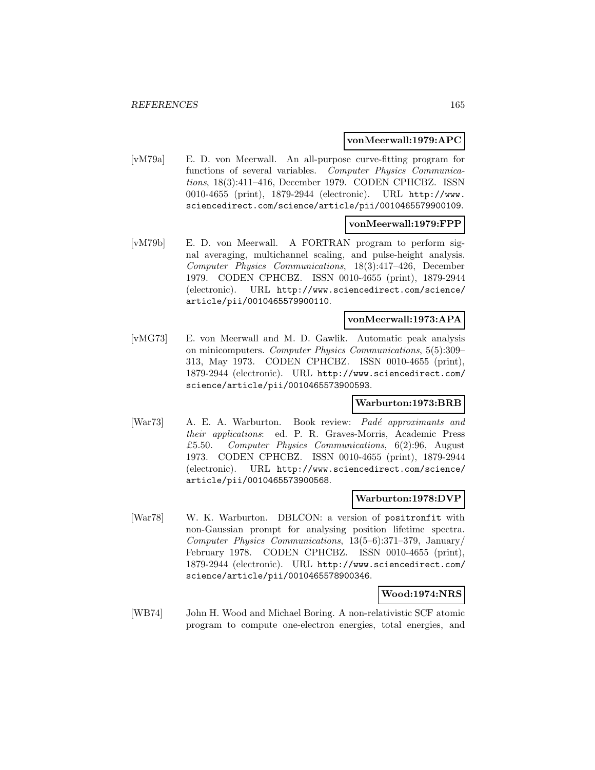**vonMeerwall:1979:APC**

[vM79a] E. D. von Meerwall. An all-purpose curve-fitting program for functions of several variables. *Computer Physics Communications*, 18(3):411–416, December 1979. CODEN CPHCBZ. ISSN 0010-4655 (print), 1879-2944 (electronic). URL `http://www.sciencedirect.com/science/article/pii/0010465579900109`.

**vonMeerwall:1979:FPP**

[vM79b] E. D. von Meerwall. A FORTRAN program to perform signal averaging, multichannel scaling, and pulse-height analysis. *Computer Physics Communications*, 18(3):417–426, December 1979. CODEN CPHCBZ. ISSN 0010-4655 (print), 1879-2944 (electronic). URL `http://www.sciencedirect.com/science/article/pii/0010465579900110`.

**vonMeerwall:1973:APA**

[vMG73] E. von Meerwall and M. D. Gawlik. Automatic peak analysis on minicomputers. *Computer Physics Communications*, 5(5):309–313, May 1973. CODEN CPHCBZ. ISSN 0010-4655 (print), 1879-2944 (electronic). URL `http://www.sciencedirect.com/science/article/pii/0010465573900593`.

**Warburton:1973:BRB**

[War73] A. E. A. Warburton. Book review: *Padé approximants and their applications*: ed. P. R. Graves-Morris, Academic Press £5.50. *Computer Physics Communications*, 6(2):96, August 1973. CODEN CPHCBZ. ISSN 0010-4655 (print), 1879-2944 (electronic). URL `http://www.sciencedirect.com/science/article/pii/0010465573900568`.

**Warburton:1978:DVP**

[War78] W. K. Warburton. DBLCON: a version of `positronfit` with non-Gaussian prompt for analysing position lifetime spectra. *Computer Physics Communications*, 13(5–6):371–379, January/February 1978. CODEN CPHCBZ. ISSN 0010-4655 (print), 1879-2944 (electronic). URL `http://www.sciencedirect.com/science/article/pii/0010465578900346`.

**Wood:1974:NRS**

[WB74] John H. Wood and Michael Boring. A non-relativistic SCF atomic program to compute one-electron energies, total energies, and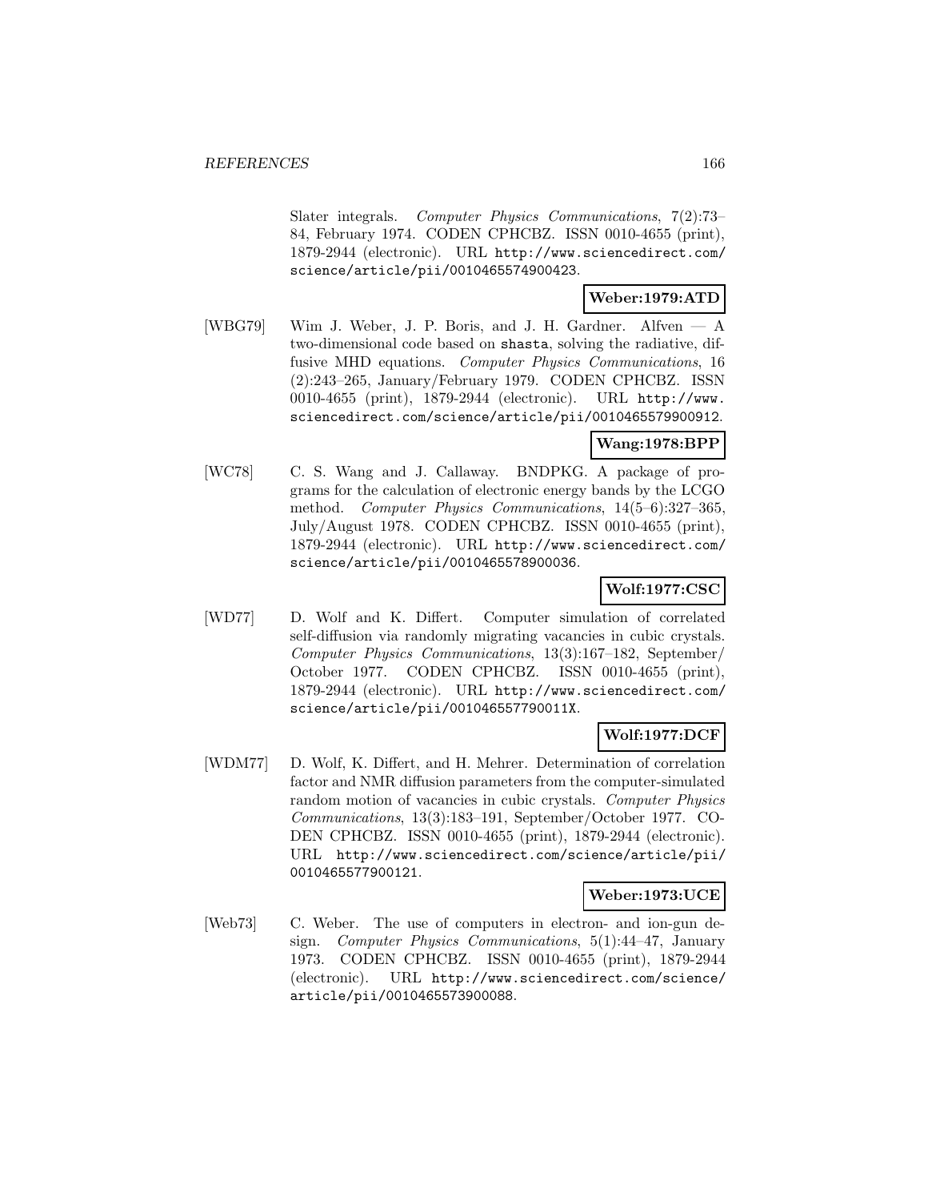Slater integrals. *Computer Physics Communications*, 7(2):73–84, February 1974. CODEN CPHCBZ. ISSN 0010-4655 (print), 1879-2944 (electronic). URL http://www.sciencedirect.com/science/article/pii/0010465574900423.

**Weber:1979:ATD**

[WBG79] Wim J. Weber, J. P. Boris, and J. H. Gardner. Alfven — A two-dimensional code based on shasta, solving the radiative, diffusive MHD equations. *Computer Physics Communications*, 16 (2):243–265, January/February 1979. CODEN CPHCBZ. ISSN 0010-4655 (print), 1879-2944 (electronic). URL http://www.sciencedirect.com/science/article/pii/0010465579900912.

**Wang:1978:BPP**

[WC78] C. S. Wang and J. Callaway. BNDPKG. A package of programs for the calculation of electronic energy bands by the LCGO method. *Computer Physics Communications*, 14(5–6):327–365, July/August 1978. CODEN CPHCBZ. ISSN 0010-4655 (print), 1879-2944 (electronic). URL http://www.sciencedirect.com/science/article/pii/0010465578900036.

**Wolf:1977:CSC**

[WD77] D. Wolf and K. Differt. Computer simulation of correlated self-diffusion via randomly migrating vacancies in cubic crystals. *Computer Physics Communications*, 13(3):167–182, September/October 1977. CODEN CPHCBZ. ISSN 0010-4655 (print), 1879-2944 (electronic). URL http://www.sciencedirect.com/science/article/pii/001046557790011X.

**Wolf:1977:DCF**

[WDM77] D. Wolf, K. Differt, and H. Mehrer. Determination of correlation factor and NMR diffusion parameters from the computer-simulated random motion of vacancies in cubic crystals. *Computer Physics Communications*, 13(3):183–191, September/October 1977. CODEN CPHCBZ. ISSN 0010-4655 (print), 1879-2944 (electronic). URL http://www.sciencedirect.com/science/article/pii/0010465577900121.

**Weber:1973:UCE**

[Web73] C. Weber. The use of computers in electron- and ion-gun design. *Computer Physics Communications*, 5(1):44–47, January 1973. CODEN CPHCBZ. ISSN 0010-4655 (print), 1879-2944 (electronic). URL http://www.sciencedirect.com/science/article/pii/0010465573900088.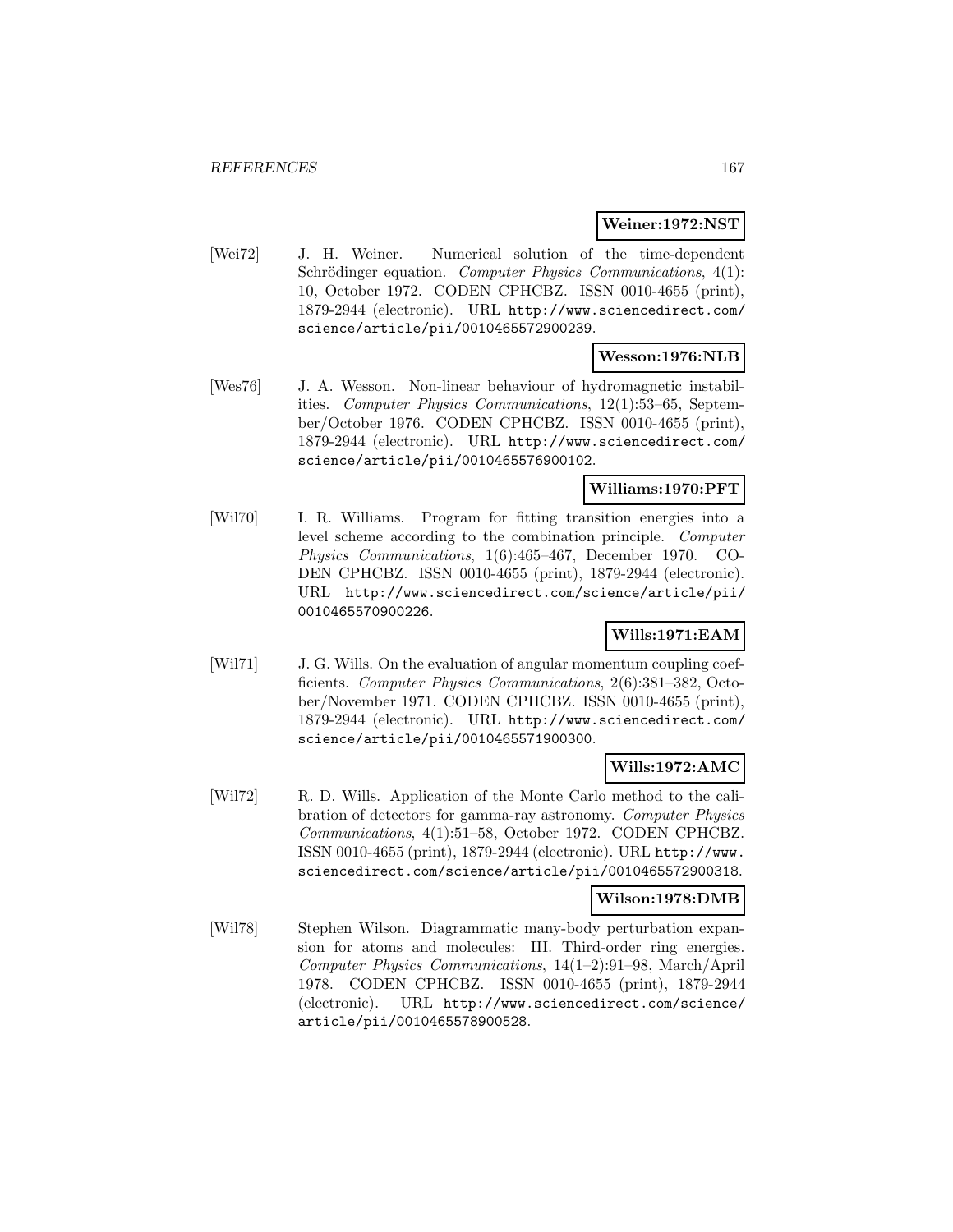**Weiner:1972:NST**

[Wei72] J. H. Weiner. Numerical solution of the time-dependent Schrödinger equation. *Computer Physics Communications*, 4(1): 10, October 1972. CODEN CPHCBZ. ISSN 0010-4655 (print), 1879-2944 (electronic). URL http://www.sciencedirect.com/science/article/pii/0010465572900239.

**Wesson:1976:NLB**

[Wes76] J. A. Wesson. Non-linear behaviour of hydromagnetic instabilities. *Computer Physics Communications*, 12(1):53–65, September/October 1976. CODEN CPHCBZ. ISSN 0010-4655 (print), 1879-2944 (electronic). URL http://www.sciencedirect.com/science/article/pii/0010465576900102.

**Williams:1970:PFT**

[Wil70] I. R. Williams. Program for fitting transition energies into a level scheme according to the combination principle. *Computer Physics Communications*, 1(6):465–467, December 1970. CODEN CPHCBZ. ISSN 0010-4655 (print), 1879-2944 (electronic). URL http://www.sciencedirect.com/science/article/pii/0010465570900226.

**Wills:1971:EAM**

[Wil71] J. G. Wills. On the evaluation of angular momentum coupling coefficients. *Computer Physics Communications*, 2(6):381–382, October/November 1971. CODEN CPHCBZ. ISSN 0010-4655 (print), 1879-2944 (electronic). URL http://www.sciencedirect.com/science/article/pii/0010465571900300.

**Wills:1972:AMC**

[Wil72] R. D. Wills. Application of the Monte Carlo method to the calibration of detectors for gamma-ray astronomy. *Computer Physics Communications*, 4(1):51–58, October 1972. CODEN CPHCBZ. ISSN 0010-4655 (print), 1879-2944 (electronic). URL http://www.sciencedirect.com/science/article/pii/0010465572900318.

**Wilson:1978:DMB**

[Wil78] Stephen Wilson. Diagrammatic many-body perturbation expansion for atoms and molecules: III. Third-order ring energies. *Computer Physics Communications*, 14(1–2):91–98, March/April 1978. CODEN CPHCBZ. ISSN 0010-4655 (print), 1879-2944 (electronic). URL http://www.sciencedirect.com/science/article/pii/0010465578900528.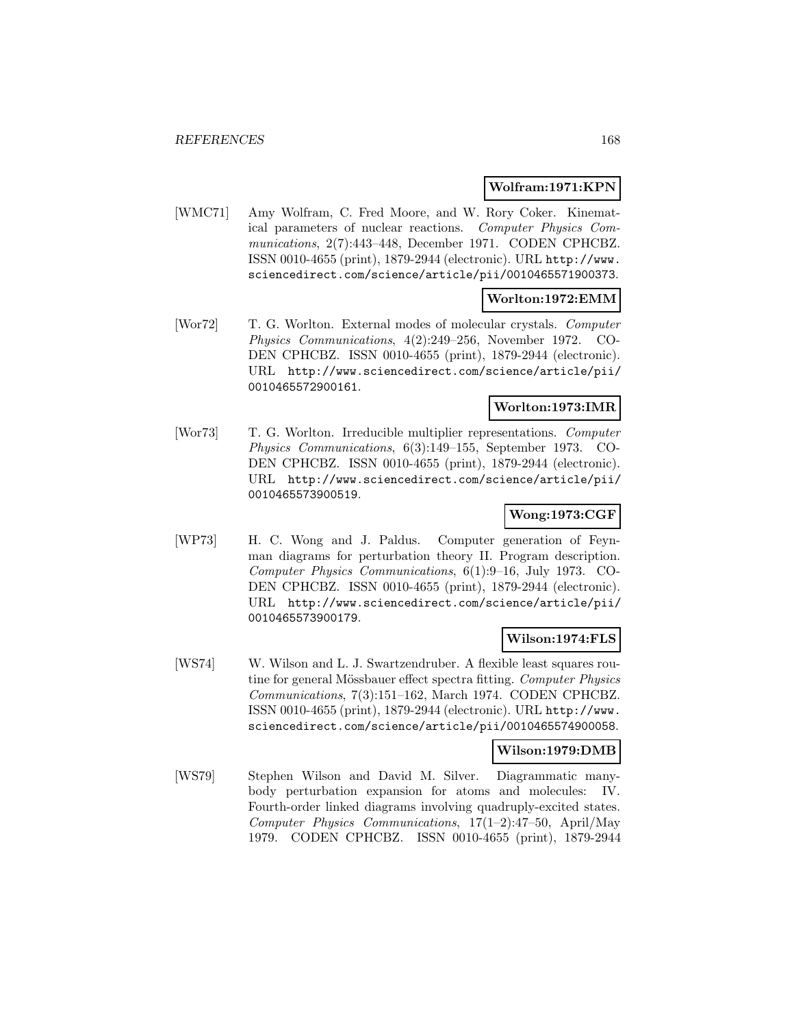**Wolfram:1971:KPN**

[WMC71] Amy Wolfram, C. Fred Moore, and W. Rory Coker. Kinematical parameters of nuclear reactions. *Computer Physics Communications*, 2(7):443–448, December 1971. CODEN CPHCBZ. ISSN 0010-4655 (print), 1879-2944 (electronic). URL http://www.sciencedirect.com/science/article/pii/0010465571900373.

**Worlton:1972:EMM**

[Wor72] T. G. Worlton. External modes of molecular crystals. *Computer Physics Communications*, 4(2):249–256, November 1972. CODEN CPHCBZ. ISSN 0010-4655 (print), 1879-2944 (electronic). URL http://www.sciencedirect.com/science/article/pii/0010465572900161.

**Worlton:1973:IMR**

[Wor73] T. G. Worlton. Irreducible multiplier representations. *Computer Physics Communications*, 6(3):149–155, September 1973. CODEN CPHCBZ. ISSN 0010-4655 (print), 1879-2944 (electronic). URL http://www.sciencedirect.com/science/article/pii/0010465573900519.

**Wong:1973:CGF**

[WP73] H. C. Wong and J. Paldus. Computer generation of Feynman diagrams for perturbation theory II. Program description. *Computer Physics Communications*, 6(1):9–16, July 1973. CODEN CPHCBZ. ISSN 0010-4655 (print), 1879-2944 (electronic). URL http://www.sciencedirect.com/science/article/pii/0010465573900179.

**Wilson:1974:FLS**

[WS74] W. Wilson and L. J. Swartzendruber. A flexible least squares routine for general Mössbauer effect spectra fitting. *Computer Physics Communications*, 7(3):151–162, March 1974. CODEN CPHCBZ. ISSN 0010-4655 (print), 1879-2944 (electronic). URL http://www.sciencedirect.com/science/article/pii/0010465574900058.

**Wilson:1979:DMB**

[WS79] Stephen Wilson and David M. Silver. Diagrammatic many-body perturbation expansion for atoms and molecules: IV. Fourth-order linked diagrams involving quadruply-excited states. *Computer Physics Communications*, 17(1–2):47–50, April/May 1979. CODEN CPHCBZ. ISSN 0010-4655 (print), 1879-2944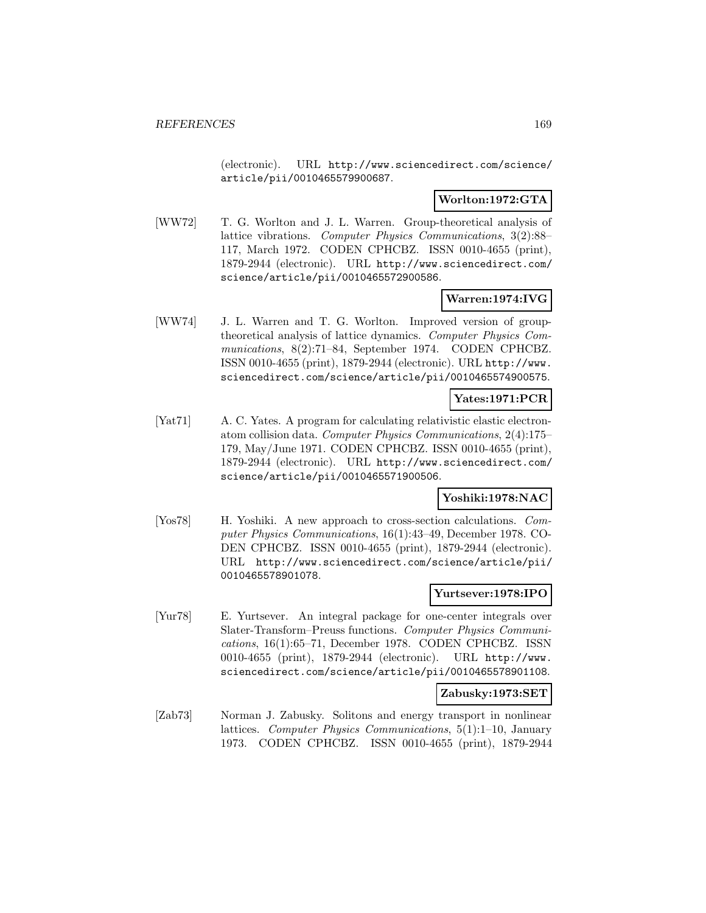(electronic). URL http://www.sciencedirect.com/science/article/pii/0010465579900687.

**Worlton:1972:GTA**

[WW72] T. G. Worlton and J. L. Warren. Group-theoretical analysis of lattice vibrations. *Computer Physics Communications*, 3(2):88–117, March 1972. CODEN CPHCBZ. ISSN 0010-4655 (print), 1879-2944 (electronic). URL http://www.sciencedirect.com/science/article/pii/0010465572900586.

**Warren:1974:IVG**

[WW74] J. L. Warren and T. G. Worlton. Improved version of group-theoretical analysis of lattice dynamics. *Computer Physics Communications*, 8(2):71–84, September 1974. CODEN CPHCBZ. ISSN 0010-4655 (print), 1879-2944 (electronic). URL http://www.sciencedirect.com/science/article/pii/0010465574900575.

**Yates:1971:PCR**

[Yat71] A. C. Yates. A program for calculating relativistic elastic electron-atom collision data. *Computer Physics Communications*, 2(4):175–179, May/June 1971. CODEN CPHCBZ. ISSN 0010-4655 (print), 1879-2944 (electronic). URL http://www.sciencedirect.com/science/article/pii/0010465571900506.

**Yoshiki:1978:NAC**

[Yos78] H. Yoshiki. A new approach to cross-section calculations. *Computer Physics Communications*, 16(1):43–49, December 1978. CODEN CPHCBZ. ISSN 0010-4655 (print), 1879-2944 (electronic). URL http://www.sciencedirect.com/science/article/pii/0010465578901078.

**Yurtsever:1978:IPO**

[Yur78] E. Yurtsever. An integral package for one-center integrals over Slater-Transform–Preuss functions. *Computer Physics Communications*, 16(1):65–71, December 1978. CODEN CPHCBZ. ISSN 0010-4655 (print), 1879-2944 (electronic). URL http://www.sciencedirect.com/science/article/pii/0010465578901108.

**Zabusky:1973:SET**

[Zab73] Norman J. Zabusky. Solitons and energy transport in nonlinear lattices. *Computer Physics Communications*, 5(1):1–10, January 1973. CODEN CPHCBZ. ISSN 0010-4655 (print), 1879-2944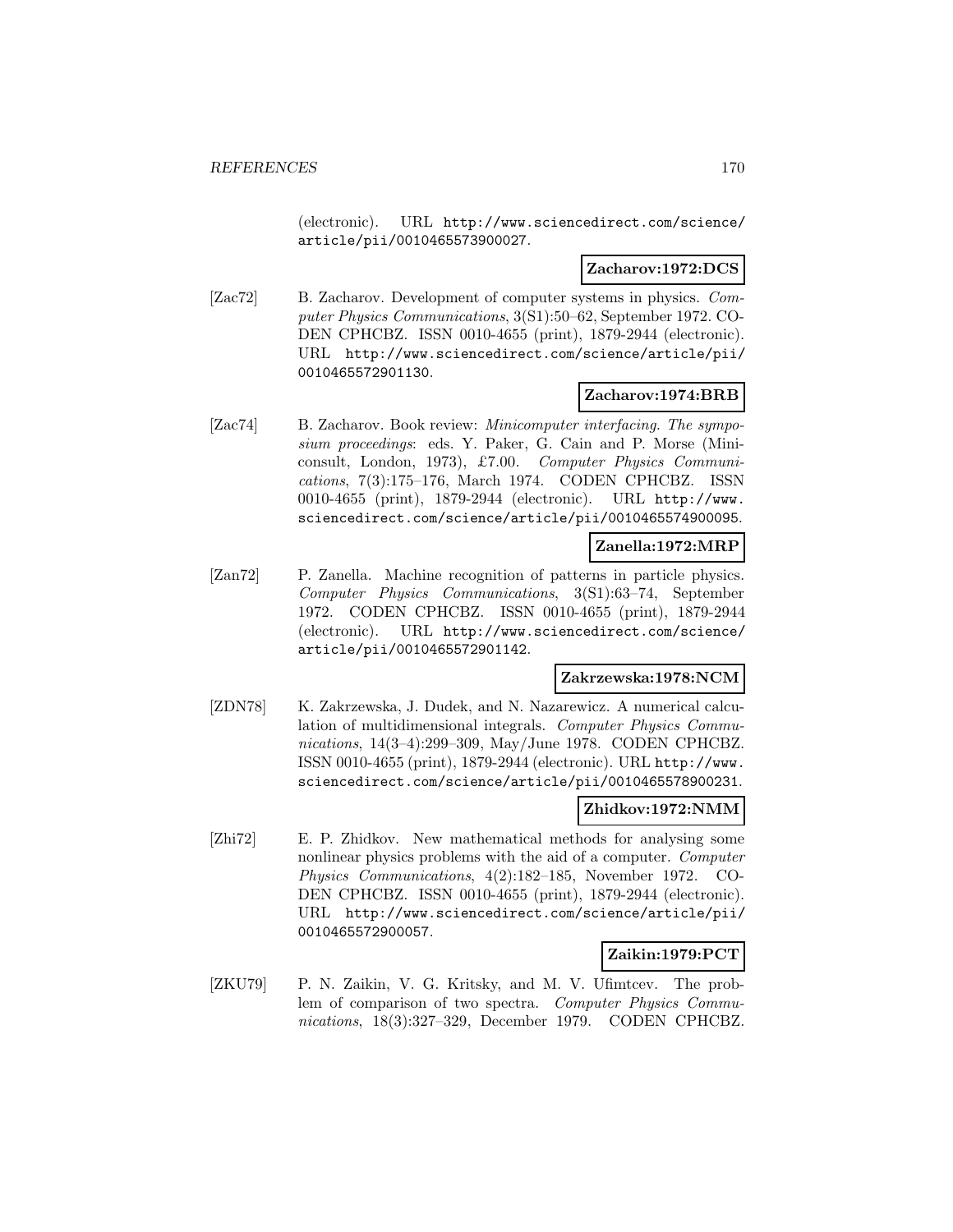(electronic). URL http://www.sciencedirect.com/science/article/pii/0010465573900027.

**Zacharov:1972:DCS**

[Zac72] B. Zacharov. Development of computer systems in physics. *Computer Physics Communications*, 3(S1):50–62, September 1972. CODEN CPHCBZ. ISSN 0010-4655 (print), 1879-2944 (electronic). URL http://www.sciencedirect.com/science/article/pii/0010465572901130.

**Zacharov:1974:BRB**

[Zac74] B. Zacharov. Book review: *Minicomputer interfacing. The symposium proceedings*: eds. Y. Paker, G. Cain and P. Morse (Miniconsult, London, 1973), £7.00. *Computer Physics Communications*, 7(3):175–176, March 1974. CODEN CPHCBZ. ISSN 0010-4655 (print), 1879-2944 (electronic). URL http://www.sciencedirect.com/science/article/pii/0010465574900095.

**Zanella:1972:MRP**

[Zan72] P. Zanella. Machine recognition of patterns in particle physics. *Computer Physics Communications*, 3(S1):63–74, September 1972. CODEN CPHCBZ. ISSN 0010-4655 (print), 1879-2944 (electronic). URL http://www.sciencedirect.com/science/article/pii/0010465572901142.

**Zakrzewska:1978:NCM**

[ZDN78] K. Zakrzewska, J. Dudek, and N. Nazarewicz. A numerical calculation of multidimensional integrals. *Computer Physics Communications*, 14(3–4):299–309, May/June 1978. CODEN CPHCBZ. ISSN 0010-4655 (print), 1879-2944 (electronic). URL http://www.sciencedirect.com/science/article/pii/0010465578900231.

**Zhidkov:1972:NMM**

[Zhi72] E. P. Zhidkov. New mathematical methods for analysing some nonlinear physics problems with the aid of a computer. *Computer Physics Communications*, 4(2):182–185, November 1972. CODEN CPHCBZ. ISSN 0010-4655 (print), 1879-2944 (electronic). URL http://www.sciencedirect.com/science/article/pii/0010465572900057.

**Zaikin:1979:PCT**

[ZKU79] P. N. Zaikin, V. G. Kritsky, and M. V. Ufimtcev. The problem of comparison of two spectra. *Computer Physics Communications*, 18(3):327–329, December 1979. CODEN CPHCBZ.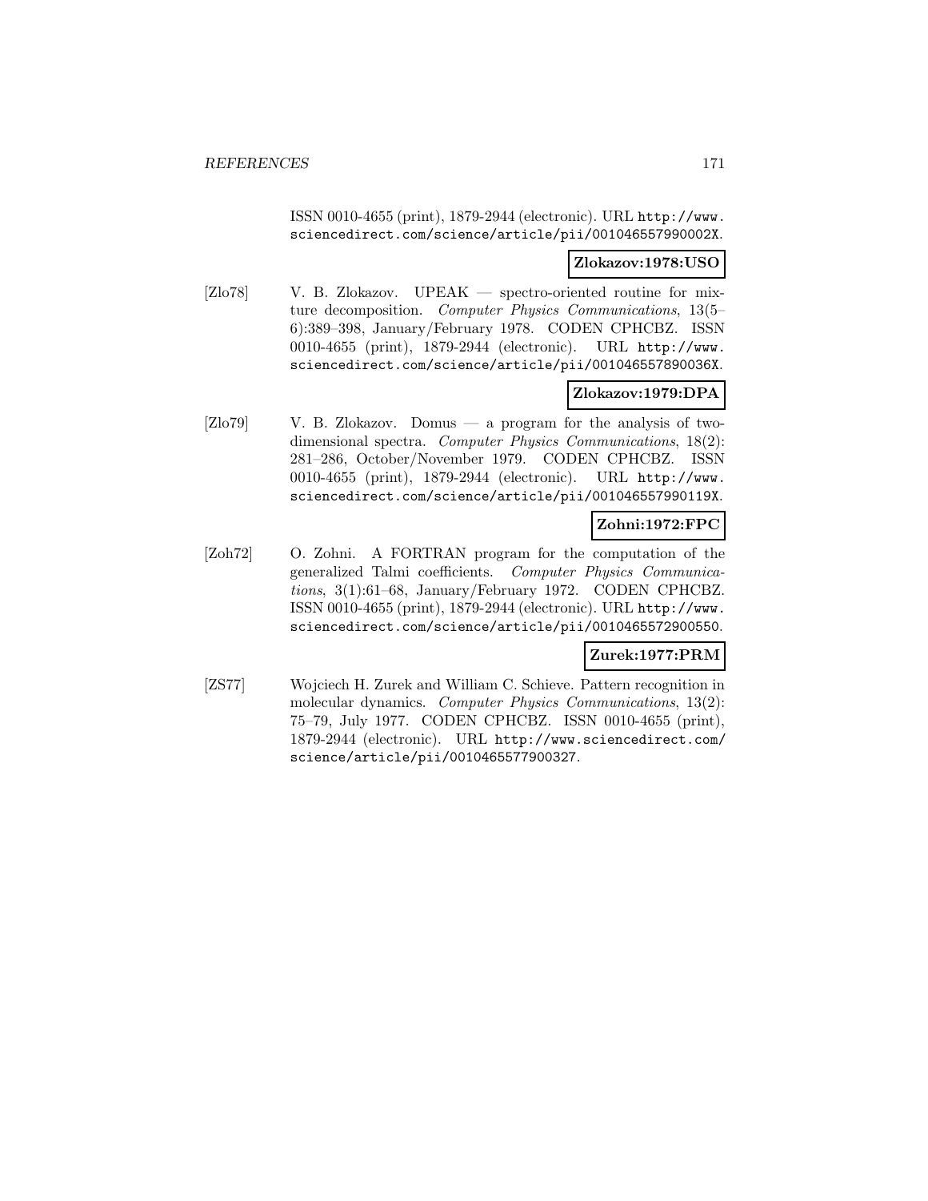ISSN 0010-4655 (print), 1879-2944 (electronic). URL http://www.sciencedirect.com/science/article/pii/001046557990002X.

**Zlokazov:1978:USO**

[Zlo78] V. B. Zlokazov. UPEAK — spectro-oriented routine for mixture decomposition. *Computer Physics Communications*, 13(5–6):389–398, January/February 1978. CODEN CPHCBZ. ISSN 0010-4655 (print), 1879-2944 (electronic). URL http://www.sciencedirect.com/science/article/pii/001046557890036X.

**Zlokazov:1979:DPA**

[Zlo79] V. B. Zlokazov. Domus — a program for the analysis of two-dimensional spectra. *Computer Physics Communications*, 18(2): 281–286, October/November 1979. CODEN CPHCBZ. ISSN 0010-4655 (print), 1879-2944 (electronic). URL http://www.sciencedirect.com/science/article/pii/001046557990119X.

**Zohni:1972:FPC**

[Zoh72] O. Zohni. A FORTRAN program for the computation of the generalized Talmi coefficients. *Computer Physics Communications*, 3(1):61–68, January/February 1972. CODEN CPHCBZ. ISSN 0010-4655 (print), 1879-2944 (electronic). URL http://www.sciencedirect.com/science/article/pii/0010465572900550.

**Zurek:1977:PRM**

[ZS77] Wojciech H. Zurek and William C. Schieve. Pattern recognition in molecular dynamics. *Computer Physics Communications*, 13(2): 75–79, July 1977. CODEN CPHCBZ. ISSN 0010-4655 (print), 1879-2944 (electronic). URL http://www.sciencedirect.com/science/article/pii/0010465577900327.